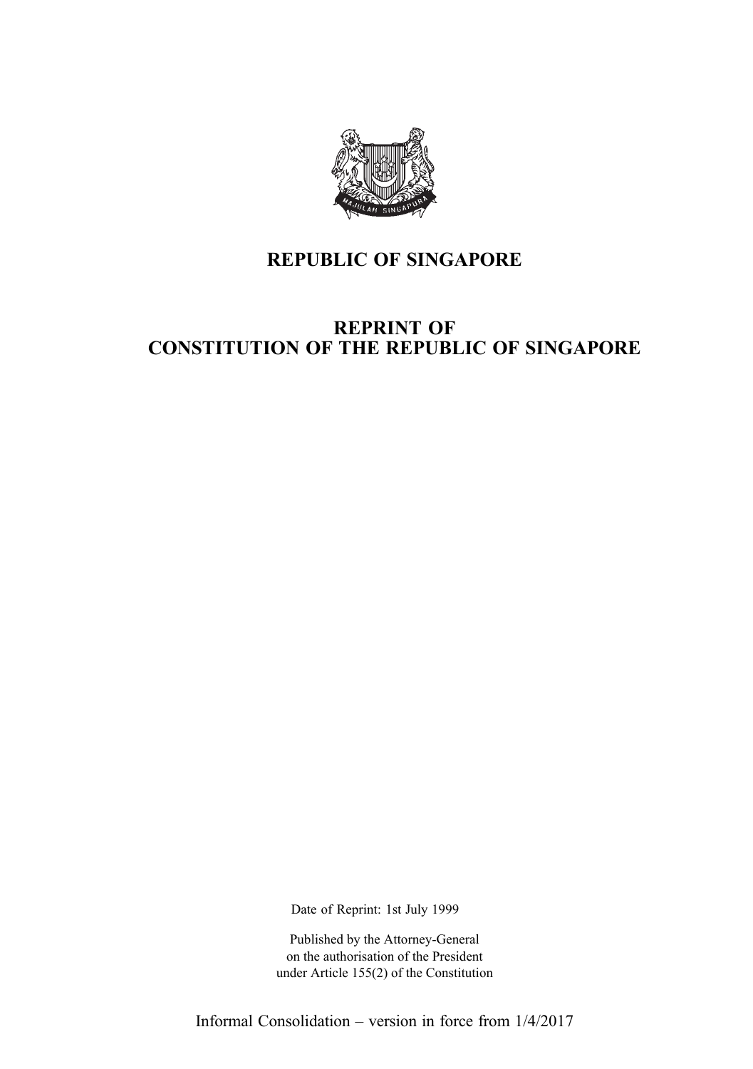# REPUBLIC OF SINGAPORE

# REPRINT OF
# CONSTITUTION OF THE REPUBLIC OF SINGAPORE

Date of Reprint: 1st July 1999

Published by the Attorney-General
on the authorisation of the President
under Article 155(2) of the Constitution

Informal Consolidation – version in force from 1/4/2017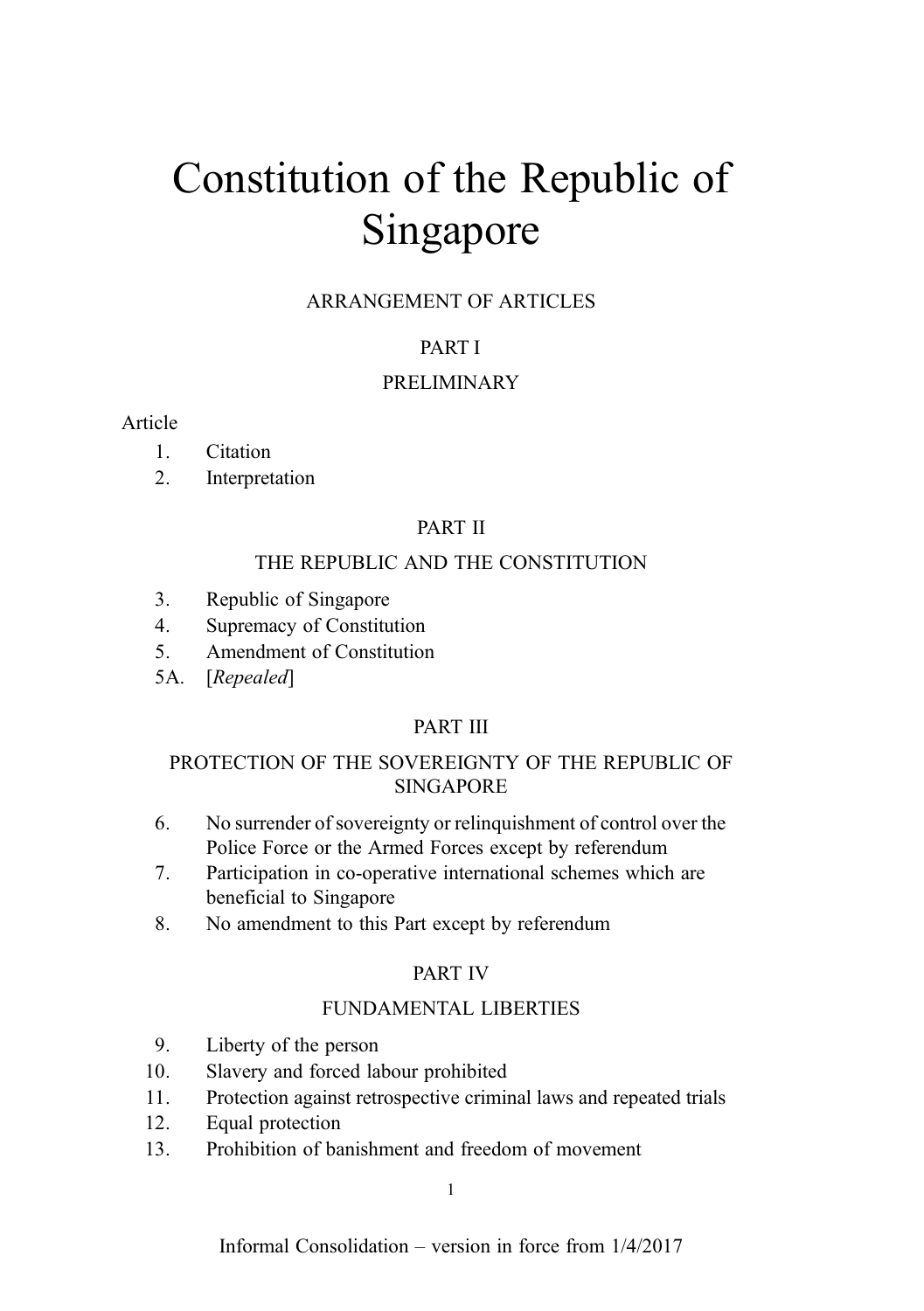# Constitution of the Republic of Singapore

ARRANGEMENT OF ARTICLES

PART I

PRELIMINARY

Article

1. Citation
2. Interpretation

PART II

THE REPUBLIC AND THE CONSTITUTION

3. Republic of Singapore
4. Supremacy of Constitution
5. Amendment of Constitution

5A. [*Repealed*]

PART III

PROTECTION OF THE SOVEREIGNTY OF THE REPUBLIC OF SINGAPORE

6. No surrender of sovereignty or relinquishment of control over the Police Force or the Armed Forces except by referendum
7. Participation in co-operative international schemes which are beneficial to Singapore
8. No amendment to this Part except by referendum

PART IV

FUNDAMENTAL LIBERTIES

9. Liberty of the person
10. Slavery and forced labour prohibited
11. Protection against retrospective criminal laws and repeated trials
12. Equal protection
13. Prohibition of banishment and freedom of movement

Informal Consolidation – version in force from 1/4/2017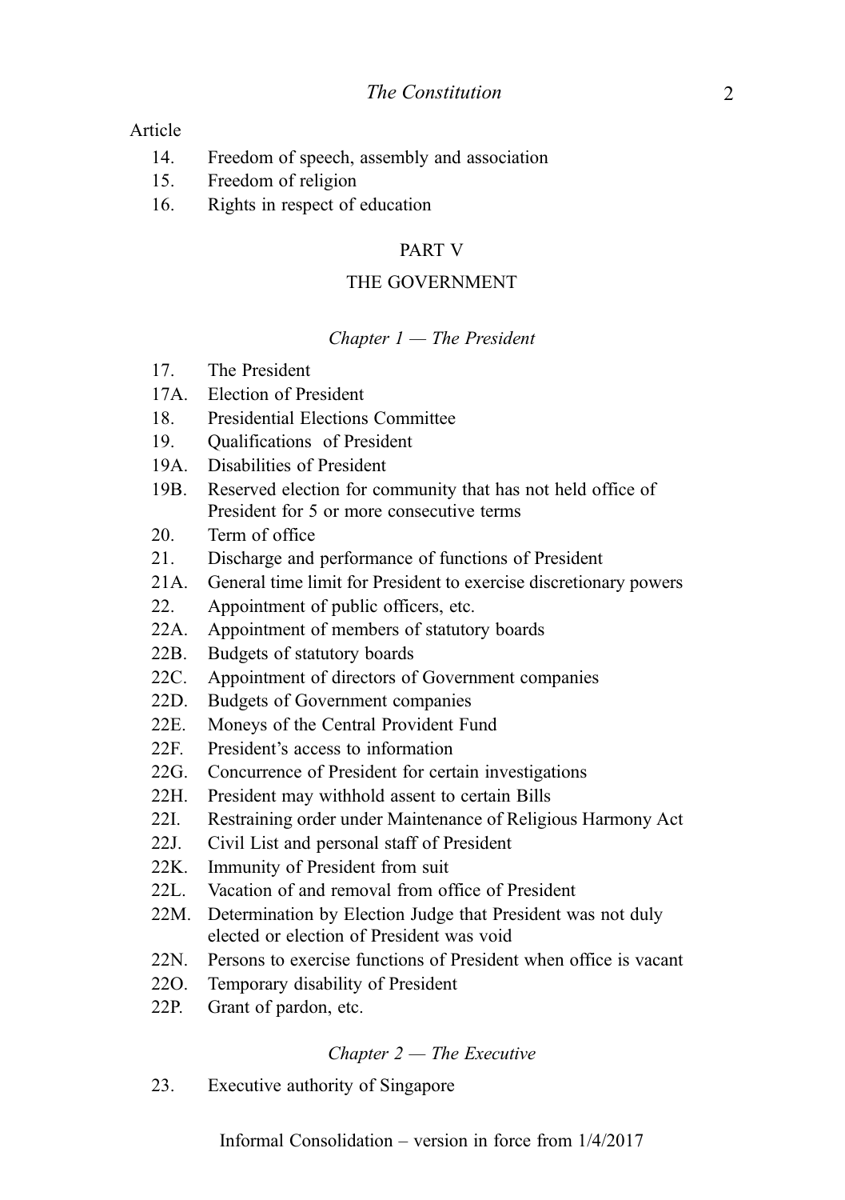Article

14. Freedom of speech, assembly and association
15. Freedom of religion
16. Rights in respect of education

## PART V

## THE GOVERNMENT

### *Chapter 1 — The President*

17. The President
17A. Election of President
18. Presidential Elections Committee
19. Qualifications of President
19A. Disabilities of President
19B. Reserved election for community that has not held office of President for 5 or more consecutive terms
20. Term of office
21. Discharge and performance of functions of President
21A. General time limit for President to exercise discretionary powers
22. Appointment of public officers, etc.
22A. Appointment of members of statutory boards
22B. Budgets of statutory boards
22C. Appointment of directors of Government companies
22D. Budgets of Government companies
22E. Moneys of the Central Provident Fund
22F. President's access to information
22G. Concurrence of President for certain investigations
22H. President may withhold assent to certain Bills
22I. Restraining order under Maintenance of Religious Harmony Act
22J. Civil List and personal staff of President
22K. Immunity of President from suit
22L. Vacation of and removal from office of President
22M. Determination by Election Judge that President was not duly elected or election of President was void
22N. Persons to exercise functions of President when office is vacant
22O. Temporary disability of President
22P. Grant of pardon, etc.

### *Chapter 2 — The Executive*

23. Executive authority of Singapore

Informal Consolidation – version in force from 1/4/2017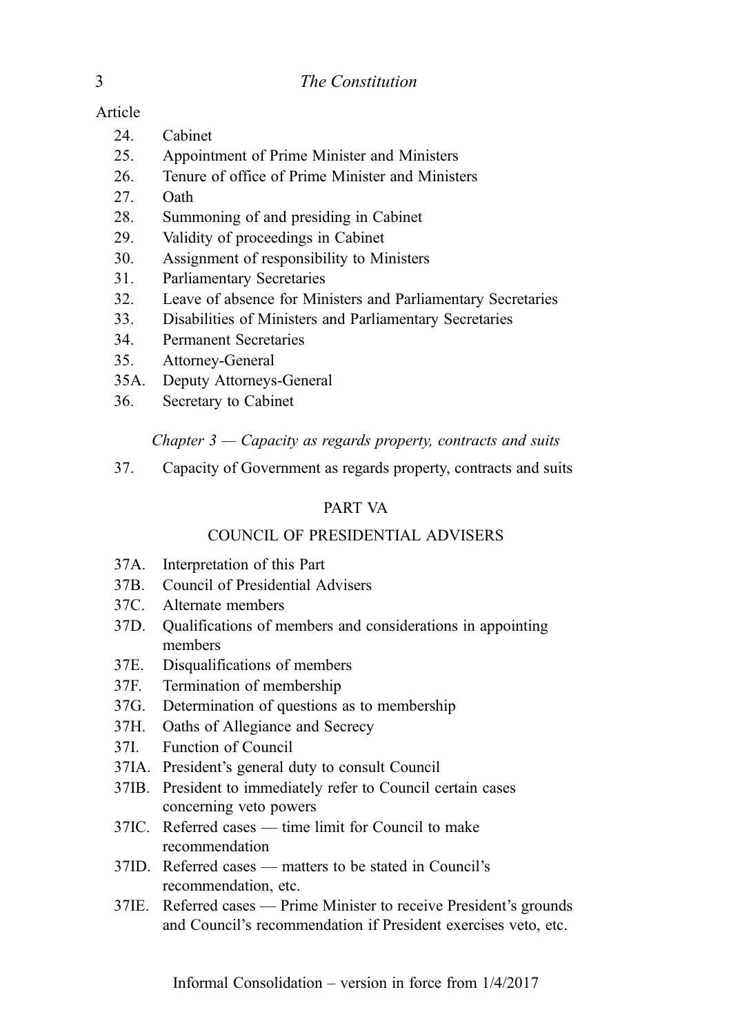Article

24. Cabinet
25. Appointment of Prime Minister and Ministers
26. Tenure of office of Prime Minister and Ministers
27. Oath
28. Summoning of and presiding in Cabinet
29. Validity of proceedings in Cabinet
30. Assignment of responsibility to Ministers
31. Parliamentary Secretaries
32. Leave of absence for Ministers and Parliamentary Secretaries
33. Disabilities of Ministers and Parliamentary Secretaries
34. Permanent Secretaries
35. Attorney-General

35A. Deputy Attorneys-General

36. Secretary to Cabinet

*Chapter 3 — Capacity as regards property, contracts and suits*

37. Capacity of Government as regards property, contracts and suits

PART VA

COUNCIL OF PRESIDENTIAL ADVISERS

37A. Interpretation of this Part

37B. Council of Presidential Advisers

37C. Alternate members

37D. Qualifications of members and considerations in appointing members

37E. Disqualifications of members

37F. Termination of membership

37G. Determination of questions as to membership

37H. Oaths of Allegiance and Secrecy

37I. Function of Council

37IA. President's general duty to consult Council

37IB. President to immediately refer to Council certain cases concerning veto powers

37IC. Referred cases — time limit for Council to make recommendation

37ID. Referred cases — matters to be stated in Council's recommendation, etc.

37IE. Referred cases — Prime Minister to receive President's grounds and Council's recommendation if President exercises veto, etc.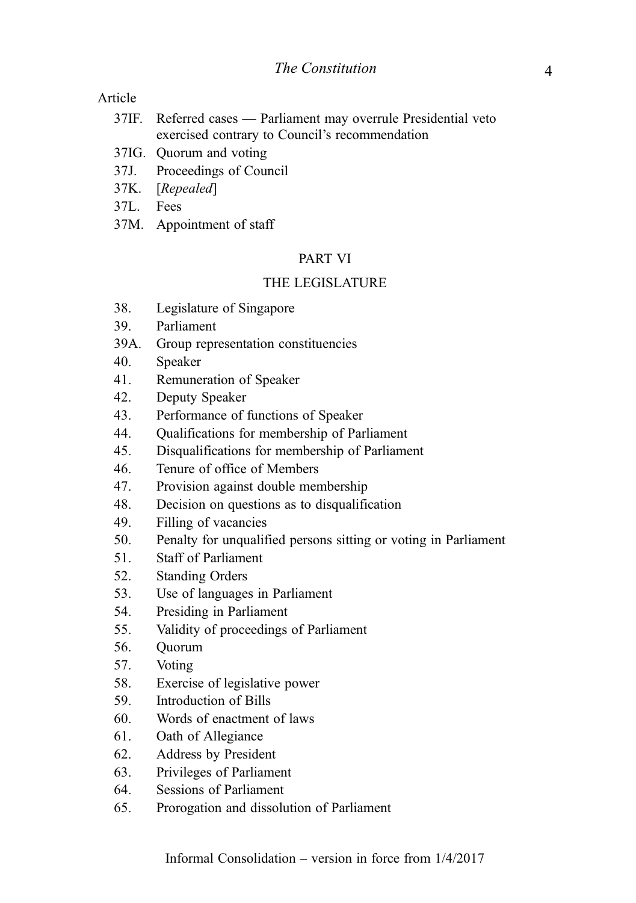Article

37IF. Referred cases — Parliament may overrule Presidential veto exercised contrary to Council's recommendation
37IG. Quorum and voting
37J. Proceedings of Council
37K. [*Repealed*]
37L. Fees
37M. Appointment of staff

## PART VI

## THE LEGISLATURE

38. Legislature of Singapore
39. Parliament
39A. Group representation constituencies
40. Speaker
41. Remuneration of Speaker
42. Deputy Speaker
43. Performance of functions of Speaker
44. Qualifications for membership of Parliament
45. Disqualifications for membership of Parliament
46. Tenure of office of Members
47. Provision against double membership
48. Decision on questions as to disqualification
49. Filling of vacancies
50. Penalty for unqualified persons sitting or voting in Parliament
51. Staff of Parliament
52. Standing Orders
53. Use of languages in Parliament
54. Presiding in Parliament
55. Validity of proceedings of Parliament
56. Quorum
57. Voting
58. Exercise of legislative power
59. Introduction of Bills
60. Words of enactment of laws
61. Oath of Allegiance
62. Address by President
63. Privileges of Parliament
64. Sessions of Parliament
65. Prorogation and dissolution of Parliament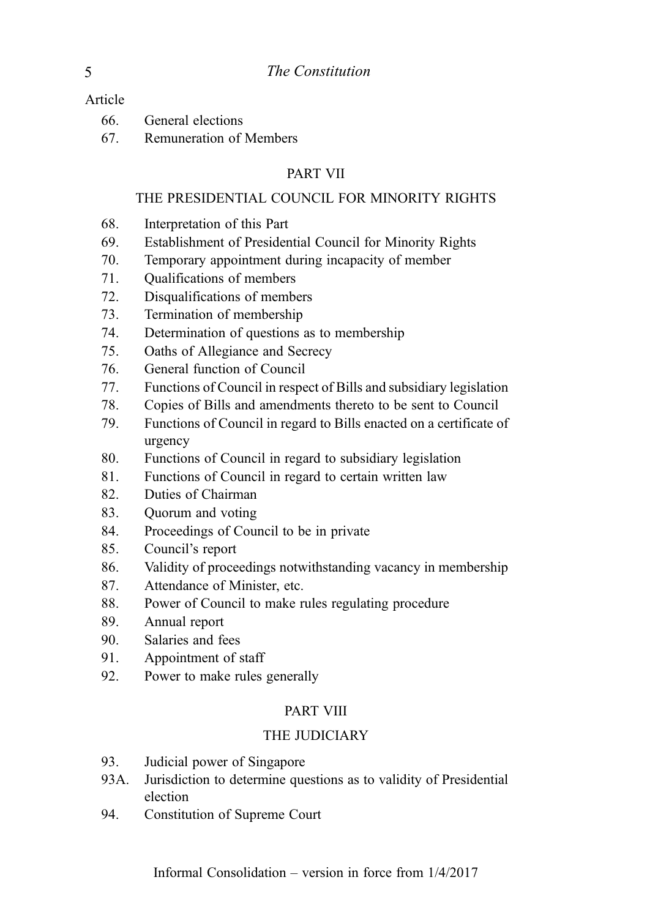Article

66. General elections
67. Remuneration of Members

## PART VII

## THE PRESIDENTIAL COUNCIL FOR MINORITY RIGHTS

68. Interpretation of this Part
69. Establishment of Presidential Council for Minority Rights
70. Temporary appointment during incapacity of member
71. Qualifications of members
72. Disqualifications of members
73. Termination of membership
74. Determination of questions as to membership
75. Oaths of Allegiance and Secrecy
76. General function of Council
77. Functions of Council in respect of Bills and subsidiary legislation
78. Copies of Bills and amendments thereto to be sent to Council
79. Functions of Council in regard to Bills enacted on a certificate of urgency
80. Functions of Council in regard to subsidiary legislation
81. Functions of Council in regard to certain written law
82. Duties of Chairman
83. Quorum and voting
84. Proceedings of Council to be in private
85. Council's report
86. Validity of proceedings notwithstanding vacancy in membership
87. Attendance of Minister, etc.
88. Power of Council to make rules regulating procedure
89. Annual report
90. Salaries and fees
91. Appointment of staff
92. Power to make rules generally

## PART VIII

## THE JUDICIARY

93. Judicial power of Singapore

93A. Jurisdiction to determine questions as to validity of Presidential election

94. Constitution of Supreme Court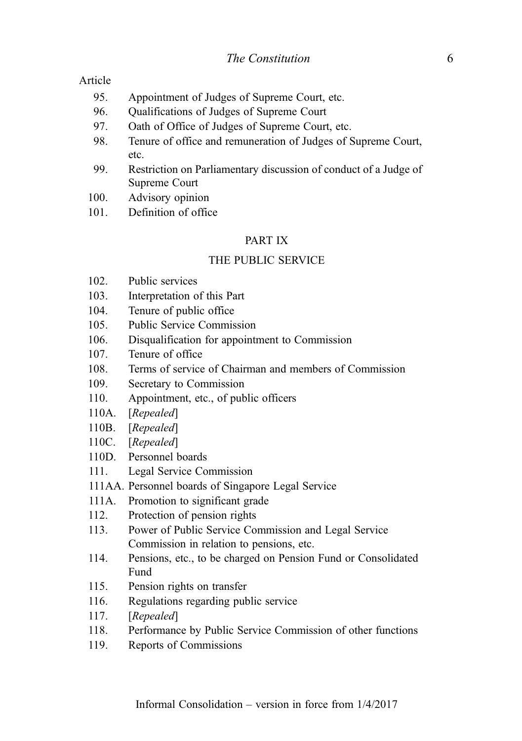Article

95. Appointment of Judges of Supreme Court, etc.
96. Qualifications of Judges of Supreme Court
97. Oath of Office of Judges of Supreme Court, etc.
98. Tenure of office and remuneration of Judges of Supreme Court, etc.
99. Restriction on Parliamentary discussion of conduct of a Judge of Supreme Court
100. Advisory opinion
101. Definition of office

## PART IX

## THE PUBLIC SERVICE

102. Public services
103. Interpretation of this Part
104. Tenure of public office
105. Public Service Commission
106. Disqualification for appointment to Commission
107. Tenure of office
108. Terms of service of Chairman and members of Commission
109. Secretary to Commission
110. Appointment, etc., of public officers

110A. [*Repealed*]

110B. [*Repealed*]

110C. [*Repealed*]

110D. Personnel boards

111. Legal Service Commission

111AA. Personnel boards of Singapore Legal Service

111A. Promotion to significant grade

112. Protection of pension rights
113. Power of Public Service Commission and Legal Service Commission in relation to pensions, etc.
114. Pensions, etc., to be charged on Pension Fund or Consolidated Fund
115. Pension rights on transfer
116. Regulations regarding public service
117. [*Repealed*]
118. Performance by Public Service Commission of other functions
119. Reports of Commissions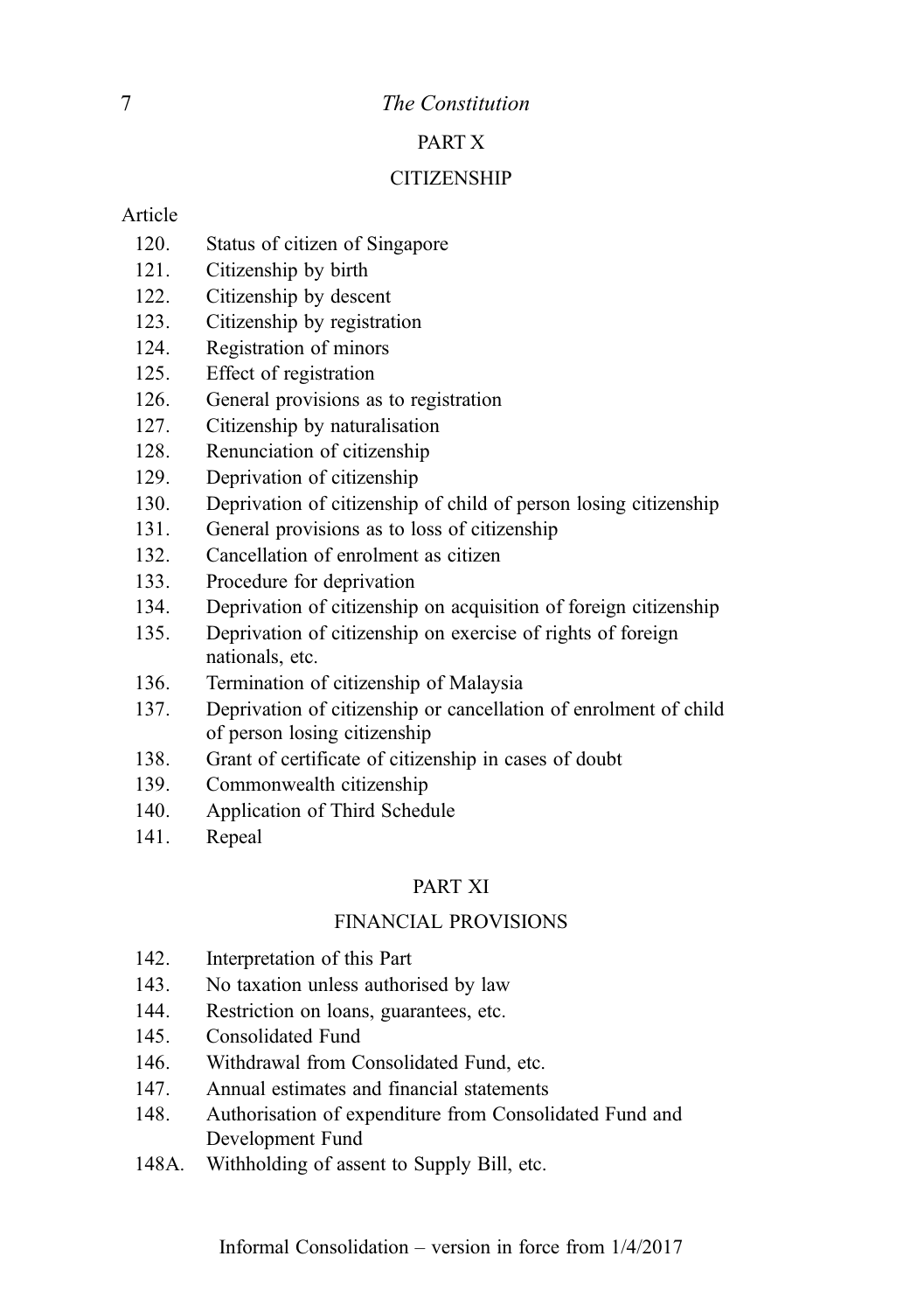## PART X

## CITIZENSHIP

Article

- 120. Status of citizen of Singapore
- 121. Citizenship by birth
- 122. Citizenship by descent
- 123. Citizenship by registration
- 124. Registration of minors
- 125. Effect of registration
- 126. General provisions as to registration
- 127. Citizenship by naturalisation
- 128. Renunciation of citizenship
- 129. Deprivation of citizenship
- 130. Deprivation of citizenship of child of person losing citizenship
- 131. General provisions as to loss of citizenship
- 132. Cancellation of enrolment as citizen
- 133. Procedure for deprivation
- 134. Deprivation of citizenship on acquisition of foreign citizenship
- 135. Deprivation of citizenship on exercise of rights of foreign nationals, etc.
- 136. Termination of citizenship of Malaysia
- 137. Deprivation of citizenship or cancellation of enrolment of child of person losing citizenship
- 138. Grant of certificate of citizenship in cases of doubt
- 139. Commonwealth citizenship
- 140. Application of Third Schedule
- 141. Repeal

## PART XI

## FINANCIAL PROVISIONS

- 142. Interpretation of this Part
- 143. No taxation unless authorised by law
- 144. Restriction on loans, guarantees, etc.
- 145. Consolidated Fund
- 146. Withdrawal from Consolidated Fund, etc.
- 147. Annual estimates and financial statements
- 148. Authorisation of expenditure from Consolidated Fund and Development Fund
- 148A. Withholding of assent to Supply Bill, etc.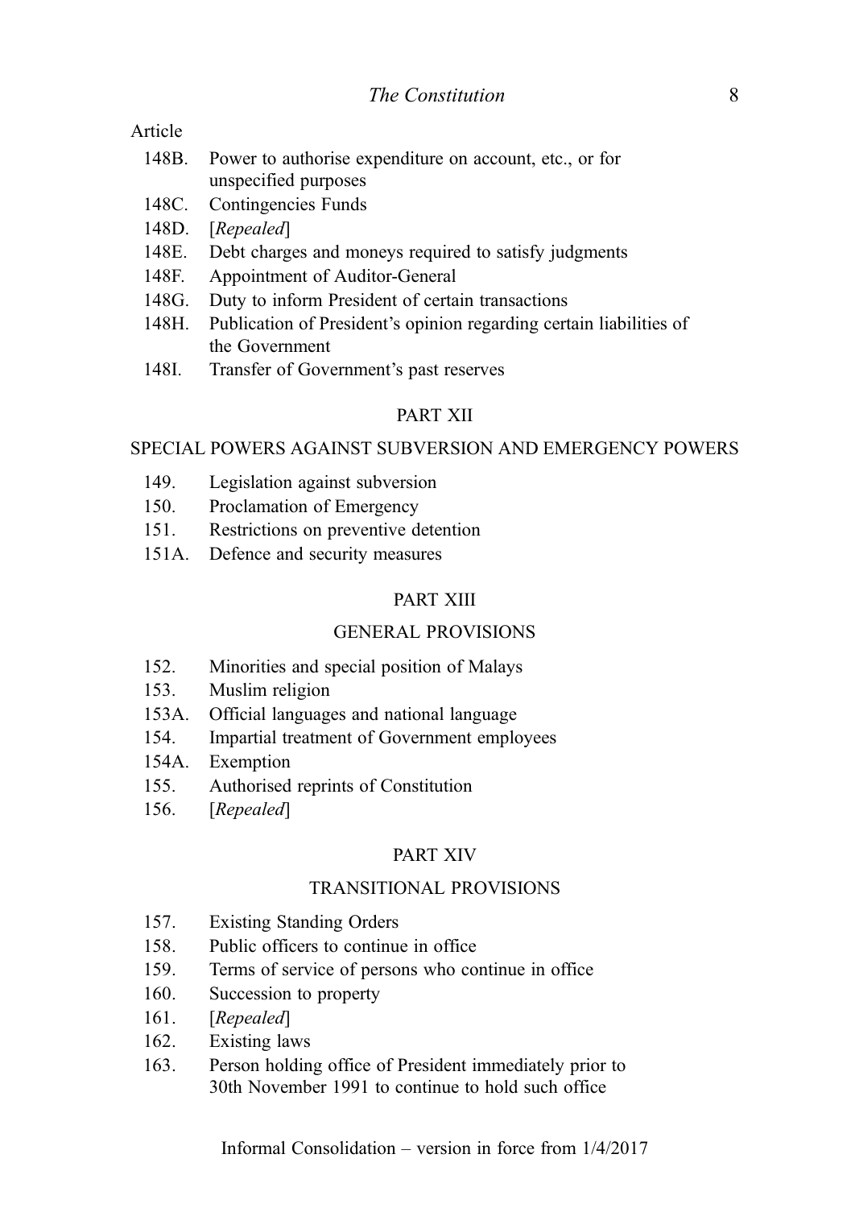Article

148B. Power to authorise expenditure on account, etc., or for unspecified purposes

148C. Contingencies Funds

148D. [*Repealed*]

148E. Debt charges and moneys required to satisfy judgments

148F. Appointment of Auditor-General

148G. Duty to inform President of certain transactions

148H. Publication of President's opinion regarding certain liabilities of the Government

148I. Transfer of Government's past reserves

## PART XII

## SPECIAL POWERS AGAINST SUBVERSION AND EMERGENCY POWERS

149. Legislation against subversion

150. Proclamation of Emergency

151. Restrictions on preventive detention

151A. Defence and security measures

## PART XIII

## GENERAL PROVISIONS

152. Minorities and special position of Malays

153. Muslim religion

153A. Official languages and national language

154. Impartial treatment of Government employees

154A. Exemption

155. Authorised reprints of Constitution

156. [*Repealed*]

## PART XIV

## TRANSITIONAL PROVISIONS

157. Existing Standing Orders

158. Public officers to continue in office

159. Terms of service of persons who continue in office

160. Succession to property

161. [*Repealed*]

162. Existing laws

163. Person holding office of President immediately prior to 30th November 1991 to continue to hold such office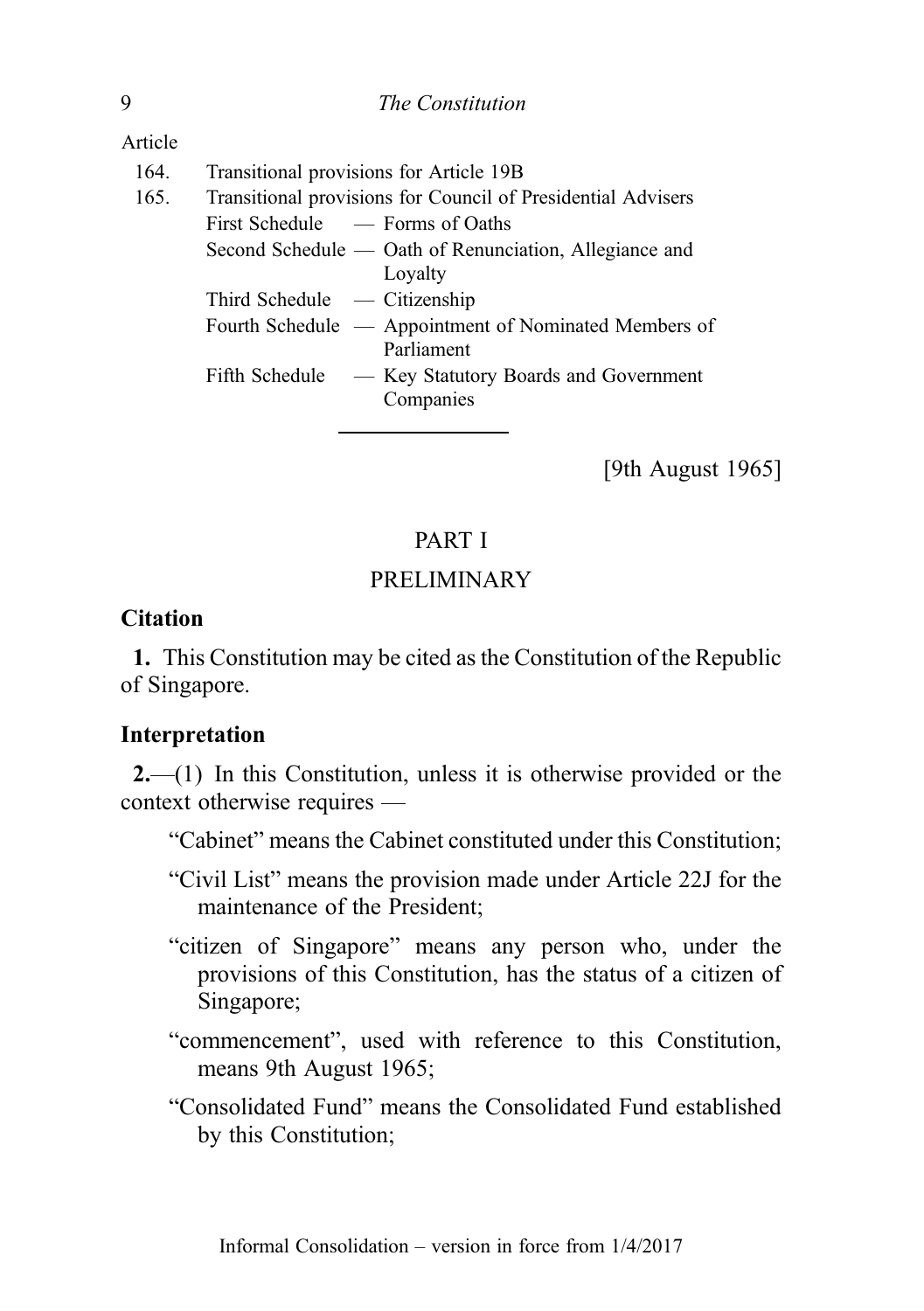Article

| | |
|---|---|
| 164. | Transitional provisions for Article 19B |
| 165. | Transitional provisions for Council of Presidential Advisers |
| | First Schedule — Forms of Oaths |
| | Second Schedule — Oath of Renunciation, Allegiance and Loyalty |
| | Third Schedule — Citizenship |
| | Fourth Schedule — Appointment of Nominated Members of Parliament |
| | Fifth Schedule — Key Statutory Boards and Government Companies |

---

[9th August 1965]

## PART I

## PRELIMINARY

### Citation

**1.** This Constitution may be cited as the Constitution of the Republic of Singapore.

### Interpretation

**2.**—(1) In this Constitution, unless it is otherwise provided or the context otherwise requires —

"Cabinet" means the Cabinet constituted under this Constitution;

"Civil List" means the provision made under Article 22J for the maintenance of the President;

"citizen of Singapore" means any person who, under the provisions of this Constitution, has the status of a citizen of Singapore;

"commencement", used with reference to this Constitution, means 9th August 1965;

"Consolidated Fund" means the Consolidated Fund established by this Constitution;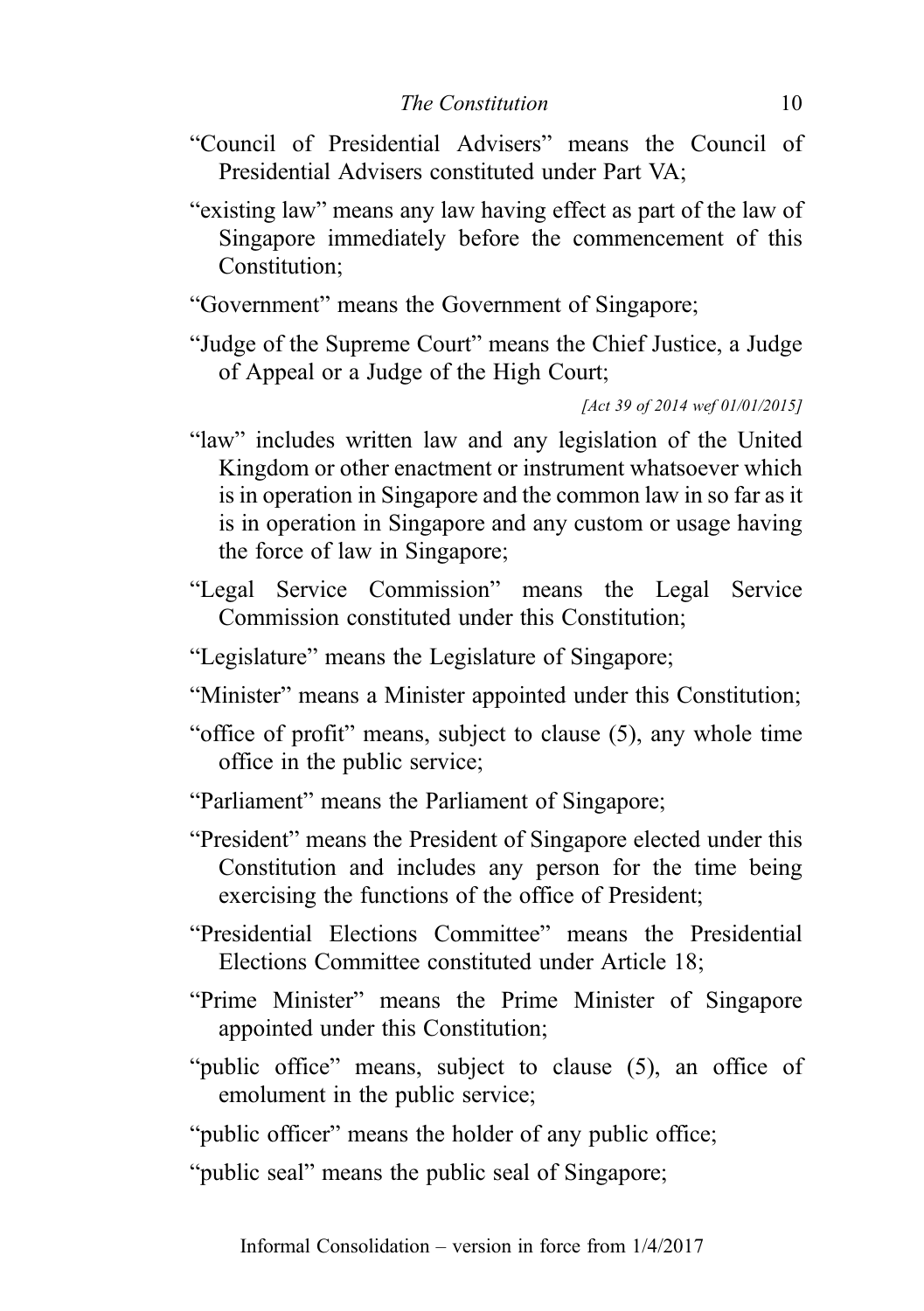"Council of Presidential Advisers" means the Council of Presidential Advisers constituted under Part VA;

"existing law" means any law having effect as part of the law of Singapore immediately before the commencement of this Constitution;

"Government" means the Government of Singapore;

"Judge of the Supreme Court" means the Chief Justice, a Judge of Appeal or a Judge of the High Court;

*[Act 39 of 2014 wef 01/01/2015]*

"law" includes written law and any legislation of the United Kingdom or other enactment or instrument whatsoever which is in operation in Singapore and the common law in so far as it is in operation in Singapore and any custom or usage having the force of law in Singapore;

"Legal Service Commission" means the Legal Service Commission constituted under this Constitution;

"Legislature" means the Legislature of Singapore;

"Minister" means a Minister appointed under this Constitution;

"office of profit" means, subject to clause (5), any whole time office in the public service;

"Parliament" means the Parliament of Singapore;

"President" means the President of Singapore elected under this Constitution and includes any person for the time being exercising the functions of the office of President;

"Presidential Elections Committee" means the Presidential Elections Committee constituted under Article 18;

"Prime Minister" means the Prime Minister of Singapore appointed under this Constitution;

"public office" means, subject to clause (5), an office of emolument in the public service;

"public officer" means the holder of any public office;

"public seal" means the public seal of Singapore;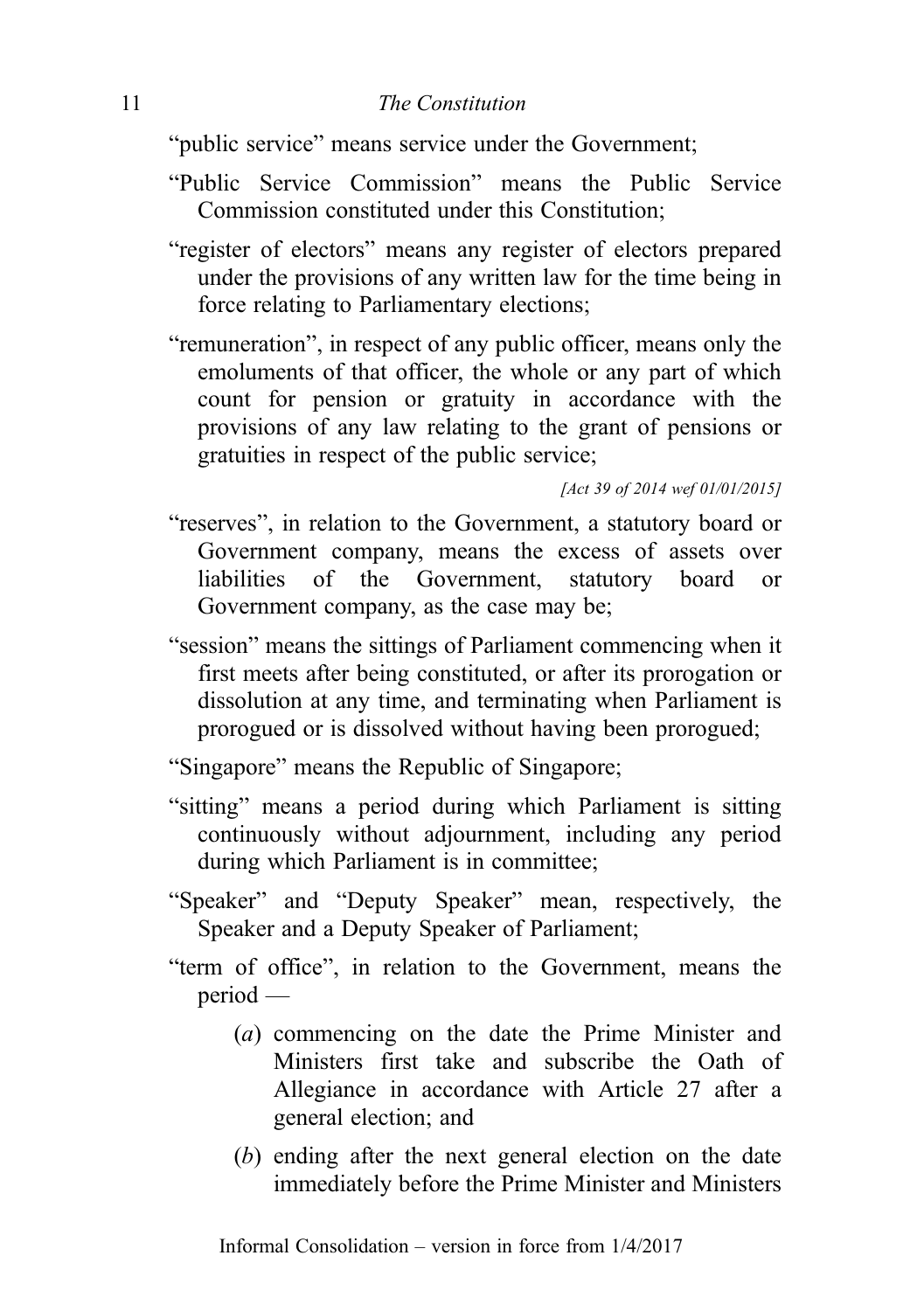"public service" means service under the Government;

"Public Service Commission" means the Public Service Commission constituted under this Constitution;

"register of electors" means any register of electors prepared under the provisions of any written law for the time being in force relating to Parliamentary elections;

"remuneration", in respect of any public officer, means only the emoluments of that officer, the whole or any part of which count for pension or gratuity in accordance with the provisions of any law relating to the grant of pensions or gratuities in respect of the public service;

*[Act 39 of 2014 wef 01/01/2015]*

"reserves", in relation to the Government, a statutory board or Government company, means the excess of assets over liabilities of the Government, statutory board or Government company, as the case may be;

"session" means the sittings of Parliament commencing when it first meets after being constituted, or after its prorogation or dissolution at any time, and terminating when Parliament is prorogued or is dissolved without having been prorogued;

"Singapore" means the Republic of Singapore;

"sitting" means a period during which Parliament is sitting continuously without adjournment, including any period during which Parliament is in committee;

"Speaker" and "Deputy Speaker" mean, respectively, the Speaker and a Deputy Speaker of Parliament;

"term of office", in relation to the Government, means the period —

(*a*) commencing on the date the Prime Minister and Ministers first take and subscribe the Oath of Allegiance in accordance with Article 27 after a general election; and

(*b*) ending after the next general election on the date immediately before the Prime Minister and Ministers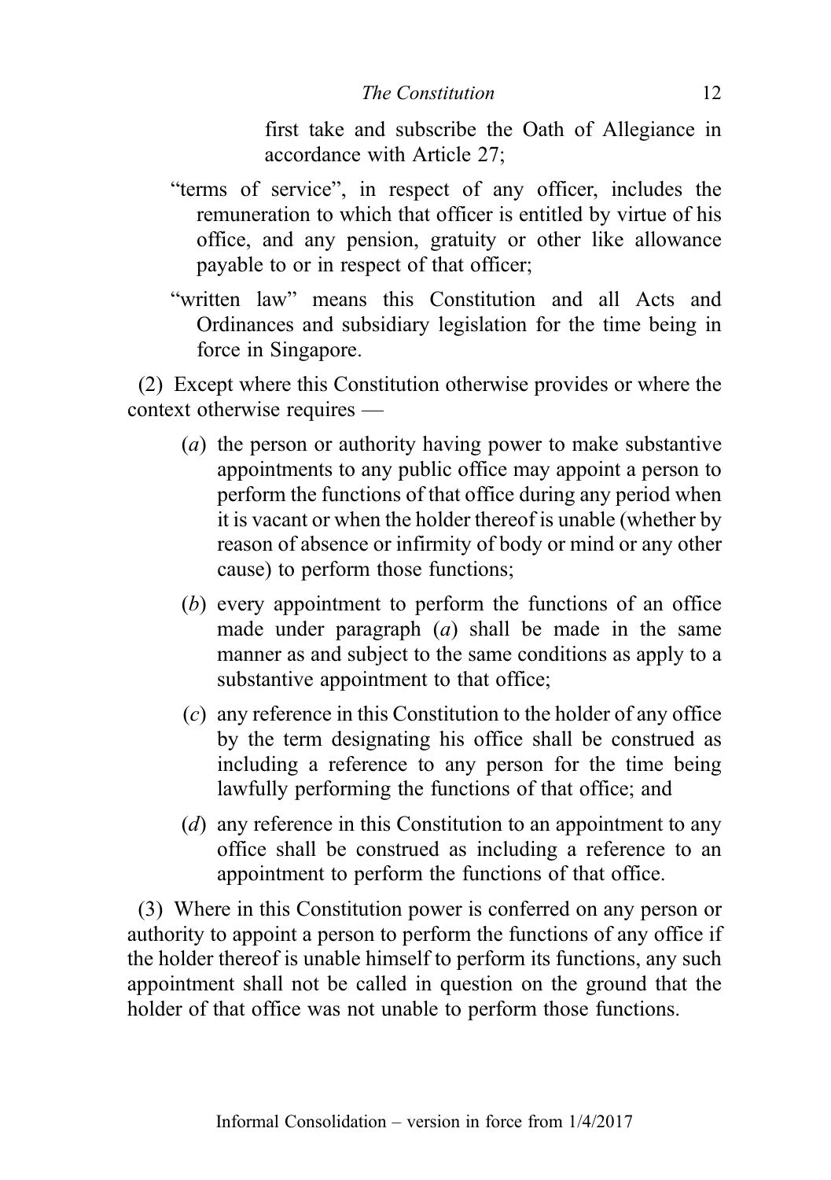first take and subscribe the Oath of Allegiance in accordance with Article 27;

"terms of service", in respect of any officer, includes the remuneration to which that officer is entitled by virtue of his office, and any pension, gratuity or other like allowance payable to or in respect of that officer;

"written law" means this Constitution and all Acts and Ordinances and subsidiary legislation for the time being in force in Singapore.

(2) Except where this Constitution otherwise provides or where the context otherwise requires —

(*a*) the person or authority having power to make substantive appointments to any public office may appoint a person to perform the functions of that office during any period when it is vacant or when the holder thereof is unable (whether by reason of absence or infirmity of body or mind or any other cause) to perform those functions;

(*b*) every appointment to perform the functions of an office made under paragraph (*a*) shall be made in the same manner as and subject to the same conditions as apply to a substantive appointment to that office;

(*c*) any reference in this Constitution to the holder of any office by the term designating his office shall be construed as including a reference to any person for the time being lawfully performing the functions of that office; and

(*d*) any reference in this Constitution to an appointment to any office shall be construed as including a reference to an appointment to perform the functions of that office.

(3) Where in this Constitution power is conferred on any person or authority to appoint a person to perform the functions of any office if the holder thereof is unable himself to perform its functions, any such appointment shall not be called in question on the ground that the holder of that office was not unable to perform those functions.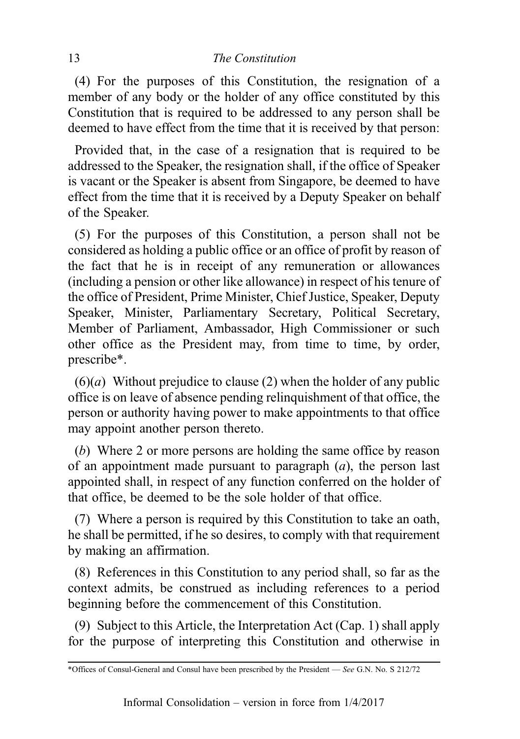(4) For the purposes of this Constitution, the resignation of a member of any body or the holder of any office constituted by this Constitution that is required to be addressed to any person shall be deemed to have effect from the time that it is received by that person:

Provided that, in the case of a resignation that is required to be addressed to the Speaker, the resignation shall, if the office of Speaker is vacant or the Speaker is absent from Singapore, be deemed to have effect from the time that it is received by a Deputy Speaker on behalf of the Speaker.

(5) For the purposes of this Constitution, a person shall not be considered as holding a public office or an office of profit by reason of the fact that he is in receipt of any remuneration or allowances (including a pension or other like allowance) in respect of his tenure of the office of President, Prime Minister, Chief Justice, Speaker, Deputy Speaker, Minister, Parliamentary Secretary, Political Secretary, Member of Parliament, Ambassador, High Commissioner or such other office as the President may, from time to time, by order, prescribe*.

(6)(*a*) Without prejudice to clause (2) when the holder of any public office is on leave of absence pending relinquishment of that office, the person or authority having power to make appointments to that office may appoint another person thereto.

(*b*) Where 2 or more persons are holding the same office by reason of an appointment made pursuant to paragraph (*a*), the person last appointed shall, in respect of any function conferred on the holder of that office, be deemed to be the sole holder of that office.

(7) Where a person is required by this Constitution to take an oath, he shall be permitted, if he so desires, to comply with that requirement by making an affirmation.

(8) References in this Constitution to any period shall, so far as the context admits, be construed as including references to a period beginning before the commencement of this Constitution.

(9) Subject to this Article, the Interpretation Act (Cap. 1) shall apply for the purpose of interpreting this Constitution and otherwise in

---

*Offices of Consul-General and Consul have been prescribed by the President — *See* G.N. No. S 212/72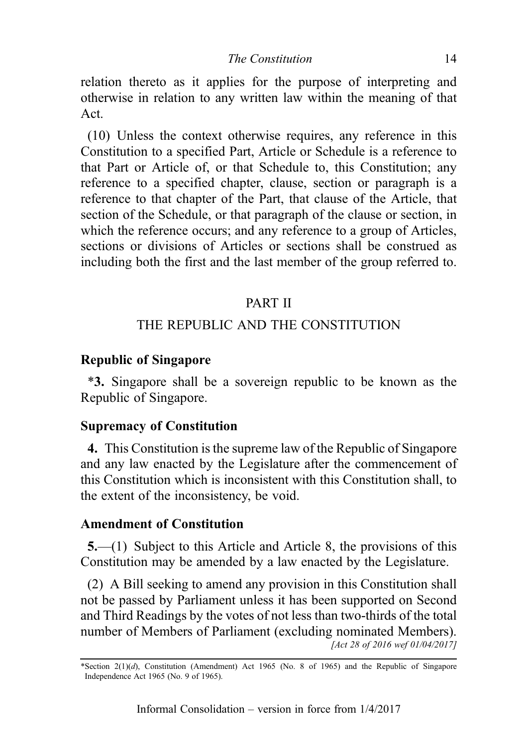relation thereto as it applies for the purpose of interpreting and otherwise in relation to any written law within the meaning of that Act.

(10) Unless the context otherwise requires, any reference in this Constitution to a specified Part, Article or Schedule is a reference to that Part or Article of, or that Schedule to, this Constitution; any reference to a specified chapter, clause, section or paragraph is a reference to that chapter of the Part, that clause of the Article, that section of the Schedule, or that paragraph of the clause or section, in which the reference occurs; and any reference to a group of Articles, sections or divisions of Articles or sections shall be construed as including both the first and the last member of the group referred to.

## PART II

## THE REPUBLIC AND THE CONSTITUTION

### Republic of Singapore

*__3.__ Singapore shall be a sovereign republic to be known as the Republic of Singapore.

### Supremacy of Constitution

**4.** This Constitution is the supreme law of the Republic of Singapore and any law enacted by the Legislature after the commencement of this Constitution which is inconsistent with this Constitution shall, to the extent of the inconsistency, be void.

### Amendment of Constitution

**5.**—(1) Subject to this Article and Article 8, the provisions of this Constitution may be amended by a law enacted by the Legislature.

(2) A Bill seeking to amend any provision in this Constitution shall not be passed by Parliament unless it has been supported on Second and Third Readings by the votes of not less than two-thirds of the total number of Members of Parliament (excluding nominated Members).

*[Act 28 of 2016 wef 01/04/2017]*

---

*Section 2(1)(*d*), Constitution (Amendment) Act 1965 (No. 8 of 1965) and the Republic of Singapore Independence Act 1965 (No. 9 of 1965).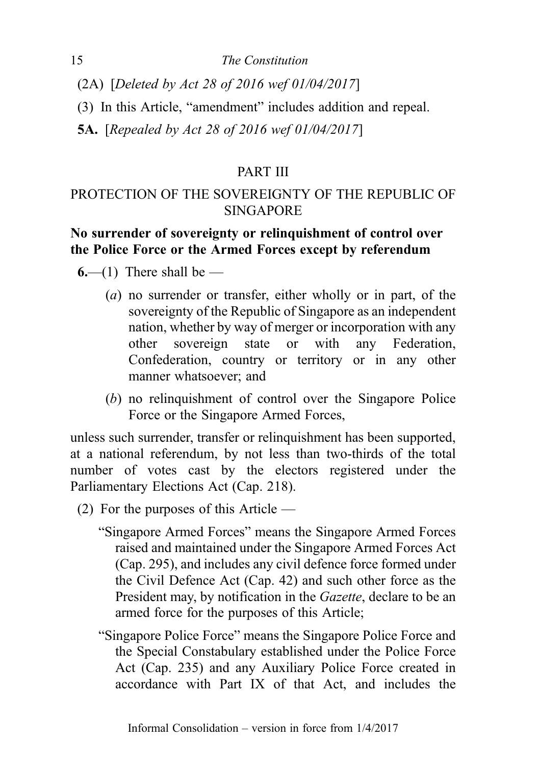(2A) [*Deleted by Act 28 of 2016 wef 01/04/2017*]

(3) In this Article, "amendment" includes addition and repeal.

**5A.** [*Repealed by Act 28 of 2016 wef 01/04/2017*]

## PART III

## PROTECTION OF THE SOVEREIGNTY OF THE REPUBLIC OF SINGAPORE

### No surrender of sovereignty or relinquishment of control over the Police Force or the Armed Forces except by referendum

**6.**—(1) There shall be —

(*a*) no surrender or transfer, either wholly or in part, of the sovereignty of the Republic of Singapore as an independent nation, whether by way of merger or incorporation with any other sovereign state or with any Federation, Confederation, country or territory or in any other manner whatsoever; and

(*b*) no relinquishment of control over the Singapore Police Force or the Singapore Armed Forces,

unless such surrender, transfer or relinquishment has been supported, at a national referendum, by not less than two-thirds of the total number of votes cast by the electors registered under the Parliamentary Elections Act (Cap. 218).

(2) For the purposes of this Article —

"Singapore Armed Forces" means the Singapore Armed Forces raised and maintained under the Singapore Armed Forces Act (Cap. 295), and includes any civil defence force formed under the Civil Defence Act (Cap. 42) and such other force as the President may, by notification in the *Gazette*, declare to be an armed force for the purposes of this Article;

"Singapore Police Force" means the Singapore Police Force and the Special Constabulary established under the Police Force Act (Cap. 235) and any Auxiliary Police Force created in accordance with Part IX of that Act, and includes the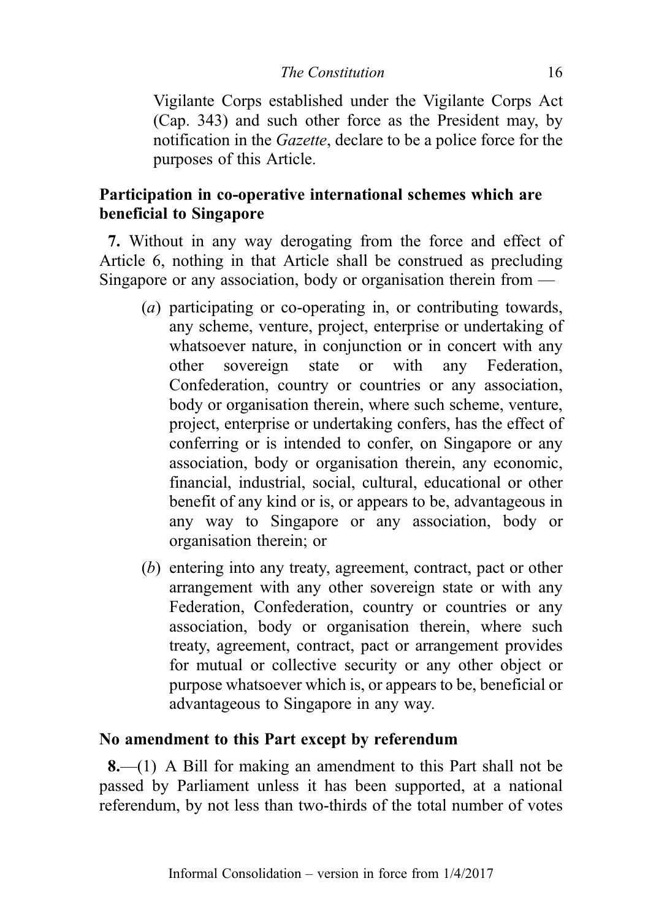Vigilante Corps established under the Vigilante Corps Act (Cap. 343) and such other force as the President may, by notification in the *Gazette*, declare to be a police force for the purposes of this Article.

### Participation in co-operative international schemes which are beneficial to Singapore

**7.** Without in any way derogating from the force and effect of Article 6, nothing in that Article shall be construed as precluding Singapore or any association, body or organisation therein from —

(*a*) participating or co-operating in, or contributing towards, any scheme, venture, project, enterprise or undertaking of whatsoever nature, in conjunction or in concert with any other sovereign state or with any Federation, Confederation, country or countries or any association, body or organisation therein, where such scheme, venture, project, enterprise or undertaking confers, has the effect of conferring or is intended to confer, on Singapore or any association, body or organisation therein, any economic, financial, industrial, social, cultural, educational or other benefit of any kind or is, or appears to be, advantageous in any way to Singapore or any association, body or organisation therein; or

(*b*) entering into any treaty, agreement, contract, pact or other arrangement with any other sovereign state or with any Federation, Confederation, country or countries or any association, body or organisation therein, where such treaty, agreement, contract, pact or arrangement provides for mutual or collective security or any other object or purpose whatsoever which is, or appears to be, beneficial or advantageous to Singapore in any way.

### No amendment to this Part except by referendum

**8.**—(1) A Bill for making an amendment to this Part shall not be passed by Parliament unless it has been supported, at a national referendum, by not less than two-thirds of the total number of votes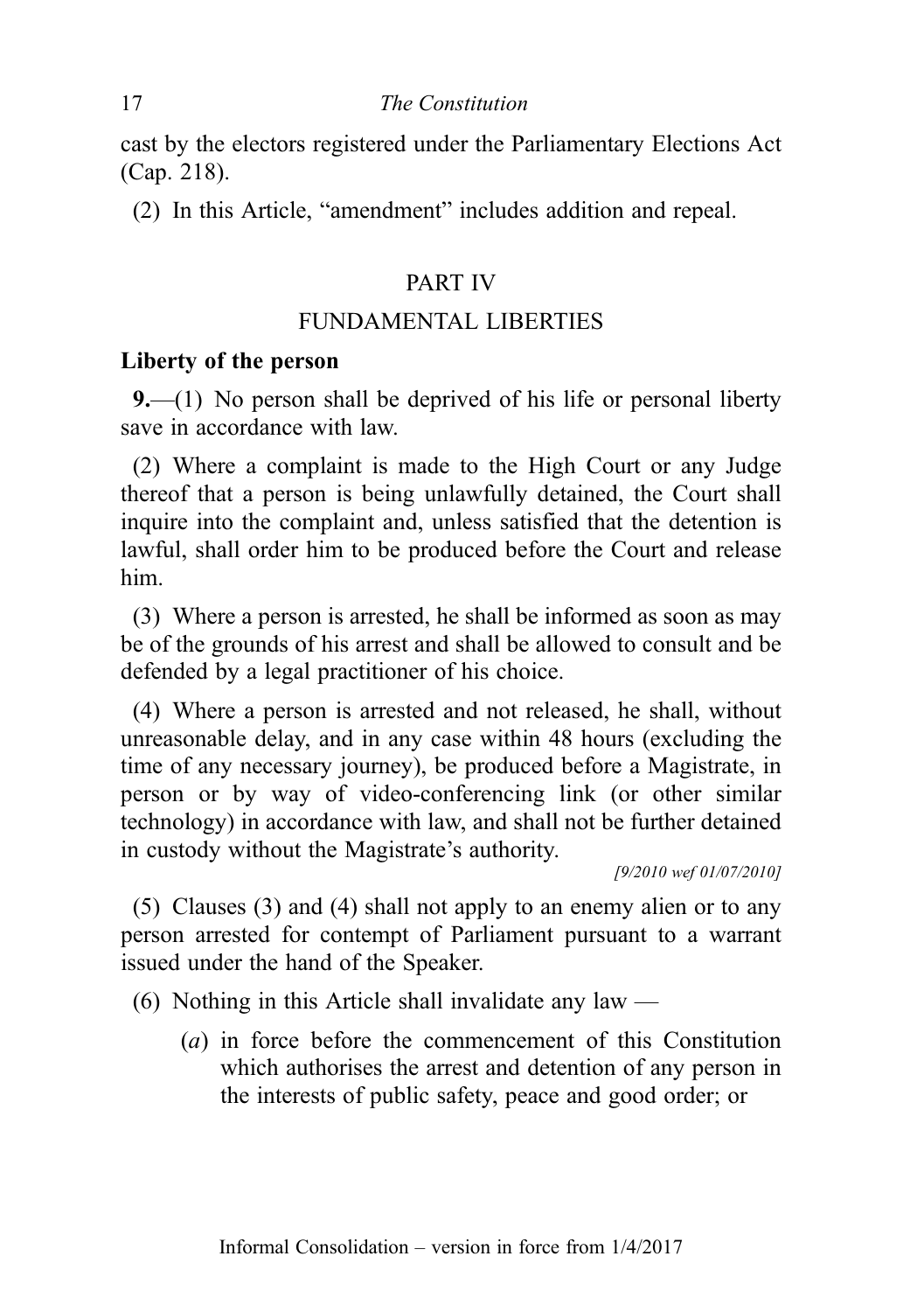cast by the electors registered under the Parliamentary Elections Act (Cap. 218).

(2) In this Article, "amendment" includes addition and repeal.

## PART IV

## FUNDAMENTAL LIBERTIES

### Liberty of the person

**9.**—(1) No person shall be deprived of his life or personal liberty save in accordance with law.

(2) Where a complaint is made to the High Court or any Judge thereof that a person is being unlawfully detained, the Court shall inquire into the complaint and, unless satisfied that the detention is lawful, shall order him to be produced before the Court and release him.

(3) Where a person is arrested, he shall be informed as soon as may be of the grounds of his arrest and shall be allowed to consult and be defended by a legal practitioner of his choice.

(4) Where a person is arrested and not released, he shall, without unreasonable delay, and in any case within 48 hours (excluding the time of any necessary journey), be produced before a Magistrate, in person or by way of video-conferencing link (or other similar technology) in accordance with law, and shall not be further detained in custody without the Magistrate's authority.

*[9/2010 wef 01/07/2010]*

(5) Clauses (3) and (4) shall not apply to an enemy alien or to any person arrested for contempt of Parliament pursuant to a warrant issued under the hand of the Speaker.

(6) Nothing in this Article shall invalidate any law —

- (*a*) in force before the commencement of this Constitution which authorises the arrest and detention of any person in the interests of public safety, peace and good order; or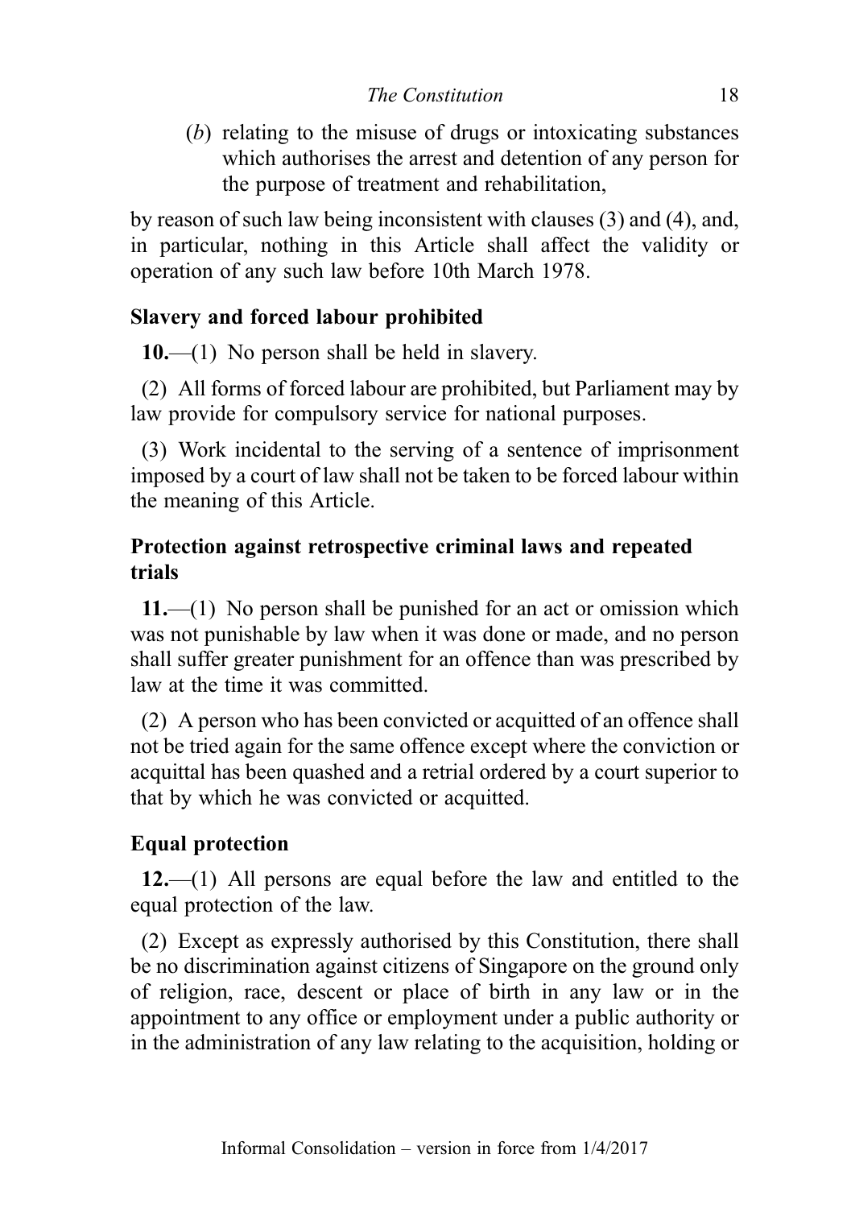(*b*) relating to the misuse of drugs or intoxicating substances which authorises the arrest and detention of any person for the purpose of treatment and rehabilitation,

by reason of such law being inconsistent with clauses (3) and (4), and, in particular, nothing in this Article shall affect the validity or operation of any such law before 10th March 1978.

**Slavery and forced labour prohibited**

**10.**—(1) No person shall be held in slavery.

(2) All forms of forced labour are prohibited, but Parliament may by law provide for compulsory service for national purposes.

(3) Work incidental to the serving of a sentence of imprisonment imposed by a court of law shall not be taken to be forced labour within the meaning of this Article.

**Protection against retrospective criminal laws and repeated trials**

**11.**—(1) No person shall be punished for an act or omission which was not punishable by law when it was done or made, and no person shall suffer greater punishment for an offence than was prescribed by law at the time it was committed.

(2) A person who has been convicted or acquitted of an offence shall not be tried again for the same offence except where the conviction or acquittal has been quashed and a retrial ordered by a court superior to that by which he was convicted or acquitted.

**Equal protection**

**12.**—(1) All persons are equal before the law and entitled to the equal protection of the law.

(2) Except as expressly authorised by this Constitution, there shall be no discrimination against citizens of Singapore on the ground only of religion, race, descent or place of birth in any law or in the appointment to any office or employment under a public authority or in the administration of any law relating to the acquisition, holding or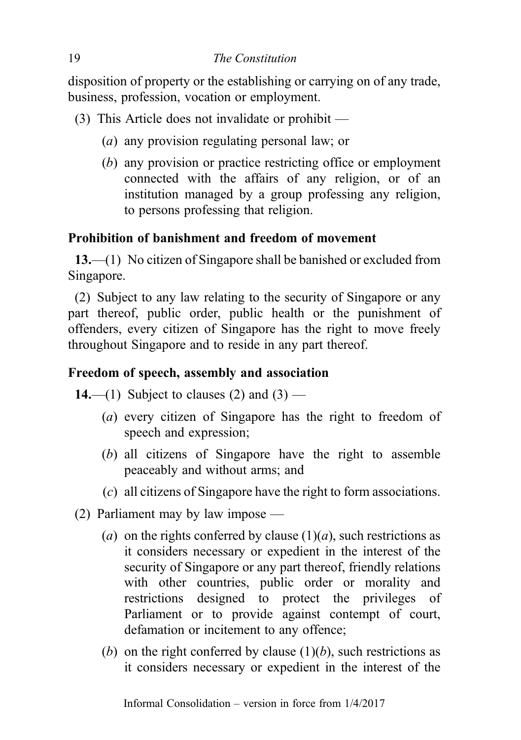disposition of property or the establishing or carrying on of any trade, business, profession, vocation or employment.

(3) This Article does not invalidate or prohibit —

(*a*) any provision regulating personal law; or

(*b*) any provision or practice restricting office or employment connected with the affairs of any religion, or of an institution managed by a group professing any religion, to persons professing that religion.

### Prohibition of banishment and freedom of movement

**13.**—(1) No citizen of Singapore shall be banished or excluded from Singapore.

(2) Subject to any law relating to the security of Singapore or any part thereof, public order, public health or the punishment of offenders, every citizen of Singapore has the right to move freely throughout Singapore and to reside in any part thereof.

### Freedom of speech, assembly and association

**14.**—(1) Subject to clauses (2) and (3) —

(*a*) every citizen of Singapore has the right to freedom of speech and expression;

(*b*) all citizens of Singapore have the right to assemble peaceably and without arms; and

(*c*) all citizens of Singapore have the right to form associations.

(2) Parliament may by law impose —

(*a*) on the rights conferred by clause (1)(*a*), such restrictions as it considers necessary or expedient in the interest of the security of Singapore or any part thereof, friendly relations with other countries, public order or morality and restrictions designed to protect the privileges of Parliament or to provide against contempt of court, defamation or incitement to any offence;

(*b*) on the right conferred by clause (1)(*b*), such restrictions as it considers necessary or expedient in the interest of the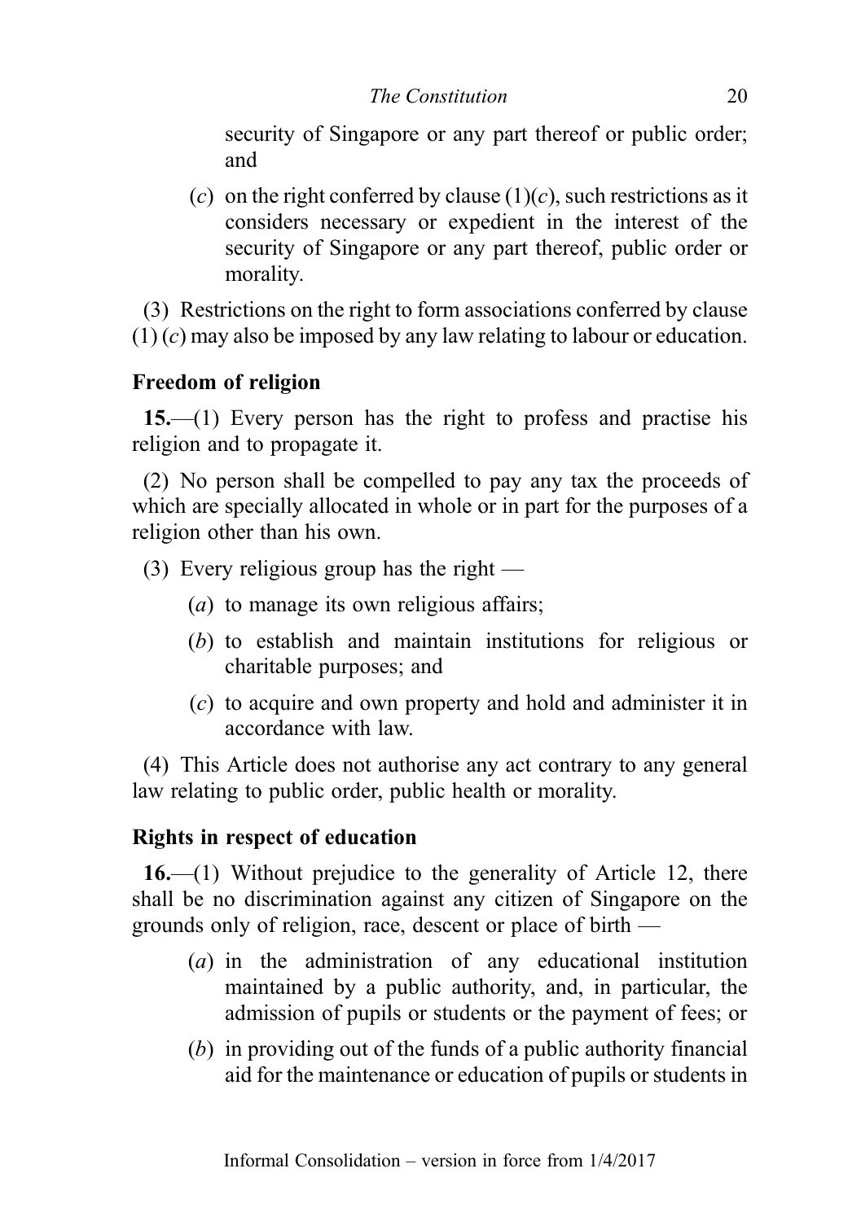security of Singapore or any part thereof or public order; and

(*c*) on the right conferred by clause (1)(*c*), such restrictions as it considers necessary or expedient in the interest of the security of Singapore or any part thereof, public order or morality.

(3) Restrictions on the right to form associations conferred by clause (1) (*c*) may also be imposed by any law relating to labour or education.

### Freedom of religion

**15.**—(1) Every person has the right to profess and practise his religion and to propagate it.

(2) No person shall be compelled to pay any tax the proceeds of which are specially allocated in whole or in part for the purposes of a religion other than his own.

(3) Every religious group has the right —

(*a*) to manage its own religious affairs;

(*b*) to establish and maintain institutions for religious or charitable purposes; and

(*c*) to acquire and own property and hold and administer it in accordance with law.

(4) This Article does not authorise any act contrary to any general law relating to public order, public health or morality.

### Rights in respect of education

**16.**—(1) Without prejudice to the generality of Article 12, there shall be no discrimination against any citizen of Singapore on the grounds only of religion, race, descent or place of birth —

(*a*) in the administration of any educational institution maintained by a public authority, and, in particular, the admission of pupils or students or the payment of fees; or

(*b*) in providing out of the funds of a public authority financial aid for the maintenance or education of pupils or students in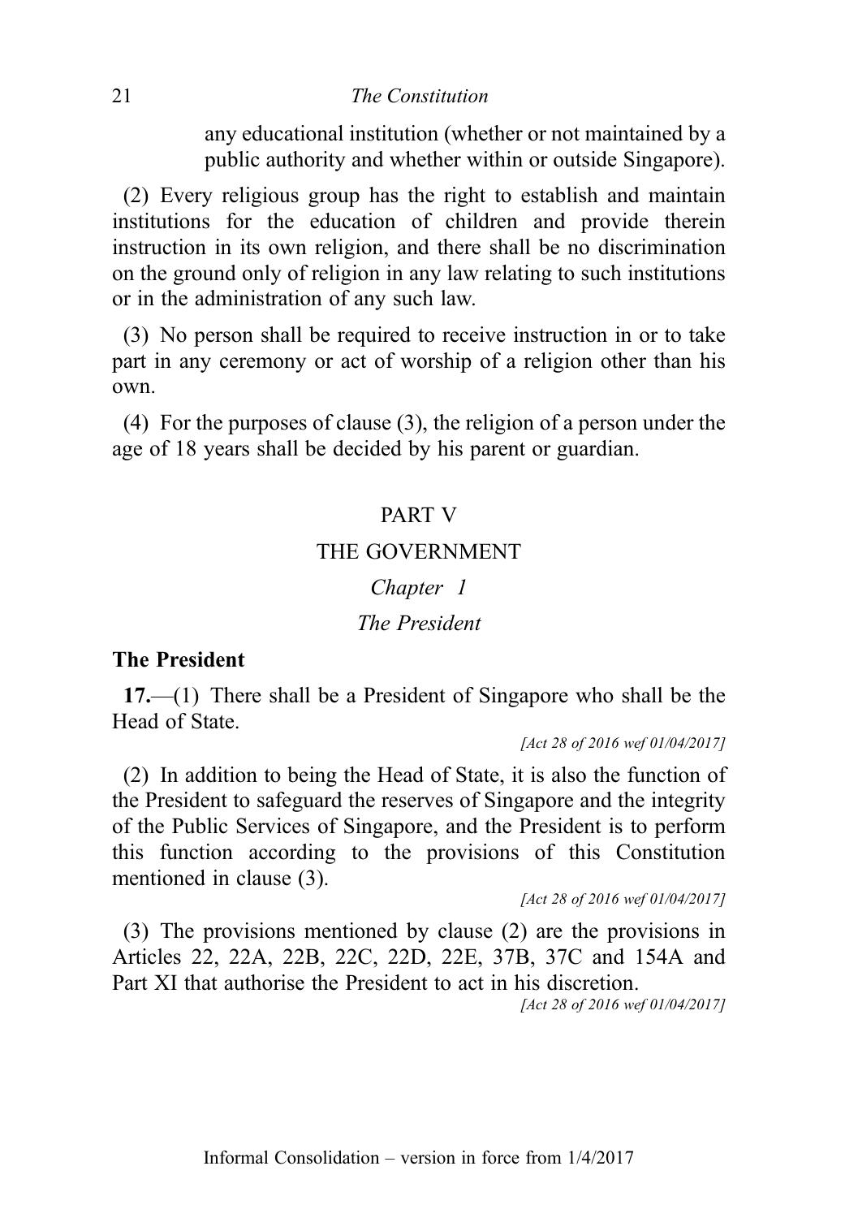any educational institution (whether or not maintained by a public authority and whether within or outside Singapore).

(2) Every religious group has the right to establish and maintain institutions for the education of children and provide therein instruction in its own religion, and there shall be no discrimination on the ground only of religion in any law relating to such institutions or in the administration of any such law.

(3) No person shall be required to receive instruction in or to take part in any ceremony or act of worship of a religion other than his own.

(4) For the purposes of clause (3), the religion of a person under the age of 18 years shall be decided by his parent or guardian.

## PART V

## THE GOVERNMENT

### *Chapter 1*

### *The President*

**The President**

**17.**—(1) There shall be a President of Singapore who shall be the Head of State.

*[Act 28 of 2016 wef 01/04/2017]*

(2) In addition to being the Head of State, it is also the function of the President to safeguard the reserves of Singapore and the integrity of the Public Services of Singapore, and the President is to perform this function according to the provisions of this Constitution mentioned in clause (3).

*[Act 28 of 2016 wef 01/04/2017]*

(3) The provisions mentioned by clause (2) are the provisions in Articles 22, 22A, 22B, 22C, 22D, 22E, 37B, 37C and 154A and Part XI that authorise the President to act in his discretion.

*[Act 28 of 2016 wef 01/04/2017]*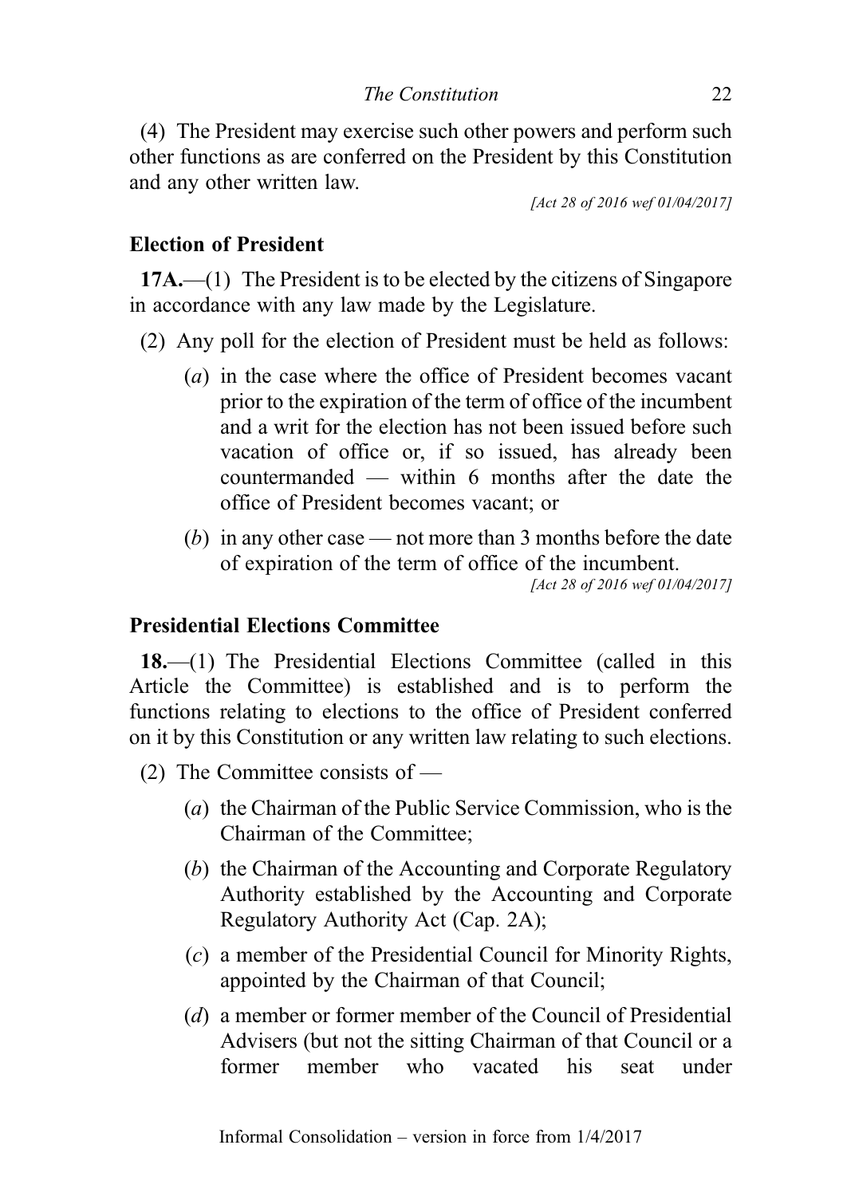(4) The President may exercise such other powers and perform such other functions as are conferred on the President by this Constitution and any other written law.

*[Act 28 of 2016 wef 01/04/2017]*

### Election of President

**17A.**—(1) The President is to be elected by the citizens of Singapore in accordance with any law made by the Legislature.

(2) Any poll for the election of President must be held as follows:

(*a*) in the case where the office of President becomes vacant prior to the expiration of the term of office of the incumbent and a writ for the election has not been issued before such vacation of office or, if so issued, has already been countermanded — within 6 months after the date the office of President becomes vacant; or

(*b*) in any other case — not more than 3 months before the date of expiration of the term of office of the incumbent.

*[Act 28 of 2016 wef 01/04/2017]*

### Presidential Elections Committee

**18.**—(1) The Presidential Elections Committee (called in this Article the Committee) is established and is to perform the functions relating to elections to the office of President conferred on it by this Constitution or any written law relating to such elections.

(2) The Committee consists of —

(*a*) the Chairman of the Public Service Commission, who is the Chairman of the Committee;

(*b*) the Chairman of the Accounting and Corporate Regulatory Authority established by the Accounting and Corporate Regulatory Authority Act (Cap. 2A);

(*c*) a member of the Presidential Council for Minority Rights, appointed by the Chairman of that Council;

(*d*) a member or former member of the Council of Presidential Advisers (but not the sitting Chairman of that Council or a former member who vacated his seat under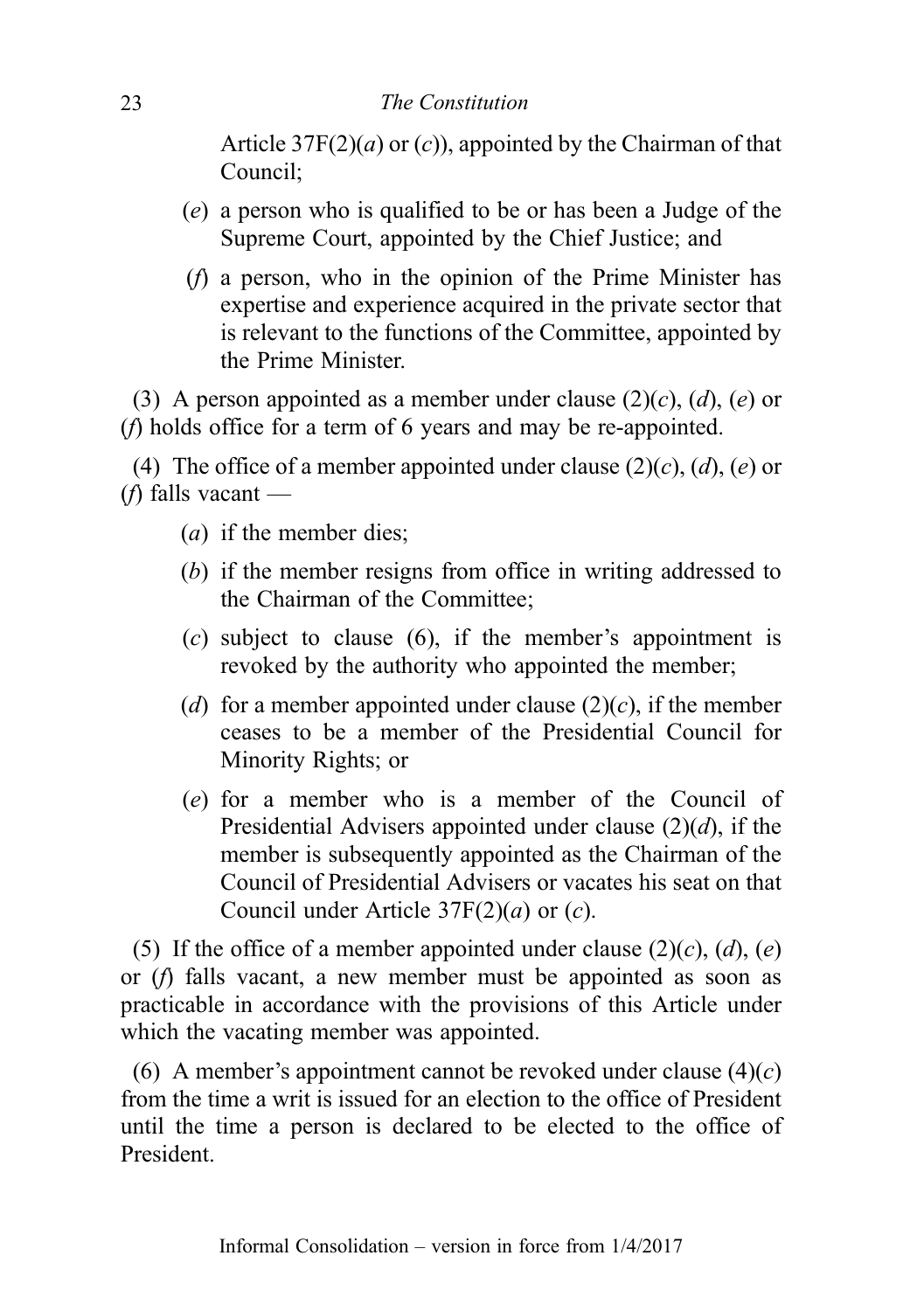Article 37F(2)(*a*) or (*c*)), appointed by the Chairman of that Council;

(*e*) a person who is qualified to be or has been a Judge of the Supreme Court, appointed by the Chief Justice; and

(*f*) a person, who in the opinion of the Prime Minister has expertise and experience acquired in the private sector that is relevant to the functions of the Committee, appointed by the Prime Minister.

(3) A person appointed as a member under clause (2)(*c*), (*d*), (*e*) or (*f*) holds office for a term of 6 years and may be re-appointed.

(4) The office of a member appointed under clause (2)(*c*), (*d*), (*e*) or (*f*) falls vacant —

(*a*) if the member dies;

(*b*) if the member resigns from office in writing addressed to the Chairman of the Committee;

(*c*) subject to clause (6), if the member's appointment is revoked by the authority who appointed the member;

(*d*) for a member appointed under clause (2)(*c*), if the member ceases to be a member of the Presidential Council for Minority Rights; or

(*e*) for a member who is a member of the Council of Presidential Advisers appointed under clause (2)(*d*), if the member is subsequently appointed as the Chairman of the Council of Presidential Advisers or vacates his seat on that Council under Article 37F(2)(*a*) or (*c*).

(5) If the office of a member appointed under clause (2)(*c*), (*d*), (*e*) or (*f*) falls vacant, a new member must be appointed as soon as practicable in accordance with the provisions of this Article under which the vacating member was appointed.

(6) A member's appointment cannot be revoked under clause (4)(*c*) from the time a writ is issued for an election to the office of President until the time a person is declared to be elected to the office of President.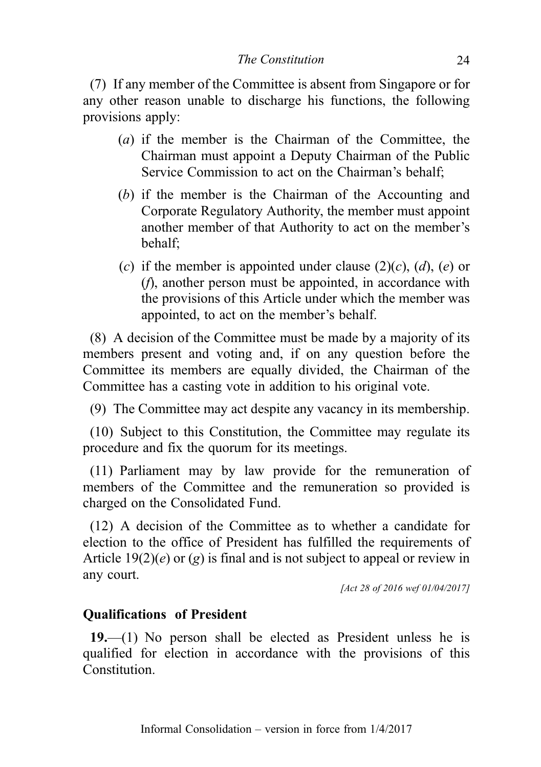(7) If any member of the Committee is absent from Singapore or for any other reason unable to discharge his functions, the following provisions apply:

(*a*) if the member is the Chairman of the Committee, the Chairman must appoint a Deputy Chairman of the Public Service Commission to act on the Chairman's behalf;

(*b*) if the member is the Chairman of the Accounting and Corporate Regulatory Authority, the member must appoint another member of that Authority to act on the member's behalf;

(*c*) if the member is appointed under clause (2)(*c*), (*d*), (*e*) or (*f*), another person must be appointed, in accordance with the provisions of this Article under which the member was appointed, to act on the member's behalf.

(8) A decision of the Committee must be made by a majority of its members present and voting and, if on any question before the Committee its members are equally divided, the Chairman of the Committee has a casting vote in addition to his original vote.

(9) The Committee may act despite any vacancy in its membership.

(10) Subject to this Constitution, the Committee may regulate its procedure and fix the quorum for its meetings.

(11) Parliament may by law provide for the remuneration of members of the Committee and the remuneration so provided is charged on the Consolidated Fund.

(12) A decision of the Committee as to whether a candidate for election to the office of President has fulfilled the requirements of Article 19(2)(*e*) or (*g*) is final and is not subject to appeal or review in any court.

*[Act 28 of 2016 wef 01/04/2017]*

**Qualifications of President**

**19.**—(1) No person shall be elected as President unless he is qualified for election in accordance with the provisions of this Constitution.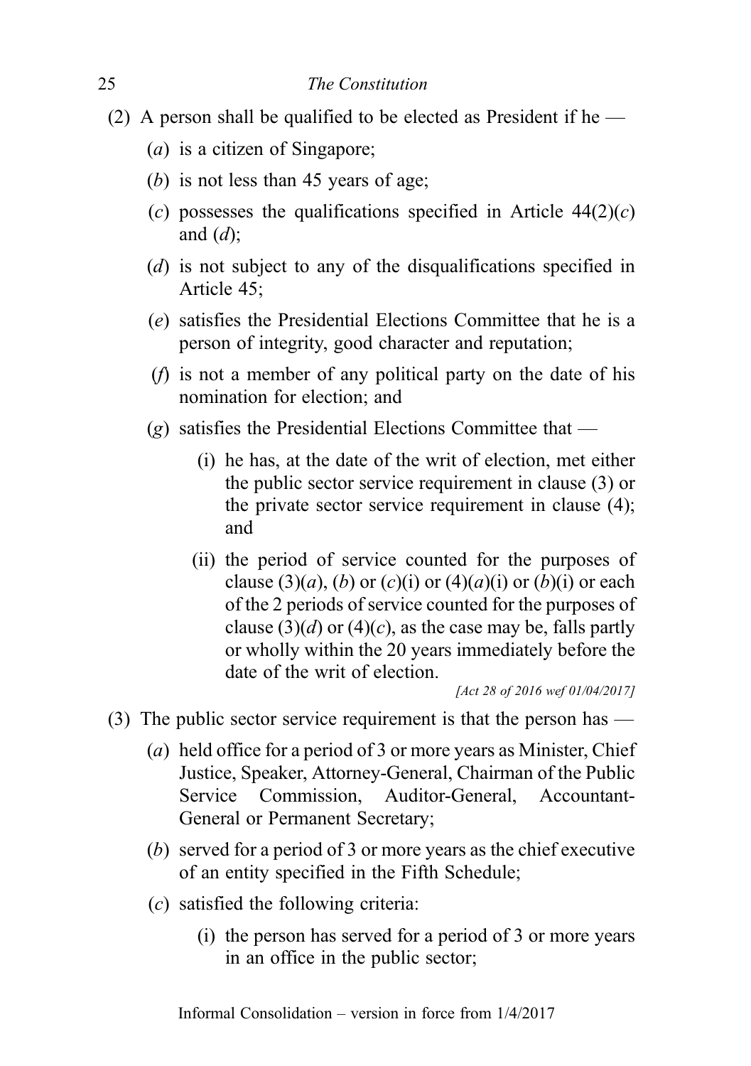(2) A person shall be qualified to be elected as President if he —

(*a*) is a citizen of Singapore;

(*b*) is not less than 45 years of age;

(*c*) possesses the qualifications specified in Article 44(2)(*c*) and (*d*);

(*d*) is not subject to any of the disqualifications specified in Article 45;

(*e*) satisfies the Presidential Elections Committee that he is a person of integrity, good character and reputation;

(*f*) is not a member of any political party on the date of his nomination for election; and

(*g*) satisfies the Presidential Elections Committee that —

(i) he has, at the date of the writ of election, met either the public sector service requirement in clause (3) or the private sector service requirement in clause (4); and

(ii) the period of service counted for the purposes of clause (3)(*a*), (*b*) or (*c*)(i) or (4)(*a*)(i) or (*b*)(i) or each of the 2 periods of service counted for the purposes of clause (3)(*d*) or (4)(*c*), as the case may be, falls partly or wholly within the 20 years immediately before the date of the writ of election.

*[Act 28 of 2016 wef 01/04/2017]*

(3) The public sector service requirement is that the person has —

(*a*) held office for a period of 3 or more years as Minister, Chief Justice, Speaker, Attorney-General, Chairman of the Public Service Commission, Auditor-General, Accountant-General or Permanent Secretary;

(*b*) served for a period of 3 or more years as the chief executive of an entity specified in the Fifth Schedule;

(*c*) satisfied the following criteria:

(i) the person has served for a period of 3 or more years in an office in the public sector;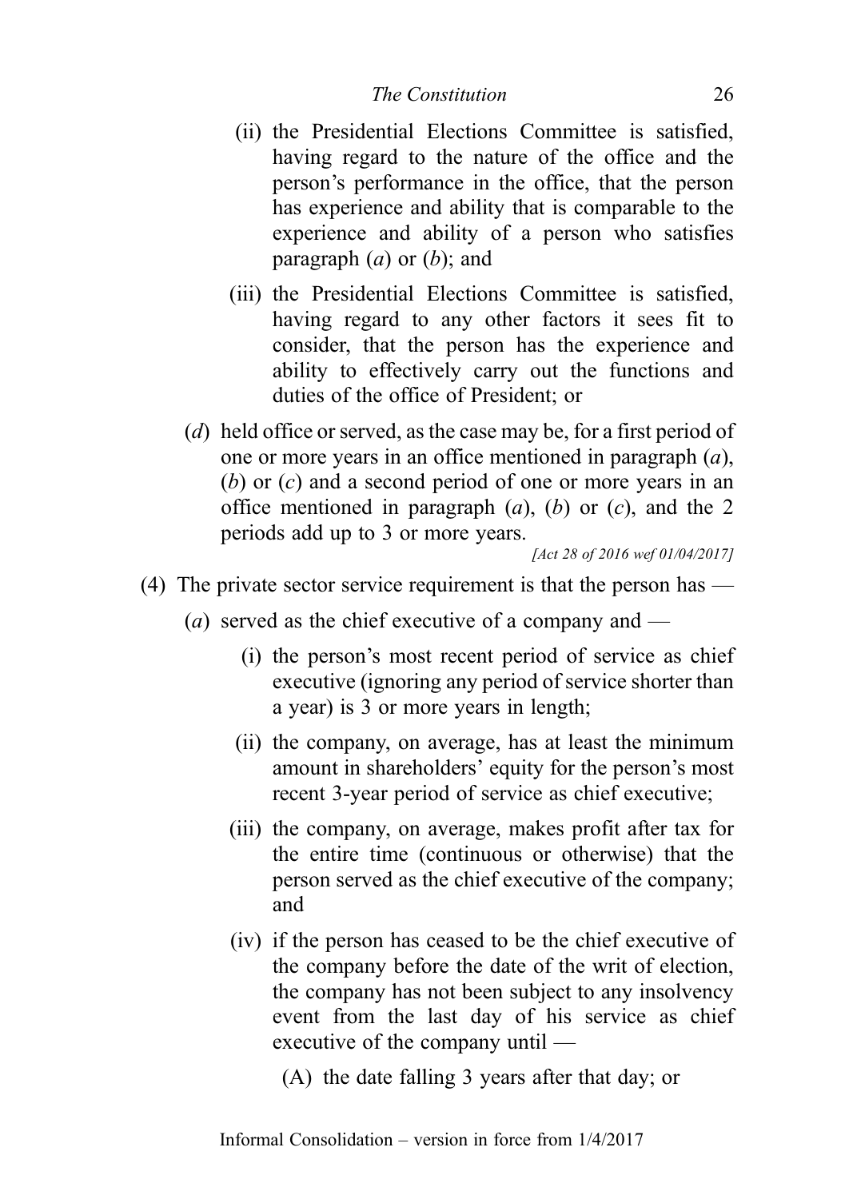(ii) the Presidential Elections Committee is satisfied, having regard to the nature of the office and the person's performance in the office, that the person has experience and ability that is comparable to the experience and ability of a person who satisfies paragraph (*a*) or (*b*); and

(iii) the Presidential Elections Committee is satisfied, having regard to any other factors it sees fit to consider, that the person has the experience and ability to effectively carry out the functions and duties of the office of President; or

(*d*) held office or served, as the case may be, for a first period of one or more years in an office mentioned in paragraph (*a*), (*b*) or (*c*) and a second period of one or more years in an office mentioned in paragraph (*a*), (*b*) or (*c*), and the 2 periods add up to 3 or more years.

*[Act 28 of 2016 wef 01/04/2017]*

(4) The private sector service requirement is that the person has —

(*a*) served as the chief executive of a company and —

(i) the person's most recent period of service as chief executive (ignoring any period of service shorter than a year) is 3 or more years in length;

(ii) the company, on average, has at least the minimum amount in shareholders' equity for the person's most recent 3-year period of service as chief executive;

(iii) the company, on average, makes profit after tax for the entire time (continuous or otherwise) that the person served as the chief executive of the company; and

(iv) if the person has ceased to be the chief executive of the company before the date of the writ of election, the company has not been subject to any insolvency event from the last day of his service as chief executive of the company until —

(A) the date falling 3 years after that day; or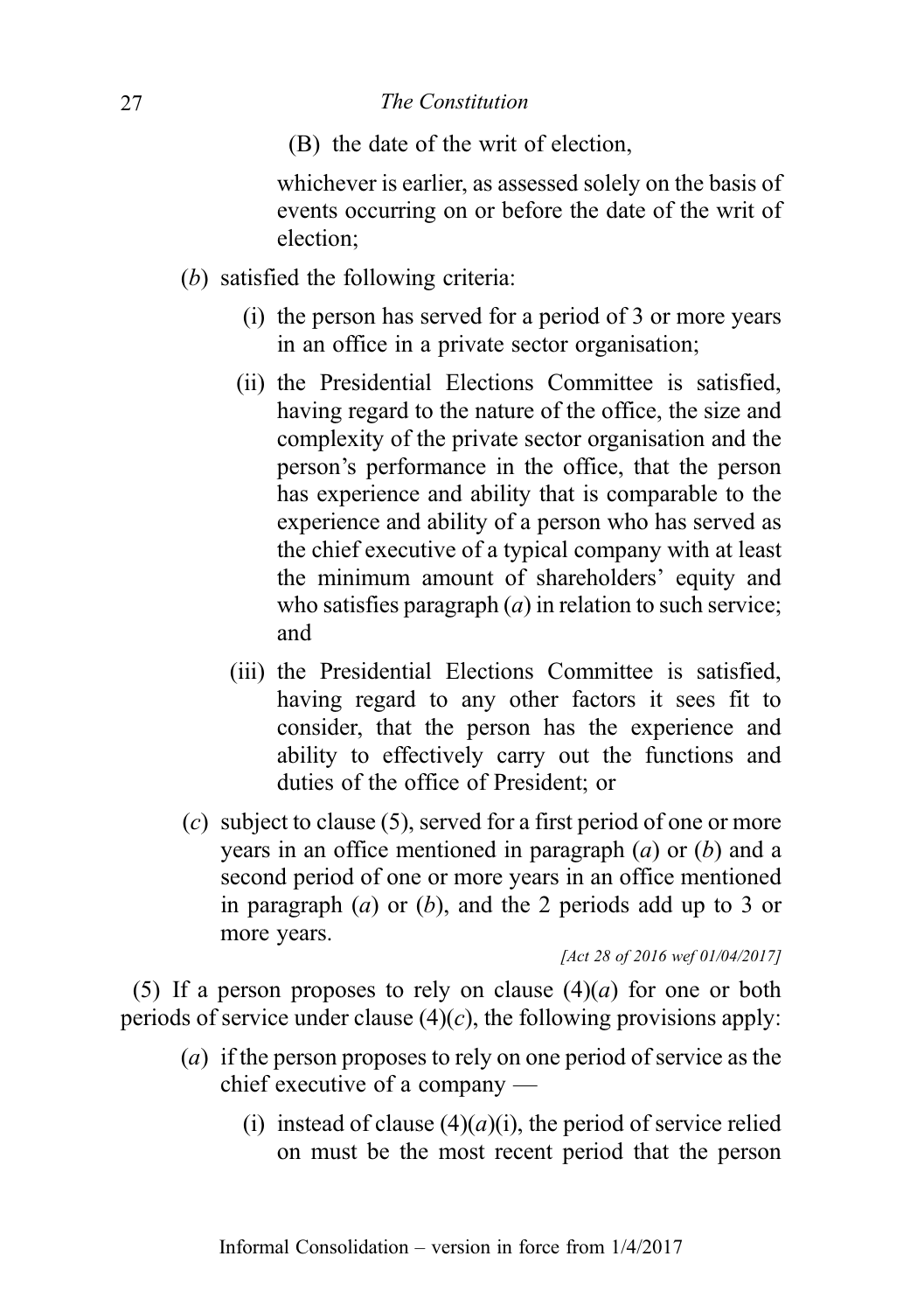(B) the date of the writ of election,

whichever is earlier, as assessed solely on the basis of events occurring on or before the date of the writ of election;

(*b*) satisfied the following criteria:

(i) the person has served for a period of 3 or more years in an office in a private sector organisation;

(ii) the Presidential Elections Committee is satisfied, having regard to the nature of the office, the size and complexity of the private sector organisation and the person's performance in the office, that the person has experience and ability that is comparable to the experience and ability of a person who has served as the chief executive of a typical company with at least the minimum amount of shareholders' equity and who satisfies paragraph (*a*) in relation to such service; and

(iii) the Presidential Elections Committee is satisfied, having regard to any other factors it sees fit to consider, that the person has the experience and ability to effectively carry out the functions and duties of the office of President; or

(*c*) subject to clause (5), served for a first period of one or more years in an office mentioned in paragraph (*a*) or (*b*) and a second period of one or more years in an office mentioned in paragraph (*a*) or (*b*), and the 2 periods add up to 3 or more years.

*[Act 28 of 2016 wef 01/04/2017]*

(5) If a person proposes to rely on clause (4)(*a*) for one or both periods of service under clause (4)(*c*), the following provisions apply:

(*a*) if the person proposes to rely on one period of service as the chief executive of a company —

(i) instead of clause (4)(*a*)(i), the period of service relied on must be the most recent period that the person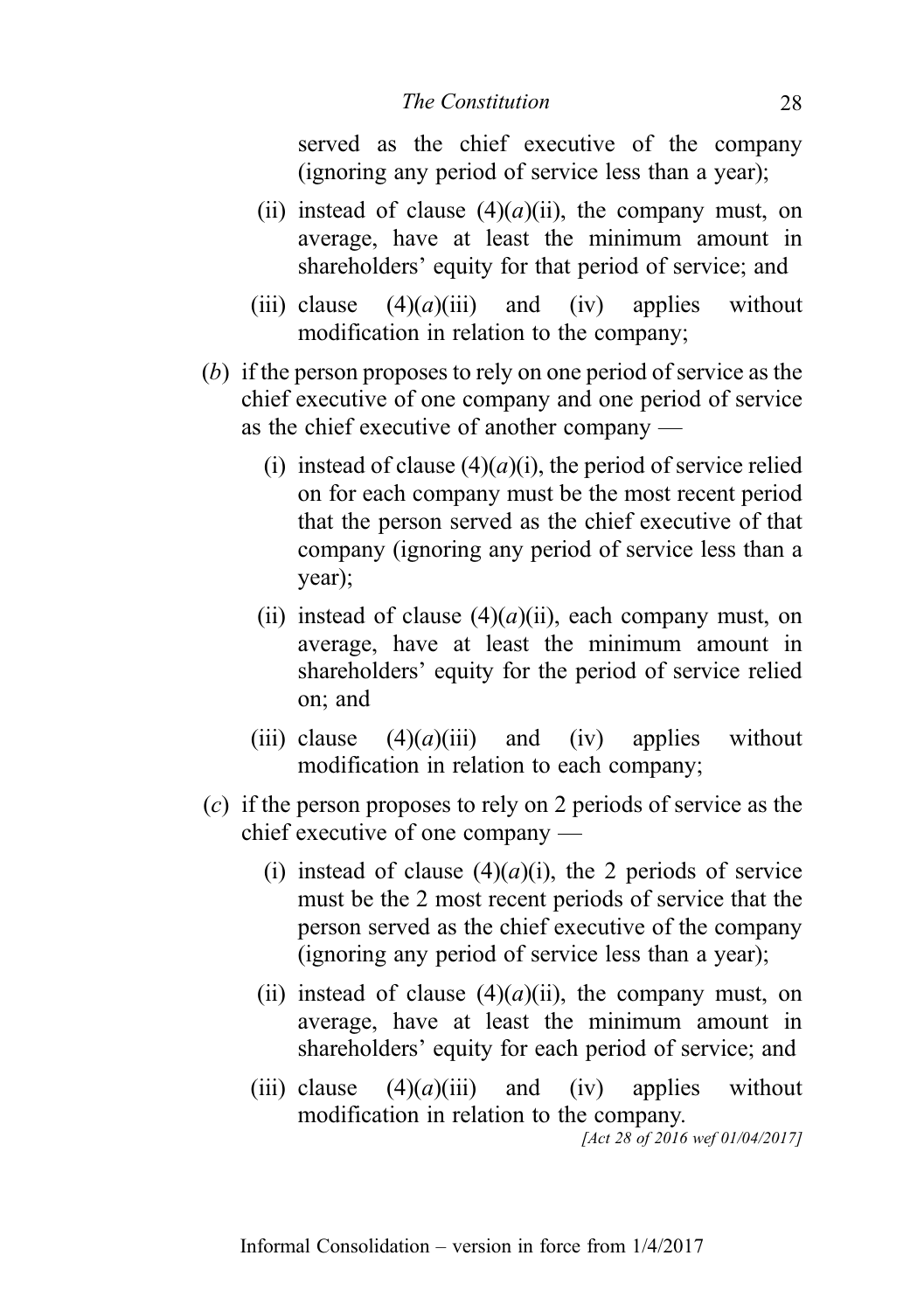served as the chief executive of the company (ignoring any period of service less than a year);

(ii) instead of clause (4)(*a*)(ii), the company must, on average, have at least the minimum amount in shareholders' equity for that period of service; and

(iii) clause (4)(*a*)(iii) and (iv) applies without modification in relation to the company;

(*b*) if the person proposes to rely on one period of service as the chief executive of one company and one period of service as the chief executive of another company —

(i) instead of clause (4)(*a*)(i), the period of service relied on for each company must be the most recent period that the person served as the chief executive of that company (ignoring any period of service less than a year);

(ii) instead of clause (4)(*a*)(ii), each company must, on average, have at least the minimum amount in shareholders' equity for the period of service relied on; and

(iii) clause (4)(*a*)(iii) and (iv) applies without modification in relation to each company;

(*c*) if the person proposes to rely on 2 periods of service as the chief executive of one company —

(i) instead of clause (4)(*a*)(i), the 2 periods of service must be the 2 most recent periods of service that the person served as the chief executive of the company (ignoring any period of service less than a year);

(ii) instead of clause (4)(*a*)(ii), the company must, on average, have at least the minimum amount in shareholders' equity for each period of service; and

(iii) clause (4)(*a*)(iii) and (iv) applies without modification in relation to the company.

*[Act 28 of 2016 wef 01/04/2017]*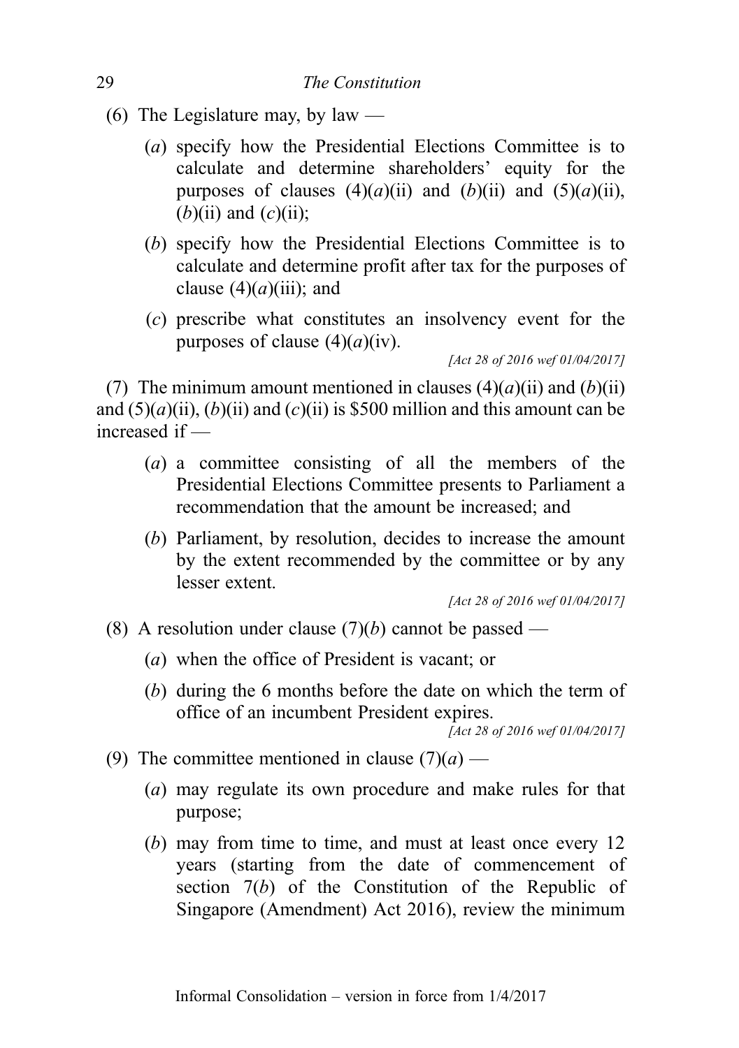(6) The Legislature may, by law —

(*a*) specify how the Presidential Elections Committee is to calculate and determine shareholders' equity for the purposes of clauses (4)(*a*)(ii) and (*b*)(ii) and (5)(*a*)(ii), (*b*)(ii) and (*c*)(ii);

(*b*) specify how the Presidential Elections Committee is to calculate and determine profit after tax for the purposes of clause (4)(*a*)(iii); and

(*c*) prescribe what constitutes an insolvency event for the purposes of clause (4)(*a*)(iv).

*[Act 28 of 2016 wef 01/04/2017]*

(7) The minimum amount mentioned in clauses (4)(*a*)(ii) and (*b*)(ii) and (5)(*a*)(ii), (*b*)(ii) and (*c*)(ii) is $500 million and this amount can be increased if —

(*a*) a committee consisting of all the members of the Presidential Elections Committee presents to Parliament a recommendation that the amount be increased; and

(*b*) Parliament, by resolution, decides to increase the amount by the extent recommended by the committee or by any lesser extent.

*[Act 28 of 2016 wef 01/04/2017]*

(8) A resolution under clause (7)(*b*) cannot be passed —

(*a*) when the office of President is vacant; or

(*b*) during the 6 months before the date on which the term of office of an incumbent President expires.

*[Act 28 of 2016 wef 01/04/2017]*

(9) The committee mentioned in clause (7)(*a*) —

(*a*) may regulate its own procedure and make rules for that purpose;

(*b*) may from time to time, and must at least once every 12 years (starting from the date of commencement of section 7(*b*) of the Constitution of the Republic of Singapore (Amendment) Act 2016), review the minimum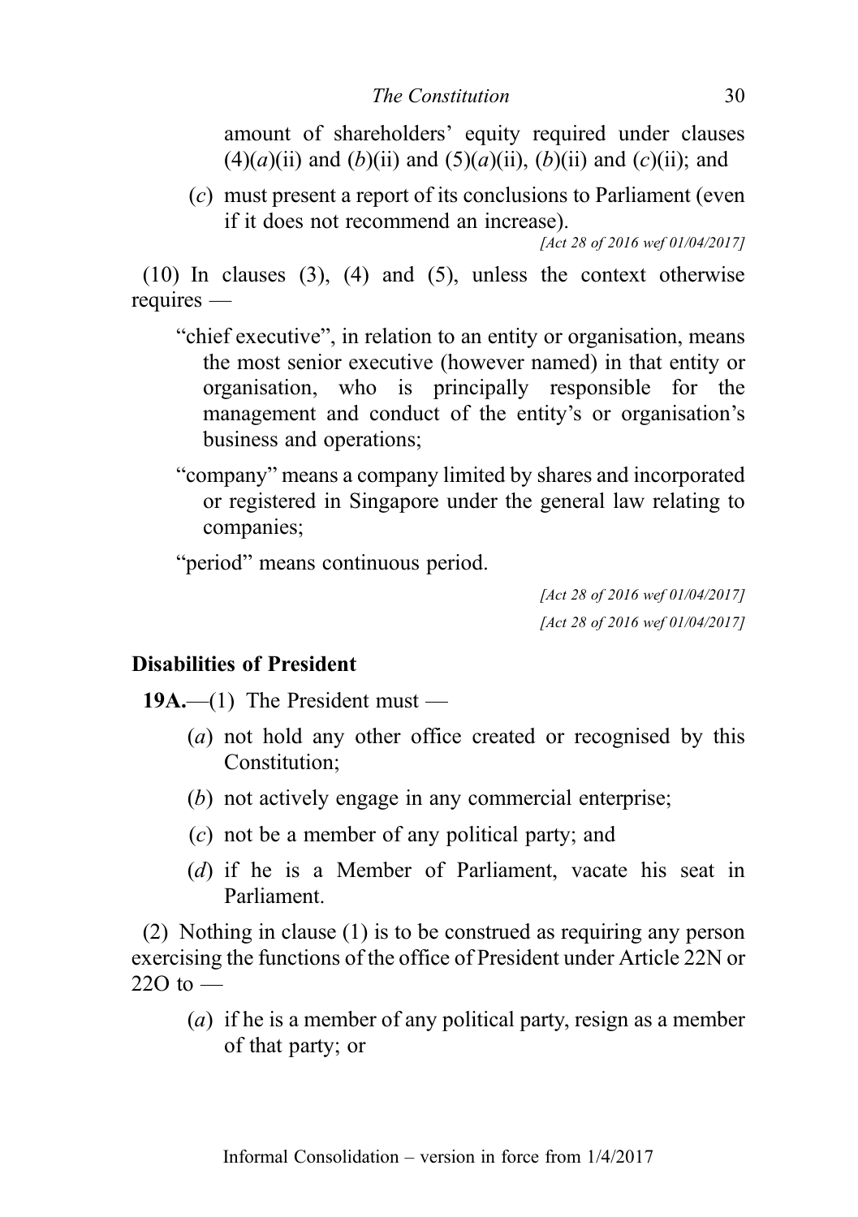amount of shareholders' equity required under clauses (4)(*a*)(ii) and (*b*)(ii) and (5)(*a*)(ii), (*b*)(ii) and (*c*)(ii); and

(*c*) must present a report of its conclusions to Parliament (even if it does not recommend an increase).

*[Act 28 of 2016 wef 01/04/2017]*

(10) In clauses (3), (4) and (5), unless the context otherwise requires —

"chief executive", in relation to an entity or organisation, means the most senior executive (however named) in that entity or organisation, who is principally responsible for the management and conduct of the entity's or organisation's business and operations;

"company" means a company limited by shares and incorporated or registered in Singapore under the general law relating to companies;

"period" means continuous period.

*[Act 28 of 2016 wef 01/04/2017]*

*[Act 28 of 2016 wef 01/04/2017]*

### Disabilities of President

**19A.**—(1) The President must —

(*a*) not hold any other office created or recognised by this Constitution;

(*b*) not actively engage in any commercial enterprise;

(*c*) not be a member of any political party; and

(*d*) if he is a Member of Parliament, vacate his seat in Parliament.

(2) Nothing in clause (1) is to be construed as requiring any person exercising the functions of the office of President under Article 22N or 22O to —

(*a*) if he is a member of any political party, resign as a member of that party; or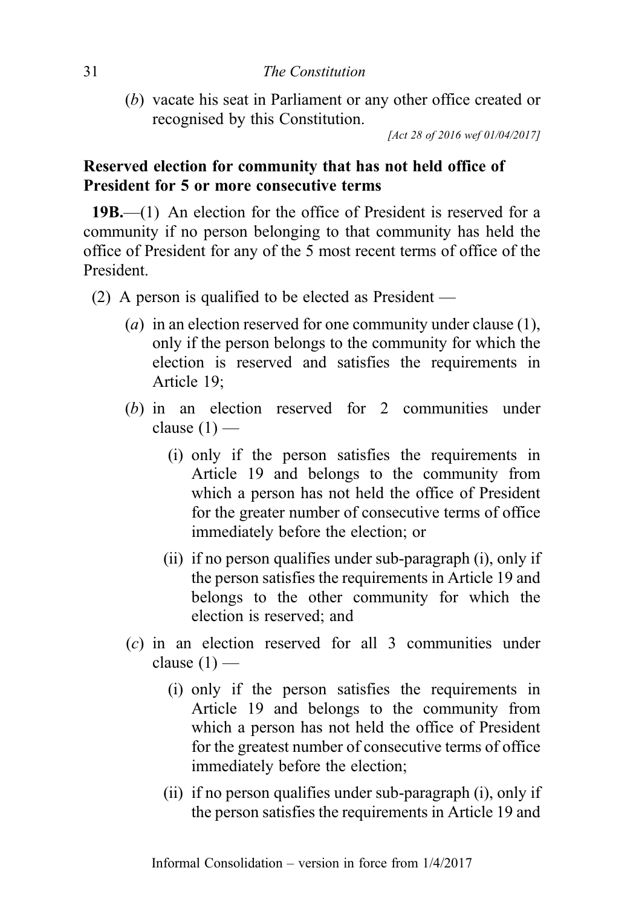(*b*) vacate his seat in Parliament or any other office created or recognised by this Constitution.

*[Act 28 of 2016 wef 01/04/2017]*

**Reserved election for community that has not held office of President for 5 or more consecutive terms**

**19B.**—(1) An election for the office of President is reserved for a community if no person belonging to that community has held the office of President for any of the 5 most recent terms of office of the President.

(2) A person is qualified to be elected as President —

(*a*) in an election reserved for one community under clause (1), only if the person belongs to the community for which the election is reserved and satisfies the requirements in Article 19;

(*b*) in an election reserved for 2 communities under clause (1) —

(i) only if the person satisfies the requirements in Article 19 and belongs to the community from which a person has not held the office of President for the greater number of consecutive terms of office immediately before the election; or

(ii) if no person qualifies under sub-paragraph (i), only if the person satisfies the requirements in Article 19 and belongs to the other community for which the election is reserved; and

(*c*) in an election reserved for all 3 communities under clause (1) —

(i) only if the person satisfies the requirements in Article 19 and belongs to the community from which a person has not held the office of President for the greatest number of consecutive terms of office immediately before the election;

(ii) if no person qualifies under sub-paragraph (i), only if the person satisfies the requirements in Article 19 and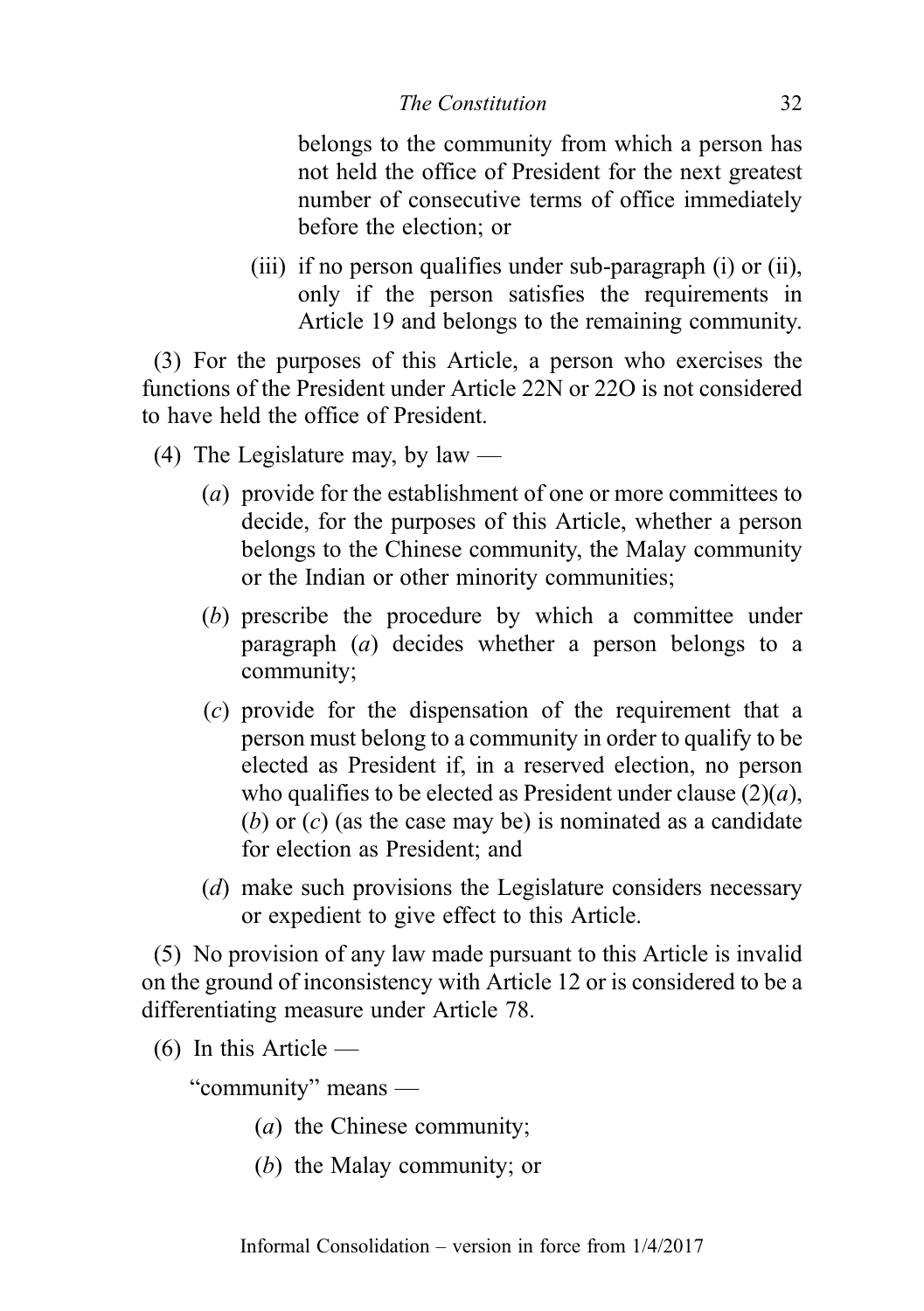belongs to the community from which a person has not held the office of President for the next greatest number of consecutive terms of office immediately before the election; or

(iii) if no person qualifies under sub-paragraph (i) or (ii), only if the person satisfies the requirements in Article 19 and belongs to the remaining community.

(3) For the purposes of this Article, a person who exercises the functions of the President under Article 22N or 22O is not considered to have held the office of President.

(4) The Legislature may, by law —

(*a*) provide for the establishment of one or more committees to decide, for the purposes of this Article, whether a person belongs to the Chinese community, the Malay community or the Indian or other minority communities;

(*b*) prescribe the procedure by which a committee under paragraph (*a*) decides whether a person belongs to a community;

(*c*) provide for the dispensation of the requirement that a person must belong to a community in order to qualify to be elected as President if, in a reserved election, no person who qualifies to be elected as President under clause (2)(*a*), (*b*) or (*c*) (as the case may be) is nominated as a candidate for election as President; and

(*d*) make such provisions the Legislature considers necessary or expedient to give effect to this Article.

(5) No provision of any law made pursuant to this Article is invalid on the ground of inconsistency with Article 12 or is considered to be a differentiating measure under Article 78.

(6) In this Article —

"community" means —

(*a*) the Chinese community;

(*b*) the Malay community; or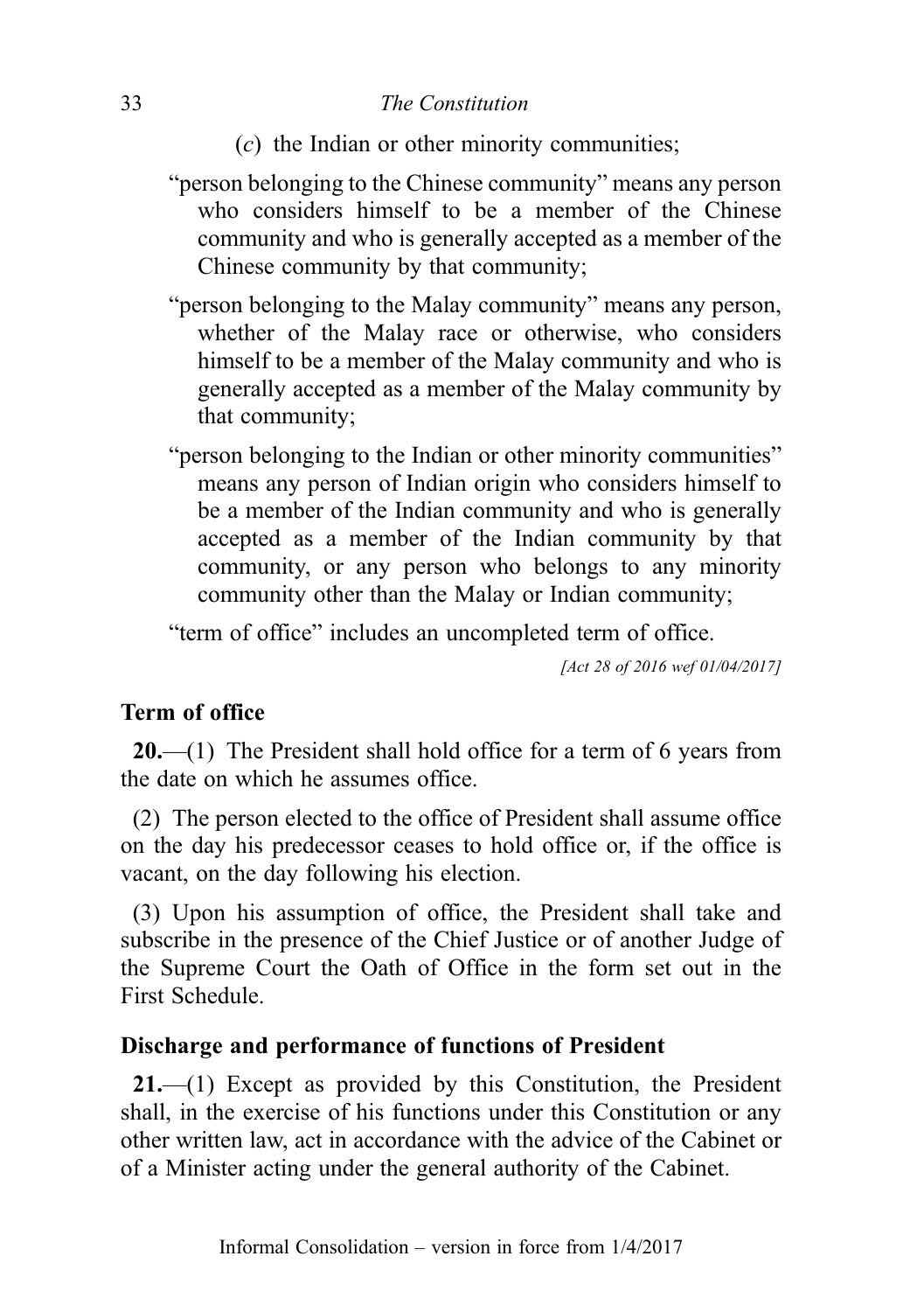(*c*) the Indian or other minority communities;

"person belonging to the Chinese community" means any person who considers himself to be a member of the Chinese community and who is generally accepted as a member of the Chinese community by that community;

"person belonging to the Malay community" means any person, whether of the Malay race or otherwise, who considers himself to be a member of the Malay community and who is generally accepted as a member of the Malay community by that community;

"person belonging to the Indian or other minority communities" means any person of Indian origin who considers himself to be a member of the Indian community and who is generally accepted as a member of the Indian community by that community, or any person who belongs to any minority community other than the Malay or Indian community;

"term of office" includes an uncompleted term of office.

*[Act 28 of 2016 wef 01/04/2017]*

### Term of office

**20.**—(1) The President shall hold office for a term of 6 years from the date on which he assumes office.

(2) The person elected to the office of President shall assume office on the day his predecessor ceases to hold office or, if the office is vacant, on the day following his election.

(3) Upon his assumption of office, the President shall take and subscribe in the presence of the Chief Justice or of another Judge of the Supreme Court the Oath of Office in the form set out in the First Schedule.

### Discharge and performance of functions of President

**21.**—(1) Except as provided by this Constitution, the President shall, in the exercise of his functions under this Constitution or any other written law, act in accordance with the advice of the Cabinet or of a Minister acting under the general authority of the Cabinet.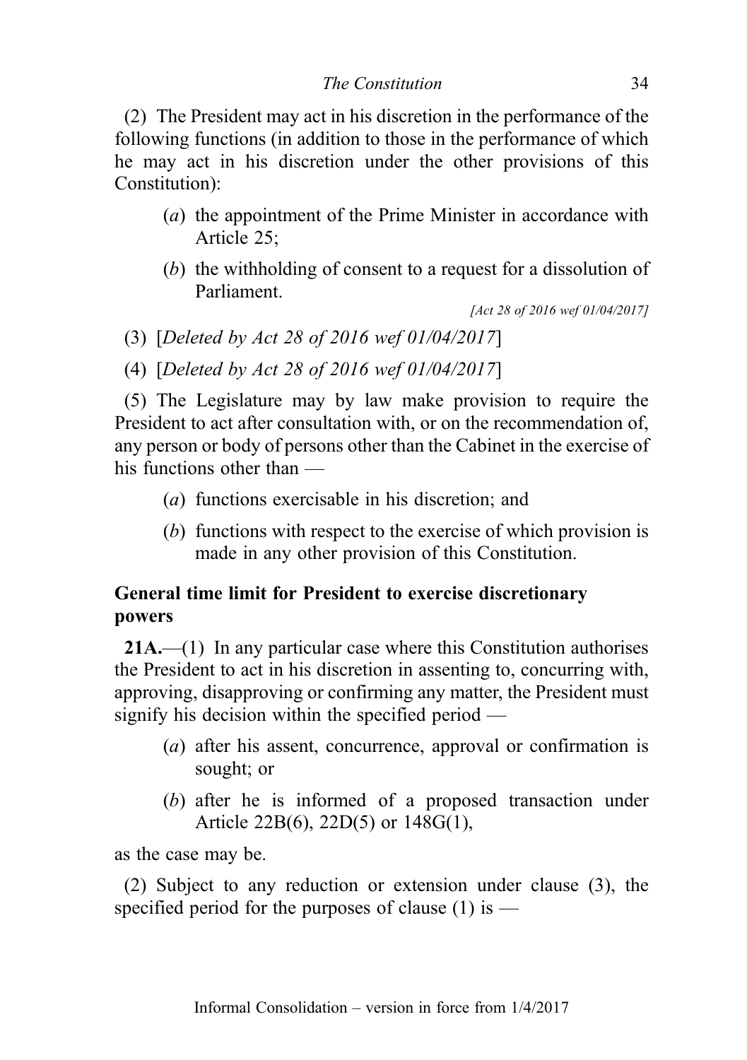(2) The President may act in his discretion in the performance of the following functions (in addition to those in the performance of which he may act in his discretion under the other provisions of this Constitution):

(*a*) the appointment of the Prime Minister in accordance with Article 25;

(*b*) the withholding of consent to a request for a dissolution of Parliament.

*[Act 28 of 2016 wef 01/04/2017]*

(3) [*Deleted by Act 28 of 2016 wef 01/04/2017*]

(4) [*Deleted by Act 28 of 2016 wef 01/04/2017*]

(5) The Legislature may by law make provision to require the President to act after consultation with, or on the recommendation of, any person or body of persons other than the Cabinet in the exercise of his functions other than —

(*a*) functions exercisable in his discretion; and

(*b*) functions with respect to the exercise of which provision is made in any other provision of this Constitution.

### General time limit for President to exercise discretionary powers

**21A.**—(1) In any particular case where this Constitution authorises the President to act in his discretion in assenting to, concurring with, approving, disapproving or confirming any matter, the President must signify his decision within the specified period —

(*a*) after his assent, concurrence, approval or confirmation is sought; or

(*b*) after he is informed of a proposed transaction under Article 22B(6), 22D(5) or 148G(1),

as the case may be.

(2) Subject to any reduction or extension under clause (3), the specified period for the purposes of clause (1) is —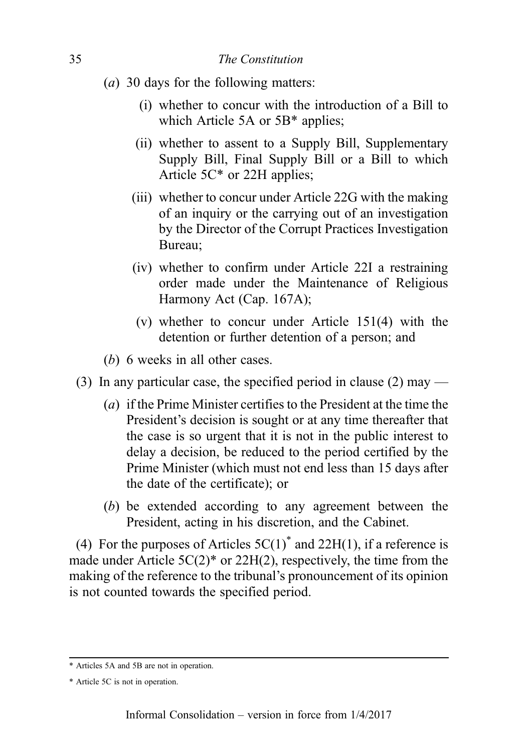(*a*) 30 days for the following matters:

(i) whether to concur with the introduction of a Bill to which Article 5A or 5B* applies;

(ii) whether to assent to a Supply Bill, Supplementary Supply Bill, Final Supply Bill or a Bill to which Article 5C* or 22H applies;

(iii) whether to concur under Article 22G with the making of an inquiry or the carrying out of an investigation by the Director of the Corrupt Practices Investigation Bureau;

(iv) whether to confirm under Article 22I a restraining order made under the Maintenance of Religious Harmony Act (Cap. 167A);

(v) whether to concur under Article 151(4) with the detention or further detention of a person; and

(*b*) 6 weeks in all other cases.

(3) In any particular case, the specified period in clause (2) may —

(*a*) if the Prime Minister certifies to the President at the time the President's decision is sought or at any time thereafter that the case is so urgent that it is not in the public interest to delay a decision, be reduced to the period certified by the Prime Minister (which must not end less than 15 days after the date of the certificate); or

(*b*) be extended according to any agreement between the President, acting in his discretion, and the Cabinet.

(4) For the purposes of Articles 5C(1)* and 22H(1), if a reference is made under Article 5C(2)* or 22H(2), respectively, the time from the making of the reference to the tribunal's pronouncement of its opinion is not counted towards the specified period.

---

\* Articles 5A and 5B are not in operation.

\* Article 5C is not in operation.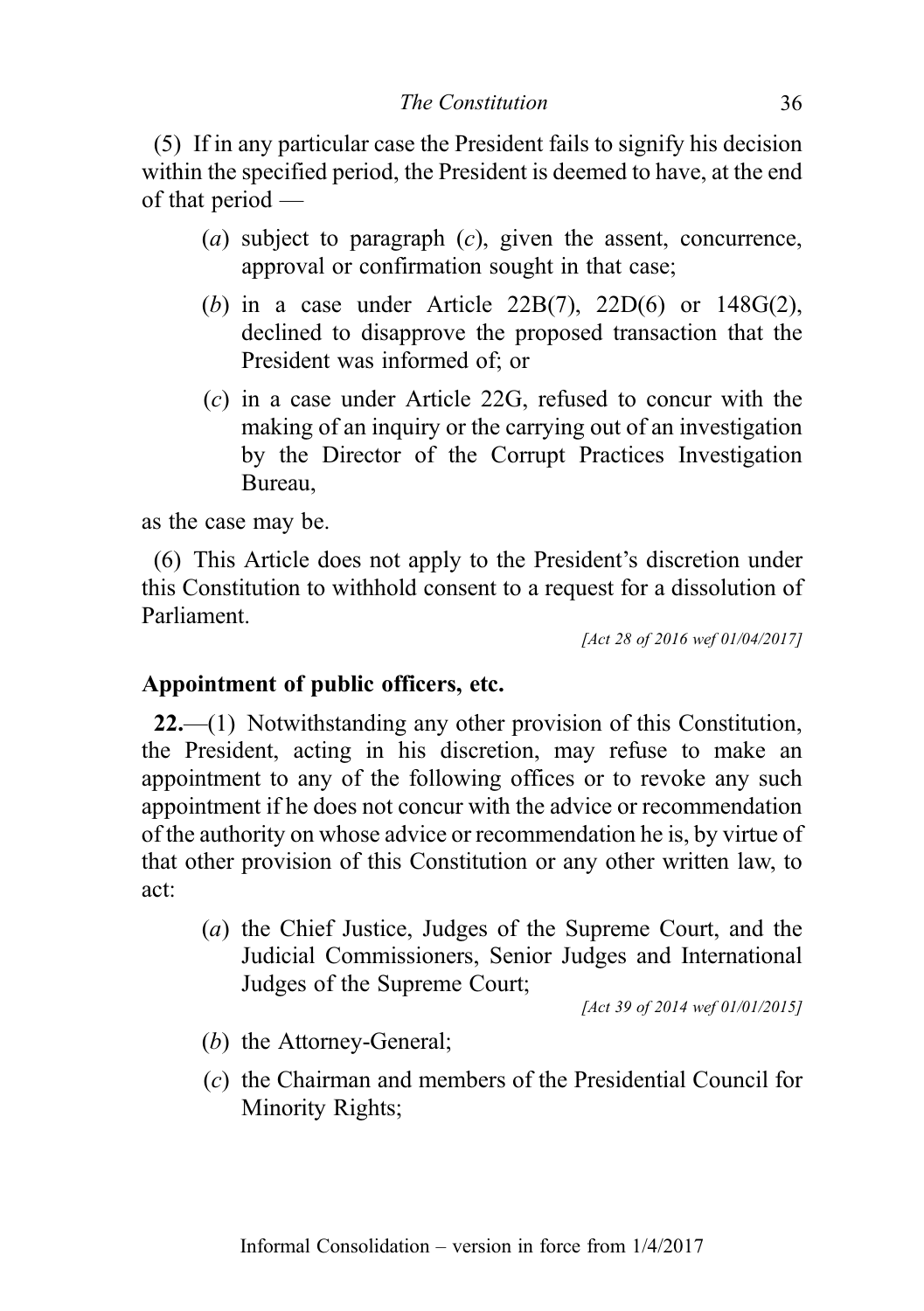(5) If in any particular case the President fails to signify his decision within the specified period, the President is deemed to have, at the end of that period —

(*a*) subject to paragraph (*c*), given the assent, concurrence, approval or confirmation sought in that case;

(*b*) in a case under Article 22B(7), 22D(6) or 148G(2), declined to disapprove the proposed transaction that the President was informed of; or

(*c*) in a case under Article 22G, refused to concur with the making of an inquiry or the carrying out of an investigation by the Director of the Corrupt Practices Investigation Bureau,

as the case may be.

(6) This Article does not apply to the President's discretion under this Constitution to withhold consent to a request for a dissolution of Parliament.

*[Act 28 of 2016 wef 01/04/2017]*

**Appointment of public officers, etc.**

**22.**—(1) Notwithstanding any other provision of this Constitution, the President, acting in his discretion, may refuse to make an appointment to any of the following offices or to revoke any such appointment if he does not concur with the advice or recommendation of the authority on whose advice or recommendation he is, by virtue of that other provision of this Constitution or any other written law, to act:

(*a*) the Chief Justice, Judges of the Supreme Court, and the Judicial Commissioners, Senior Judges and International Judges of the Supreme Court;

*[Act 39 of 2014 wef 01/01/2015]*

(*b*) the Attorney-General;

(*c*) the Chairman and members of the Presidential Council for Minority Rights;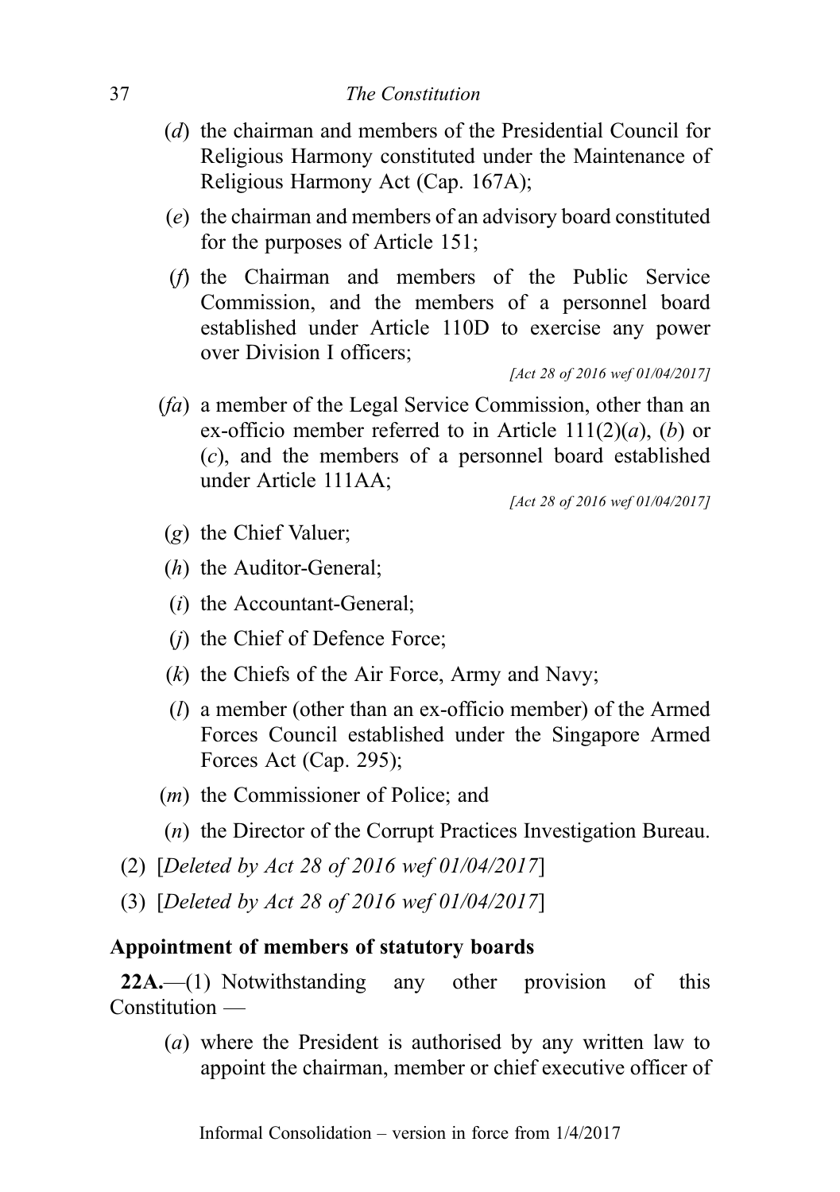(*d*) the chairman and members of the Presidential Council for Religious Harmony constituted under the Maintenance of Religious Harmony Act (Cap. 167A);

(*e*) the chairman and members of an advisory board constituted for the purposes of Article 151;

(*f*) the Chairman and members of the Public Service Commission, and the members of a personnel board established under Article 110D to exercise any power over Division I officers;

*[Act 28 of 2016 wef 01/04/2017]*

(*fa*) a member of the Legal Service Commission, other than an ex-officio member referred to in Article 111(2)(*a*), (*b*) or (*c*), and the members of a personnel board established under Article 111AA;

*[Act 28 of 2016 wef 01/04/2017]*

(*g*) the Chief Valuer;

(*h*) the Auditor-General;

(*i*) the Accountant-General;

(*j*) the Chief of Defence Force;

(*k*) the Chiefs of the Air Force, Army and Navy;

(*l*) a member (other than an ex-officio member) of the Armed Forces Council established under the Singapore Armed Forces Act (Cap. 295);

(*m*) the Commissioner of Police; and

(*n*) the Director of the Corrupt Practices Investigation Bureau.

(2) [*Deleted by Act 28 of 2016 wef 01/04/2017*]

(3) [*Deleted by Act 28 of 2016 wef 01/04/2017*]

### Appointment of members of statutory boards

**22A.**—(1) Notwithstanding any other provision of this Constitution —

(*a*) where the President is authorised by any written law to appoint the chairman, member or chief executive officer of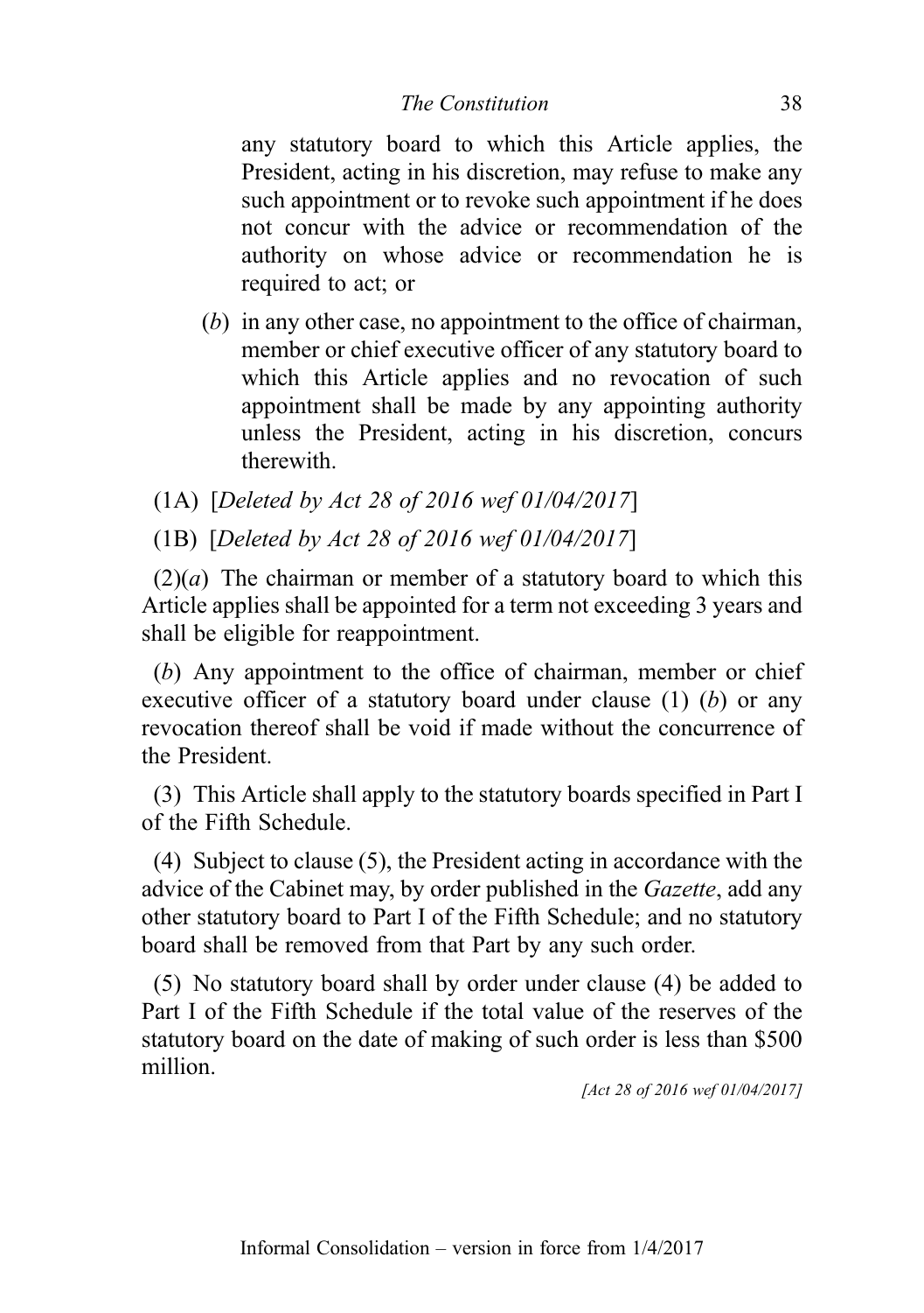any statutory board to which this Article applies, the President, acting in his discretion, may refuse to make any such appointment or to revoke such appointment if he does not concur with the advice or recommendation of the authority on whose advice or recommendation he is required to act; or

(*b*) in any other case, no appointment to the office of chairman, member or chief executive officer of any statutory board to which this Article applies and no revocation of such appointment shall be made by any appointing authority unless the President, acting in his discretion, concurs therewith.

(1A) [*Deleted by Act 28 of 2016 wef 01/04/2017*]

(1B) [*Deleted by Act 28 of 2016 wef 01/04/2017*]

(2)(*a*) The chairman or member of a statutory board to which this Article applies shall be appointed for a term not exceeding 3 years and shall be eligible for reappointment.

(*b*) Any appointment to the office of chairman, member or chief executive officer of a statutory board under clause (1) (*b*) or any revocation thereof shall be void if made without the concurrence of the President.

(3) This Article shall apply to the statutory boards specified in Part I of the Fifth Schedule.

(4) Subject to clause (5), the President acting in accordance with the advice of the Cabinet may, by order published in the *Gazette*, add any other statutory board to Part I of the Fifth Schedule; and no statutory board shall be removed from that Part by any such order.

(5) No statutory board shall by order under clause (4) be added to Part I of the Fifth Schedule if the total value of the reserves of the statutory board on the date of making of such order is less than $500 million.

*[Act 28 of 2016 wef 01/04/2017]*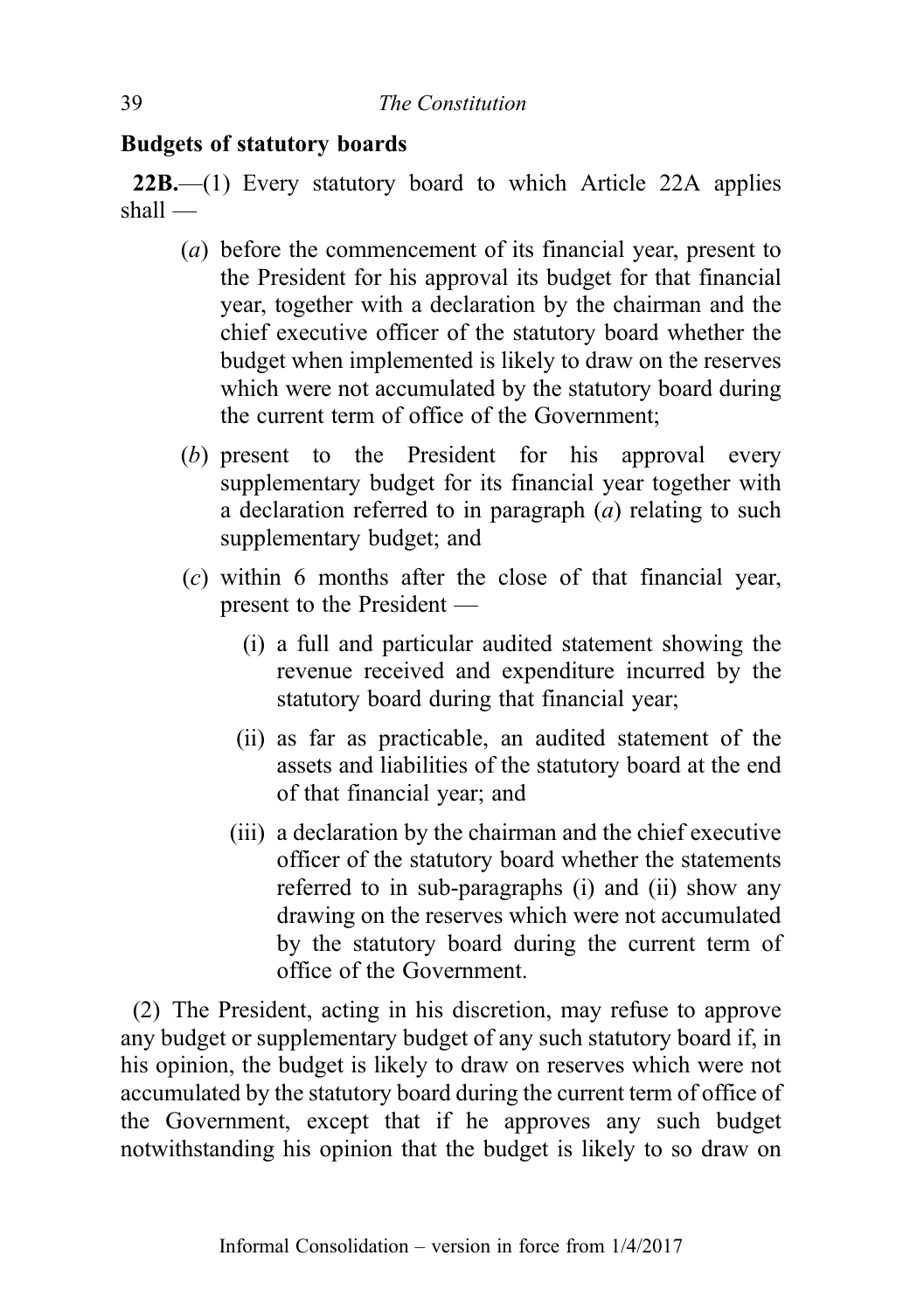### Budgets of statutory boards

**22B.**—(1) Every statutory board to which Article 22A applies shall —

- (*a*) before the commencement of its financial year, present to the President for his approval its budget for that financial year, together with a declaration by the chairman and the chief executive officer of the statutory board whether the budget when implemented is likely to draw on the reserves which were not accumulated by the statutory board during the current term of office of the Government;
- (*b*) present to the President for his approval every supplementary budget for its financial year together with a declaration referred to in paragraph (*a*) relating to such supplementary budget; and
- (*c*) within 6 months after the close of that financial year, present to the President —
  - (i) a full and particular audited statement showing the revenue received and expenditure incurred by the statutory board during that financial year;
  - (ii) as far as practicable, an audited statement of the assets and liabilities of the statutory board at the end of that financial year; and
  - (iii) a declaration by the chairman and the chief executive officer of the statutory board whether the statements referred to in sub-paragraphs (i) and (ii) show any drawing on the reserves which were not accumulated by the statutory board during the current term of office of the Government.

(2) The President, acting in his discretion, may refuse to approve any budget or supplementary budget of any such statutory board if, in his opinion, the budget is likely to draw on reserves which were not accumulated by the statutory board during the current term of office of the Government, except that if he approves any such budget notwithstanding his opinion that the budget is likely to so draw on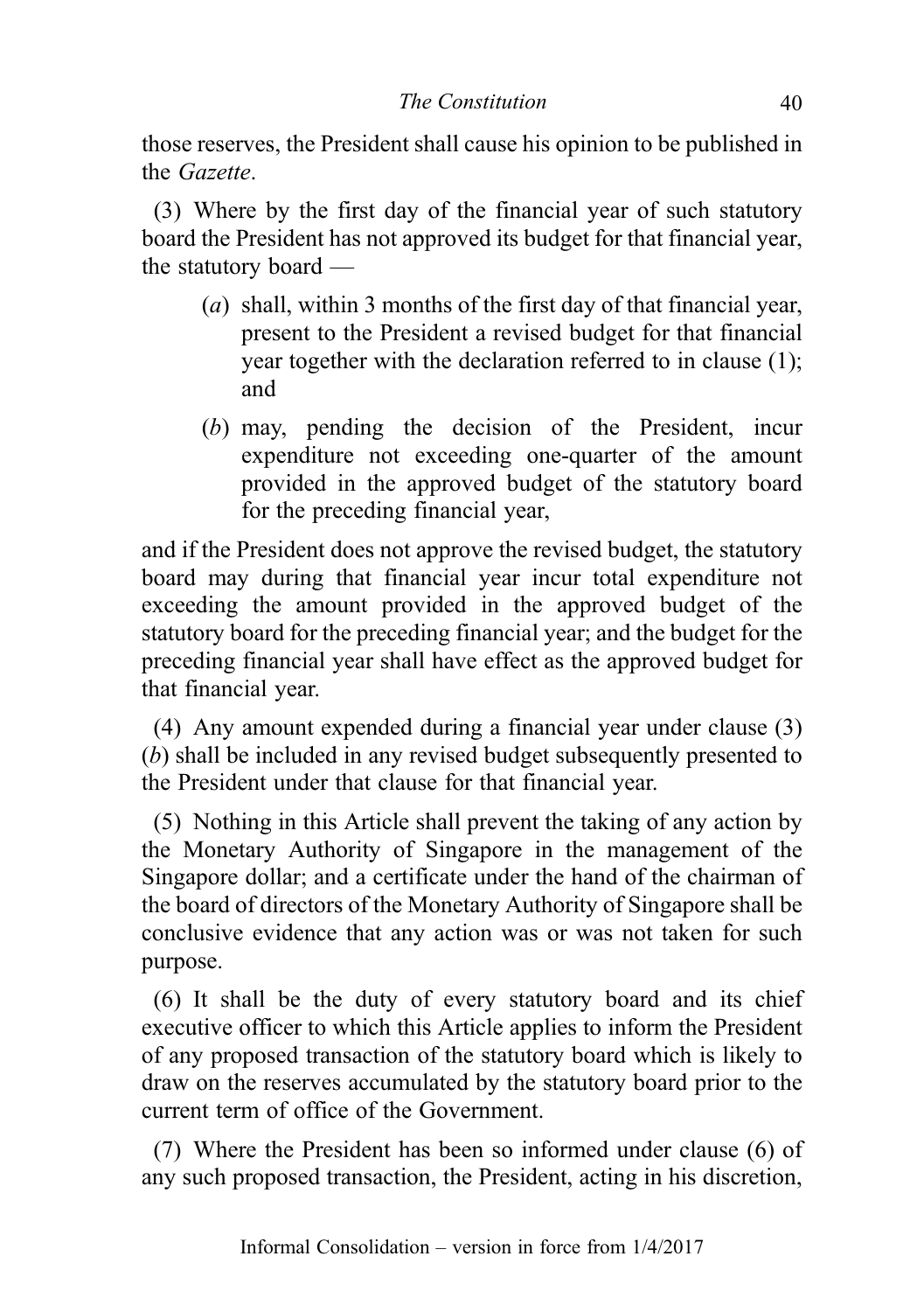those reserves, the President shall cause his opinion to be published in the *Gazette*.

(3) Where by the first day of the financial year of such statutory board the President has not approved its budget for that financial year, the statutory board —

- (*a*) shall, within 3 months of the first day of that financial year, present to the President a revised budget for that financial year together with the declaration referred to in clause (1); and
- (*b*) may, pending the decision of the President, incur expenditure not exceeding one-quarter of the amount provided in the approved budget of the statutory board for the preceding financial year,

and if the President does not approve the revised budget, the statutory board may during that financial year incur total expenditure not exceeding the amount provided in the approved budget of the statutory board for the preceding financial year; and the budget for the preceding financial year shall have effect as the approved budget for that financial year.

(4) Any amount expended during a financial year under clause (3)(*b*) shall be included in any revised budget subsequently presented to the President under that clause for that financial year.

(5) Nothing in this Article shall prevent the taking of any action by the Monetary Authority of Singapore in the management of the Singapore dollar; and a certificate under the hand of the chairman of the board of directors of the Monetary Authority of Singapore shall be conclusive evidence that any action was or was not taken for such purpose.

(6) It shall be the duty of every statutory board and its chief executive officer to which this Article applies to inform the President of any proposed transaction of the statutory board which is likely to draw on the reserves accumulated by the statutory board prior to the current term of office of the Government.

(7) Where the President has been so informed under clause (6) of any such proposed transaction, the President, acting in his discretion,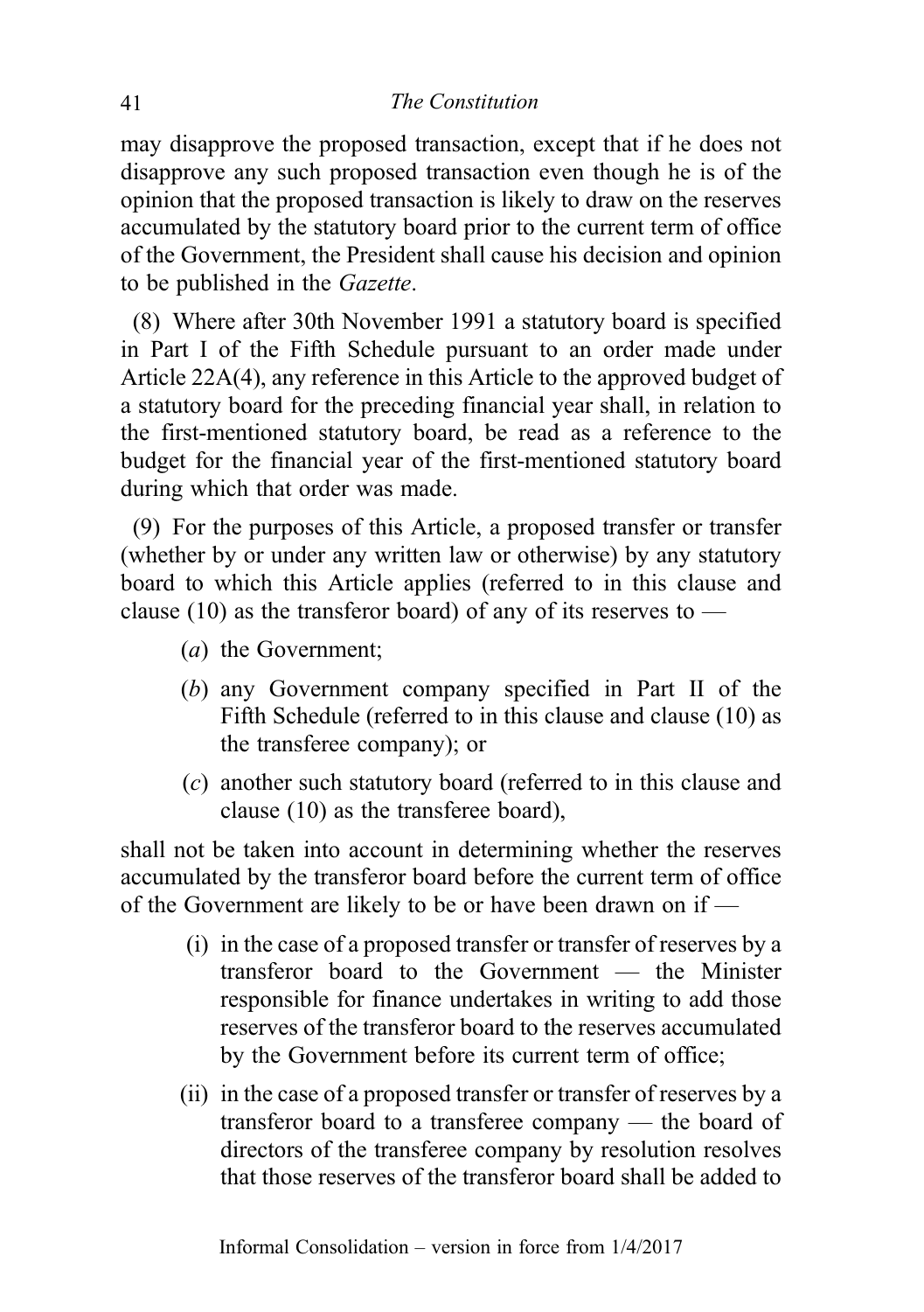may disapprove the proposed transaction, except that if he does not disapprove any such proposed transaction even though he is of the opinion that the proposed transaction is likely to draw on the reserves accumulated by the statutory board prior to the current term of office of the Government, the President shall cause his decision and opinion to be published in the *Gazette*.

(8) Where after 30th November 1991 a statutory board is specified in Part I of the Fifth Schedule pursuant to an order made under Article 22A(4), any reference in this Article to the approved budget of a statutory board for the preceding financial year shall, in relation to the first-mentioned statutory board, be read as a reference to the budget for the financial year of the first-mentioned statutory board during which that order was made.

(9) For the purposes of this Article, a proposed transfer or transfer (whether by or under any written law or otherwise) by any statutory board to which this Article applies (referred to in this clause and clause (10) as the transferor board) of any of its reserves to —

- (*a*) the Government;
- (*b*) any Government company specified in Part II of the Fifth Schedule (referred to in this clause and clause (10) as the transferee company); or
- (*c*) another such statutory board (referred to in this clause and clause (10) as the transferee board),

shall not be taken into account in determining whether the reserves accumulated by the transferor board before the current term of office of the Government are likely to be or have been drawn on if —

- (i) in the case of a proposed transfer or transfer of reserves by a transferor board to the Government — the Minister responsible for finance undertakes in writing to add those reserves of the transferor board to the reserves accumulated by the Government before its current term of office;
- (ii) in the case of a proposed transfer or transfer of reserves by a transferor board to a transferee company — the board of directors of the transferee company by resolution resolves that those reserves of the transferor board shall be added to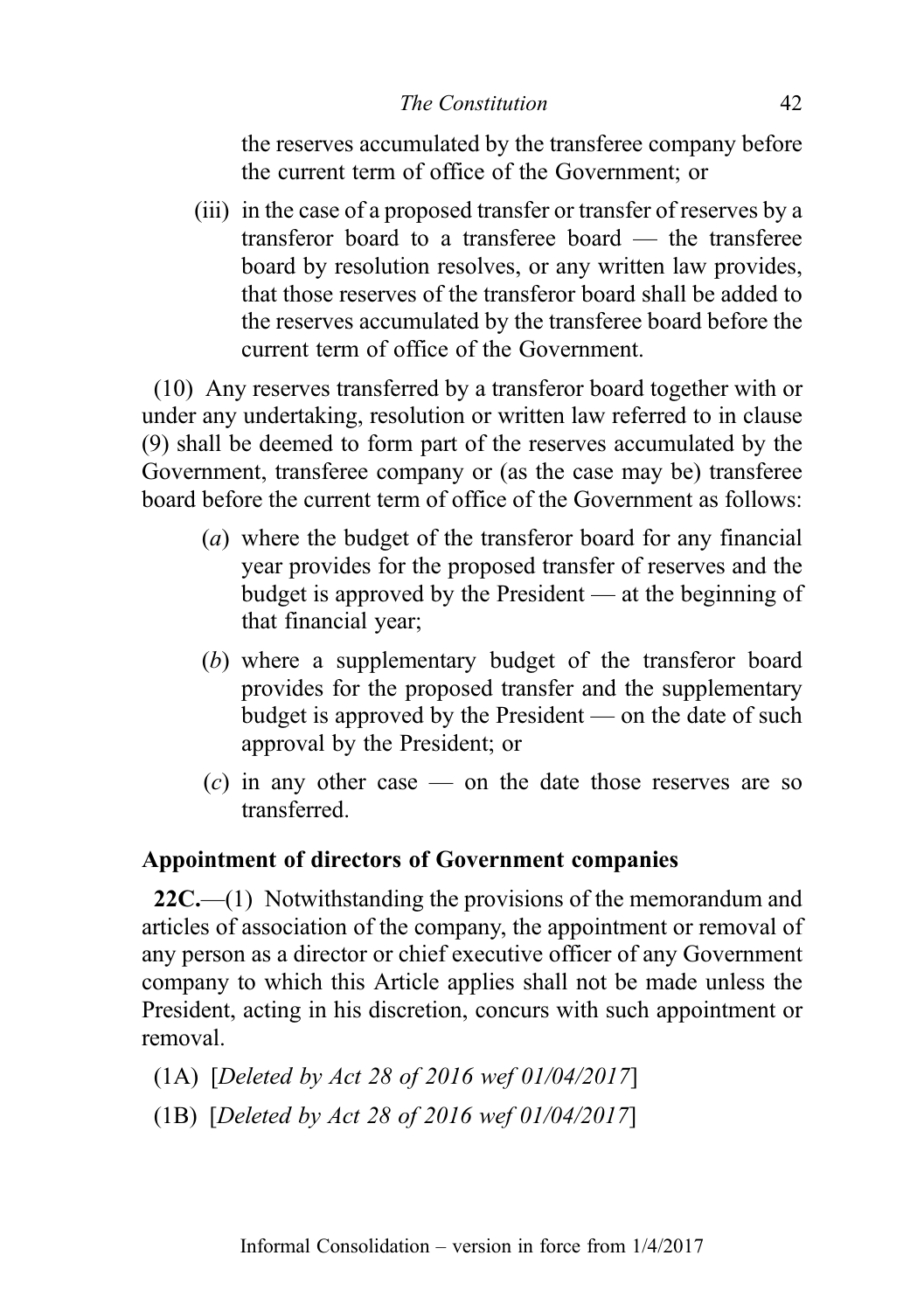the reserves accumulated by the transferee company before the current term of office of the Government; or

(iii) in the case of a proposed transfer or transfer of reserves by a transferor board to a transferee board — the transferee board by resolution resolves, or any written law provides, that those reserves of the transferor board shall be added to the reserves accumulated by the transferee board before the current term of office of the Government.

(10) Any reserves transferred by a transferor board together with or under any undertaking, resolution or written law referred to in clause (9) shall be deemed to form part of the reserves accumulated by the Government, transferee company or (as the case may be) transferee board before the current term of office of the Government as follows:

(*a*) where the budget of the transferor board for any financial year provides for the proposed transfer of reserves and the budget is approved by the President — at the beginning of that financial year;

(*b*) where a supplementary budget of the transferor board provides for the proposed transfer and the supplementary budget is approved by the President — on the date of such approval by the President; or

(*c*) in any other case — on the date those reserves are so transferred.

**Appointment of directors of Government companies**

**22C.**—(1) Notwithstanding the provisions of the memorandum and articles of association of the company, the appointment or removal of any person as a director or chief executive officer of any Government company to which this Article applies shall not be made unless the President, acting in his discretion, concurs with such appointment or removal.

(1A) [*Deleted by Act 28 of 2016 wef 01/04/2017*]

(1B) [*Deleted by Act 28 of 2016 wef 01/04/2017*]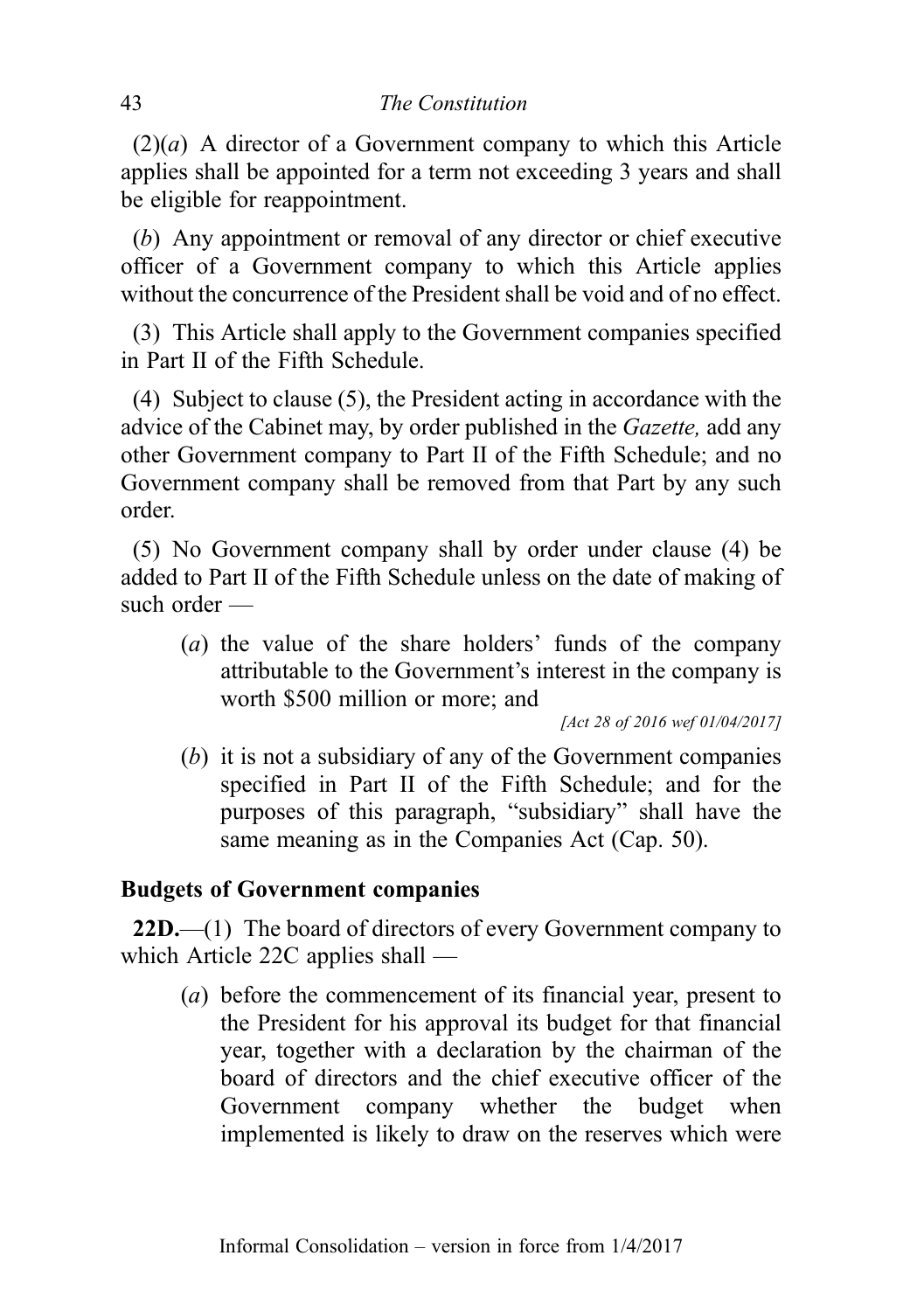(2)(*a*) A director of a Government company to which this Article applies shall be appointed for a term not exceeding 3 years and shall be eligible for reappointment.

(*b*) Any appointment or removal of any director or chief executive officer of a Government company to which this Article applies without the concurrence of the President shall be void and of no effect.

(3) This Article shall apply to the Government companies specified in Part II of the Fifth Schedule.

(4) Subject to clause (5), the President acting in accordance with the advice of the Cabinet may, by order published in the *Gazette,* add any other Government company to Part II of the Fifth Schedule; and no Government company shall be removed from that Part by any such order.

(5) No Government company shall by order under clause (4) be added to Part II of the Fifth Schedule unless on the date of making of such order —

(*a*) the value of the share holders' funds of the company attributable to the Government's interest in the company is worth $500 million or more; and

*[Act 28 of 2016 wef 01/04/2017]*

(*b*) it is not a subsidiary of any of the Government companies specified in Part II of the Fifth Schedule; and for the purposes of this paragraph, "subsidiary" shall have the same meaning as in the Companies Act (Cap. 50).

**Budgets of Government companies**

**22D.**—(1) The board of directors of every Government company to which Article 22C applies shall —

(*a*) before the commencement of its financial year, present to the President for his approval its budget for that financial year, together with a declaration by the chairman of the board of directors and the chief executive officer of the Government company whether the budget when implemented is likely to draw on the reserves which were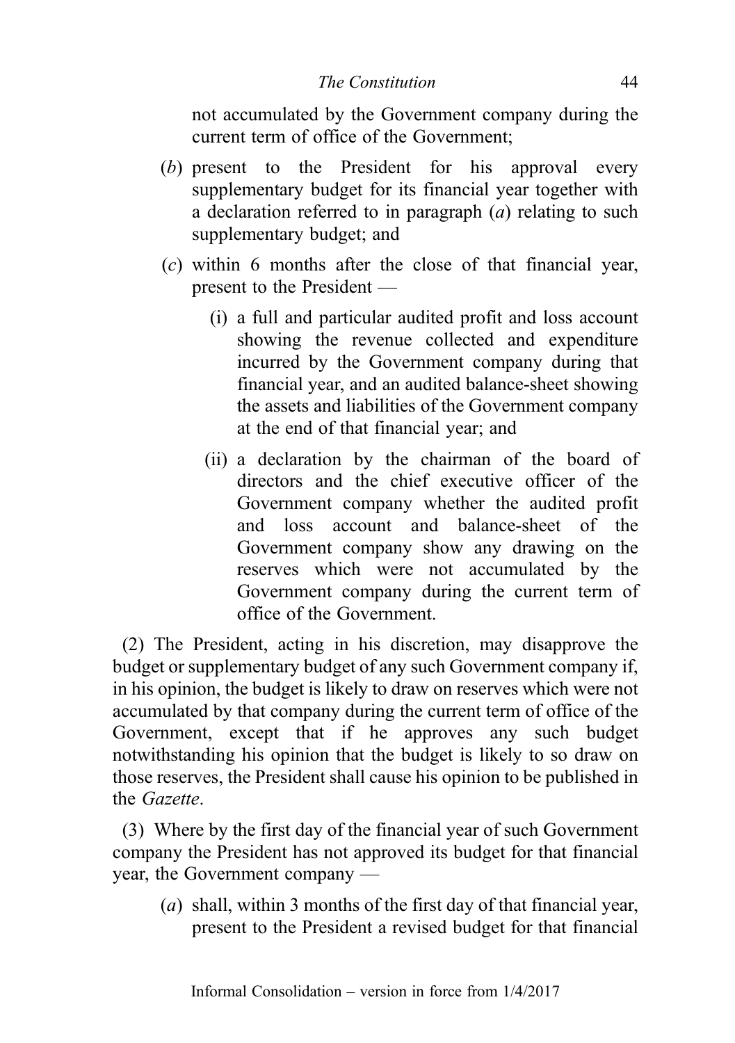not accumulated by the Government company during the current term of office of the Government;

(*b*) present to the President for his approval every supplementary budget for its financial year together with a declaration referred to in paragraph (*a*) relating to such supplementary budget; and

(*c*) within 6 months after the close of that financial year, present to the President —

(i) a full and particular audited profit and loss account showing the revenue collected and expenditure incurred by the Government company during that financial year, and an audited balance-sheet showing the assets and liabilities of the Government company at the end of that financial year; and

(ii) a declaration by the chairman of the board of directors and the chief executive officer of the Government company whether the audited profit and loss account and balance-sheet of the Government company show any drawing on the reserves which were not accumulated by the Government company during the current term of office of the Government.

(2) The President, acting in his discretion, may disapprove the budget or supplementary budget of any such Government company if, in his opinion, the budget is likely to draw on reserves which were not accumulated by that company during the current term of office of the Government, except that if he approves any such budget notwithstanding his opinion that the budget is likely to so draw on those reserves, the President shall cause his opinion to be published in the *Gazette*.

(3) Where by the first day of the financial year of such Government company the President has not approved its budget for that financial year, the Government company —

(*a*) shall, within 3 months of the first day of that financial year, present to the President a revised budget for that financial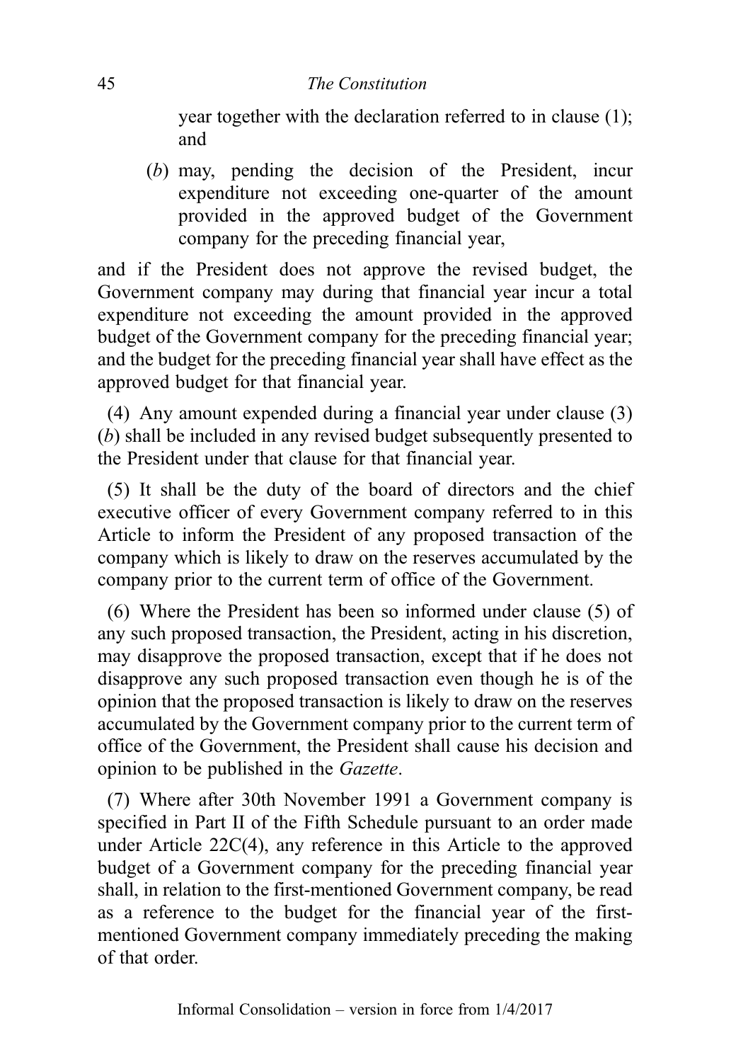year together with the declaration referred to in clause (1); and

(*b*) may, pending the decision of the President, incur expenditure not exceeding one-quarter of the amount provided in the approved budget of the Government company for the preceding financial year,

and if the President does not approve the revised budget, the Government company may during that financial year incur a total expenditure not exceeding the amount provided in the approved budget of the Government company for the preceding financial year; and the budget for the preceding financial year shall have effect as the approved budget for that financial year.

(4) Any amount expended during a financial year under clause (3)(*b*) shall be included in any revised budget subsequently presented to the President under that clause for that financial year.

(5) It shall be the duty of the board of directors and the chief executive officer of every Government company referred to in this Article to inform the President of any proposed transaction of the company which is likely to draw on the reserves accumulated by the company prior to the current term of office of the Government.

(6) Where the President has been so informed under clause (5) of any such proposed transaction, the President, acting in his discretion, may disapprove the proposed transaction, except that if he does not disapprove any such proposed transaction even though he is of the opinion that the proposed transaction is likely to draw on the reserves accumulated by the Government company prior to the current term of office of the Government, the President shall cause his decision and opinion to be published in the *Gazette*.

(7) Where after 30th November 1991 a Government company is specified in Part II of the Fifth Schedule pursuant to an order made under Article 22C(4), any reference in this Article to the approved budget of a Government company for the preceding financial year shall, in relation to the first-mentioned Government company, be read as a reference to the budget for the financial year of the first-mentioned Government company immediately preceding the making of that order.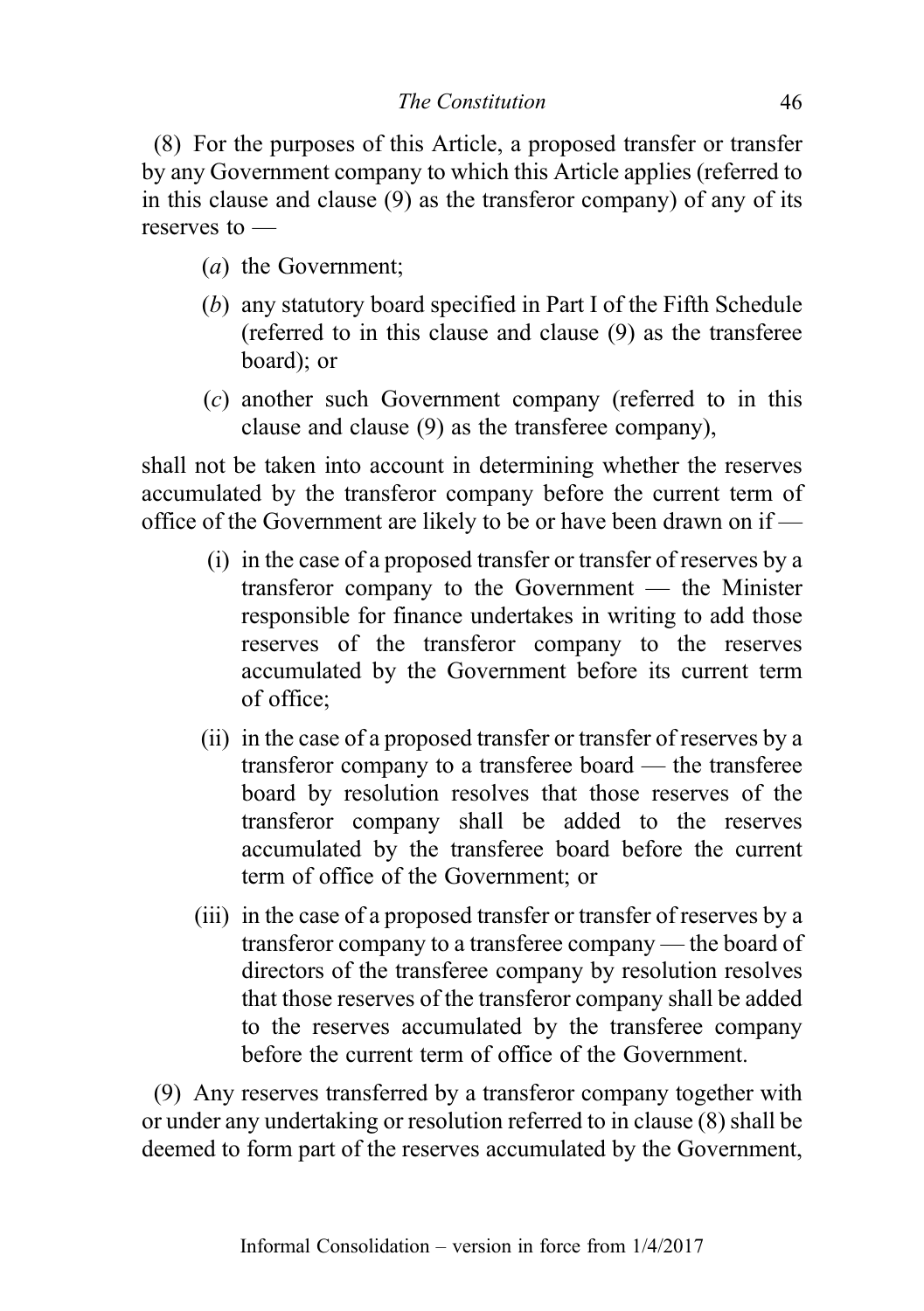(8) For the purposes of this Article, a proposed transfer or transfer by any Government company to which this Article applies (referred to in this clause and clause (9) as the transferor company) of any of its reserves to —

- (*a*) the Government;
- (*b*) any statutory board specified in Part I of the Fifth Schedule (referred to in this clause and clause (9) as the transferee board); or
- (*c*) another such Government company (referred to in this clause and clause (9) as the transferee company),

shall not be taken into account in determining whether the reserves accumulated by the transferor company before the current term of office of the Government are likely to be or have been drawn on if —

- (i) in the case of a proposed transfer or transfer of reserves by a transferor company to the Government — the Minister responsible for finance undertakes in writing to add those reserves of the transferor company to the reserves accumulated by the Government before its current term of office;
- (ii) in the case of a proposed transfer or transfer of reserves by a transferor company to a transferee board — the transferee board by resolution resolves that those reserves of the transferor company shall be added to the reserves accumulated by the transferee board before the current term of office of the Government; or
- (iii) in the case of a proposed transfer or transfer of reserves by a transferor company to a transferee company — the board of directors of the transferee company by resolution resolves that those reserves of the transferor company shall be added to the reserves accumulated by the transferee company before the current term of office of the Government.

(9) Any reserves transferred by a transferor company together with or under any undertaking or resolution referred to in clause (8) shall be deemed to form part of the reserves accumulated by the Government,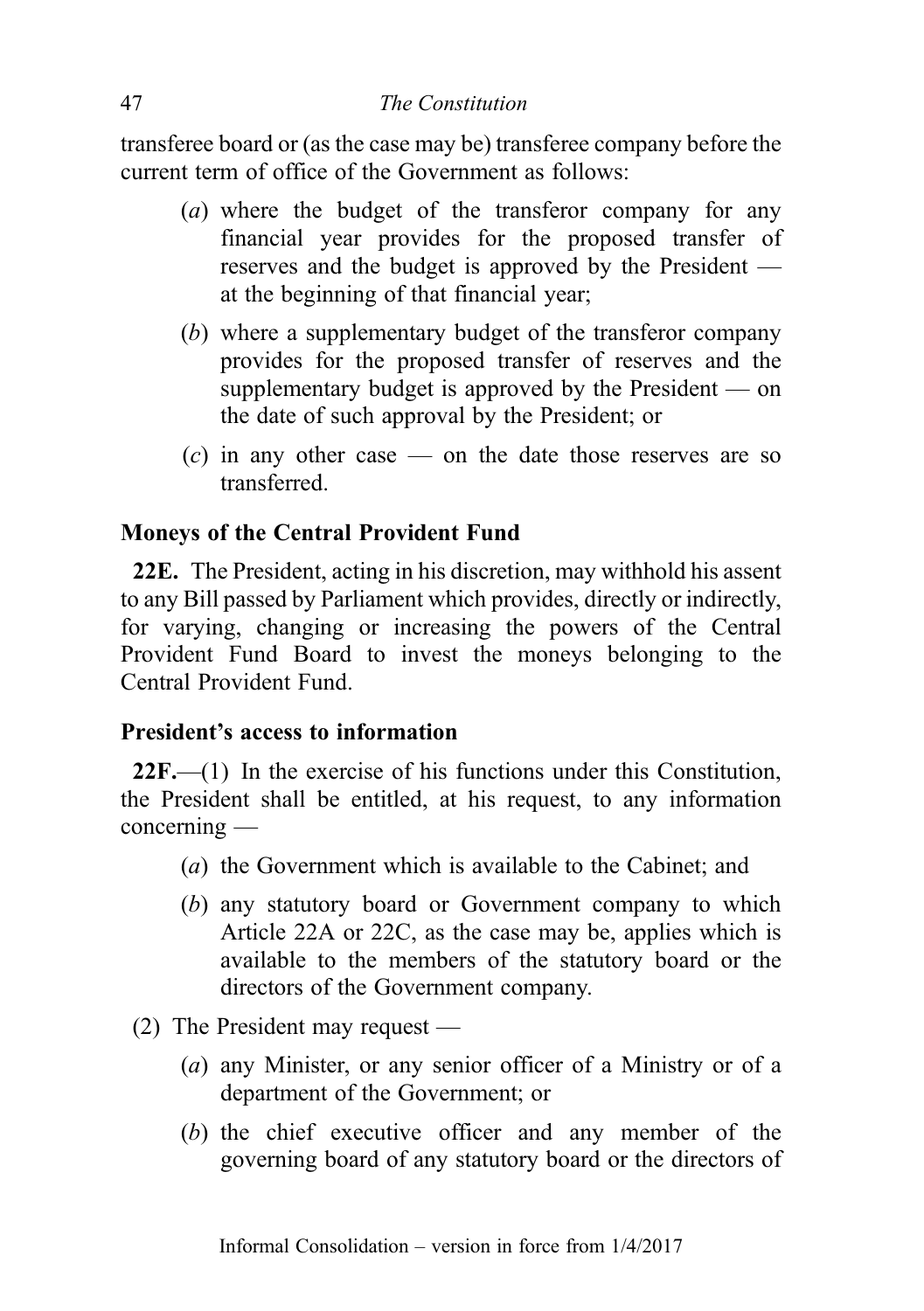transferee board or (as the case may be) transferee company before the current term of office of the Government as follows:

- (*a*) where the budget of the transferor company for any financial year provides for the proposed transfer of reserves and the budget is approved by the President — at the beginning of that financial year;
- (*b*) where a supplementary budget of the transferor company provides for the proposed transfer of reserves and the supplementary budget is approved by the President — on the date of such approval by the President; or
- (*c*) in any other case — on the date those reserves are so transferred.

**Moneys of the Central Provident Fund**

**22E.** The President, acting in his discretion, may withhold his assent to any Bill passed by Parliament which provides, directly or indirectly, for varying, changing or increasing the powers of the Central Provident Fund Board to invest the moneys belonging to the Central Provident Fund.

**President's access to information**

**22F.**—(1) In the exercise of his functions under this Constitution, the President shall be entitled, at his request, to any information concerning —

- (*a*) the Government which is available to the Cabinet; and
- (*b*) any statutory board or Government company to which Article 22A or 22C, as the case may be, applies which is available to the members of the statutory board or the directors of the Government company.

(2) The President may request —

- (*a*) any Minister, or any senior officer of a Ministry or of a department of the Government; or
- (*b*) the chief executive officer and any member of the governing board of any statutory board or the directors of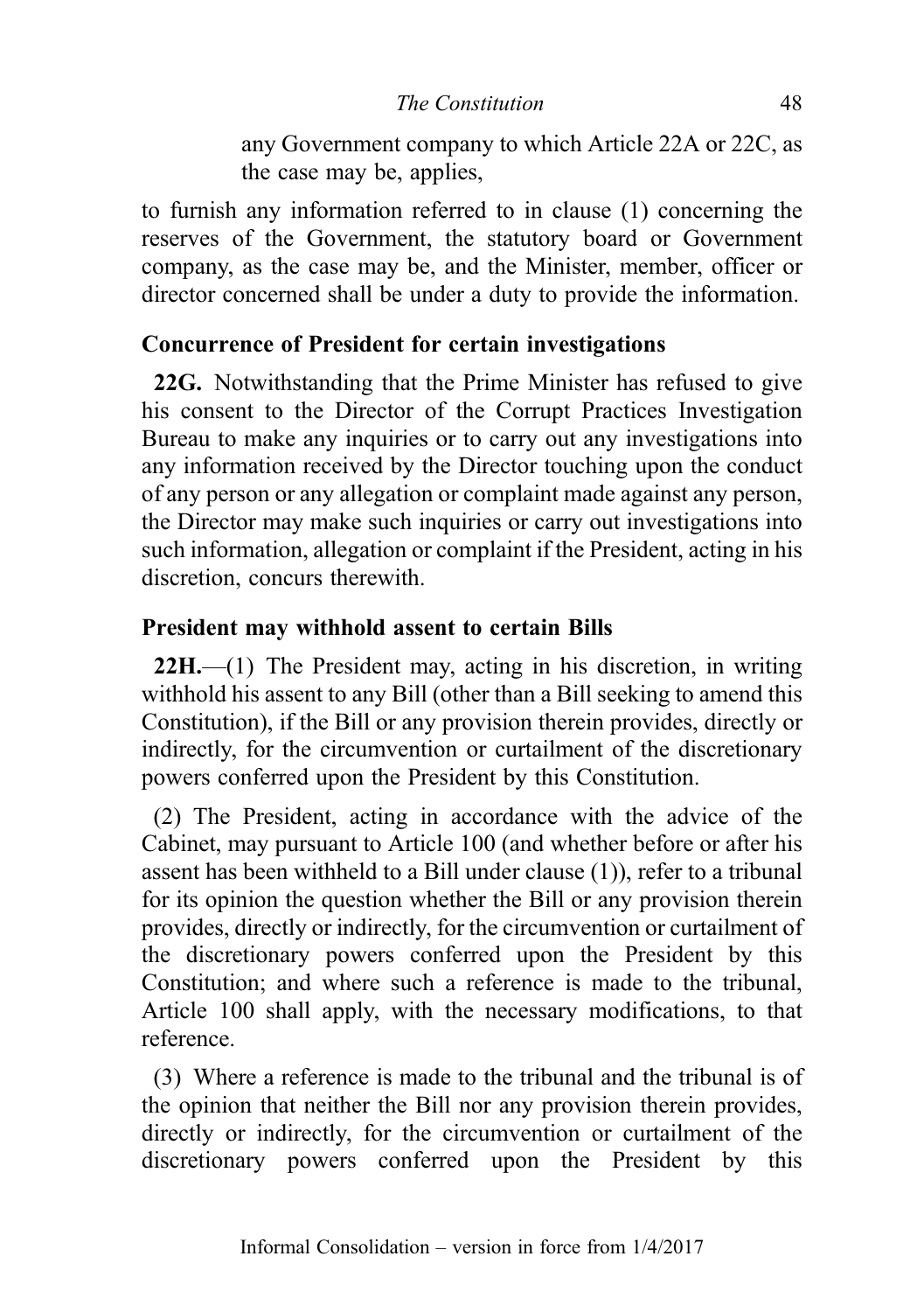any Government company to which Article 22A or 22C, as the case may be, applies,

to furnish any information referred to in clause (1) concerning the reserves of the Government, the statutory board or Government company, as the case may be, and the Minister, member, officer or director concerned shall be under a duty to provide the information.

### Concurrence of President for certain investigations

**22G.** Notwithstanding that the Prime Minister has refused to give his consent to the Director of the Corrupt Practices Investigation Bureau to make any inquiries or to carry out any investigations into any information received by the Director touching upon the conduct of any person or any allegation or complaint made against any person, the Director may make such inquiries or carry out investigations into such information, allegation or complaint if the President, acting in his discretion, concurs therewith.

### President may withhold assent to certain Bills

**22H.**—(1) The President may, acting in his discretion, in writing withhold his assent to any Bill (other than a Bill seeking to amend this Constitution), if the Bill or any provision therein provides, directly or indirectly, for the circumvention or curtailment of the discretionary powers conferred upon the President by this Constitution.

(2) The President, acting in accordance with the advice of the Cabinet, may pursuant to Article 100 (and whether before or after his assent has been withheld to a Bill under clause (1)), refer to a tribunal for its opinion the question whether the Bill or any provision therein provides, directly or indirectly, for the circumvention or curtailment of the discretionary powers conferred upon the President by this Constitution; and where such a reference is made to the tribunal, Article 100 shall apply, with the necessary modifications, to that reference.

(3) Where a reference is made to the tribunal and the tribunal is of the opinion that neither the Bill nor any provision therein provides, directly or indirectly, for the circumvention or curtailment of the discretionary powers conferred upon the President by this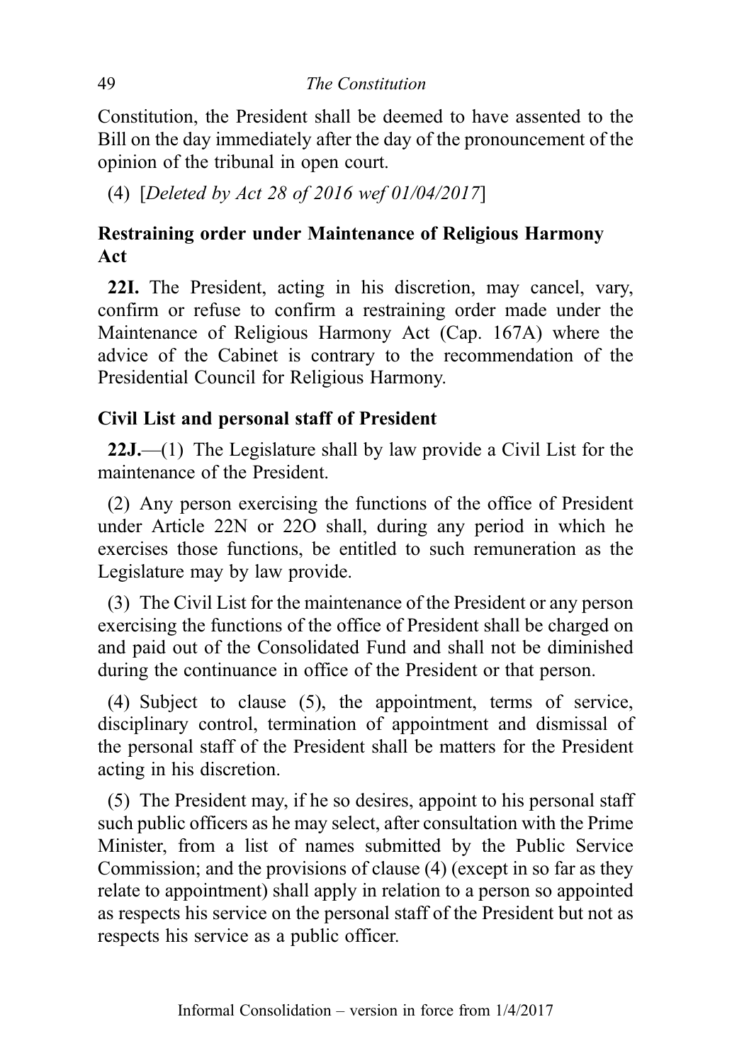Constitution, the President shall be deemed to have assented to the Bill on the day immediately after the day of the pronouncement of the opinion of the tribunal in open court.

(4) [*Deleted by Act 28 of 2016 wef 01/04/2017*]

### Restraining order under Maintenance of Religious Harmony Act

**22I.** The President, acting in his discretion, may cancel, vary, confirm or refuse to confirm a restraining order made under the Maintenance of Religious Harmony Act (Cap. 167A) where the advice of the Cabinet is contrary to the recommendation of the Presidential Council for Religious Harmony.

### Civil List and personal staff of President

**22J.**—(1) The Legislature shall by law provide a Civil List for the maintenance of the President.

(2) Any person exercising the functions of the office of President under Article 22N or 22O shall, during any period in which he exercises those functions, be entitled to such remuneration as the Legislature may by law provide.

(3) The Civil List for the maintenance of the President or any person exercising the functions of the office of President shall be charged on and paid out of the Consolidated Fund and shall not be diminished during the continuance in office of the President or that person.

(4) Subject to clause (5), the appointment, terms of service, disciplinary control, termination of appointment and dismissal of the personal staff of the President shall be matters for the President acting in his discretion.

(5) The President may, if he so desires, appoint to his personal staff such public officers as he may select, after consultation with the Prime Minister, from a list of names submitted by the Public Service Commission; and the provisions of clause (4) (except in so far as they relate to appointment) shall apply in relation to a person so appointed as respects his service on the personal staff of the President but not as respects his service as a public officer.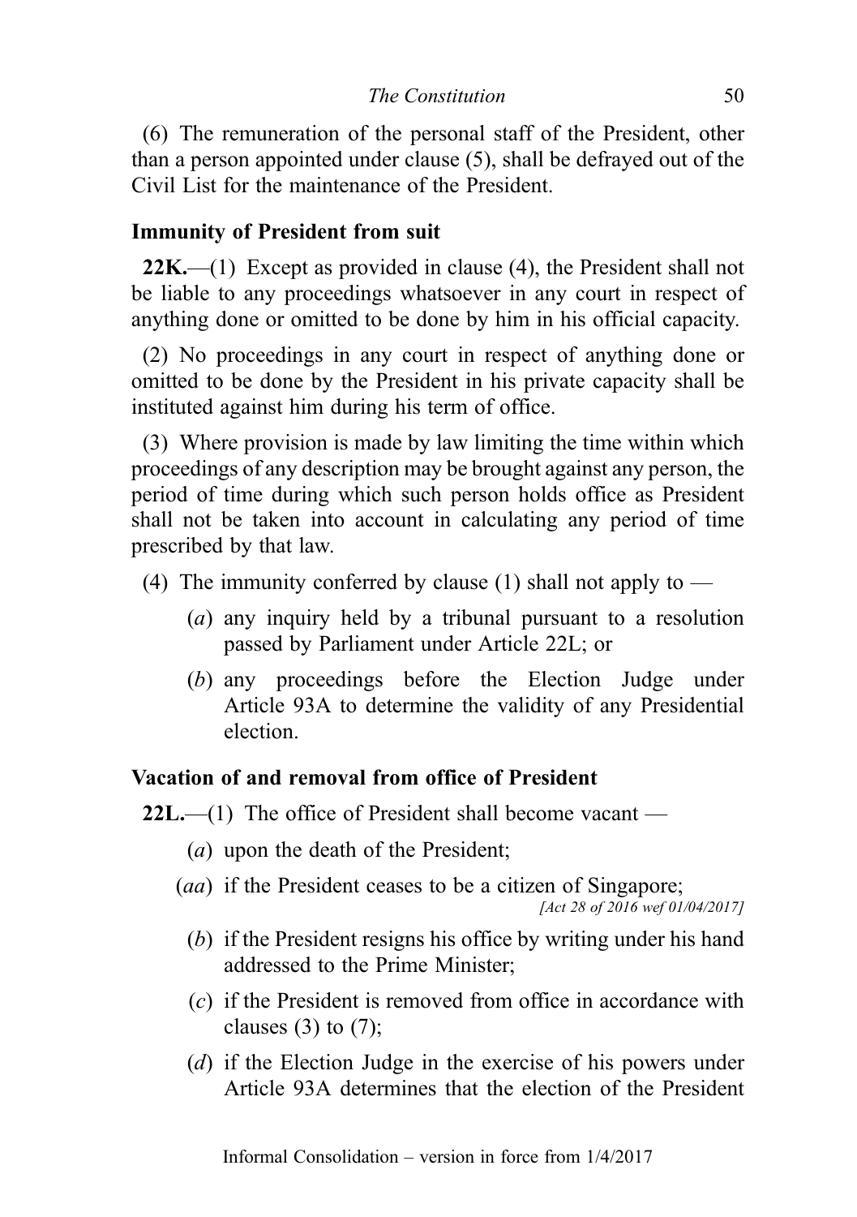(6) The remuneration of the personal staff of the President, other than a person appointed under clause (5), shall be defrayed out of the Civil List for the maintenance of the President.

### Immunity of President from suit

**22K.**—(1) Except as provided in clause (4), the President shall not be liable to any proceedings whatsoever in any court in respect of anything done or omitted to be done by him in his official capacity.

(2) No proceedings in any court in respect of anything done or omitted to be done by the President in his private capacity shall be instituted against him during his term of office.

(3) Where provision is made by law limiting the time within which proceedings of any description may be brought against any person, the period of time during which such person holds office as President shall not be taken into account in calculating any period of time prescribed by that law.

(4) The immunity conferred by clause (1) shall not apply to —

- (*a*) any inquiry held by a tribunal pursuant to a resolution passed by Parliament under Article 22L; or
- (*b*) any proceedings before the Election Judge under Article 93A to determine the validity of any Presidential election.

### Vacation of and removal from office of President

**22L.**—(1) The office of President shall become vacant —

- (*a*) upon the death of the President;
- (*aa*) if the President ceases to be a citizen of Singapore;
  *[Act 28 of 2016 wef 01/04/2017]*
- (*b*) if the President resigns his office by writing under his hand addressed to the Prime Minister;
- (*c*) if the President is removed from office in accordance with clauses (3) to (7);
- (*d*) if the Election Judge in the exercise of his powers under Article 93A determines that the election of the President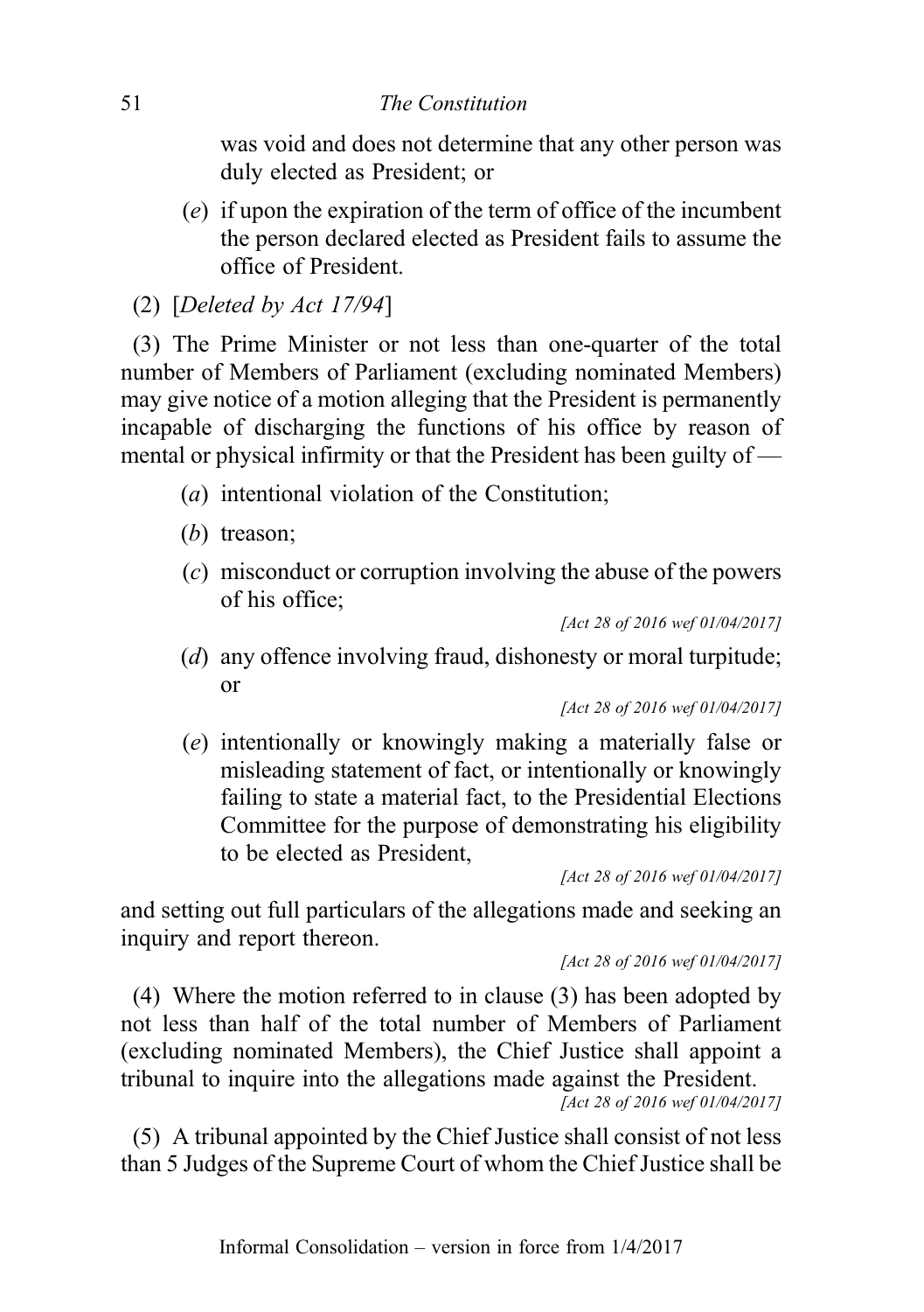was void and does not determine that any other person was duly elected as President; or

(*e*) if upon the expiration of the term of office of the incumbent the person declared elected as President fails to assume the office of President.

(2) [*Deleted by Act 17/94*]

(3) The Prime Minister or not less than one-quarter of the total number of Members of Parliament (excluding nominated Members) may give notice of a motion alleging that the President is permanently incapable of discharging the functions of his office by reason of mental or physical infirmity or that the President has been guilty of —

(*a*) intentional violation of the Constitution;

(*b*) treason;

(*c*) misconduct or corruption involving the abuse of the powers of his office;

*[Act 28 of 2016 wef 01/04/2017]*

(*d*) any offence involving fraud, dishonesty or moral turpitude; or

*[Act 28 of 2016 wef 01/04/2017]*

(*e*) intentionally or knowingly making a materially false or misleading statement of fact, or intentionally or knowingly failing to state a material fact, to the Presidential Elections Committee for the purpose of demonstrating his eligibility to be elected as President,

*[Act 28 of 2016 wef 01/04/2017]*

and setting out full particulars of the allegations made and seeking an inquiry and report thereon.

*[Act 28 of 2016 wef 01/04/2017]*

(4) Where the motion referred to in clause (3) has been adopted by not less than half of the total number of Members of Parliament (excluding nominated Members), the Chief Justice shall appoint a tribunal to inquire into the allegations made against the President.

*[Act 28 of 2016 wef 01/04/2017]*

(5) A tribunal appointed by the Chief Justice shall consist of not less than 5 Judges of the Supreme Court of whom the Chief Justice shall be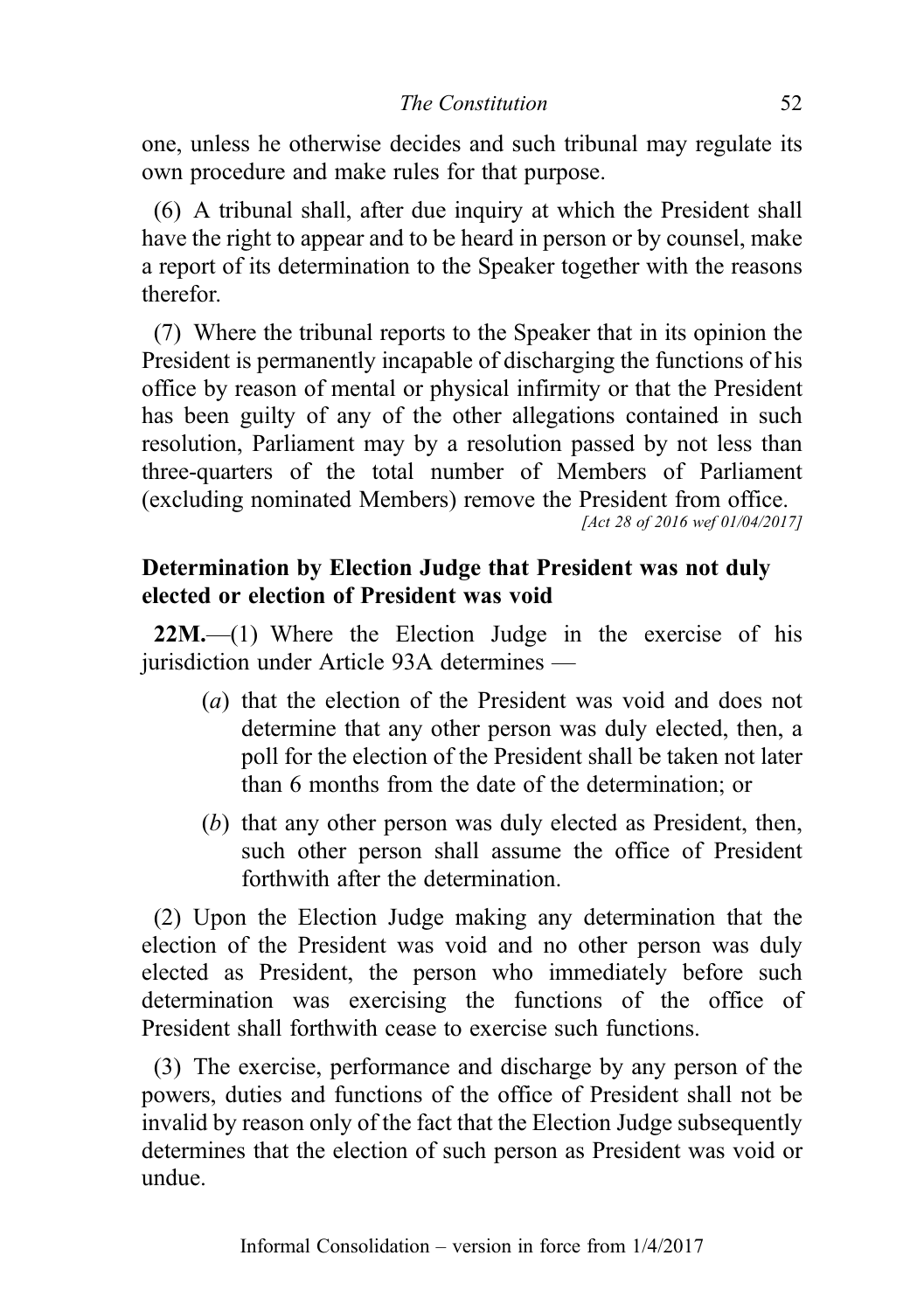one, unless he otherwise decides and such tribunal may regulate its own procedure and make rules for that purpose.

(6) A tribunal shall, after due inquiry at which the President shall have the right to appear and to be heard in person or by counsel, make a report of its determination to the Speaker together with the reasons therefor.

(7) Where the tribunal reports to the Speaker that in its opinion the President is permanently incapable of discharging the functions of his office by reason of mental or physical infirmity or that the President has been guilty of any of the other allegations contained in such resolution, Parliament may by a resolution passed by not less than three-quarters of the total number of Members of Parliament (excluding nominated Members) remove the President from office.

*[Act 28 of 2016 wef 01/04/2017]*

**Determination by Election Judge that President was not duly elected or election of President was void**

**22M.**—(1) Where the Election Judge in the exercise of his jurisdiction under Article 93A determines —

- (*a*) that the election of the President was void and does not determine that any other person was duly elected, then, a poll for the election of the President shall be taken not later than 6 months from the date of the determination; or
- (*b*) that any other person was duly elected as President, then, such other person shall assume the office of President forthwith after the determination.

(2) Upon the Election Judge making any determination that the election of the President was void and no other person was duly elected as President, the person who immediately before such determination was exercising the functions of the office of President shall forthwith cease to exercise such functions.

(3) The exercise, performance and discharge by any person of the powers, duties and functions of the office of President shall not be invalid by reason only of the fact that the Election Judge subsequently determines that the election of such person as President was void or undue.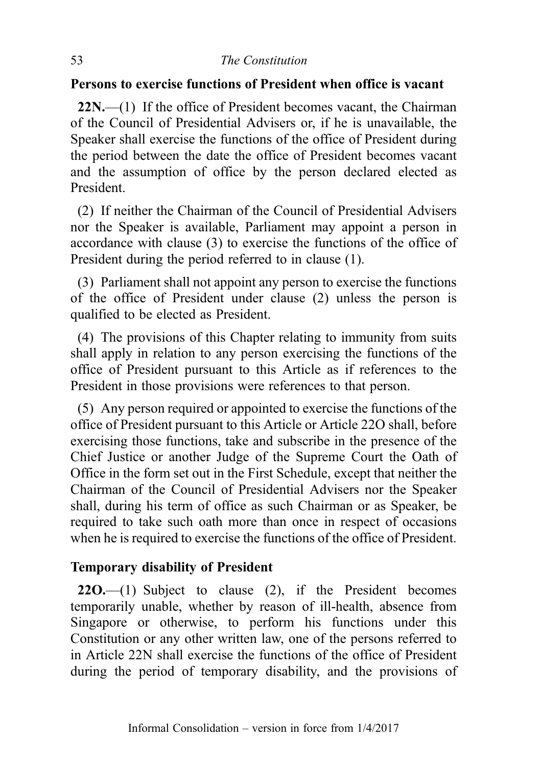### Persons to exercise functions of President when office is vacant

**22N.**—(1) If the office of President becomes vacant, the Chairman of the Council of Presidential Advisers or, if he is unavailable, the Speaker shall exercise the functions of the office of President during the period between the date the office of President becomes vacant and the assumption of office by the person declared elected as President.

(2) If neither the Chairman of the Council of Presidential Advisers nor the Speaker is available, Parliament may appoint a person in accordance with clause (3) to exercise the functions of the office of President during the period referred to in clause (1).

(3) Parliament shall not appoint any person to exercise the functions of the office of President under clause (2) unless the person is qualified to be elected as President.

(4) The provisions of this Chapter relating to immunity from suits shall apply in relation to any person exercising the functions of the office of President pursuant to this Article as if references to the President in those provisions were references to that person.

(5) Any person required or appointed to exercise the functions of the office of President pursuant to this Article or Article 22O shall, before exercising those functions, take and subscribe in the presence of the Chief Justice or another Judge of the Supreme Court the Oath of Office in the form set out in the First Schedule, except that neither the Chairman of the Council of Presidential Advisers nor the Speaker shall, during his term of office as such Chairman or as Speaker, be required to take such oath more than once in respect of occasions when he is required to exercise the functions of the office of President.

### Temporary disability of President

**22O.**—(1) Subject to clause (2), if the President becomes temporarily unable, whether by reason of ill-health, absence from Singapore or otherwise, to perform his functions under this Constitution or any other written law, one of the persons referred to in Article 22N shall exercise the functions of the office of President during the period of temporary disability, and the provisions of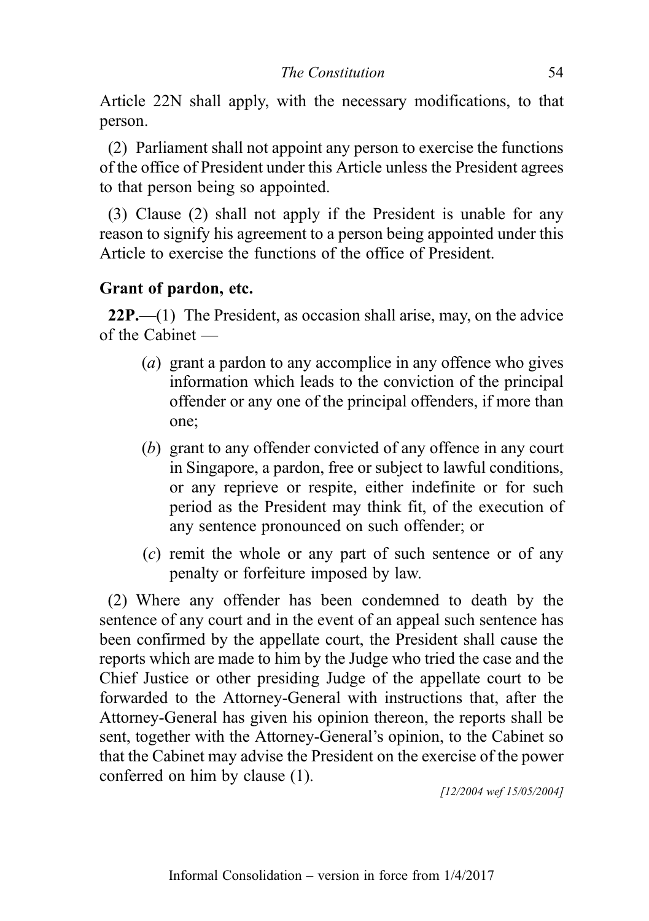Article 22N shall apply, with the necessary modifications, to that person.

(2) Parliament shall not appoint any person to exercise the functions of the office of President under this Article unless the President agrees to that person being so appointed.

(3) Clause (2) shall not apply if the President is unable for any reason to signify his agreement to a person being appointed under this Article to exercise the functions of the office of President.

### Grant of pardon, etc.

**22P.**—(1) The President, as occasion shall arise, may, on the advice of the Cabinet —

(*a*) grant a pardon to any accomplice in any offence who gives information which leads to the conviction of the principal offender or any one of the principal offenders, if more than one;

(*b*) grant to any offender convicted of any offence in any court in Singapore, a pardon, free or subject to lawful conditions, or any reprieve or respite, either indefinite or for such period as the President may think fit, of the execution of any sentence pronounced on such offender; or

(*c*) remit the whole or any part of such sentence or of any penalty or forfeiture imposed by law.

(2) Where any offender has been condemned to death by the sentence of any court and in the event of an appeal such sentence has been confirmed by the appellate court, the President shall cause the reports which are made to him by the Judge who tried the case and the Chief Justice or other presiding Judge of the appellate court to be forwarded to the Attorney-General with instructions that, after the Attorney-General has given his opinion thereon, the reports shall be sent, together with the Attorney-General's opinion, to the Cabinet so that the Cabinet may advise the President on the exercise of the power conferred on him by clause (1).

*[12/2004 wef 15/05/2004]*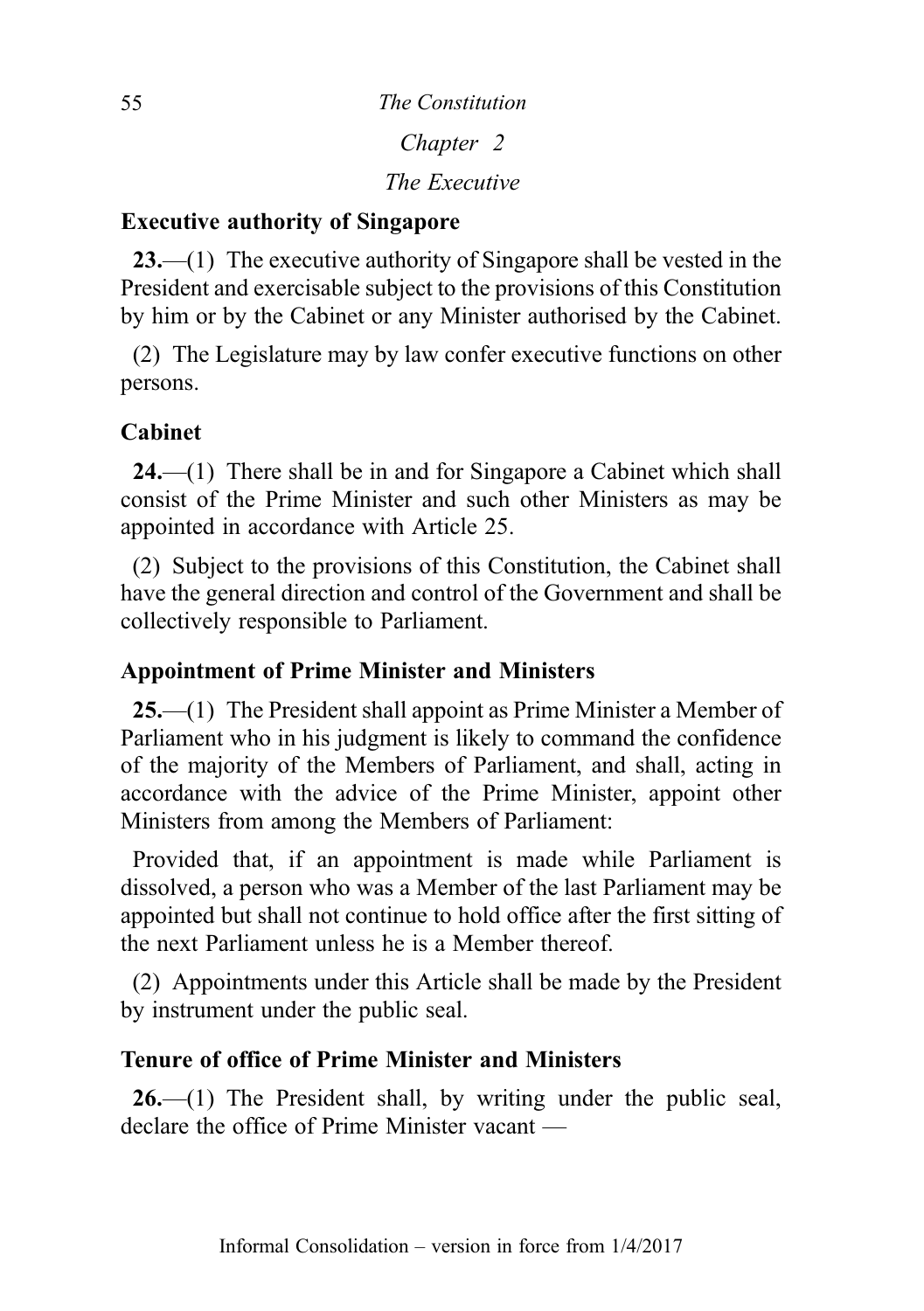*Chapter 2*

*The Executive*

### Executive authority of Singapore

**23.**—(1) The executive authority of Singapore shall be vested in the President and exercisable subject to the provisions of this Constitution by him or by the Cabinet or any Minister authorised by the Cabinet.

(2) The Legislature may by law confer executive functions on other persons.

### Cabinet

**24.**—(1) There shall be in and for Singapore a Cabinet which shall consist of the Prime Minister and such other Ministers as may be appointed in accordance with Article 25.

(2) Subject to the provisions of this Constitution, the Cabinet shall have the general direction and control of the Government and shall be collectively responsible to Parliament.

### Appointment of Prime Minister and Ministers

**25.**—(1) The President shall appoint as Prime Minister a Member of Parliament who in his judgment is likely to command the confidence of the majority of the Members of Parliament, and shall, acting in accordance with the advice of the Prime Minister, appoint other Ministers from among the Members of Parliament:

Provided that, if an appointment is made while Parliament is dissolved, a person who was a Member of the last Parliament may be appointed but shall not continue to hold office after the first sitting of the next Parliament unless he is a Member thereof.

(2) Appointments under this Article shall be made by the President by instrument under the public seal.

### Tenure of office of Prime Minister and Ministers

**26.**—(1) The President shall, by writing under the public seal, declare the office of Prime Minister vacant —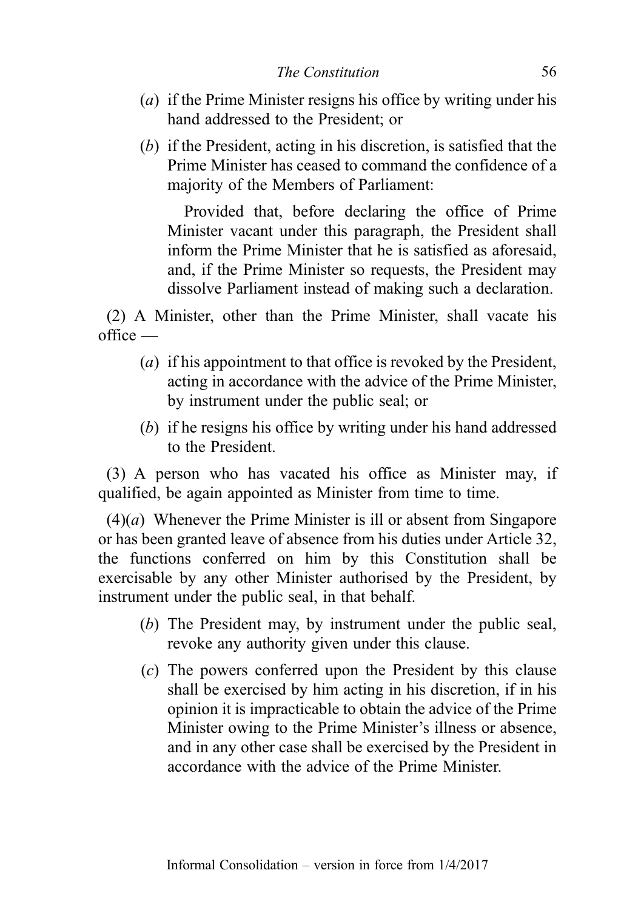(*a*) if the Prime Minister resigns his office by writing under his hand addressed to the President; or

(*b*) if the President, acting in his discretion, is satisfied that the Prime Minister has ceased to command the confidence of a majority of the Members of Parliament:

Provided that, before declaring the office of Prime Minister vacant under this paragraph, the President shall inform the Prime Minister that he is satisfied as aforesaid, and, if the Prime Minister so requests, the President may dissolve Parliament instead of making such a declaration.

(2) A Minister, other than the Prime Minister, shall vacate his office —

(*a*) if his appointment to that office is revoked by the President, acting in accordance with the advice of the Prime Minister, by instrument under the public seal; or

(*b*) if he resigns his office by writing under his hand addressed to the President.

(3) A person who has vacated his office as Minister may, if qualified, be again appointed as Minister from time to time.

(4)(*a*) Whenever the Prime Minister is ill or absent from Singapore or has been granted leave of absence from his duties under Article 32, the functions conferred on him by this Constitution shall be exercisable by any other Minister authorised by the President, by instrument under the public seal, in that behalf.

(*b*) The President may, by instrument under the public seal, revoke any authority given under this clause.

(*c*) The powers conferred upon the President by this clause shall be exercised by him acting in his discretion, if in his opinion it is impracticable to obtain the advice of the Prime Minister owing to the Prime Minister's illness or absence, and in any other case shall be exercised by the President in accordance with the advice of the Prime Minister.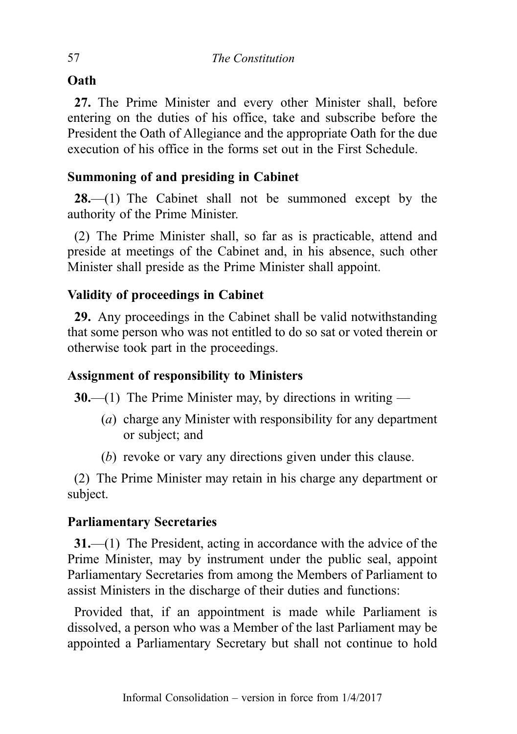**Oath**

**27.** The Prime Minister and every other Minister shall, before entering on the duties of his office, take and subscribe before the President the Oath of Allegiance and the appropriate Oath for the due execution of his office in the forms set out in the First Schedule.

**Summoning of and presiding in Cabinet**

**28.**—(1) The Cabinet shall not be summoned except by the authority of the Prime Minister.

(2) The Prime Minister shall, so far as is practicable, attend and preside at meetings of the Cabinet and, in his absence, such other Minister shall preside as the Prime Minister shall appoint.

**Validity of proceedings in Cabinet**

**29.** Any proceedings in the Cabinet shall be valid notwithstanding that some person who was not entitled to do so sat or voted therein or otherwise took part in the proceedings.

**Assignment of responsibility to Ministers**

**30.**—(1) The Prime Minister may, by directions in writing —

- (*a*) charge any Minister with responsibility for any department or subject; and
- (*b*) revoke or vary any directions given under this clause.

(2) The Prime Minister may retain in his charge any department or subject.

**Parliamentary Secretaries**

**31.**—(1) The President, acting in accordance with the advice of the Prime Minister, may by instrument under the public seal, appoint Parliamentary Secretaries from among the Members of Parliament to assist Ministers in the discharge of their duties and functions:

Provided that, if an appointment is made while Parliament is dissolved, a person who was a Member of the last Parliament may be appointed a Parliamentary Secretary but shall not continue to hold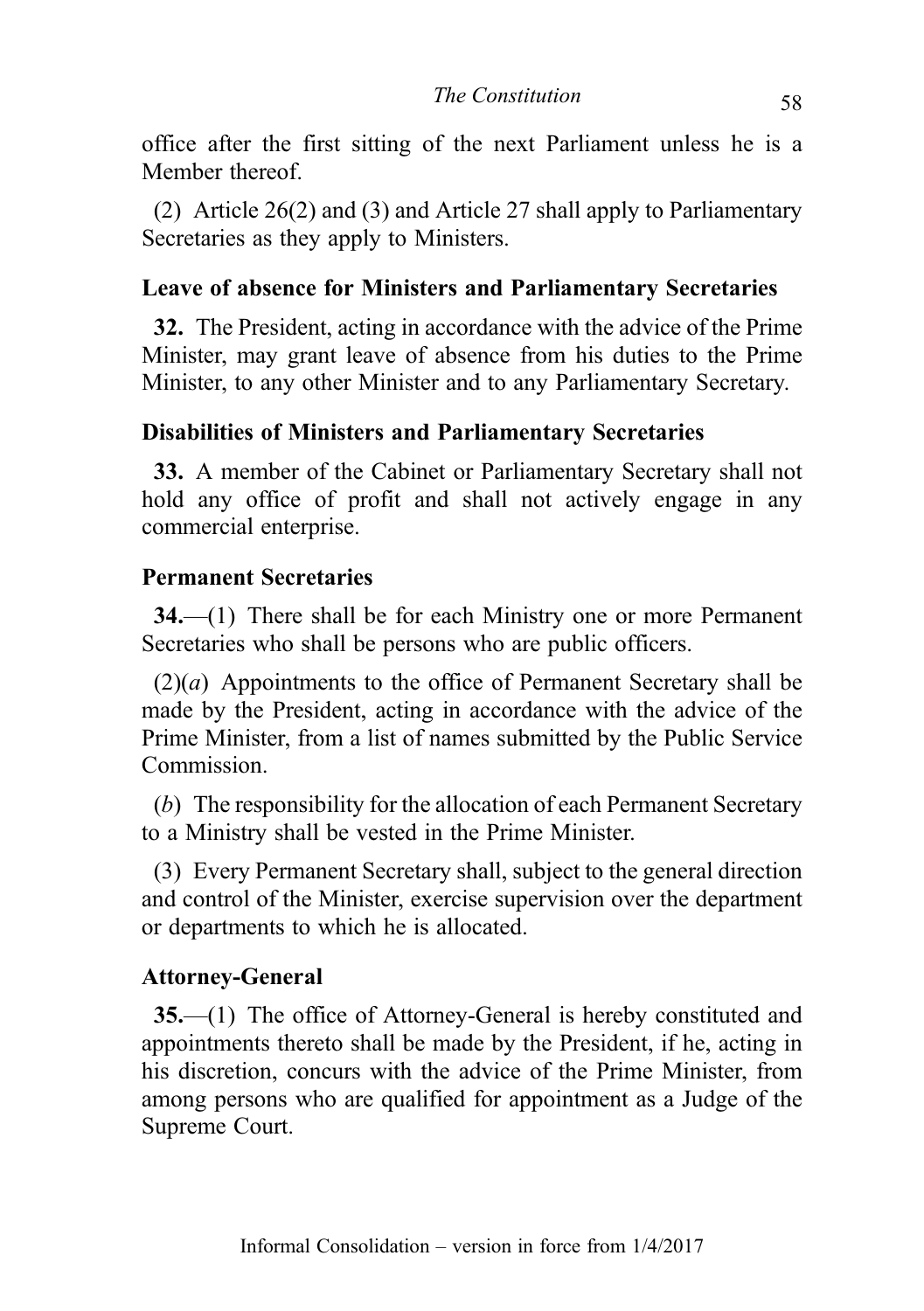office after the first sitting of the next Parliament unless he is a Member thereof.

(2) Article 26(2) and (3) and Article 27 shall apply to Parliamentary Secretaries as they apply to Ministers.

### Leave of absence for Ministers and Parliamentary Secretaries

**32.** The President, acting in accordance with the advice of the Prime Minister, may grant leave of absence from his duties to the Prime Minister, to any other Minister and to any Parliamentary Secretary.

### Disabilities of Ministers and Parliamentary Secretaries

**33.** A member of the Cabinet or Parliamentary Secretary shall not hold any office of profit and shall not actively engage in any commercial enterprise.

### Permanent Secretaries

**34.**—(1) There shall be for each Ministry one or more Permanent Secretaries who shall be persons who are public officers.

(2)(*a*) Appointments to the office of Permanent Secretary shall be made by the President, acting in accordance with the advice of the Prime Minister, from a list of names submitted by the Public Service Commission.

(*b*) The responsibility for the allocation of each Permanent Secretary to a Ministry shall be vested in the Prime Minister.

(3) Every Permanent Secretary shall, subject to the general direction and control of the Minister, exercise supervision over the department or departments to which he is allocated.

### Attorney-General

**35.**—(1) The office of Attorney-General is hereby constituted and appointments thereto shall be made by the President, if he, acting in his discretion, concurs with the advice of the Prime Minister, from among persons who are qualified for appointment as a Judge of the Supreme Court.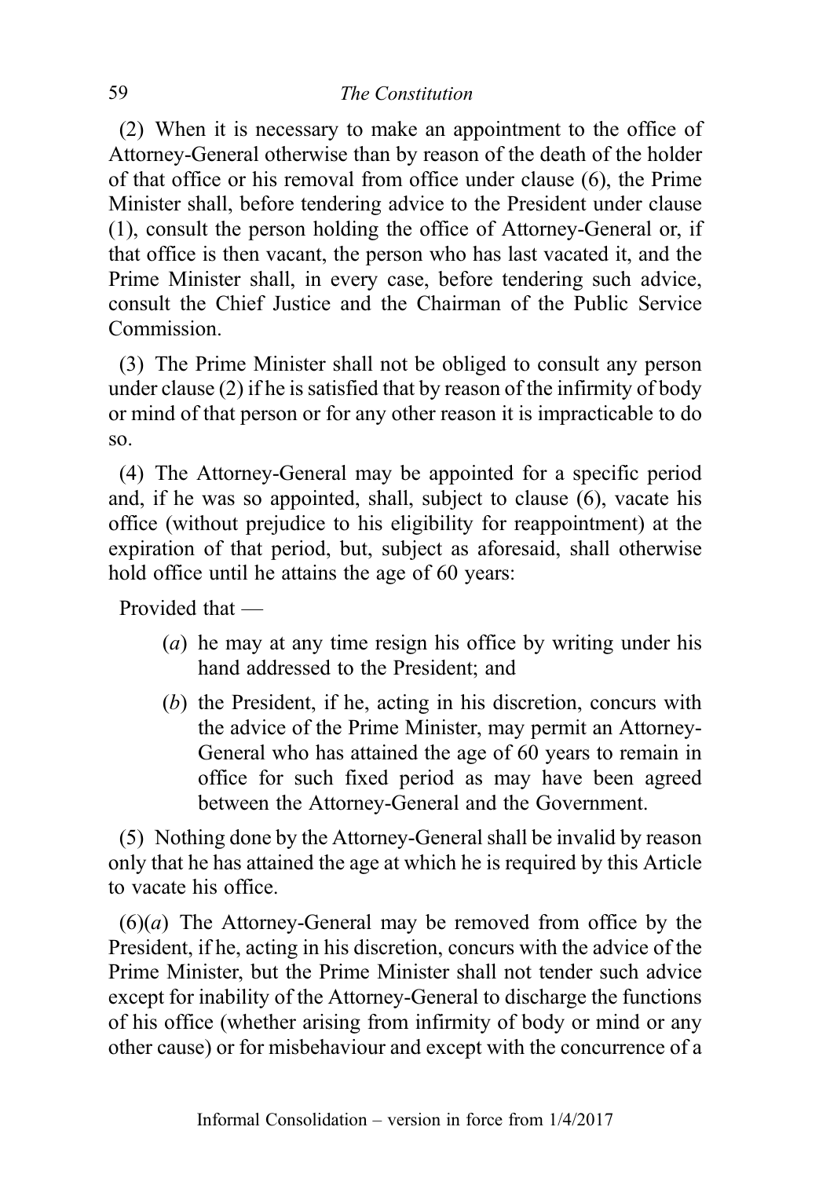(2) When it is necessary to make an appointment to the office of Attorney-General otherwise than by reason of the death of the holder of that office or his removal from office under clause (6), the Prime Minister shall, before tendering advice to the President under clause (1), consult the person holding the office of Attorney-General or, if that office is then vacant, the person who has last vacated it, and the Prime Minister shall, in every case, before tendering such advice, consult the Chief Justice and the Chairman of the Public Service Commission.

(3) The Prime Minister shall not be obliged to consult any person under clause (2) if he is satisfied that by reason of the infirmity of body or mind of that person or for any other reason it is impracticable to do so.

(4) The Attorney-General may be appointed for a specific period and, if he was so appointed, shall, subject to clause (6), vacate his office (without prejudice to his eligibility for reappointment) at the expiration of that period, but, subject as aforesaid, shall otherwise hold office until he attains the age of 60 years:

Provided that —

- (*a*) he may at any time resign his office by writing under his hand addressed to the President; and
- (*b*) the President, if he, acting in his discretion, concurs with the advice of the Prime Minister, may permit an Attorney-General who has attained the age of 60 years to remain in office for such fixed period as may have been agreed between the Attorney-General and the Government.

(5) Nothing done by the Attorney-General shall be invalid by reason only that he has attained the age at which he is required by this Article to vacate his office.

(6)(*a*) The Attorney-General may be removed from office by the President, if he, acting in his discretion, concurs with the advice of the Prime Minister, but the Prime Minister shall not tender such advice except for inability of the Attorney-General to discharge the functions of his office (whether arising from infirmity of body or mind or any other cause) or for misbehaviour and except with the concurrence of a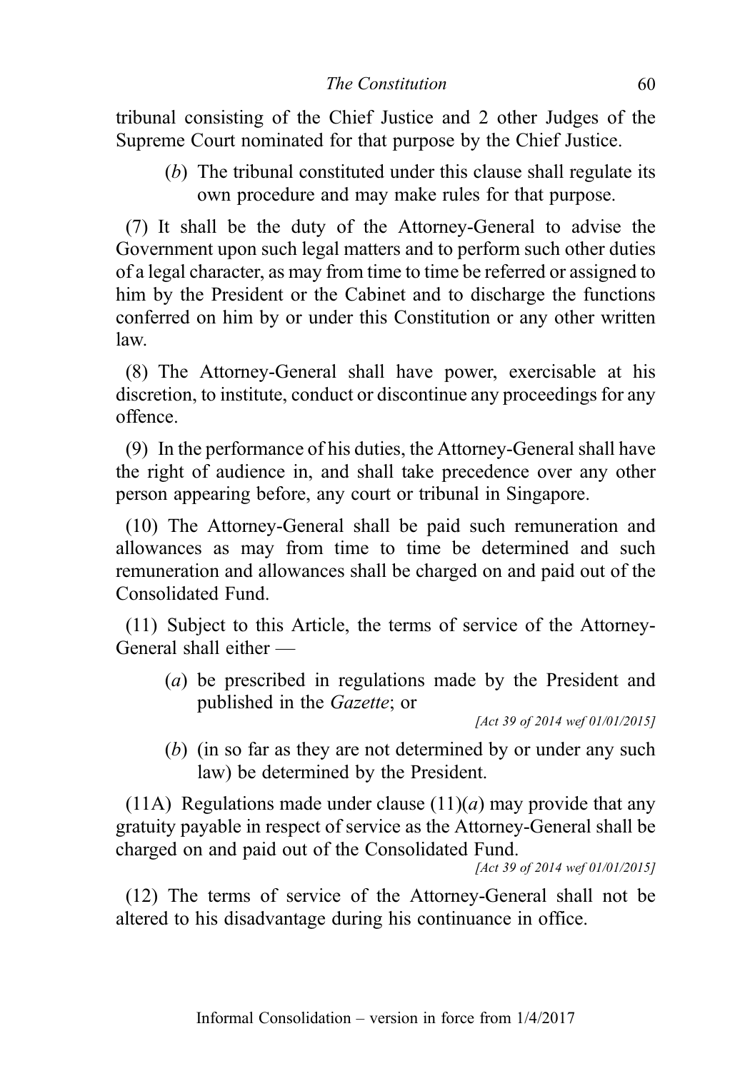tribunal consisting of the Chief Justice and 2 other Judges of the Supreme Court nominated for that purpose by the Chief Justice.

(*b*) The tribunal constituted under this clause shall regulate its own procedure and may make rules for that purpose.

(7) It shall be the duty of the Attorney-General to advise the Government upon such legal matters and to perform such other duties of a legal character, as may from time to time be referred or assigned to him by the President or the Cabinet and to discharge the functions conferred on him by or under this Constitution or any other written law.

(8) The Attorney-General shall have power, exercisable at his discretion, to institute, conduct or discontinue any proceedings for any offence.

(9) In the performance of his duties, the Attorney-General shall have the right of audience in, and shall take precedence over any other person appearing before, any court or tribunal in Singapore.

(10) The Attorney-General shall be paid such remuneration and allowances as may from time to time be determined and such remuneration and allowances shall be charged on and paid out of the Consolidated Fund.

(11) Subject to this Article, the terms of service of the Attorney-General shall either —

(*a*) be prescribed in regulations made by the President and published in the *Gazette*; or

*[Act 39 of 2014 wef 01/01/2015]*

(*b*) (in so far as they are not determined by or under any such law) be determined by the President.

(11A) Regulations made under clause (11)(*a*) may provide that any gratuity payable in respect of service as the Attorney-General shall be charged on and paid out of the Consolidated Fund.

*[Act 39 of 2014 wef 01/01/2015]*

(12) The terms of service of the Attorney-General shall not be altered to his disadvantage during his continuance in office.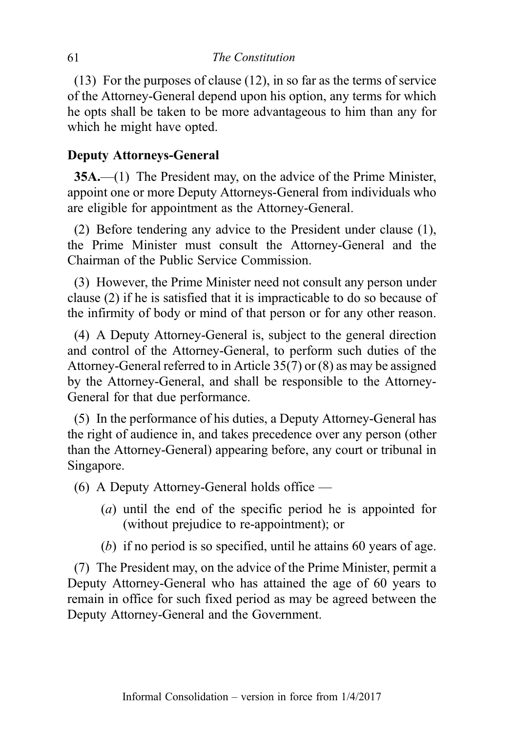(13) For the purposes of clause (12), in so far as the terms of service of the Attorney-General depend upon his option, any terms for which he opts shall be taken to be more advantageous to him than any for which he might have opted.

## Deputy Attorneys-General

**35A.**—(1) The President may, on the advice of the Prime Minister, appoint one or more Deputy Attorneys-General from individuals who are eligible for appointment as the Attorney-General.

(2) Before tendering any advice to the President under clause (1), the Prime Minister must consult the Attorney-General and the Chairman of the Public Service Commission.

(3) However, the Prime Minister need not consult any person under clause (2) if he is satisfied that it is impracticable to do so because of the infirmity of body or mind of that person or for any other reason.

(4) A Deputy Attorney-General is, subject to the general direction and control of the Attorney-General, to perform such duties of the Attorney-General referred to in Article 35(7) or (8) as may be assigned by the Attorney-General, and shall be responsible to the Attorney-General for that due performance.

(5) In the performance of his duties, a Deputy Attorney-General has the right of audience in, and takes precedence over any person (other than the Attorney-General) appearing before, any court or tribunal in Singapore.

(6) A Deputy Attorney-General holds office —

(*a*) until the end of the specific period he is appointed for (without prejudice to re-appointment); or

(*b*) if no period is so specified, until he attains 60 years of age.

(7) The President may, on the advice of the Prime Minister, permit a Deputy Attorney-General who has attained the age of 60 years to remain in office for such fixed period as may be agreed between the Deputy Attorney-General and the Government.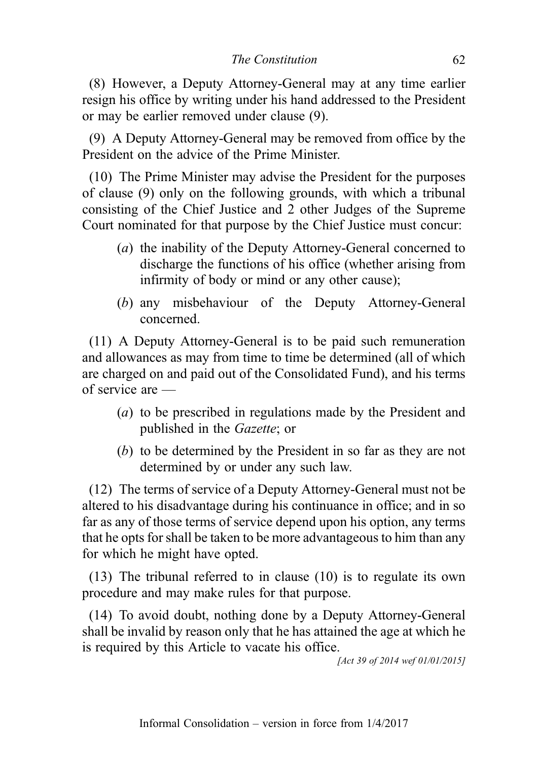(8) However, a Deputy Attorney-General may at any time earlier resign his office by writing under his hand addressed to the President or may be earlier removed under clause (9).

(9) A Deputy Attorney-General may be removed from office by the President on the advice of the Prime Minister.

(10) The Prime Minister may advise the President for the purposes of clause (9) only on the following grounds, with which a tribunal consisting of the Chief Justice and 2 other Judges of the Supreme Court nominated for that purpose by the Chief Justice must concur:

- (*a*) the inability of the Deputy Attorney-General concerned to discharge the functions of his office (whether arising from infirmity of body or mind or any other cause);
- (*b*) any misbehaviour of the Deputy Attorney-General concerned.

(11) A Deputy Attorney-General is to be paid such remuneration and allowances as may from time to time be determined (all of which are charged on and paid out of the Consolidated Fund), and his terms of service are —

- (*a*) to be prescribed in regulations made by the President and published in the *Gazette*; or
- (*b*) to be determined by the President in so far as they are not determined by or under any such law.

(12) The terms of service of a Deputy Attorney-General must not be altered to his disadvantage during his continuance in office; and in so far as any of those terms of service depend upon his option, any terms that he opts for shall be taken to be more advantageous to him than any for which he might have opted.

(13) The tribunal referred to in clause (10) is to regulate its own procedure and may make rules for that purpose.

(14) To avoid doubt, nothing done by a Deputy Attorney-General shall be invalid by reason only that he has attained the age at which he is required by this Article to vacate his office.

*[Act 39 of 2014 wef 01/01/2015]*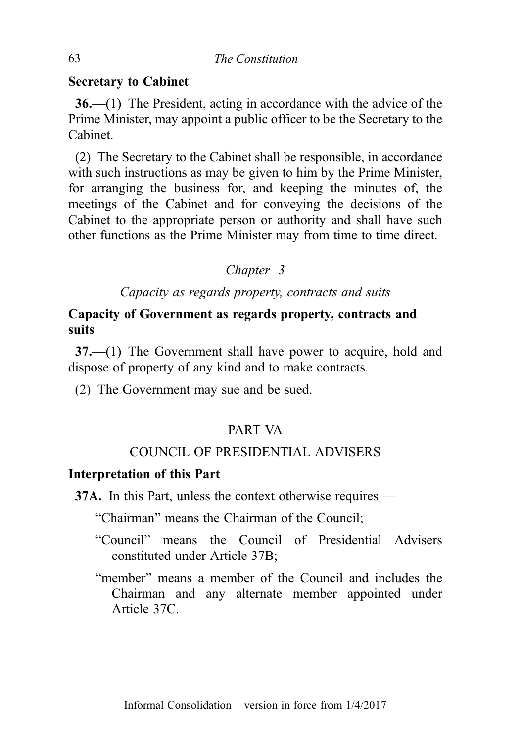**Secretary to Cabinet**

**36.**—(1) The President, acting in accordance with the advice of the Prime Minister, may appoint a public officer to be the Secretary to the Cabinet.

(2) The Secretary to the Cabinet shall be responsible, in accordance with such instructions as may be given to him by the Prime Minister, for arranging the business for, and keeping the minutes of, the meetings of the Cabinet and for conveying the decisions of the Cabinet to the appropriate person or authority and shall have such other functions as the Prime Minister may from time to time direct.

*Chapter 3*

*Capacity as regards property, contracts and suits*

**Capacity of Government as regards property, contracts and suits**

**37.**—(1) The Government shall have power to acquire, hold and dispose of property of any kind and to make contracts.

(2) The Government may sue and be sued.

PART VA

COUNCIL OF PRESIDENTIAL ADVISERS

**Interpretation of this Part**

**37A.** In this Part, unless the context otherwise requires —

"Chairman" means the Chairman of the Council;

"Council" means the Council of Presidential Advisers constituted under Article 37B;

"member" means a member of the Council and includes the Chairman and any alternate member appointed under Article 37C.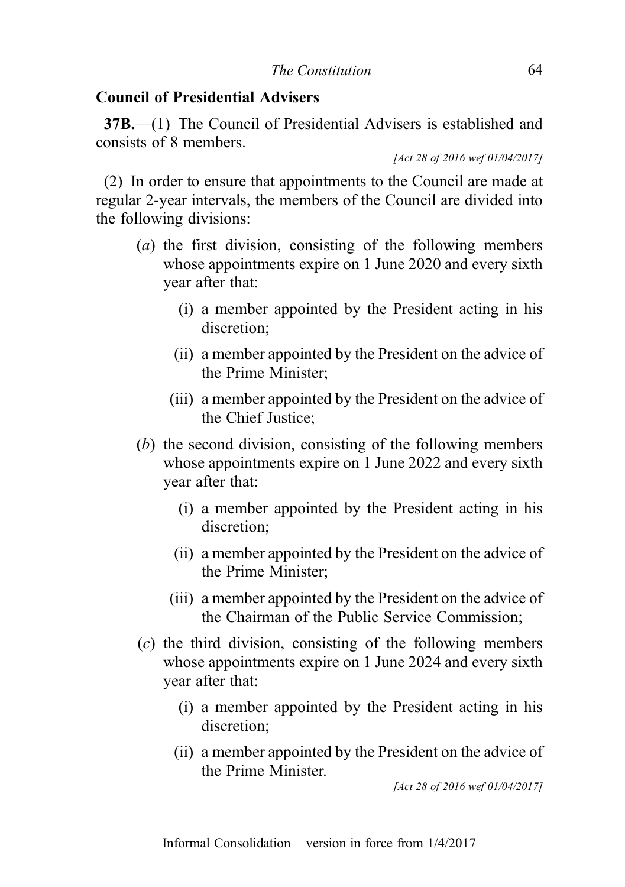## Council of Presidential Advisers

**37B.**—(1) The Council of Presidential Advisers is established and consists of 8 members.

*[Act 28 of 2016 wef 01/04/2017]*

(2) In order to ensure that appointments to the Council are made at regular 2-year intervals, the members of the Council are divided into the following divisions:

- (*a*) the first division, consisting of the following members whose appointments expire on 1 June 2020 and every sixth year after that:
  - (i) a member appointed by the President acting in his discretion;
  - (ii) a member appointed by the President on the advice of the Prime Minister;
  - (iii) a member appointed by the President on the advice of the Chief Justice;
- (*b*) the second division, consisting of the following members whose appointments expire on 1 June 2022 and every sixth year after that:
  - (i) a member appointed by the President acting in his discretion;
  - (ii) a member appointed by the President on the advice of the Prime Minister;
  - (iii) a member appointed by the President on the advice of the Chairman of the Public Service Commission;
- (*c*) the third division, consisting of the following members whose appointments expire on 1 June 2024 and every sixth year after that:
  - (i) a member appointed by the President acting in his discretion;
  - (ii) a member appointed by the President on the advice of the Prime Minister.

*[Act 28 of 2016 wef 01/04/2017]*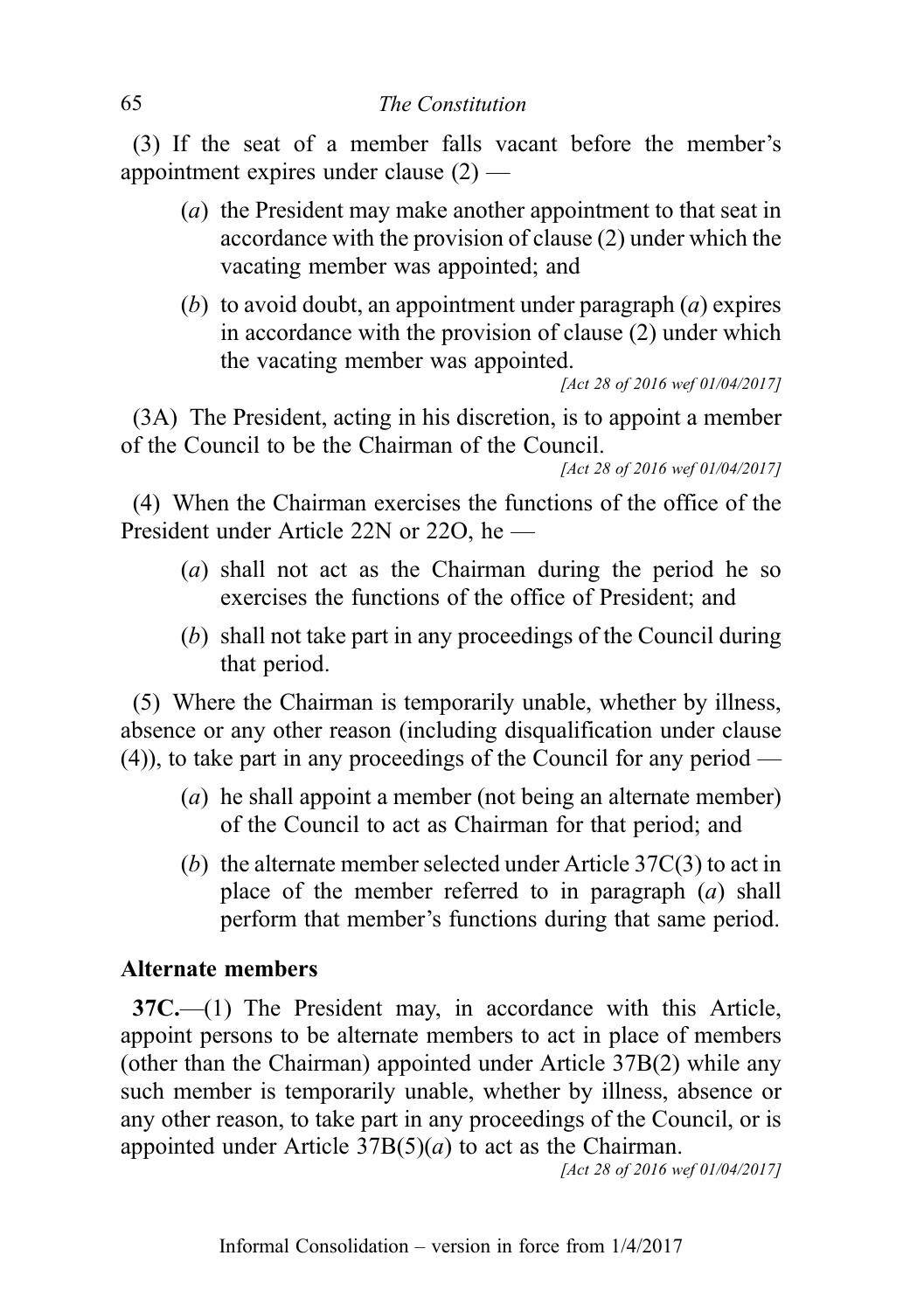(3) If the seat of a member falls vacant before the member's appointment expires under clause (2) —

(*a*) the President may make another appointment to that seat in accordance with the provision of clause (2) under which the vacating member was appointed; and

(*b*) to avoid doubt, an appointment under paragraph (*a*) expires in accordance with the provision of clause (2) under which the vacating member was appointed.

*[Act 28 of 2016 wef 01/04/2017]*

(3A) The President, acting in his discretion, is to appoint a member of the Council to be the Chairman of the Council.

*[Act 28 of 2016 wef 01/04/2017]*

(4) When the Chairman exercises the functions of the office of the President under Article 22N or 22O, he —

(*a*) shall not act as the Chairman during the period he so exercises the functions of the office of President; and

(*b*) shall not take part in any proceedings of the Council during that period.

(5) Where the Chairman is temporarily unable, whether by illness, absence or any other reason (including disqualification under clause (4)), to take part in any proceedings of the Council for any period —

(*a*) he shall appoint a member (not being an alternate member) of the Council to act as Chairman for that period; and

(*b*) the alternate member selected under Article 37C(3) to act in place of the member referred to in paragraph (*a*) shall perform that member's functions during that same period.

**Alternate members**

**37C.**—(1) The President may, in accordance with this Article, appoint persons to be alternate members to act in place of members (other than the Chairman) appointed under Article 37B(2) while any such member is temporarily unable, whether by illness, absence or any other reason, to take part in any proceedings of the Council, or is appointed under Article 37B(5)(*a*) to act as the Chairman.

*[Act 28 of 2016 wef 01/04/2017]*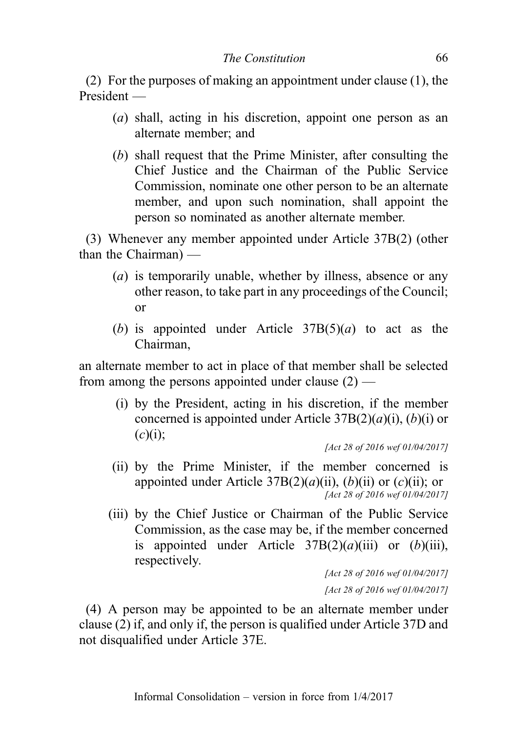(2) For the purposes of making an appointment under clause (1), the President —

(*a*) shall, acting in his discretion, appoint one person as an alternate member; and

(*b*) shall request that the Prime Minister, after consulting the Chief Justice and the Chairman of the Public Service Commission, nominate one other person to be an alternate member, and upon such nomination, shall appoint the person so nominated as another alternate member.

(3) Whenever any member appointed under Article 37B(2) (other than the Chairman) —

(*a*) is temporarily unable, whether by illness, absence or any other reason, to take part in any proceedings of the Council; or

(*b*) is appointed under Article 37B(5)(*a*) to act as the Chairman,

an alternate member to act in place of that member shall be selected from among the persons appointed under clause (2) —

(i) by the President, acting in his discretion, if the member concerned is appointed under Article 37B(2)(*a*)(i), (*b*)(i) or (*c*)(i);

*[Act 28 of 2016 wef 01/04/2017]*

(ii) by the Prime Minister, if the member concerned is appointed under Article 37B(2)(*a*)(ii), (*b*)(ii) or (*c*)(ii); or

*[Act 28 of 2016 wef 01/04/2017]*

(iii) by the Chief Justice or Chairman of the Public Service Commission, as the case may be, if the member concerned is appointed under Article 37B(2)(*a*)(iii) or (*b*)(iii), respectively.

*[Act 28 of 2016 wef 01/04/2017]*

*[Act 28 of 2016 wef 01/04/2017]*

(4) A person may be appointed to be an alternate member under clause (2) if, and only if, the person is qualified under Article 37D and not disqualified under Article 37E.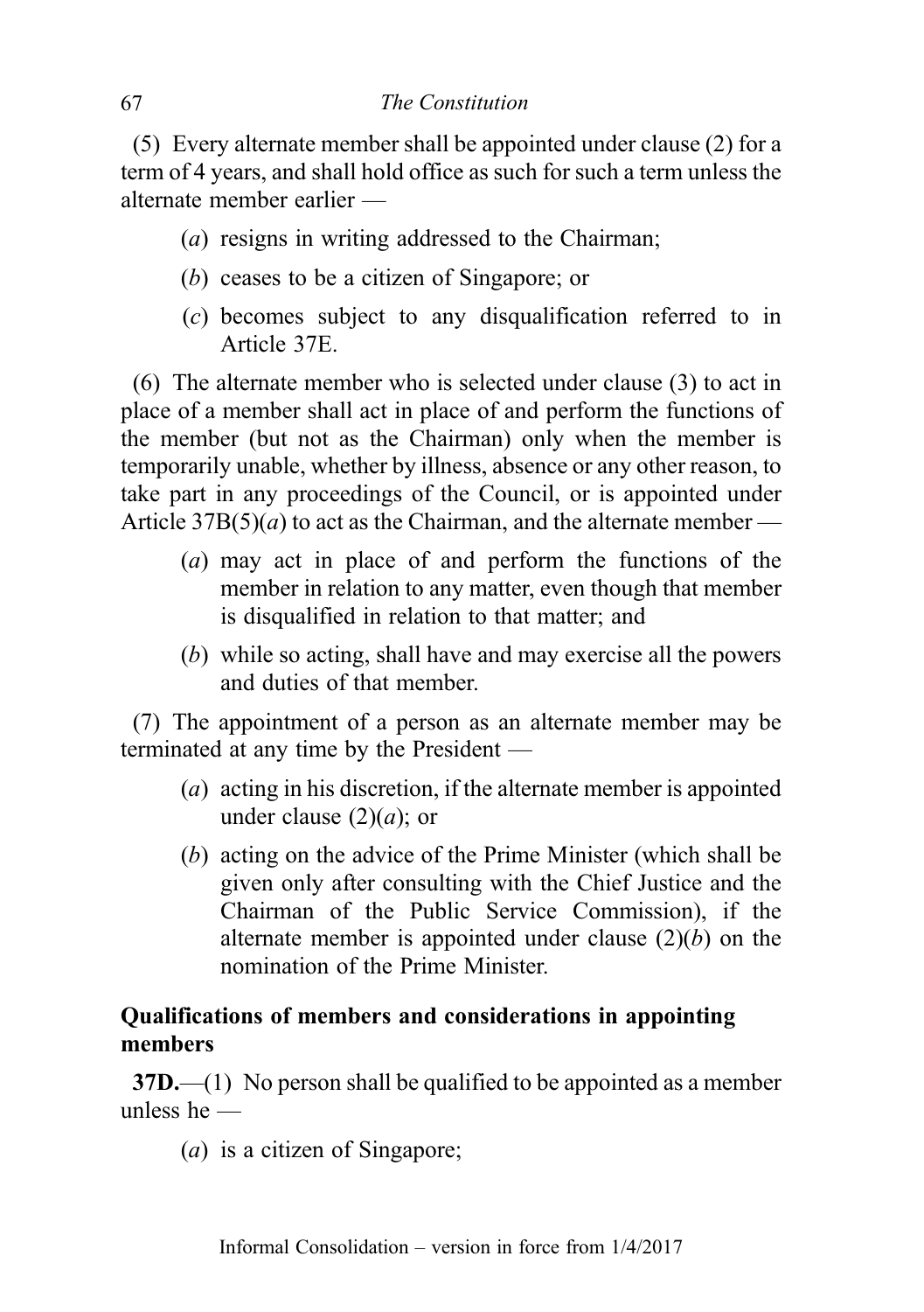(5) Every alternate member shall be appointed under clause (2) for a term of 4 years, and shall hold office as such for such a term unless the alternate member earlier —

- (*a*) resigns in writing addressed to the Chairman;
- (*b*) ceases to be a citizen of Singapore; or
- (*c*) becomes subject to any disqualification referred to in Article 37E.

(6) The alternate member who is selected under clause (3) to act in place of a member shall act in place of and perform the functions of the member (but not as the Chairman) only when the member is temporarily unable, whether by illness, absence or any other reason, to take part in any proceedings of the Council, or is appointed under Article 37B(5)(*a*) to act as the Chairman, and the alternate member —

- (*a*) may act in place of and perform the functions of the member in relation to any matter, even though that member is disqualified in relation to that matter; and
- (*b*) while so acting, shall have and may exercise all the powers and duties of that member.

(7) The appointment of a person as an alternate member may be terminated at any time by the President —

- (*a*) acting in his discretion, if the alternate member is appointed under clause (2)(*a*); or
- (*b*) acting on the advice of the Prime Minister (which shall be given only after consulting with the Chief Justice and the Chairman of the Public Service Commission), if the alternate member is appointed under clause (2)(*b*) on the nomination of the Prime Minister.

**Qualifications of members and considerations in appointing members**

**37D.**—(1) No person shall be qualified to be appointed as a member unless he —

- (*a*) is a citizen of Singapore;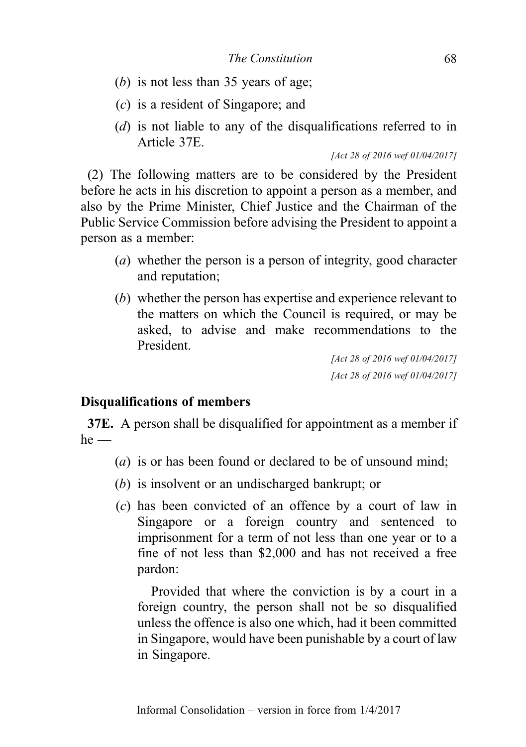(b) is not less than 35 years of age;

(c) is a resident of Singapore; and

(d) is not liable to any of the disqualifications referred to in Article 37E.

*[Act 28 of 2016 wef 01/04/2017]*

(2) The following matters are to be considered by the President before he acts in his discretion to appoint a person as a member, and also by the Prime Minister, Chief Justice and the Chairman of the Public Service Commission before advising the President to appoint a person as a member:

(a) whether the person is a person of integrity, good character and reputation;

(b) whether the person has expertise and experience relevant to the matters on which the Council is required, or may be asked, to advise and make recommendations to the President.

*[Act 28 of 2016 wef 01/04/2017]*

*[Act 28 of 2016 wef 01/04/2017]*

### Disqualifications of members

**37E.** A person shall be disqualified for appointment as a member if he —

(a) is or has been found or declared to be of unsound mind;

(b) is insolvent or an undischarged bankrupt; or

(c) has been convicted of an offence by a court of law in Singapore or a foreign country and sentenced to imprisonment for a term of not less than one year or to a fine of not less than $2,000 and has not received a free pardon:

Provided that where the conviction is by a court in a foreign country, the person shall not be so disqualified unless the offence is also one which, had it been committed in Singapore, would have been punishable by a court of law in Singapore.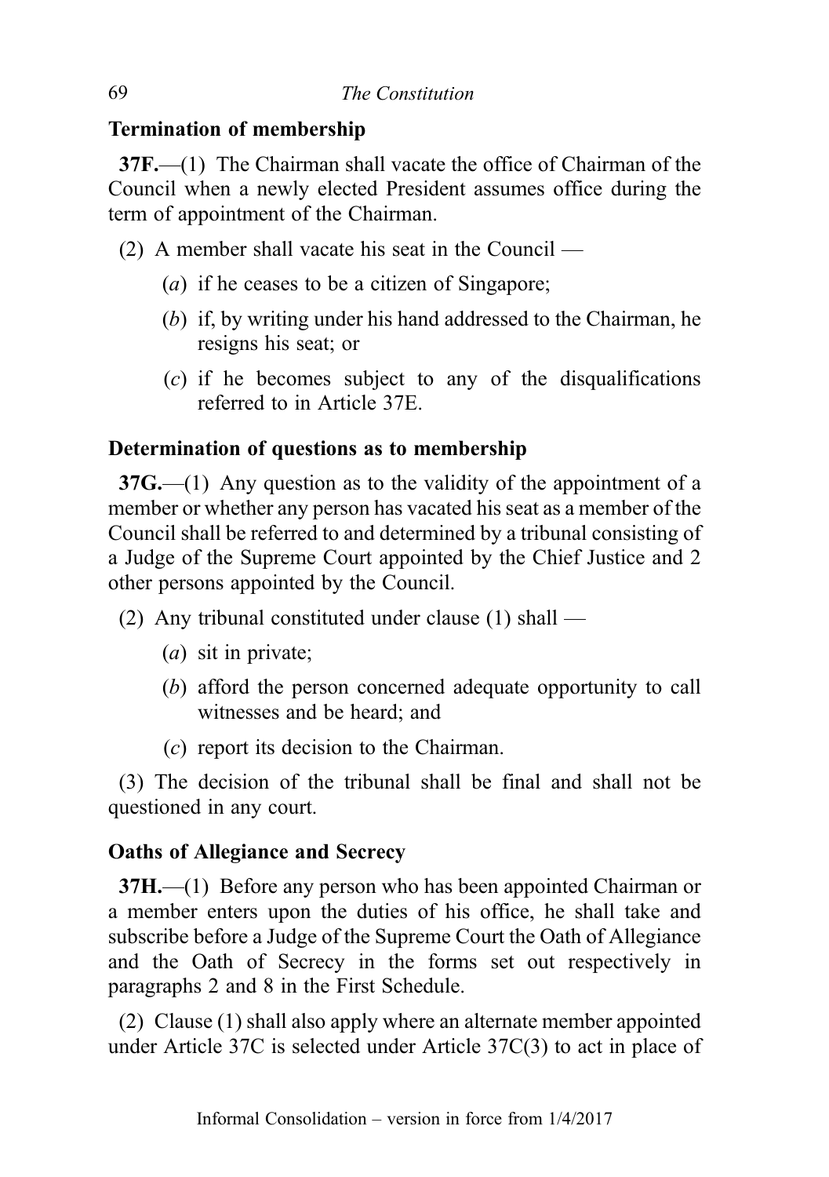### Termination of membership

**37F.**—(1) The Chairman shall vacate the office of Chairman of the Council when a newly elected President assumes office during the term of appointment of the Chairman.

(2) A member shall vacate his seat in the Council —

(*a*) if he ceases to be a citizen of Singapore;

(*b*) if, by writing under his hand addressed to the Chairman, he resigns his seat; or

(*c*) if he becomes subject to any of the disqualifications referred to in Article 37E.

### Determination of questions as to membership

**37G.**—(1) Any question as to the validity of the appointment of a member or whether any person has vacated his seat as a member of the Council shall be referred to and determined by a tribunal consisting of a Judge of the Supreme Court appointed by the Chief Justice and 2 other persons appointed by the Council.

(2) Any tribunal constituted under clause (1) shall —

(*a*) sit in private;

(*b*) afford the person concerned adequate opportunity to call witnesses and be heard; and

(*c*) report its decision to the Chairman.

(3) The decision of the tribunal shall be final and shall not be questioned in any court.

### Oaths of Allegiance and Secrecy

**37H.**—(1) Before any person who has been appointed Chairman or a member enters upon the duties of his office, he shall take and subscribe before a Judge of the Supreme Court the Oath of Allegiance and the Oath of Secrecy in the forms set out respectively in paragraphs 2 and 8 in the First Schedule.

(2) Clause (1) shall also apply where an alternate member appointed under Article 37C is selected under Article 37C(3) to act in place of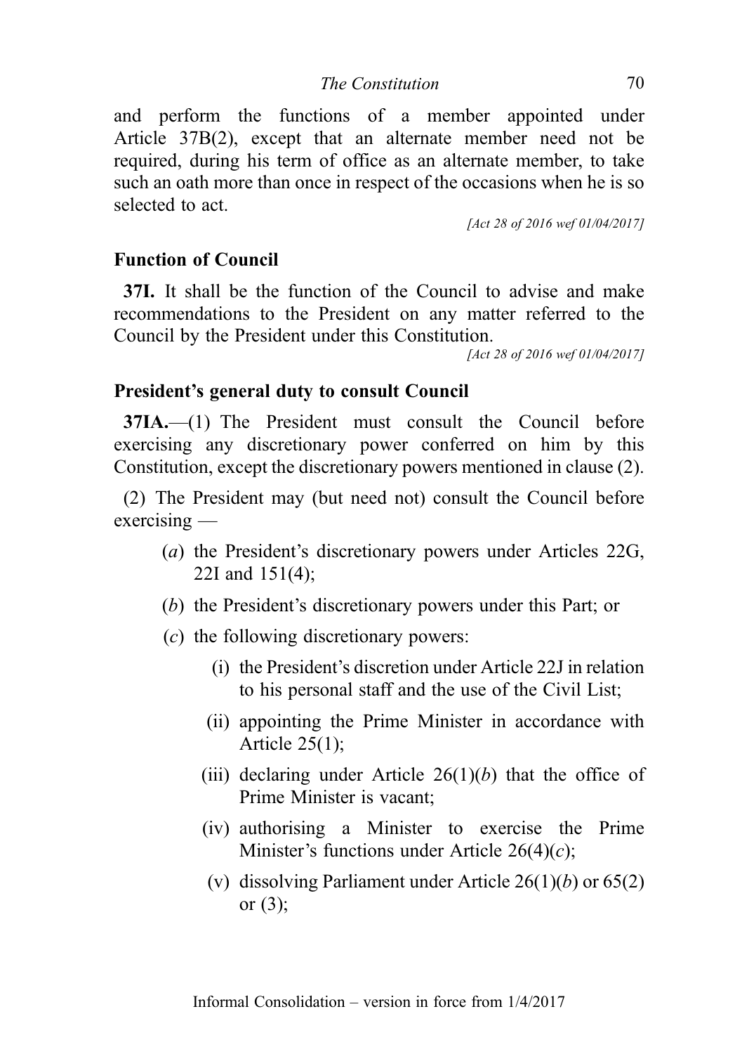and perform the functions of a member appointed under Article 37B(2), except that an alternate member need not be required, during his term of office as an alternate member, to take such an oath more than once in respect of the occasions when he is so selected to act.

*[Act 28 of 2016 wef 01/04/2017]*

### Function of Council

**37I.** It shall be the function of the Council to advise and make recommendations to the President on any matter referred to the Council by the President under this Constitution.

*[Act 28 of 2016 wef 01/04/2017]*

### President's general duty to consult Council

**37IA.**—(1) The President must consult the Council before exercising any discretionary power conferred on him by this Constitution, except the discretionary powers mentioned in clause (2).

(2) The President may (but need not) consult the Council before exercising —

- (*a*) the President's discretionary powers under Articles 22G, 22I and 151(4);
- (*b*) the President's discretionary powers under this Part; or
- (*c*) the following discretionary powers:
  - (i) the President's discretion under Article 22J in relation to his personal staff and the use of the Civil List;
  - (ii) appointing the Prime Minister in accordance with Article 25(1);
  - (iii) declaring under Article 26(1)(*b*) that the office of Prime Minister is vacant;
  - (iv) authorising a Minister to exercise the Prime Minister's functions under Article 26(4)(*c*);
  - (v) dissolving Parliament under Article 26(1)(*b*) or 65(2) or (3);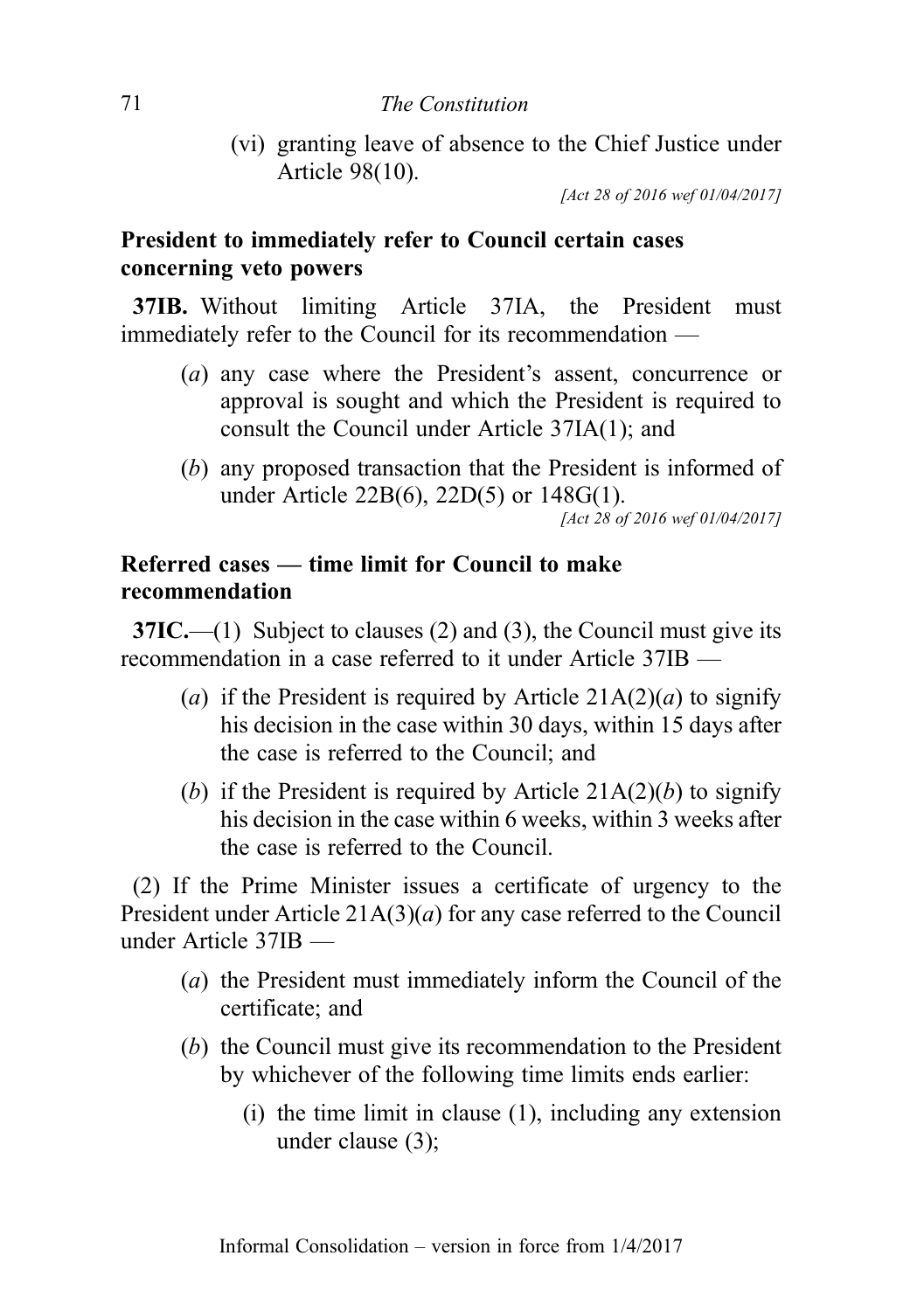(vi) granting leave of absence to the Chief Justice under Article 98(10).

*[Act 28 of 2016 wef 01/04/2017]*

**President to immediately refer to Council certain cases concerning veto powers**

**37IB.** Without limiting Article 37IA, the President must immediately refer to the Council for its recommendation —

(*a*) any case where the President's assent, concurrence or approval is sought and which the President is required to consult the Council under Article 37IA(1); and

(*b*) any proposed transaction that the President is informed of under Article 22B(6), 22D(5) or 148G(1).

*[Act 28 of 2016 wef 01/04/2017]*

**Referred cases — time limit for Council to make recommendation**

**37IC.**—(1) Subject to clauses (2) and (3), the Council must give its recommendation in a case referred to it under Article 37IB —

(*a*) if the President is required by Article 21A(2)(*a*) to signify his decision in the case within 30 days, within 15 days after the case is referred to the Council; and

(*b*) if the President is required by Article 21A(2)(*b*) to signify his decision in the case within 6 weeks, within 3 weeks after the case is referred to the Council.

(2) If the Prime Minister issues a certificate of urgency to the President under Article 21A(3)(*a*) for any case referred to the Council under Article 37IB —

(*a*) the President must immediately inform the Council of the certificate; and

(*b*) the Council must give its recommendation to the President by whichever of the following time limits ends earlier:

(i) the time limit in clause (1), including any extension under clause (3);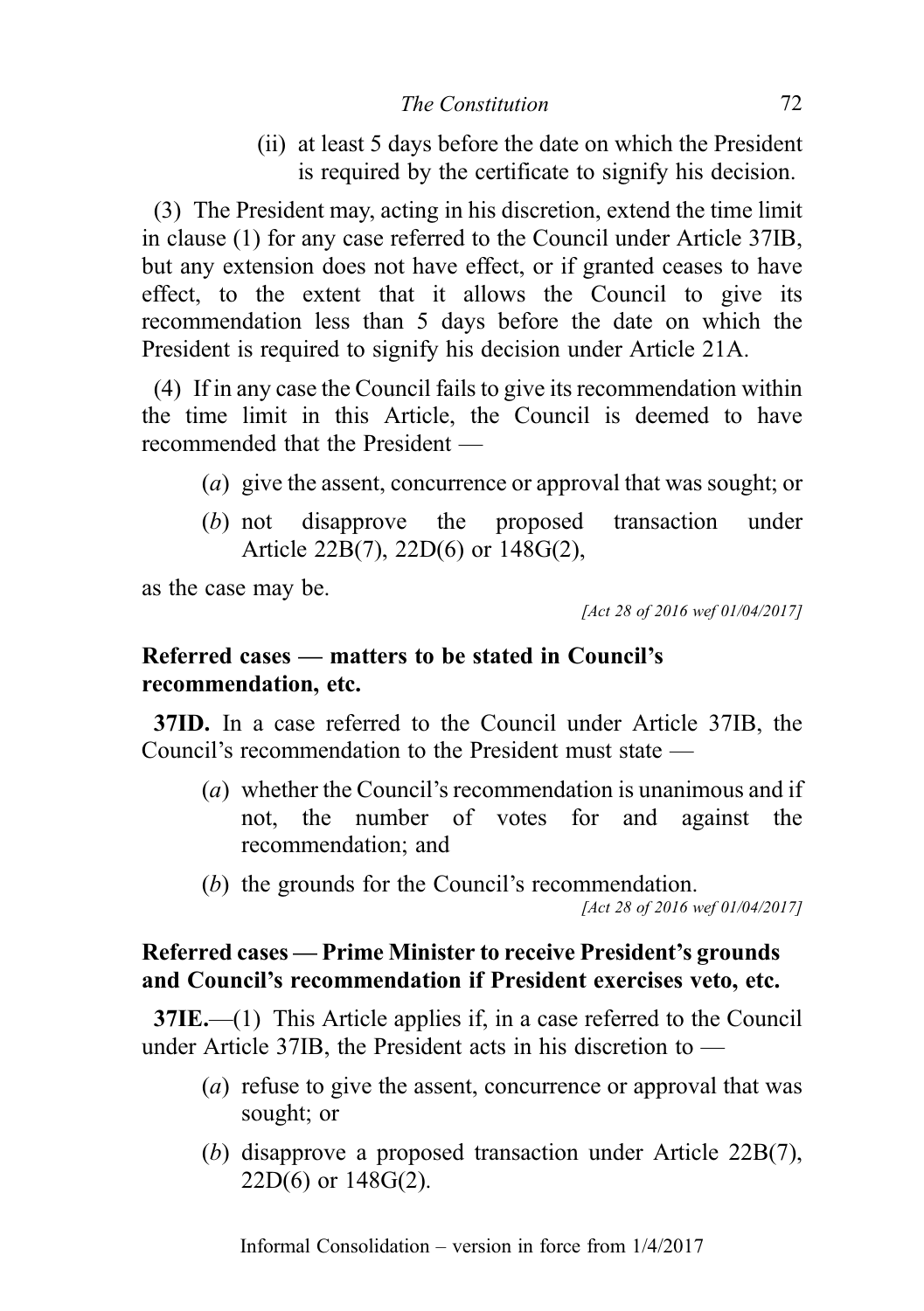(ii) at least 5 days before the date on which the President is required by the certificate to signify his decision.

(3) The President may, acting in his discretion, extend the time limit in clause (1) for any case referred to the Council under Article 37IB, but any extension does not have effect, or if granted ceases to have effect, to the extent that it allows the Council to give its recommendation less than 5 days before the date on which the President is required to signify his decision under Article 21A.

(4) If in any case the Council fails to give its recommendation within the time limit in this Article, the Council is deemed to have recommended that the President —

(*a*) give the assent, concurrence or approval that was sought; or

(*b*) not disapprove the proposed transaction under Article 22B(7), 22D(6) or 148G(2),

as the case may be.

*[Act 28 of 2016 wef 01/04/2017]*

### Referred cases — matters to be stated in Council's recommendation, etc.

**37ID.** In a case referred to the Council under Article 37IB, the Council's recommendation to the President must state —

(*a*) whether the Council's recommendation is unanimous and if not, the number of votes for and against the recommendation; and

(*b*) the grounds for the Council's recommendation.

*[Act 28 of 2016 wef 01/04/2017]*

### Referred cases — Prime Minister to receive President's grounds and Council's recommendation if President exercises veto, etc.

**37IE.**—(1) This Article applies if, in a case referred to the Council under Article 37IB, the President acts in his discretion to —

(*a*) refuse to give the assent, concurrence or approval that was sought; or

(*b*) disapprove a proposed transaction under Article 22B(7), 22D(6) or 148G(2).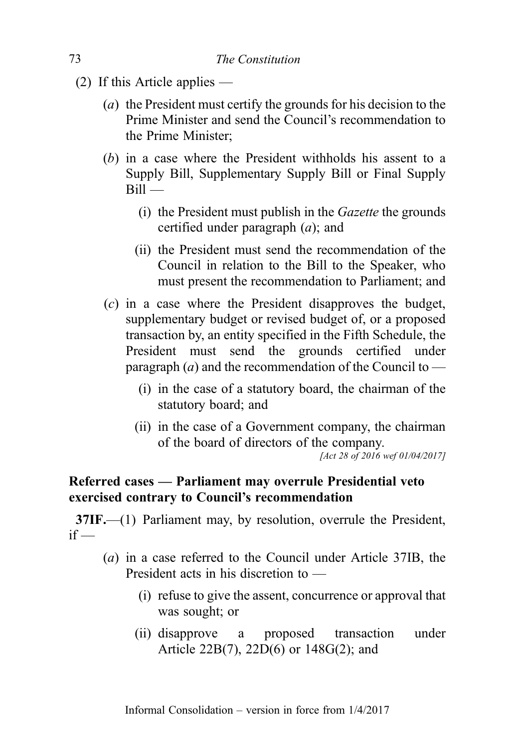(2) If this Article applies —

(*a*) the President must certify the grounds for his decision to the Prime Minister and send the Council's recommendation to the Prime Minister;

(*b*) in a case where the President withholds his assent to a Supply Bill, Supplementary Supply Bill or Final Supply Bill —

(i) the President must publish in the *Gazette* the grounds certified under paragraph (*a*); and

(ii) the President must send the recommendation of the Council in relation to the Bill to the Speaker, who must present the recommendation to Parliament; and

(*c*) in a case where the President disapproves the budget, supplementary budget or revised budget of, or a proposed transaction by, an entity specified in the Fifth Schedule, the President must send the grounds certified under paragraph (*a*) and the recommendation of the Council to —

(i) in the case of a statutory board, the chairman of the statutory board; and

(ii) in the case of a Government company, the chairman of the board of directors of the company.

*[Act 28 of 2016 wef 01/04/2017]*

**Referred cases — Parliament may overrule Presidential veto exercised contrary to Council's recommendation**

**37IF.**—(1) Parliament may, by resolution, overrule the President, if —

(*a*) in a case referred to the Council under Article 37IB, the President acts in his discretion to —

(i) refuse to give the assent, concurrence or approval that was sought; or

(ii) disapprove a proposed transaction under Article 22B(7), 22D(6) or 148G(2); and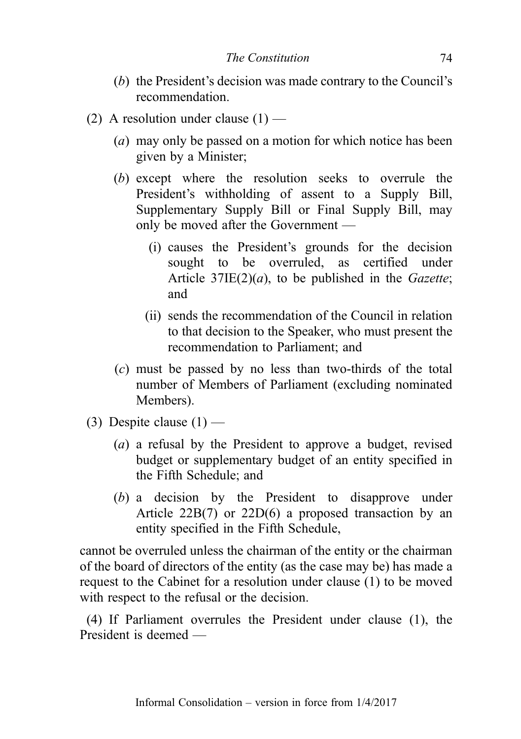(*b*) the President's decision was made contrary to the Council's recommendation.

(2) A resolution under clause (1) —

(*a*) may only be passed on a motion for which notice has been given by a Minister;

(*b*) except where the resolution seeks to overrule the President's withholding of assent to a Supply Bill, Supplementary Supply Bill or Final Supply Bill, may only be moved after the Government —

(i) causes the President's grounds for the decision sought to be overruled, as certified under Article 37IE(2)(*a*), to be published in the *Gazette*; and

(ii) sends the recommendation of the Council in relation to that decision to the Speaker, who must present the recommendation to Parliament; and

(*c*) must be passed by no less than two-thirds of the total number of Members of Parliament (excluding nominated Members).

(3) Despite clause (1) —

(*a*) a refusal by the President to approve a budget, revised budget or supplementary budget of an entity specified in the Fifth Schedule; and

(*b*) a decision by the President to disapprove under Article 22B(7) or 22D(6) a proposed transaction by an entity specified in the Fifth Schedule,

cannot be overruled unless the chairman of the entity or the chairman of the board of directors of the entity (as the case may be) has made a request to the Cabinet for a resolution under clause (1) to be moved with respect to the refusal or the decision.

(4) If Parliament overrules the President under clause (1), the President is deemed —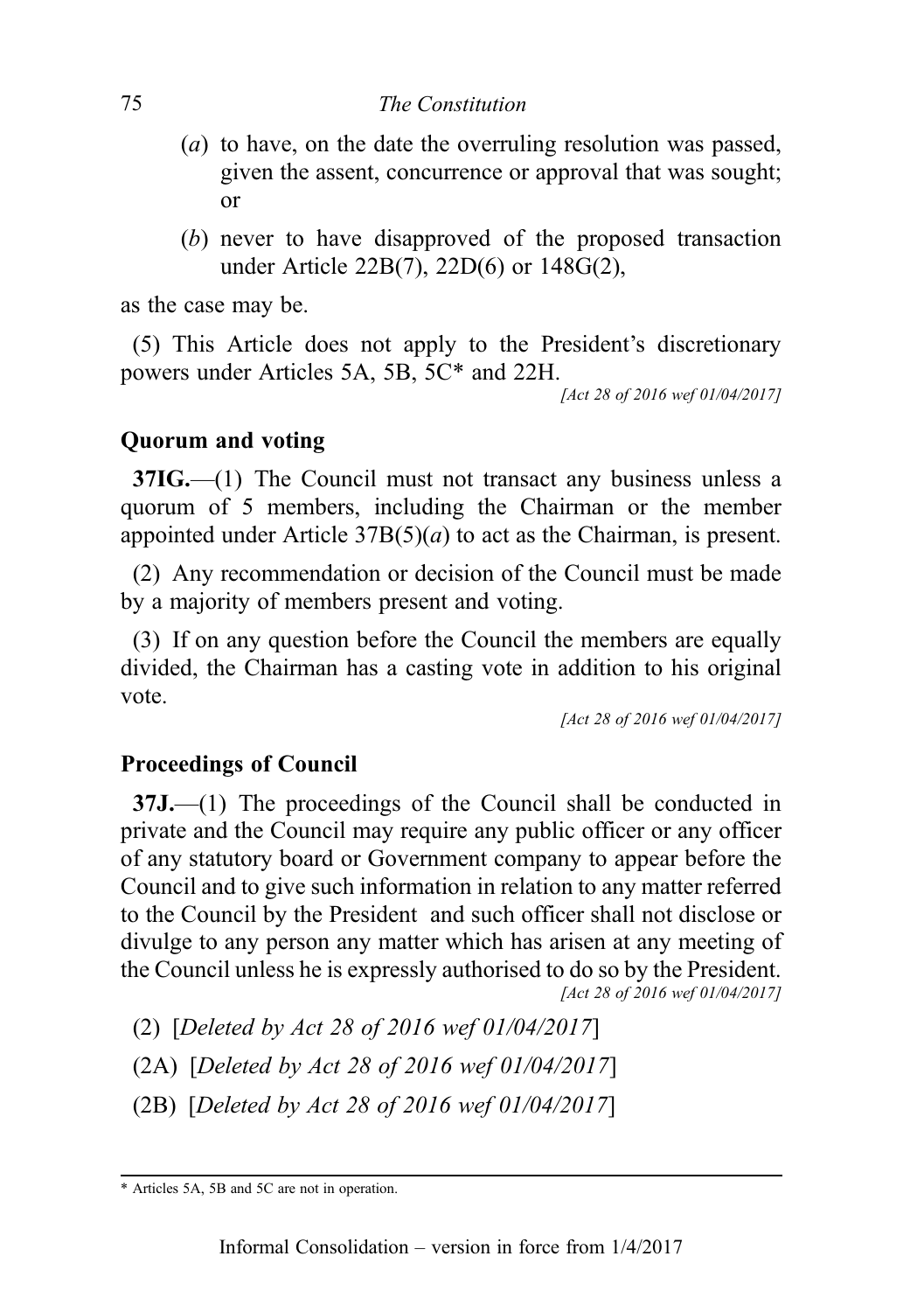(*a*) to have, on the date the overruling resolution was passed, given the assent, concurrence or approval that was sought; or

(*b*) never to have disapproved of the proposed transaction under Article 22B(7), 22D(6) or 148G(2),

as the case may be.

(5) This Article does not apply to the President's discretionary powers under Articles 5A, 5B, 5C* and 22H.

*[Act 28 of 2016 wef 01/04/2017]*

### Quorum and voting

**37IG.**—(1) The Council must not transact any business unless a quorum of 5 members, including the Chairman or the member appointed under Article 37B(5)(*a*) to act as the Chairman, is present.

(2) Any recommendation or decision of the Council must be made by a majority of members present and voting.

(3) If on any question before the Council the members are equally divided, the Chairman has a casting vote in addition to his original vote.

*[Act 28 of 2016 wef 01/04/2017]*

### Proceedings of Council

**37J.**—(1) The proceedings of the Council shall be conducted in private and the Council may require any public officer or any officer of any statutory board or Government company to appear before the Council and to give such information in relation to any matter referred to the Council by the President and such officer shall not disclose or divulge to any person any matter which has arisen at any meeting of the Council unless he is expressly authorised to do so by the President.

*[Act 28 of 2016 wef 01/04/2017]*

(2) [*Deleted by Act 28 of 2016 wef 01/04/2017*]

(2A) [*Deleted by Act 28 of 2016 wef 01/04/2017*]

(2B) [*Deleted by Act 28 of 2016 wef 01/04/2017*]

---

\* Articles 5A, 5B and 5C are not in operation.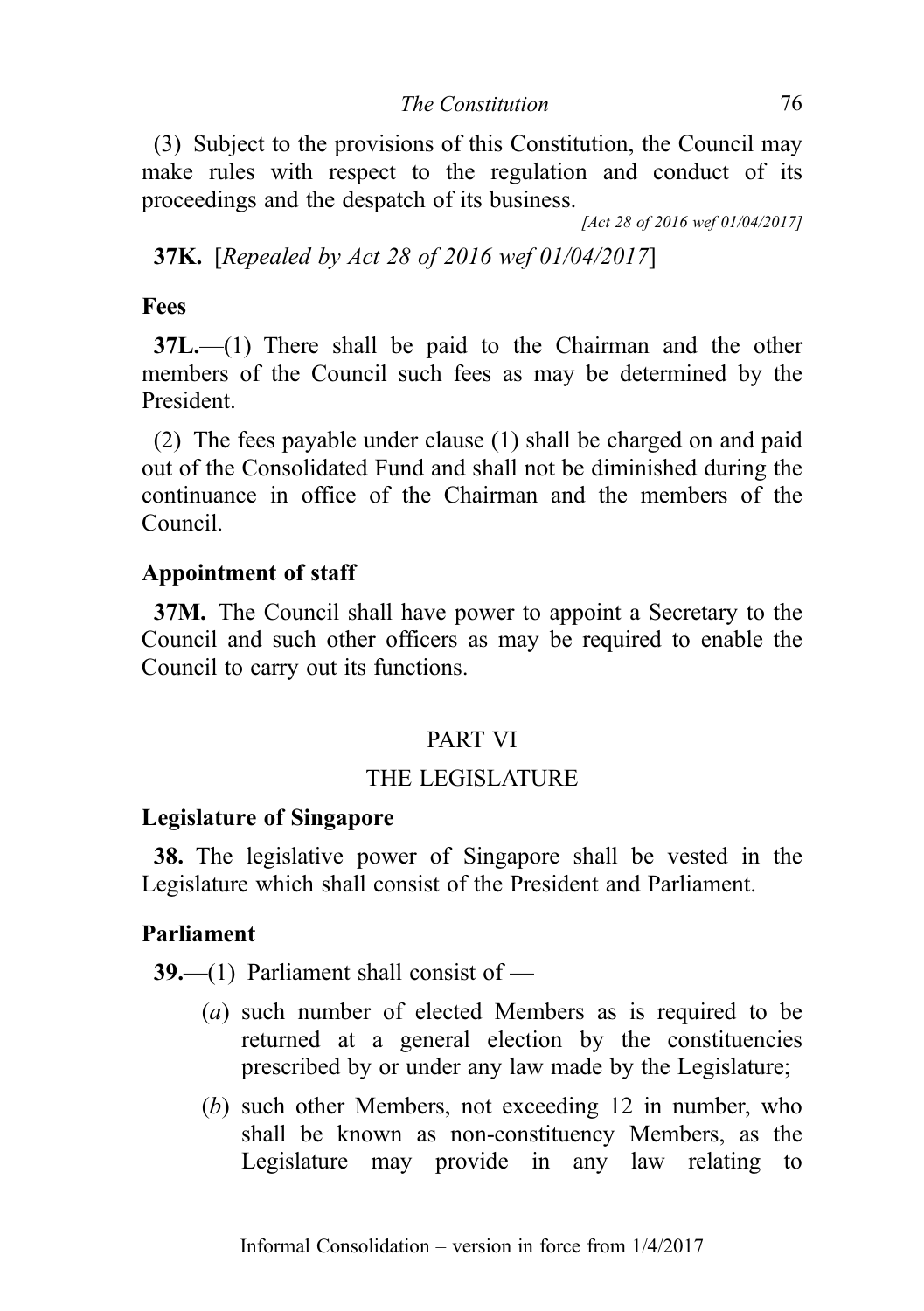(3) Subject to the provisions of this Constitution, the Council may make rules with respect to the regulation and conduct of its proceedings and the despatch of its business.

*[Act 28 of 2016 wef 01/04/2017]*

**37K.** [*Repealed by Act 28 of 2016 wef 01/04/2017*]

### Fees

**37L.**—(1) There shall be paid to the Chairman and the other members of the Council such fees as may be determined by the President.

(2) The fees payable under clause (1) shall be charged on and paid out of the Consolidated Fund and shall not be diminished during the continuance in office of the Chairman and the members of the Council.

### Appointment of staff

**37M.** The Council shall have power to appoint a Secretary to the Council and such other officers as may be required to enable the Council to carry out its functions.

## PART VI

## THE LEGISLATURE

### Legislature of Singapore

**38.** The legislative power of Singapore shall be vested in the Legislature which shall consist of the President and Parliament.

### Parliament

**39.**—(1) Parliament shall consist of —

(*a*) such number of elected Members as is required to be returned at a general election by the constituencies prescribed by or under any law made by the Legislature;

(*b*) such other Members, not exceeding 12 in number, who shall be known as non-constituency Members, as the Legislature may provide in any law relating to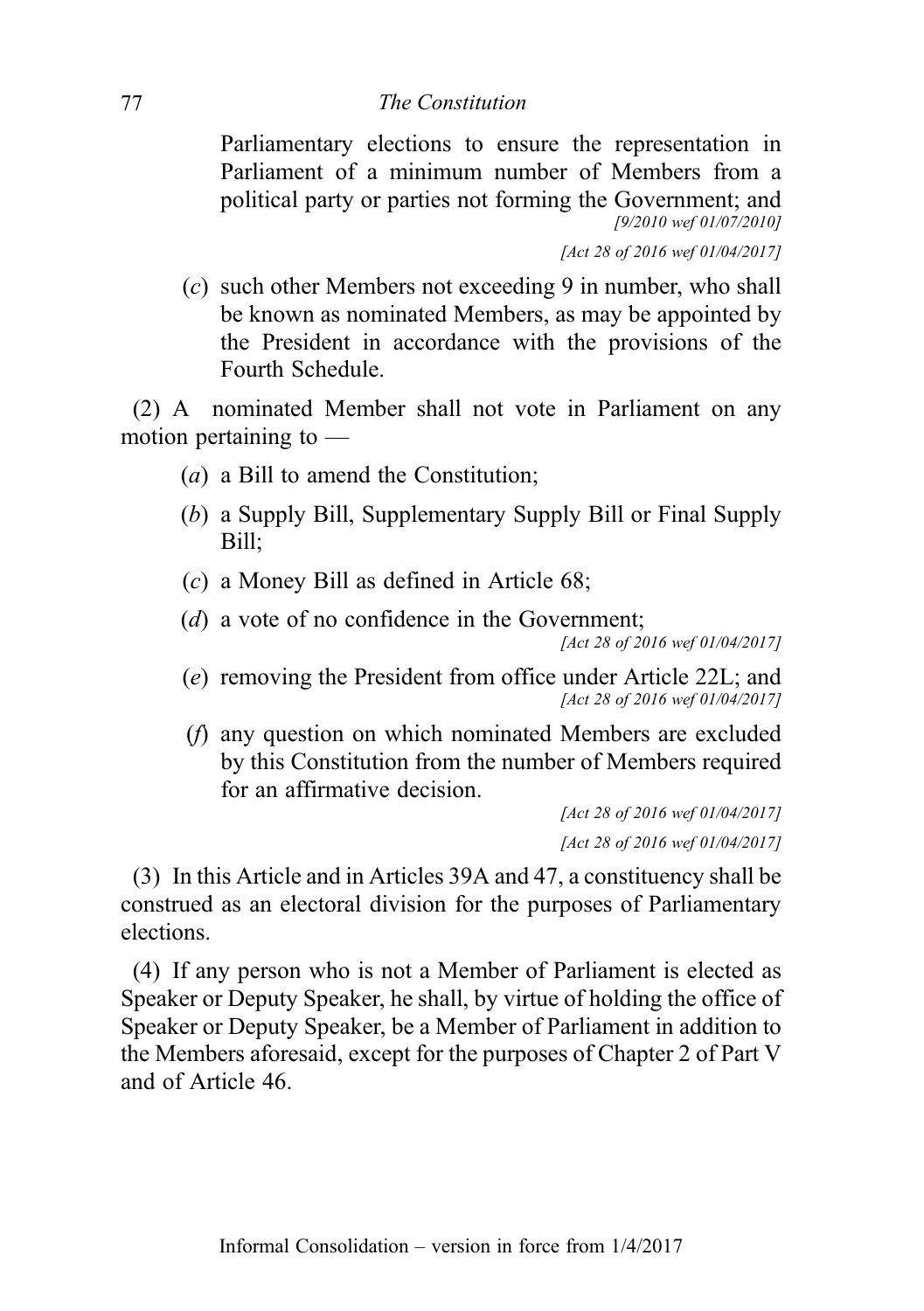Parliamentary elections to ensure the representation in Parliament of a minimum number of Members from a political party or parties not forming the Government; and

*[9/2010 wef 01/07/2010]*

*[Act 28 of 2016 wef 01/04/2017]*

(*c*) such other Members not exceeding 9 in number, who shall be known as nominated Members, as may be appointed by the President in accordance with the provisions of the Fourth Schedule.

(2) A nominated Member shall not vote in Parliament on any motion pertaining to —

(*a*) a Bill to amend the Constitution;

(*b*) a Supply Bill, Supplementary Supply Bill or Final Supply Bill;

(*c*) a Money Bill as defined in Article 68;

(*d*) a vote of no confidence in the Government;

*[Act 28 of 2016 wef 01/04/2017]*

(*e*) removing the President from office under Article 22L; and

*[Act 28 of 2016 wef 01/04/2017]*

(*f*) any question on which nominated Members are excluded by this Constitution from the number of Members required for an affirmative decision.

*[Act 28 of 2016 wef 01/04/2017]*

*[Act 28 of 2016 wef 01/04/2017]*

(3) In this Article and in Articles 39A and 47, a constituency shall be construed as an electoral division for the purposes of Parliamentary elections.

(4) If any person who is not a Member of Parliament is elected as Speaker or Deputy Speaker, he shall, by virtue of holding the office of Speaker or Deputy Speaker, be a Member of Parliament in addition to the Members aforesaid, except for the purposes of Chapter 2 of Part V and of Article 46.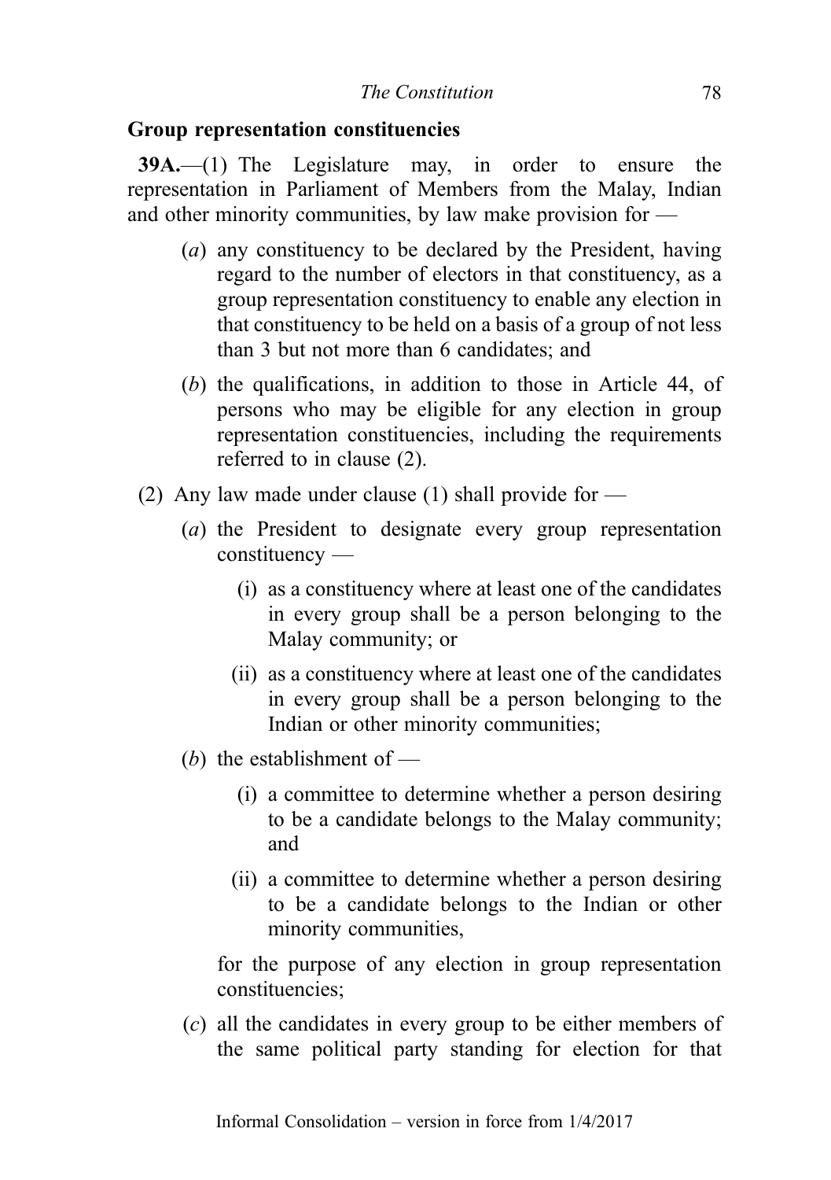## Group representation constituencies

**39A.**—(1) The Legislature may, in order to ensure the representation in Parliament of Members from the Malay, Indian and other minority communities, by law make provision for —

(*a*) any constituency to be declared by the President, having regard to the number of electors in that constituency, as a group representation constituency to enable any election in that constituency to be held on a basis of a group of not less than 3 but not more than 6 candidates; and

(*b*) the qualifications, in addition to those in Article 44, of persons who may be eligible for any election in group representation constituencies, including the requirements referred to in clause (2).

(2) Any law made under clause (1) shall provide for —

(*a*) the President to designate every group representation constituency —

(i) as a constituency where at least one of the candidates in every group shall be a person belonging to the Malay community; or

(ii) as a constituency where at least one of the candidates in every group shall be a person belonging to the Indian or other minority communities;

(*b*) the establishment of —

(i) a committee to determine whether a person desiring to be a candidate belongs to the Malay community; and

(ii) a committee to determine whether a person desiring to be a candidate belongs to the Indian or other minority communities,

for the purpose of any election in group representation constituencies;

(*c*) all the candidates in every group to be either members of the same political party standing for election for that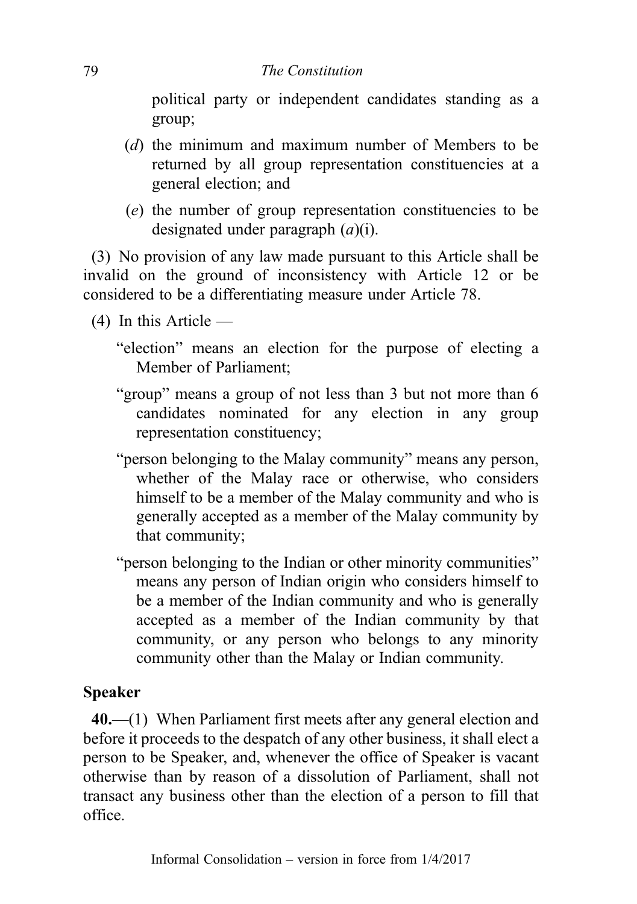political party or independent candidates standing as a group;

(*d*) the minimum and maximum number of Members to be returned by all group representation constituencies at a general election; and

(*e*) the number of group representation constituencies to be designated under paragraph (*a*)(i).

(3) No provision of any law made pursuant to this Article shall be invalid on the ground of inconsistency with Article 12 or be considered to be a differentiating measure under Article 78.

(4) In this Article —

"election" means an election for the purpose of electing a Member of Parliament;

"group" means a group of not less than 3 but not more than 6 candidates nominated for any election in any group representation constituency;

"person belonging to the Malay community" means any person, whether of the Malay race or otherwise, who considers himself to be a member of the Malay community and who is generally accepted as a member of the Malay community by that community;

"person belonging to the Indian or other minority communities" means any person of Indian origin who considers himself to be a member of the Indian community and who is generally accepted as a member of the Indian community by that community, or any person who belongs to any minority community other than the Malay or Indian community.

**Speaker**

**40.**—(1) When Parliament first meets after any general election and before it proceeds to the despatch of any other business, it shall elect a person to be Speaker, and, whenever the office of Speaker is vacant otherwise than by reason of a dissolution of Parliament, shall not transact any business other than the election of a person to fill that office.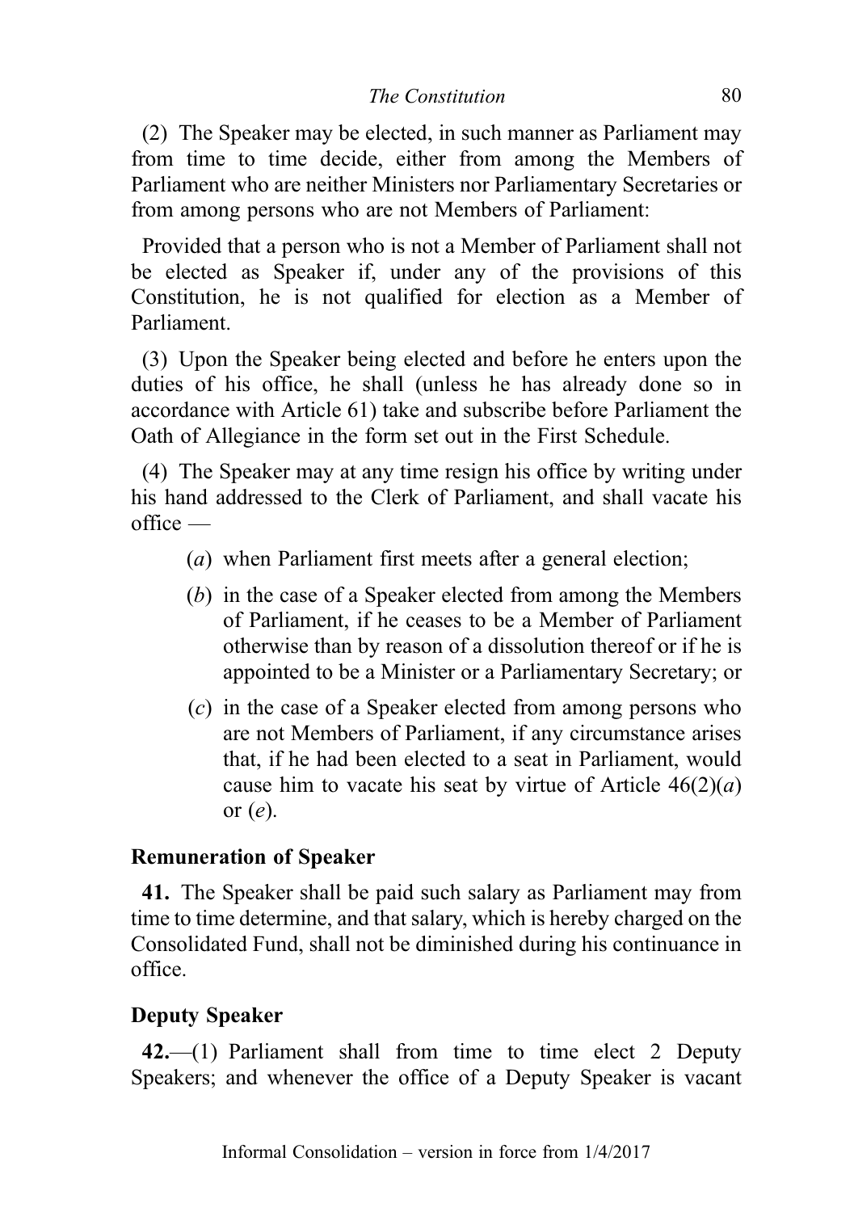(2) The Speaker may be elected, in such manner as Parliament may from time to time decide, either from among the Members of Parliament who are neither Ministers nor Parliamentary Secretaries or from among persons who are not Members of Parliament:

Provided that a person who is not a Member of Parliament shall not be elected as Speaker if, under any of the provisions of this Constitution, he is not qualified for election as a Member of Parliament.

(3) Upon the Speaker being elected and before he enters upon the duties of his office, he shall (unless he has already done so in accordance with Article 61) take and subscribe before Parliament the Oath of Allegiance in the form set out in the First Schedule.

(4) The Speaker may at any time resign his office by writing under his hand addressed to the Clerk of Parliament, and shall vacate his office —

- (*a*) when Parliament first meets after a general election;
- (*b*) in the case of a Speaker elected from among the Members of Parliament, if he ceases to be a Member of Parliament otherwise than by reason of a dissolution thereof or if he is appointed to be a Minister or a Parliamentary Secretary; or
- (*c*) in the case of a Speaker elected from among persons who are not Members of Parliament, if any circumstance arises that, if he had been elected to a seat in Parliament, would cause him to vacate his seat by virtue of Article 46(2)(*a*) or (*e*).

**Remuneration of Speaker**

**41.** The Speaker shall be paid such salary as Parliament may from time to time determine, and that salary, which is hereby charged on the Consolidated Fund, shall not be diminished during his continuance in office.

**Deputy Speaker**

**42.**—(1) Parliament shall from time to time elect 2 Deputy Speakers; and whenever the office of a Deputy Speaker is vacant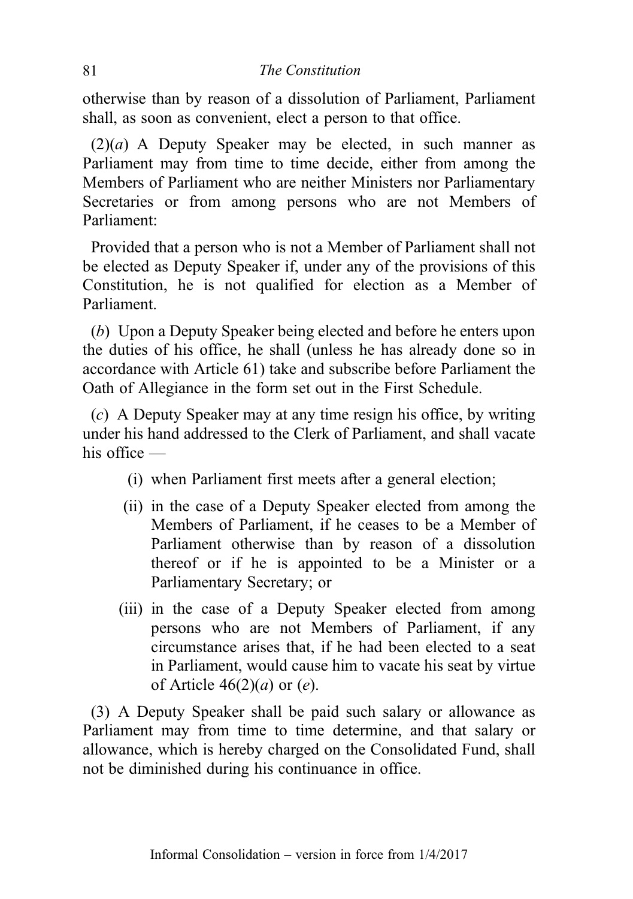otherwise than by reason of a dissolution of Parliament, Parliament shall, as soon as convenient, elect a person to that office.

(2)(*a*) A Deputy Speaker may be elected, in such manner as Parliament may from time to time decide, either from among the Members of Parliament who are neither Ministers nor Parliamentary Secretaries or from among persons who are not Members of Parliament:

Provided that a person who is not a Member of Parliament shall not be elected as Deputy Speaker if, under any of the provisions of this Constitution, he is not qualified for election as a Member of Parliament.

(*b*) Upon a Deputy Speaker being elected and before he enters upon the duties of his office, he shall (unless he has already done so in accordance with Article 61) take and subscribe before Parliament the Oath of Allegiance in the form set out in the First Schedule.

(*c*) A Deputy Speaker may at any time resign his office, by writing under his hand addressed to the Clerk of Parliament, and shall vacate his office —

(i) when Parliament first meets after a general election;

(ii) in the case of a Deputy Speaker elected from among the Members of Parliament, if he ceases to be a Member of Parliament otherwise than by reason of a dissolution thereof or if he is appointed to be a Minister or a Parliamentary Secretary; or

(iii) in the case of a Deputy Speaker elected from among persons who are not Members of Parliament, if any circumstance arises that, if he had been elected to a seat in Parliament, would cause him to vacate his seat by virtue of Article 46(2)(*a*) or (*e*).

(3) A Deputy Speaker shall be paid such salary or allowance as Parliament may from time to time determine, and that salary or allowance, which is hereby charged on the Consolidated Fund, shall not be diminished during his continuance in office.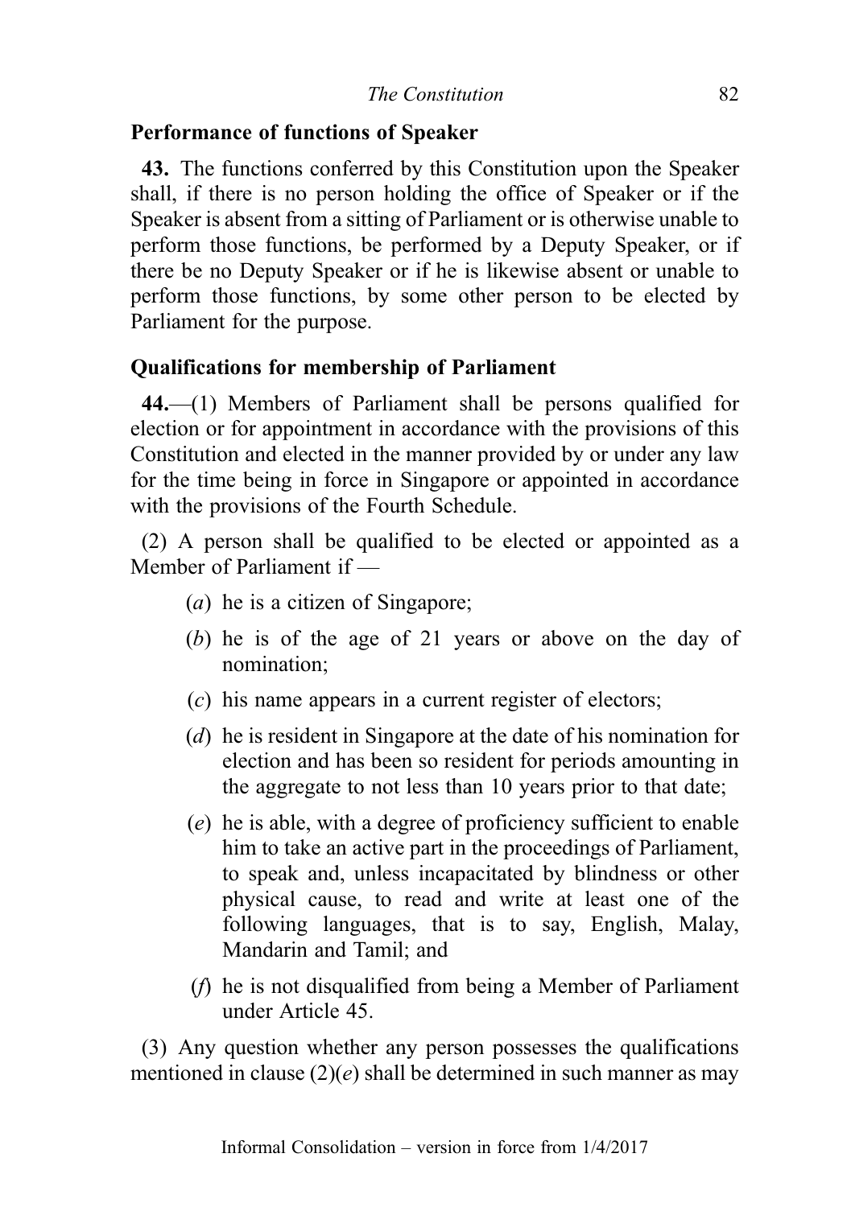**Performance of functions of Speaker**

**43.** The functions conferred by this Constitution upon the Speaker shall, if there is no person holding the office of Speaker or if the Speaker is absent from a sitting of Parliament or is otherwise unable to perform those functions, be performed by a Deputy Speaker, or if there be no Deputy Speaker or if he is likewise absent or unable to perform those functions, by some other person to be elected by Parliament for the purpose.

**Qualifications for membership of Parliament**

**44.**—(1) Members of Parliament shall be persons qualified for election or for appointment in accordance with the provisions of this Constitution and elected in the manner provided by or under any law for the time being in force in Singapore or appointed in accordance with the provisions of the Fourth Schedule.

(2) A person shall be qualified to be elected or appointed as a Member of Parliament if —

(*a*) he is a citizen of Singapore;

(*b*) he is of the age of 21 years or above on the day of nomination;

(*c*) his name appears in a current register of electors;

(*d*) he is resident in Singapore at the date of his nomination for election and has been so resident for periods amounting in the aggregate to not less than 10 years prior to that date;

(*e*) he is able, with a degree of proficiency sufficient to enable him to take an active part in the proceedings of Parliament, to speak and, unless incapacitated by blindness or other physical cause, to read and write at least one of the following languages, that is to say, English, Malay, Mandarin and Tamil; and

(*f*) he is not disqualified from being a Member of Parliament under Article 45.

(3) Any question whether any person possesses the qualifications mentioned in clause (2)(*e*) shall be determined in such manner as may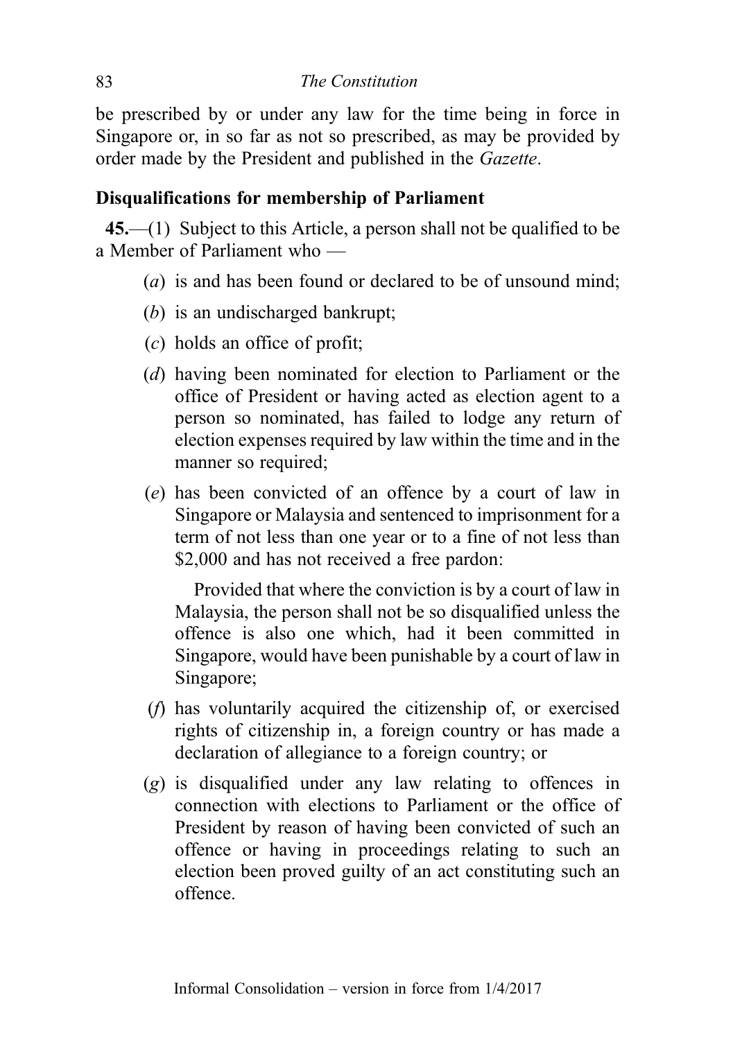be prescribed by or under any law for the time being in force in Singapore or, in so far as not so prescribed, as may be provided by order made by the President and published in the *Gazette*.

### Disqualifications for membership of Parliament

**45.**—(1) Subject to this Article, a person shall not be qualified to be a Member of Parliament who —

- (*a*) is and has been found or declared to be of unsound mind;
- (*b*) is an undischarged bankrupt;
- (*c*) holds an office of profit;
- (*d*) having been nominated for election to Parliament or the office of President or having acted as election agent to a person so nominated, has failed to lodge any return of election expenses required by law within the time and in the manner so required;
- (*e*) has been convicted of an offence by a court of law in Singapore or Malaysia and sentenced to imprisonment for a term of not less than one year or to a fine of not less than $2,000 and has not received a free pardon:

  Provided that where the conviction is by a court of law in Malaysia, the person shall not be so disqualified unless the offence is also one which, had it been committed in Singapore, would have been punishable by a court of law in Singapore;
- (*f*) has voluntarily acquired the citizenship of, or exercised rights of citizenship in, a foreign country or has made a declaration of allegiance to a foreign country; or
- (*g*) is disqualified under any law relating to offences in connection with elections to Parliament or the office of President by reason of having been convicted of such an offence or having in proceedings relating to such an election been proved guilty of an act constituting such an offence.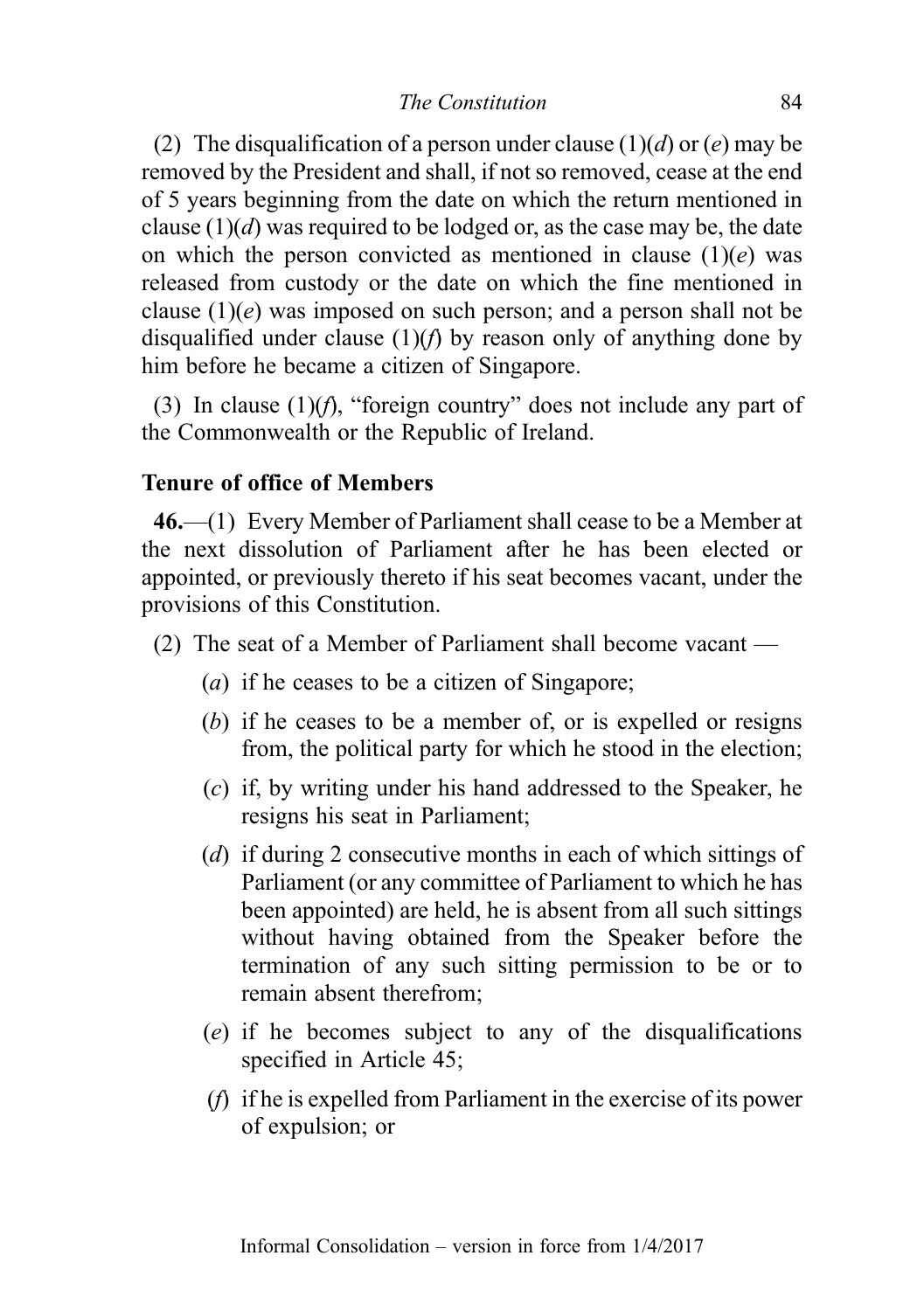(2) The disqualification of a person under clause (1)(*d*) or (*e*) may be removed by the President and shall, if not so removed, cease at the end of 5 years beginning from the date on which the return mentioned in clause (1)(*d*) was required to be lodged or, as the case may be, the date on which the person convicted as mentioned in clause (1)(*e*) was released from custody or the date on which the fine mentioned in clause (1)(*e*) was imposed on such person; and a person shall not be disqualified under clause (1)(*f*) by reason only of anything done by him before he became a citizen of Singapore.

(3) In clause (1)(*f*), "foreign country" does not include any part of the Commonwealth or the Republic of Ireland.

**Tenure of office of Members**

**46.**—(1) Every Member of Parliament shall cease to be a Member at the next dissolution of Parliament after he has been elected or appointed, or previously thereto if his seat becomes vacant, under the provisions of this Constitution.

(2) The seat of a Member of Parliament shall become vacant —

- (*a*) if he ceases to be a citizen of Singapore;
- (*b*) if he ceases to be a member of, or is expelled or resigns from, the political party for which he stood in the election;
- (*c*) if, by writing under his hand addressed to the Speaker, he resigns his seat in Parliament;
- (*d*) if during 2 consecutive months in each of which sittings of Parliament (or any committee of Parliament to which he has been appointed) are held, he is absent from all such sittings without having obtained from the Speaker before the termination of any such sitting permission to be or to remain absent therefrom;
- (*e*) if he becomes subject to any of the disqualifications specified in Article 45;
- (*f*) if he is expelled from Parliament in the exercise of its power of expulsion; or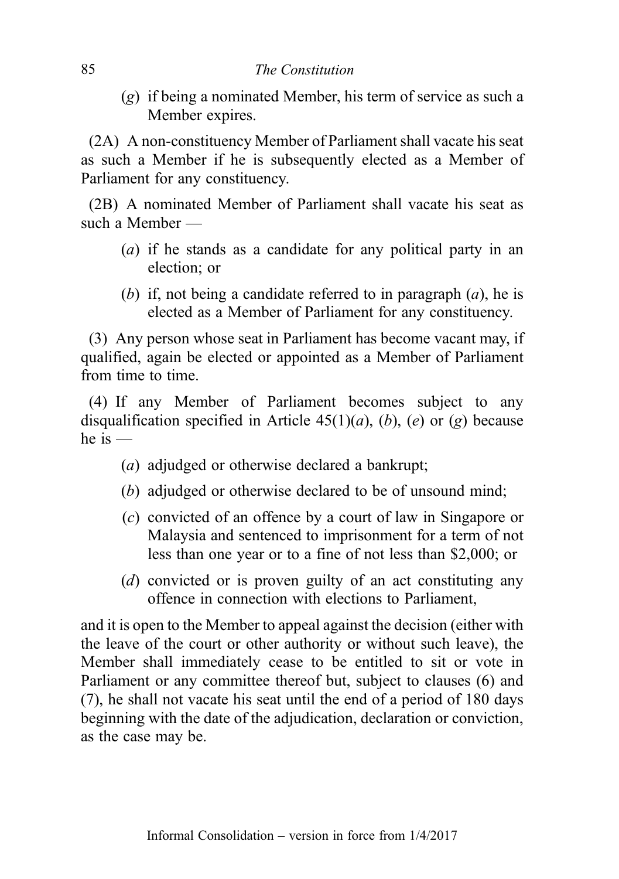(*g*) if being a nominated Member, his term of service as such a Member expires.

(2A) A non-constituency Member of Parliament shall vacate his seat as such a Member if he is subsequently elected as a Member of Parliament for any constituency.

(2B) A nominated Member of Parliament shall vacate his seat as such a Member —

(*a*) if he stands as a candidate for any political party in an election; or

(*b*) if, not being a candidate referred to in paragraph (*a*), he is elected as a Member of Parliament for any constituency.

(3) Any person whose seat in Parliament has become vacant may, if qualified, again be elected or appointed as a Member of Parliament from time to time.

(4) If any Member of Parliament becomes subject to any disqualification specified in Article 45(1)(*a*), (*b*), (*e*) or (*g*) because he is —

(*a*) adjudged or otherwise declared a bankrupt;

(*b*) adjudged or otherwise declared to be of unsound mind;

(*c*) convicted of an offence by a court of law in Singapore or Malaysia and sentenced to imprisonment for a term of not less than one year or to a fine of not less than $2,000; or

(*d*) convicted or is proven guilty of an act constituting any offence in connection with elections to Parliament,

and it is open to the Member to appeal against the decision (either with the leave of the court or other authority or without such leave), the Member shall immediately cease to be entitled to sit or vote in Parliament or any committee thereof but, subject to clauses (6) and (7), he shall not vacate his seat until the end of a period of 180 days beginning with the date of the adjudication, declaration or conviction, as the case may be.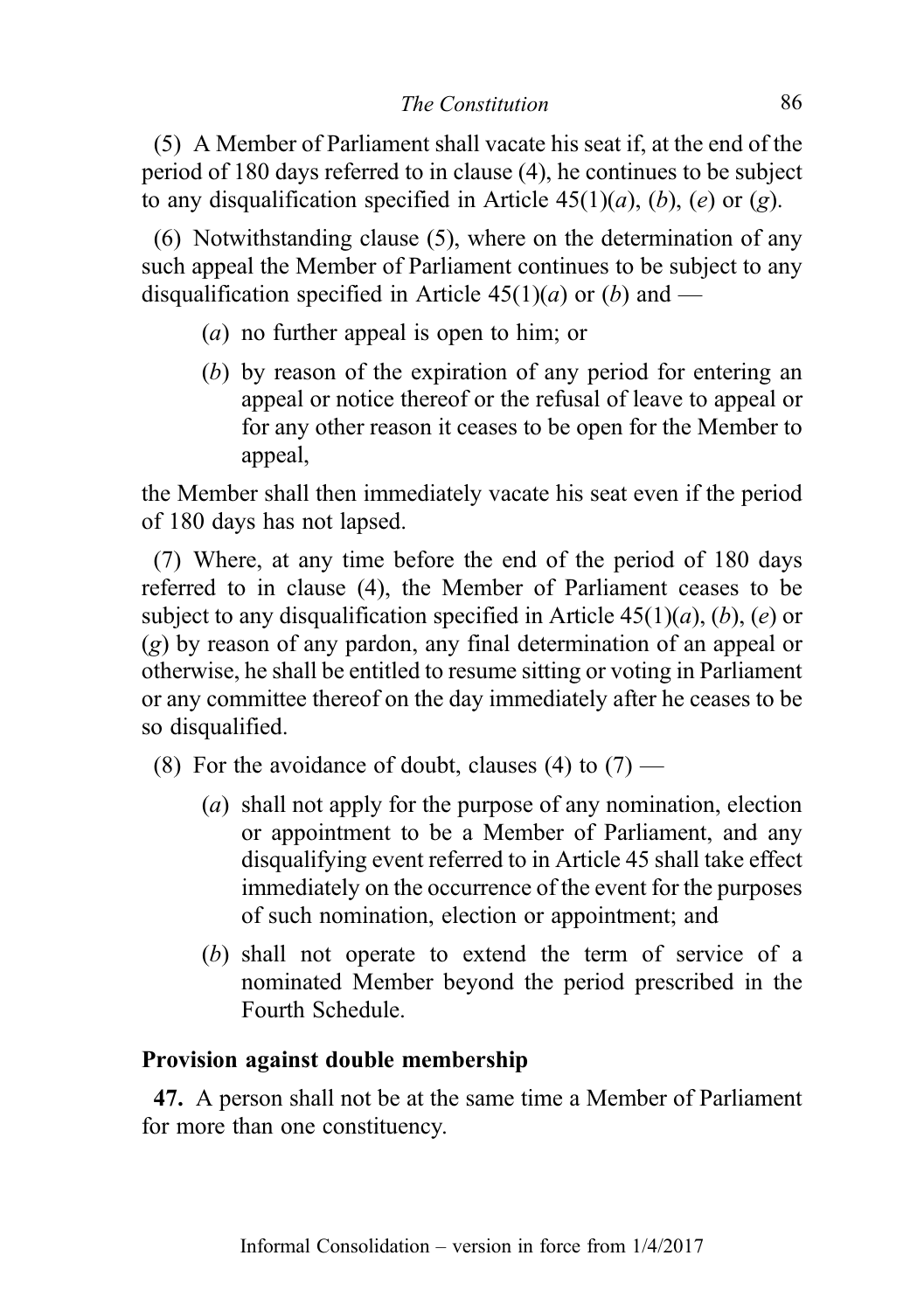(5) A Member of Parliament shall vacate his seat if, at the end of the period of 180 days referred to in clause (4), he continues to be subject to any disqualification specified in Article 45(1)(*a*), (*b*), (*e*) or (*g*).

(6) Notwithstanding clause (5), where on the determination of any such appeal the Member of Parliament continues to be subject to any disqualification specified in Article 45(1)(*a*) or (*b*) and —

- (*a*) no further appeal is open to him; or
- (*b*) by reason of the expiration of any period for entering an appeal or notice thereof or the refusal of leave to appeal or for any other reason it ceases to be open for the Member to appeal,

the Member shall then immediately vacate his seat even if the period of 180 days has not lapsed.

(7) Where, at any time before the end of the period of 180 days referred to in clause (4), the Member of Parliament ceases to be subject to any disqualification specified in Article 45(1)(*a*), (*b*), (*e*) or (*g*) by reason of any pardon, any final determination of an appeal or otherwise, he shall be entitled to resume sitting or voting in Parliament or any committee thereof on the day immediately after he ceases to be so disqualified.

(8) For the avoidance of doubt, clauses (4) to (7) —

- (*a*) shall not apply for the purpose of any nomination, election or appointment to be a Member of Parliament, and any disqualifying event referred to in Article 45 shall take effect immediately on the occurrence of the event for the purposes of such nomination, election or appointment; and
- (*b*) shall not operate to extend the term of service of a nominated Member beyond the period prescribed in the Fourth Schedule.

**Provision against double membership**

**47.** A person shall not be at the same time a Member of Parliament for more than one constituency.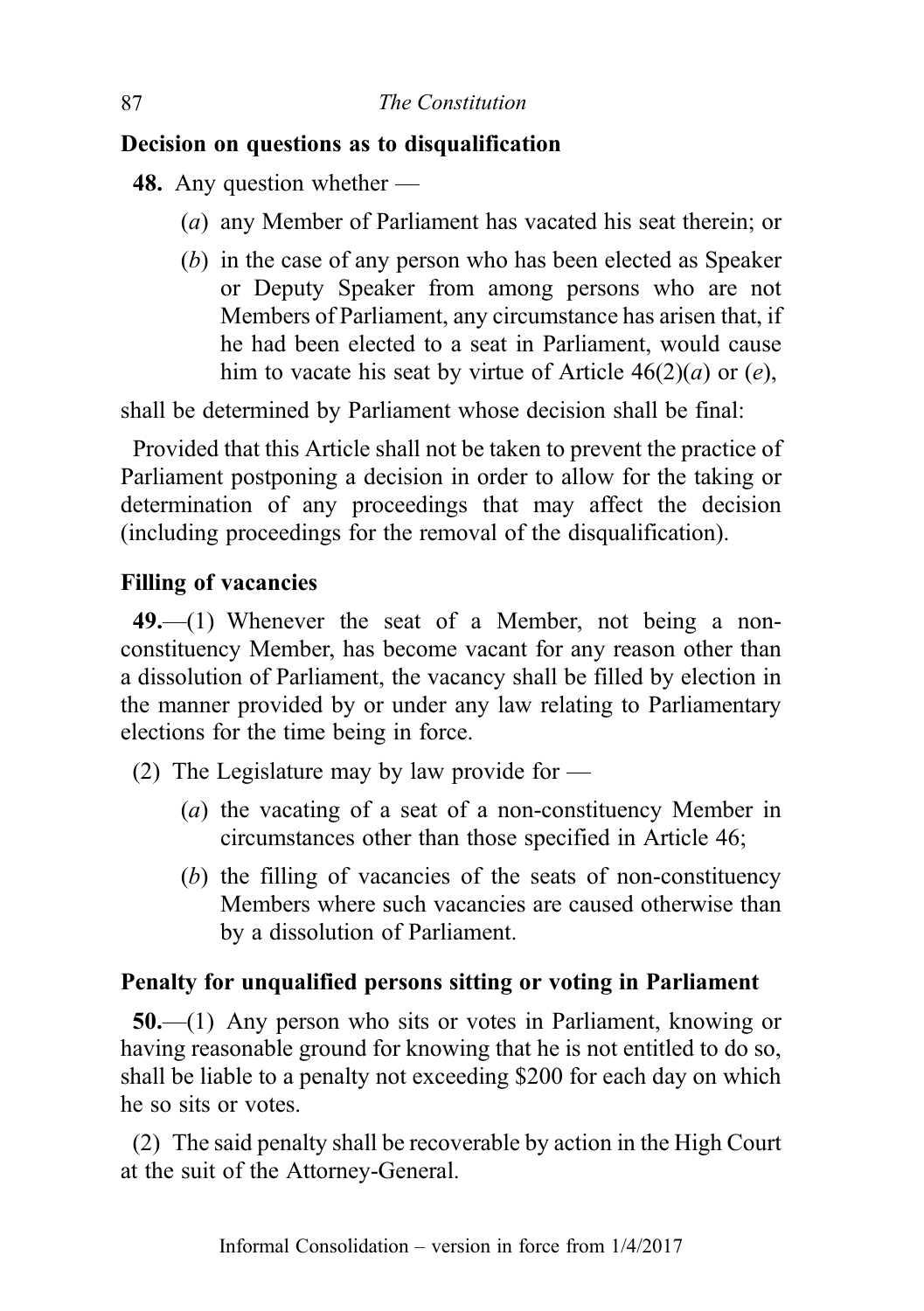**Decision on questions as to disqualification**

**48.** Any question whether —

(*a*) any Member of Parliament has vacated his seat therein; or

(*b*) in the case of any person who has been elected as Speaker or Deputy Speaker from among persons who are not Members of Parliament, any circumstance has arisen that, if he had been elected to a seat in Parliament, would cause him to vacate his seat by virtue of Article 46(2)(*a*) or (*e*),

shall be determined by Parliament whose decision shall be final:

Provided that this Article shall not be taken to prevent the practice of Parliament postponing a decision in order to allow for the taking or determination of any proceedings that may affect the decision (including proceedings for the removal of the disqualification).

**Filling of vacancies**

**49.**—(1) Whenever the seat of a Member, not being a non-constituency Member, has become vacant for any reason other than a dissolution of Parliament, the vacancy shall be filled by election in the manner provided by or under any law relating to Parliamentary elections for the time being in force.

(2) The Legislature may by law provide for —

(*a*) the vacating of a seat of a non-constituency Member in circumstances other than those specified in Article 46;

(*b*) the filling of vacancies of the seats of non-constituency Members where such vacancies are caused otherwise than by a dissolution of Parliament.

**Penalty for unqualified persons sitting or voting in Parliament**

**50.**—(1) Any person who sits or votes in Parliament, knowing or having reasonable ground for knowing that he is not entitled to do so, shall be liable to a penalty not exceeding $200 for each day on which he so sits or votes.

(2) The said penalty shall be recoverable by action in the High Court at the suit of the Attorney-General.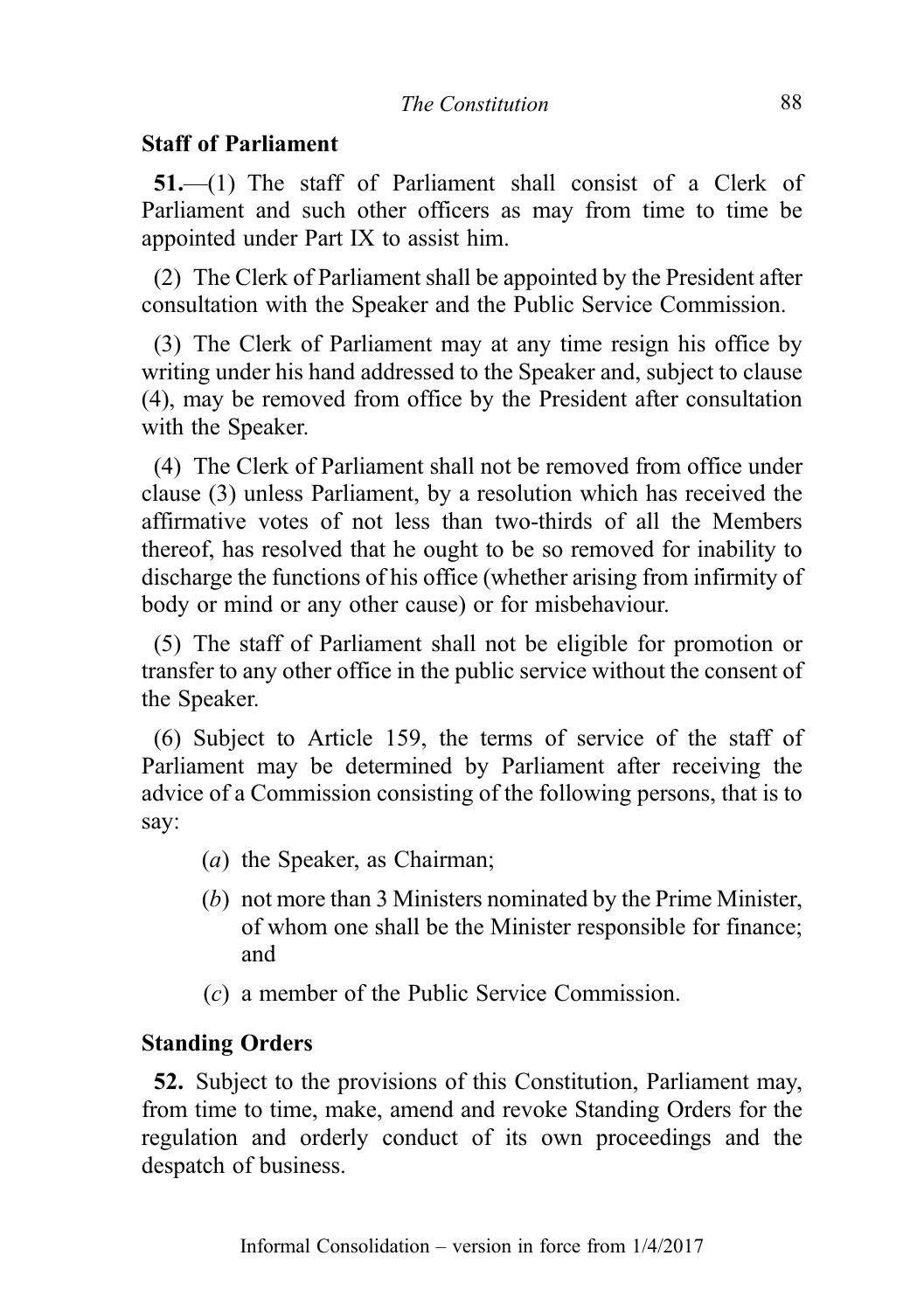## Staff of Parliament

**51.**—(1) The staff of Parliament shall consist of a Clerk of Parliament and such other officers as may from time to time be appointed under Part IX to assist him.

(2) The Clerk of Parliament shall be appointed by the President after consultation with the Speaker and the Public Service Commission.

(3) The Clerk of Parliament may at any time resign his office by writing under his hand addressed to the Speaker and, subject to clause (4), may be removed from office by the President after consultation with the Speaker.

(4) The Clerk of Parliament shall not be removed from office under clause (3) unless Parliament, by a resolution which has received the affirmative votes of not less than two-thirds of all the Members thereof, has resolved that he ought to be so removed for inability to discharge the functions of his office (whether arising from infirmity of body or mind or any other cause) or for misbehaviour.

(5) The staff of Parliament shall not be eligible for promotion or transfer to any other office in the public service without the consent of the Speaker.

(6) Subject to Article 159, the terms of service of the staff of Parliament may be determined by Parliament after receiving the advice of a Commission consisting of the following persons, that is to say:

- (*a*) the Speaker, as Chairman;
- (*b*) not more than 3 Ministers nominated by the Prime Minister, of whom one shall be the Minister responsible for finance; and
- (*c*) a member of the Public Service Commission.

## Standing Orders

**52.** Subject to the provisions of this Constitution, Parliament may, from time to time, make, amend and revoke Standing Orders for the regulation and orderly conduct of its own proceedings and the despatch of business.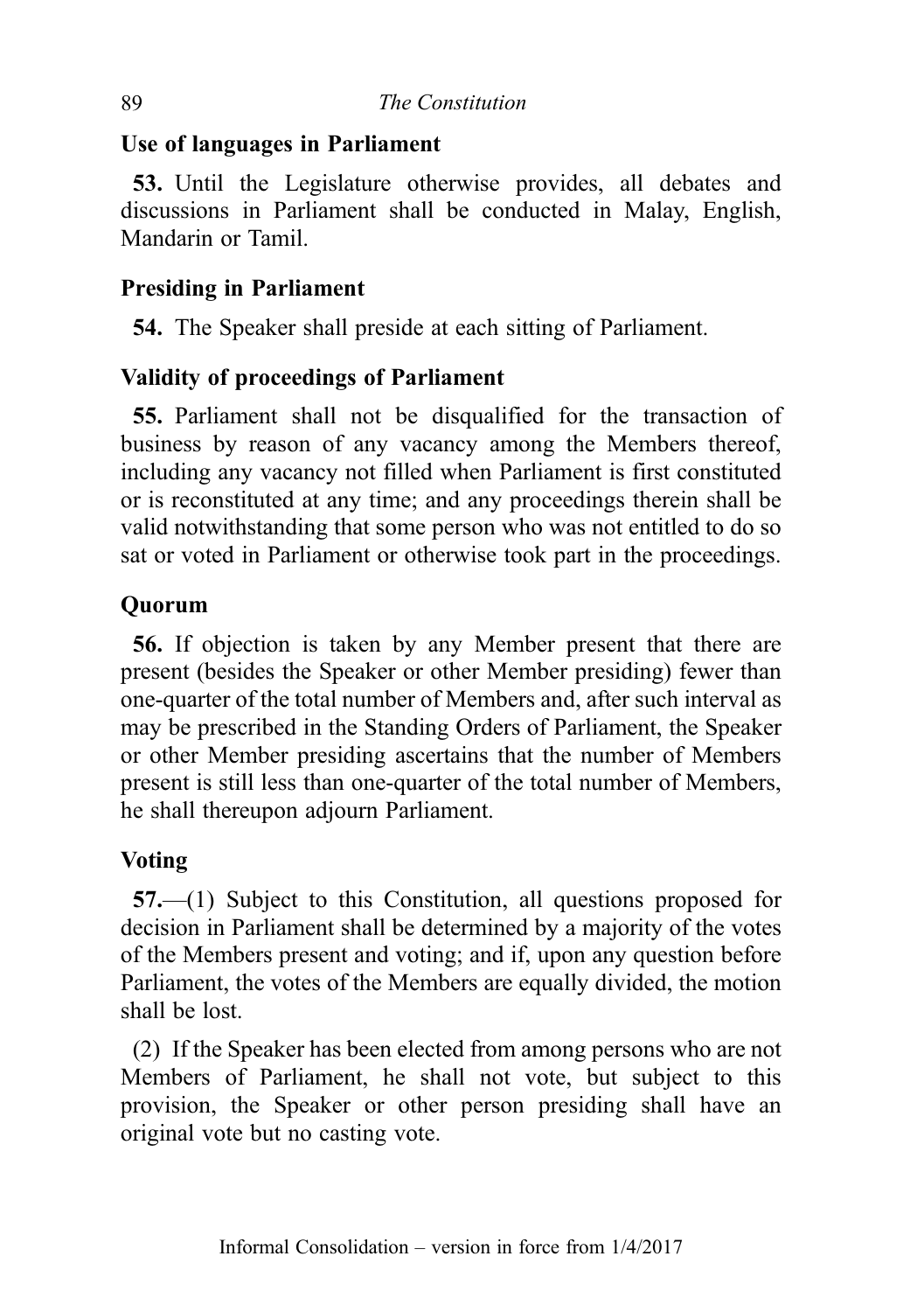### Use of languages in Parliament

**53.** Until the Legislature otherwise provides, all debates and discussions in Parliament shall be conducted in Malay, English, Mandarin or Tamil.

### Presiding in Parliament

**54.** The Speaker shall preside at each sitting of Parliament.

### Validity of proceedings of Parliament

**55.** Parliament shall not be disqualified for the transaction of business by reason of any vacancy among the Members thereof, including any vacancy not filled when Parliament is first constituted or is reconstituted at any time; and any proceedings therein shall be valid notwithstanding that some person who was not entitled to do so sat or voted in Parliament or otherwise took part in the proceedings.

### Quorum

**56.** If objection is taken by any Member present that there are present (besides the Speaker or other Member presiding) fewer than one-quarter of the total number of Members and, after such interval as may be prescribed in the Standing Orders of Parliament, the Speaker or other Member presiding ascertains that the number of Members present is still less than one-quarter of the total number of Members, he shall thereupon adjourn Parliament.

### Voting

**57.**—(1) Subject to this Constitution, all questions proposed for decision in Parliament shall be determined by a majority of the votes of the Members present and voting; and if, upon any question before Parliament, the votes of the Members are equally divided, the motion shall be lost.

(2) If the Speaker has been elected from among persons who are not Members of Parliament, he shall not vote, but subject to this provision, the Speaker or other person presiding shall have an original vote but no casting vote.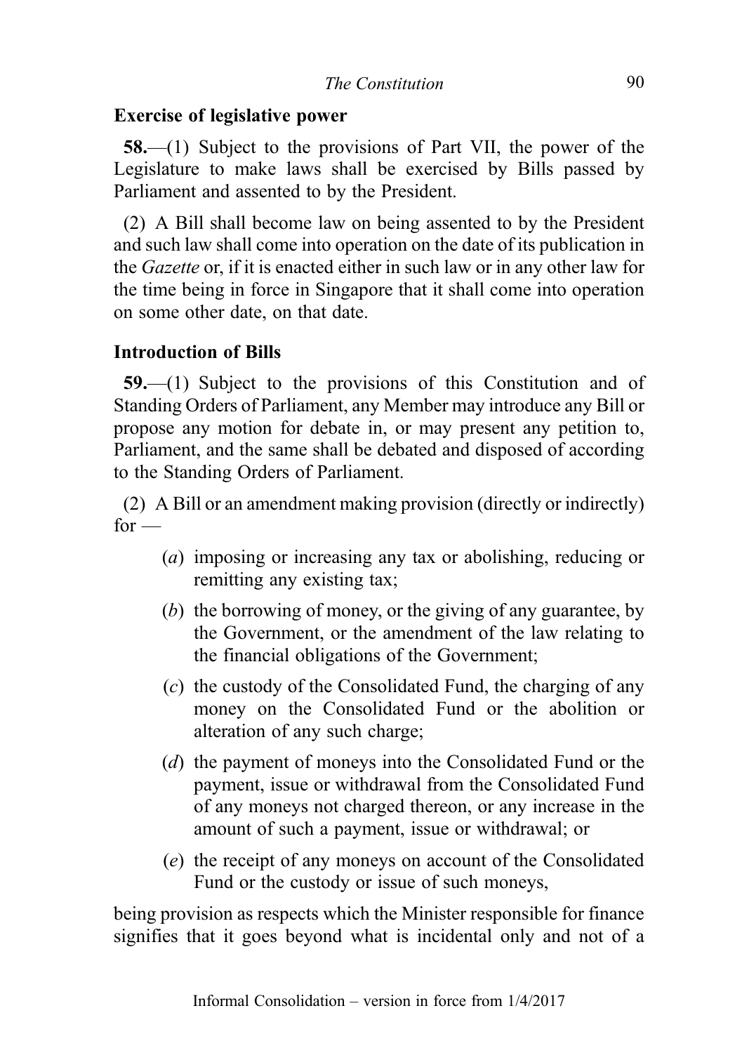**Exercise of legislative power**

**58.**—(1) Subject to the provisions of Part VII, the power of the Legislature to make laws shall be exercised by Bills passed by Parliament and assented to by the President.

(2) A Bill shall become law on being assented to by the President and such law shall come into operation on the date of its publication in the *Gazette* or, if it is enacted either in such law or in any other law for the time being in force in Singapore that it shall come into operation on some other date, on that date.

**Introduction of Bills**

**59.**—(1) Subject to the provisions of this Constitution and of Standing Orders of Parliament, any Member may introduce any Bill or propose any motion for debate in, or may present any petition to, Parliament, and the same shall be debated and disposed of according to the Standing Orders of Parliament.

(2) A Bill or an amendment making provision (directly or indirectly) for —

- (*a*) imposing or increasing any tax or abolishing, reducing or remitting any existing tax;
- (*b*) the borrowing of money, or the giving of any guarantee, by the Government, or the amendment of the law relating to the financial obligations of the Government;
- (*c*) the custody of the Consolidated Fund, the charging of any money on the Consolidated Fund or the abolition or alteration of any such charge;
- (*d*) the payment of moneys into the Consolidated Fund or the payment, issue or withdrawal from the Consolidated Fund of any moneys not charged thereon, or any increase in the amount of such a payment, issue or withdrawal; or
- (*e*) the receipt of any moneys on account of the Consolidated Fund or the custody or issue of such moneys,

being provision as respects which the Minister responsible for finance signifies that it goes beyond what is incidental only and not of a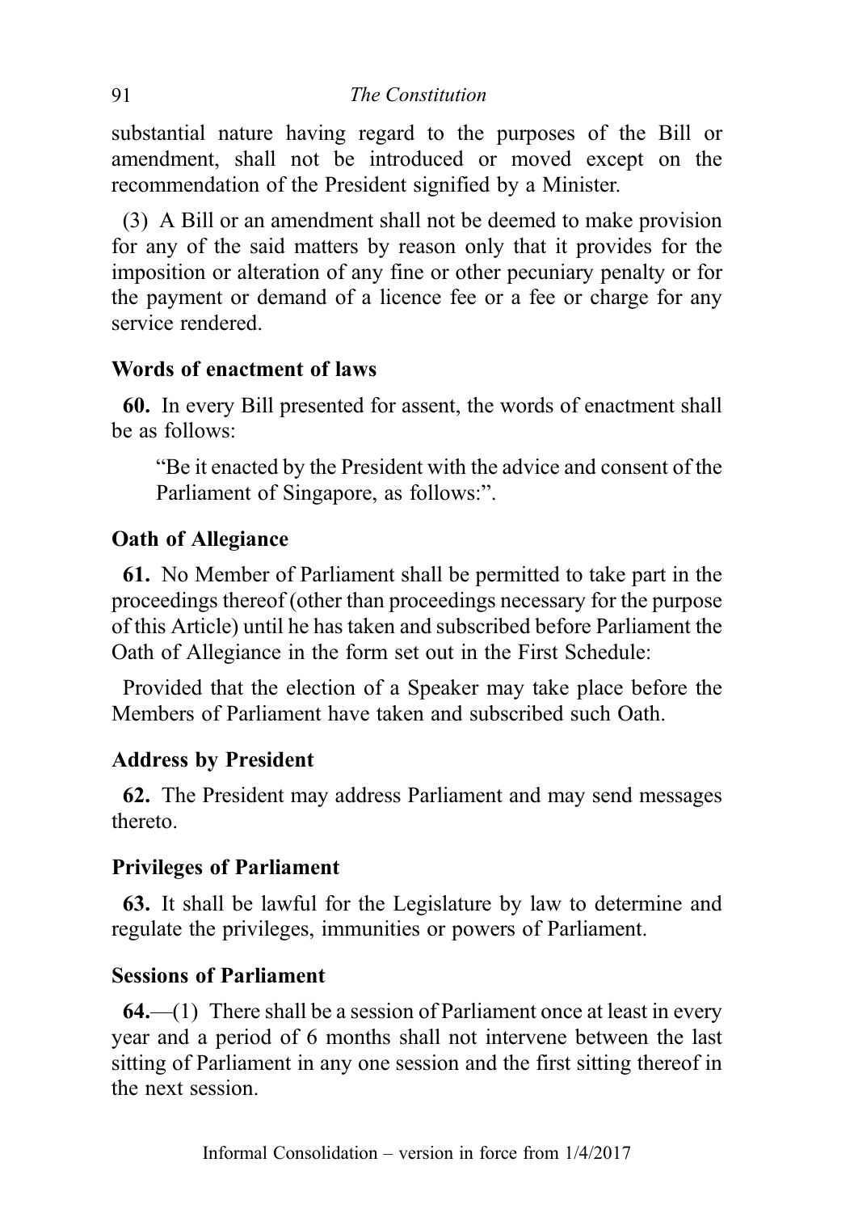substantial nature having regard to the purposes of the Bill or amendment, shall not be introduced or moved except on the recommendation of the President signified by a Minister.

(3) A Bill or an amendment shall not be deemed to make provision for any of the said matters by reason only that it provides for the imposition or alteration of any fine or other pecuniary penalty or for the payment or demand of a licence fee or a fee or charge for any service rendered.

### Words of enactment of laws

**60.** In every Bill presented for assent, the words of enactment shall be as follows:

> "Be it enacted by the President with the advice and consent of the Parliament of Singapore, as follows:".

### Oath of Allegiance

**61.** No Member of Parliament shall be permitted to take part in the proceedings thereof (other than proceedings necessary for the purpose of this Article) until he has taken and subscribed before Parliament the Oath of Allegiance in the form set out in the First Schedule:

Provided that the election of a Speaker may take place before the Members of Parliament have taken and subscribed such Oath.

### Address by President

**62.** The President may address Parliament and may send messages thereto.

### Privileges of Parliament

**63.** It shall be lawful for the Legislature by law to determine and regulate the privileges, immunities or powers of Parliament.

### Sessions of Parliament

**64.**—(1) There shall be a session of Parliament once at least in every year and a period of 6 months shall not intervene between the last sitting of Parliament in any one session and the first sitting thereof in the next session.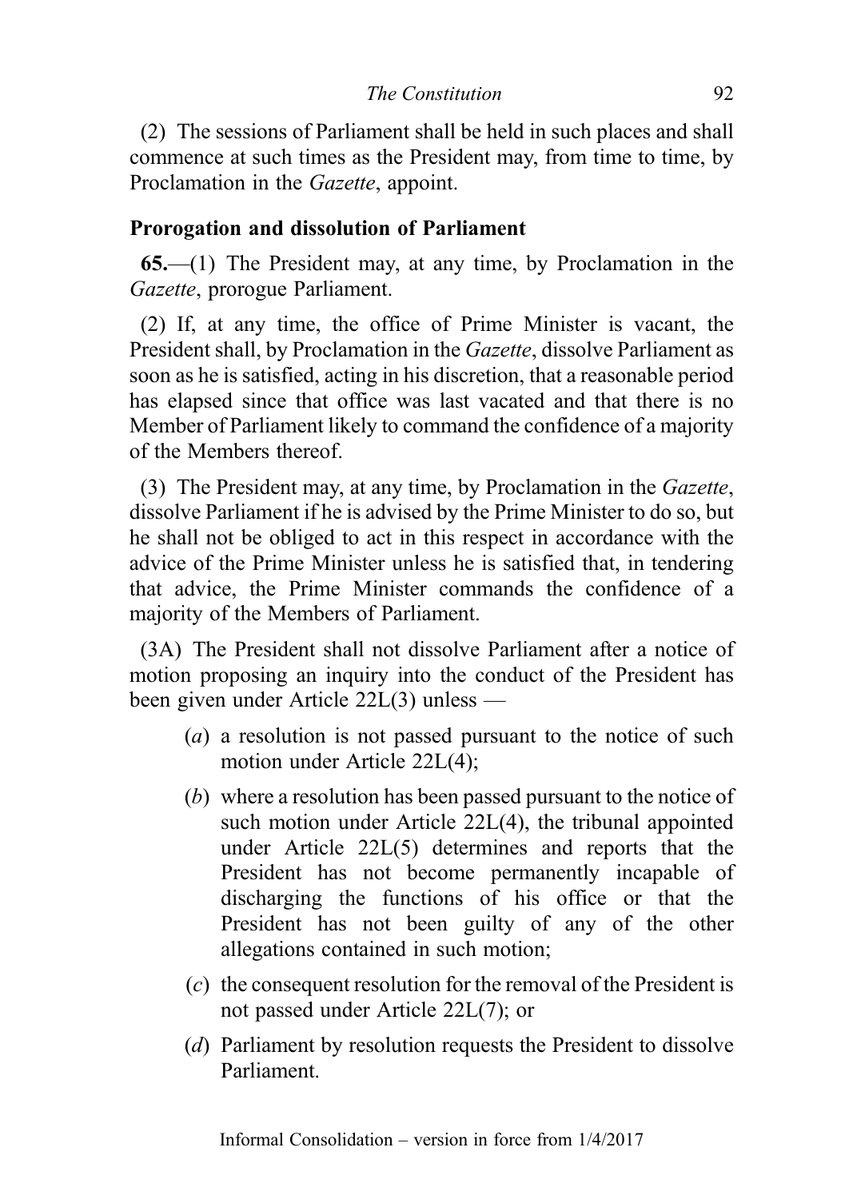(2) The sessions of Parliament shall be held in such places and shall commence at such times as the President may, from time to time, by Proclamation in the *Gazette*, appoint.

**Prorogation and dissolution of Parliament**

**65.**—(1) The President may, at any time, by Proclamation in the *Gazette*, prorogue Parliament.

(2) If, at any time, the office of Prime Minister is vacant, the President shall, by Proclamation in the *Gazette*, dissolve Parliament as soon as he is satisfied, acting in his discretion, that a reasonable period has elapsed since that office was last vacated and that there is no Member of Parliament likely to command the confidence of a majority of the Members thereof.

(3) The President may, at any time, by Proclamation in the *Gazette*, dissolve Parliament if he is advised by the Prime Minister to do so, but he shall not be obliged to act in this respect in accordance with the advice of the Prime Minister unless he is satisfied that, in tendering that advice, the Prime Minister commands the confidence of a majority of the Members of Parliament.

(3A) The President shall not dissolve Parliament after a notice of motion proposing an inquiry into the conduct of the President has been given under Article 22L(3) unless —

(*a*) a resolution is not passed pursuant to the notice of such motion under Article 22L(4);

(*b*) where a resolution has been passed pursuant to the notice of such motion under Article 22L(4), the tribunal appointed under Article 22L(5) determines and reports that the President has not become permanently incapable of discharging the functions of his office or that the President has not been guilty of any of the other allegations contained in such motion;

(*c*) the consequent resolution for the removal of the President is not passed under Article 22L(7); or

(*d*) Parliament by resolution requests the President to dissolve Parliament.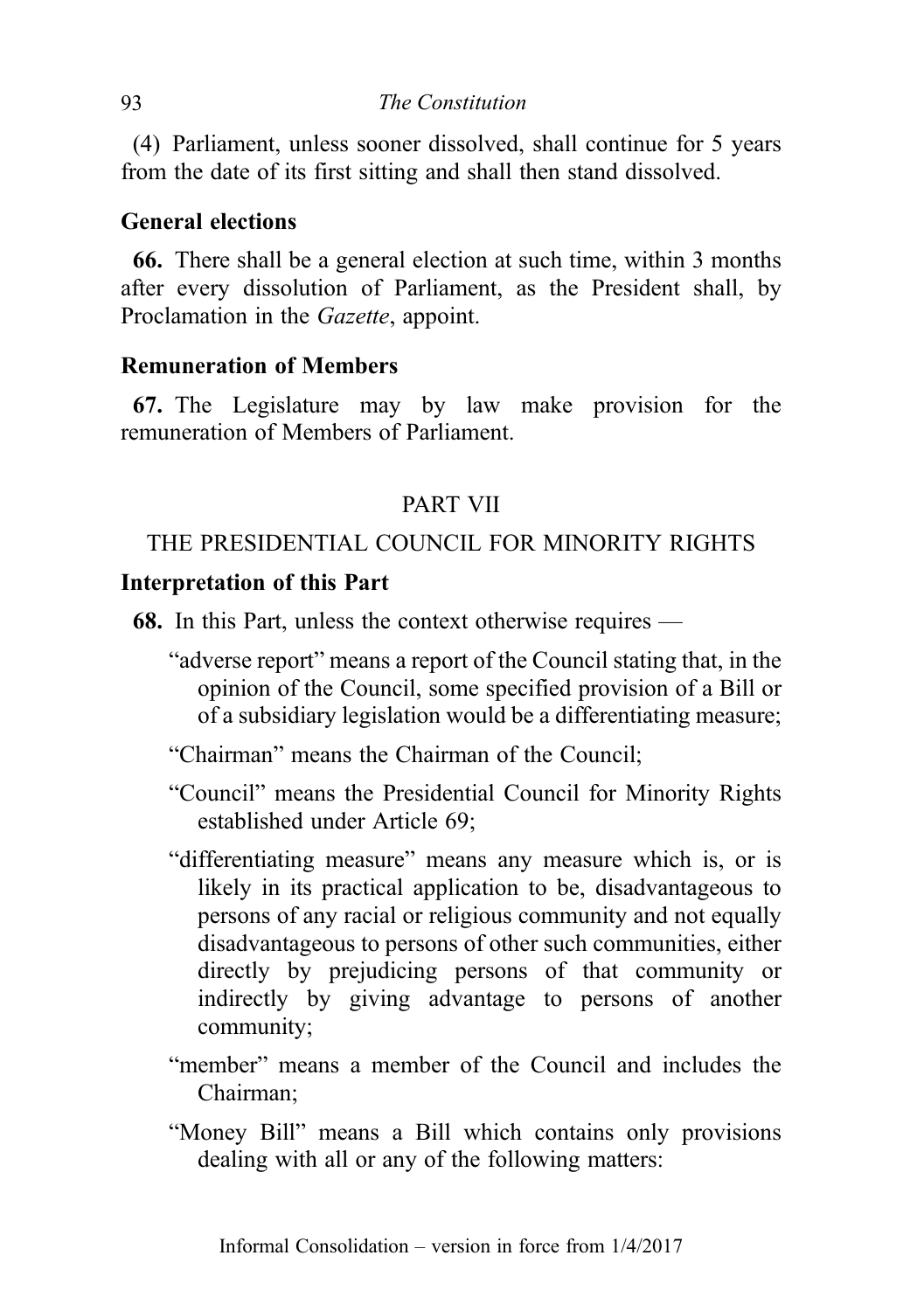(4) Parliament, unless sooner dissolved, shall continue for 5 years from the date of its first sitting and shall then stand dissolved.

**General elections**

**66.** There shall be a general election at such time, within 3 months after every dissolution of Parliament, as the President shall, by Proclamation in the *Gazette*, appoint.

**Remuneration of Members**

**67.** The Legislature may by law make provision for the remuneration of Members of Parliament.

## PART VII

## THE PRESIDENTIAL COUNCIL FOR MINORITY RIGHTS

**Interpretation of this Part**

**68.** In this Part, unless the context otherwise requires —

"adverse report" means a report of the Council stating that, in the opinion of the Council, some specified provision of a Bill or of a subsidiary legislation would be a differentiating measure;

"Chairman" means the Chairman of the Council;

"Council" means the Presidential Council for Minority Rights established under Article 69;

"differentiating measure" means any measure which is, or is likely in its practical application to be, disadvantageous to persons of any racial or religious community and not equally disadvantageous to persons of other such communities, either directly by prejudicing persons of that community or indirectly by giving advantage to persons of another community;

"member" means a member of the Council and includes the Chairman;

"Money Bill" means a Bill which contains only provisions dealing with all or any of the following matters: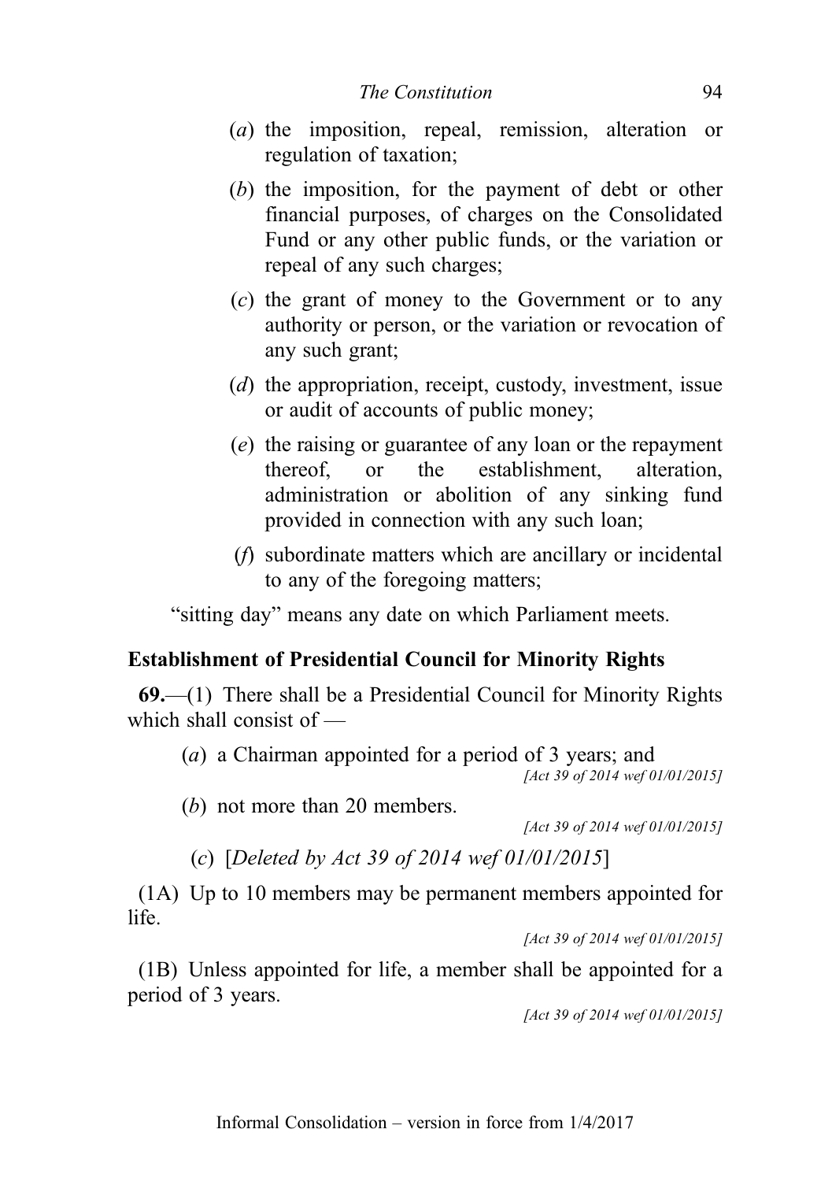(*a*) the imposition, repeal, remission, alteration or regulation of taxation;

(*b*) the imposition, for the payment of debt or other financial purposes, of charges on the Consolidated Fund or any other public funds, or the variation or repeal of any such charges;

(*c*) the grant of money to the Government or to any authority or person, or the variation or revocation of any such grant;

(*d*) the appropriation, receipt, custody, investment, issue or audit of accounts of public money;

(*e*) the raising or guarantee of any loan or the repayment thereof, or the establishment, alteration, administration or abolition of any sinking fund provided in connection with any such loan;

(*f*) subordinate matters which are ancillary or incidental to any of the foregoing matters;

"sitting day" means any date on which Parliament meets.

### Establishment of Presidential Council for Minority Rights

**69.**—(1) There shall be a Presidential Council for Minority Rights which shall consist of —

(*a*) a Chairman appointed for a period of 3 years; and

*[Act 39 of 2014 wef 01/01/2015]*

(*b*) not more than 20 members.

*[Act 39 of 2014 wef 01/01/2015]*

(*c*) [*Deleted by Act 39 of 2014 wef 01/01/2015*]

(1A) Up to 10 members may be permanent members appointed for life.

*[Act 39 of 2014 wef 01/01/2015]*

(1B) Unless appointed for life, a member shall be appointed for a period of 3 years.

*[Act 39 of 2014 wef 01/01/2015]*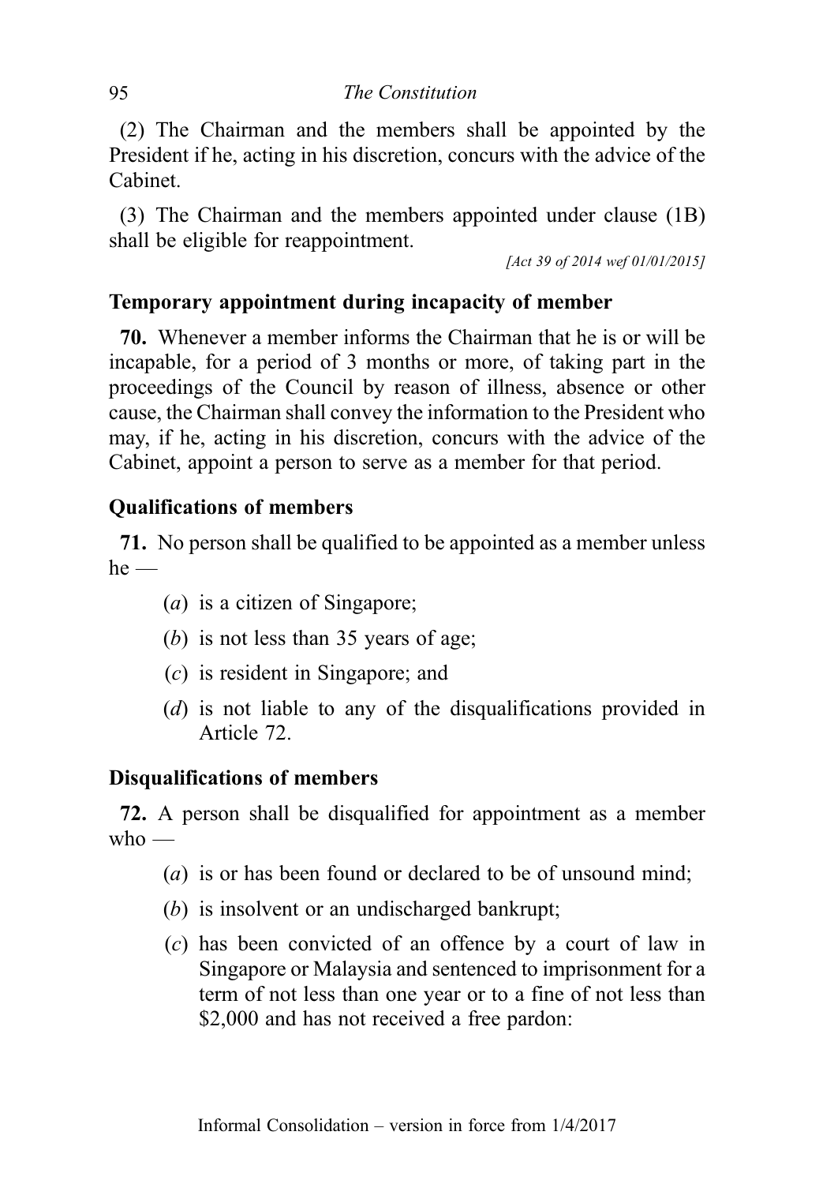(2) The Chairman and the members shall be appointed by the President if he, acting in his discretion, concurs with the advice of the Cabinet.

(3) The Chairman and the members appointed under clause (1B) shall be eligible for reappointment.

*[Act 39 of 2014 wef 01/01/2015]*

### Temporary appointment during incapacity of member

**70.** Whenever a member informs the Chairman that he is or will be incapable, for a period of 3 months or more, of taking part in the proceedings of the Council by reason of illness, absence or other cause, the Chairman shall convey the information to the President who may, if he, acting in his discretion, concurs with the advice of the Cabinet, appoint a person to serve as a member for that period.

### Qualifications of members

**71.** No person shall be qualified to be appointed as a member unless he —

(*a*) is a citizen of Singapore;

(*b*) is not less than 35 years of age;

(*c*) is resident in Singapore; and

(*d*) is not liable to any of the disqualifications provided in Article 72.

### Disqualifications of members

**72.** A person shall be disqualified for appointment as a member who —

(*a*) is or has been found or declared to be of unsound mind;

(*b*) is insolvent or an undischarged bankrupt;

(*c*) has been convicted of an offence by a court of law in Singapore or Malaysia and sentenced to imprisonment for a term of not less than one year or to a fine of not less than $2,000 and has not received a free pardon: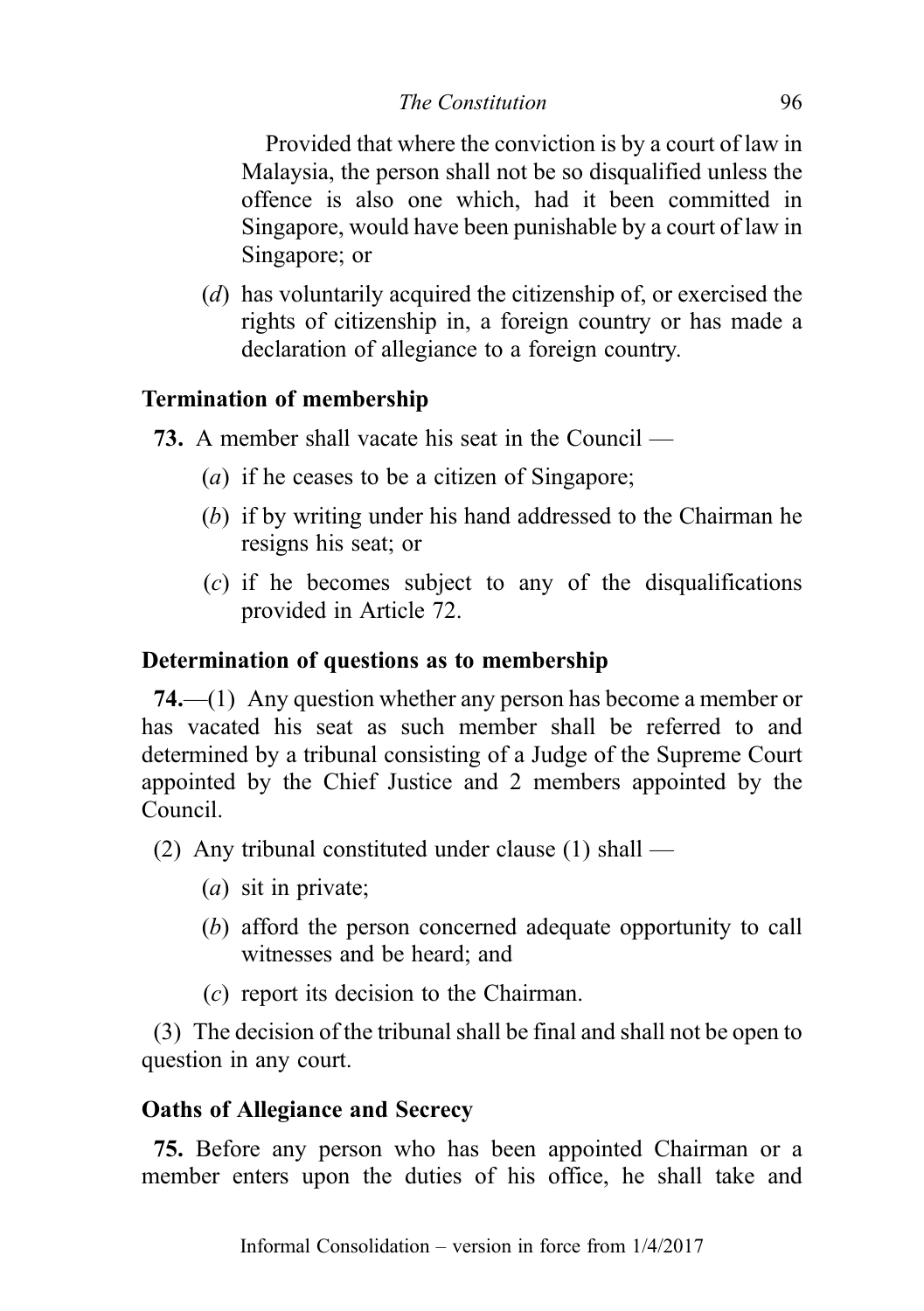Provided that where the conviction is by a court of law in Malaysia, the person shall not be so disqualified unless the offence is also one which, had it been committed in Singapore, would have been punishable by a court of law in Singapore; or

(*d*) has voluntarily acquired the citizenship of, or exercised the rights of citizenship in, a foreign country or has made a declaration of allegiance to a foreign country.

### Termination of membership

**73.** A member shall vacate his seat in the Council —

(*a*) if he ceases to be a citizen of Singapore;

(*b*) if by writing under his hand addressed to the Chairman he resigns his seat; or

(*c*) if he becomes subject to any of the disqualifications provided in Article 72.

### Determination of questions as to membership

**74.**—(1) Any question whether any person has become a member or has vacated his seat as such member shall be referred to and determined by a tribunal consisting of a Judge of the Supreme Court appointed by the Chief Justice and 2 members appointed by the Council.

(2) Any tribunal constituted under clause (1) shall —

(*a*) sit in private;

(*b*) afford the person concerned adequate opportunity to call witnesses and be heard; and

(*c*) report its decision to the Chairman.

(3) The decision of the tribunal shall be final and shall not be open to question in any court.

### Oaths of Allegiance and Secrecy

**75.** Before any person who has been appointed Chairman or a member enters upon the duties of his office, he shall take and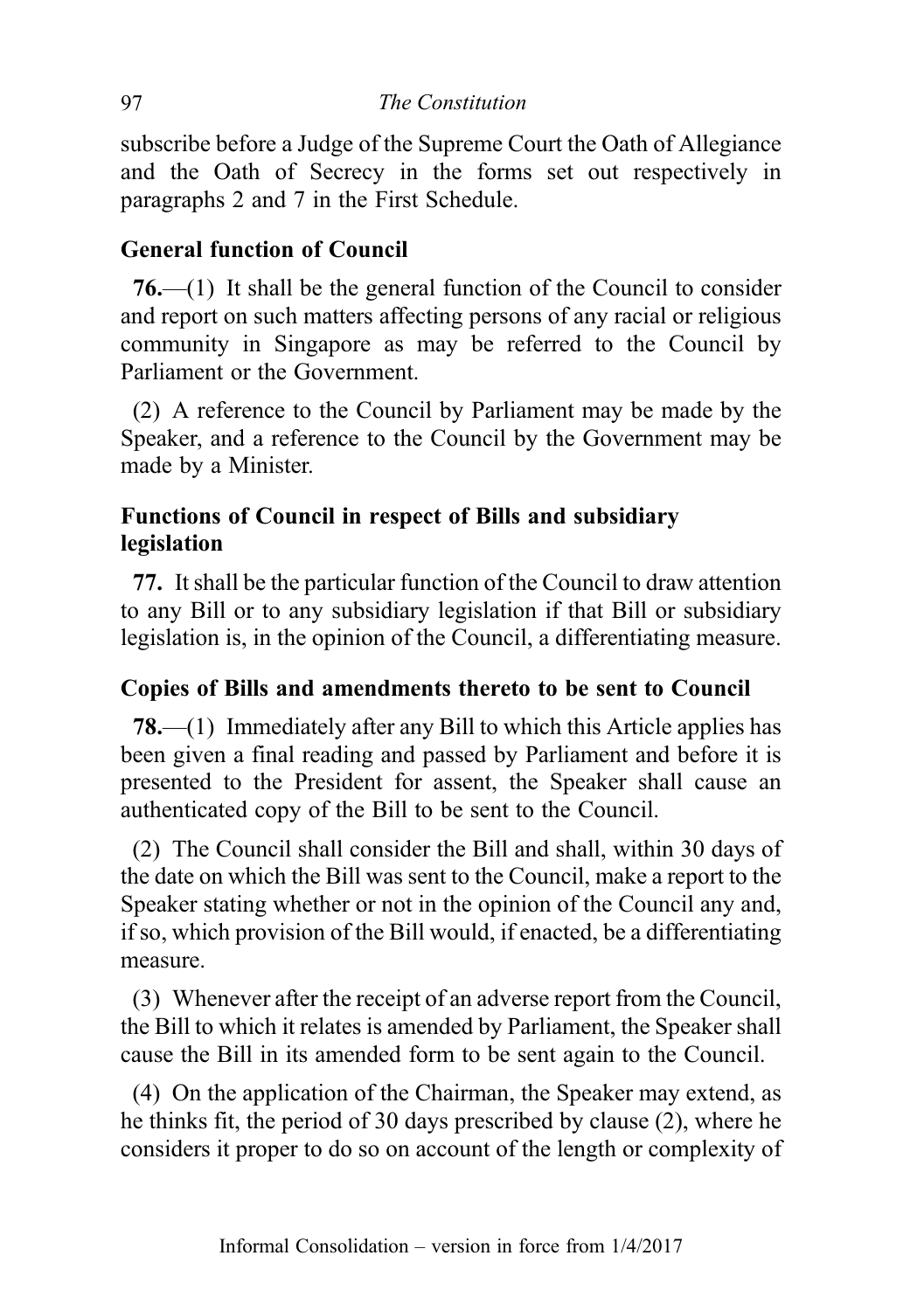subscribe before a Judge of the Supreme Court the Oath of Allegiance and the Oath of Secrecy in the forms set out respectively in paragraphs 2 and 7 in the First Schedule.

**General function of Council**

**76.**—(1) It shall be the general function of the Council to consider and report on such matters affecting persons of any racial or religious community in Singapore as may be referred to the Council by Parliament or the Government.

(2) A reference to the Council by Parliament may be made by the Speaker, and a reference to the Council by the Government may be made by a Minister.

**Functions of Council in respect of Bills and subsidiary legislation**

**77.** It shall be the particular function of the Council to draw attention to any Bill or to any subsidiary legislation if that Bill or subsidiary legislation is, in the opinion of the Council, a differentiating measure.

**Copies of Bills and amendments thereto to be sent to Council**

**78.**—(1) Immediately after any Bill to which this Article applies has been given a final reading and passed by Parliament and before it is presented to the President for assent, the Speaker shall cause an authenticated copy of the Bill to be sent to the Council.

(2) The Council shall consider the Bill and shall, within 30 days of the date on which the Bill was sent to the Council, make a report to the Speaker stating whether or not in the opinion of the Council any and, if so, which provision of the Bill would, if enacted, be a differentiating measure.

(3) Whenever after the receipt of an adverse report from the Council, the Bill to which it relates is amended by Parliament, the Speaker shall cause the Bill in its amended form to be sent again to the Council.

(4) On the application of the Chairman, the Speaker may extend, as he thinks fit, the period of 30 days prescribed by clause (2), where he considers it proper to do so on account of the length or complexity of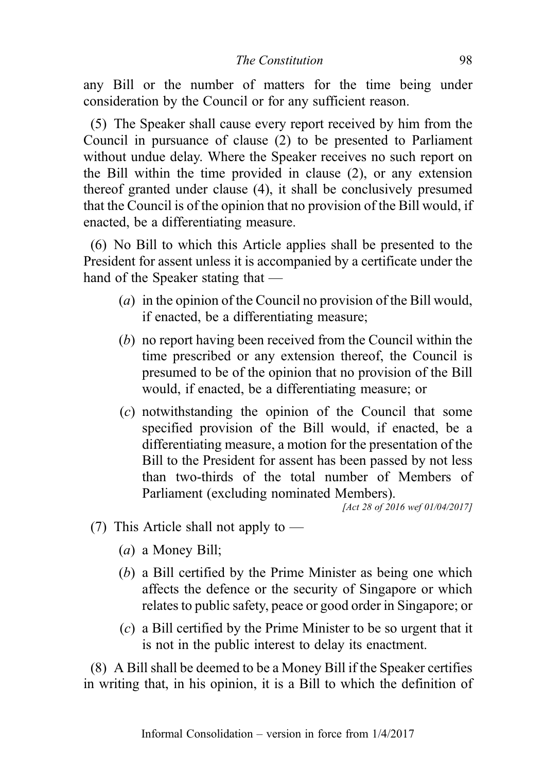any Bill or the number of matters for the time being under consideration by the Council or for any sufficient reason.

(5) The Speaker shall cause every report received by him from the Council in pursuance of clause (2) to be presented to Parliament without undue delay. Where the Speaker receives no such report on the Bill within the time provided in clause (2), or any extension thereof granted under clause (4), it shall be conclusively presumed that the Council is of the opinion that no provision of the Bill would, if enacted, be a differentiating measure.

(6) No Bill to which this Article applies shall be presented to the President for assent unless it is accompanied by a certificate under the hand of the Speaker stating that —

- (*a*) in the opinion of the Council no provision of the Bill would, if enacted, be a differentiating measure;
- (*b*) no report having been received from the Council within the time prescribed or any extension thereof, the Council is presumed to be of the opinion that no provision of the Bill would, if enacted, be a differentiating measure; or
- (*c*) notwithstanding the opinion of the Council that some specified provision of the Bill would, if enacted, be a differentiating measure, a motion for the presentation of the Bill to the President for assent has been passed by not less than two-thirds of the total number of Members of Parliament (excluding nominated Members).

*[Act 28 of 2016 wef 01/04/2017]*

(7) This Article shall not apply to —

- (*a*) a Money Bill;
- (*b*) a Bill certified by the Prime Minister as being one which affects the defence or the security of Singapore or which relates to public safety, peace or good order in Singapore; or
- (*c*) a Bill certified by the Prime Minister to be so urgent that it is not in the public interest to delay its enactment.

(8) A Bill shall be deemed to be a Money Bill if the Speaker certifies in writing that, in his opinion, it is a Bill to which the definition of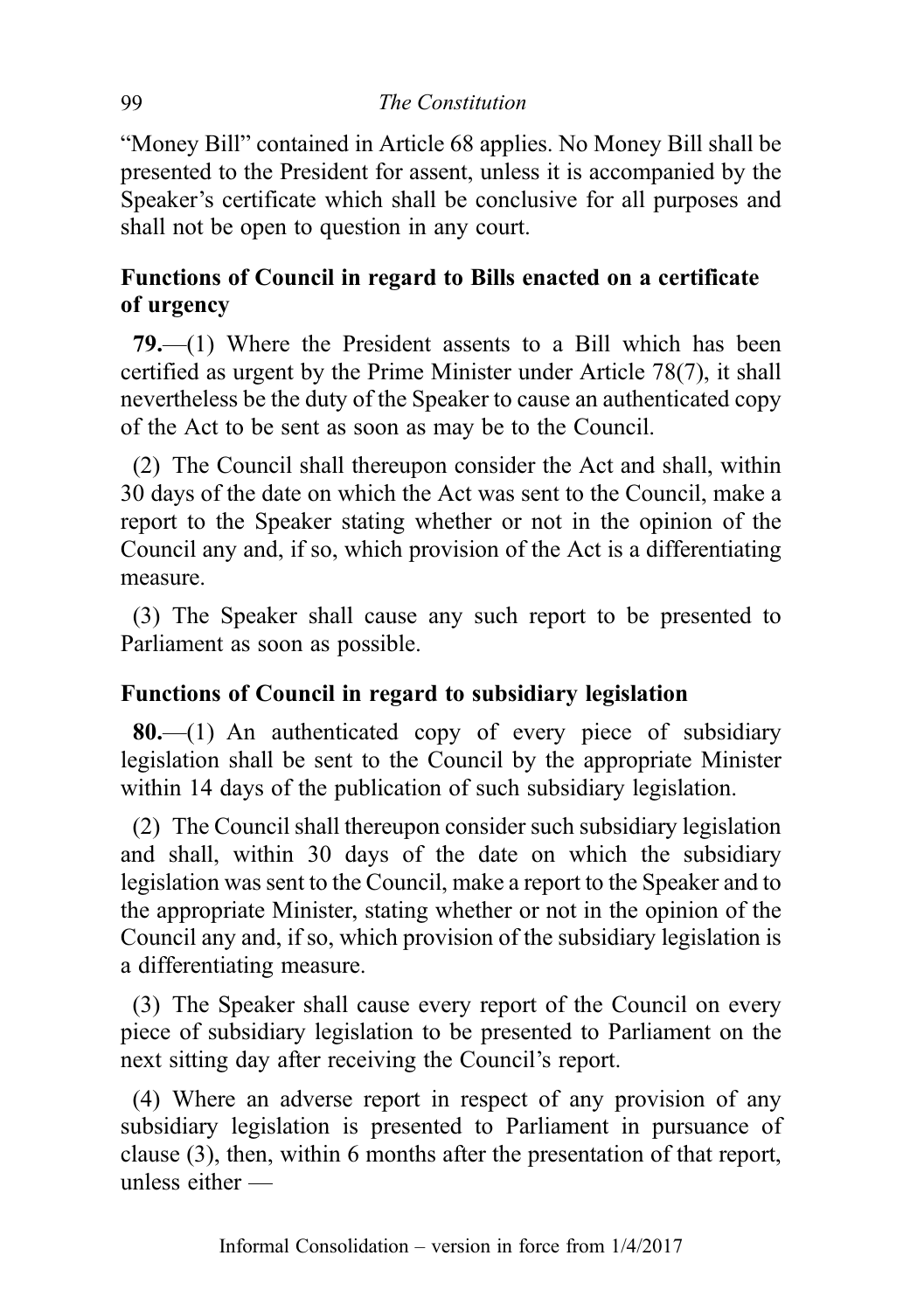"Money Bill" contained in Article 68 applies. No Money Bill shall be presented to the President for assent, unless it is accompanied by the Speaker's certificate which shall be conclusive for all purposes and shall not be open to question in any court.

### Functions of Council in regard to Bills enacted on a certificate of urgency

**79.**—(1) Where the President assents to a Bill which has been certified as urgent by the Prime Minister under Article 78(7), it shall nevertheless be the duty of the Speaker to cause an authenticated copy of the Act to be sent as soon as may be to the Council.

(2) The Council shall thereupon consider the Act and shall, within 30 days of the date on which the Act was sent to the Council, make a report to the Speaker stating whether or not in the opinion of the Council any and, if so, which provision of the Act is a differentiating measure.

(3) The Speaker shall cause any such report to be presented to Parliament as soon as possible.

### Functions of Council in regard to subsidiary legislation

**80.**—(1) An authenticated copy of every piece of subsidiary legislation shall be sent to the Council by the appropriate Minister within 14 days of the publication of such subsidiary legislation.

(2) The Council shall thereupon consider such subsidiary legislation and shall, within 30 days of the date on which the subsidiary legislation was sent to the Council, make a report to the Speaker and to the appropriate Minister, stating whether or not in the opinion of the Council any and, if so, which provision of the subsidiary legislation is a differentiating measure.

(3) The Speaker shall cause every report of the Council on every piece of subsidiary legislation to be presented to Parliament on the next sitting day after receiving the Council's report.

(4) Where an adverse report in respect of any provision of any subsidiary legislation is presented to Parliament in pursuance of clause (3), then, within 6 months after the presentation of that report, unless either —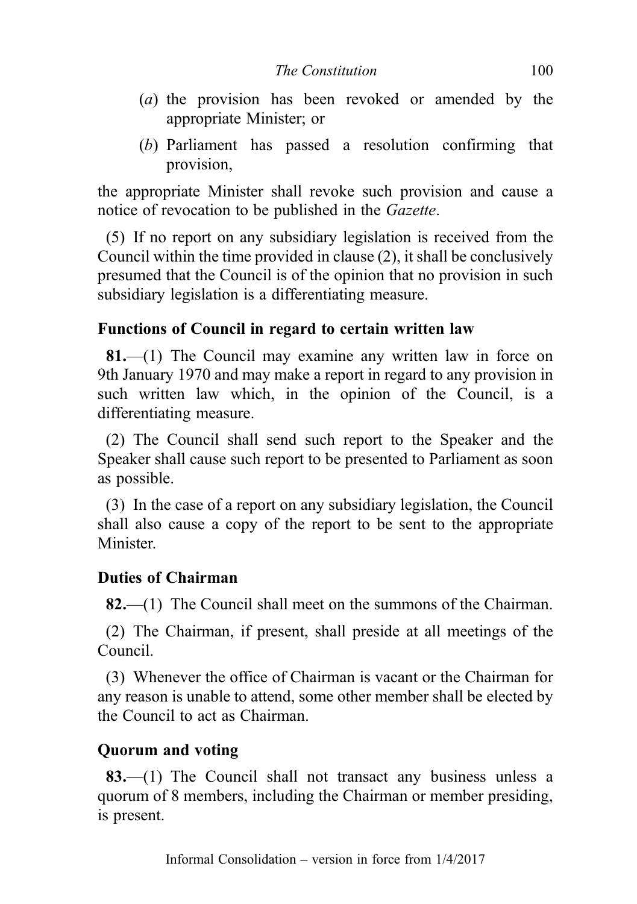(*a*) the provision has been revoked or amended by the appropriate Minister; or

(*b*) Parliament has passed a resolution confirming that provision,

the appropriate Minister shall revoke such provision and cause a notice of revocation to be published in the *Gazette*.

(5) If no report on any subsidiary legislation is received from the Council within the time provided in clause (2), it shall be conclusively presumed that the Council is of the opinion that no provision in such subsidiary legislation is a differentiating measure.

### Functions of Council in regard to certain written law

**81.**—(1) The Council may examine any written law in force on 9th January 1970 and may make a report in regard to any provision in such written law which, in the opinion of the Council, is a differentiating measure.

(2) The Council shall send such report to the Speaker and the Speaker shall cause such report to be presented to Parliament as soon as possible.

(3) In the case of a report on any subsidiary legislation, the Council shall also cause a copy of the report to be sent to the appropriate Minister.

### Duties of Chairman

**82.**—(1) The Council shall meet on the summons of the Chairman.

(2) The Chairman, if present, shall preside at all meetings of the Council.

(3) Whenever the office of Chairman is vacant or the Chairman for any reason is unable to attend, some other member shall be elected by the Council to act as Chairman.

### Quorum and voting

**83.**—(1) The Council shall not transact any business unless a quorum of 8 members, including the Chairman or member presiding, is present.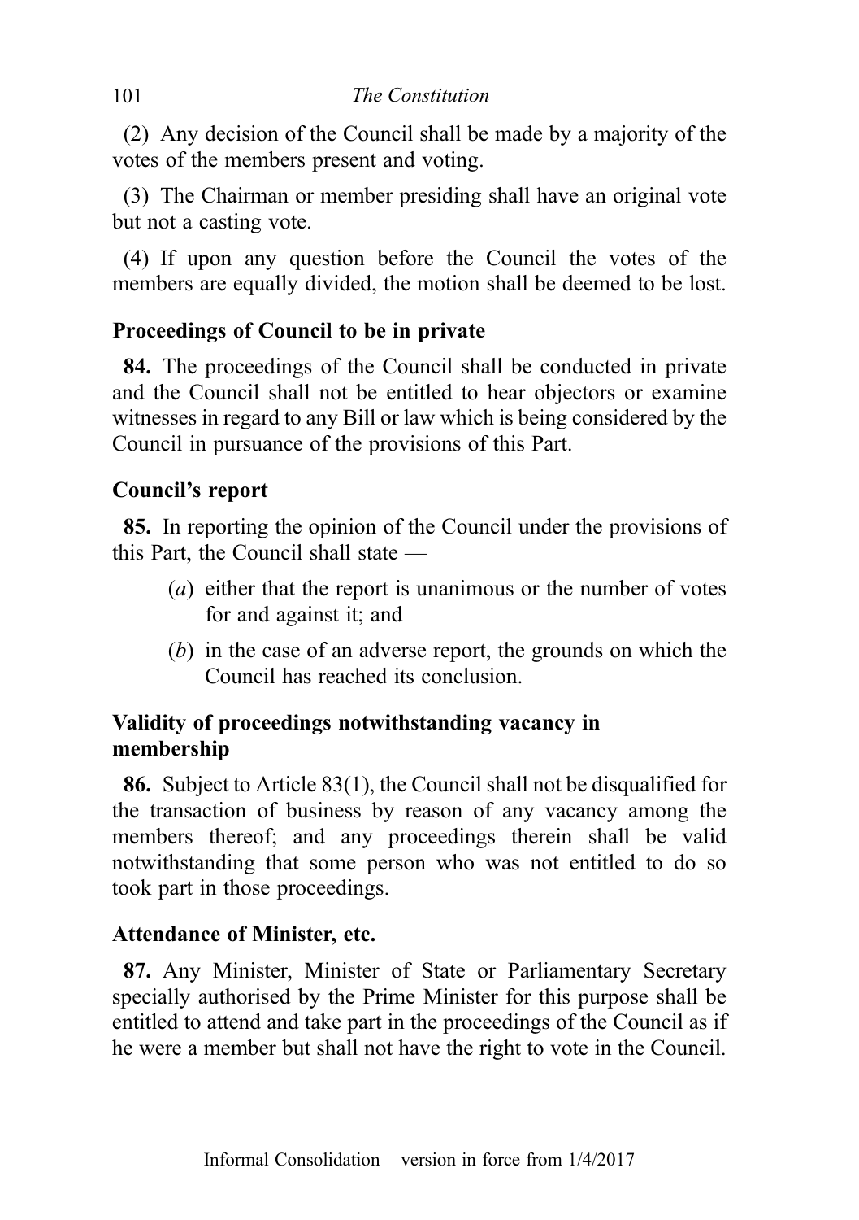(2) Any decision of the Council shall be made by a majority of the votes of the members present and voting.

(3) The Chairman or member presiding shall have an original vote but not a casting vote.

(4) If upon any question before the Council the votes of the members are equally divided, the motion shall be deemed to be lost.

### Proceedings of Council to be in private

**84.** The proceedings of the Council shall be conducted in private and the Council shall not be entitled to hear objectors or examine witnesses in regard to any Bill or law which is being considered by the Council in pursuance of the provisions of this Part.

### Council's report

**85.** In reporting the opinion of the Council under the provisions of this Part, the Council shall state —

- (*a*) either that the report is unanimous or the number of votes for and against it; and
- (*b*) in the case of an adverse report, the grounds on which the Council has reached its conclusion.

### Validity of proceedings notwithstanding vacancy in membership

**86.** Subject to Article 83(1), the Council shall not be disqualified for the transaction of business by reason of any vacancy among the members thereof; and any proceedings therein shall be valid notwithstanding that some person who was not entitled to do so took part in those proceedings.

### Attendance of Minister, etc.

**87.** Any Minister, Minister of State or Parliamentary Secretary specially authorised by the Prime Minister for this purpose shall be entitled to attend and take part in the proceedings of the Council as if he were a member but shall not have the right to vote in the Council.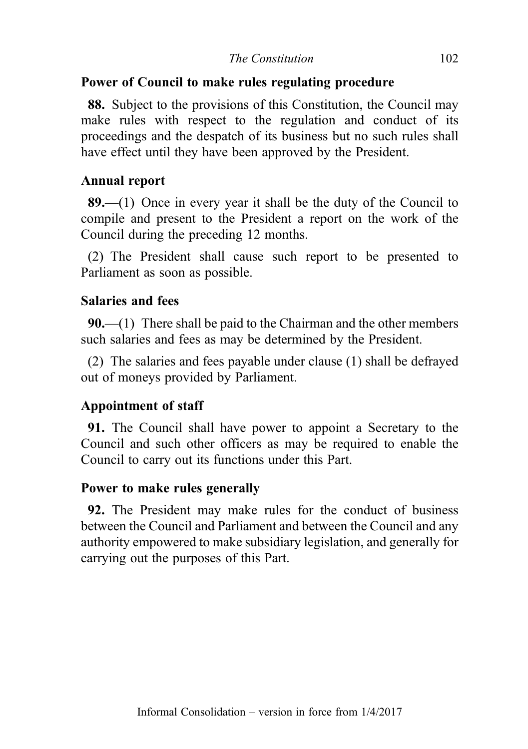### Power of Council to make rules regulating procedure

**88.** Subject to the provisions of this Constitution, the Council may make rules with respect to the regulation and conduct of its proceedings and the despatch of its business but no such rules shall have effect until they have been approved by the President.

### Annual report

**89.**—(1) Once in every year it shall be the duty of the Council to compile and present to the President a report on the work of the Council during the preceding 12 months.

(2) The President shall cause such report to be presented to Parliament as soon as possible.

### Salaries and fees

**90.**—(1) There shall be paid to the Chairman and the other members such salaries and fees as may be determined by the President.

(2) The salaries and fees payable under clause (1) shall be defrayed out of moneys provided by Parliament.

### Appointment of staff

**91.** The Council shall have power to appoint a Secretary to the Council and such other officers as may be required to enable the Council to carry out its functions under this Part.

### Power to make rules generally

**92.** The President may make rules for the conduct of business between the Council and Parliament and between the Council and any authority empowered to make subsidiary legislation, and generally for carrying out the purposes of this Part.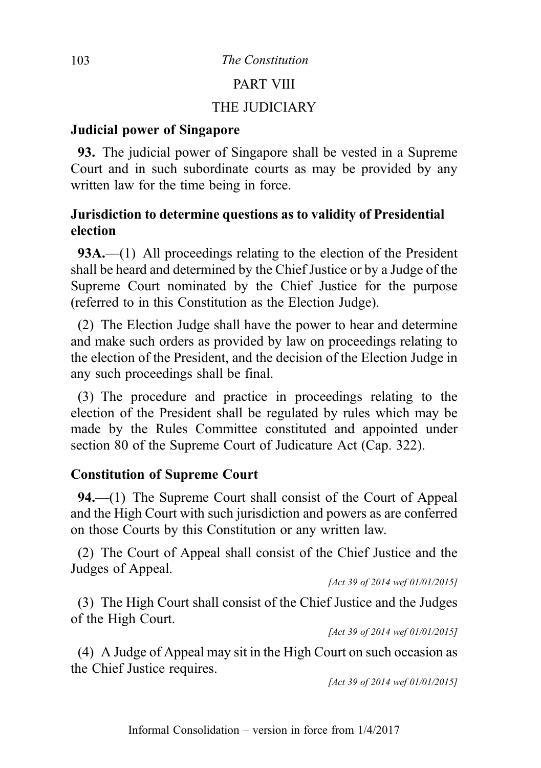# PART VIII

# THE JUDICIARY

### Judicial power of Singapore

**93.** The judicial power of Singapore shall be vested in a Supreme Court and in such subordinate courts as may be provided by any written law for the time being in force.

### Jurisdiction to determine questions as to validity of Presidential election

**93A.**—(1) All proceedings relating to the election of the President shall be heard and determined by the Chief Justice or by a Judge of the Supreme Court nominated by the Chief Justice for the purpose (referred to in this Constitution as the Election Judge).

(2) The Election Judge shall have the power to hear and determine and make such orders as provided by law on proceedings relating to the election of the President, and the decision of the Election Judge in any such proceedings shall be final.

(3) The procedure and practice in proceedings relating to the election of the President shall be regulated by rules which may be made by the Rules Committee constituted and appointed under section 80 of the Supreme Court of Judicature Act (Cap. 322).

### Constitution of Supreme Court

**94.**—(1) The Supreme Court shall consist of the Court of Appeal and the High Court with such jurisdiction and powers as are conferred on those Courts by this Constitution or any written law.

(2) The Court of Appeal shall consist of the Chief Justice and the Judges of Appeal.

*[Act 39 of 2014 wef 01/01/2015]*

(3) The High Court shall consist of the Chief Justice and the Judges of the High Court.

*[Act 39 of 2014 wef 01/01/2015]*

(4) A Judge of Appeal may sit in the High Court on such occasion as the Chief Justice requires.

*[Act 39 of 2014 wef 01/01/2015]*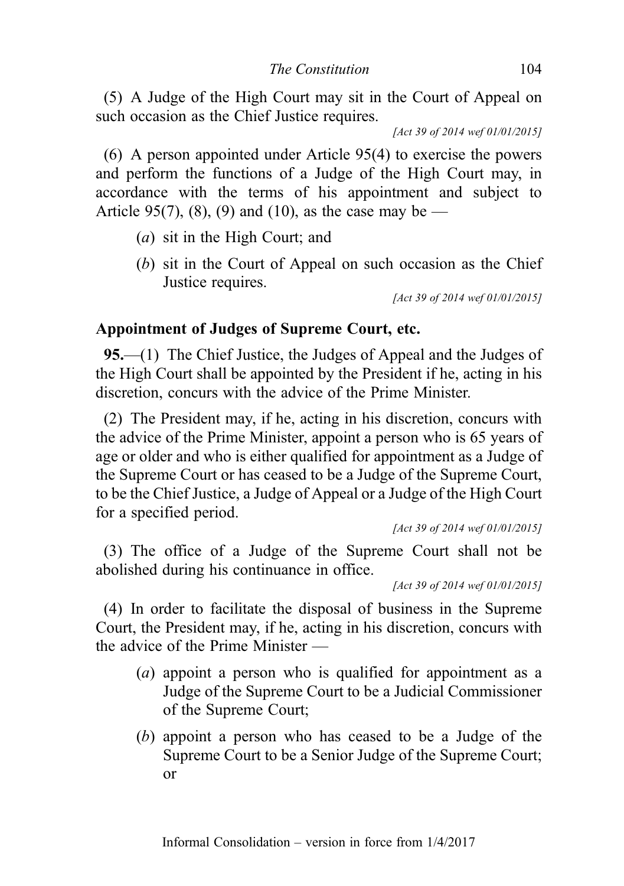(5) A Judge of the High Court may sit in the Court of Appeal on such occasion as the Chief Justice requires.

*[Act 39 of 2014 wef 01/01/2015]*

(6) A person appointed under Article 95(4) to exercise the powers and perform the functions of a Judge of the High Court may, in accordance with the terms of his appointment and subject to Article 95(7), (8), (9) and (10), as the case may be —

(*a*) sit in the High Court; and

(*b*) sit in the Court of Appeal on such occasion as the Chief Justice requires.

*[Act 39 of 2014 wef 01/01/2015]*

### Appointment of Judges of Supreme Court, etc.

**95.**—(1) The Chief Justice, the Judges of Appeal and the Judges of the High Court shall be appointed by the President if he, acting in his discretion, concurs with the advice of the Prime Minister.

(2) The President may, if he, acting in his discretion, concurs with the advice of the Prime Minister, appoint a person who is 65 years of age or older and who is either qualified for appointment as a Judge of the Supreme Court or has ceased to be a Judge of the Supreme Court, to be the Chief Justice, a Judge of Appeal or a Judge of the High Court for a specified period.

*[Act 39 of 2014 wef 01/01/2015]*

(3) The office of a Judge of the Supreme Court shall not be abolished during his continuance in office.

*[Act 39 of 2014 wef 01/01/2015]*

(4) In order to facilitate the disposal of business in the Supreme Court, the President may, if he, acting in his discretion, concurs with the advice of the Prime Minister —

(*a*) appoint a person who is qualified for appointment as a Judge of the Supreme Court to be a Judicial Commissioner of the Supreme Court;

(*b*) appoint a person who has ceased to be a Judge of the Supreme Court to be a Senior Judge of the Supreme Court; or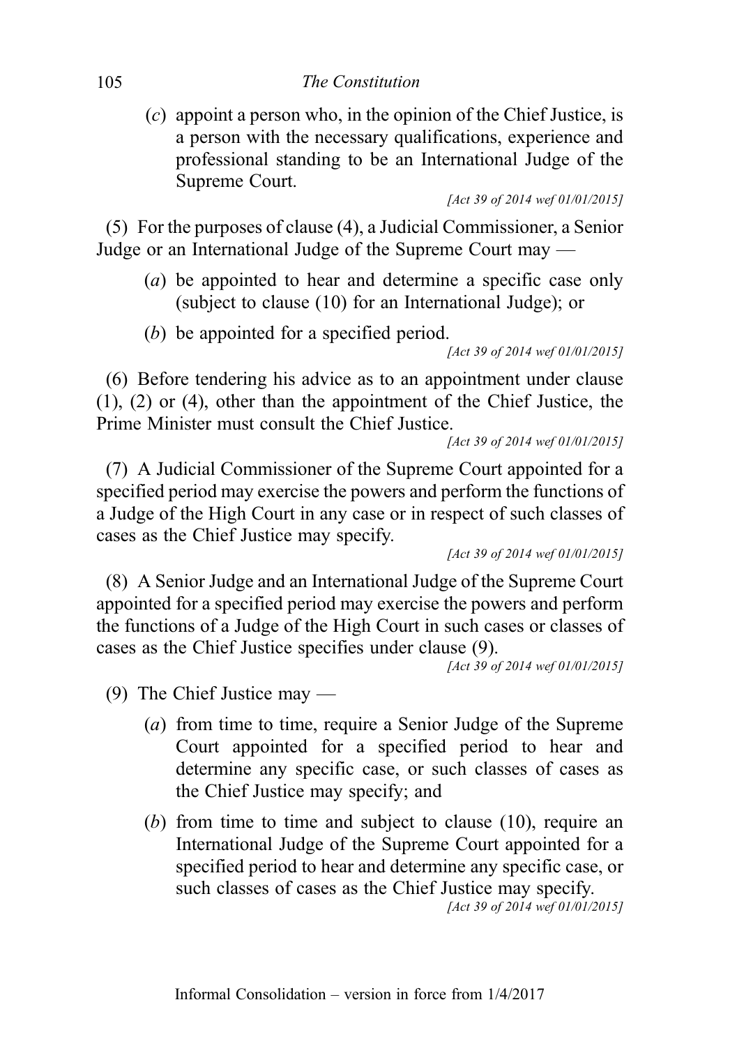(*c*) appoint a person who, in the opinion of the Chief Justice, is a person with the necessary qualifications, experience and professional standing to be an International Judge of the Supreme Court.

*[Act 39 of 2014 wef 01/01/2015]*

(5) For the purposes of clause (4), a Judicial Commissioner, a Senior Judge or an International Judge of the Supreme Court may —

(*a*) be appointed to hear and determine a specific case only (subject to clause (10) for an International Judge); or

(*b*) be appointed for a specified period.

*[Act 39 of 2014 wef 01/01/2015]*

(6) Before tendering his advice as to an appointment under clause (1), (2) or (4), other than the appointment of the Chief Justice, the Prime Minister must consult the Chief Justice.

*[Act 39 of 2014 wef 01/01/2015]*

(7) A Judicial Commissioner of the Supreme Court appointed for a specified period may exercise the powers and perform the functions of a Judge of the High Court in any case or in respect of such classes of cases as the Chief Justice may specify.

*[Act 39 of 2014 wef 01/01/2015]*

(8) A Senior Judge and an International Judge of the Supreme Court appointed for a specified period may exercise the powers and perform the functions of a Judge of the High Court in such cases or classes of cases as the Chief Justice specifies under clause (9).

*[Act 39 of 2014 wef 01/01/2015]*

(9) The Chief Justice may —

(*a*) from time to time, require a Senior Judge of the Supreme Court appointed for a specified period to hear and determine any specific case, or such classes of cases as the Chief Justice may specify; and

(*b*) from time to time and subject to clause (10), require an International Judge of the Supreme Court appointed for a specified period to hear and determine any specific case, or such classes of cases as the Chief Justice may specify.

*[Act 39 of 2014 wef 01/01/2015]*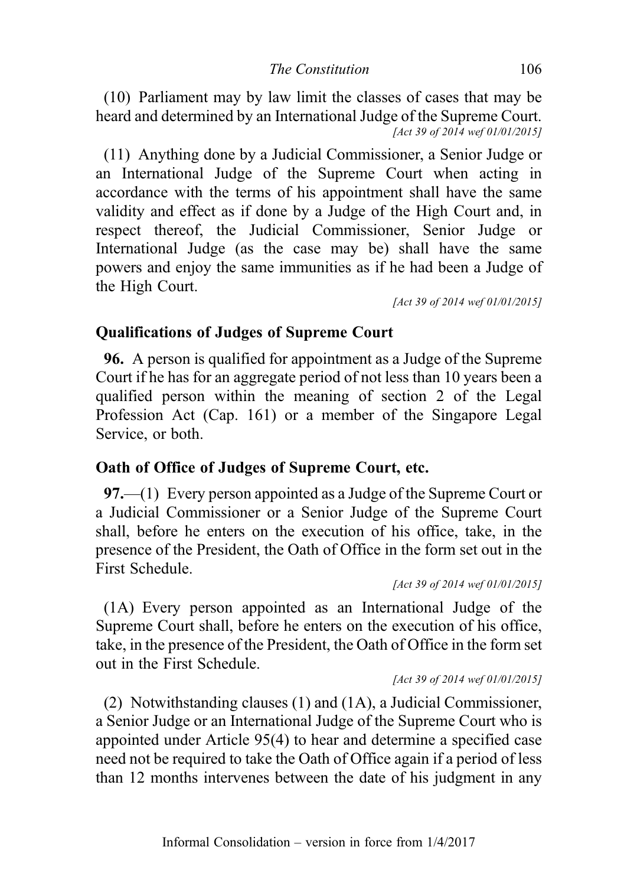(10) Parliament may by law limit the classes of cases that may be heard and determined by an International Judge of the Supreme Court.

*[Act 39 of 2014 wef 01/01/2015]*

(11) Anything done by a Judicial Commissioner, a Senior Judge or an International Judge of the Supreme Court when acting in accordance with the terms of his appointment shall have the same validity and effect as if done by a Judge of the High Court and, in respect thereof, the Judicial Commissioner, Senior Judge or International Judge (as the case may be) shall have the same powers and enjoy the same immunities as if he had been a Judge of the High Court.

*[Act 39 of 2014 wef 01/01/2015]*

### Qualifications of Judges of Supreme Court

**96.** A person is qualified for appointment as a Judge of the Supreme Court if he has for an aggregate period of not less than 10 years been a qualified person within the meaning of section 2 of the Legal Profession Act (Cap. 161) or a member of the Singapore Legal Service, or both.

### Oath of Office of Judges of Supreme Court, etc.

**97.**—(1) Every person appointed as a Judge of the Supreme Court or a Judicial Commissioner or a Senior Judge of the Supreme Court shall, before he enters on the execution of his office, take, in the presence of the President, the Oath of Office in the form set out in the First Schedule.

*[Act 39 of 2014 wef 01/01/2015]*

(1A) Every person appointed as an International Judge of the Supreme Court shall, before he enters on the execution of his office, take, in the presence of the President, the Oath of Office in the form set out in the First Schedule.

*[Act 39 of 2014 wef 01/01/2015]*

(2) Notwithstanding clauses (1) and (1A), a Judicial Commissioner, a Senior Judge or an International Judge of the Supreme Court who is appointed under Article 95(4) to hear and determine a specified case need not be required to take the Oath of Office again if a period of less than 12 months intervenes between the date of his judgment in any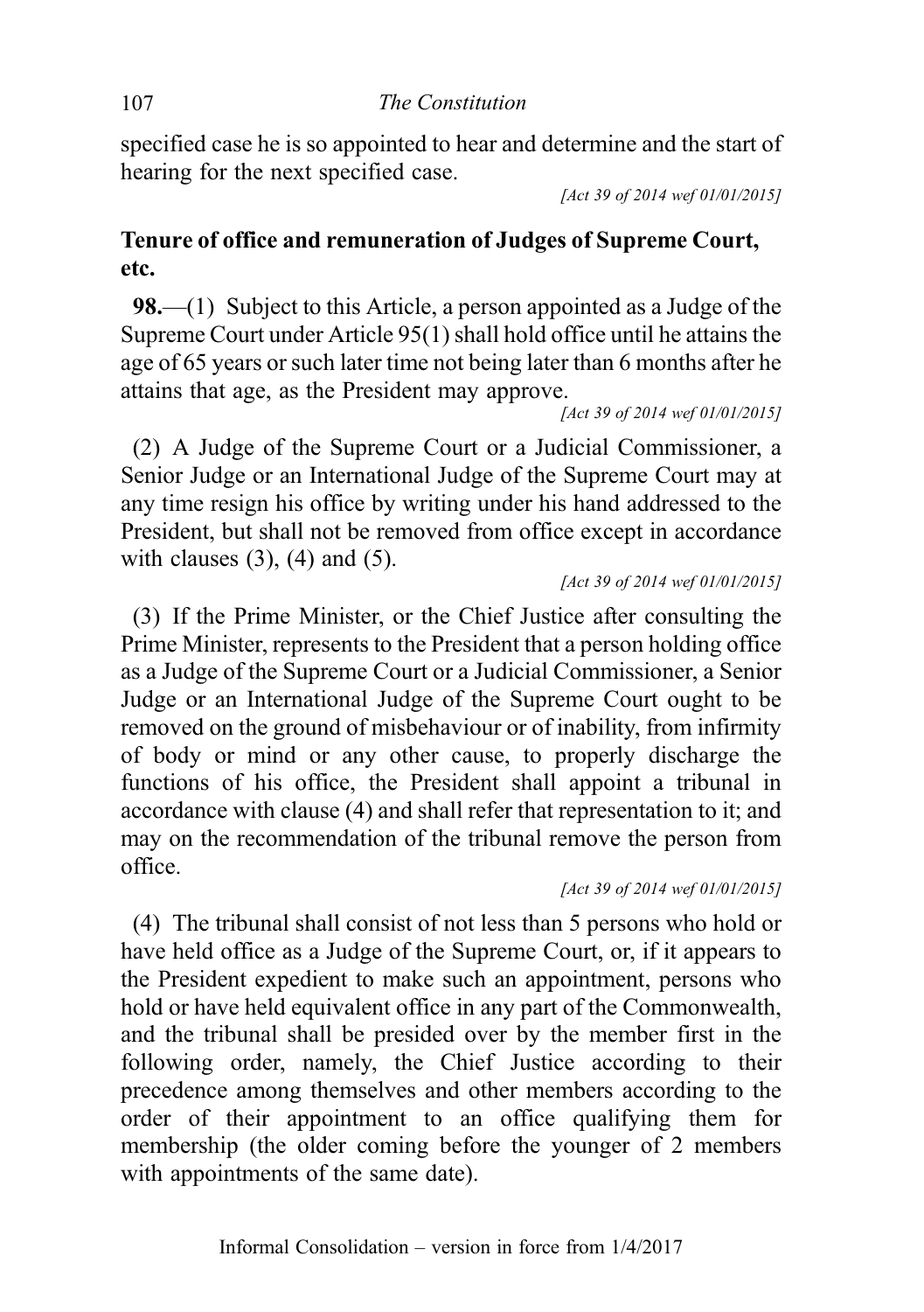specified case he is so appointed to hear and determine and the start of hearing for the next specified case.

*[Act 39 of 2014 wef 01/01/2015]*

### Tenure of office and remuneration of Judges of Supreme Court, etc.

**98.**—(1) Subject to this Article, a person appointed as a Judge of the Supreme Court under Article 95(1) shall hold office until he attains the age of 65 years or such later time not being later than 6 months after he attains that age, as the President may approve.

*[Act 39 of 2014 wef 01/01/2015]*

(2) A Judge of the Supreme Court or a Judicial Commissioner, a Senior Judge or an International Judge of the Supreme Court may at any time resign his office by writing under his hand addressed to the President, but shall not be removed from office except in accordance with clauses (3), (4) and (5).

*[Act 39 of 2014 wef 01/01/2015]*

(3) If the Prime Minister, or the Chief Justice after consulting the Prime Minister, represents to the President that a person holding office as a Judge of the Supreme Court or a Judicial Commissioner, a Senior Judge or an International Judge of the Supreme Court ought to be removed on the ground of misbehaviour or of inability, from infirmity of body or mind or any other cause, to properly discharge the functions of his office, the President shall appoint a tribunal in accordance with clause (4) and shall refer that representation to it; and may on the recommendation of the tribunal remove the person from office.

*[Act 39 of 2014 wef 01/01/2015]*

(4) The tribunal shall consist of not less than 5 persons who hold or have held office as a Judge of the Supreme Court, or, if it appears to the President expedient to make such an appointment, persons who hold or have held equivalent office in any part of the Commonwealth, and the tribunal shall be presided over by the member first in the following order, namely, the Chief Justice according to their precedence among themselves and other members according to the order of their appointment to an office qualifying them for membership (the older coming before the younger of 2 members with appointments of the same date).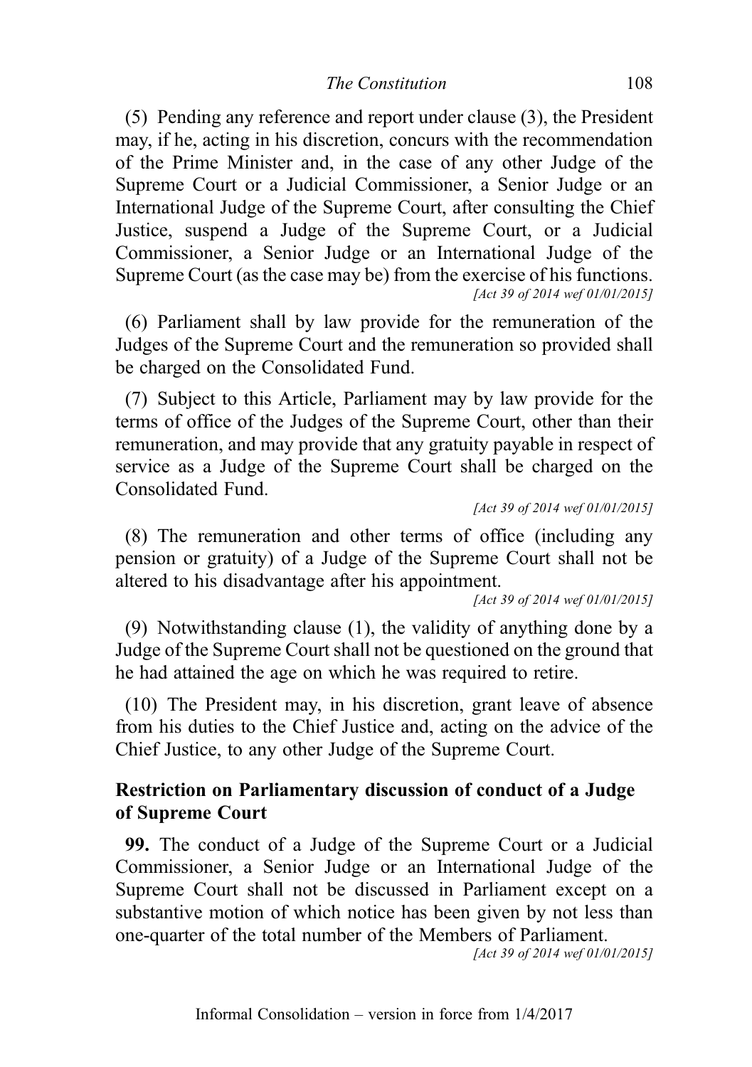(5) Pending any reference and report under clause (3), the President may, if he, acting in his discretion, concurs with the recommendation of the Prime Minister and, in the case of any other Judge of the Supreme Court or a Judicial Commissioner, a Senior Judge or an International Judge of the Supreme Court, after consulting the Chief Justice, suspend a Judge of the Supreme Court, or a Judicial Commissioner, a Senior Judge or an International Judge of the Supreme Court (as the case may be) from the exercise of his functions.

*[Act 39 of 2014 wef 01/01/2015]*

(6) Parliament shall by law provide for the remuneration of the Judges of the Supreme Court and the remuneration so provided shall be charged on the Consolidated Fund.

(7) Subject to this Article, Parliament may by law provide for the terms of office of the Judges of the Supreme Court, other than their remuneration, and may provide that any gratuity payable in respect of service as a Judge of the Supreme Court shall be charged on the Consolidated Fund.

*[Act 39 of 2014 wef 01/01/2015]*

(8) The remuneration and other terms of office (including any pension or gratuity) of a Judge of the Supreme Court shall not be altered to his disadvantage after his appointment.

*[Act 39 of 2014 wef 01/01/2015]*

(9) Notwithstanding clause (1), the validity of anything done by a Judge of the Supreme Court shall not be questioned on the ground that he had attained the age on which he was required to retire.

(10) The President may, in his discretion, grant leave of absence from his duties to the Chief Justice and, acting on the advice of the Chief Justice, to any other Judge of the Supreme Court.

### Restriction on Parliamentary discussion of conduct of a Judge of Supreme Court

**99.** The conduct of a Judge of the Supreme Court or a Judicial Commissioner, a Senior Judge or an International Judge of the Supreme Court shall not be discussed in Parliament except on a substantive motion of which notice has been given by not less than one-quarter of the total number of the Members of Parliament.

*[Act 39 of 2014 wef 01/01/2015]*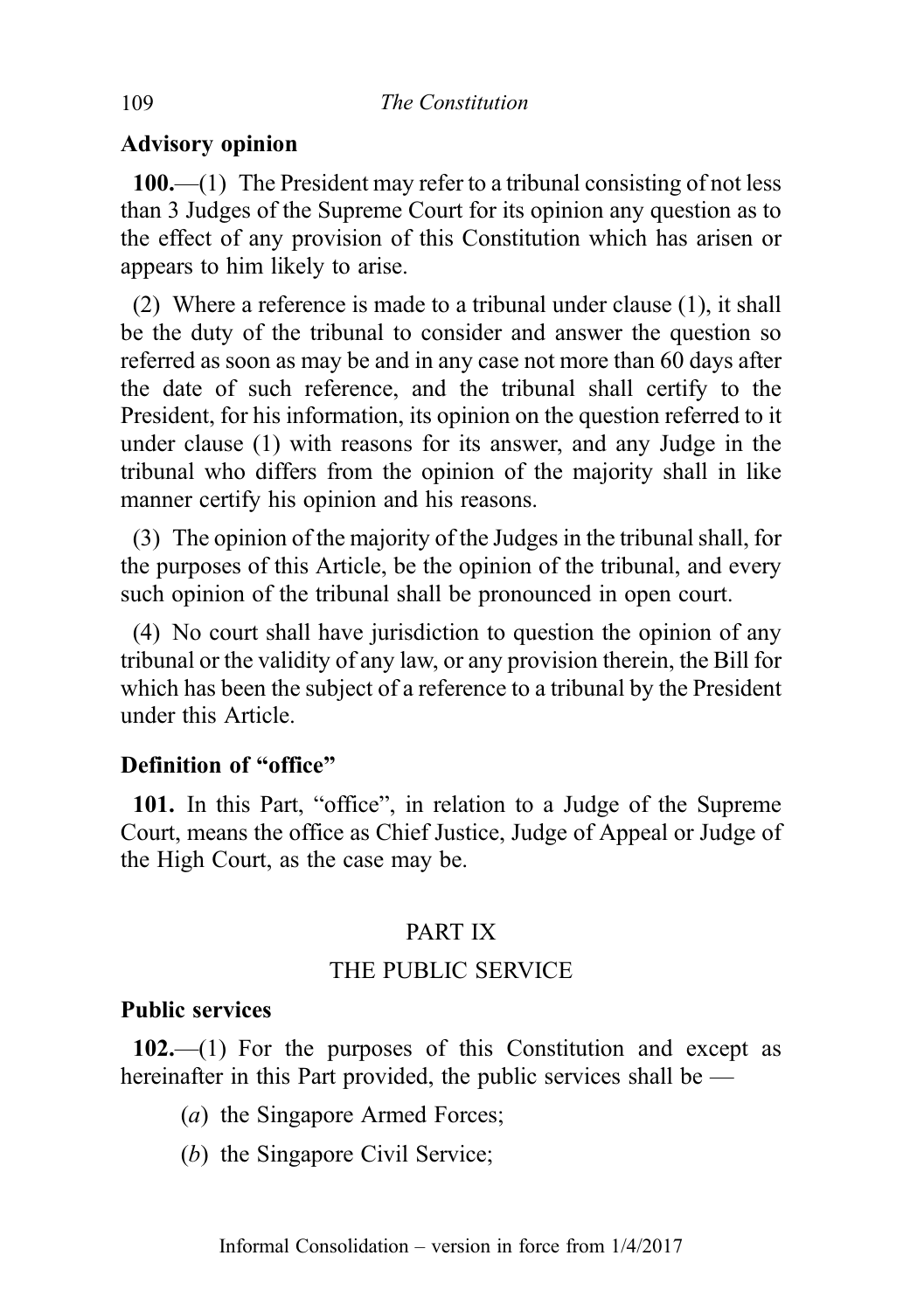**Advisory opinion**

**100.**—(1) The President may refer to a tribunal consisting of not less than 3 Judges of the Supreme Court for its opinion any question as to the effect of any provision of this Constitution which has arisen or appears to him likely to arise.

(2) Where a reference is made to a tribunal under clause (1), it shall be the duty of the tribunal to consider and answer the question so referred as soon as may be and in any case not more than 60 days after the date of such reference, and the tribunal shall certify to the President, for his information, its opinion on the question referred to it under clause (1) with reasons for its answer, and any Judge in the tribunal who differs from the opinion of the majority shall in like manner certify his opinion and his reasons.

(3) The opinion of the majority of the Judges in the tribunal shall, for the purposes of this Article, be the opinion of the tribunal, and every such opinion of the tribunal shall be pronounced in open court.

(4) No court shall have jurisdiction to question the opinion of any tribunal or the validity of any law, or any provision therein, the Bill for which has been the subject of a reference to a tribunal by the President under this Article.

**Definition of "office"**

**101.** In this Part, "office", in relation to a Judge of the Supreme Court, means the office as Chief Justice, Judge of Appeal or Judge of the High Court, as the case may be.

## PART IX

## THE PUBLIC SERVICE

**Public services**

**102.**—(1) For the purposes of this Constitution and except as hereinafter in this Part provided, the public services shall be —

(*a*) the Singapore Armed Forces;

(*b*) the Singapore Civil Service;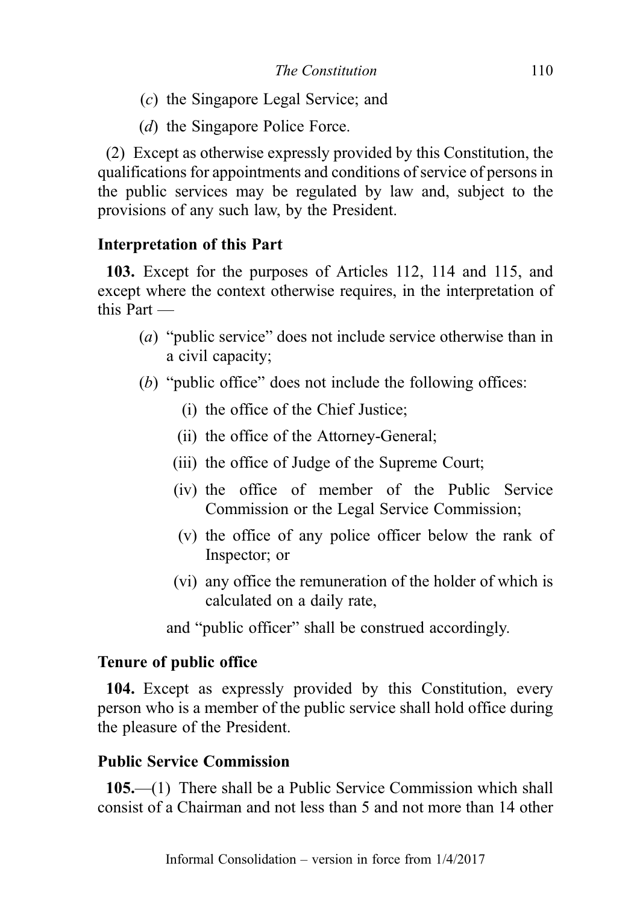(*c*) the Singapore Legal Service; and

(*d*) the Singapore Police Force.

(2) Except as otherwise expressly provided by this Constitution, the qualifications for appointments and conditions of service of persons in the public services may be regulated by law and, subject to the provisions of any such law, by the President.

### Interpretation of this Part

**103.** Except for the purposes of Articles 112, 114 and 115, and except where the context otherwise requires, in the interpretation of this Part —

(*a*) "public service" does not include service otherwise than in a civil capacity;

(*b*) "public office" does not include the following offices:

(i) the office of the Chief Justice;

(ii) the office of the Attorney-General;

(iii) the office of Judge of the Supreme Court;

(iv) the office of member of the Public Service Commission or the Legal Service Commission;

(v) the office of any police officer below the rank of Inspector; or

(vi) any office the remuneration of the holder of which is calculated on a daily rate,

and "public officer" shall be construed accordingly.

### Tenure of public office

**104.** Except as expressly provided by this Constitution, every person who is a member of the public service shall hold office during the pleasure of the President.

### Public Service Commission

**105.**—(1) There shall be a Public Service Commission which shall consist of a Chairman and not less than 5 and not more than 14 other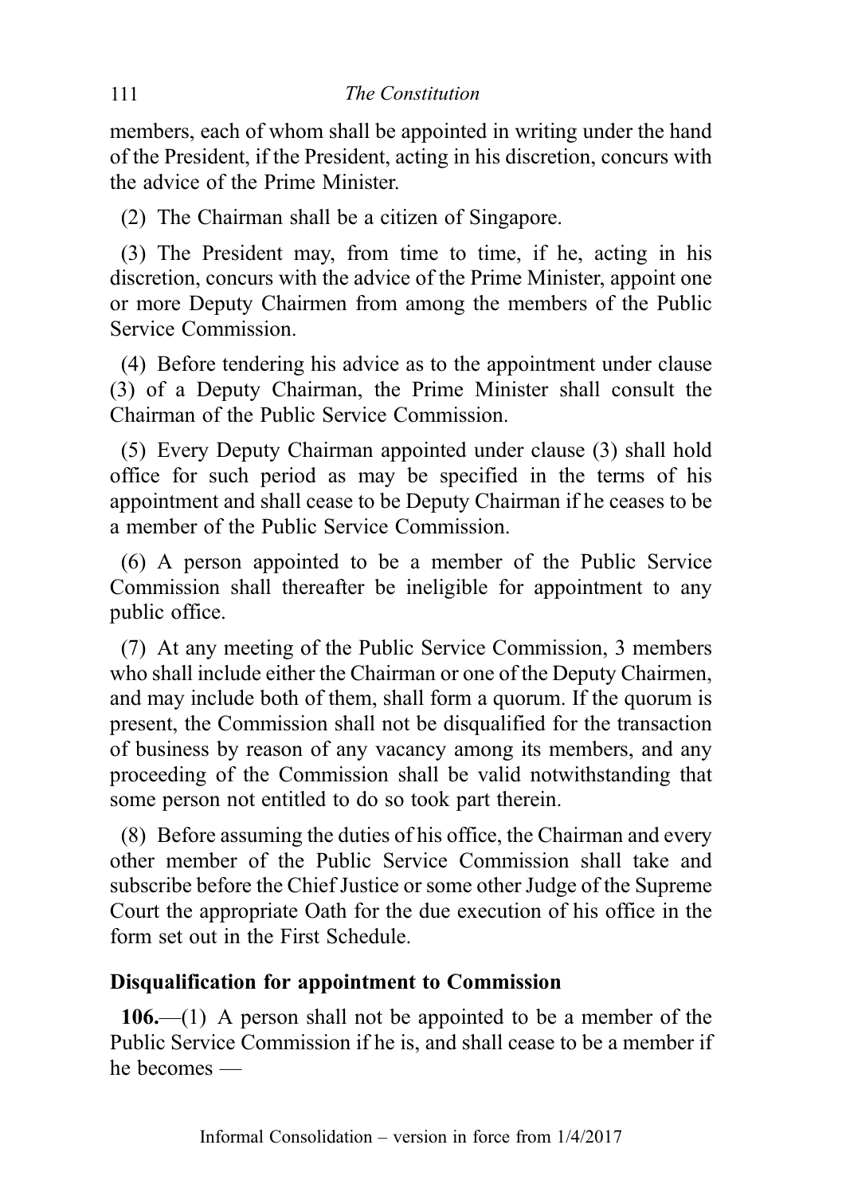members, each of whom shall be appointed in writing under the hand of the President, if the President, acting in his discretion, concurs with the advice of the Prime Minister.

(2) The Chairman shall be a citizen of Singapore.

(3) The President may, from time to time, if he, acting in his discretion, concurs with the advice of the Prime Minister, appoint one or more Deputy Chairmen from among the members of the Public Service Commission.

(4) Before tendering his advice as to the appointment under clause (3) of a Deputy Chairman, the Prime Minister shall consult the Chairman of the Public Service Commission.

(5) Every Deputy Chairman appointed under clause (3) shall hold office for such period as may be specified in the terms of his appointment and shall cease to be Deputy Chairman if he ceases to be a member of the Public Service Commission.

(6) A person appointed to be a member of the Public Service Commission shall thereafter be ineligible for appointment to any public office.

(7) At any meeting of the Public Service Commission, 3 members who shall include either the Chairman or one of the Deputy Chairmen, and may include both of them, shall form a quorum. If the quorum is present, the Commission shall not be disqualified for the transaction of business by reason of any vacancy among its members, and any proceeding of the Commission shall be valid notwithstanding that some person not entitled to do so took part therein.

(8) Before assuming the duties of his office, the Chairman and every other member of the Public Service Commission shall take and subscribe before the Chief Justice or some other Judge of the Supreme Court the appropriate Oath for the due execution of his office in the form set out in the First Schedule.

### Disqualification for appointment to Commission

**106.**—(1) A person shall not be appointed to be a member of the Public Service Commission if he is, and shall cease to be a member if he becomes —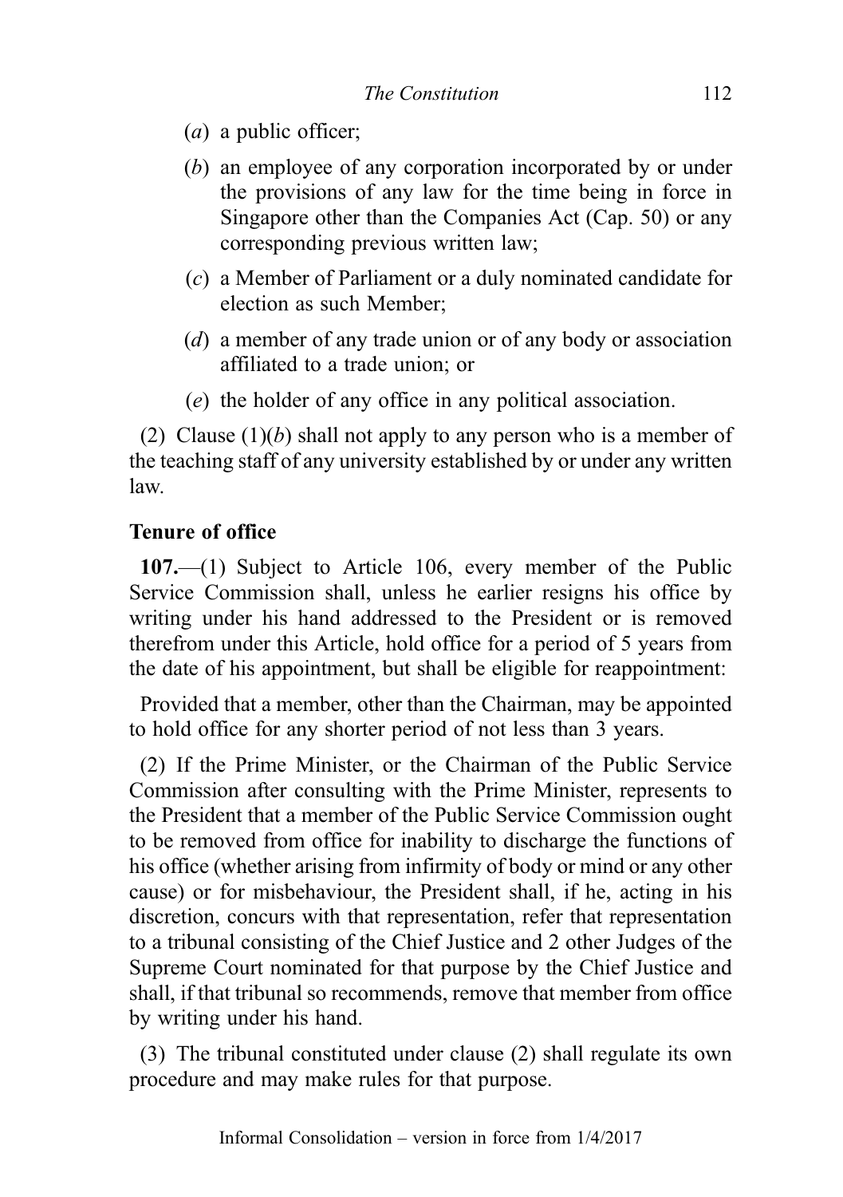(*a*) a public officer;

(*b*) an employee of any corporation incorporated by or under the provisions of any law for the time being in force in Singapore other than the Companies Act (Cap. 50) or any corresponding previous written law;

(*c*) a Member of Parliament or a duly nominated candidate for election as such Member;

(*d*) a member of any trade union or of any body or association affiliated to a trade union; or

(*e*) the holder of any office in any political association.

(2) Clause (1)(*b*) shall not apply to any person who is a member of the teaching staff of any university established by or under any written law.

**Tenure of office**

**107.**—(1) Subject to Article 106, every member of the Public Service Commission shall, unless he earlier resigns his office by writing under his hand addressed to the President or is removed therefrom under this Article, hold office for a period of 5 years from the date of his appointment, but shall be eligible for reappointment:

Provided that a member, other than the Chairman, may be appointed to hold office for any shorter period of not less than 3 years.

(2) If the Prime Minister, or the Chairman of the Public Service Commission after consulting with the Prime Minister, represents to the President that a member of the Public Service Commission ought to be removed from office for inability to discharge the functions of his office (whether arising from infirmity of body or mind or any other cause) or for misbehaviour, the President shall, if he, acting in his discretion, concurs with that representation, refer that representation to a tribunal consisting of the Chief Justice and 2 other Judges of the Supreme Court nominated for that purpose by the Chief Justice and shall, if that tribunal so recommends, remove that member from office by writing under his hand.

(3) The tribunal constituted under clause (2) shall regulate its own procedure and may make rules for that purpose.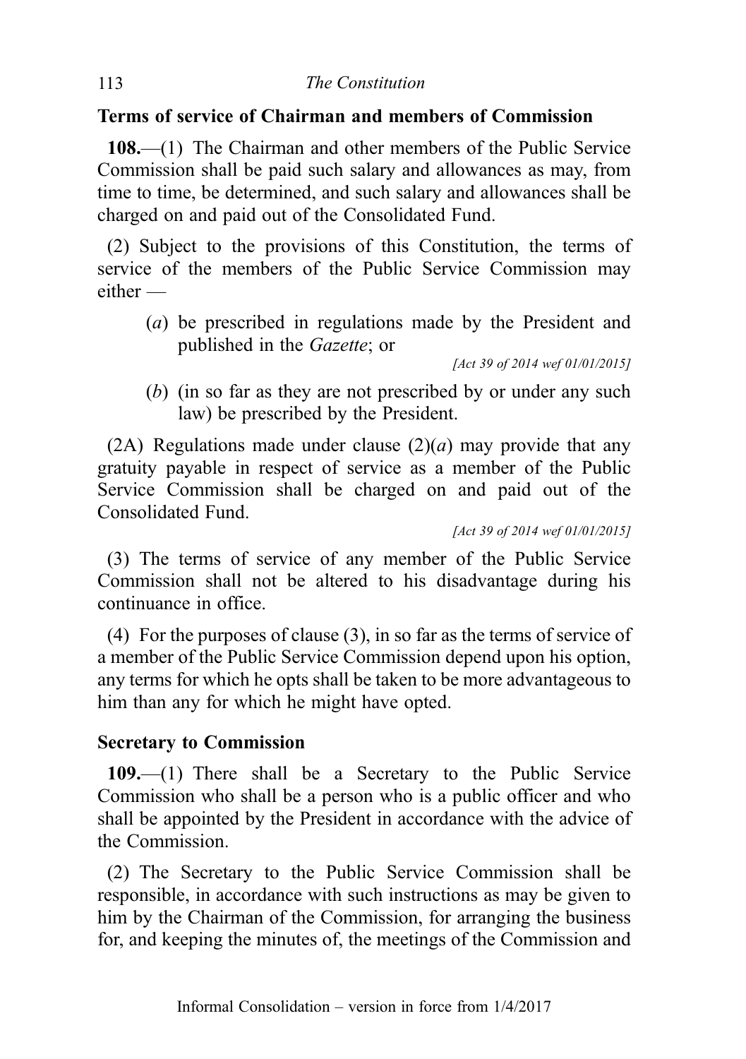## Terms of service of Chairman and members of Commission

**108.**—(1) The Chairman and other members of the Public Service Commission shall be paid such salary and allowances as may, from time to time, be determined, and such salary and allowances shall be charged on and paid out of the Consolidated Fund.

(2) Subject to the provisions of this Constitution, the terms of service of the members of the Public Service Commission may either —

(*a*) be prescribed in regulations made by the President and published in the *Gazette*; or

*[Act 39 of 2014 wef 01/01/2015]*

(*b*) (in so far as they are not prescribed by or under any such law) be prescribed by the President.

(2A) Regulations made under clause (2)(*a*) may provide that any gratuity payable in respect of service as a member of the Public Service Commission shall be charged on and paid out of the Consolidated Fund.

*[Act 39 of 2014 wef 01/01/2015]*

(3) The terms of service of any member of the Public Service Commission shall not be altered to his disadvantage during his continuance in office.

(4) For the purposes of clause (3), in so far as the terms of service of a member of the Public Service Commission depend upon his option, any terms for which he opts shall be taken to be more advantageous to him than any for which he might have opted.

## Secretary to Commission

**109.**—(1) There shall be a Secretary to the Public Service Commission who shall be a person who is a public officer and who shall be appointed by the President in accordance with the advice of the Commission.

(2) The Secretary to the Public Service Commission shall be responsible, in accordance with such instructions as may be given to him by the Chairman of the Commission, for arranging the business for, and keeping the minutes of, the meetings of the Commission and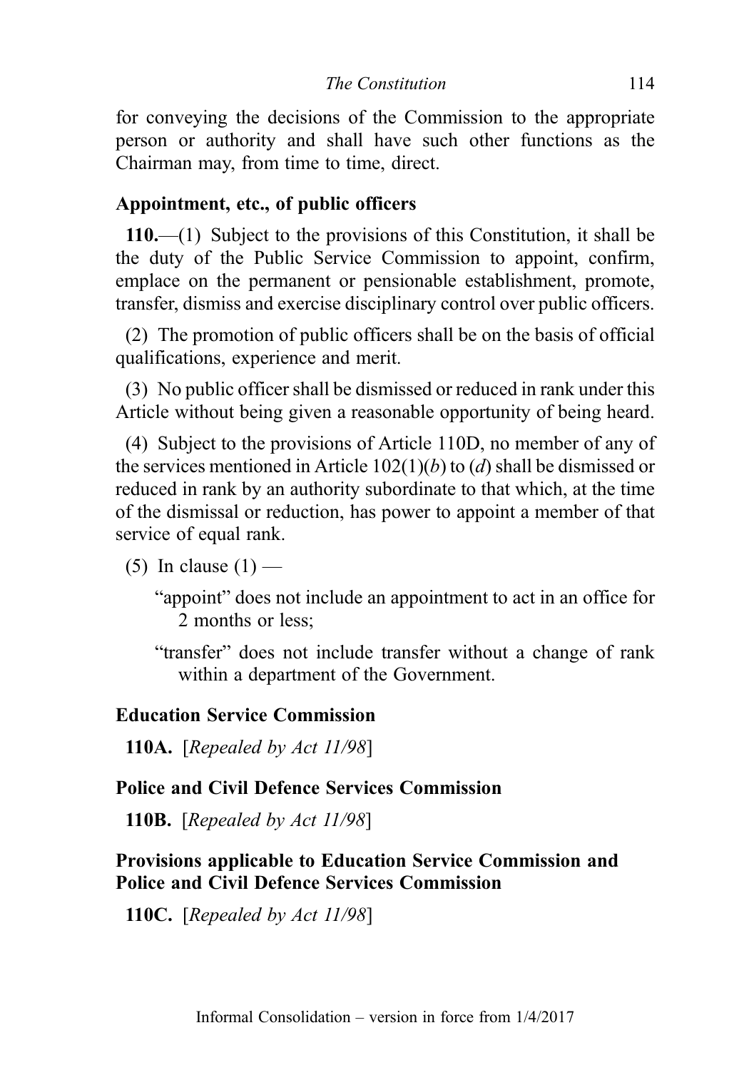for conveying the decisions of the Commission to the appropriate person or authority and shall have such other functions as the Chairman may, from time to time, direct.

### Appointment, etc., of public officers

**110.**—(1) Subject to the provisions of this Constitution, it shall be the duty of the Public Service Commission to appoint, confirm, emplace on the permanent or pensionable establishment, promote, transfer, dismiss and exercise disciplinary control over public officers.

(2) The promotion of public officers shall be on the basis of official qualifications, experience and merit.

(3) No public officer shall be dismissed or reduced in rank under this Article without being given a reasonable opportunity of being heard.

(4) Subject to the provisions of Article 110D, no member of any of the services mentioned in Article 102(1)(*b*) to (*d*) shall be dismissed or reduced in rank by an authority subordinate to that which, at the time of the dismissal or reduction, has power to appoint a member of that service of equal rank.

(5) In clause (1) —

> "appoint" does not include an appointment to act in an office for 2 months or less;
>
> "transfer" does not include transfer without a change of rank within a department of the Government.

### Education Service Commission

**110A.** [*Repealed by Act 11/98*]

### Police and Civil Defence Services Commission

**110B.** [*Repealed by Act 11/98*]

### Provisions applicable to Education Service Commission and Police and Civil Defence Services Commission

**110C.** [*Repealed by Act 11/98*]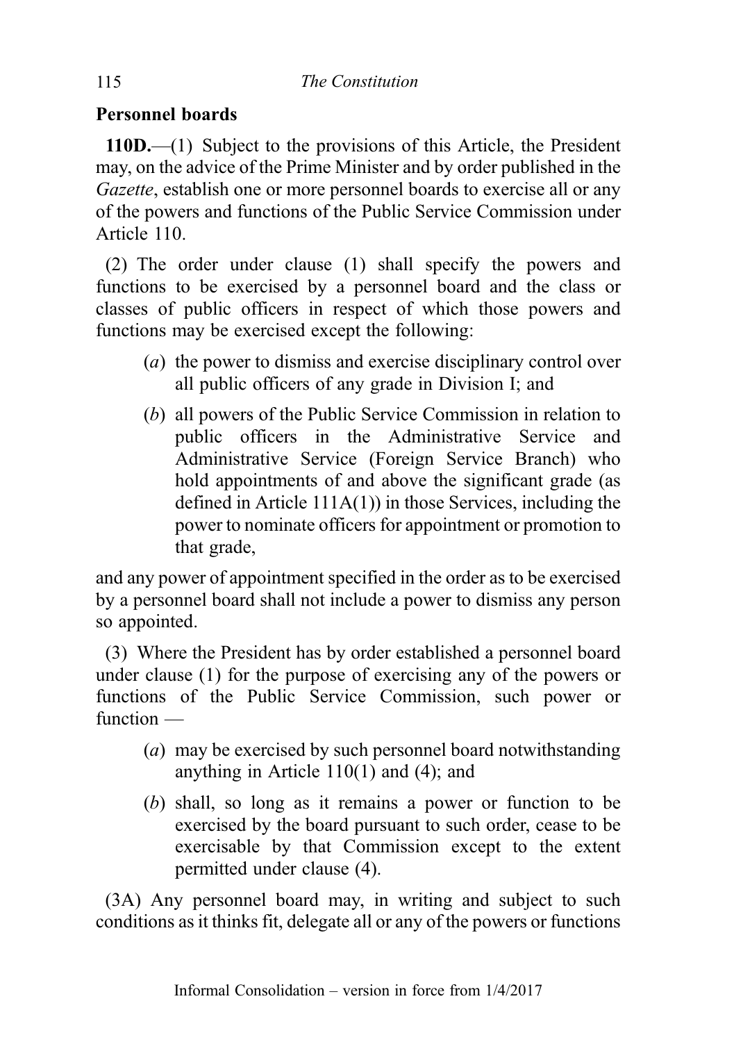## Personnel boards

**110D.**—(1) Subject to the provisions of this Article, the President may, on the advice of the Prime Minister and by order published in the *Gazette*, establish one or more personnel boards to exercise all or any of the powers and functions of the Public Service Commission under Article 110.

(2) The order under clause (1) shall specify the powers and functions to be exercised by a personnel board and the class or classes of public officers in respect of which those powers and functions may be exercised except the following:

> (*a*) the power to dismiss and exercise disciplinary control over all public officers of any grade in Division I; and
>
> (*b*) all powers of the Public Service Commission in relation to public officers in the Administrative Service and Administrative Service (Foreign Service Branch) who hold appointments of and above the significant grade (as defined in Article 111A(1)) in those Services, including the power to nominate officers for appointment or promotion to that grade,

and any power of appointment specified in the order as to be exercised by a personnel board shall not include a power to dismiss any person so appointed.

(3) Where the President has by order established a personnel board under clause (1) for the purpose of exercising any of the powers or functions of the Public Service Commission, such power or function —

> (*a*) may be exercised by such personnel board notwithstanding anything in Article 110(1) and (4); and
>
> (*b*) shall, so long as it remains a power or function to be exercised by the board pursuant to such order, cease to be exercisable by that Commission except to the extent permitted under clause (4).

(3A) Any personnel board may, in writing and subject to such conditions as it thinks fit, delegate all or any of the powers or functions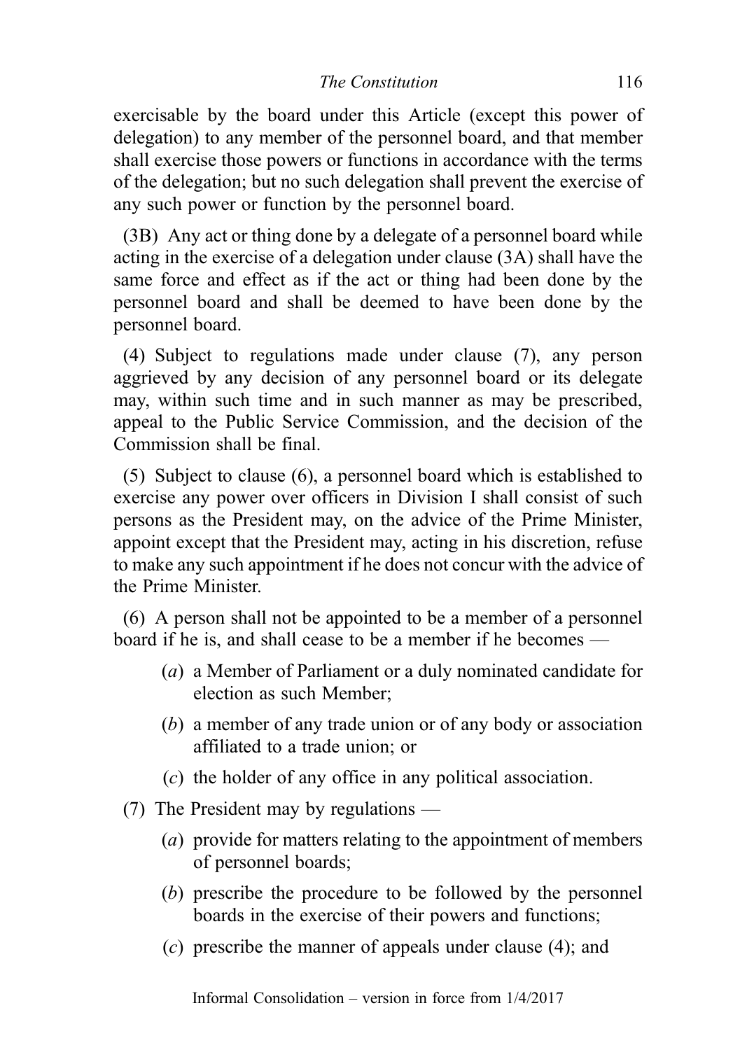exercisable by the board under this Article (except this power of delegation) to any member of the personnel board, and that member shall exercise those powers or functions in accordance with the terms of the delegation; but no such delegation shall prevent the exercise of any such power or function by the personnel board.

(3B) Any act or thing done by a delegate of a personnel board while acting in the exercise of a delegation under clause (3A) shall have the same force and effect as if the act or thing had been done by the personnel board and shall be deemed to have been done by the personnel board.

(4) Subject to regulations made under clause (7), any person aggrieved by any decision of any personnel board or its delegate may, within such time and in such manner as may be prescribed, appeal to the Public Service Commission, and the decision of the Commission shall be final.

(5) Subject to clause (6), a personnel board which is established to exercise any power over officers in Division I shall consist of such persons as the President may, on the advice of the Prime Minister, appoint except that the President may, acting in his discretion, refuse to make any such appointment if he does not concur with the advice of the Prime Minister.

(6) A person shall not be appointed to be a member of a personnel board if he is, and shall cease to be a member if he becomes —

- (*a*) a Member of Parliament or a duly nominated candidate for election as such Member;
- (*b*) a member of any trade union or of any body or association affiliated to a trade union; or
- (*c*) the holder of any office in any political association.

(7) The President may by regulations —

- (*a*) provide for matters relating to the appointment of members of personnel boards;
- (*b*) prescribe the procedure to be followed by the personnel boards in the exercise of their powers and functions;
- (*c*) prescribe the manner of appeals under clause (4); and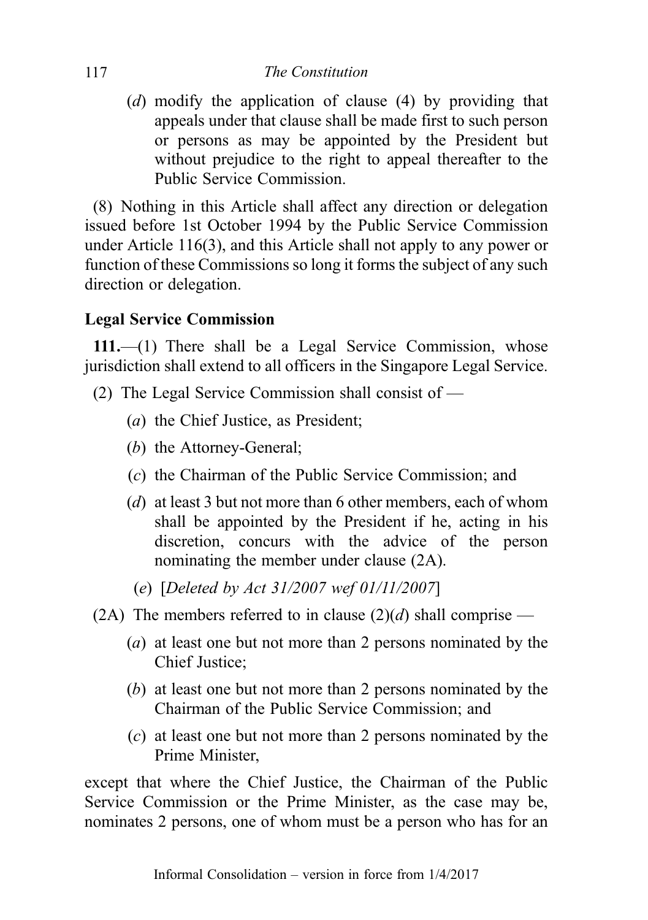(*d*) modify the application of clause (4) by providing that appeals under that clause shall be made first to such person or persons as may be appointed by the President but without prejudice to the right to appeal thereafter to the Public Service Commission.

(8) Nothing in this Article shall affect any direction or delegation issued before 1st October 1994 by the Public Service Commission under Article 116(3), and this Article shall not apply to any power or function of these Commissions so long it forms the subject of any such direction or delegation.

**Legal Service Commission**

**111.**—(1) There shall be a Legal Service Commission, whose jurisdiction shall extend to all officers in the Singapore Legal Service.

(2) The Legal Service Commission shall consist of —

(*a*) the Chief Justice, as President;

(*b*) the Attorney-General;

(*c*) the Chairman of the Public Service Commission; and

(*d*) at least 3 but not more than 6 other members, each of whom shall be appointed by the President if he, acting in his discretion, concurs with the advice of the person nominating the member under clause (2A).

(*e*) [*Deleted by Act 31/2007 wef 01/11/2007*]

(2A) The members referred to in clause (2)(*d*) shall comprise —

(*a*) at least one but not more than 2 persons nominated by the Chief Justice;

(*b*) at least one but not more than 2 persons nominated by the Chairman of the Public Service Commission; and

(*c*) at least one but not more than 2 persons nominated by the Prime Minister,

except that where the Chief Justice, the Chairman of the Public Service Commission or the Prime Minister, as the case may be, nominates 2 persons, one of whom must be a person who has for an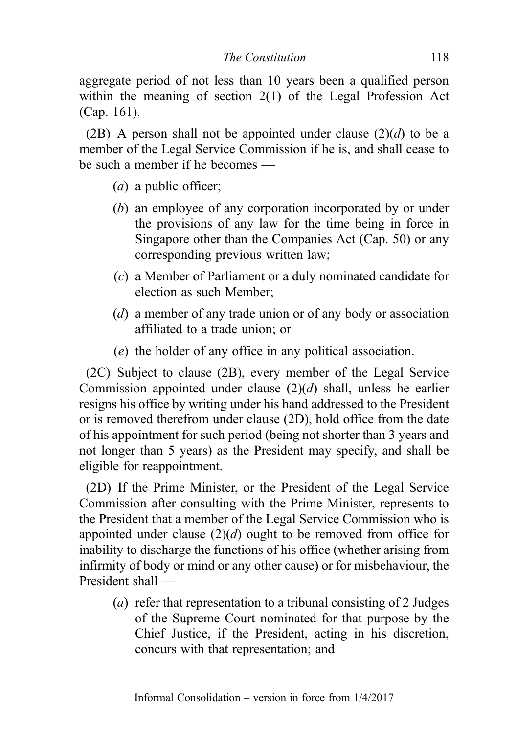aggregate period of not less than 10 years been a qualified person within the meaning of section 2(1) of the Legal Profession Act (Cap. 161).

(2B) A person shall not be appointed under clause (2)(*d*) to be a member of the Legal Service Commission if he is, and shall cease to be such a member if he becomes —

(*a*) a public officer;

(*b*) an employee of any corporation incorporated by or under the provisions of any law for the time being in force in Singapore other than the Companies Act (Cap. 50) or any corresponding previous written law;

(*c*) a Member of Parliament or a duly nominated candidate for election as such Member;

(*d*) a member of any trade union or of any body or association affiliated to a trade union; or

(*e*) the holder of any office in any political association.

(2C) Subject to clause (2B), every member of the Legal Service Commission appointed under clause (2)(*d*) shall, unless he earlier resigns his office by writing under his hand addressed to the President or is removed therefrom under clause (2D), hold office from the date of his appointment for such period (being not shorter than 3 years and not longer than 5 years) as the President may specify, and shall be eligible for reappointment.

(2D) If the Prime Minister, or the President of the Legal Service Commission after consulting with the Prime Minister, represents to the President that a member of the Legal Service Commission who is appointed under clause (2)(*d*) ought to be removed from office for inability to discharge the functions of his office (whether arising from infirmity of body or mind or any other cause) or for misbehaviour, the President shall —

(*a*) refer that representation to a tribunal consisting of 2 Judges of the Supreme Court nominated for that purpose by the Chief Justice, if the President, acting in his discretion, concurs with that representation; and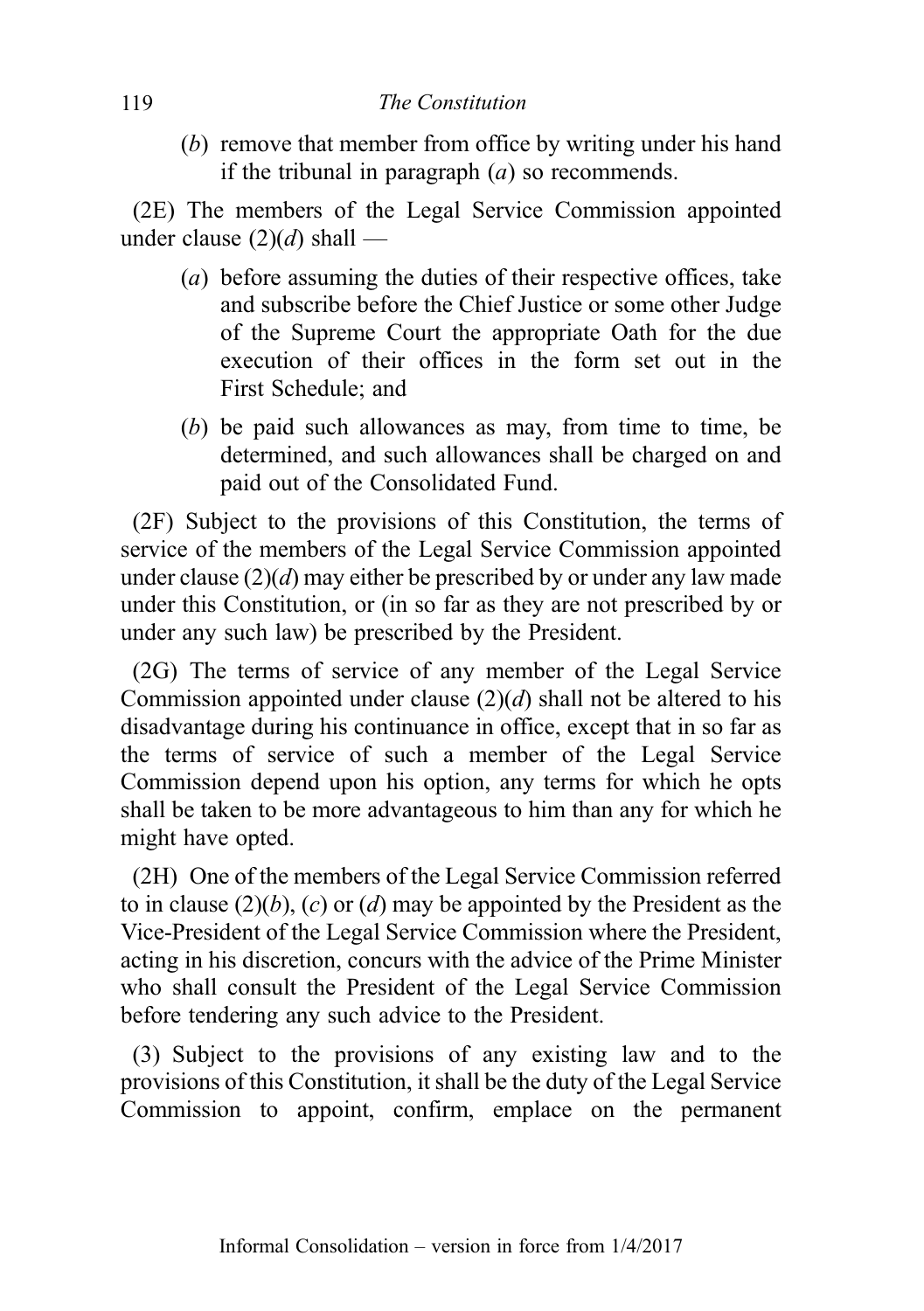(*b*) remove that member from office by writing under his hand if the tribunal in paragraph (*a*) so recommends.

(2E) The members of the Legal Service Commission appointed under clause (2)(*d*) shall —

(*a*) before assuming the duties of their respective offices, take and subscribe before the Chief Justice or some other Judge of the Supreme Court the appropriate Oath for the due execution of their offices in the form set out in the First Schedule; and

(*b*) be paid such allowances as may, from time to time, be determined, and such allowances shall be charged on and paid out of the Consolidated Fund.

(2F) Subject to the provisions of this Constitution, the terms of service of the members of the Legal Service Commission appointed under clause (2)(*d*) may either be prescribed by or under any law made under this Constitution, or (in so far as they are not prescribed by or under any such law) be prescribed by the President.

(2G) The terms of service of any member of the Legal Service Commission appointed under clause (2)(*d*) shall not be altered to his disadvantage during his continuance in office, except that in so far as the terms of service of such a member of the Legal Service Commission depend upon his option, any terms for which he opts shall be taken to be more advantageous to him than any for which he might have opted.

(2H) One of the members of the Legal Service Commission referred to in clause (2)(*b*), (*c*) or (*d*) may be appointed by the President as the Vice-President of the Legal Service Commission where the President, acting in his discretion, concurs with the advice of the Prime Minister who shall consult the President of the Legal Service Commission before tendering any such advice to the President.

(3) Subject to the provisions of any existing law and to the provisions of this Constitution, it shall be the duty of the Legal Service Commission to appoint, confirm, emplace on the permanent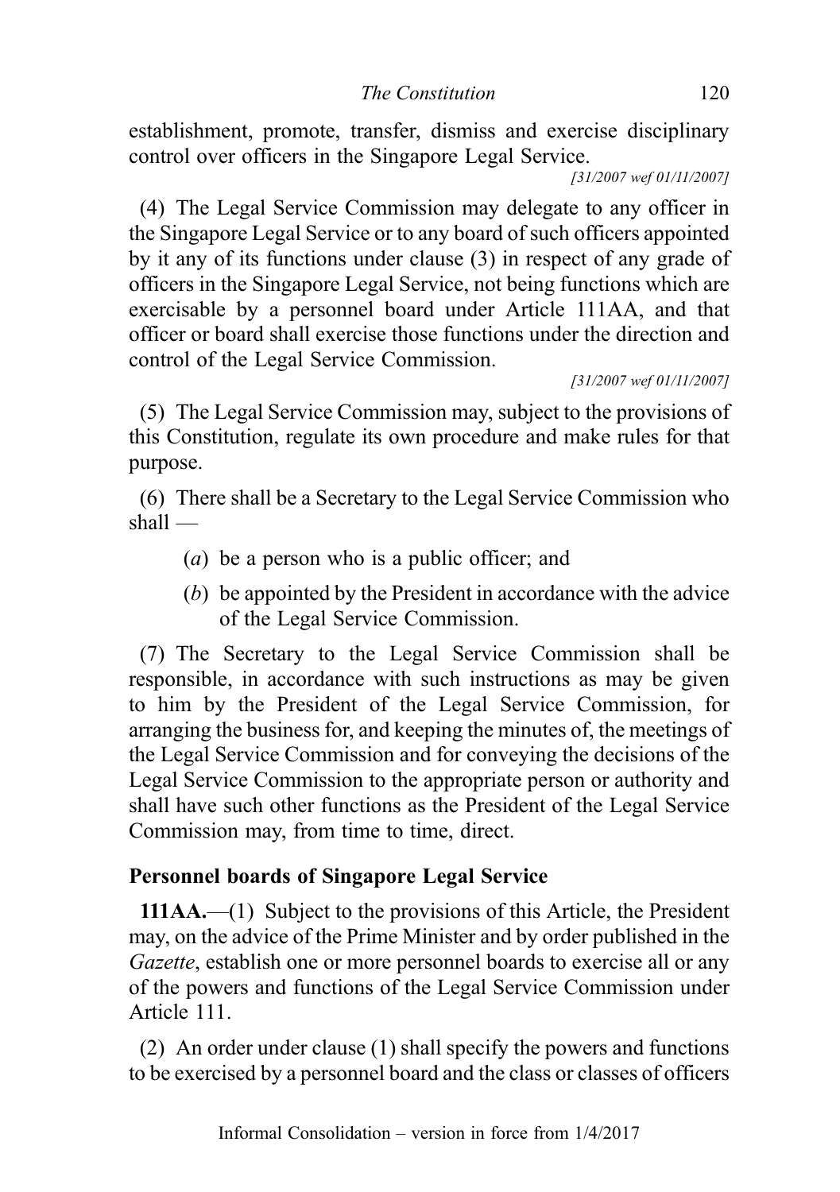establishment, promote, transfer, dismiss and exercise disciplinary control over officers in the Singapore Legal Service.

[31/2007 wef 01/11/2007]

(4) The Legal Service Commission may delegate to any officer in the Singapore Legal Service or to any board of such officers appointed by it any of its functions under clause (3) in respect of any grade of officers in the Singapore Legal Service, not being functions which are exercisable by a personnel board under Article 111AA, and that officer or board shall exercise those functions under the direction and control of the Legal Service Commission.

[31/2007 wef 01/11/2007]

(5) The Legal Service Commission may, subject to the provisions of this Constitution, regulate its own procedure and make rules for that purpose.

(6) There shall be a Secretary to the Legal Service Commission who shall —

(*a*) be a person who is a public officer; and

(*b*) be appointed by the President in accordance with the advice of the Legal Service Commission.

(7) The Secretary to the Legal Service Commission shall be responsible, in accordance with such instructions as may be given to him by the President of the Legal Service Commission, for arranging the business for, and keeping the minutes of, the meetings of the Legal Service Commission and for conveying the decisions of the Legal Service Commission to the appropriate person or authority and shall have such other functions as the President of the Legal Service Commission may, from time to time, direct.

### Personnel boards of Singapore Legal Service

**111AA.**—(1) Subject to the provisions of this Article, the President may, on the advice of the Prime Minister and by order published in the *Gazette*, establish one or more personnel boards to exercise all or any of the powers and functions of the Legal Service Commission under Article 111.

(2) An order under clause (1) shall specify the powers and functions to be exercised by a personnel board and the class or classes of officers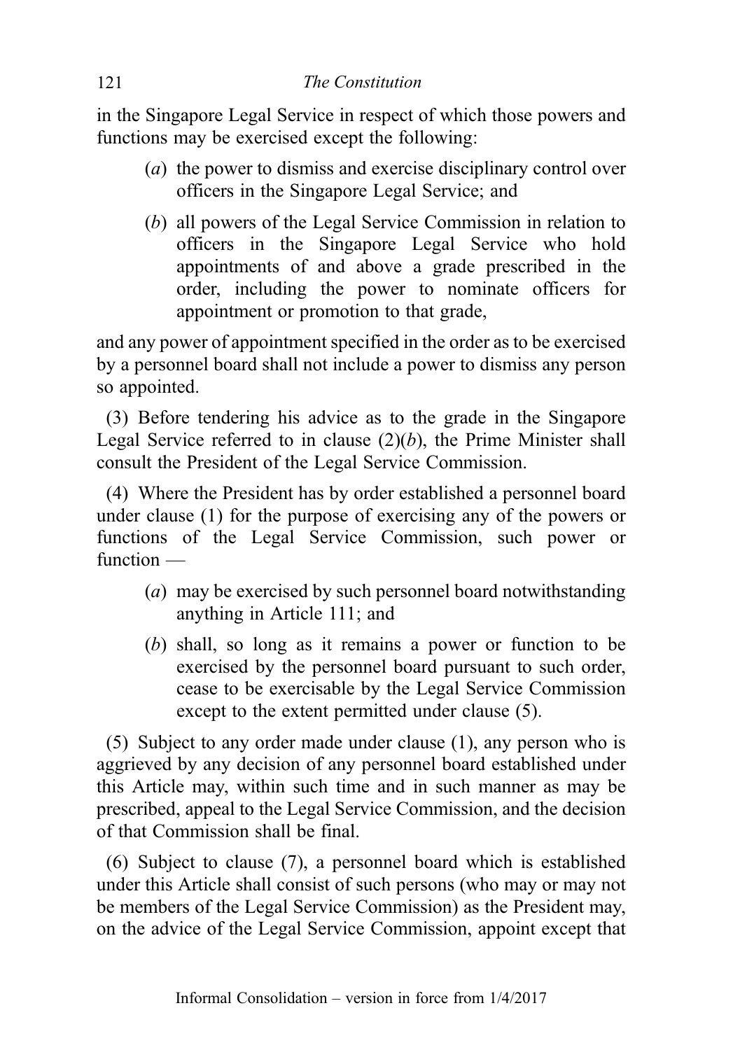in the Singapore Legal Service in respect of which those powers and functions may be exercised except the following:

(*a*) the power to dismiss and exercise disciplinary control over officers in the Singapore Legal Service; and

(*b*) all powers of the Legal Service Commission in relation to officers in the Singapore Legal Service who hold appointments of and above a grade prescribed in the order, including the power to nominate officers for appointment or promotion to that grade,

and any power of appointment specified in the order as to be exercised by a personnel board shall not include a power to dismiss any person so appointed.

(3) Before tendering his advice as to the grade in the Singapore Legal Service referred to in clause (2)(*b*), the Prime Minister shall consult the President of the Legal Service Commission.

(4) Where the President has by order established a personnel board under clause (1) for the purpose of exercising any of the powers or functions of the Legal Service Commission, such power or function —

(*a*) may be exercised by such personnel board notwithstanding anything in Article 111; and

(*b*) shall, so long as it remains a power or function to be exercised by the personnel board pursuant to such order, cease to be exercisable by the Legal Service Commission except to the extent permitted under clause (5).

(5) Subject to any order made under clause (1), any person who is aggrieved by any decision of any personnel board established under this Article may, within such time and in such manner as may be prescribed, appeal to the Legal Service Commission, and the decision of that Commission shall be final.

(6) Subject to clause (7), a personnel board which is established under this Article shall consist of such persons (who may or may not be members of the Legal Service Commission) as the President may, on the advice of the Legal Service Commission, appoint except that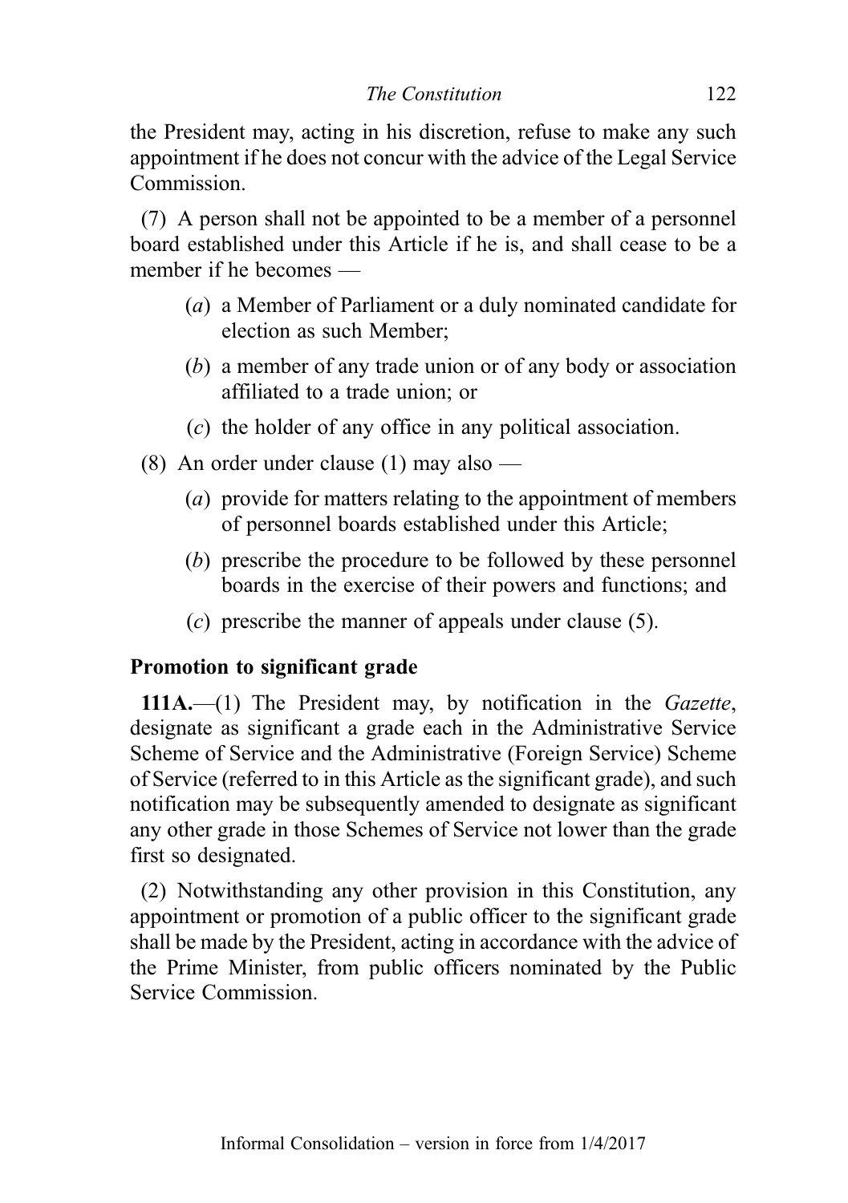the President may, acting in his discretion, refuse to make any such appointment if he does not concur with the advice of the Legal Service Commission.

(7) A person shall not be appointed to be a member of a personnel board established under this Article if he is, and shall cease to be a member if he becomes —

(*a*) a Member of Parliament or a duly nominated candidate for election as such Member;

(*b*) a member of any trade union or of any body or association affiliated to a trade union; or

(*c*) the holder of any office in any political association.

(8) An order under clause (1) may also —

(*a*) provide for matters relating to the appointment of members of personnel boards established under this Article;

(*b*) prescribe the procedure to be followed by these personnel boards in the exercise of their powers and functions; and

(*c*) prescribe the manner of appeals under clause (5).

**Promotion to significant grade**

**111A.**—(1) The President may, by notification in the *Gazette*, designate as significant a grade each in the Administrative Service Scheme of Service and the Administrative (Foreign Service) Scheme of Service (referred to in this Article as the significant grade), and such notification may be subsequently amended to designate as significant any other grade in those Schemes of Service not lower than the grade first so designated.

(2) Notwithstanding any other provision in this Constitution, any appointment or promotion of a public officer to the significant grade shall be made by the President, acting in accordance with the advice of the Prime Minister, from public officers nominated by the Public Service Commission.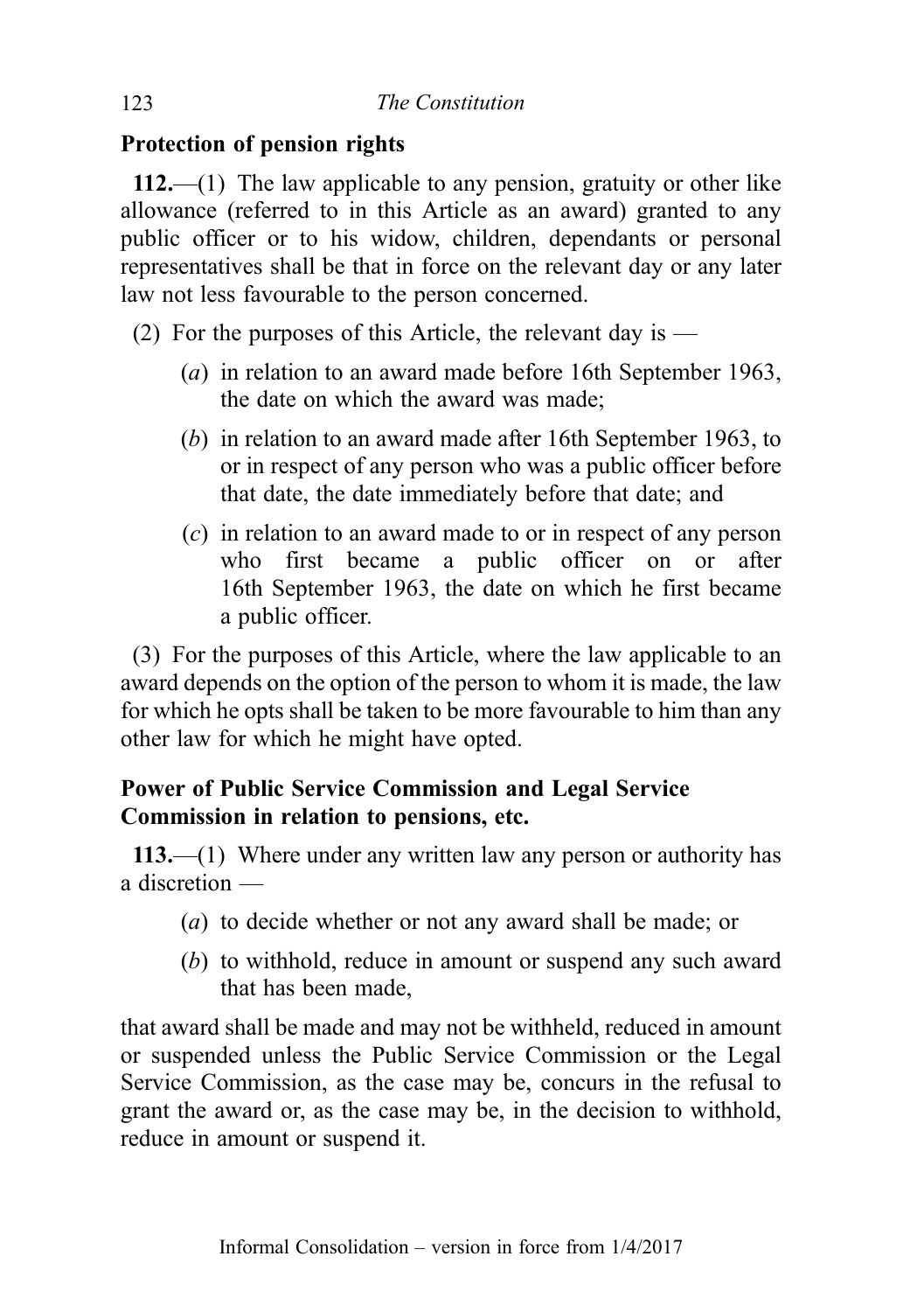### Protection of pension rights

**112.**—(1) The law applicable to any pension, gratuity or other like allowance (referred to in this Article as an award) granted to any public officer or to his widow, children, dependants or personal representatives shall be that in force on the relevant day or any later law not less favourable to the person concerned.

(2) For the purposes of this Article, the relevant day is —

(*a*) in relation to an award made before 16th September 1963, the date on which the award was made;

(*b*) in relation to an award made after 16th September 1963, to or in respect of any person who was a public officer before that date, the date immediately before that date; and

(*c*) in relation to an award made to or in respect of any person who first became a public officer on or after 16th September 1963, the date on which he first became a public officer.

(3) For the purposes of this Article, where the law applicable to an award depends on the option of the person to whom it is made, the law for which he opts shall be taken to be more favourable to him than any other law for which he might have opted.

### Power of Public Service Commission and Legal Service Commission in relation to pensions, etc.

**113.**—(1) Where under any written law any person or authority has a discretion —

(*a*) to decide whether or not any award shall be made; or

(*b*) to withhold, reduce in amount or suspend any such award that has been made,

that award shall be made and may not be withheld, reduced in amount or suspended unless the Public Service Commission or the Legal Service Commission, as the case may be, concurs in the refusal to grant the award or, as the case may be, in the decision to withhold, reduce in amount or suspend it.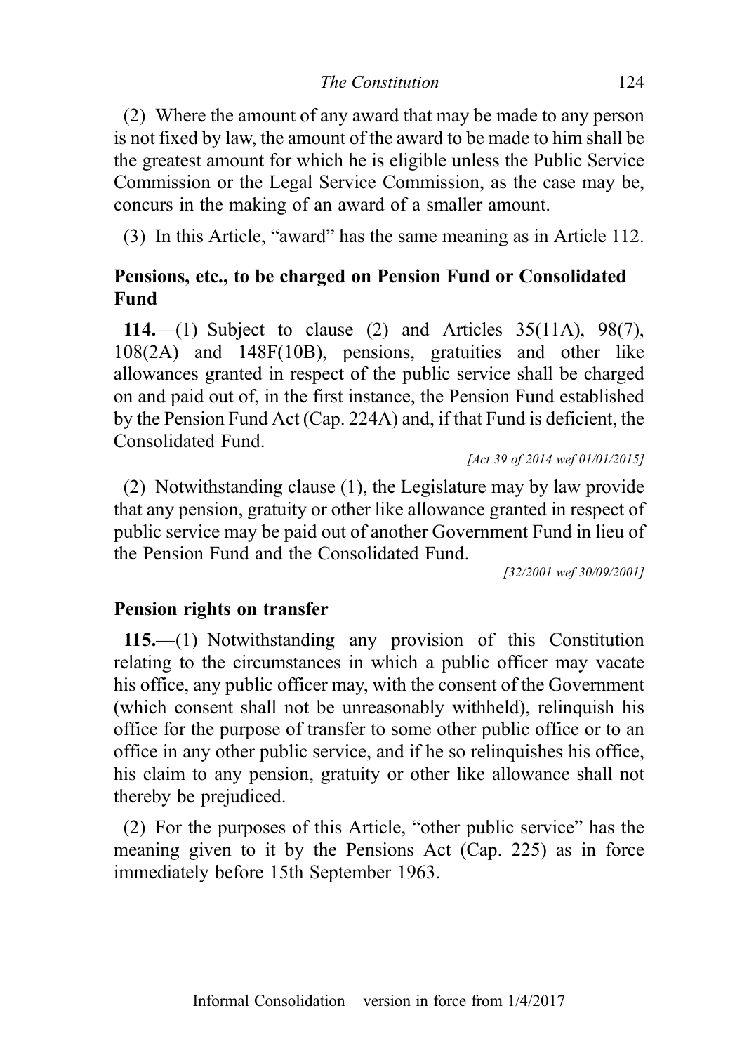(2) Where the amount of any award that may be made to any person is not fixed by law, the amount of the award to be made to him shall be the greatest amount for which he is eligible unless the Public Service Commission or the Legal Service Commission, as the case may be, concurs in the making of an award of a smaller amount.

(3) In this Article, "award" has the same meaning as in Article 112.

### Pensions, etc., to be charged on Pension Fund or Consolidated Fund

**114.**—(1) Subject to clause (2) and Articles 35(11A), 98(7), 108(2A) and 148F(10B), pensions, gratuities and other like allowances granted in respect of the public service shall be charged on and paid out of, in the first instance, the Pension Fund established by the Pension Fund Act (Cap. 224A) and, if that Fund is deficient, the Consolidated Fund.

*[Act 39 of 2014 wef 01/01/2015]*

(2) Notwithstanding clause (1), the Legislature may by law provide that any pension, gratuity or other like allowance granted in respect of public service may be paid out of another Government Fund in lieu of the Pension Fund and the Consolidated Fund.

*[32/2001 wef 30/09/2001]*

### Pension rights on transfer

**115.**—(1) Notwithstanding any provision of this Constitution relating to the circumstances in which a public officer may vacate his office, any public officer may, with the consent of the Government (which consent shall not be unreasonably withheld), relinquish his office for the purpose of transfer to some other public office or to an office in any other public service, and if he so relinquishes his office, his claim to any pension, gratuity or other like allowance shall not thereby be prejudiced.

(2) For the purposes of this Article, "other public service" has the meaning given to it by the Pensions Act (Cap. 225) as in force immediately before 15th September 1963.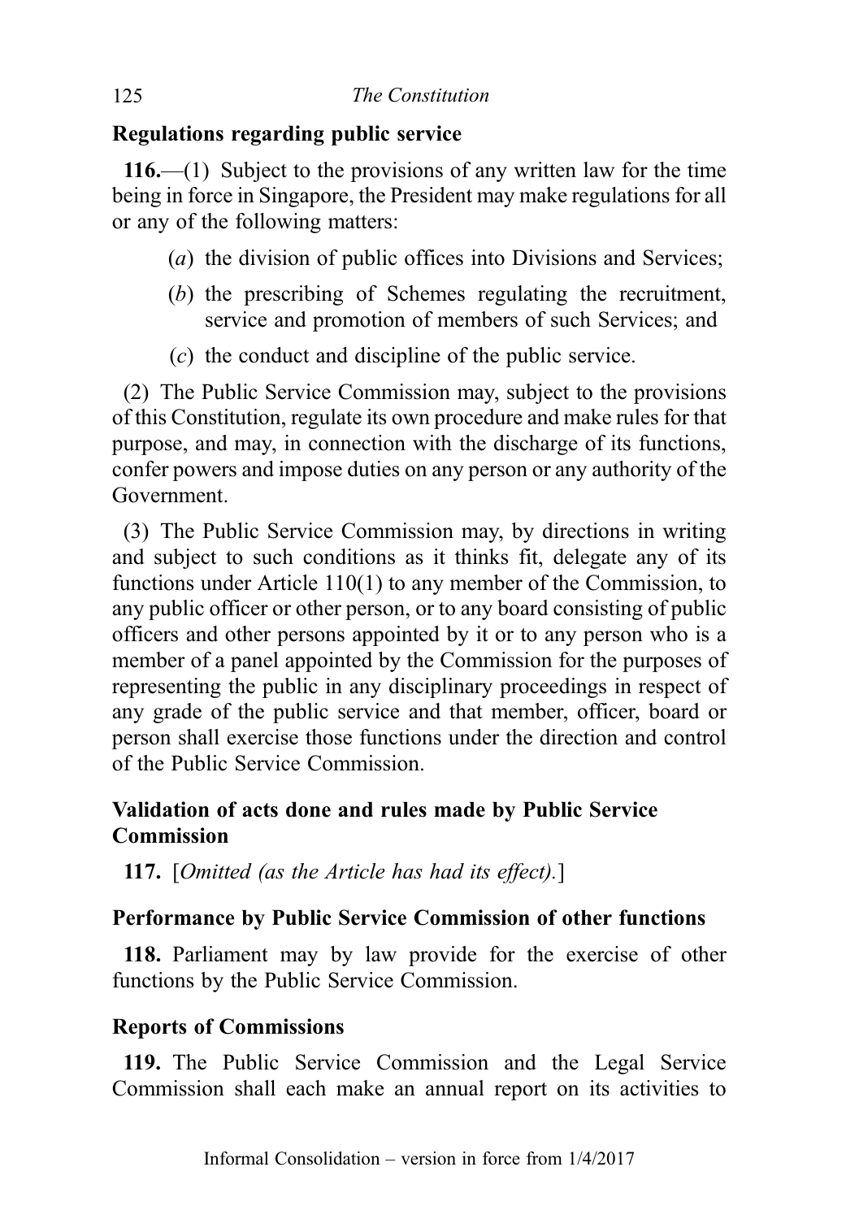### Regulations regarding public service

**116.**—(1) Subject to the provisions of any written law for the time being in force in Singapore, the President may make regulations for all or any of the following matters:

(*a*) the division of public offices into Divisions and Services;

(*b*) the prescribing of Schemes regulating the recruitment, service and promotion of members of such Services; and

(*c*) the conduct and discipline of the public service.

(2) The Public Service Commission may, subject to the provisions of this Constitution, regulate its own procedure and make rules for that purpose, and may, in connection with the discharge of its functions, confer powers and impose duties on any person or any authority of the Government.

(3) The Public Service Commission may, by directions in writing and subject to such conditions as it thinks fit, delegate any of its functions under Article 110(1) to any member of the Commission, to any public officer or other person, or to any board consisting of public officers and other persons appointed by it or to any person who is a member of a panel appointed by the Commission for the purposes of representing the public in any disciplinary proceedings in respect of any grade of the public service and that member, officer, board or person shall exercise those functions under the direction and control of the Public Service Commission.

### Validation of acts done and rules made by Public Service Commission

**117.** [*Omitted (as the Article has had its effect).*]

### Performance by Public Service Commission of other functions

**118.** Parliament may by law provide for the exercise of other functions by the Public Service Commission.

### Reports of Commissions

**119.** The Public Service Commission and the Legal Service Commission shall each make an annual report on its activities to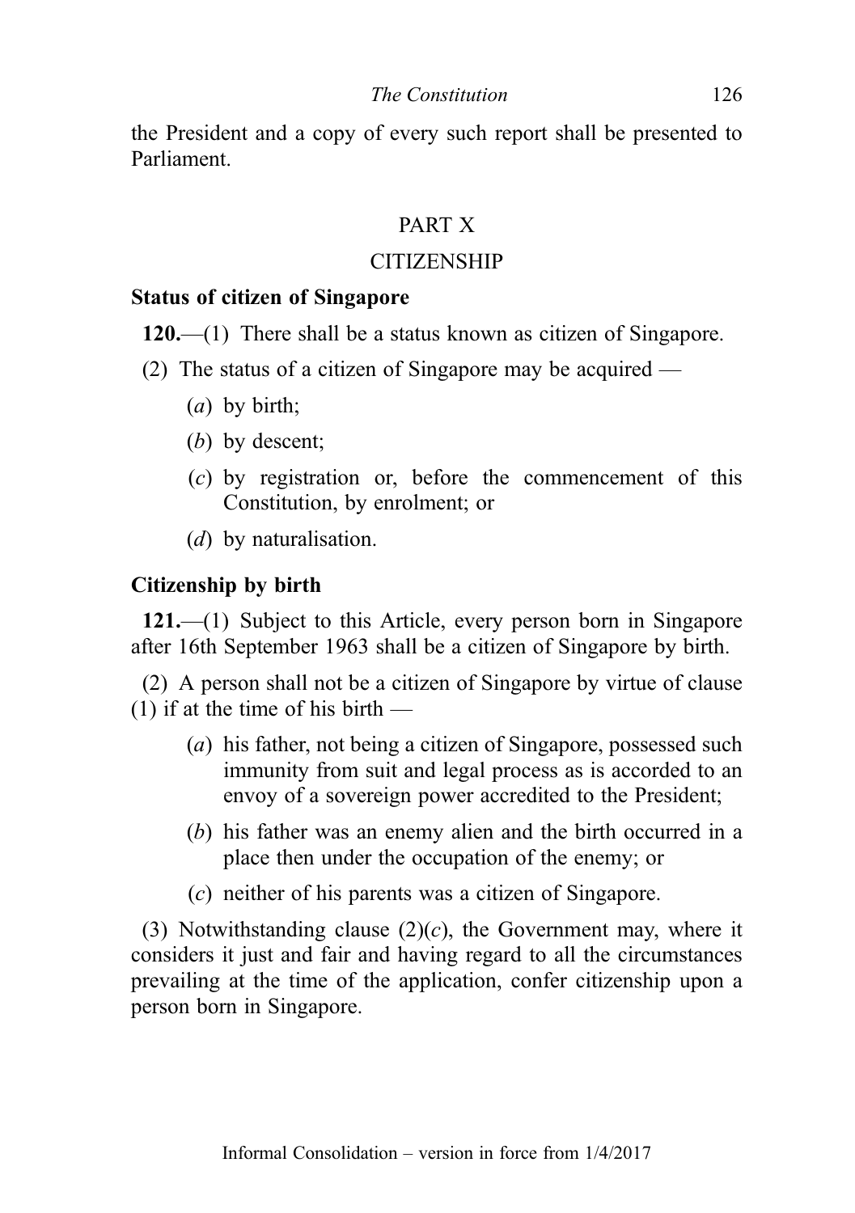the President and a copy of every such report shall be presented to Parliament.

## PART X

## CITIZENSHIP

### Status of citizen of Singapore

**120.**—(1) There shall be a status known as citizen of Singapore.

(2) The status of a citizen of Singapore may be acquired —

- (*a*) by birth;
- (*b*) by descent;
- (*c*) by registration or, before the commencement of this Constitution, by enrolment; or
- (*d*) by naturalisation.

### Citizenship by birth

**121.**—(1) Subject to this Article, every person born in Singapore after 16th September 1963 shall be a citizen of Singapore by birth.

(2) A person shall not be a citizen of Singapore by virtue of clause (1) if at the time of his birth —

- (*a*) his father, not being a citizen of Singapore, possessed such immunity from suit and legal process as is accorded to an envoy of a sovereign power accredited to the President;
- (*b*) his father was an enemy alien and the birth occurred in a place then under the occupation of the enemy; or
- (*c*) neither of his parents was a citizen of Singapore.

(3) Notwithstanding clause (2)(*c*), the Government may, where it considers it just and fair and having regard to all the circumstances prevailing at the time of the application, confer citizenship upon a person born in Singapore.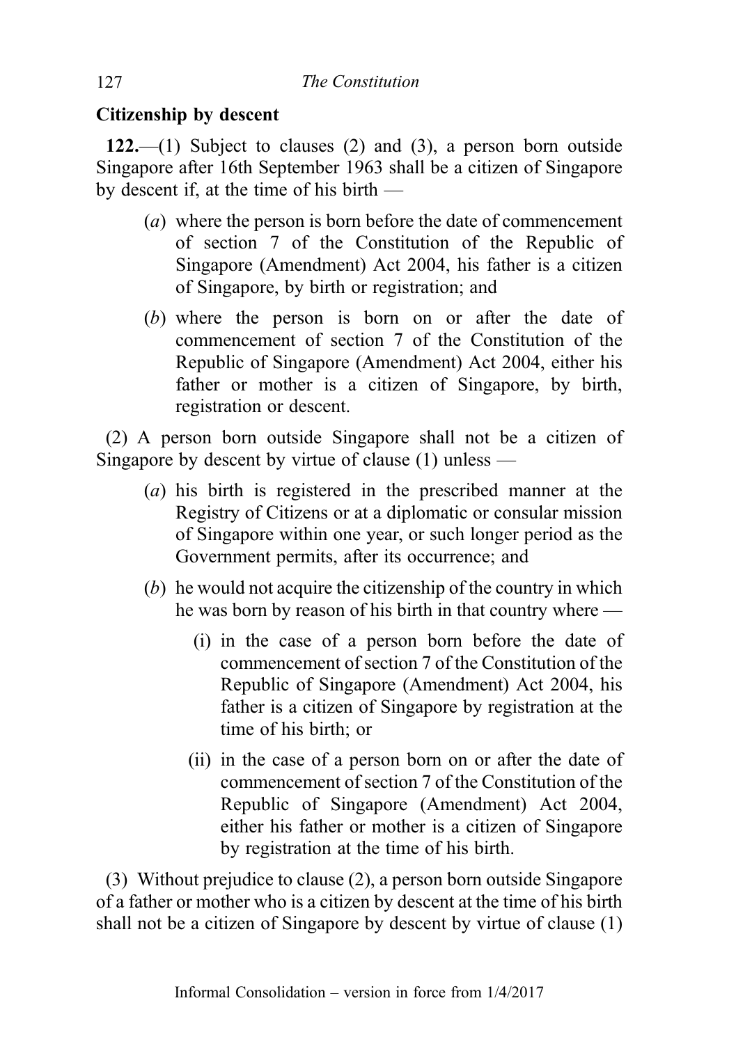## Citizenship by descent

**122.**—(1) Subject to clauses (2) and (3), a person born outside Singapore after 16th September 1963 shall be a citizen of Singapore by descent if, at the time of his birth —

- (*a*) where the person is born before the date of commencement of section 7 of the Constitution of the Republic of Singapore (Amendment) Act 2004, his father is a citizen of Singapore, by birth or registration; and
- (*b*) where the person is born on or after the date of commencement of section 7 of the Constitution of the Republic of Singapore (Amendment) Act 2004, either his father or mother is a citizen of Singapore, by birth, registration or descent.

(2) A person born outside Singapore shall not be a citizen of Singapore by descent by virtue of clause (1) unless —

- (*a*) his birth is registered in the prescribed manner at the Registry of Citizens or at a diplomatic or consular mission of Singapore within one year, or such longer period as the Government permits, after its occurrence; and
- (*b*) he would not acquire the citizenship of the country in which he was born by reason of his birth in that country where —
  - (i) in the case of a person born before the date of commencement of section 7 of the Constitution of the Republic of Singapore (Amendment) Act 2004, his father is a citizen of Singapore by registration at the time of his birth; or
  - (ii) in the case of a person born on or after the date of commencement of section 7 of the Constitution of the Republic of Singapore (Amendment) Act 2004, either his father or mother is a citizen of Singapore by registration at the time of his birth.

(3) Without prejudice to clause (2), a person born outside Singapore of a father or mother who is a citizen by descent at the time of his birth shall not be a citizen of Singapore by descent by virtue of clause (1)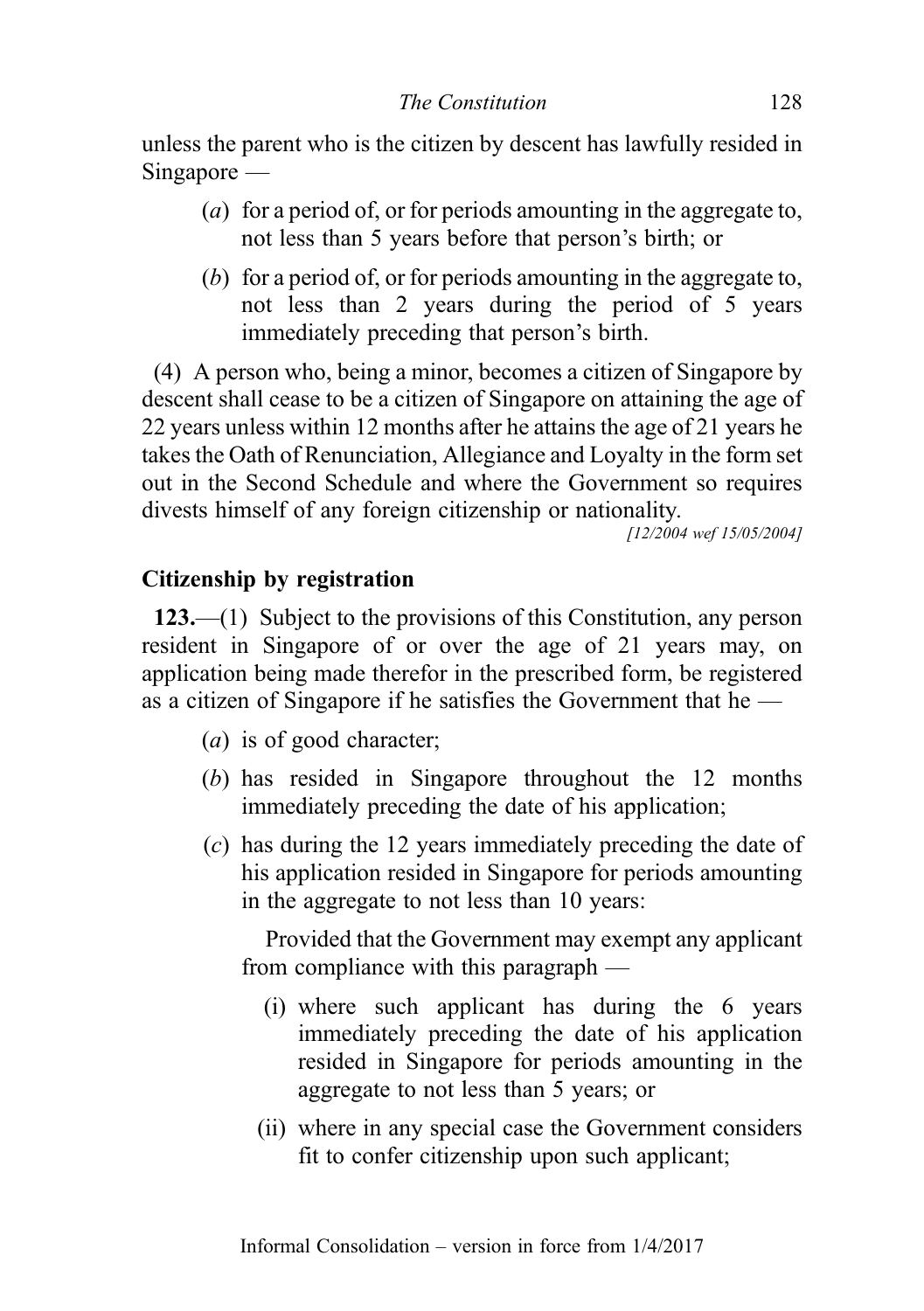unless the parent who is the citizen by descent has lawfully resided in Singapore —

(*a*) for a period of, or for periods amounting in the aggregate to, not less than 5 years before that person's birth; or

(*b*) for a period of, or for periods amounting in the aggregate to, not less than 2 years during the period of 5 years immediately preceding that person's birth.

(4) A person who, being a minor, becomes a citizen of Singapore by descent shall cease to be a citizen of Singapore on attaining the age of 22 years unless within 12 months after he attains the age of 21 years he takes the Oath of Renunciation, Allegiance and Loyalty in the form set out in the Second Schedule and where the Government so requires divests himself of any foreign citizenship or nationality.

*[12/2004 wef 15/05/2004]*

### Citizenship by registration

**123.**—(1) Subject to the provisions of this Constitution, any person resident in Singapore of or over the age of 21 years may, on application being made therefor in the prescribed form, be registered as a citizen of Singapore if he satisfies the Government that he —

(*a*) is of good character;

(*b*) has resided in Singapore throughout the 12 months immediately preceding the date of his application;

(*c*) has during the 12 years immediately preceding the date of his application resided in Singapore for periods amounting in the aggregate to not less than 10 years:

Provided that the Government may exempt any applicant from compliance with this paragraph —

(i) where such applicant has during the 6 years immediately preceding the date of his application resided in Singapore for periods amounting in the aggregate to not less than 5 years; or

(ii) where in any special case the Government considers fit to confer citizenship upon such applicant;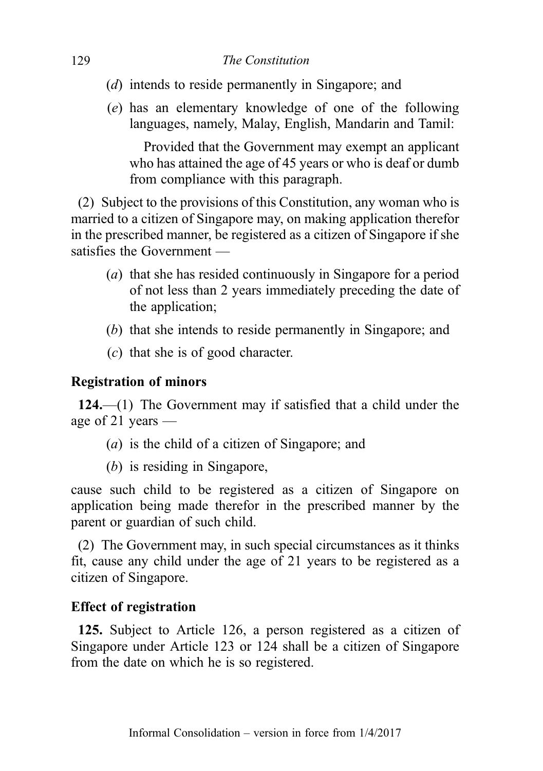(*d*) intends to reside permanently in Singapore; and

(*e*) has an elementary knowledge of one of the following languages, namely, Malay, English, Mandarin and Tamil:

Provided that the Government may exempt an applicant who has attained the age of 45 years or who is deaf or dumb from compliance with this paragraph.

(2) Subject to the provisions of this Constitution, any woman who is married to a citizen of Singapore may, on making application therefor in the prescribed manner, be registered as a citizen of Singapore if she satisfies the Government —

(*a*) that she has resided continuously in Singapore for a period of not less than 2 years immediately preceding the date of the application;

(*b*) that she intends to reside permanently in Singapore; and

(*c*) that she is of good character.

**Registration of minors**

**124.**—(1) The Government may if satisfied that a child under the age of 21 years —

(*a*) is the child of a citizen of Singapore; and

(*b*) is residing in Singapore,

cause such child to be registered as a citizen of Singapore on application being made therefor in the prescribed manner by the parent or guardian of such child.

(2) The Government may, in such special circumstances as it thinks fit, cause any child under the age of 21 years to be registered as a citizen of Singapore.

**Effect of registration**

**125.** Subject to Article 126, a person registered as a citizen of Singapore under Article 123 or 124 shall be a citizen of Singapore from the date on which he is so registered.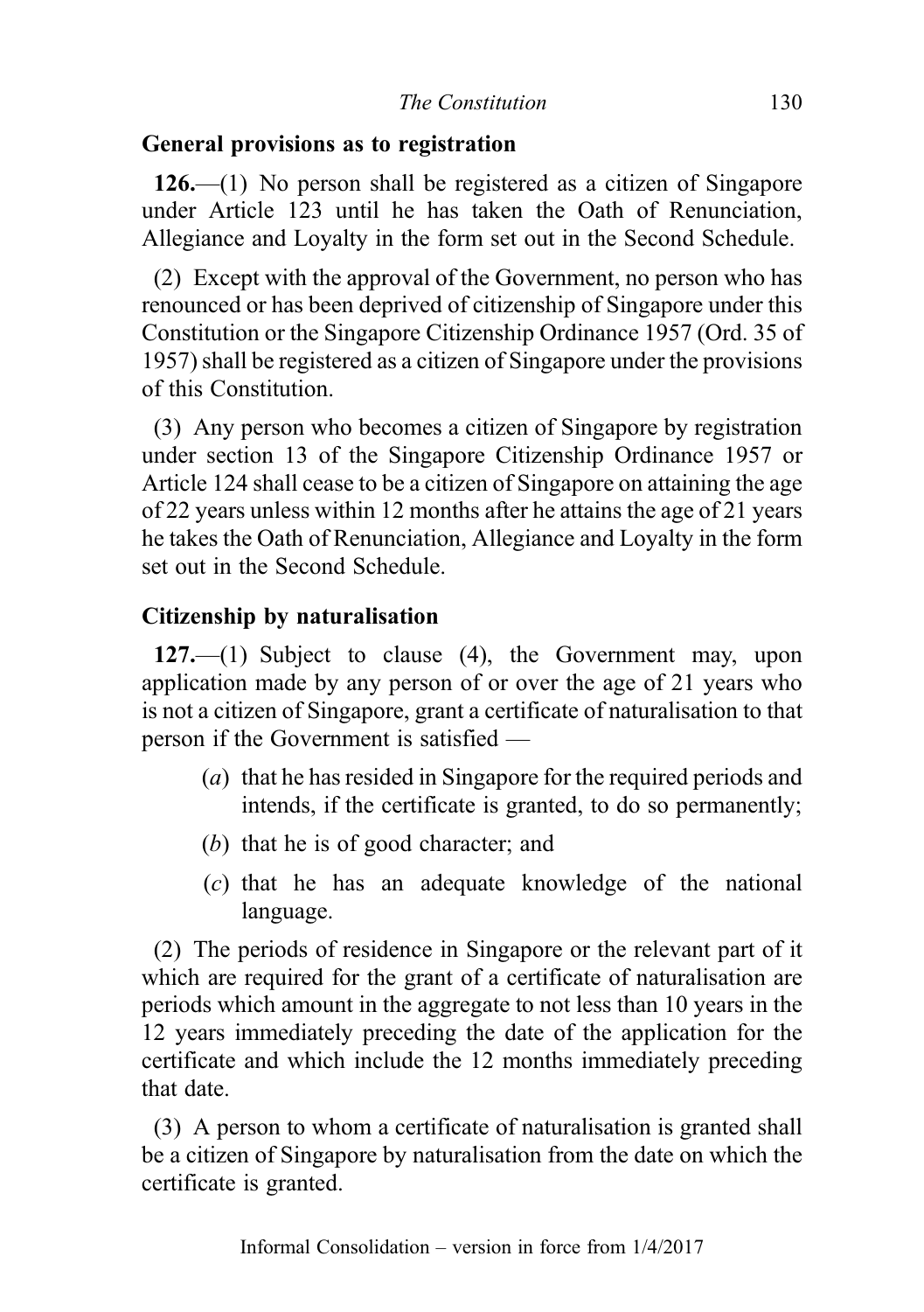## General provisions as to registration

**126.**—(1) No person shall be registered as a citizen of Singapore under Article 123 until he has taken the Oath of Renunciation, Allegiance and Loyalty in the form set out in the Second Schedule.

(2) Except with the approval of the Government, no person who has renounced or has been deprived of citizenship of Singapore under this Constitution or the Singapore Citizenship Ordinance 1957 (Ord. 35 of 1957) shall be registered as a citizen of Singapore under the provisions of this Constitution.

(3) Any person who becomes a citizen of Singapore by registration under section 13 of the Singapore Citizenship Ordinance 1957 or Article 124 shall cease to be a citizen of Singapore on attaining the age of 22 years unless within 12 months after he attains the age of 21 years he takes the Oath of Renunciation, Allegiance and Loyalty in the form set out in the Second Schedule.

## Citizenship by naturalisation

**127.**—(1) Subject to clause (4), the Government may, upon application made by any person of or over the age of 21 years who is not a citizen of Singapore, grant a certificate of naturalisation to that person if the Government is satisfied —

(*a*) that he has resided in Singapore for the required periods and intends, if the certificate is granted, to do so permanently;

(*b*) that he is of good character; and

(*c*) that he has an adequate knowledge of the national language.

(2) The periods of residence in Singapore or the relevant part of it which are required for the grant of a certificate of naturalisation are periods which amount in the aggregate to not less than 10 years in the 12 years immediately preceding the date of the application for the certificate and which include the 12 months immediately preceding that date.

(3) A person to whom a certificate of naturalisation is granted shall be a citizen of Singapore by naturalisation from the date on which the certificate is granted.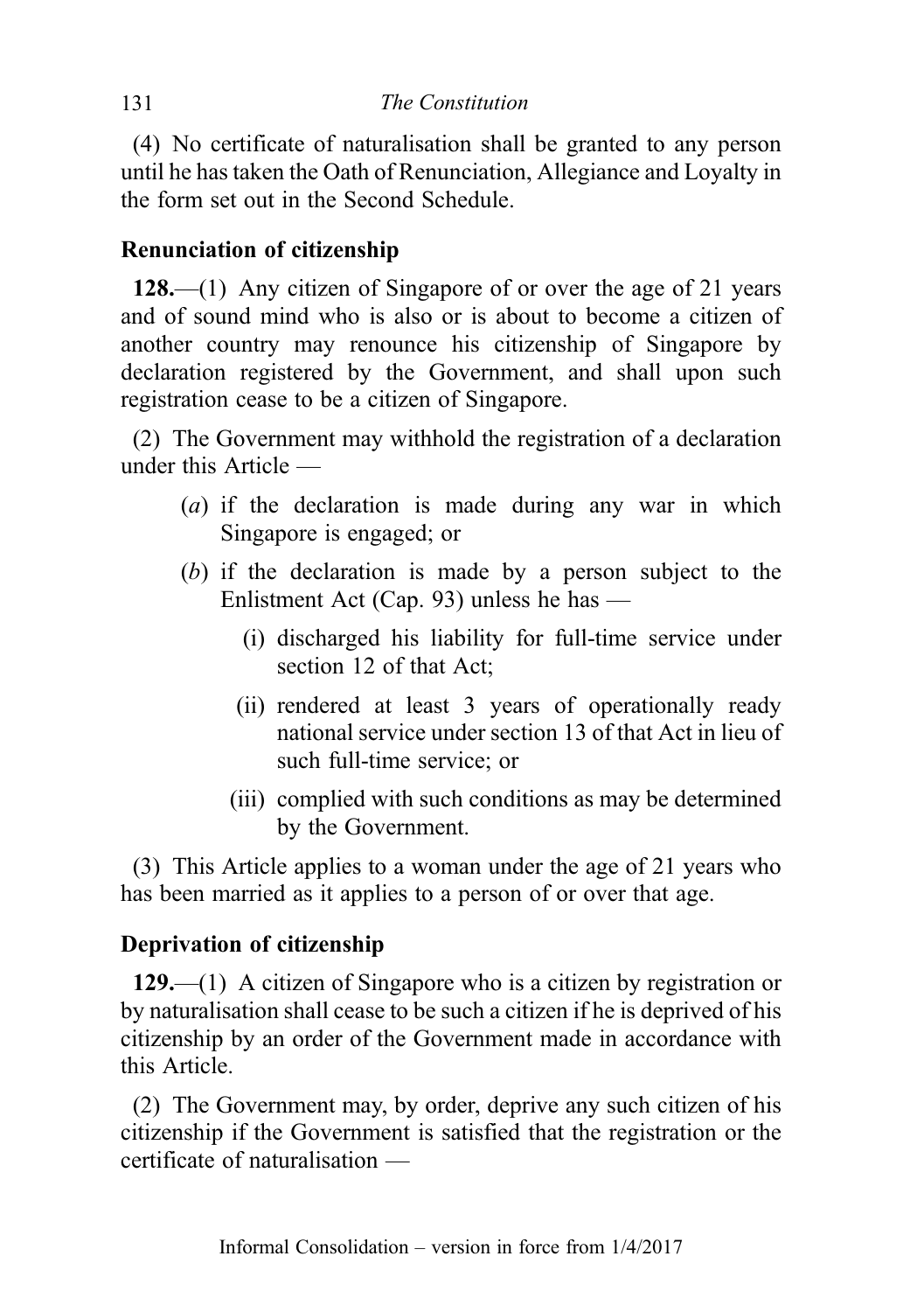(4) No certificate of naturalisation shall be granted to any person until he has taken the Oath of Renunciation, Allegiance and Loyalty in the form set out in the Second Schedule.

### Renunciation of citizenship

**128.**—(1) Any citizen of Singapore of or over the age of 21 years and of sound mind who is also or is about to become a citizen of another country may renounce his citizenship of Singapore by declaration registered by the Government, and shall upon such registration cease to be a citizen of Singapore.

(2) The Government may withhold the registration of a declaration under this Article —

- (*a*) if the declaration is made during any war in which Singapore is engaged; or
- (*b*) if the declaration is made by a person subject to the Enlistment Act (Cap. 93) unless he has —
  - (i) discharged his liability for full-time service under section 12 of that Act;
  - (ii) rendered at least 3 years of operationally ready national service under section 13 of that Act in lieu of such full-time service; or
  - (iii) complied with such conditions as may be determined by the Government.

(3) This Article applies to a woman under the age of 21 years who has been married as it applies to a person of or over that age.

### Deprivation of citizenship

**129.**—(1) A citizen of Singapore who is a citizen by registration or by naturalisation shall cease to be such a citizen if he is deprived of his citizenship by an order of the Government made in accordance with this Article.

(2) The Government may, by order, deprive any such citizen of his citizenship if the Government is satisfied that the registration or the certificate of naturalisation —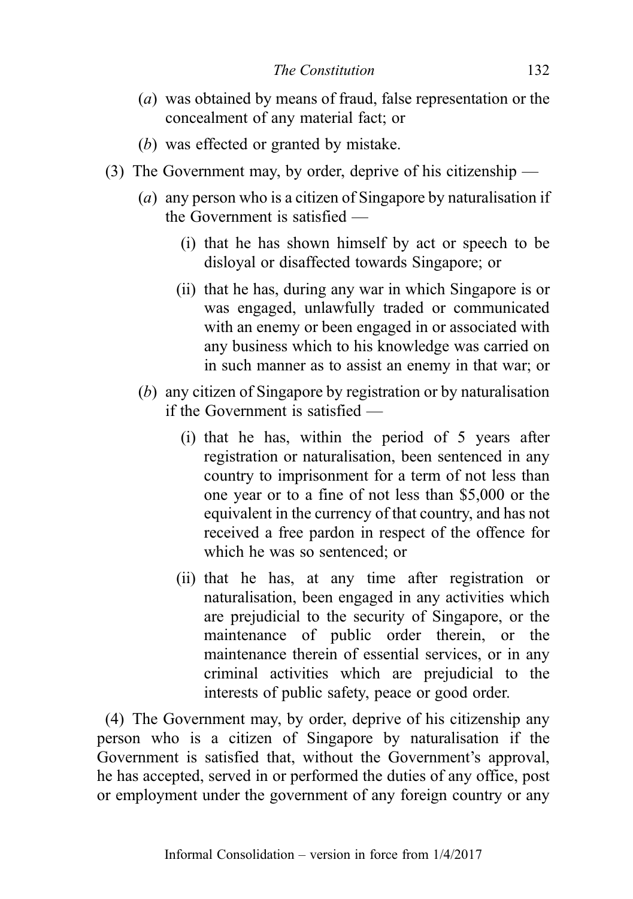(*a*) was obtained by means of fraud, false representation or the concealment of any material fact; or

(*b*) was effected or granted by mistake.

(3) The Government may, by order, deprive of his citizenship —

(*a*) any person who is a citizen of Singapore by naturalisation if the Government is satisfied —

(i) that he has shown himself by act or speech to be disloyal or disaffected towards Singapore; or

(ii) that he has, during any war in which Singapore is or was engaged, unlawfully traded or communicated with an enemy or been engaged in or associated with any business which to his knowledge was carried on in such manner as to assist an enemy in that war; or

(*b*) any citizen of Singapore by registration or by naturalisation if the Government is satisfied —

(i) that he has, within the period of 5 years after registration or naturalisation, been sentenced in any country to imprisonment for a term of not less than one year or to a fine of not less than $5,000 or the equivalent in the currency of that country, and has not received a free pardon in respect of the offence for which he was so sentenced; or

(ii) that he has, at any time after registration or naturalisation, been engaged in any activities which are prejudicial to the security of Singapore, or the maintenance of public order therein, or the maintenance therein of essential services, or in any criminal activities which are prejudicial to the interests of public safety, peace or good order.

(4) The Government may, by order, deprive of his citizenship any person who is a citizen of Singapore by naturalisation if the Government is satisfied that, without the Government's approval, he has accepted, served in or performed the duties of any office, post or employment under the government of any foreign country or any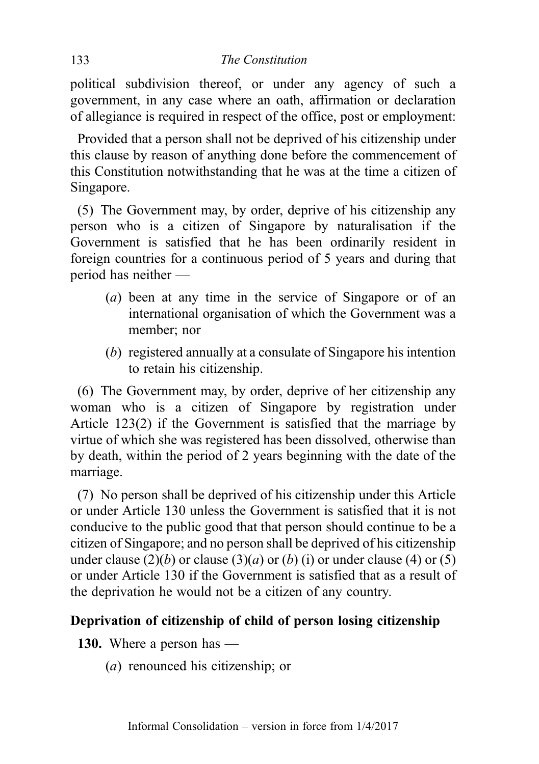political subdivision thereof, or under any agency of such a government, in any case where an oath, affirmation or declaration of allegiance is required in respect of the office, post or employment:

Provided that a person shall not be deprived of his citizenship under this clause by reason of anything done before the commencement of this Constitution notwithstanding that he was at the time a citizen of Singapore.

(5) The Government may, by order, deprive of his citizenship any person who is a citizen of Singapore by naturalisation if the Government is satisfied that he has been ordinarily resident in foreign countries for a continuous period of 5 years and during that period has neither —

- (*a*) been at any time in the service of Singapore or of an international organisation of which the Government was a member; nor
- (*b*) registered annually at a consulate of Singapore his intention to retain his citizenship.

(6) The Government may, by order, deprive of her citizenship any woman who is a citizen of Singapore by registration under Article 123(2) if the Government is satisfied that the marriage by virtue of which she was registered has been dissolved, otherwise than by death, within the period of 2 years beginning with the date of the marriage.

(7) No person shall be deprived of his citizenship under this Article or under Article 130 unless the Government is satisfied that it is not conducive to the public good that that person should continue to be a citizen of Singapore; and no person shall be deprived of his citizenship under clause (2)(*b*) or clause (3)(*a*) or (*b*) (i) or under clause (4) or (5) or under Article 130 if the Government is satisfied that as a result of the deprivation he would not be a citizen of any country.

**Deprivation of citizenship of child of person losing citizenship**

**130.** Where a person has —

- (*a*) renounced his citizenship; or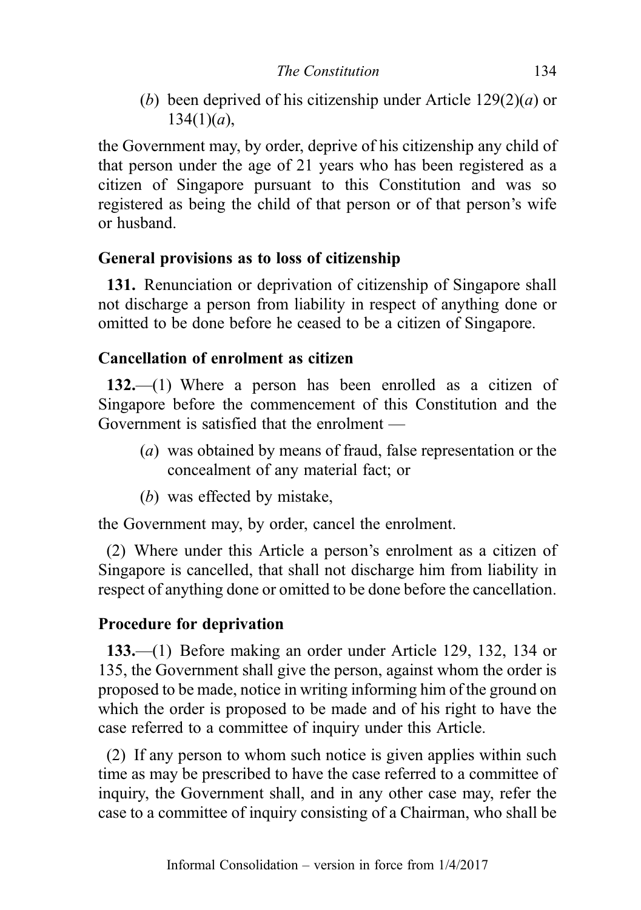(*b*) been deprived of his citizenship under Article 129(2)(*a*) or 134(1)(*a*),

the Government may, by order, deprive of his citizenship any child of that person under the age of 21 years who has been registered as a citizen of Singapore pursuant to this Constitution and was so registered as being the child of that person or of that person's wife or husband.

**General provisions as to loss of citizenship**

**131.** Renunciation or deprivation of citizenship of Singapore shall not discharge a person from liability in respect of anything done or omitted to be done before he ceased to be a citizen of Singapore.

**Cancellation of enrolment as citizen**

**132.**—(1) Where a person has been enrolled as a citizen of Singapore before the commencement of this Constitution and the Government is satisfied that the enrolment —

(*a*) was obtained by means of fraud, false representation or the concealment of any material fact; or

(*b*) was effected by mistake,

the Government may, by order, cancel the enrolment.

(2) Where under this Article a person's enrolment as a citizen of Singapore is cancelled, that shall not discharge him from liability in respect of anything done or omitted to be done before the cancellation.

**Procedure for deprivation**

**133.**—(1) Before making an order under Article 129, 132, 134 or 135, the Government shall give the person, against whom the order is proposed to be made, notice in writing informing him of the ground on which the order is proposed to be made and of his right to have the case referred to a committee of inquiry under this Article.

(2) If any person to whom such notice is given applies within such time as may be prescribed to have the case referred to a committee of inquiry, the Government shall, and in any other case may, refer the case to a committee of inquiry consisting of a Chairman, who shall be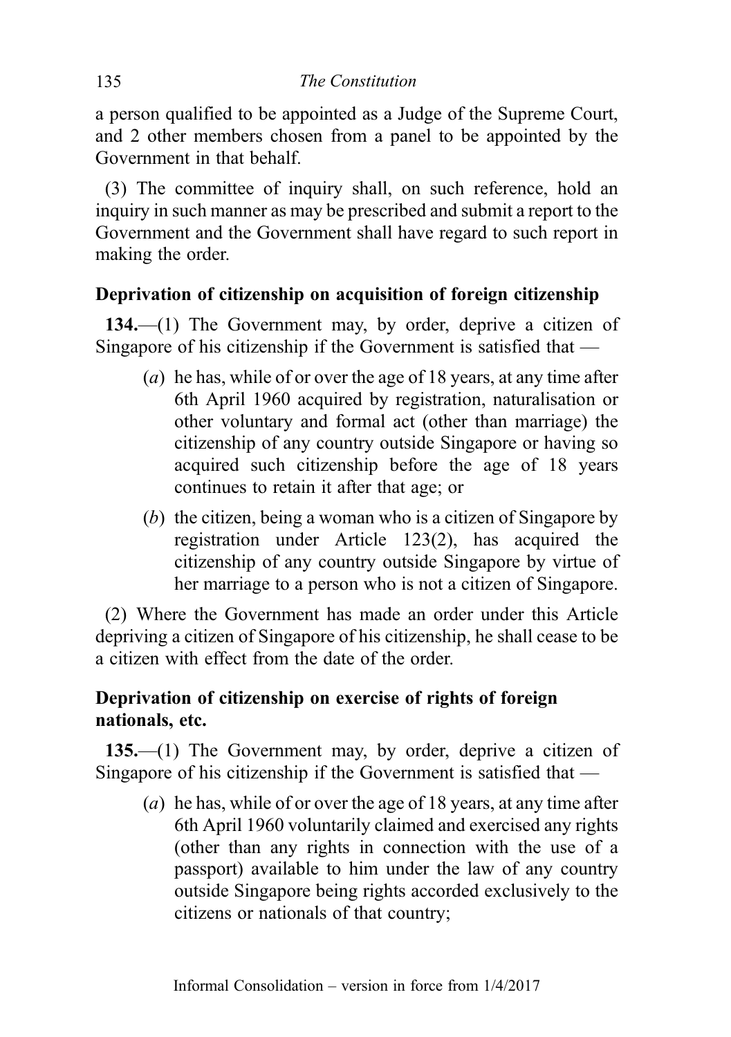a person qualified to be appointed as a Judge of the Supreme Court, and 2 other members chosen from a panel to be appointed by the Government in that behalf.

(3) The committee of inquiry shall, on such reference, hold an inquiry in such manner as may be prescribed and submit a report to the Government and the Government shall have regard to such report in making the order.

**Deprivation of citizenship on acquisition of foreign citizenship**

**134.**—(1) The Government may, by order, deprive a citizen of Singapore of his citizenship if the Government is satisfied that —

(*a*) he has, while of or over the age of 18 years, at any time after 6th April 1960 acquired by registration, naturalisation or other voluntary and formal act (other than marriage) the citizenship of any country outside Singapore or having so acquired such citizenship before the age of 18 years continues to retain it after that age; or

(*b*) the citizen, being a woman who is a citizen of Singapore by registration under Article 123(2), has acquired the citizenship of any country outside Singapore by virtue of her marriage to a person who is not a citizen of Singapore.

(2) Where the Government has made an order under this Article depriving a citizen of Singapore of his citizenship, he shall cease to be a citizen with effect from the date of the order.

**Deprivation of citizenship on exercise of rights of foreign nationals, etc.**

**135.**—(1) The Government may, by order, deprive a citizen of Singapore of his citizenship if the Government is satisfied that —

(*a*) he has, while of or over the age of 18 years, at any time after 6th April 1960 voluntarily claimed and exercised any rights (other than any rights in connection with the use of a passport) available to him under the law of any country outside Singapore being rights accorded exclusively to the citizens or nationals of that country;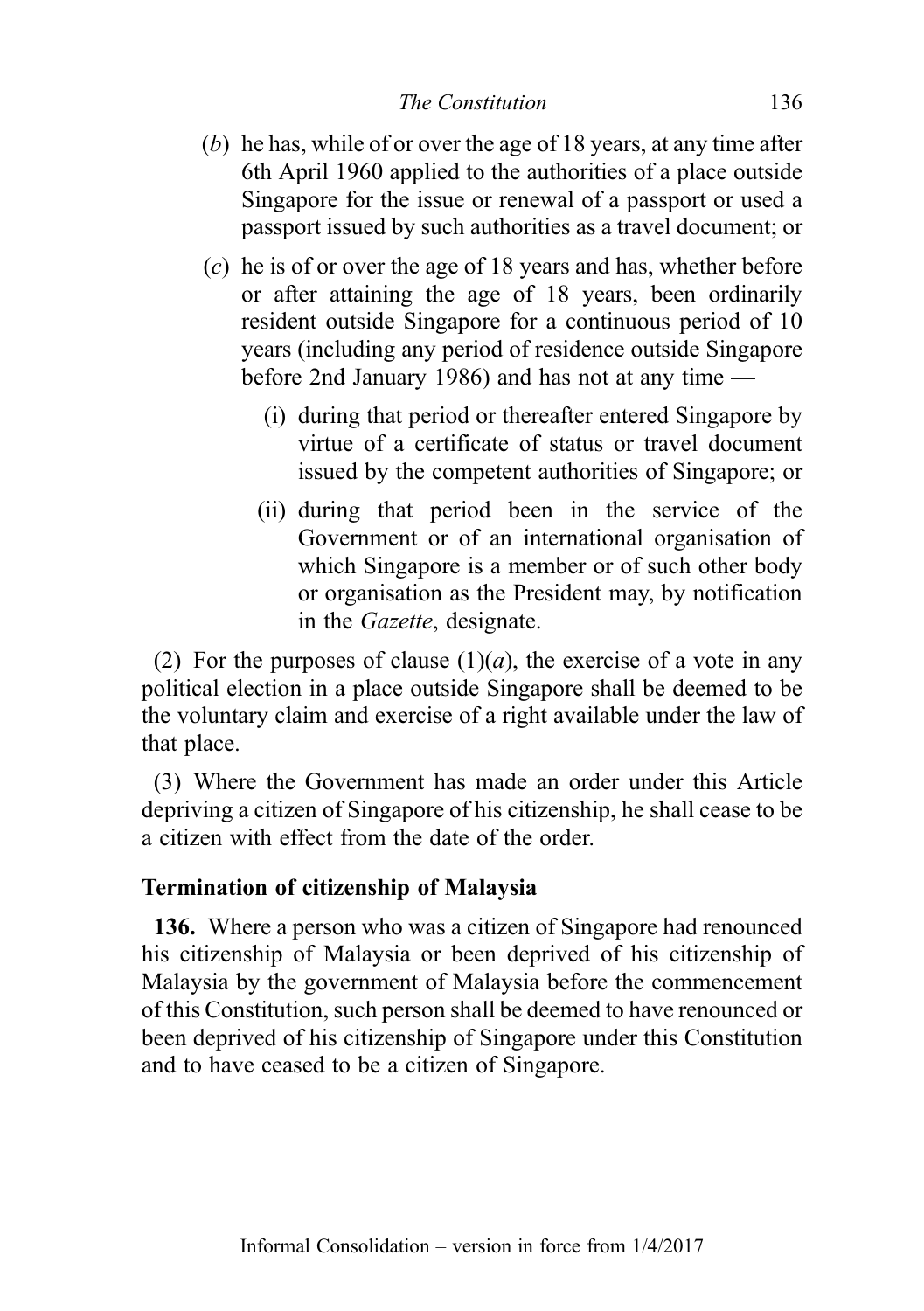(*b*) he has, while of or over the age of 18 years, at any time after 6th April 1960 applied to the authorities of a place outside Singapore for the issue or renewal of a passport or used a passport issued by such authorities as a travel document; or

(*c*) he is of or over the age of 18 years and has, whether before or after attaining the age of 18 years, been ordinarily resident outside Singapore for a continuous period of 10 years (including any period of residence outside Singapore before 2nd January 1986) and has not at any time —

(i) during that period or thereafter entered Singapore by virtue of a certificate of status or travel document issued by the competent authorities of Singapore; or

(ii) during that period been in the service of the Government or of an international organisation of which Singapore is a member or of such other body or organisation as the President may, by notification in the *Gazette*, designate.

(2) For the purposes of clause (1)(*a*), the exercise of a vote in any political election in a place outside Singapore shall be deemed to be the voluntary claim and exercise of a right available under the law of that place.

(3) Where the Government has made an order under this Article depriving a citizen of Singapore of his citizenship, he shall cease to be a citizen with effect from the date of the order.

**Termination of citizenship of Malaysia**

**136.** Where a person who was a citizen of Singapore had renounced his citizenship of Malaysia or been deprived of his citizenship of Malaysia by the government of Malaysia before the commencement of this Constitution, such person shall be deemed to have renounced or been deprived of his citizenship of Singapore under this Constitution and to have ceased to be a citizen of Singapore.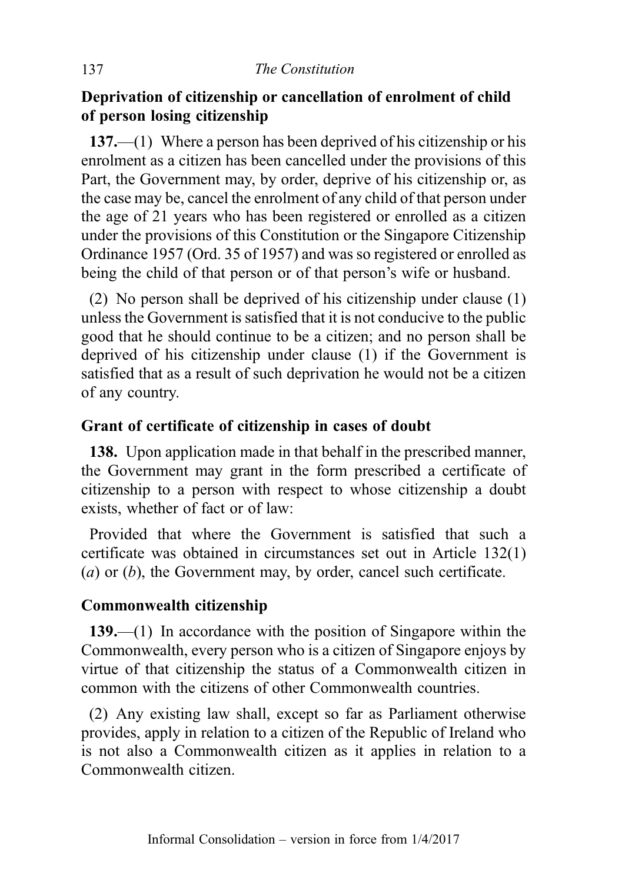**Deprivation of citizenship or cancellation of enrolment of child of person losing citizenship**

**137.**—(1) Where a person has been deprived of his citizenship or his enrolment as a citizen has been cancelled under the provisions of this Part, the Government may, by order, deprive of his citizenship or, as the case may be, cancel the enrolment of any child of that person under the age of 21 years who has been registered or enrolled as a citizen under the provisions of this Constitution or the Singapore Citizenship Ordinance 1957 (Ord. 35 of 1957) and was so registered or enrolled as being the child of that person or of that person's wife or husband.

(2) No person shall be deprived of his citizenship under clause (1) unless the Government is satisfied that it is not conducive to the public good that he should continue to be a citizen; and no person shall be deprived of his citizenship under clause (1) if the Government is satisfied that as a result of such deprivation he would not be a citizen of any country.

**Grant of certificate of citizenship in cases of doubt**

**138.** Upon application made in that behalf in the prescribed manner, the Government may grant in the form prescribed a certificate of citizenship to a person with respect to whose citizenship a doubt exists, whether of fact or of law:

Provided that where the Government is satisfied that such a certificate was obtained in circumstances set out in Article 132(1) (*a*) or (*b*), the Government may, by order, cancel such certificate.

**Commonwealth citizenship**

**139.**—(1) In accordance with the position of Singapore within the Commonwealth, every person who is a citizen of Singapore enjoys by virtue of that citizenship the status of a Commonwealth citizen in common with the citizens of other Commonwealth countries.

(2) Any existing law shall, except so far as Parliament otherwise provides, apply in relation to a citizen of the Republic of Ireland who is not also a Commonwealth citizen as it applies in relation to a Commonwealth citizen.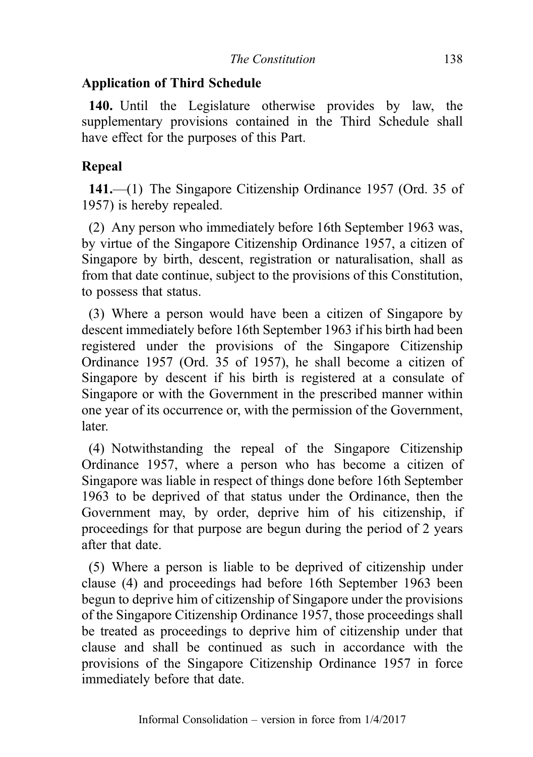**Application of Third Schedule**

**140.** Until the Legislature otherwise provides by law, the supplementary provisions contained in the Third Schedule shall have effect for the purposes of this Part.

**Repeal**

**141.**—(1) The Singapore Citizenship Ordinance 1957 (Ord. 35 of 1957) is hereby repealed.

(2) Any person who immediately before 16th September 1963 was, by virtue of the Singapore Citizenship Ordinance 1957, a citizen of Singapore by birth, descent, registration or naturalisation, shall as from that date continue, subject to the provisions of this Constitution, to possess that status.

(3) Where a person would have been a citizen of Singapore by descent immediately before 16th September 1963 if his birth had been registered under the provisions of the Singapore Citizenship Ordinance 1957 (Ord. 35 of 1957), he shall become a citizen of Singapore by descent if his birth is registered at a consulate of Singapore or with the Government in the prescribed manner within one year of its occurrence or, with the permission of the Government, later.

(4) Notwithstanding the repeal of the Singapore Citizenship Ordinance 1957, where a person who has become a citizen of Singapore was liable in respect of things done before 16th September 1963 to be deprived of that status under the Ordinance, then the Government may, by order, deprive him of his citizenship, if proceedings for that purpose are begun during the period of 2 years after that date.

(5) Where a person is liable to be deprived of citizenship under clause (4) and proceedings had before 16th September 1963 been begun to deprive him of citizenship of Singapore under the provisions of the Singapore Citizenship Ordinance 1957, those proceedings shall be treated as proceedings to deprive him of citizenship under that clause and shall be continued as such in accordance with the provisions of the Singapore Citizenship Ordinance 1957 in force immediately before that date.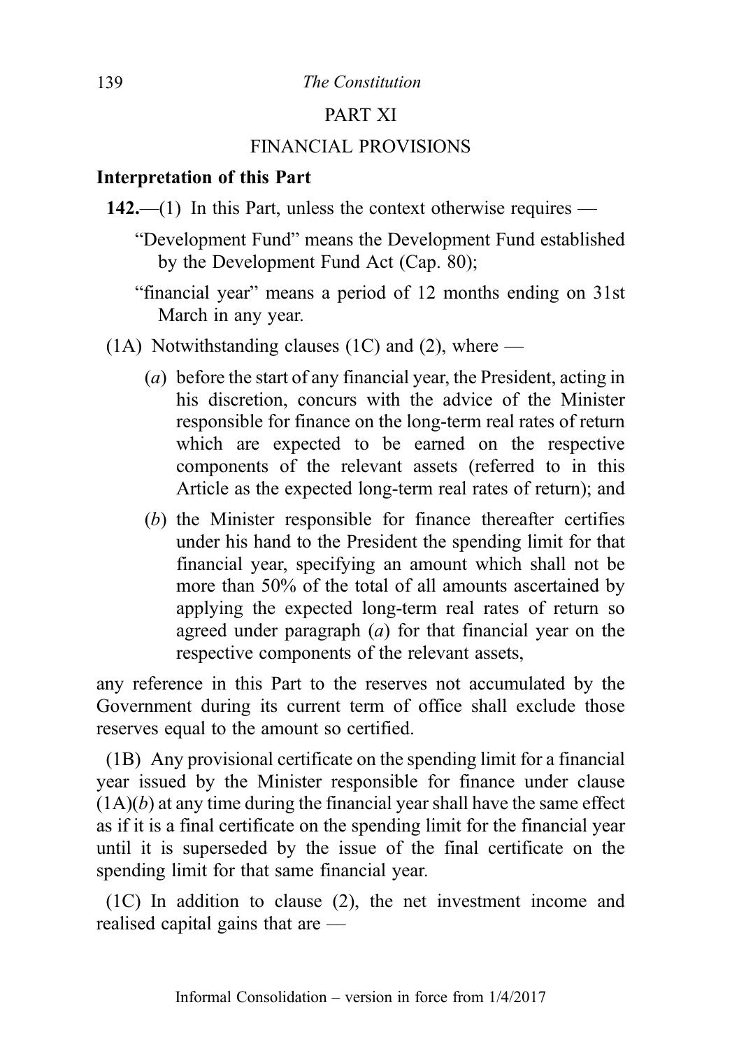## PART XI

## FINANCIAL PROVISIONS

### Interpretation of this Part

**142.**—(1) In this Part, unless the context otherwise requires —

"Development Fund" means the Development Fund established by the Development Fund Act (Cap. 80);

"financial year" means a period of 12 months ending on 31st March in any year.

(1A) Notwithstanding clauses (1C) and (2), where —

(*a*) before the start of any financial year, the President, acting in his discretion, concurs with the advice of the Minister responsible for finance on the long-term real rates of return which are expected to be earned on the respective components of the relevant assets (referred to in this Article as the expected long-term real rates of return); and

(*b*) the Minister responsible for finance thereafter certifies under his hand to the President the spending limit for that financial year, specifying an amount which shall not be more than 50% of the total of all amounts ascertained by applying the expected long-term real rates of return so agreed under paragraph (*a*) for that financial year on the respective components of the relevant assets,

any reference in this Part to the reserves not accumulated by the Government during its current term of office shall exclude those reserves equal to the amount so certified.

(1B) Any provisional certificate on the spending limit for a financial year issued by the Minister responsible for finance under clause (1A)(*b*) at any time during the financial year shall have the same effect as if it is a final certificate on the spending limit for the financial year until it is superseded by the issue of the final certificate on the spending limit for that same financial year.

(1C) In addition to clause (2), the net investment income and realised capital gains that are —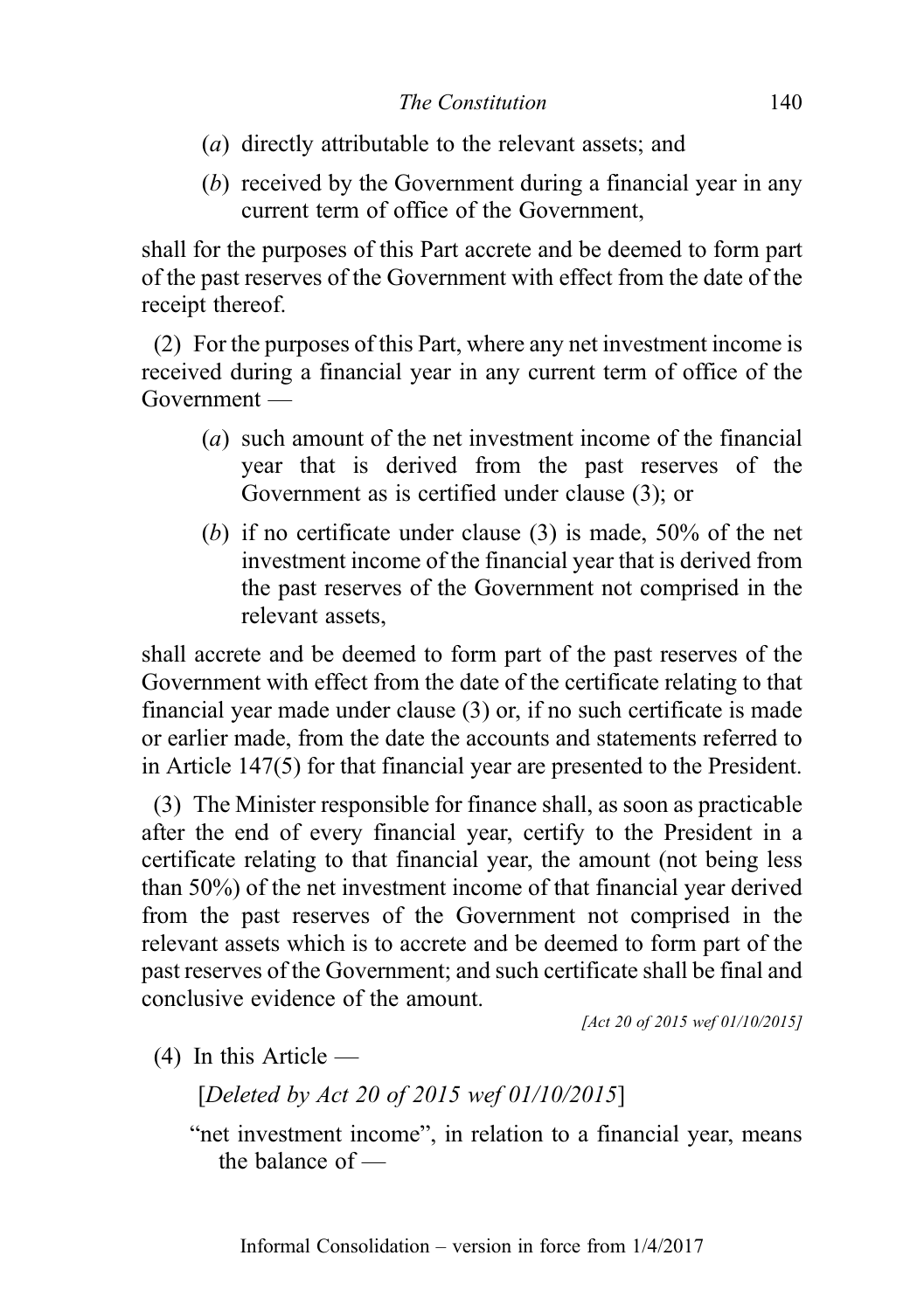(*a*) directly attributable to the relevant assets; and

(*b*) received by the Government during a financial year in any current term of office of the Government,

shall for the purposes of this Part accrete and be deemed to form part of the past reserves of the Government with effect from the date of the receipt thereof.

(2) For the purposes of this Part, where any net investment income is received during a financial year in any current term of office of the Government —

(*a*) such amount of the net investment income of the financial year that is derived from the past reserves of the Government as is certified under clause (3); or

(*b*) if no certificate under clause (3) is made, 50% of the net investment income of the financial year that is derived from the past reserves of the Government not comprised in the relevant assets,

shall accrete and be deemed to form part of the past reserves of the Government with effect from the date of the certificate relating to that financial year made under clause (3) or, if no such certificate is made or earlier made, from the date the accounts and statements referred to in Article 147(5) for that financial year are presented to the President.

(3) The Minister responsible for finance shall, as soon as practicable after the end of every financial year, certify to the President in a certificate relating to that financial year, the amount (not being less than 50%) of the net investment income of that financial year derived from the past reserves of the Government not comprised in the relevant assets which is to accrete and be deemed to form part of the past reserves of the Government; and such certificate shall be final and conclusive evidence of the amount.

*[Act 20 of 2015 wef 01/10/2015]*

(4) In this Article —

[*Deleted by Act 20 of 2015 wef 01/10/2015*]

"net investment income", in relation to a financial year, means the balance of —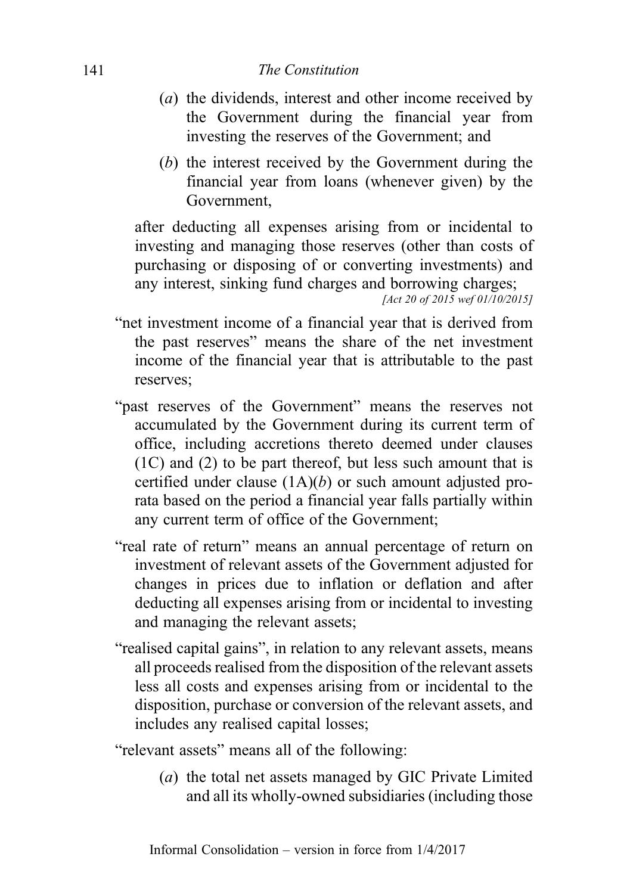(a) the dividends, interest and other income received by the Government during the financial year from investing the reserves of the Government; and

(b) the interest received by the Government during the financial year from loans (whenever given) by the Government,

after deducting all expenses arising from or incidental to investing and managing those reserves (other than costs of purchasing or disposing of or converting investments) and any interest, sinking fund charges and borrowing charges;

*[Act 20 of 2015 wef 01/10/2015]*

"net investment income of a financial year that is derived from the past reserves" means the share of the net investment income of the financial year that is attributable to the past reserves;

"past reserves of the Government" means the reserves not accumulated by the Government during its current term of office, including accretions thereto deemed under clauses (1C) and (2) to be part thereof, but less such amount that is certified under clause (1A)(*b*) or such amount adjusted pro-rata based on the period a financial year falls partially within any current term of office of the Government;

"real rate of return" means an annual percentage of return on investment of relevant assets of the Government adjusted for changes in prices due to inflation or deflation and after deducting all expenses arising from or incidental to investing and managing the relevant assets;

"realised capital gains", in relation to any relevant assets, means all proceeds realised from the disposition of the relevant assets less all costs and expenses arising from or incidental to the disposition, purchase or conversion of the relevant assets, and includes any realised capital losses;

"relevant assets" means all of the following:

(a) the total net assets managed by GIC Private Limited and all its wholly-owned subsidiaries (including those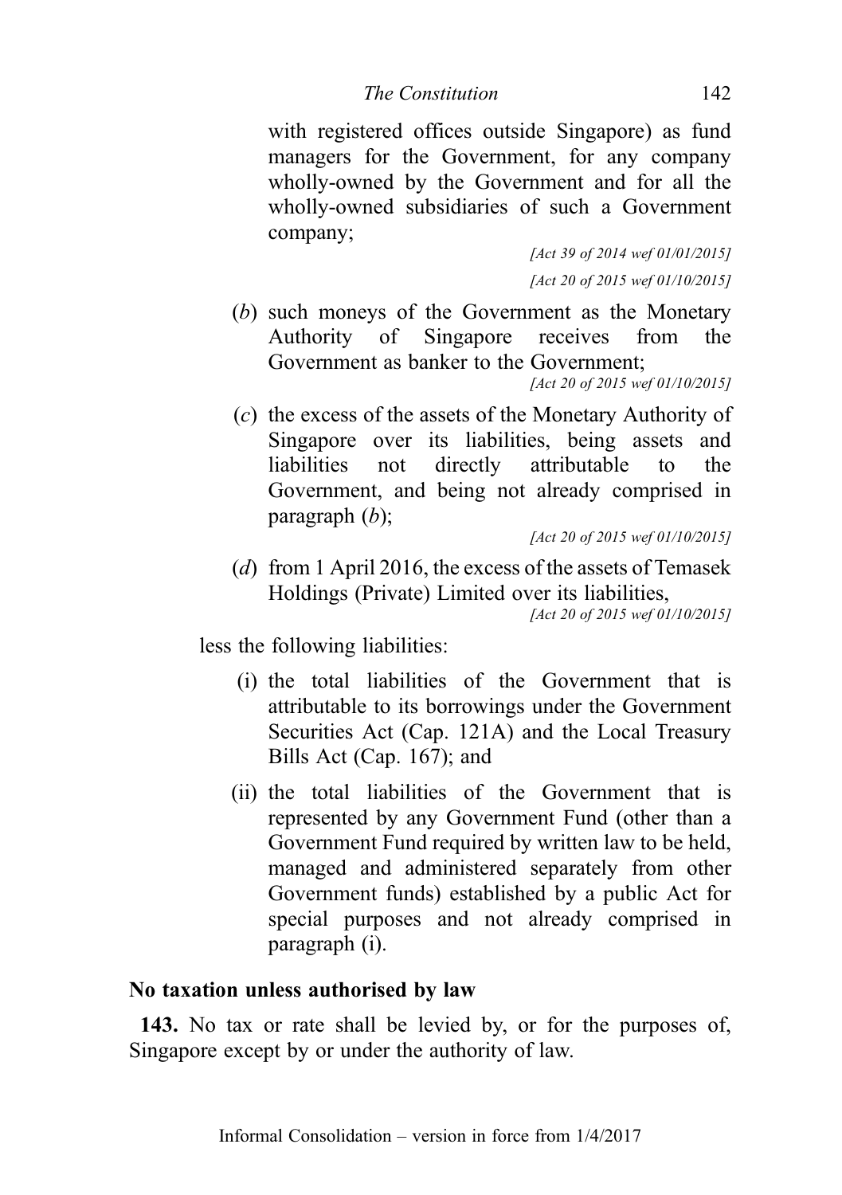with registered offices outside Singapore) as fund managers for the Government, for any company wholly-owned by the Government and for all the wholly-owned subsidiaries of such a Government company;

*[Act 39 of 2014 wef 01/01/2015]*

*[Act 20 of 2015 wef 01/10/2015]*

(*b*) such moneys of the Government as the Monetary Authority of Singapore receives from the Government as banker to the Government;

*[Act 20 of 2015 wef 01/10/2015]*

(*c*) the excess of the assets of the Monetary Authority of Singapore over its liabilities, being assets and liabilities not directly attributable to the Government, and being not already comprised in paragraph (*b*);

*[Act 20 of 2015 wef 01/10/2015]*

(*d*) from 1 April 2016, the excess of the assets of Temasek Holdings (Private) Limited over its liabilities,

*[Act 20 of 2015 wef 01/10/2015]*

less the following liabilities:

(i) the total liabilities of the Government that is attributable to its borrowings under the Government Securities Act (Cap. 121A) and the Local Treasury Bills Act (Cap. 167); and

(ii) the total liabilities of the Government that is represented by any Government Fund (other than a Government Fund required by written law to be held, managed and administered separately from other Government funds) established by a public Act for special purposes and not already comprised in paragraph (i).

**No taxation unless authorised by law**

**143.** No tax or rate shall be levied by, or for the purposes of, Singapore except by or under the authority of law.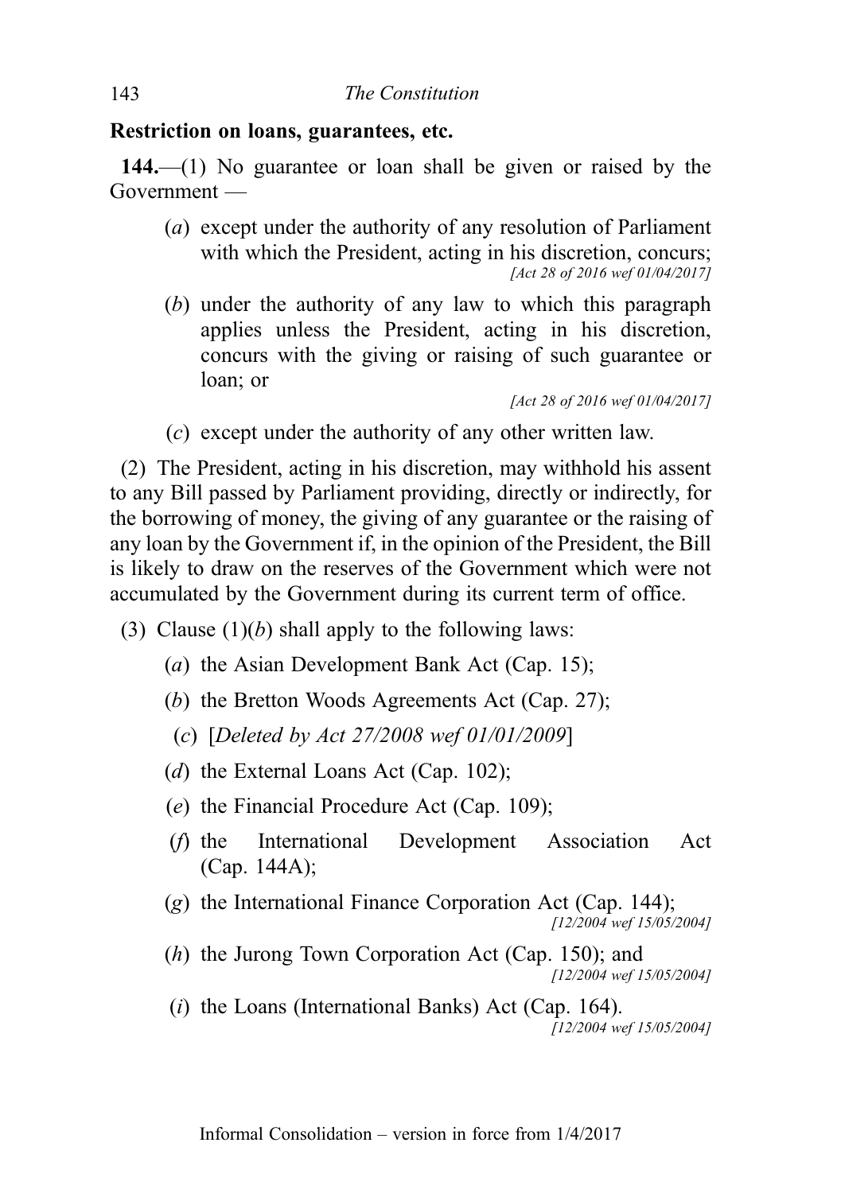### Restriction on loans, guarantees, etc.

**144.**—(1) No guarantee or loan shall be given or raised by the Government —

(*a*) except under the authority of any resolution of Parliament with which the President, acting in his discretion, concurs;
*[Act 28 of 2016 wef 01/04/2017]*

(*b*) under the authority of any law to which this paragraph applies unless the President, acting in his discretion, concurs with the giving or raising of such guarantee or loan; or
*[Act 28 of 2016 wef 01/04/2017]*

(*c*) except under the authority of any other written law.

(2) The President, acting in his discretion, may withhold his assent to any Bill passed by Parliament providing, directly or indirectly, for the borrowing of money, the giving of any guarantee or the raising of any loan by the Government if, in the opinion of the President, the Bill is likely to draw on the reserves of the Government which were not accumulated by the Government during its current term of office.

(3) Clause (1)(*b*) shall apply to the following laws:

(*a*) the Asian Development Bank Act (Cap. 15);

(*b*) the Bretton Woods Agreements Act (Cap. 27);

(*c*) [*Deleted by Act 27/2008 wef 01/01/2009*]

(*d*) the External Loans Act (Cap. 102);

(*e*) the Financial Procedure Act (Cap. 109);

(*f*) the International Development Association Act (Cap. 144A);

(*g*) the International Finance Corporation Act (Cap. 144);
*[12/2004 wef 15/05/2004]*

(*h*) the Jurong Town Corporation Act (Cap. 150); and
*[12/2004 wef 15/05/2004]*

(*i*) the Loans (International Banks) Act (Cap. 164).
*[12/2004 wef 15/05/2004]*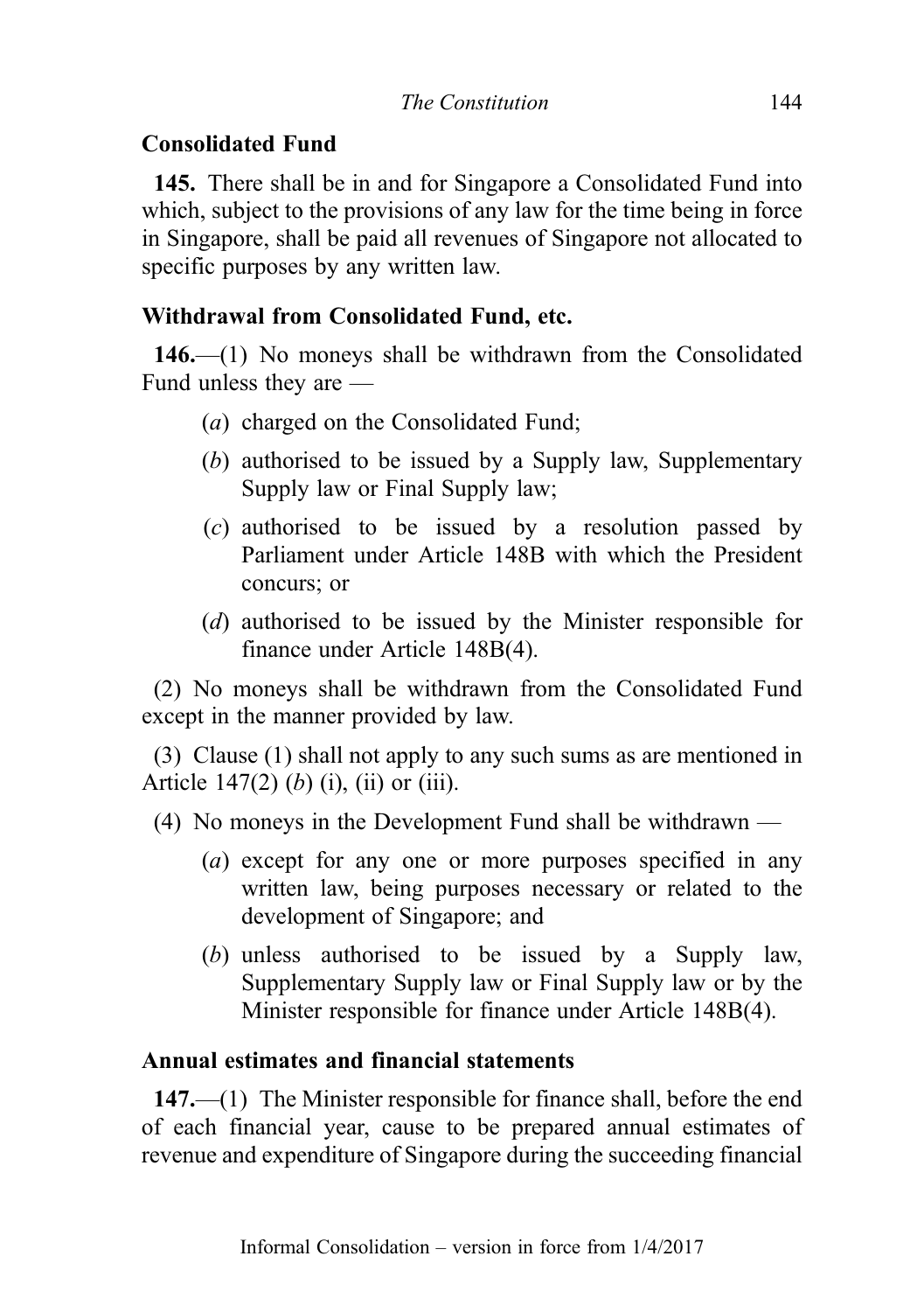**Consolidated Fund**

**145.** There shall be in and for Singapore a Consolidated Fund into which, subject to the provisions of any law for the time being in force in Singapore, shall be paid all revenues of Singapore not allocated to specific purposes by any written law.

**Withdrawal from Consolidated Fund, etc.**

**146.**—(1) No moneys shall be withdrawn from the Consolidated Fund unless they are —

(*a*) charged on the Consolidated Fund;

(*b*) authorised to be issued by a Supply law, Supplementary Supply law or Final Supply law;

(*c*) authorised to be issued by a resolution passed by Parliament under Article 148B with which the President concurs; or

(*d*) authorised to be issued by the Minister responsible for finance under Article 148B(4).

(2) No moneys shall be withdrawn from the Consolidated Fund except in the manner provided by law.

(3) Clause (1) shall not apply to any such sums as are mentioned in Article 147(2) (*b*) (i), (ii) or (iii).

(4) No moneys in the Development Fund shall be withdrawn —

(*a*) except for any one or more purposes specified in any written law, being purposes necessary or related to the development of Singapore; and

(*b*) unless authorised to be issued by a Supply law, Supplementary Supply law or Final Supply law or by the Minister responsible for finance under Article 148B(4).

**Annual estimates and financial statements**

**147.**—(1) The Minister responsible for finance shall, before the end of each financial year, cause to be prepared annual estimates of revenue and expenditure of Singapore during the succeeding financial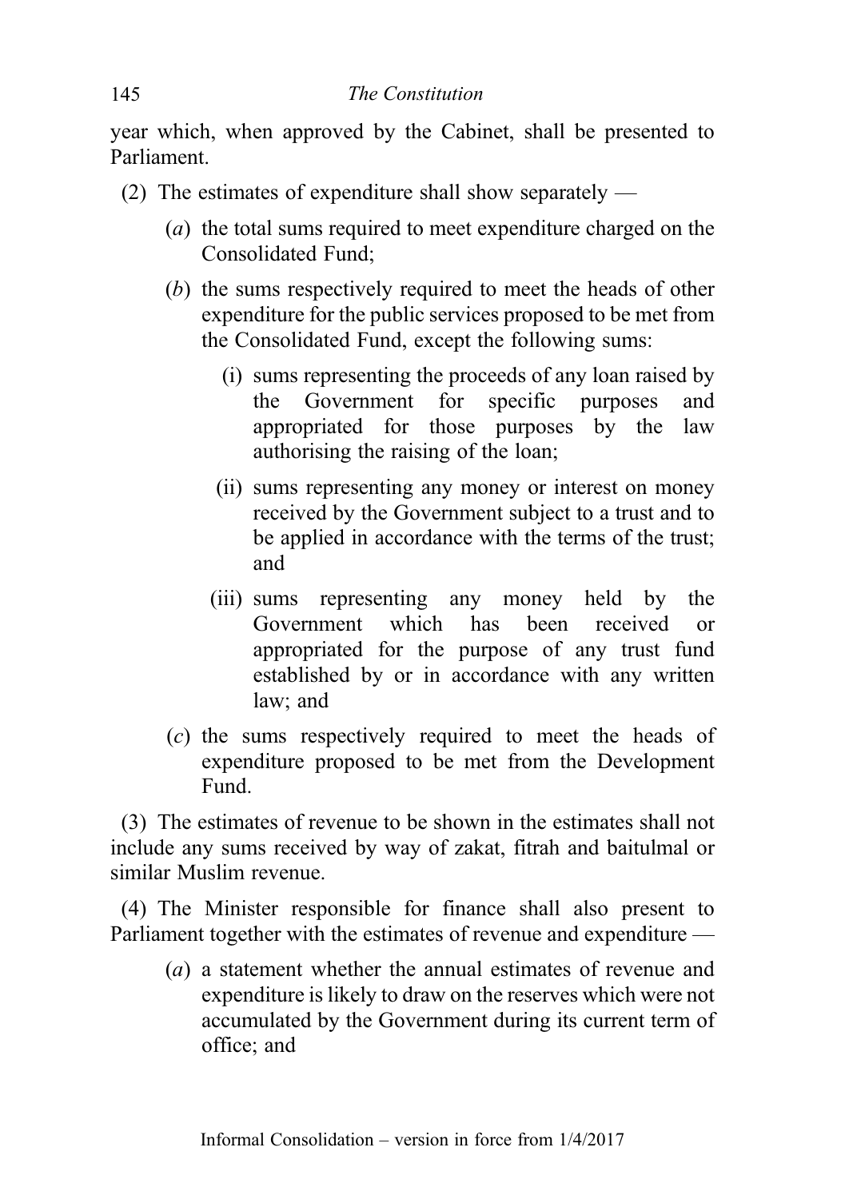year which, when approved by the Cabinet, shall be presented to Parliament.

(2) The estimates of expenditure shall show separately —

(*a*) the total sums required to meet expenditure charged on the Consolidated Fund;

(*b*) the sums respectively required to meet the heads of other expenditure for the public services proposed to be met from the Consolidated Fund, except the following sums:

(i) sums representing the proceeds of any loan raised by the Government for specific purposes and appropriated for those purposes by the law authorising the raising of the loan;

(ii) sums representing any money or interest on money received by the Government subject to a trust and to be applied in accordance with the terms of the trust; and

(iii) sums representing any money held by the Government which has been received or appropriated for the purpose of any trust fund established by or in accordance with any written law; and

(*c*) the sums respectively required to meet the heads of expenditure proposed to be met from the Development Fund.

(3) The estimates of revenue to be shown in the estimates shall not include any sums received by way of zakat, fitrah and baitulmal or similar Muslim revenue.

(4) The Minister responsible for finance shall also present to Parliament together with the estimates of revenue and expenditure —

(*a*) a statement whether the annual estimates of revenue and expenditure is likely to draw on the reserves which were not accumulated by the Government during its current term of office; and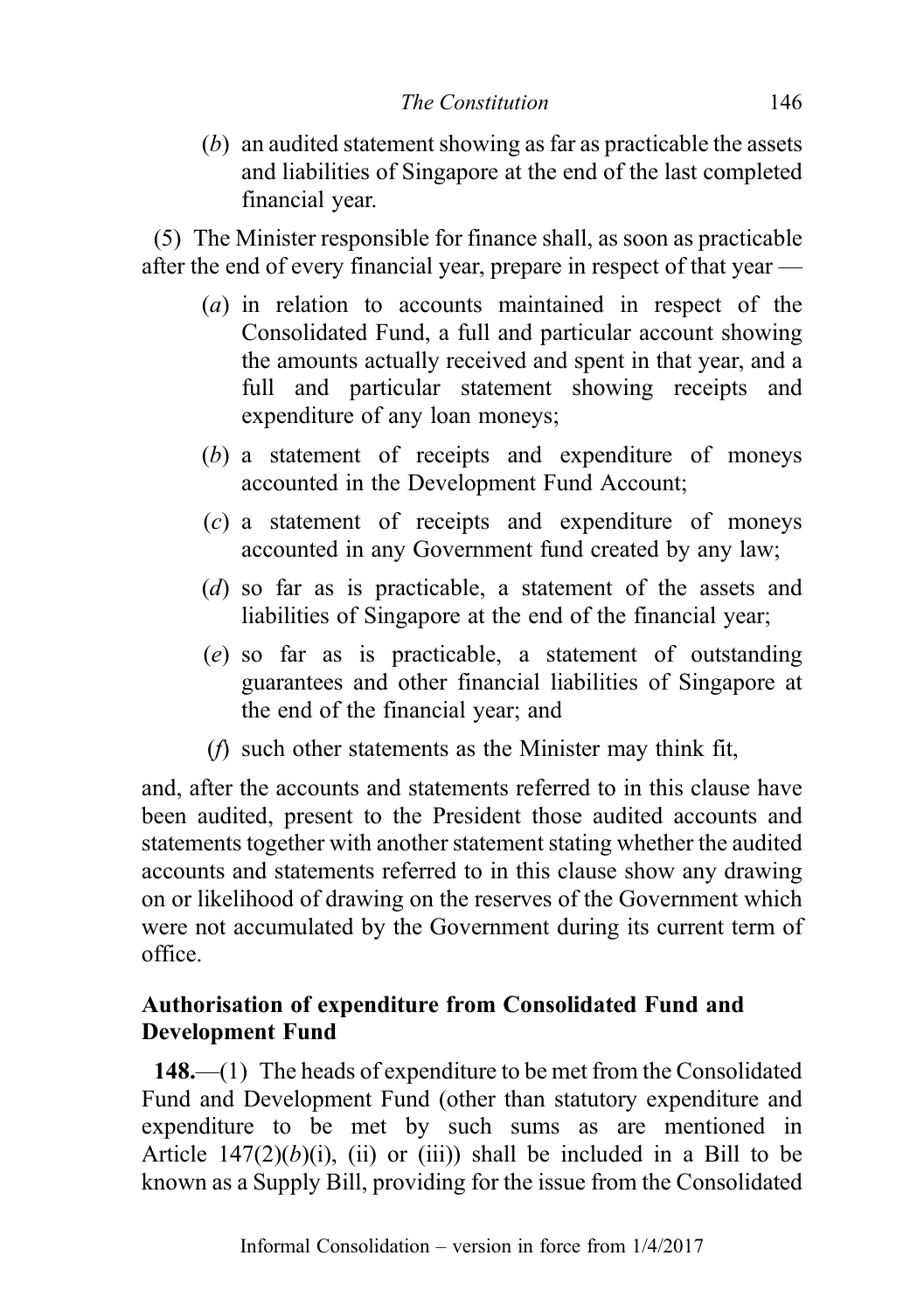(*b*) an audited statement showing as far as practicable the assets and liabilities of Singapore at the end of the last completed financial year.

(5) The Minister responsible for finance shall, as soon as practicable after the end of every financial year, prepare in respect of that year —

(*a*) in relation to accounts maintained in respect of the Consolidated Fund, a full and particular account showing the amounts actually received and spent in that year, and a full and particular statement showing receipts and expenditure of any loan moneys;

(*b*) a statement of receipts and expenditure of moneys accounted in the Development Fund Account;

(*c*) a statement of receipts and expenditure of moneys accounted in any Government fund created by any law;

(*d*) so far as is practicable, a statement of the assets and liabilities of Singapore at the end of the financial year;

(*e*) so far as is practicable, a statement of outstanding guarantees and other financial liabilities of Singapore at the end of the financial year; and

(*f*) such other statements as the Minister may think fit,

and, after the accounts and statements referred to in this clause have been audited, present to the President those audited accounts and statements together with another statement stating whether the audited accounts and statements referred to in this clause show any drawing on or likelihood of drawing on the reserves of the Government which were not accumulated by the Government during its current term of office.

**Authorisation of expenditure from Consolidated Fund and Development Fund**

**148.**—(1) The heads of expenditure to be met from the Consolidated Fund and Development Fund (other than statutory expenditure and expenditure to be met by such sums as are mentioned in Article 147(2)(*b*)(i), (ii) or (iii)) shall be included in a Bill to be known as a Supply Bill, providing for the issue from the Consolidated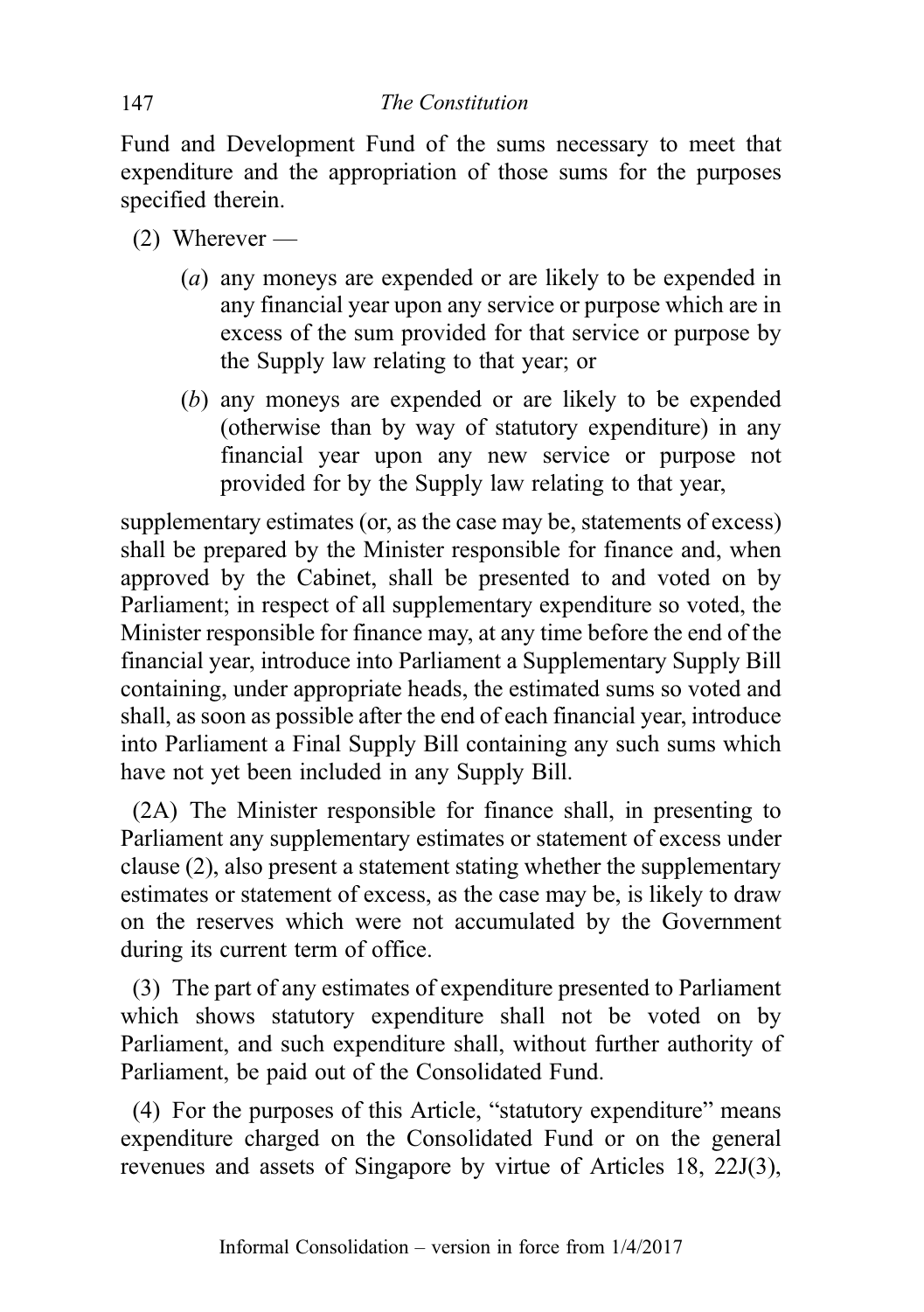Fund and Development Fund of the sums necessary to meet that expenditure and the appropriation of those sums for the purposes specified therein.

(2) Wherever —

(*a*) any moneys are expended or are likely to be expended in any financial year upon any service or purpose which are in excess of the sum provided for that service or purpose by the Supply law relating to that year; or

(*b*) any moneys are expended or are likely to be expended (otherwise than by way of statutory expenditure) in any financial year upon any new service or purpose not provided for by the Supply law relating to that year,

supplementary estimates (or, as the case may be, statements of excess) shall be prepared by the Minister responsible for finance and, when approved by the Cabinet, shall be presented to and voted on by Parliament; in respect of all supplementary expenditure so voted, the Minister responsible for finance may, at any time before the end of the financial year, introduce into Parliament a Supplementary Supply Bill containing, under appropriate heads, the estimated sums so voted and shall, as soon as possible after the end of each financial year, introduce into Parliament a Final Supply Bill containing any such sums which have not yet been included in any Supply Bill.

(2A) The Minister responsible for finance shall, in presenting to Parliament any supplementary estimates or statement of excess under clause (2), also present a statement stating whether the supplementary estimates or statement of excess, as the case may be, is likely to draw on the reserves which were not accumulated by the Government during its current term of office.

(3) The part of any estimates of expenditure presented to Parliament which shows statutory expenditure shall not be voted on by Parliament, and such expenditure shall, without further authority of Parliament, be paid out of the Consolidated Fund.

(4) For the purposes of this Article, "statutory expenditure" means expenditure charged on the Consolidated Fund or on the general revenues and assets of Singapore by virtue of Articles 18, 22J(3),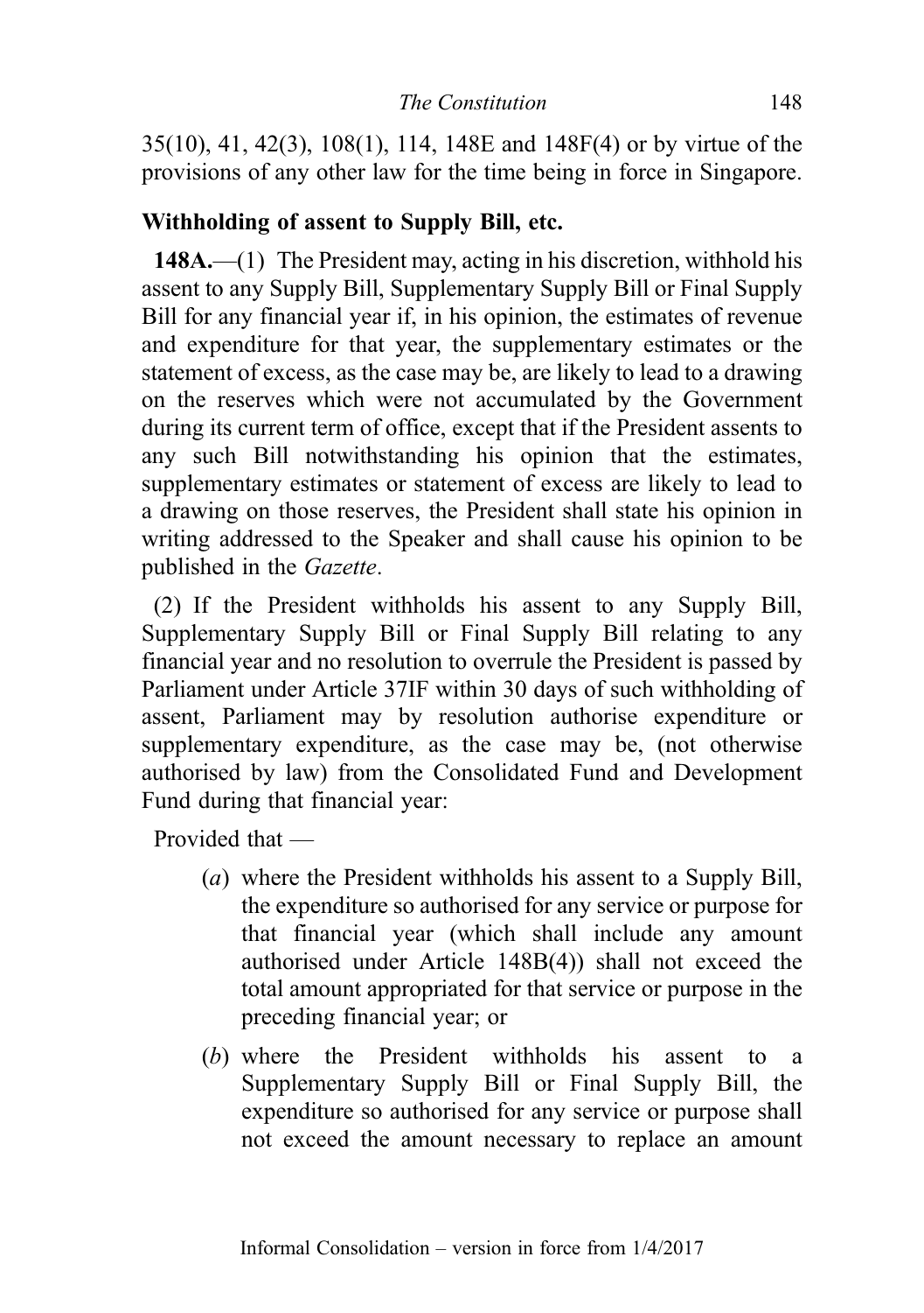35(10), 41, 42(3), 108(1), 114, 148E and 148F(4) or by virtue of the provisions of any other law for the time being in force in Singapore.

**Withholding of assent to Supply Bill, etc.**

**148A.**—(1) The President may, acting in his discretion, withhold his assent to any Supply Bill, Supplementary Supply Bill or Final Supply Bill for any financial year if, in his opinion, the estimates of revenue and expenditure for that year, the supplementary estimates or the statement of excess, as the case may be, are likely to lead to a drawing on the reserves which were not accumulated by the Government during its current term of office, except that if the President assents to any such Bill notwithstanding his opinion that the estimates, supplementary estimates or statement of excess are likely to lead to a drawing on those reserves, the President shall state his opinion in writing addressed to the Speaker and shall cause his opinion to be published in the *Gazette*.

(2) If the President withholds his assent to any Supply Bill, Supplementary Supply Bill or Final Supply Bill relating to any financial year and no resolution to overrule the President is passed by Parliament under Article 37IF within 30 days of such withholding of assent, Parliament may by resolution authorise expenditure or supplementary expenditure, as the case may be, (not otherwise authorised by law) from the Consolidated Fund and Development Fund during that financial year:

Provided that —

(*a*) where the President withholds his assent to a Supply Bill, the expenditure so authorised for any service or purpose for that financial year (which shall include any amount authorised under Article 148B(4)) shall not exceed the total amount appropriated for that service or purpose in the preceding financial year; or

(*b*) where the President withholds his assent to a Supplementary Supply Bill or Final Supply Bill, the expenditure so authorised for any service or purpose shall not exceed the amount necessary to replace an amount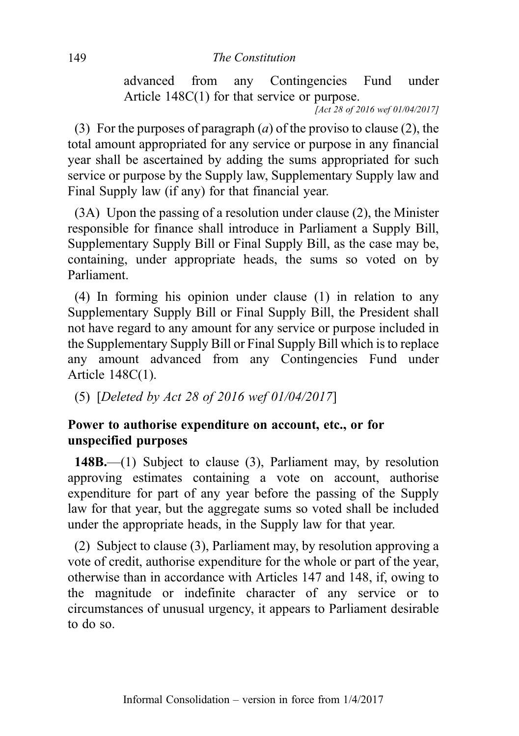advanced from any Contingencies Fund under Article 148C(1) for that service or purpose.

*[Act 28 of 2016 wef 01/04/2017]*

(3) For the purposes of paragraph (*a*) of the proviso to clause (2), the total amount appropriated for any service or purpose in any financial year shall be ascertained by adding the sums appropriated for such service or purpose by the Supply law, Supplementary Supply law and Final Supply law (if any) for that financial year.

(3A) Upon the passing of a resolution under clause (2), the Minister responsible for finance shall introduce in Parliament a Supply Bill, Supplementary Supply Bill or Final Supply Bill, as the case may be, containing, under appropriate heads, the sums so voted on by Parliament.

(4) In forming his opinion under clause (1) in relation to any Supplementary Supply Bill or Final Supply Bill, the President shall not have regard to any amount for any service or purpose included in the Supplementary Supply Bill or Final Supply Bill which is to replace any amount advanced from any Contingencies Fund under Article 148C(1).

(5) [*Deleted by Act 28 of 2016 wef 01/04/2017*]

**Power to authorise expenditure on account, etc., or for unspecified purposes**

**148B.**—(1) Subject to clause (3), Parliament may, by resolution approving estimates containing a vote on account, authorise expenditure for part of any year before the passing of the Supply law for that year, but the aggregate sums so voted shall be included under the appropriate heads, in the Supply law for that year.

(2) Subject to clause (3), Parliament may, by resolution approving a vote of credit, authorise expenditure for the whole or part of the year, otherwise than in accordance with Articles 147 and 148, if, owing to the magnitude or indefinite character of any service or to circumstances of unusual urgency, it appears to Parliament desirable to do so.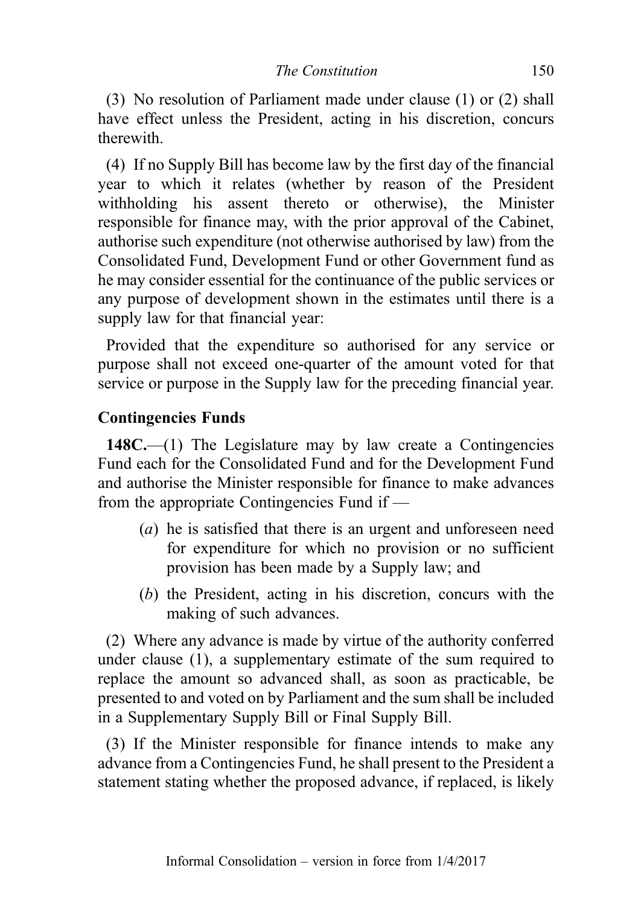(3) No resolution of Parliament made under clause (1) or (2) shall have effect unless the President, acting in his discretion, concurs therewith.

(4) If no Supply Bill has become law by the first day of the financial year to which it relates (whether by reason of the President withholding his assent thereto or otherwise), the Minister responsible for finance may, with the prior approval of the Cabinet, authorise such expenditure (not otherwise authorised by law) from the Consolidated Fund, Development Fund or other Government fund as he may consider essential for the continuance of the public services or any purpose of development shown in the estimates until there is a supply law for that financial year:

Provided that the expenditure so authorised for any service or purpose shall not exceed one-quarter of the amount voted for that service or purpose in the Supply law for the preceding financial year.

### Contingencies Funds

**148C.**—(1) The Legislature may by law create a Contingencies Fund each for the Consolidated Fund and for the Development Fund and authorise the Minister responsible for finance to make advances from the appropriate Contingencies Fund if —

(*a*) he is satisfied that there is an urgent and unforeseen need for expenditure for which no provision or no sufficient provision has been made by a Supply law; and

(*b*) the President, acting in his discretion, concurs with the making of such advances.

(2) Where any advance is made by virtue of the authority conferred under clause (1), a supplementary estimate of the sum required to replace the amount so advanced shall, as soon as practicable, be presented to and voted on by Parliament and the sum shall be included in a Supplementary Supply Bill or Final Supply Bill.

(3) If the Minister responsible for finance intends to make any advance from a Contingencies Fund, he shall present to the President a statement stating whether the proposed advance, if replaced, is likely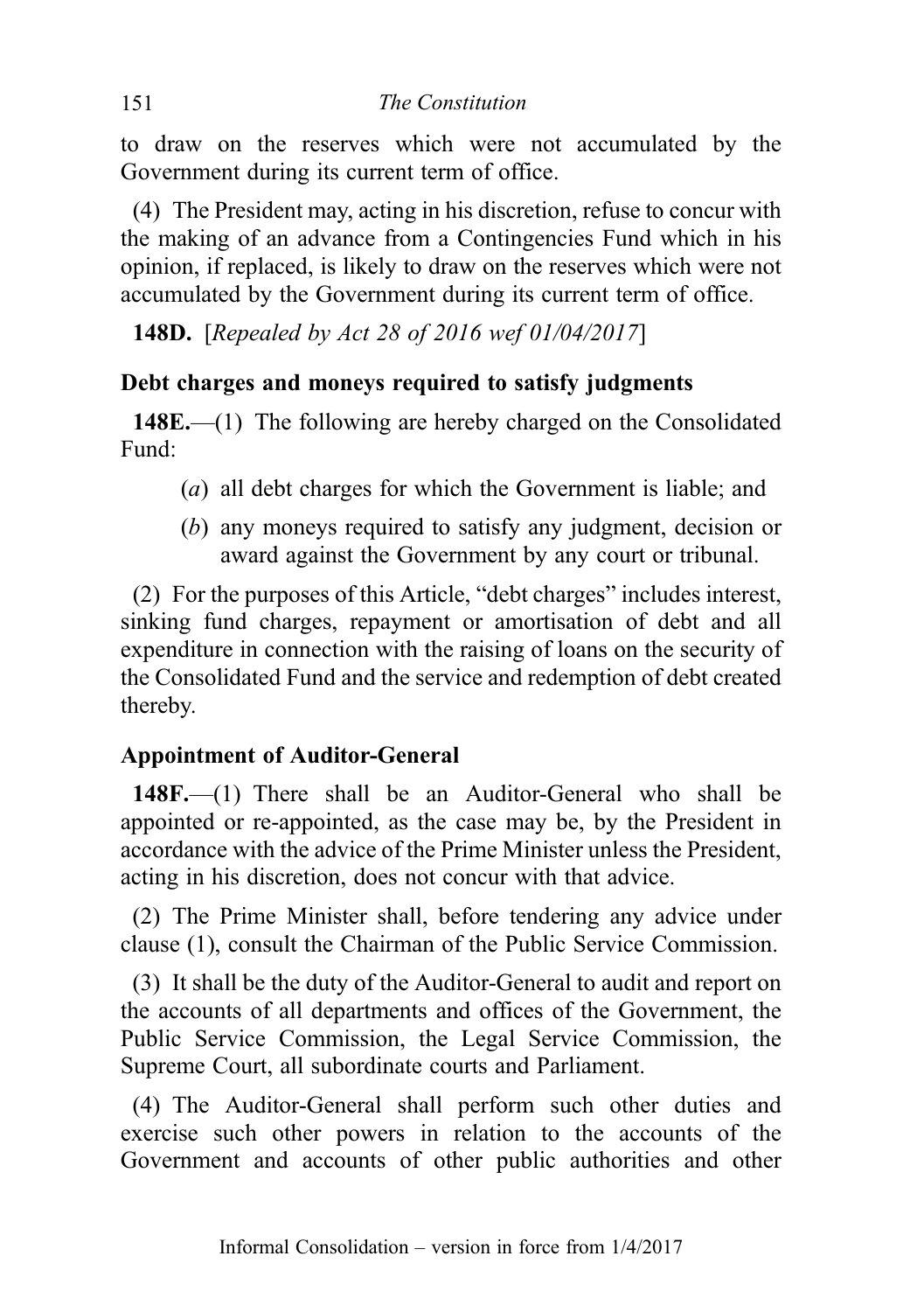to draw on the reserves which were not accumulated by the Government during its current term of office.

(4) The President may, acting in his discretion, refuse to concur with the making of an advance from a Contingencies Fund which in his opinion, if replaced, is likely to draw on the reserves which were not accumulated by the Government during its current term of office.

**148D.** [*Repealed by Act 28 of 2016 wef 01/04/2017*]

### Debt charges and moneys required to satisfy judgments

**148E.**—(1) The following are hereby charged on the Consolidated Fund:

- (*a*) all debt charges for which the Government is liable; and
- (*b*) any moneys required to satisfy any judgment, decision or award against the Government by any court or tribunal.

(2) For the purposes of this Article, "debt charges" includes interest, sinking fund charges, repayment or amortisation of debt and all expenditure in connection with the raising of loans on the security of the Consolidated Fund and the service and redemption of debt created thereby.

### Appointment of Auditor-General

**148F.**—(1) There shall be an Auditor-General who shall be appointed or re-appointed, as the case may be, by the President in accordance with the advice of the Prime Minister unless the President, acting in his discretion, does not concur with that advice.

(2) The Prime Minister shall, before tendering any advice under clause (1), consult the Chairman of the Public Service Commission.

(3) It shall be the duty of the Auditor-General to audit and report on the accounts of all departments and offices of the Government, the Public Service Commission, the Legal Service Commission, the Supreme Court, all subordinate courts and Parliament.

(4) The Auditor-General shall perform such other duties and exercise such other powers in relation to the accounts of the Government and accounts of other public authorities and other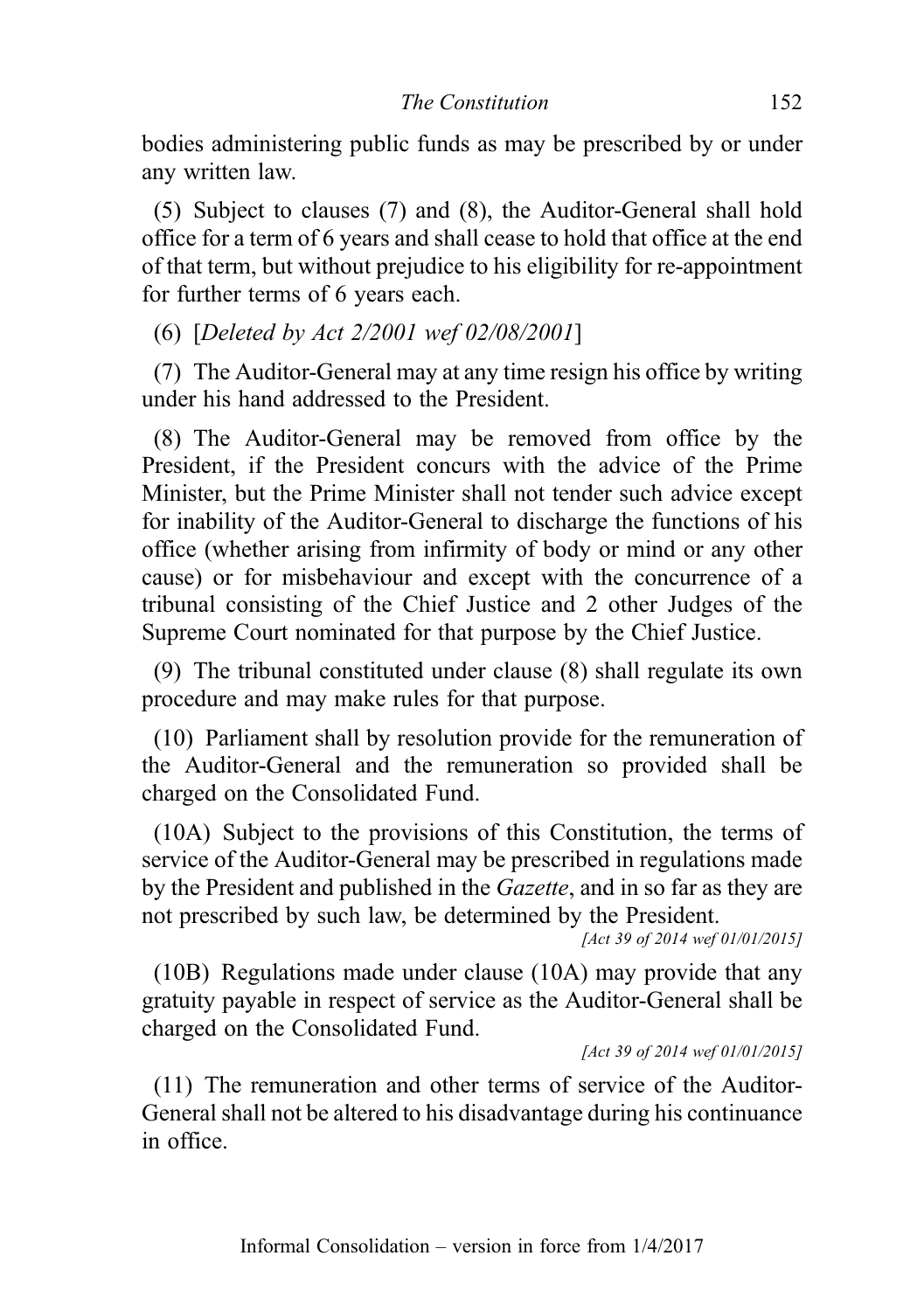bodies administering public funds as may be prescribed by or under any written law.

(5) Subject to clauses (7) and (8), the Auditor-General shall hold office for a term of 6 years and shall cease to hold that office at the end of that term, but without prejudice to his eligibility for re-appointment for further terms of 6 years each.

(6) [*Deleted by Act 2/2001 wef 02/08/2001*]

(7) The Auditor-General may at any time resign his office by writing under his hand addressed to the President.

(8) The Auditor-General may be removed from office by the President, if the President concurs with the advice of the Prime Minister, but the Prime Minister shall not tender such advice except for inability of the Auditor-General to discharge the functions of his office (whether arising from infirmity of body or mind or any other cause) or for misbehaviour and except with the concurrence of a tribunal consisting of the Chief Justice and 2 other Judges of the Supreme Court nominated for that purpose by the Chief Justice.

(9) The tribunal constituted under clause (8) shall regulate its own procedure and may make rules for that purpose.

(10) Parliament shall by resolution provide for the remuneration of the Auditor-General and the remuneration so provided shall be charged on the Consolidated Fund.

(10A) Subject to the provisions of this Constitution, the terms of service of the Auditor-General may be prescribed in regulations made by the President and published in the *Gazette*, and in so far as they are not prescribed by such law, be determined by the President.

*[Act 39 of 2014 wef 01/01/2015]*

(10B) Regulations made under clause (10A) may provide that any gratuity payable in respect of service as the Auditor-General shall be charged on the Consolidated Fund.

*[Act 39 of 2014 wef 01/01/2015]*

(11) The remuneration and other terms of service of the Auditor-General shall not be altered to his disadvantage during his continuance in office.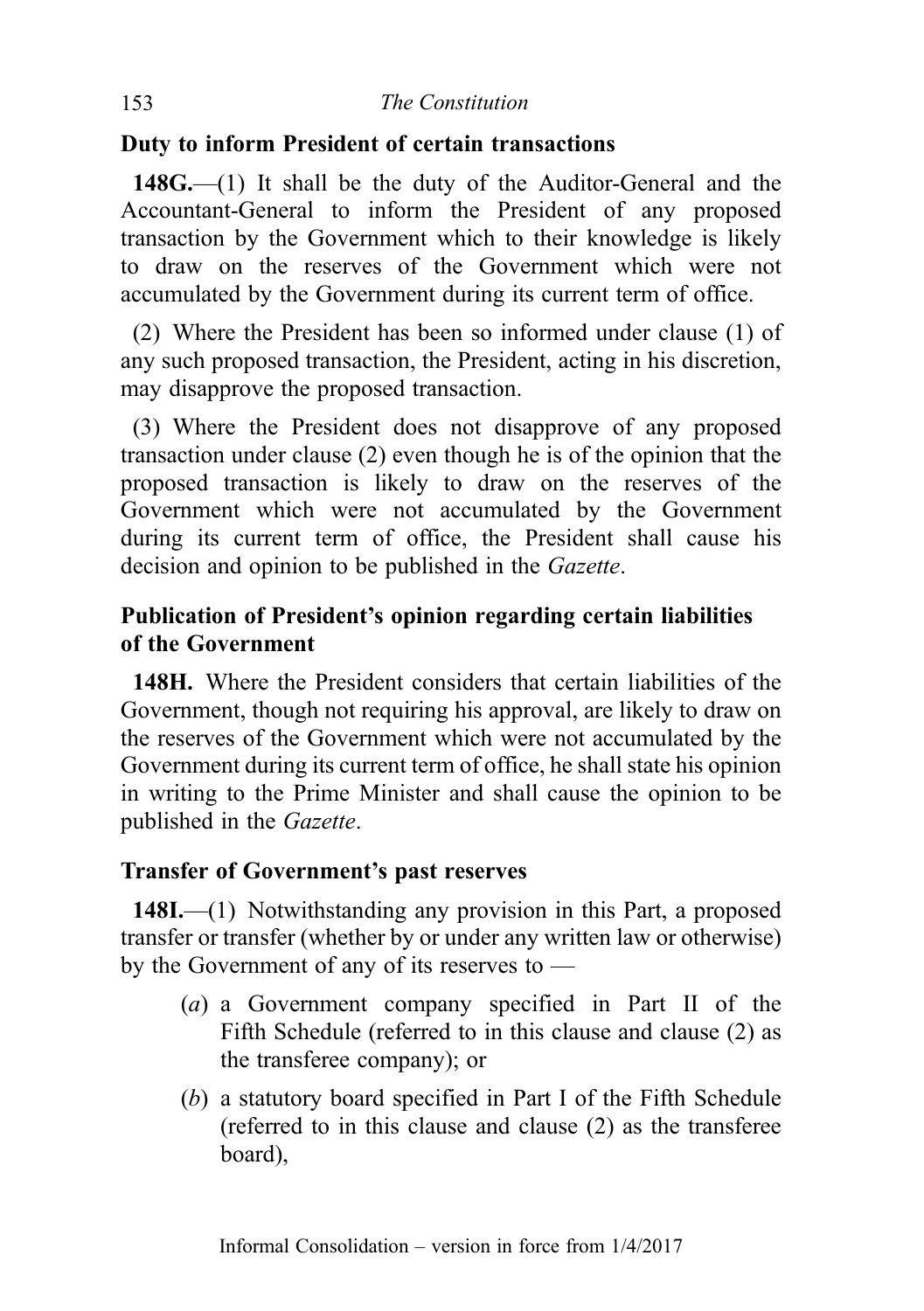### Duty to inform President of certain transactions

**148G.**—(1) It shall be the duty of the Auditor-General and the Accountant-General to inform the President of any proposed transaction by the Government which to their knowledge is likely to draw on the reserves of the Government which were not accumulated by the Government during its current term of office.

(2) Where the President has been so informed under clause (1) of any such proposed transaction, the President, acting in his discretion, may disapprove the proposed transaction.

(3) Where the President does not disapprove of any proposed transaction under clause (2) even though he is of the opinion that the proposed transaction is likely to draw on the reserves of the Government which were not accumulated by the Government during its current term of office, the President shall cause his decision and opinion to be published in the *Gazette*.

### Publication of President's opinion regarding certain liabilities of the Government

**148H.** Where the President considers that certain liabilities of the Government, though not requiring his approval, are likely to draw on the reserves of the Government which were not accumulated by the Government during its current term of office, he shall state his opinion in writing to the Prime Minister and shall cause the opinion to be published in the *Gazette*.

### Transfer of Government's past reserves

**148I.**—(1) Notwithstanding any provision in this Part, a proposed transfer or transfer (whether by or under any written law or otherwise) by the Government of any of its reserves to —

(*a*) a Government company specified in Part II of the Fifth Schedule (referred to in this clause and clause (2) as the transferee company); or

(*b*) a statutory board specified in Part I of the Fifth Schedule (referred to in this clause and clause (2) as the transferee board),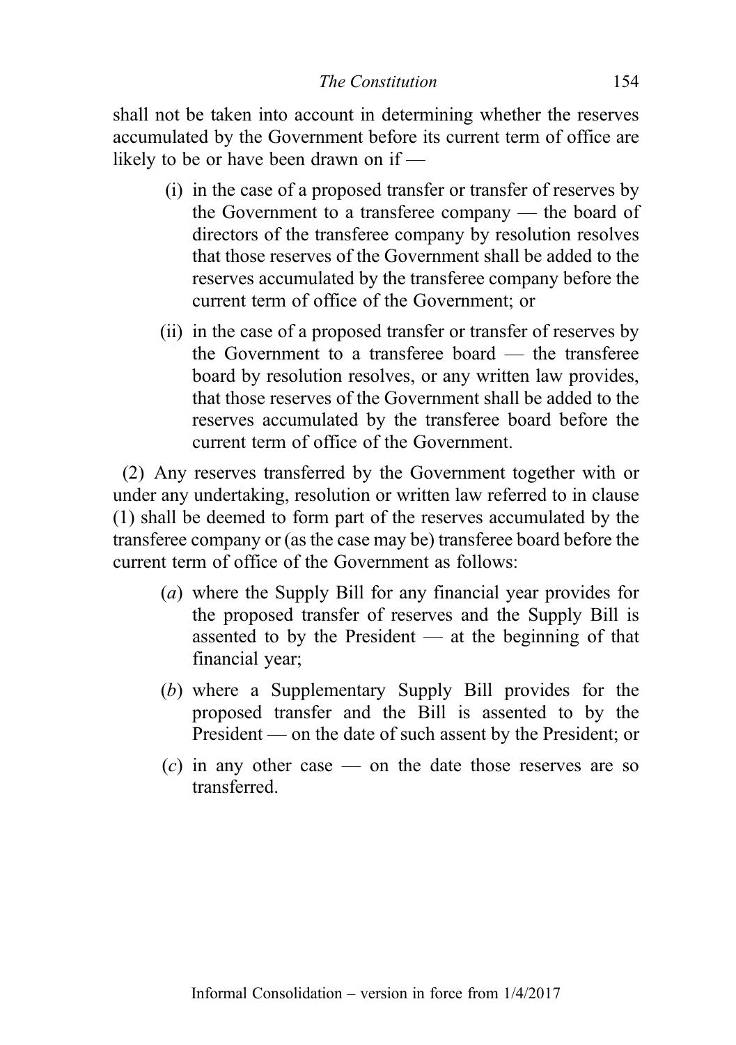shall not be taken into account in determining whether the reserves accumulated by the Government before its current term of office are likely to be or have been drawn on if —

(i) in the case of a proposed transfer or transfer of reserves by the Government to a transferee company — the board of directors of the transferee company by resolution resolves that those reserves of the Government shall be added to the reserves accumulated by the transferee company before the current term of office of the Government; or

(ii) in the case of a proposed transfer or transfer of reserves by the Government to a transferee board — the transferee board by resolution resolves, or any written law provides, that those reserves of the Government shall be added to the reserves accumulated by the transferee board before the current term of office of the Government.

(2) Any reserves transferred by the Government together with or under any undertaking, resolution or written law referred to in clause (1) shall be deemed to form part of the reserves accumulated by the transferee company or (as the case may be) transferee board before the current term of office of the Government as follows:

(*a*) where the Supply Bill for any financial year provides for the proposed transfer of reserves and the Supply Bill is assented to by the President — at the beginning of that financial year;

(*b*) where a Supplementary Supply Bill provides for the proposed transfer and the Bill is assented to by the President — on the date of such assent by the President; or

(*c*) in any other case — on the date those reserves are so transferred.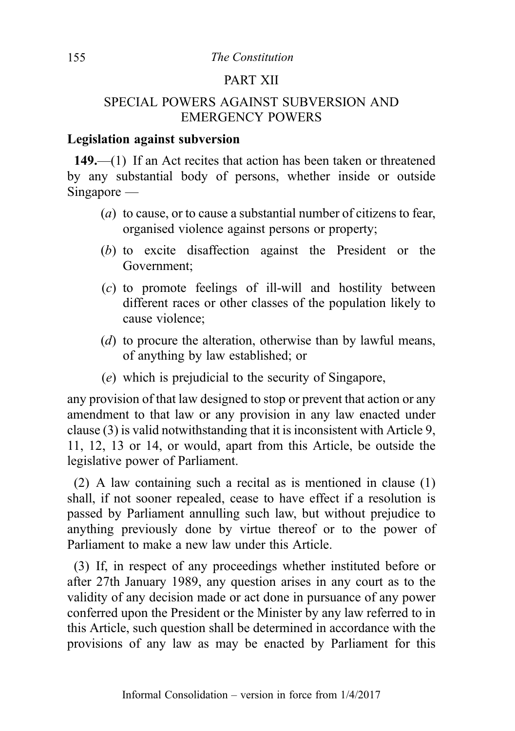## PART XII

## SPECIAL POWERS AGAINST SUBVERSION AND EMERGENCY POWERS

### Legislation against subversion

**149.**—(1) If an Act recites that action has been taken or threatened by any substantial body of persons, whether inside or outside Singapore —

- (*a*) to cause, or to cause a substantial number of citizens to fear, organised violence against persons or property;
- (*b*) to excite disaffection against the President or the Government;
- (*c*) to promote feelings of ill-will and hostility between different races or other classes of the population likely to cause violence;
- (*d*) to procure the alteration, otherwise than by lawful means, of anything by law established; or
- (*e*) which is prejudicial to the security of Singapore,

any provision of that law designed to stop or prevent that action or any amendment to that law or any provision in any law enacted under clause (3) is valid notwithstanding that it is inconsistent with Article 9, 11, 12, 13 or 14, or would, apart from this Article, be outside the legislative power of Parliament.

(2) A law containing such a recital as is mentioned in clause (1) shall, if not sooner repealed, cease to have effect if a resolution is passed by Parliament annulling such law, but without prejudice to anything previously done by virtue thereof or to the power of Parliament to make a new law under this Article.

(3) If, in respect of any proceedings whether instituted before or after 27th January 1989, any question arises in any court as to the validity of any decision made or act done in pursuance of any power conferred upon the President or the Minister by any law referred to in this Article, such question shall be determined in accordance with the provisions of any law as may be enacted by Parliament for this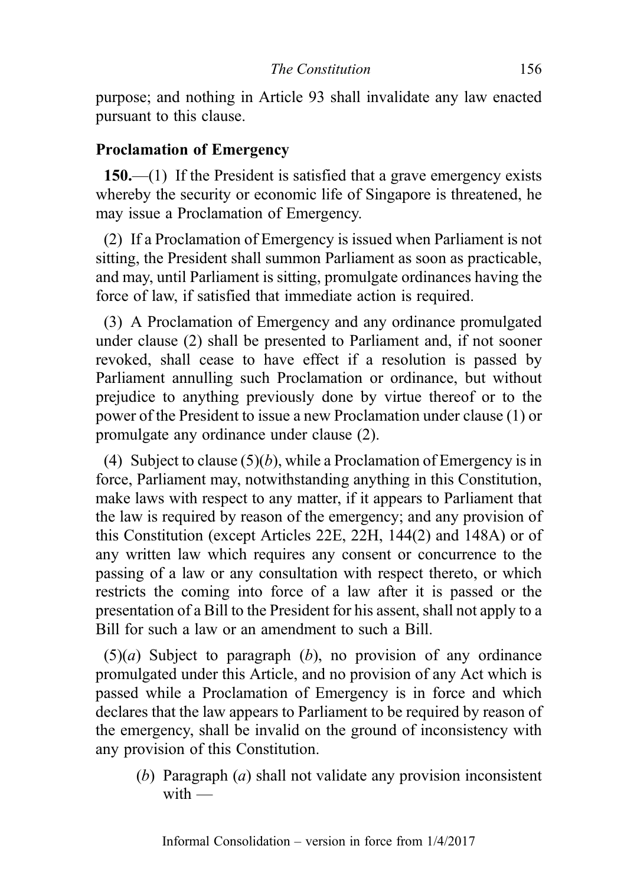purpose; and nothing in Article 93 shall invalidate any law enacted pursuant to this clause.

**Proclamation of Emergency**

**150.**—(1) If the President is satisfied that a grave emergency exists whereby the security or economic life of Singapore is threatened, he may issue a Proclamation of Emergency.

(2) If a Proclamation of Emergency is issued when Parliament is not sitting, the President shall summon Parliament as soon as practicable, and may, until Parliament is sitting, promulgate ordinances having the force of law, if satisfied that immediate action is required.

(3) A Proclamation of Emergency and any ordinance promulgated under clause (2) shall be presented to Parliament and, if not sooner revoked, shall cease to have effect if a resolution is passed by Parliament annulling such Proclamation or ordinance, but without prejudice to anything previously done by virtue thereof or to the power of the President to issue a new Proclamation under clause (1) or promulgate any ordinance under clause (2).

(4) Subject to clause (5)(*b*), while a Proclamation of Emergency is in force, Parliament may, notwithstanding anything in this Constitution, make laws with respect to any matter, if it appears to Parliament that the law is required by reason of the emergency; and any provision of this Constitution (except Articles 22E, 22H, 144(2) and 148A) or of any written law which requires any consent or concurrence to the passing of a law or any consultation with respect thereto, or which restricts the coming into force of a law after it is passed or the presentation of a Bill to the President for his assent, shall not apply to a Bill for such a law or an amendment to such a Bill.

(5)(*a*) Subject to paragraph (*b*), no provision of any ordinance promulgated under this Article, and no provision of any Act which is passed while a Proclamation of Emergency is in force and which declares that the law appears to Parliament to be required by reason of the emergency, shall be invalid on the ground of inconsistency with any provision of this Constitution.

(*b*) Paragraph (*a*) shall not validate any provision inconsistent with —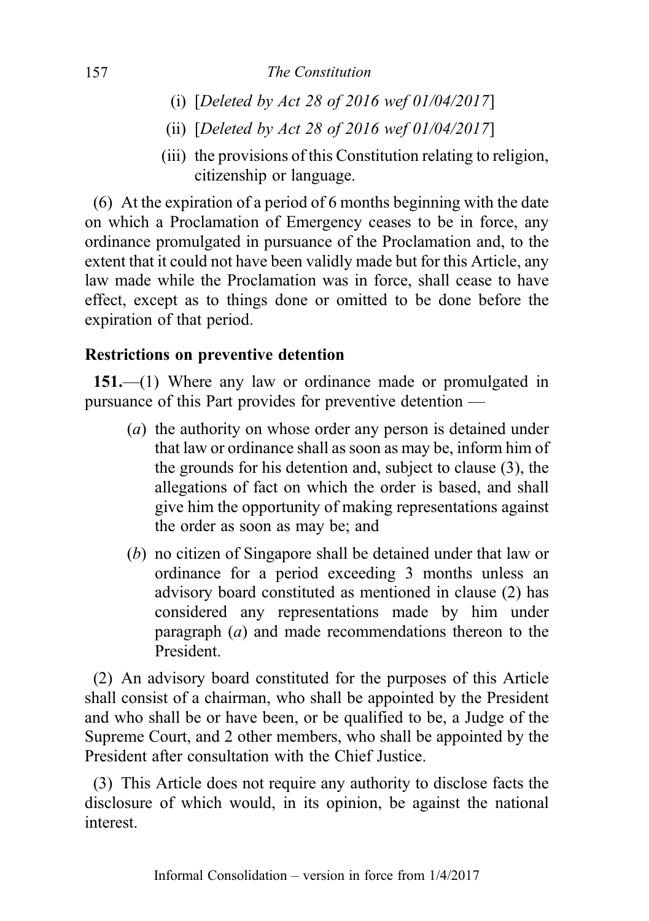(i) [*Deleted by Act 28 of 2016 wef 01/04/2017*]

(ii) [*Deleted by Act 28 of 2016 wef 01/04/2017*]

(iii) the provisions of this Constitution relating to religion, citizenship or language.

(6) At the expiration of a period of 6 months beginning with the date on which a Proclamation of Emergency ceases to be in force, any ordinance promulgated in pursuance of the Proclamation and, to the extent that it could not have been validly made but for this Article, any law made while the Proclamation was in force, shall cease to have effect, except as to things done or omitted to be done before the expiration of that period.

### Restrictions on preventive detention

**151.**—(1) Where any law or ordinance made or promulgated in pursuance of this Part provides for preventive detention —

(*a*) the authority on whose order any person is detained under that law or ordinance shall as soon as may be, inform him of the grounds for his detention and, subject to clause (3), the allegations of fact on which the order is based, and shall give him the opportunity of making representations against the order as soon as may be; and

(*b*) no citizen of Singapore shall be detained under that law or ordinance for a period exceeding 3 months unless an advisory board constituted as mentioned in clause (2) has considered any representations made by him under paragraph (*a*) and made recommendations thereon to the President.

(2) An advisory board constituted for the purposes of this Article shall consist of a chairman, who shall be appointed by the President and who shall be or have been, or be qualified to be, a Judge of the Supreme Court, and 2 other members, who shall be appointed by the President after consultation with the Chief Justice.

(3) This Article does not require any authority to disclose facts the disclosure of which would, in its opinion, be against the national interest.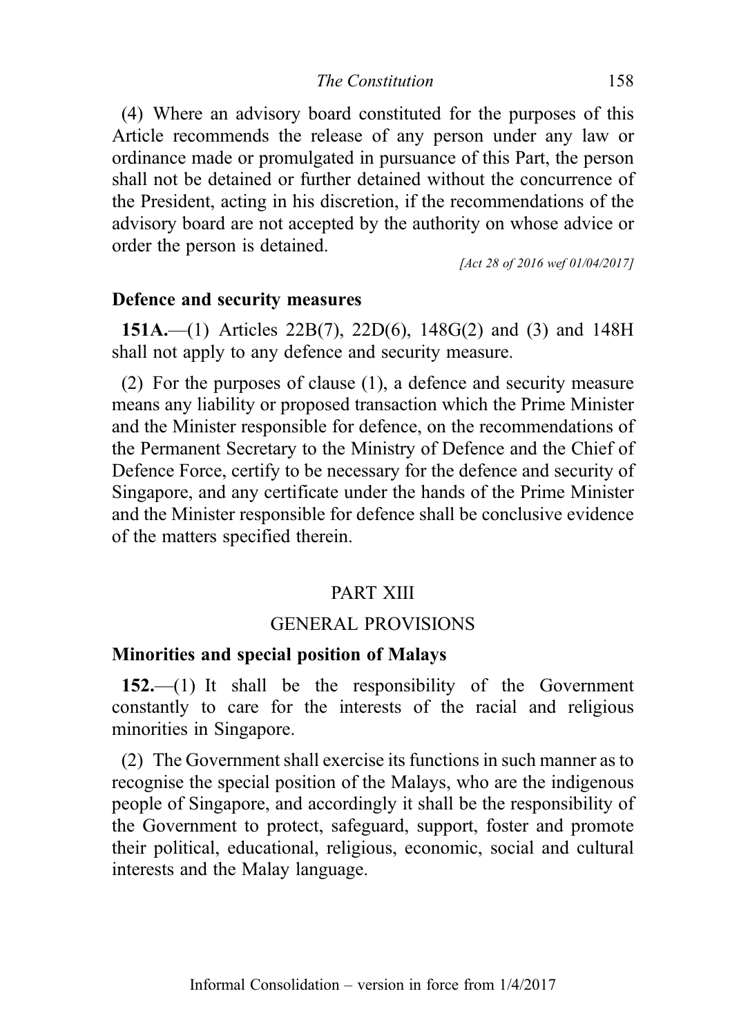(4) Where an advisory board constituted for the purposes of this Article recommends the release of any person under any law or ordinance made or promulgated in pursuance of this Part, the person shall not be detained or further detained without the concurrence of the President, acting in his discretion, if the recommendations of the advisory board are not accepted by the authority on whose advice or order the person is detained.

*[Act 28 of 2016 wef 01/04/2017]*

**Defence and security measures**

**151A.**—(1) Articles 22B(7), 22D(6), 148G(2) and (3) and 148H shall not apply to any defence and security measure.

(2) For the purposes of clause (1), a defence and security measure means any liability or proposed transaction which the Prime Minister and the Minister responsible for defence, on the recommendations of the Permanent Secretary to the Ministry of Defence and the Chief of Defence Force, certify to be necessary for the defence and security of Singapore, and any certificate under the hands of the Prime Minister and the Minister responsible for defence shall be conclusive evidence of the matters specified therein.

## PART XIII

## GENERAL PROVISIONS

**Minorities and special position of Malays**

**152.**—(1) It shall be the responsibility of the Government constantly to care for the interests of the racial and religious minorities in Singapore.

(2) The Government shall exercise its functions in such manner as to recognise the special position of the Malays, who are the indigenous people of Singapore, and accordingly it shall be the responsibility of the Government to protect, safeguard, support, foster and promote their political, educational, religious, economic, social and cultural interests and the Malay language.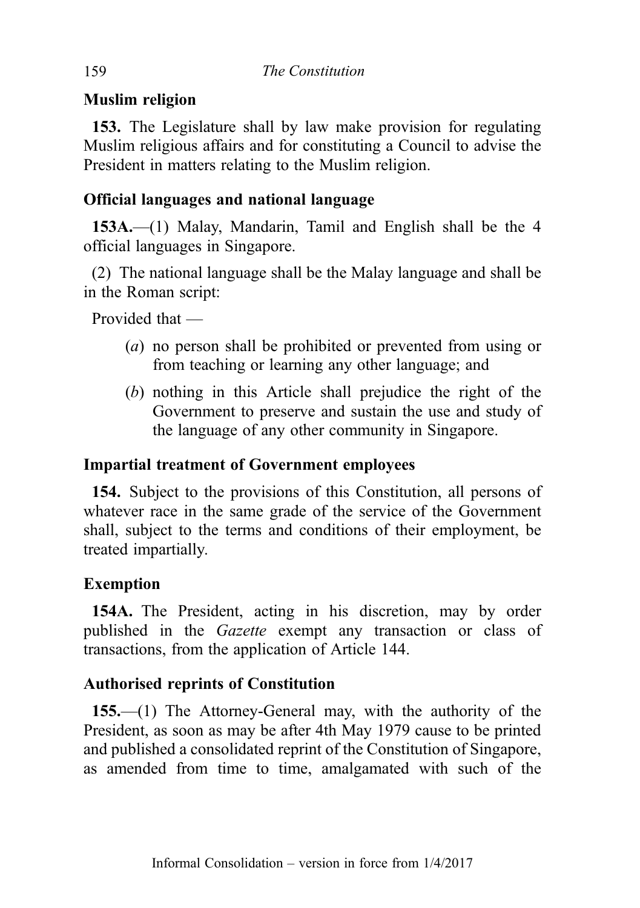**Muslim religion**

**153.** The Legislature shall by law make provision for regulating Muslim religious affairs and for constituting a Council to advise the President in matters relating to the Muslim religion.

**Official languages and national language**

**153A.**—(1) Malay, Mandarin, Tamil and English shall be the 4 official languages in Singapore.

(2) The national language shall be the Malay language and shall be in the Roman script:

Provided that —

(*a*) no person shall be prohibited or prevented from using or from teaching or learning any other language; and

(*b*) nothing in this Article shall prejudice the right of the Government to preserve and sustain the use and study of the language of any other community in Singapore.

**Impartial treatment of Government employees**

**154.** Subject to the provisions of this Constitution, all persons of whatever race in the same grade of the service of the Government shall, subject to the terms and conditions of their employment, be treated impartially.

**Exemption**

**154A.** The President, acting in his discretion, may by order published in the *Gazette* exempt any transaction or class of transactions, from the application of Article 144.

**Authorised reprints of Constitution**

**155.**—(1) The Attorney-General may, with the authority of the President, as soon as may be after 4th May 1979 cause to be printed and published a consolidated reprint of the Constitution of Singapore, as amended from time to time, amalgamated with such of the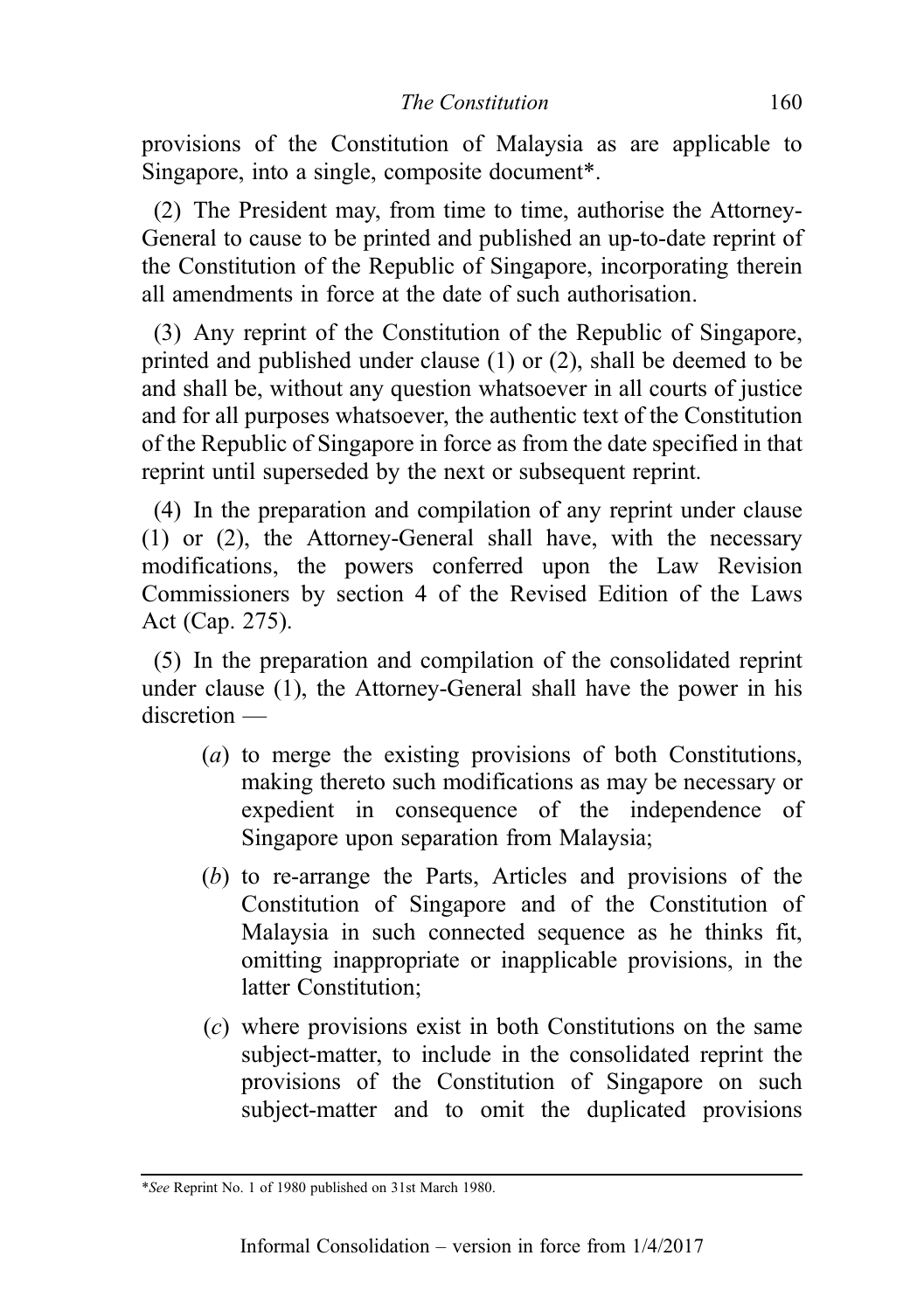provisions of the Constitution of Malaysia as are applicable to Singapore, into a single, composite document*.

(2) The President may, from time to time, authorise the Attorney-General to cause to be printed and published an up-to-date reprint of the Constitution of the Republic of Singapore, incorporating therein all amendments in force at the date of such authorisation.

(3) Any reprint of the Constitution of the Republic of Singapore, printed and published under clause (1) or (2), shall be deemed to be and shall be, without any question whatsoever in all courts of justice and for all purposes whatsoever, the authentic text of the Constitution of the Republic of Singapore in force as from the date specified in that reprint until superseded by the next or subsequent reprint.

(4) In the preparation and compilation of any reprint under clause (1) or (2), the Attorney-General shall have, with the necessary modifications, the powers conferred upon the Law Revision Commissioners by section 4 of the Revised Edition of the Laws Act (Cap. 275).

(5) In the preparation and compilation of the consolidated reprint under clause (1), the Attorney-General shall have the power in his discretion —

- (*a*) to merge the existing provisions of both Constitutions, making thereto such modifications as may be necessary or expedient in consequence of the independence of Singapore upon separation from Malaysia;
- (*b*) to re-arrange the Parts, Articles and provisions of the Constitution of Singapore and of the Constitution of Malaysia in such connected sequence as he thinks fit, omitting inappropriate or inapplicable provisions, in the latter Constitution;
- (*c*) where provisions exist in both Constitutions on the same subject-matter, to include in the consolidated reprint the provisions of the Constitution of Singapore on such subject-matter and to omit the duplicated provisions

---

*\**See* Reprint No. 1 of 1980 published on 31st March 1980.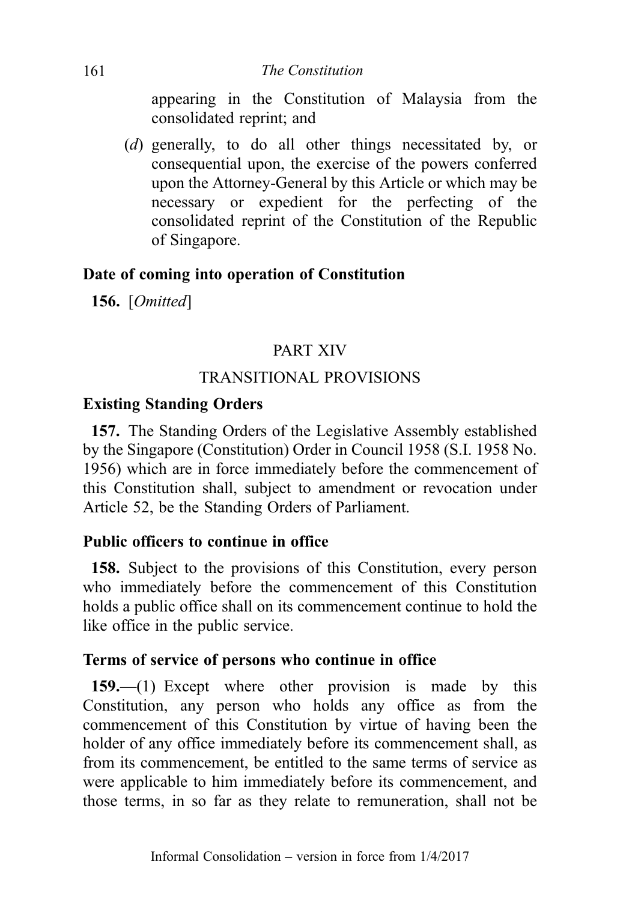appearing in the Constitution of Malaysia from the consolidated reprint; and

(*d*) generally, to do all other things necessitated by, or consequential upon, the exercise of the powers conferred upon the Attorney-General by this Article or which may be necessary or expedient for the perfecting of the consolidated reprint of the Constitution of the Republic of Singapore.

**Date of coming into operation of Constitution**

**156.** [*Omitted*]

## PART XIV

## TRANSITIONAL PROVISIONS

**Existing Standing Orders**

**157.** The Standing Orders of the Legislative Assembly established by the Singapore (Constitution) Order in Council 1958 (S.I. 1958 No. 1956) which are in force immediately before the commencement of this Constitution shall, subject to amendment or revocation under Article 52, be the Standing Orders of Parliament.

**Public officers to continue in office**

**158.** Subject to the provisions of this Constitution, every person who immediately before the commencement of this Constitution holds a public office shall on its commencement continue to hold the like office in the public service.

**Terms of service of persons who continue in office**

**159.**—(1) Except where other provision is made by this Constitution, any person who holds any office as from the commencement of this Constitution by virtue of having been the holder of any office immediately before its commencement shall, as from its commencement, be entitled to the same terms of service as were applicable to him immediately before its commencement, and those terms, in so far as they relate to remuneration, shall not be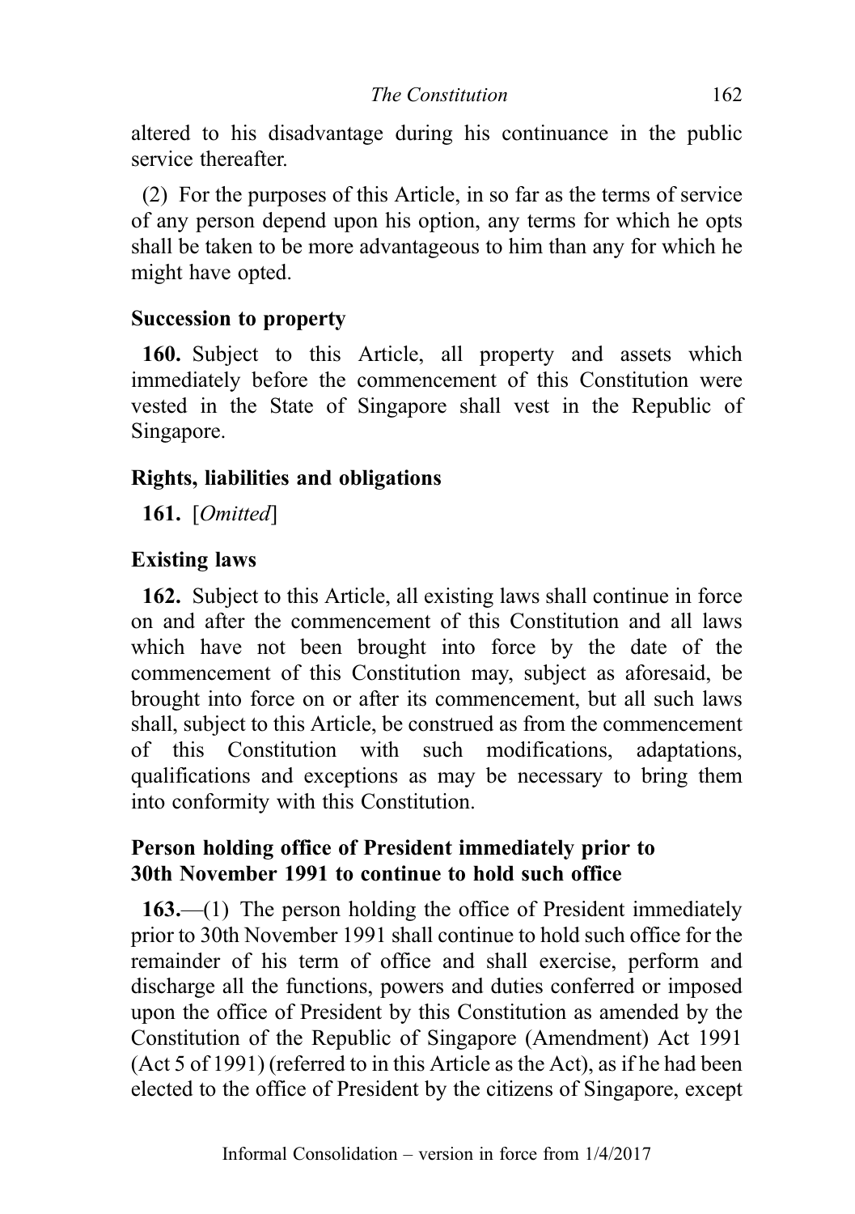altered to his disadvantage during his continuance in the public service thereafter.

(2) For the purposes of this Article, in so far as the terms of service of any person depend upon his option, any terms for which he opts shall be taken to be more advantageous to him than any for which he might have opted.

### Succession to property

**160.** Subject to this Article, all property and assets which immediately before the commencement of this Constitution were vested in the State of Singapore shall vest in the Republic of Singapore.

### Rights, liabilities and obligations

**161.** [*Omitted*]

### Existing laws

**162.** Subject to this Article, all existing laws shall continue in force on and after the commencement of this Constitution and all laws which have not been brought into force by the date of the commencement of this Constitution may, subject as aforesaid, be brought into force on or after its commencement, but all such laws shall, subject to this Article, be construed as from the commencement of this Constitution with such modifications, adaptations, qualifications and exceptions as may be necessary to bring them into conformity with this Constitution.

### Person holding office of President immediately prior to 30th November 1991 to continue to hold such office

**163.**—(1) The person holding the office of President immediately prior to 30th November 1991 shall continue to hold such office for the remainder of his term of office and shall exercise, perform and discharge all the functions, powers and duties conferred or imposed upon the office of President by this Constitution as amended by the Constitution of the Republic of Singapore (Amendment) Act 1991 (Act 5 of 1991) (referred to in this Article as the Act), as if he had been elected to the office of President by the citizens of Singapore, except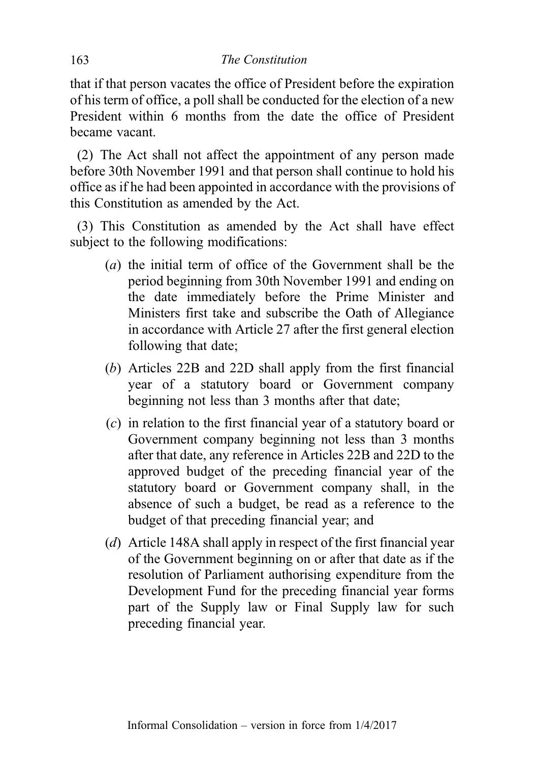that if that person vacates the office of President before the expiration of his term of office, a poll shall be conducted for the election of a new President within 6 months from the date the office of President became vacant.

(2) The Act shall not affect the appointment of any person made before 30th November 1991 and that person shall continue to hold his office as if he had been appointed in accordance with the provisions of this Constitution as amended by the Act.

(3) This Constitution as amended by the Act shall have effect subject to the following modifications:

- (*a*) the initial term of office of the Government shall be the period beginning from 30th November 1991 and ending on the date immediately before the Prime Minister and Ministers first take and subscribe the Oath of Allegiance in accordance with Article 27 after the first general election following that date;
- (*b*) Articles 22B and 22D shall apply from the first financial year of a statutory board or Government company beginning not less than 3 months after that date;
- (*c*) in relation to the first financial year of a statutory board or Government company beginning not less than 3 months after that date, any reference in Articles 22B and 22D to the approved budget of the preceding financial year of the statutory board or Government company shall, in the absence of such a budget, be read as a reference to the budget of that preceding financial year; and
- (*d*) Article 148A shall apply in respect of the first financial year of the Government beginning on or after that date as if the resolution of Parliament authorising expenditure from the Development Fund for the preceding financial year forms part of the Supply law or Final Supply law for such preceding financial year.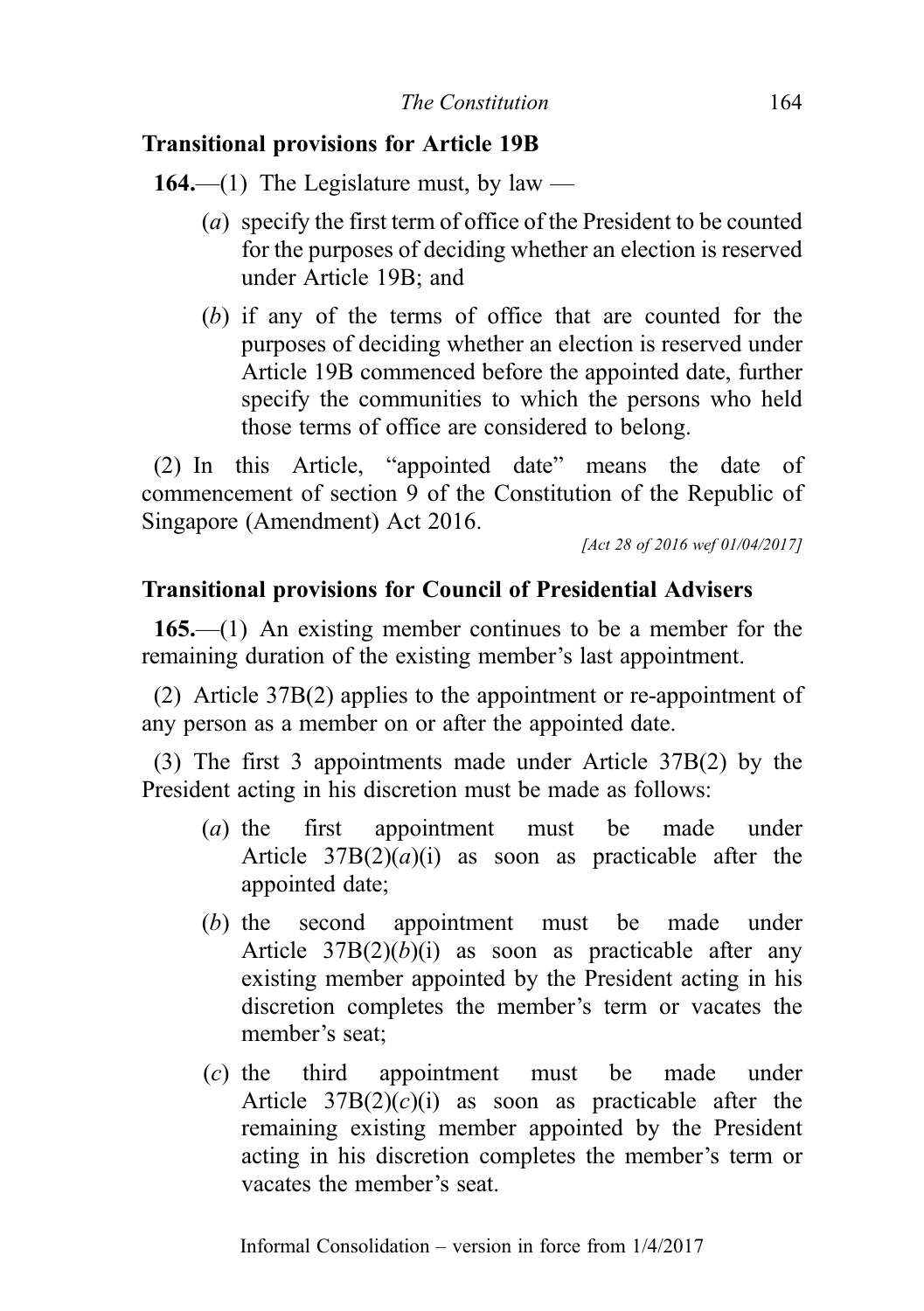### Transitional provisions for Article 19B

**164.**—(1) The Legislature must, by law —

(*a*) specify the first term of office of the President to be counted for the purposes of deciding whether an election is reserved under Article 19B; and

(*b*) if any of the terms of office that are counted for the purposes of deciding whether an election is reserved under Article 19B commenced before the appointed date, further specify the communities to which the persons who held those terms of office are considered to belong.

(2) In this Article, "appointed date" means the date of commencement of section 9 of the Constitution of the Republic of Singapore (Amendment) Act 2016.

*[Act 28 of 2016 wef 01/04/2017]*

### Transitional provisions for Council of Presidential Advisers

**165.**—(1) An existing member continues to be a member for the remaining duration of the existing member's last appointment.

(2) Article 37B(2) applies to the appointment or re-appointment of any person as a member on or after the appointed date.

(3) The first 3 appointments made under Article 37B(2) by the President acting in his discretion must be made as follows:

(*a*) the first appointment must be made under Article 37B(2)(*a*)(i) as soon as practicable after the appointed date;

(*b*) the second appointment must be made under Article 37B(2)(*b*)(i) as soon as practicable after any existing member appointed by the President acting in his discretion completes the member's term or vacates the member's seat;

(*c*) the third appointment must be made under Article 37B(2)(*c*)(i) as soon as practicable after the remaining existing member appointed by the President acting in his discretion completes the member's term or vacates the member's seat.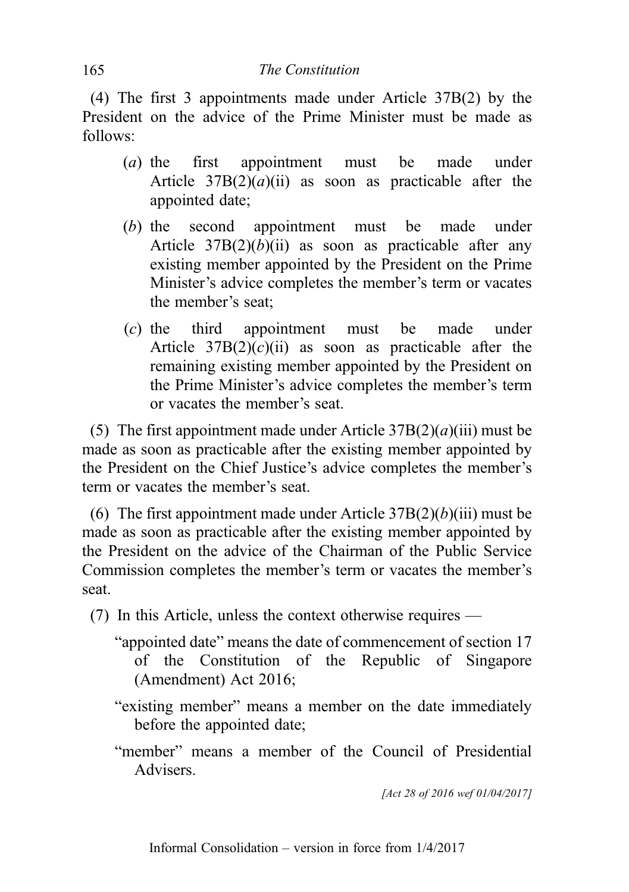(4) The first 3 appointments made under Article 37B(2) by the President on the advice of the Prime Minister must be made as follows:

- (*a*) the first appointment must be made under Article 37B(2)(*a*)(ii) as soon as practicable after the appointed date;
- (*b*) the second appointment must be made under Article 37B(2)(*b*)(ii) as soon as practicable after any existing member appointed by the President on the Prime Minister's advice completes the member's term or vacates the member's seat;
- (*c*) the third appointment must be made under Article 37B(2)(*c*)(ii) as soon as practicable after the remaining existing member appointed by the President on the Prime Minister's advice completes the member's term or vacates the member's seat.

(5) The first appointment made under Article 37B(2)(*a*)(iii) must be made as soon as practicable after the existing member appointed by the President on the Chief Justice's advice completes the member's term or vacates the member's seat.

(6) The first appointment made under Article 37B(2)(*b*)(iii) must be made as soon as practicable after the existing member appointed by the President on the advice of the Chairman of the Public Service Commission completes the member's term or vacates the member's seat.

(7) In this Article, unless the context otherwise requires —

"appointed date" means the date of commencement of section 17 of the Constitution of the Republic of Singapore (Amendment) Act 2016;

"existing member" means a member on the date immediately before the appointed date;

"member" means a member of the Council of Presidential Advisers.

*[Act 28 of 2016 wef 01/04/2017]*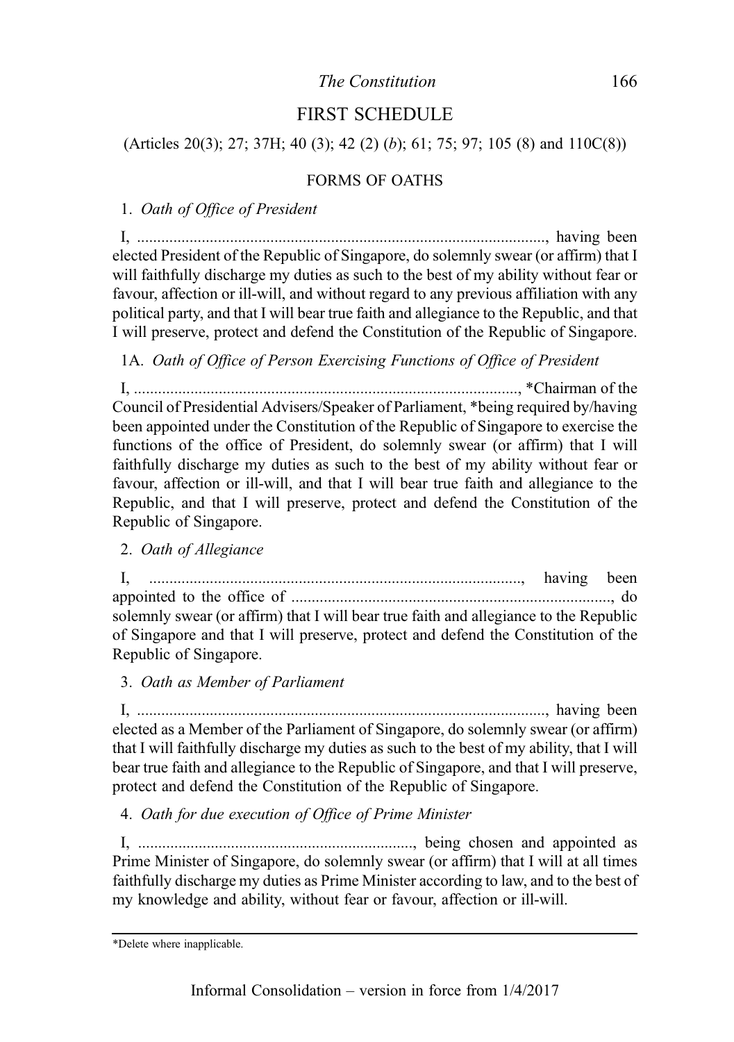## FIRST SCHEDULE

(Articles 20(3); 27; 37H; 40 (3); 42 (2) (*b*); 61; 75; 97; 105 (8) and 110C(8))

### FORMS OF OATHS

1. *Oath of Office of President*

I, ......................................................................................................, having been elected President of the Republic of Singapore, do solemnly swear (or affirm) that I will faithfully discharge my duties as such to the best of my ability without fear or favour, affection or ill-will, and without regard to any previous affiliation with any political party, and that I will bear true faith and allegiance to the Republic, and that I will preserve, protect and defend the Constitution of the Republic of Singapore.

1A. *Oath of Office of Person Exercising Functions of Office of President*

I, ................................................................................................, *Chairman of the Council of Presidential Advisers/Speaker of Parliament, *being required by/having been appointed under the Constitution of the Republic of Singapore to exercise the functions of the office of President, do solemnly swear (or affirm) that I will faithfully discharge my duties as such to the best of my ability without fear or favour, affection or ill-will, and that I will bear true faith and allegiance to the Republic, and that I will preserve, protect and defend the Constitution of the Republic of Singapore.

2. *Oath of Allegiance*

I, ..........................................................................................., having been appointed to the office of ..............................................................................., do solemnly swear (or affirm) that I will bear true faith and allegiance to the Republic of Singapore and that I will preserve, protect and defend the Constitution of the Republic of Singapore.

3. *Oath as Member of Parliament*

I, ......................................................................................................, having been elected as a Member of the Parliament of Singapore, do solemnly swear (or affirm) that I will faithfully discharge my duties as such to the best of my ability, that I will bear true faith and allegiance to the Republic of Singapore, and that I will preserve, protect and defend the Constitution of the Republic of Singapore.

4. *Oath for due execution of Office of Prime Minister*

I, ...................................................................., being chosen and appointed as Prime Minister of Singapore, do solemnly swear (or affirm) that I will at all times faithfully discharge my duties as Prime Minister according to law, and to the best of my knowledge and ability, without fear or favour, affection or ill-will.

---

*Delete where inapplicable.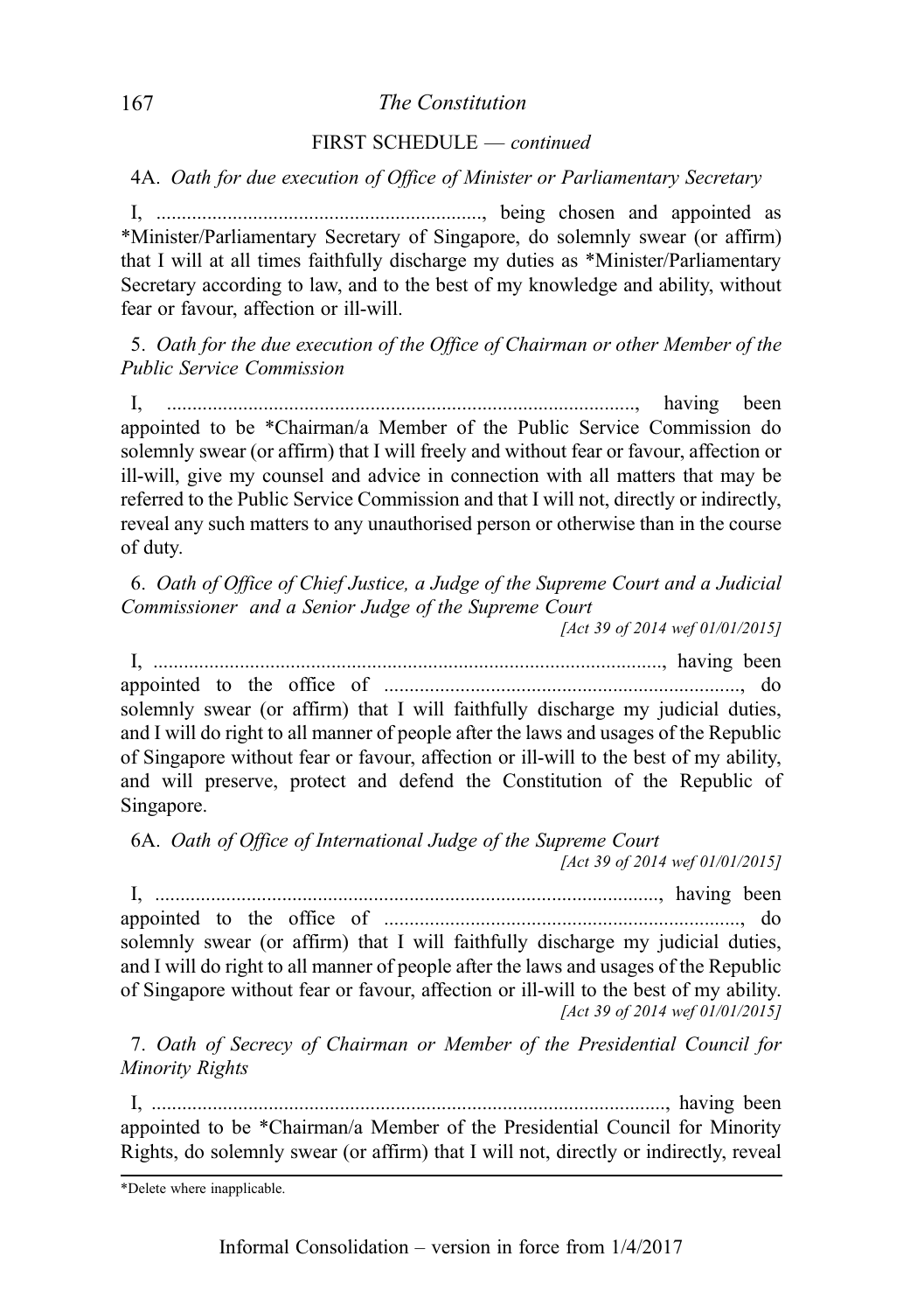FIRST SCHEDULE — *continued*

4A. *Oath for due execution of Office of Minister or Parliamentary Secretary*

I, ................................................................, being chosen and appointed as *Minister/Parliamentary Secretary of Singapore, do solemnly swear (or affirm) that I will at all times faithfully discharge my duties as *Minister/Parliamentary Secretary according to law, and to the best of my knowledge and ability, without fear or favour, affection or ill-will.

5. *Oath for the due execution of the Office of Chairman or other Member of the Public Service Commission*

I, ..........................................................................................., having been appointed to be *Chairman/a Member of the Public Service Commission do solemnly swear (or affirm) that I will freely and without fear or favour, affection or ill-will, give my counsel and advice in connection with all matters that may be referred to the Public Service Commission and that I will not, directly or indirectly, reveal any such matters to any unauthorised person or otherwise than in the course of duty.

6. *Oath of Office of Chief Justice, a Judge of the Supreme Court and a Judicial Commissioner and a Senior Judge of the Supreme Court*

*[Act 39 of 2014 wef 01/01/2015]*

I, ..................................................................................................., having been appointed to the office of ......................................................................, do solemnly swear (or affirm) that I will faithfully discharge my judicial duties, and I will do right to all manner of people after the laws and usages of the Republic of Singapore without fear or favour, affection or ill-will to the best of my ability, and will preserve, protect and defend the Constitution of the Republic of Singapore.

6A. *Oath of Office of International Judge of the Supreme Court*

*[Act 39 of 2014 wef 01/01/2015]*

I, ..................................................................................................., having been appointed to the office of ......................................................................, do solemnly swear (or affirm) that I will faithfully discharge my judicial duties, and I will do right to all manner of people after the laws and usages of the Republic of Singapore without fear or favour, affection or ill-will to the best of my ability.

*[Act 39 of 2014 wef 01/01/2015]*

7. *Oath of Secrecy of Chairman or Member of the Presidential Council for Minority Rights*

I, ...................................................................................................., having been appointed to be *Chairman/a Member of the Presidential Council for Minority Rights, do solemnly swear (or affirm) that I will not, directly or indirectly, reveal

*Delete where inapplicable.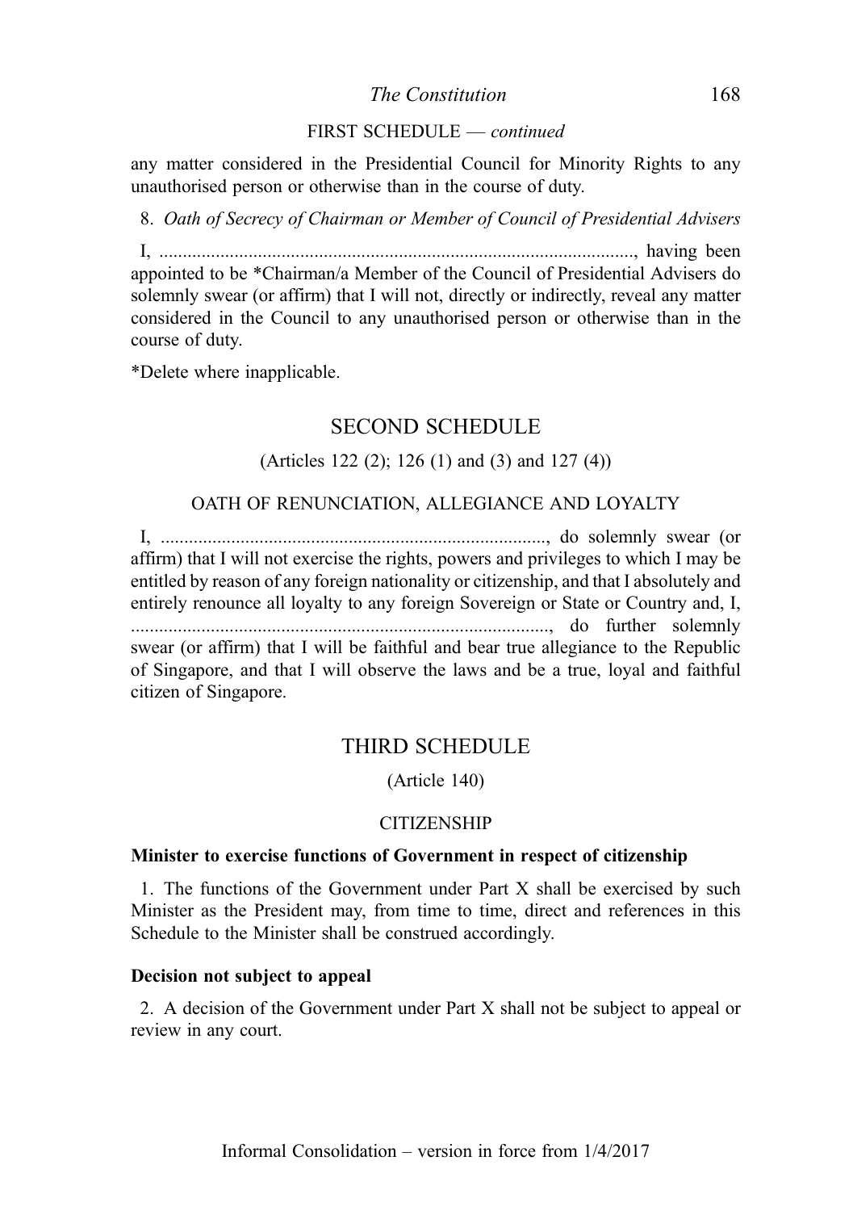FIRST SCHEDULE — *continued*

any matter considered in the Presidential Council for Minority Rights to any unauthorised person or otherwise than in the course of duty.

8. *Oath of Secrecy of Chairman or Member of Council of Presidential Advisers*

I, ......................................................................................................, having been appointed to be *Chairman/a Member of the Council of Presidential Advisers do solemnly swear (or affirm) that I will not, directly or indirectly, reveal any matter considered in the Council to any unauthorised person or otherwise than in the course of duty.

*Delete where inapplicable.

## SECOND SCHEDULE

(Articles 122 (2); 126 (1) and (3) and 127 (4))

### OATH OF RENUNCIATION, ALLEGIANCE AND LOYALTY

I, ..................................................................................., do solemnly swear (or affirm) that I will not exercise the rights, powers and privileges to which I may be entitled by reason of any foreign nationality or citizenship, and that I absolutely and entirely renounce all loyalty to any foreign Sovereign or State or Country and, I, ..........................................................................................., do further solemnly swear (or affirm) that I will be faithful and bear true allegiance to the Republic of Singapore, and that I will observe the laws and be a true, loyal and faithful citizen of Singapore.

## THIRD SCHEDULE

(Article 140)

### CITIZENSHIP

**Minister to exercise functions of Government in respect of citizenship**

1. The functions of the Government under Part X shall be exercised by such Minister as the President may, from time to time, direct and references in this Schedule to the Minister shall be construed accordingly.

**Decision not subject to appeal**

2. A decision of the Government under Part X shall not be subject to appeal or review in any court.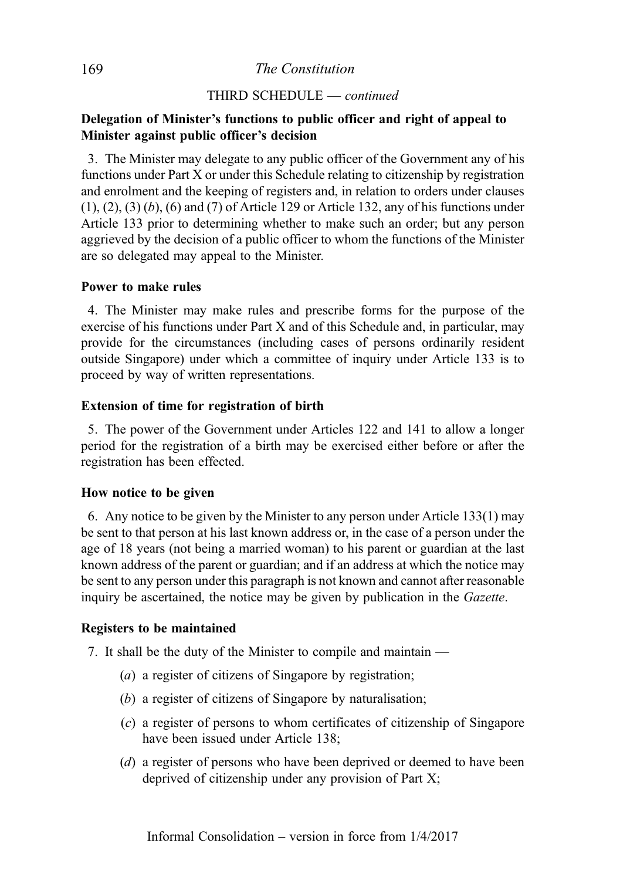THIRD SCHEDULE — *continued*

**Delegation of Minister's functions to public officer and right of appeal to Minister against public officer's decision**

3. The Minister may delegate to any public officer of the Government any of his functions under Part X or under this Schedule relating to citizenship by registration and enrolment and the keeping of registers and, in relation to orders under clauses (1), (2), (3) (*b*), (6) and (7) of Article 129 or Article 132, any of his functions under Article 133 prior to determining whether to make such an order; but any person aggrieved by the decision of a public officer to whom the functions of the Minister are so delegated may appeal to the Minister.

**Power to make rules**

4. The Minister may make rules and prescribe forms for the purpose of the exercise of his functions under Part X and of this Schedule and, in particular, may provide for the circumstances (including cases of persons ordinarily resident outside Singapore) under which a committee of inquiry under Article 133 is to proceed by way of written representations.

**Extension of time for registration of birth**

5. The power of the Government under Articles 122 and 141 to allow a longer period for the registration of a birth may be exercised either before or after the registration has been effected.

**How notice to be given**

6. Any notice to be given by the Minister to any person under Article 133(1) may be sent to that person at his last known address or, in the case of a person under the age of 18 years (not being a married woman) to his parent or guardian at the last known address of the parent or guardian; and if an address at which the notice may be sent to any person under this paragraph is not known and cannot after reasonable inquiry be ascertained, the notice may be given by publication in the *Gazette*.

**Registers to be maintained**

7. It shall be the duty of the Minister to compile and maintain —

(*a*) a register of citizens of Singapore by registration;

(*b*) a register of citizens of Singapore by naturalisation;

(*c*) a register of persons to whom certificates of citizenship of Singapore have been issued under Article 138;

(*d*) a register of persons who have been deprived or deemed to have been deprived of citizenship under any provision of Part X;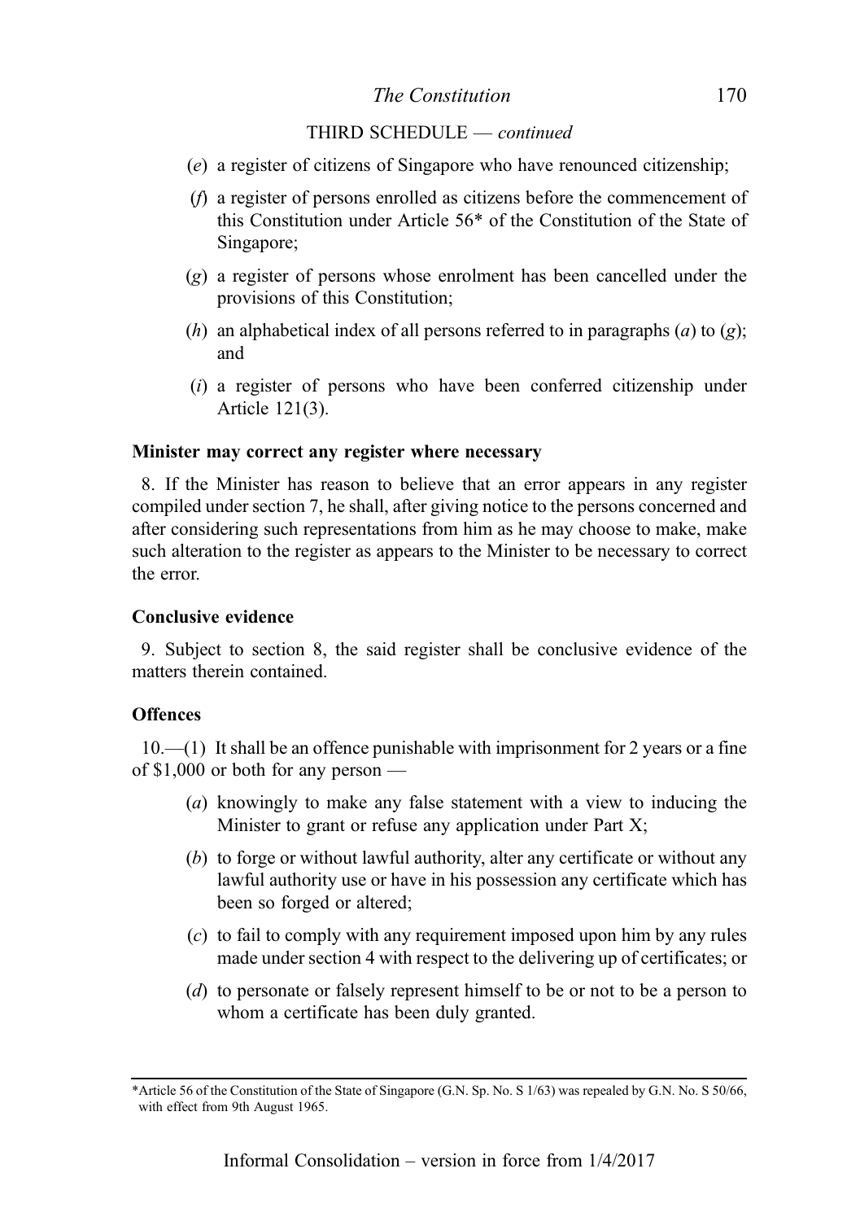THIRD SCHEDULE — *continued*

(*e*) a register of citizens of Singapore who have renounced citizenship;

(*f*) a register of persons enrolled as citizens before the commencement of this Constitution under Article 56* of the Constitution of the State of Singapore;

(*g*) a register of persons whose enrolment has been cancelled under the provisions of this Constitution;

(*h*) an alphabetical index of all persons referred to in paragraphs (*a*) to (*g*); and

(*i*) a register of persons who have been conferred citizenship under Article 121(3).

**Minister may correct any register where necessary**

8. If the Minister has reason to believe that an error appears in any register compiled under section 7, he shall, after giving notice to the persons concerned and after considering such representations from him as he may choose to make, make such alteration to the register as appears to the Minister to be necessary to correct the error.

**Conclusive evidence**

9. Subject to section 8, the said register shall be conclusive evidence of the matters therein contained.

**Offences**

10.—(1) It shall be an offence punishable with imprisonment for 2 years or a fine of $1,000 or both for any person —

(*a*) knowingly to make any false statement with a view to inducing the Minister to grant or refuse any application under Part X;

(*b*) to forge or without lawful authority, alter any certificate or without any lawful authority use or have in his possession any certificate which has been so forged or altered;

(*c*) to fail to comply with any requirement imposed upon him by any rules made under section 4 with respect to the delivering up of certificates; or

(*d*) to personate or falsely represent himself to be or not to be a person to whom a certificate has been duly granted.

*Article 56 of the Constitution of the State of Singapore (G.N. Sp. No. S 1/63) was repealed by G.N. No. S 50/66, with effect from 9th August 1965.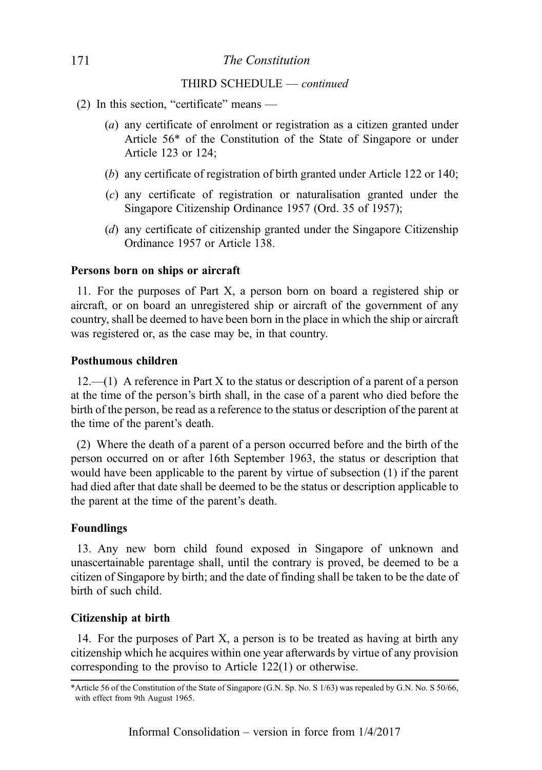THIRD SCHEDULE — *continued*

(2) In this section, "certificate" means —

(*a*) any certificate of enrolment or registration as a citizen granted under Article 56* of the Constitution of the State of Singapore or under Article 123 or 124;

(*b*) any certificate of registration of birth granted under Article 122 or 140;

(*c*) any certificate of registration or naturalisation granted under the Singapore Citizenship Ordinance 1957 (Ord. 35 of 1957);

(*d*) any certificate of citizenship granted under the Singapore Citizenship Ordinance 1957 or Article 138.

**Persons born on ships or aircraft**

11. For the purposes of Part X, a person born on board a registered ship or aircraft, or on board an unregistered ship or aircraft of the government of any country, shall be deemed to have been born in the place in which the ship or aircraft was registered or, as the case may be, in that country.

**Posthumous children**

12.—(1) A reference in Part X to the status or description of a parent of a person at the time of the person's birth shall, in the case of a parent who died before the birth of the person, be read as a reference to the status or description of the parent at the time of the parent's death.

(2) Where the death of a parent of a person occurred before and the birth of the person occurred on or after 16th September 1963, the status or description that would have been applicable to the parent by virtue of subsection (1) if the parent had died after that date shall be deemed to be the status or description applicable to the parent at the time of the parent's death.

**Foundlings**

13. Any new born child found exposed in Singapore of unknown and unascertainable parentage shall, until the contrary is proved, be deemed to be a citizen of Singapore by birth; and the date of finding shall be taken to be the date of birth of such child.

**Citizenship at birth**

14. For the purposes of Part X, a person is to be treated as having at birth any citizenship which he acquires within one year afterwards by virtue of any provision corresponding to the proviso to Article 122(1) or otherwise.

---

*Article 56 of the Constitution of the State of Singapore (G.N. Sp. No. S 1/63) was repealed by G.N. No. S 50/66, with effect from 9th August 1965.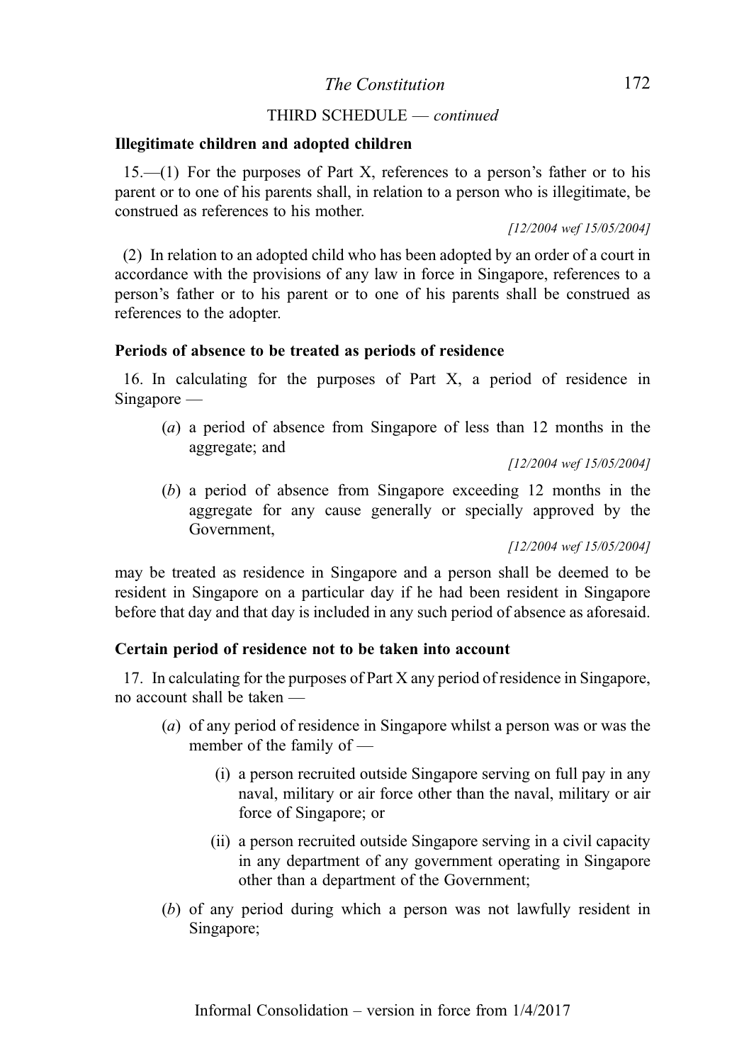THIRD SCHEDULE — *continued*

**Illegitimate children and adopted children**

15.—(1) For the purposes of Part X, references to a person's father or to his parent or to one of his parents shall, in relation to a person who is illegitimate, be construed as references to his mother.

*[12/2004 wef 15/05/2004]*

(2) In relation to an adopted child who has been adopted by an order of a court in accordance with the provisions of any law in force in Singapore, references to a person's father or to his parent or to one of his parents shall be construed as references to the adopter.

**Periods of absence to be treated as periods of residence**

16. In calculating for the purposes of Part X, a period of residence in Singapore —

(*a*) a period of absence from Singapore of less than 12 months in the aggregate; and

*[12/2004 wef 15/05/2004]*

(*b*) a period of absence from Singapore exceeding 12 months in the aggregate for any cause generally or specially approved by the Government,

*[12/2004 wef 15/05/2004]*

may be treated as residence in Singapore and a person shall be deemed to be resident in Singapore on a particular day if he had been resident in Singapore before that day and that day is included in any such period of absence as aforesaid.

**Certain period of residence not to be taken into account**

17. In calculating for the purposes of Part X any period of residence in Singapore, no account shall be taken —

(*a*) of any period of residence in Singapore whilst a person was or was the member of the family of —

(i) a person recruited outside Singapore serving on full pay in any naval, military or air force other than the naval, military or air force of Singapore; or

(ii) a person recruited outside Singapore serving in a civil capacity in any department of any government operating in Singapore other than a department of the Government;

(*b*) of any period during which a person was not lawfully resident in Singapore;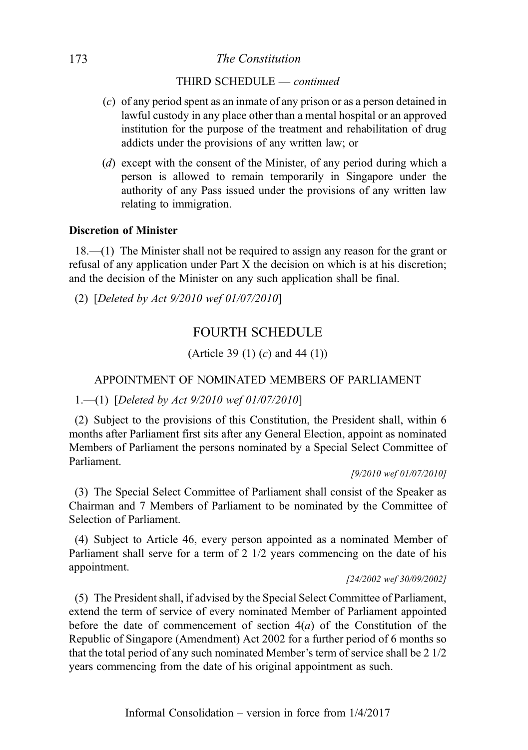THIRD SCHEDULE — *continued*

(*c*) of any period spent as an inmate of any prison or as a person detained in lawful custody in any place other than a mental hospital or an approved institution for the purpose of the treatment and rehabilitation of drug addicts under the provisions of any written law; or

(*d*) except with the consent of the Minister, of any period during which a person is allowed to remain temporarily in Singapore under the authority of any Pass issued under the provisions of any written law relating to immigration.

**Discretion of Minister**

18.—(1) The Minister shall not be required to assign any reason for the grant or refusal of any application under Part X the decision on which is at his discretion; and the decision of the Minister on any such application shall be final.

(2) [*Deleted by Act 9/2010 wef 01/07/2010*]

## FOURTH SCHEDULE

(Article 39 (1) (*c*) and 44 (1))

### APPOINTMENT OF NOMINATED MEMBERS OF PARLIAMENT

1.—(1) [*Deleted by Act 9/2010 wef 01/07/2010*]

(2) Subject to the provisions of this Constitution, the President shall, within 6 months after Parliament first sits after any General Election, appoint as nominated Members of Parliament the persons nominated by a Special Select Committee of Parliament.

*[9/2010 wef 01/07/2010]*

(3) The Special Select Committee of Parliament shall consist of the Speaker as Chairman and 7 Members of Parliament to be nominated by the Committee of Selection of Parliament.

(4) Subject to Article 46, every person appointed as a nominated Member of Parliament shall serve for a term of 2 1/2 years commencing on the date of his appointment.

*[24/2002 wef 30/09/2002]*

(5) The President shall, if advised by the Special Select Committee of Parliament, extend the term of service of every nominated Member of Parliament appointed before the date of commencement of section 4(*a*) of the Constitution of the Republic of Singapore (Amendment) Act 2002 for a further period of 6 months so that the total period of any such nominated Member's term of service shall be 2 1/2 years commencing from the date of his original appointment as such.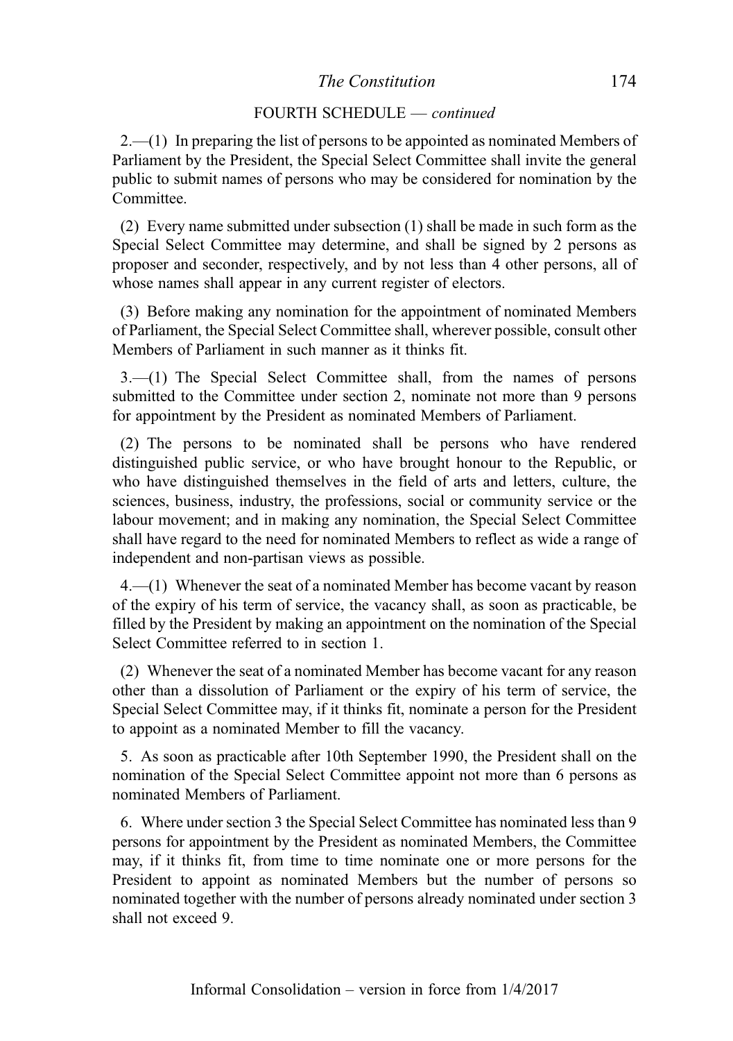FOURTH SCHEDULE — *continued*

2.—(1) In preparing the list of persons to be appointed as nominated Members of Parliament by the President, the Special Select Committee shall invite the general public to submit names of persons who may be considered for nomination by the Committee.

(2) Every name submitted under subsection (1) shall be made in such form as the Special Select Committee may determine, and shall be signed by 2 persons as proposer and seconder, respectively, and by not less than 4 other persons, all of whose names shall appear in any current register of electors.

(3) Before making any nomination for the appointment of nominated Members of Parliament, the Special Select Committee shall, wherever possible, consult other Members of Parliament in such manner as it thinks fit.

3.—(1) The Special Select Committee shall, from the names of persons submitted to the Committee under section 2, nominate not more than 9 persons for appointment by the President as nominated Members of Parliament.

(2) The persons to be nominated shall be persons who have rendered distinguished public service, or who have brought honour to the Republic, or who have distinguished themselves in the field of arts and letters, culture, the sciences, business, industry, the professions, social or community service or the labour movement; and in making any nomination, the Special Select Committee shall have regard to the need for nominated Members to reflect as wide a range of independent and non-partisan views as possible.

4.—(1) Whenever the seat of a nominated Member has become vacant by reason of the expiry of his term of service, the vacancy shall, as soon as practicable, be filled by the President by making an appointment on the nomination of the Special Select Committee referred to in section 1.

(2) Whenever the seat of a nominated Member has become vacant for any reason other than a dissolution of Parliament or the expiry of his term of service, the Special Select Committee may, if it thinks fit, nominate a person for the President to appoint as a nominated Member to fill the vacancy.

5. As soon as practicable after 10th September 1990, the President shall on the nomination of the Special Select Committee appoint not more than 6 persons as nominated Members of Parliament.

6. Where under section 3 the Special Select Committee has nominated less than 9 persons for appointment by the President as nominated Members, the Committee may, if it thinks fit, from time to time nominate one or more persons for the President to appoint as nominated Members but the number of persons so nominated together with the number of persons already nominated under section 3 shall not exceed 9.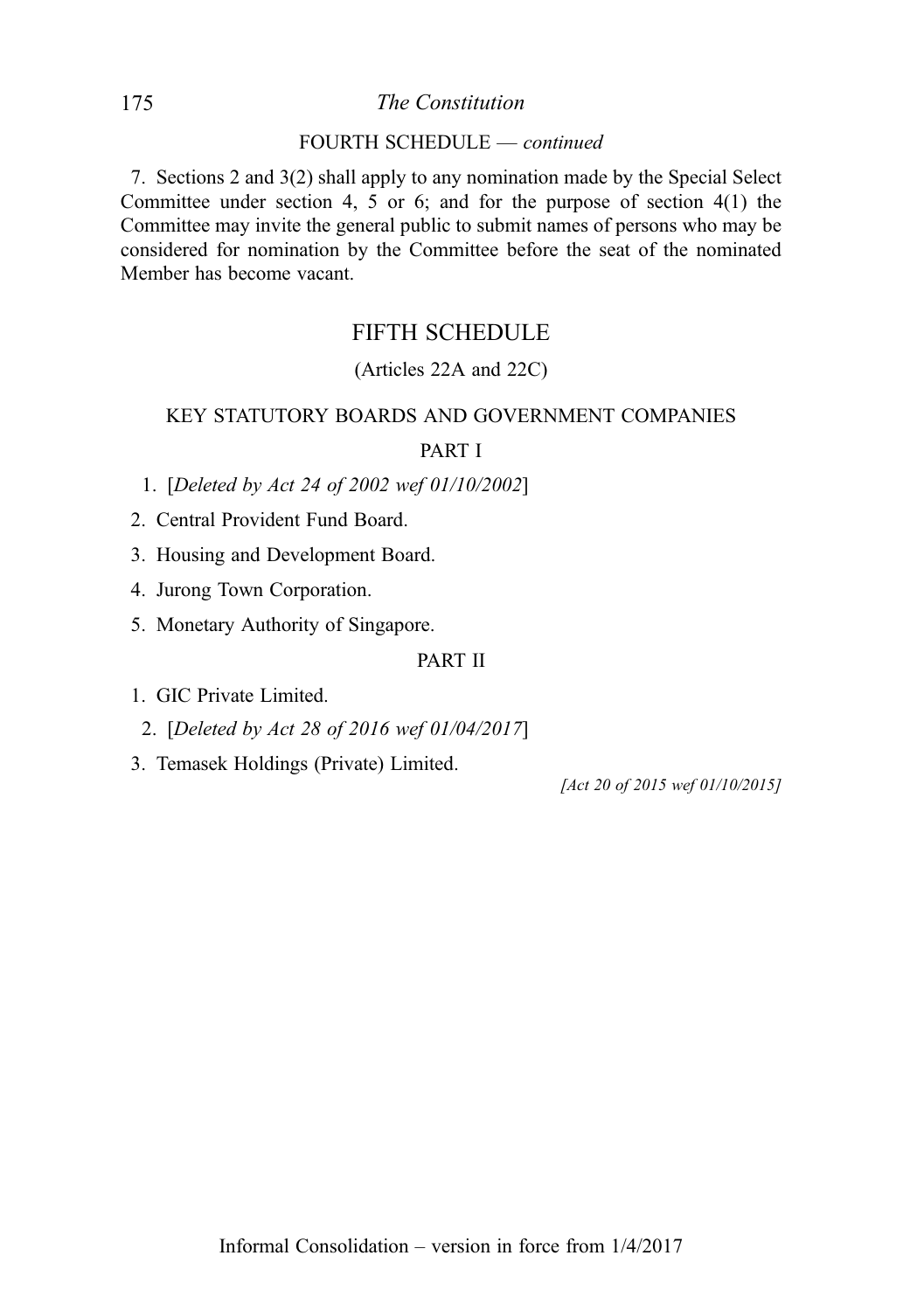FOURTH SCHEDULE — *continued*

7. Sections 2 and 3(2) shall apply to any nomination made by the Special Select Committee under section 4, 5 or 6; and for the purpose of section 4(1) the Committee may invite the general public to submit names of persons who may be considered for nomination by the Committee before the seat of the nominated Member has become vacant.

## FIFTH SCHEDULE

(Articles 22A and 22C)

### KEY STATUTORY BOARDS AND GOVERNMENT COMPANIES

#### PART I

1. [*Deleted by Act 24 of 2002 wef 01/10/2002*]
2. Central Provident Fund Board.
3. Housing and Development Board.
4. Jurong Town Corporation.
5. Monetary Authority of Singapore.

#### PART II

1. GIC Private Limited.
2. [*Deleted by Act 28 of 2016 wef 01/04/2017*]
3. Temasek Holdings (Private) Limited.

*[Act 20 of 2015 wef 01/10/2015]*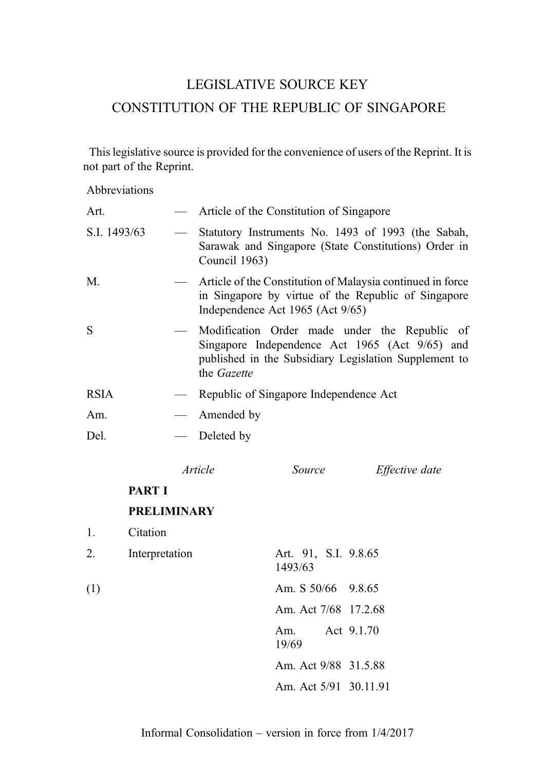# LEGISLATIVE SOURCE KEY
# CONSTITUTION OF THE REPUBLIC OF SINGAPORE

This legislative source is provided for the convenience of users of the Reprint. It is not part of the Reprint.

Abbreviations

| | | |
|---|---|---|
| Art. | — | Article of the Constitution of Singapore |
| S.I. 1493/63 | — | Statutory Instruments No. 1493 of 1993 (the Sabah, Sarawak and Singapore (State Constitutions) Order in Council 1963) |
| M. | — | Article of the Constitution of Malaysia continued in force in Singapore by virtue of the Republic of Singapore Independence Act 1965 (Act 9/65) |
| S | — | Modification Order made under the Republic of Singapore Independence Act 1965 (Act 9/65) and published in the Subsidiary Legislation Supplement to the *Gazette* |
| RSIA | — | Republic of Singapore Independence Act |
| Am. | — | Amended by |
| Del. | — | Deleted by |

| | *Article* | *Source* | *Effective date* |
|---|---|---|---|
| | **PART I** | | |
| | **PRELIMINARY** | | |
| 1. | Citation | | |
| 2. | Interpretation | Art. 91, S.I. 1493/63 | 9.8.65 |
| (1) | | Am. S 50/66 | 9.8.65 |
| | | Am. Act 7/68 | 17.2.68 |
| | | Am. Act 19/69 | 9.1.70 |
| | | Am. Act 9/88 | 31.5.88 |
| | | Am. Act 5/91 | 30.11.91 |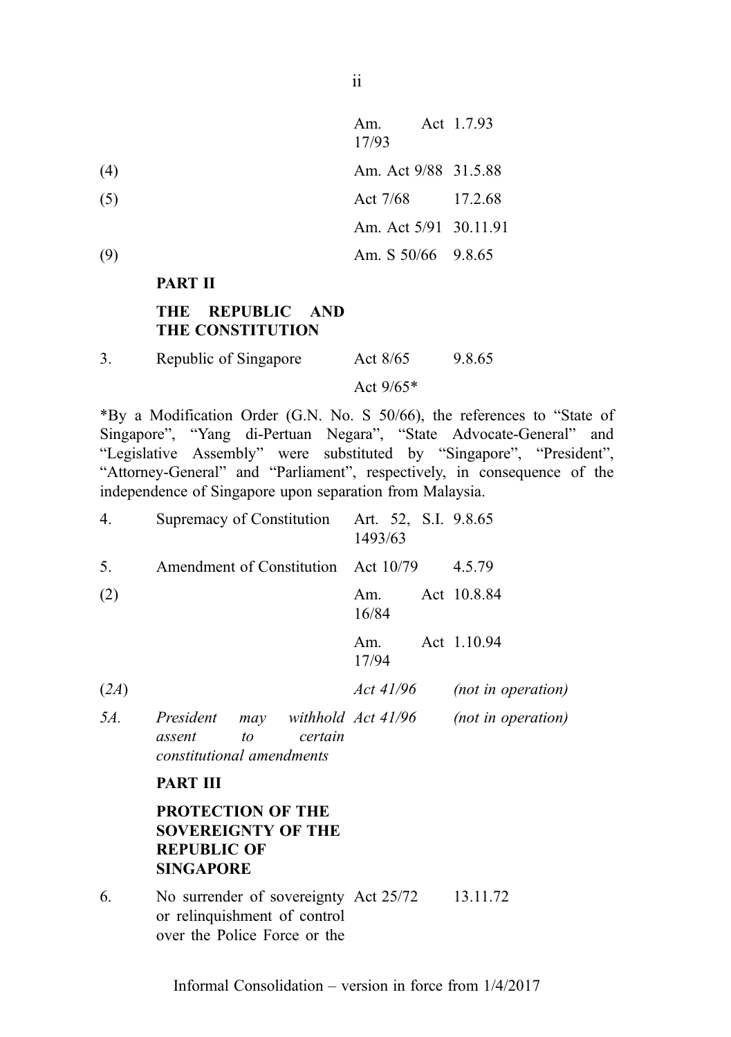| | | | |
|---|---|---|---|
| | | Am. Act 17/93 | 1.7.93 |
| (4) | | Am. Act 9/88 | 31.5.88 |
| (5) | | Act 7/68 | 17.2.68 |
| | | Am. Act 5/91 | 30.11.91 |
| (9) | | Am. S 50/66 | 9.8.65 |
| | **PART II** | | |
| | **THE REPUBLIC AND THE CONSTITUTION** | | |
| 3. | Republic of Singapore | Act 8/65 | 9.8.65 |
| | | Act 9/65* | |

*By a Modification Order (G.N. No. S 50/66), the references to "State of Singapore", "Yang di-Pertuan Negara", "State Advocate-General" and "Legislative Assembly" were substituted by "Singapore", "President", "Attorney-General" and "Parliament", respectively, in consequence of the independence of Singapore upon separation from Malaysia.

| | | | |
|---|---|---|---|
| 4. | Supremacy of Constitution | Art. 52, S.I. 1493/63 | 9.8.65 |
| 5. | Amendment of Constitution | Act 10/79 | 4.5.79 |
| (2) | | Am. Act 16/84 | 10.8.84 |
| | | Am. Act 17/94 | 1.10.94 |
| *(2A)* | | *Act 41/96* | *(not in operation)* |
| *5A.* | *President may withhold assent to certain constitutional amendments* | *Act 41/96* | *(not in operation)* |
| | **PART III** | | |
| | **PROTECTION OF THE SOVEREIGNTY OF THE REPUBLIC OF SINGAPORE** | | |
| 6. | No surrender of sovereignty or relinquishment of control over the Police Force or the | Act 25/72 | 13.11.72 |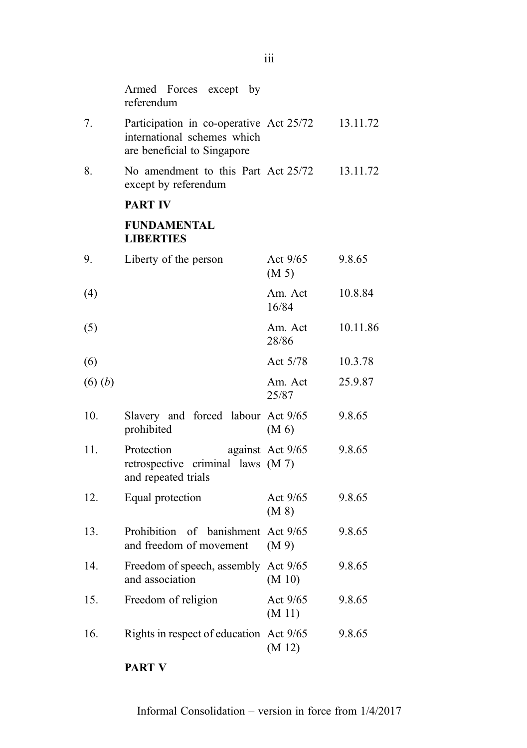| | | | |
|---|---|---|---|
| | Armed Forces except by referendum | | |
| 7. | Participation in co-operative international schemes which are beneficial to Singapore | Act 25/72 | 13.11.72 |
| 8. | No amendment to this Part except by referendum | Act 25/72 | 13.11.72 |
| | **PART IV** | | |
| | **FUNDAMENTAL LIBERTIES** | | |
| 9. | Liberty of the person | Act 9/65 (M 5) | 9.8.65 |
| (4) | | Am. Act 16/84 | 10.8.84 |
| (5) | | Am. Act 28/86 | 10.11.86 |
| (6) | | Act 5/78 | 10.3.78 |
| (6) (*b*) | | Am. Act 25/87 | 25.9.87 |
| 10. | Slavery and forced labour prohibited | Act 9/65 (M 6) | 9.8.65 |
| 11. | Protection against retrospective criminal laws and repeated trials | Act 9/65 (M 7) | 9.8.65 |
| 12. | Equal protection | Act 9/65 (M 8) | 9.8.65 |
| 13. | Prohibition of banishment and freedom of movement | Act 9/65 (M 9) | 9.8.65 |
| 14. | Freedom of speech, assembly and association | Act 9/65 (M 10) | 9.8.65 |
| 15. | Freedom of religion | Act 9/65 (M 11) | 9.8.65 |
| 16. | Rights in respect of education | Act 9/65 (M 12) | 9.8.65 |
| | **PART V** | | |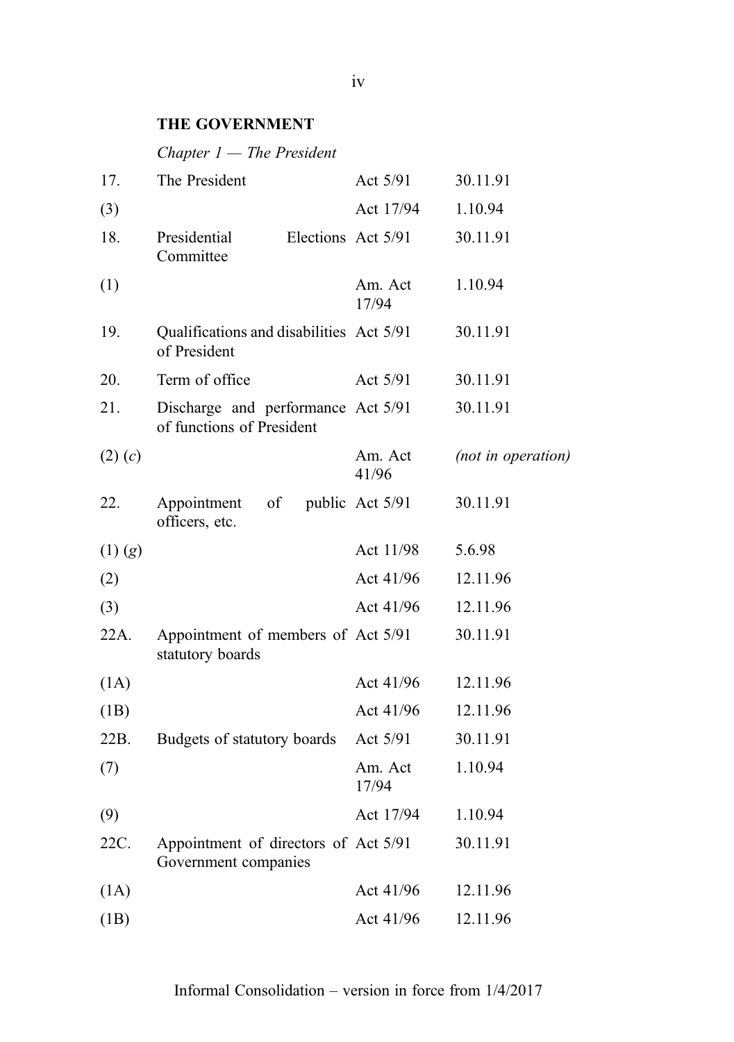**THE GOVERNMENT**

*Chapter 1 — The President*

| | | | |
|---|---|---|---|
| 17. | The President | Act 5/91 | 30.11.91 |
| (3) | | Act 17/94 | 1.10.94 |
| 18. | Presidential Elections Committee | Act 5/91 | 30.11.91 |
| (1) | | Am. Act 17/94 | 1.10.94 |
| 19. | Qualifications and disabilities of President | Act 5/91 | 30.11.91 |
| 20. | Term of office | Act 5/91 | 30.11.91 |
| 21. | Discharge and performance of functions of President | Act 5/91 | 30.11.91 |
| (2) (*c*) | | Am. Act 41/96 | *(not in operation)* |
| 22. | Appointment of public officers, etc. | Act 5/91 | 30.11.91 |
| (1) (*g*) | | Act 11/98 | 5.6.98 |
| (2) | | Act 41/96 | 12.11.96 |
| (3) | | Act 41/96 | 12.11.96 |
| 22A. | Appointment of members of statutory boards | Act 5/91 | 30.11.91 |
| (1A) | | Act 41/96 | 12.11.96 |
| (1B) | | Act 41/96 | 12.11.96 |
| 22B. | Budgets of statutory boards | Act 5/91 | 30.11.91 |
| (7) | | Am. Act 17/94 | 1.10.94 |
| (9) | | Act 17/94 | 1.10.94 |
| 22C. | Appointment of directors of Government companies | Act 5/91 | 30.11.91 |
| (1A) | | Act 41/96 | 12.11.96 |
| (1B) | | Act 41/96 | 12.11.96 |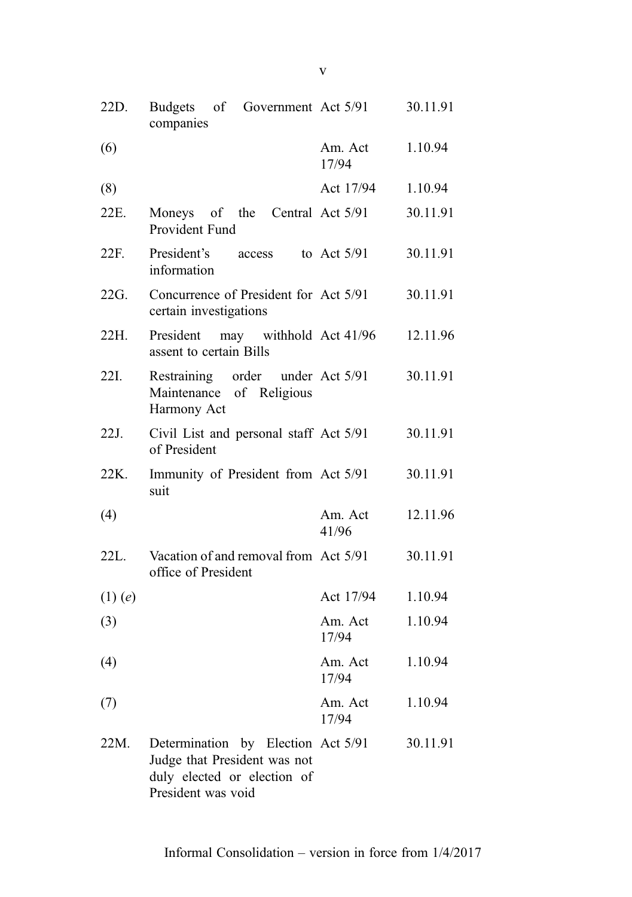| | | | |
|---|---|---|---|
| 22D. | Budgets of Government companies | Act 5/91 | 30.11.91 |
| (6) | | Am. Act 17/94 | 1.10.94 |
| (8) | | Act 17/94 | 1.10.94 |
| 22E. | Moneys of the Central Provident Fund | Act 5/91 | 30.11.91 |
| 22F. | President's access to information | Act 5/91 | 30.11.91 |
| 22G. | Concurrence of President for certain investigations | Act 5/91 | 30.11.91 |
| 22H. | President may withhold assent to certain Bills | Act 41/96 | 12.11.96 |
| 22I. | Restraining order under Maintenance of Religious Harmony Act | Act 5/91 | 30.11.91 |
| 22J. | Civil List and personal staff of President | Act 5/91 | 30.11.91 |
| 22K. | Immunity of President from suit | Act 5/91 | 30.11.91 |
| (4) | | Am. Act 41/96 | 12.11.96 |
| 22L. | Vacation of and removal from office of President | Act 5/91 | 30.11.91 |
| (1) (*e*) | | Act 17/94 | 1.10.94 |
| (3) | | Am. Act 17/94 | 1.10.94 |
| (4) | | Am. Act 17/94 | 1.10.94 |
| (7) | | Am. Act 17/94 | 1.10.94 |
| 22M. | Determination by Election Judge that President was not duly elected or election of President was void | Act 5/91 | 30.11.91 |

Informal Consolidation – version in force from 1/4/2017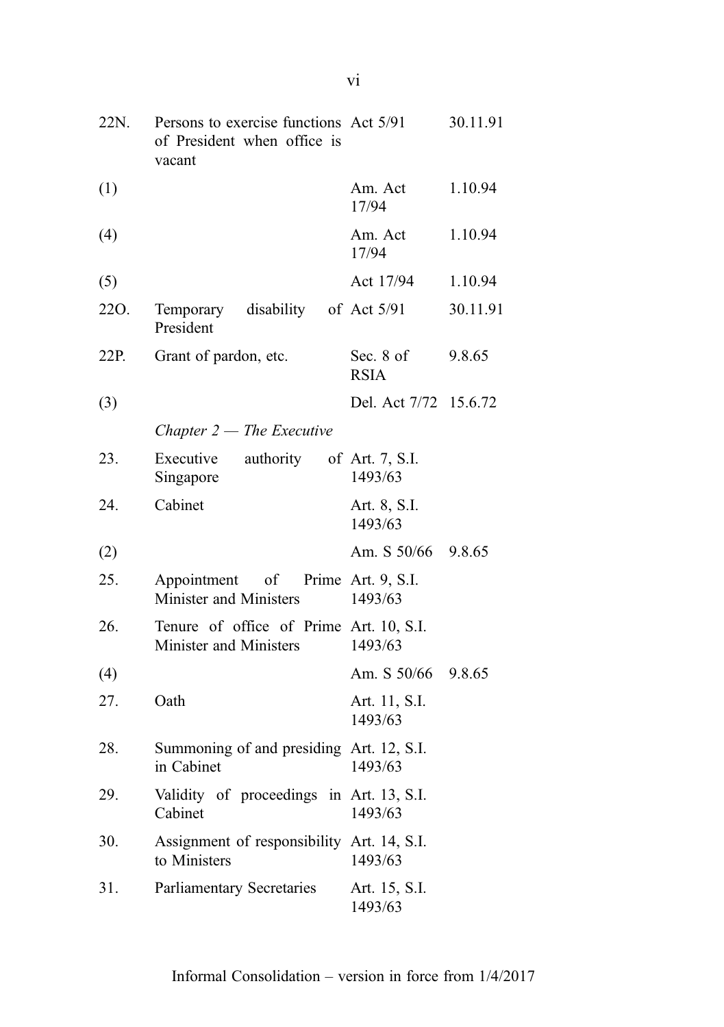| | | | |
|---|---|---|---|
| 22N. | Persons to exercise functions of President when office is vacant | Act 5/91 | 30.11.91 |
| (1) | | Am. Act 17/94 | 1.10.94 |
| (4) | | Am. Act 17/94 | 1.10.94 |
| (5) | | Act 17/94 | 1.10.94 |
| 22O. | Temporary disability of President | Act 5/91 | 30.11.91 |
| 22P. | Grant of pardon, etc. | Sec. 8 of RSIA | 9.8.65 |
| (3) | | Del. Act 7/72 | 15.6.72 |
| | *Chapter 2 — The Executive* | | |
| 23. | Executive authority of Singapore | Art. 7, S.I. 1493/63 | |
| 24. | Cabinet | Art. 8, S.I. 1493/63 | |
| (2) | | Am. S 50/66 | 9.8.65 |
| 25. | Appointment of Prime Minister and Ministers | Art. 9, S.I. 1493/63 | |
| 26. | Tenure of office of Prime Minister and Ministers | Art. 10, S.I. 1493/63 | |
| (4) | | Am. S 50/66 | 9.8.65 |
| 27. | Oath | Art. 11, S.I. 1493/63 | |
| 28. | Summoning of and presiding in Cabinet | Art. 12, S.I. 1493/63 | |
| 29. | Validity of proceedings in Cabinet | Art. 13, S.I. 1493/63 | |
| 30. | Assignment of responsibility to Ministers | Art. 14, S.I. 1493/63 | |
| 31. | Parliamentary Secretaries | Art. 15, S.I. 1493/63 | |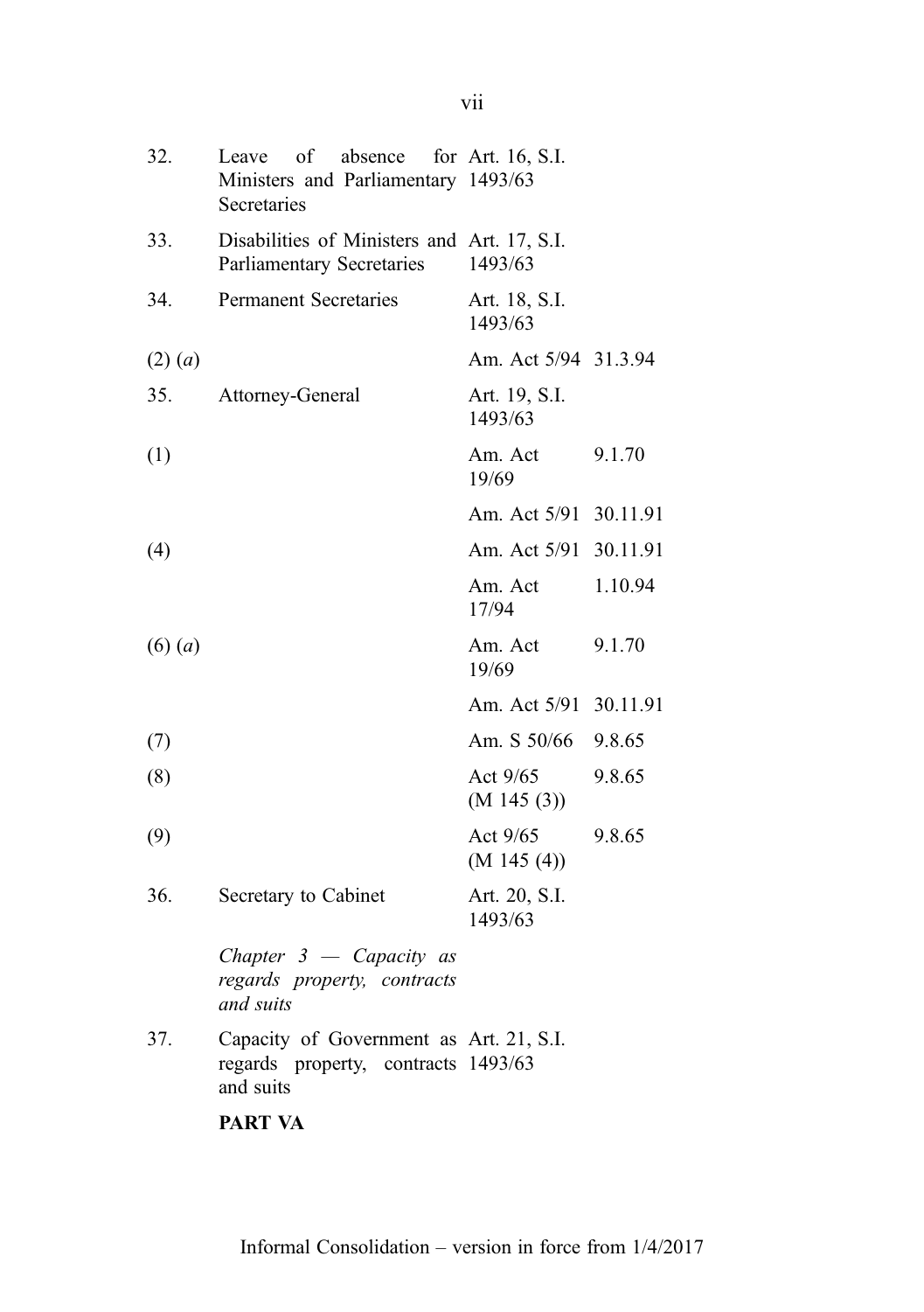| | | | |
|---|---|---|---|
| 32. | Leave of absence for Ministers and Parliamentary Secretaries | Art. 16, S.I. 1493/63 | |
| 33. | Disabilities of Ministers and Parliamentary Secretaries | Art. 17, S.I. 1493/63 | |
| 34. | Permanent Secretaries | Art. 18, S.I. 1493/63 | |
| (2) (*a*) | | Am. Act 5/94 | 31.3.94 |
| 35. | Attorney-General | Art. 19, S.I. 1493/63 | |
| (1) | | Am. Act 19/69 | 9.1.70 |
| | | Am. Act 5/91 | 30.11.91 |
| (4) | | Am. Act 5/91 | 30.11.91 |
| | | Am. Act 17/94 | 1.10.94 |
| (6) (*a*) | | Am. Act 19/69 | 9.1.70 |
| | | Am. Act 5/91 | 30.11.91 |
| (7) | | Am. S 50/66 | 9.8.65 |
| (8) | | Act 9/65 (M 145 (3)) | 9.8.65 |
| (9) | | Act 9/65 (M 145 (4)) | 9.8.65 |
| 36. | Secretary to Cabinet | Art. 20, S.I. 1493/63 | |
| | *Chapter 3 — Capacity as regards property, contracts and suits* | | |
| 37. | Capacity of Government as regards property, contracts and suits | Art. 21, S.I. 1493/63 | |
| | **PART VA** | | |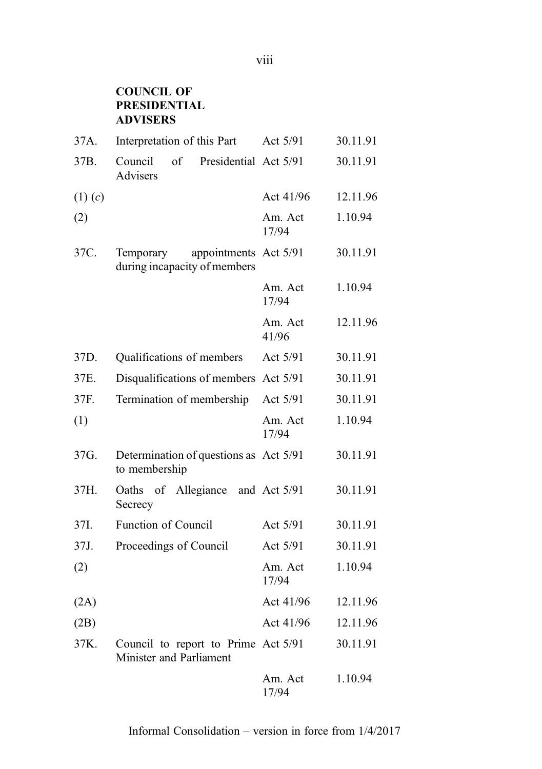**COUNCIL OF PRESIDENTIAL ADVISERS**

| | | | |
|---|---|---|---|
| 37A. | Interpretation of this Part | Act 5/91 | 30.11.91 |
| 37B. | Council of Presidential Advisers | Act 5/91 | 30.11.91 |
| (1) (*c*) | | Act 41/96 | 12.11.96 |
| (2) | | Am. Act 17/94 | 1.10.94 |
| 37C. | Temporary appointments during incapacity of members | Act 5/91 | 30.11.91 |
| | | Am. Act 17/94 | 1.10.94 |
| | | Am. Act 41/96 | 12.11.96 |
| 37D. | Qualifications of members | Act 5/91 | 30.11.91 |
| 37E. | Disqualifications of members | Act 5/91 | 30.11.91 |
| 37F. | Termination of membership | Act 5/91 | 30.11.91 |
| (1) | | Am. Act 17/94 | 1.10.94 |
| 37G. | Determination of questions as to membership | Act 5/91 | 30.11.91 |
| 37H. | Oaths of Allegiance and Secrecy | Act 5/91 | 30.11.91 |
| 37I. | Function of Council | Act 5/91 | 30.11.91 |
| 37J. | Proceedings of Council | Act 5/91 | 30.11.91 |
| (2) | | Am. Act 17/94 | 1.10.94 |
| (2A) | | Act 41/96 | 12.11.96 |
| (2B) | | Act 41/96 | 12.11.96 |
| 37K. | Council to report to Prime Minister and Parliament | Act 5/91 | 30.11.91 |
| | | Am. Act 17/94 | 1.10.94 |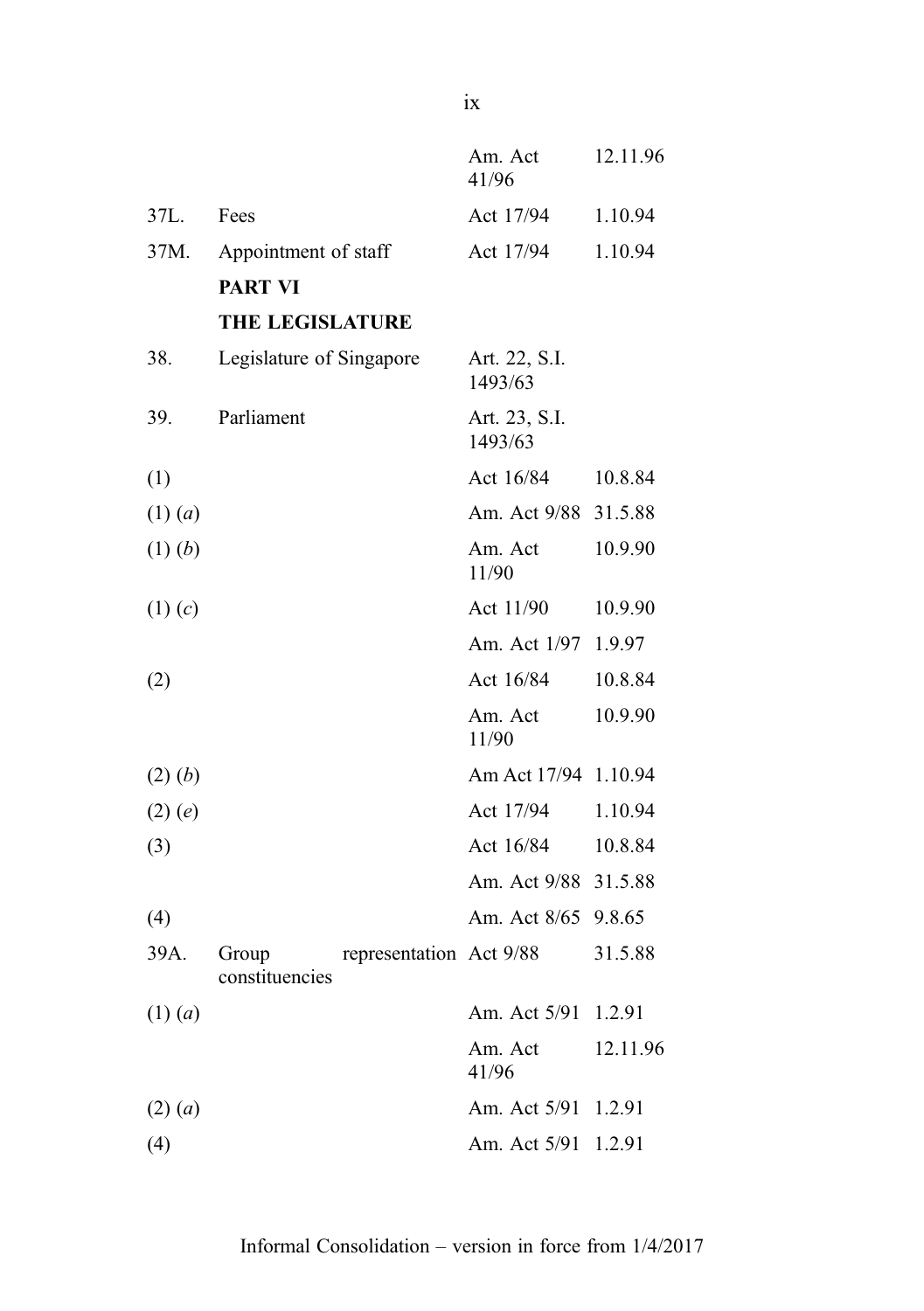| | | | |
|---|---|---|---|
| | | Am. Act 41/96 | 12.11.96 |
| 37L. | Fees | Act 17/94 | 1.10.94 |
| 37M. | Appointment of staff | Act 17/94 | 1.10.94 |
| | **PART VI** | | |
| | **THE LEGISLATURE** | | |
| 38. | Legislature of Singapore | Art. 22, S.I. 1493/63 | |
| 39. | Parliament | Art. 23, S.I. 1493/63 | |
| (1) | | Act 16/84 | 10.8.84 |
| (1) (*a*) | | Am. Act 9/88 | 31.5.88 |
| (1) (*b*) | | Am. Act 11/90 | 10.9.90 |
| (1) (*c*) | | Act 11/90 | 10.9.90 |
| | | Am. Act 1/97 | 1.9.97 |
| (2) | | Act 16/84 | 10.8.84 |
| | | Am. Act 11/90 | 10.9.90 |
| (2) (*b*) | | Am Act 17/94 | 1.10.94 |
| (2) (*e*) | | Act 17/94 | 1.10.94 |
| (3) | | Act 16/84 | 10.8.84 |
| | | Am. Act 9/88 | 31.5.88 |
| (4) | | Am. Act 8/65 | 9.8.65 |
| 39A. | Group representation constituencies | Act 9/88 | 31.5.88 |
| (1) (*a*) | | Am. Act 5/91 | 1.2.91 |
| | | Am. Act 41/96 | 12.11.96 |
| (2) (*a*) | | Am. Act 5/91 | 1.2.91 |
| (4) | | Am. Act 5/91 | 1.2.91 |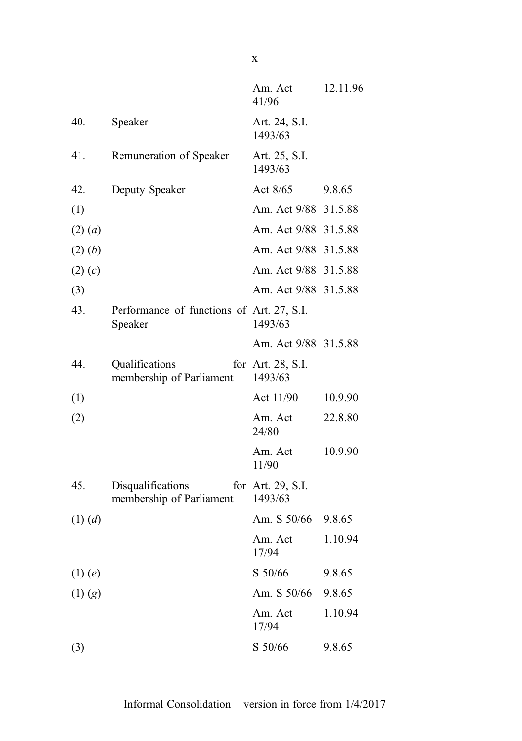| | | | |
|---|---|---|---|
| | | Am. Act 41/96 | 12.11.96 |
| 40. | Speaker | Art. 24, S.I. 1493/63 | |
| 41. | Remuneration of Speaker | Art. 25, S.I. 1493/63 | |
| 42. | Deputy Speaker | Act 8/65 | 9.8.65 |
| (1) | | Am. Act 9/88 | 31.5.88 |
| (2) (*a*) | | Am. Act 9/88 | 31.5.88 |
| (2) (*b*) | | Am. Act 9/88 | 31.5.88 |
| (2) (*c*) | | Am. Act 9/88 | 31.5.88 |
| (3) | | Am. Act 9/88 | 31.5.88 |
| 43. | Performance of functions of Speaker | Art. 27, S.I. 1493/63 | |
| | | Am. Act 9/88 | 31.5.88 |
| 44. | Qualifications for membership of Parliament | Art. 28, S.I. 1493/63 | |
| (1) | | Act 11/90 | 10.9.90 |
| (2) | | Am. Act 24/80 | 22.8.80 |
| | | Am. Act 11/90 | 10.9.90 |
| 45. | Disqualifications for membership of Parliament | Art. 29, S.I. 1493/63 | |
| (1) (*d*) | | Am. S 50/66 | 9.8.65 |
| | | Am. Act 17/94 | 1.10.94 |
| (1) (*e*) | | S 50/66 | 9.8.65 |
| (1) (*g*) | | Am. S 50/66 | 9.8.65 |
| | | Am. Act 17/94 | 1.10.94 |
| (3) | | S 50/66 | 9.8.65 |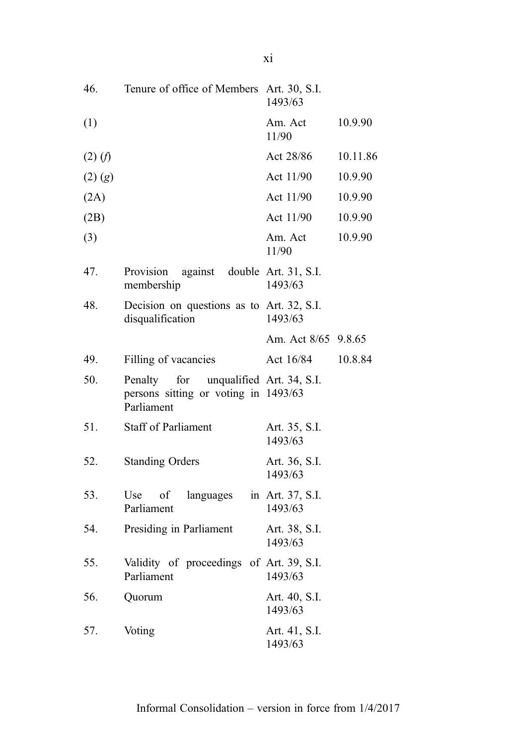| | | | |
|---|---|---|---|
| 46. | Tenure of office of Members | Art. 30, S.I. 1493/63 | |
| (1) | | Am. Act 11/90 | 10.9.90 |
| (2) (*f*) | | Act 28/86 | 10.11.86 |
| (2) (*g*) | | Act 11/90 | 10.9.90 |
| (2A) | | Act 11/90 | 10.9.90 |
| (2B) | | Act 11/90 | 10.9.90 |
| (3) | | Am. Act 11/90 | 10.9.90 |
| 47. | Provision against double membership | Art. 31, S.I. 1493/63 | |
| 48. | Decision on questions as to disqualification | Art. 32, S.I. 1493/63 | |
| | | Am. Act 8/65 | 9.8.65 |
| 49. | Filling of vacancies | Act 16/84 | 10.8.84 |
| 50. | Penalty for unqualified persons sitting or voting in Parliament | Art. 34, S.I. 1493/63 | |
| 51. | Staff of Parliament | Art. 35, S.I. 1493/63 | |
| 52. | Standing Orders | Art. 36, S.I. 1493/63 | |
| 53. | Use of languages in Parliament | Art. 37, S.I. 1493/63 | |
| 54. | Presiding in Parliament | Art. 38, S.I. 1493/63 | |
| 55. | Validity of proceedings of Parliament | Art. 39, S.I. 1493/63 | |
| 56. | Quorum | Art. 40, S.I. 1493/63 | |
| 57. | Voting | Art. 41, S.I. 1493/63 | |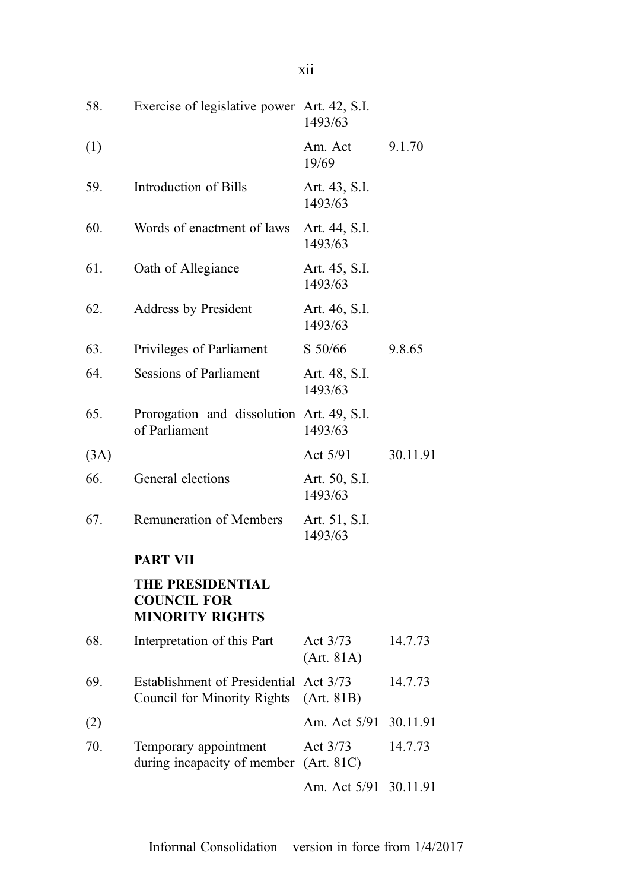| | | | |
|---|---|---|---|
| 58. | Exercise of legislative power | Art. 42, S.I. 1493/63 | |
| (1) | | Am. Act 19/69 | 9.1.70 |
| 59. | Introduction of Bills | Art. 43, S.I. 1493/63 | |
| 60. | Words of enactment of laws | Art. 44, S.I. 1493/63 | |
| 61. | Oath of Allegiance | Art. 45, S.I. 1493/63 | |
| 62. | Address by President | Art. 46, S.I. 1493/63 | |
| 63. | Privileges of Parliament | S 50/66 | 9.8.65 |
| 64. | Sessions of Parliament | Art. 48, S.I. 1493/63 | |
| 65. | Prorogation and dissolution of Parliament | Art. 49, S.I. 1493/63 | |
| (3A) | | Act 5/91 | 30.11.91 |
| 66. | General elections | Art. 50, S.I. 1493/63 | |
| 67. | Remuneration of Members | Art. 51, S.I. 1493/63 | |
| | **PART VII** | | |
| | **THE PRESIDENTIAL COUNCIL FOR MINORITY RIGHTS** | | |
| 68. | Interpretation of this Part | Act 3/73 (Art. 81A) | 14.7.73 |
| 69. | Establishment of Presidential Council for Minority Rights | Act 3/73 (Art. 81B) | 14.7.73 |
| (2) | | Am. Act 5/91 | 30.11.91 |
| 70. | Temporary appointment during incapacity of member | Act 3/73 (Art. 81C) | 14.7.73 |
| | | Am. Act 5/91 | 30.11.91 |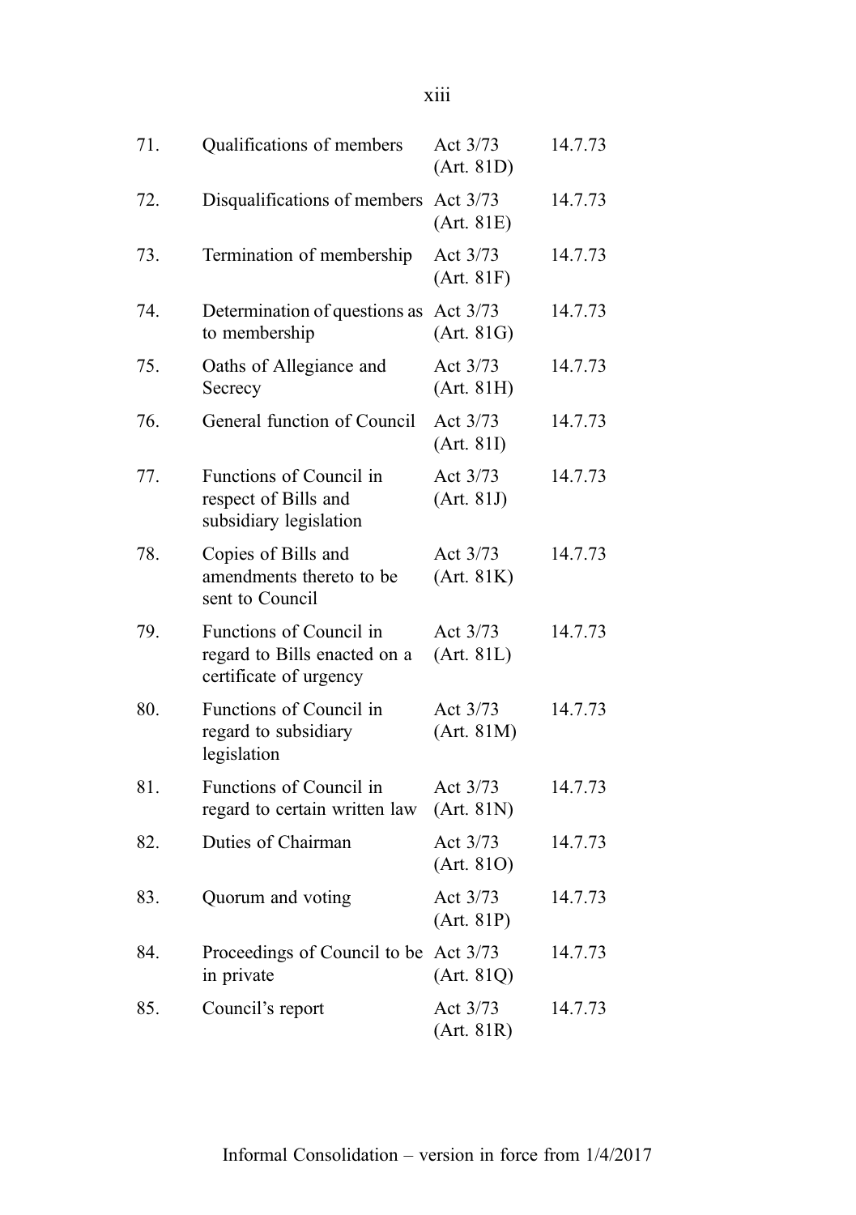| | | | |
|---|---|---|---|
| 71. | Qualifications of members | Act 3/73 (Art. 81D) | 14.7.73 |
| 72. | Disqualifications of members | Act 3/73 (Art. 81E) | 14.7.73 |
| 73. | Termination of membership | Act 3/73 (Art. 81F) | 14.7.73 |
| 74. | Determination of questions as to membership | Act 3/73 (Art. 81G) | 14.7.73 |
| 75. | Oaths of Allegiance and Secrecy | Act 3/73 (Art. 81H) | 14.7.73 |
| 76. | General function of Council | Act 3/73 (Art. 81I) | 14.7.73 |
| 77. | Functions of Council in respect of Bills and subsidiary legislation | Act 3/73 (Art. 81J) | 14.7.73 |
| 78. | Copies of Bills and amendments thereto to be sent to Council | Act 3/73 (Art. 81K) | 14.7.73 |
| 79. | Functions of Council in regard to Bills enacted on a certificate of urgency | Act 3/73 (Art. 81L) | 14.7.73 |
| 80. | Functions of Council in regard to subsidiary legislation | Act 3/73 (Art. 81M) | 14.7.73 |
| 81. | Functions of Council in regard to certain written law | Act 3/73 (Art. 81N) | 14.7.73 |
| 82. | Duties of Chairman | Act 3/73 (Art. 81O) | 14.7.73 |
| 83. | Quorum and voting | Act 3/73 (Art. 81P) | 14.7.73 |
| 84. | Proceedings of Council to be in private | Act 3/73 (Art. 81Q) | 14.7.73 |
| 85. | Council's report | Act 3/73 (Art. 81R) | 14.7.73 |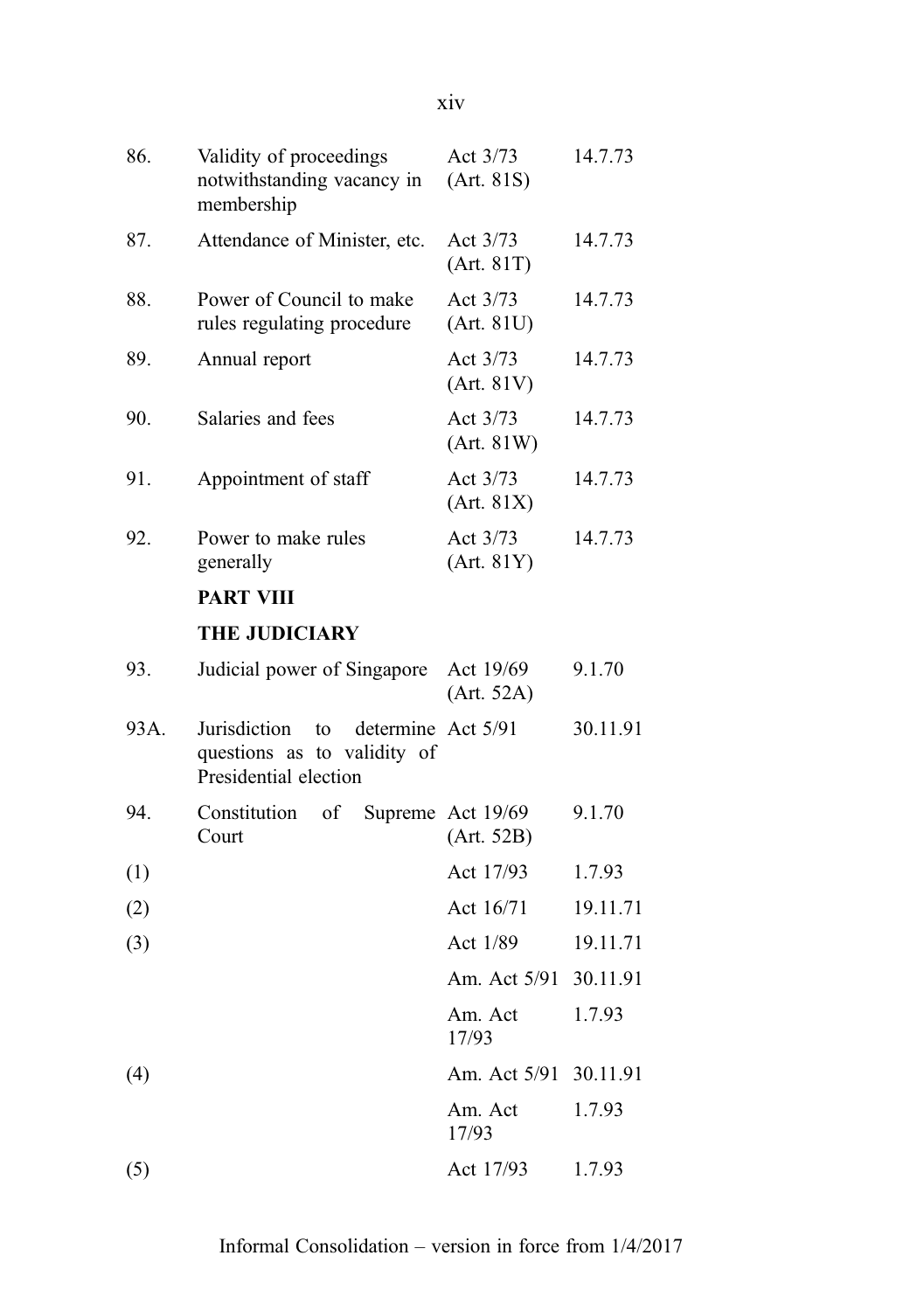| | | | |
|---|---|---|---|
| 86. | Validity of proceedings notwithstanding vacancy in membership | Act 3/73 (Art. 81S) | 14.7.73 |
| 87. | Attendance of Minister, etc. | Act 3/73 (Art. 81T) | 14.7.73 |
| 88. | Power of Council to make rules regulating procedure | Act 3/73 (Art. 81U) | 14.7.73 |
| 89. | Annual report | Act 3/73 (Art. 81V) | 14.7.73 |
| 90. | Salaries and fees | Act 3/73 (Art. 81W) | 14.7.73 |
| 91. | Appointment of staff | Act 3/73 (Art. 81X) | 14.7.73 |
| 92. | Power to make rules generally | Act 3/73 (Art. 81Y) | 14.7.73 |
| | **PART VIII** | | |
| | **THE JUDICIARY** | | |
| 93. | Judicial power of Singapore | Act 19/69 (Art. 52A) | 9.1.70 |
| 93A. | Jurisdiction to determine questions as to validity of Presidential election | Act 5/91 | 30.11.91 |
| 94. | Constitution of Supreme Court | Act 19/69 (Art. 52B) | 9.1.70 |
| (1) | | Act 17/93 | 1.7.93 |
| (2) | | Act 16/71 | 19.11.71 |
| (3) | | Act 1/89 | 19.11.71 |
| | | Am. Act 5/91 | 30.11.91 |
| | | Am. Act 17/93 | 1.7.93 |
| (4) | | Am. Act 5/91 | 30.11.91 |
| | | Am. Act 17/93 | 1.7.93 |
| (5) | | Act 17/93 | 1.7.93 |

Informal Consolidation – version in force from 1/4/2017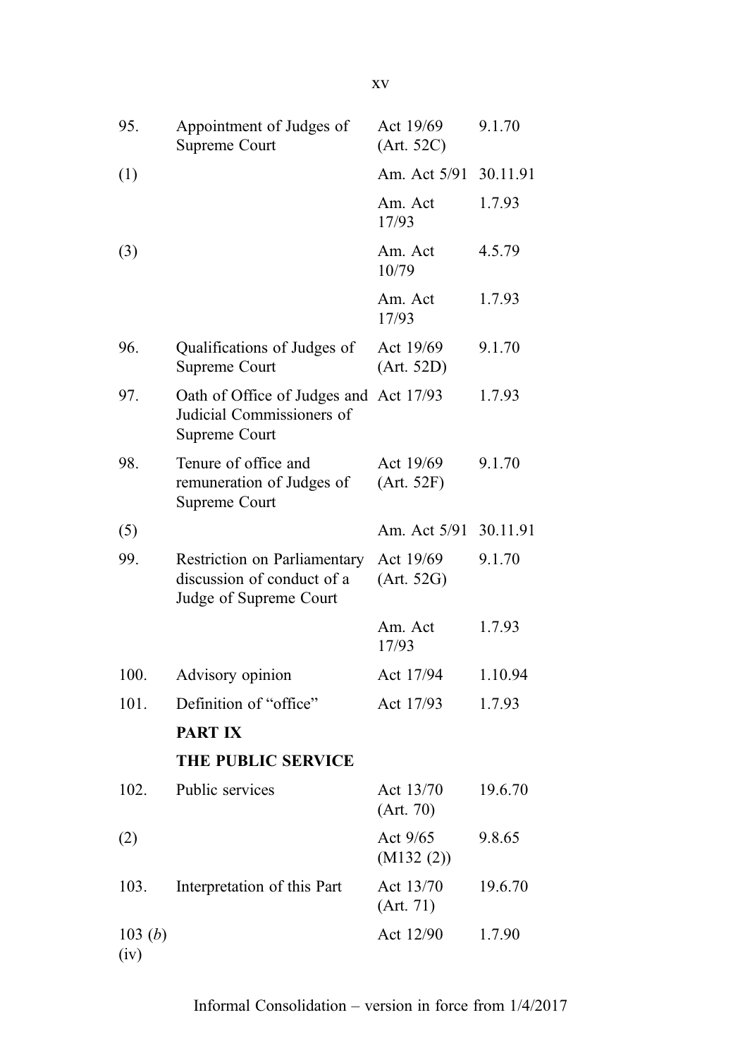| | | | |
|---|---|---|---|
| 95. | Appointment of Judges of Supreme Court | Act 19/69 (Art. 52C) | 9.1.70 |
| (1) | | Am. Act 5/91 | 30.11.91 |
| | | Am. Act 17/93 | 1.7.93 |
| (3) | | Am. Act 10/79 | 4.5.79 |
| | | Am. Act 17/93 | 1.7.93 |
| 96. | Qualifications of Judges of Supreme Court | Act 19/69 (Art. 52D) | 9.1.70 |
| 97. | Oath of Office of Judges and Judicial Commissioners of Supreme Court | Act 17/93 | 1.7.93 |
| 98. | Tenure of office and remuneration of Judges of Supreme Court | Act 19/69 (Art. 52F) | 9.1.70 |
| (5) | | Am. Act 5/91 | 30.11.91 |
| 99. | Restriction on Parliamentary discussion of conduct of a Judge of Supreme Court | Act 19/69 (Art. 52G) | 9.1.70 |
| | | Am. Act 17/93 | 1.7.93 |
| 100. | Advisory opinion | Act 17/94 | 1.10.94 |
| 101. | Definition of "office" | Act 17/93 | 1.7.93 |
| | **PART IX** | | |
| | **THE PUBLIC SERVICE** | | |
| 102. | Public services | Act 13/70 (Art. 70) | 19.6.70 |
| (2) | | Act 9/65 (M132 (2)) | 9.8.65 |
| 103. | Interpretation of this Part | Act 13/70 (Art. 71) | 19.6.70 |
| 103 (*b*) (iv) | | Act 12/90 | 1.7.90 |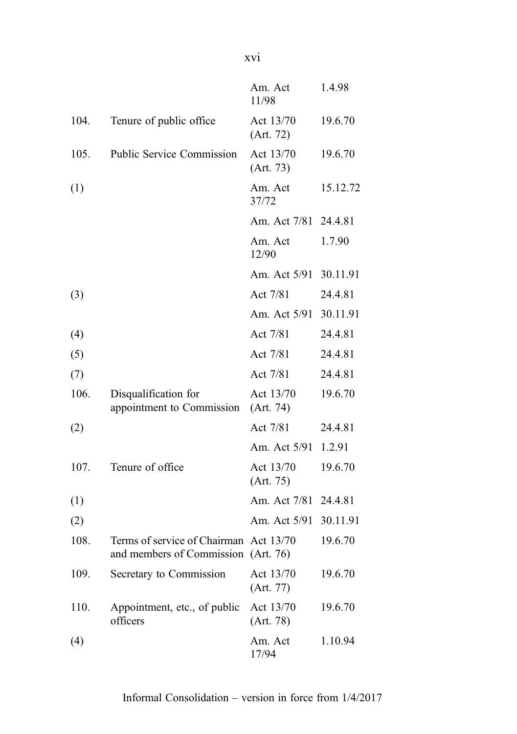| | | | |
|---|---|---|---|
| | | Am. Act 11/98 | 1.4.98 |
| 104. | Tenure of public office | Act 13/70 (Art. 72) | 19.6.70 |
| 105. | Public Service Commission | Act 13/70 (Art. 73) | 19.6.70 |
| (1) | | Am. Act 37/72 | 15.12.72 |
| | | Am. Act 7/81 | 24.4.81 |
| | | Am. Act 12/90 | 1.7.90 |
| | | Am. Act 5/91 | 30.11.91 |
| (3) | | Act 7/81 | 24.4.81 |
| | | Am. Act 5/91 | 30.11.91 |
| (4) | | Act 7/81 | 24.4.81 |
| (5) | | Act 7/81 | 24.4.81 |
| (7) | | Act 7/81 | 24.4.81 |
| 106. | Disqualification for appointment to Commission | Act 13/70 (Art. 74) | 19.6.70 |
| (2) | | Act 7/81 | 24.4.81 |
| | | Am. Act 5/91 | 1.2.91 |
| 107. | Tenure of office | Act 13/70 (Art. 75) | 19.6.70 |
| (1) | | Am. Act 7/81 | 24.4.81 |
| (2) | | Am. Act 5/91 | 30.11.91 |
| 108. | Terms of service of Chairman and members of Commission | Act 13/70 (Art. 76) | 19.6.70 |
| 109. | Secretary to Commission | Act 13/70 (Art. 77) | 19.6.70 |
| 110. | Appointment, etc., of public officers | Act 13/70 (Art. 78) | 19.6.70 |
| (4) | | Am. Act 17/94 | 1.10.94 |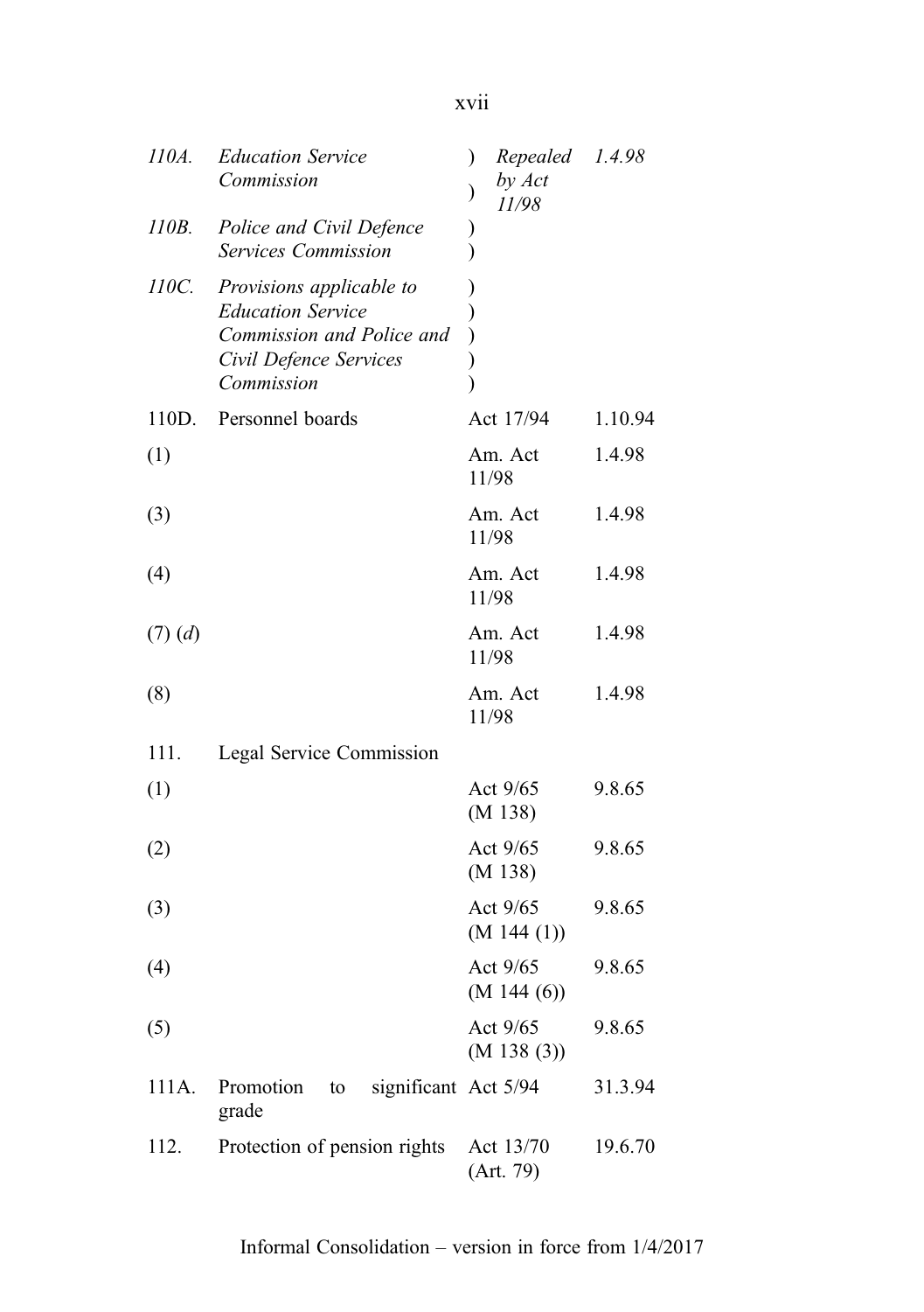| | | | |
|---|---|---|---|
| *110A.* | *Education Service Commission* | *Repealed by Act 11/98* | *1.4.98* |
| *110B.* | *Police and Civil Defence Services Commission* | | |
| *110C.* | *Provisions applicable to Education Service Commission and Police and Civil Defence Services Commission* | | |
| 110D. | Personnel boards | Act 17/94 | 1.10.94 |
| (1) | | Am. Act 11/98 | 1.4.98 |
| (3) | | Am. Act 11/98 | 1.4.98 |
| (4) | | Am. Act 11/98 | 1.4.98 |
| (7) (*d*) | | Am. Act 11/98 | 1.4.98 |
| (8) | | Am. Act 11/98 | 1.4.98 |
| 111. | Legal Service Commission | | |
| (1) | | Act 9/65 (M 138) | 9.8.65 |
| (2) | | Act 9/65 (M 138) | 9.8.65 |
| (3) | | Act 9/65 (M 144 (1)) | 9.8.65 |
| (4) | | Act 9/65 (M 144 (6)) | 9.8.65 |
| (5) | | Act 9/65 (M 138 (3)) | 9.8.65 |
| 111A. | Promotion to significant grade | Act 5/94 | 31.3.94 |
| 112. | Protection of pension rights | Act 13/70 (Art. 79) | 19.6.70 |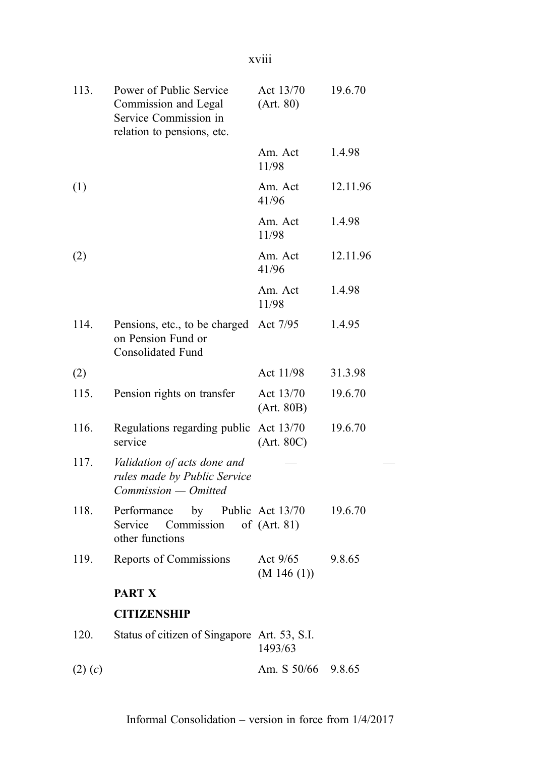| | | | |
|---|---|---|---|
| 113. | Power of Public Service Commission and Legal Service Commission in relation to pensions, etc. | Act 13/70 (Art. 80) | 19.6.70 |
| | | Am. Act 11/98 | 1.4.98 |
| (1) | | Am. Act 41/96 | 12.11.96 |
| | | Am. Act 11/98 | 1.4.98 |
| (2) | | Am. Act 41/96 | 12.11.96 |
| | | Am. Act 11/98 | 1.4.98 |
| 114. | Pensions, etc., to be charged on Pension Fund or Consolidated Fund | Act 7/95 | 1.4.95 |
| (2) | | Act 11/98 | 31.3.98 |
| 115. | Pension rights on transfer | Act 13/70 (Art. 80B) | 19.6.70 |
| 116. | Regulations regarding public service | Act 13/70 (Art. 80C) | 19.6.70 |
| 117. | *Validation of acts done and rules made by Public Service Commission — Omitted* | — | — |
| 118. | Performance by Public Service Commission of other functions | Act 13/70 (Art. 81) | 19.6.70 |
| 119. | Reports of Commissions | Act 9/65 (M 146 (1)) | 9.8.65 |
| | **PART X** | | |
| | **CITIZENSHIP** | | |
| 120. | Status of citizen of Singapore | Art. 53, S.I. 1493/63 | |
| (2) (*c*) | | Am. S 50/66 | 9.8.65 |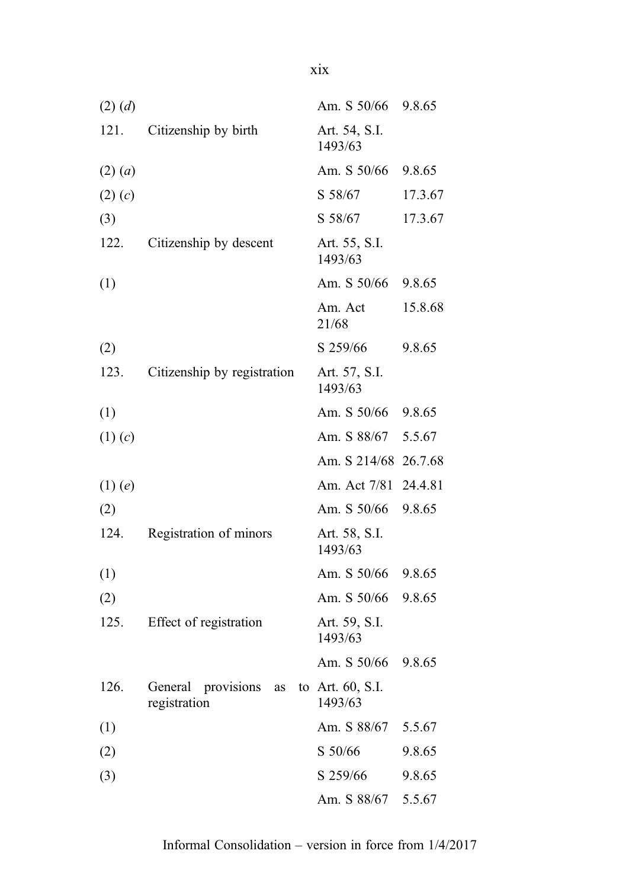| | | | |
|---|---|---|---|
| (2) (*d*) | | Am. S 50/66 | 9.8.65 |
| 121. | Citizenship by birth | Art. 54, S.I. 1493/63 | |
| (2) (*a*) | | Am. S 50/66 | 9.8.65 |
| (2) (*c*) | | S 58/67 | 17.3.67 |
| (3) | | S 58/67 | 17.3.67 |
| 122. | Citizenship by descent | Art. 55, S.I. 1493/63 | |
| (1) | | Am. S 50/66 | 9.8.65 |
| | | Am. Act 21/68 | 15.8.68 |
| (2) | | S 259/66 | 9.8.65 |
| 123. | Citizenship by registration | Art. 57, S.I. 1493/63 | |
| (1) | | Am. S 50/66 | 9.8.65 |
| (1) (*c*) | | Am. S 88/67 | 5.5.67 |
| | | Am. S 214/68 | 26.7.68 |
| (1) (*e*) | | Am. Act 7/81 | 24.4.81 |
| (2) | | Am. S 50/66 | 9.8.65 |
| 124. | Registration of minors | Art. 58, S.I. 1493/63 | |
| (1) | | Am. S 50/66 | 9.8.65 |
| (2) | | Am. S 50/66 | 9.8.65 |
| 125. | Effect of registration | Art. 59, S.I. 1493/63 | |
| | | Am. S 50/66 | 9.8.65 |
| 126. | General provisions as to registration | Art. 60, S.I. 1493/63 | |
| (1) | | Am. S 88/67 | 5.5.67 |
| (2) | | S 50/66 | 9.8.65 |
| (3) | | S 259/66 | 9.8.65 |
| | | Am. S 88/67 | 5.5.67 |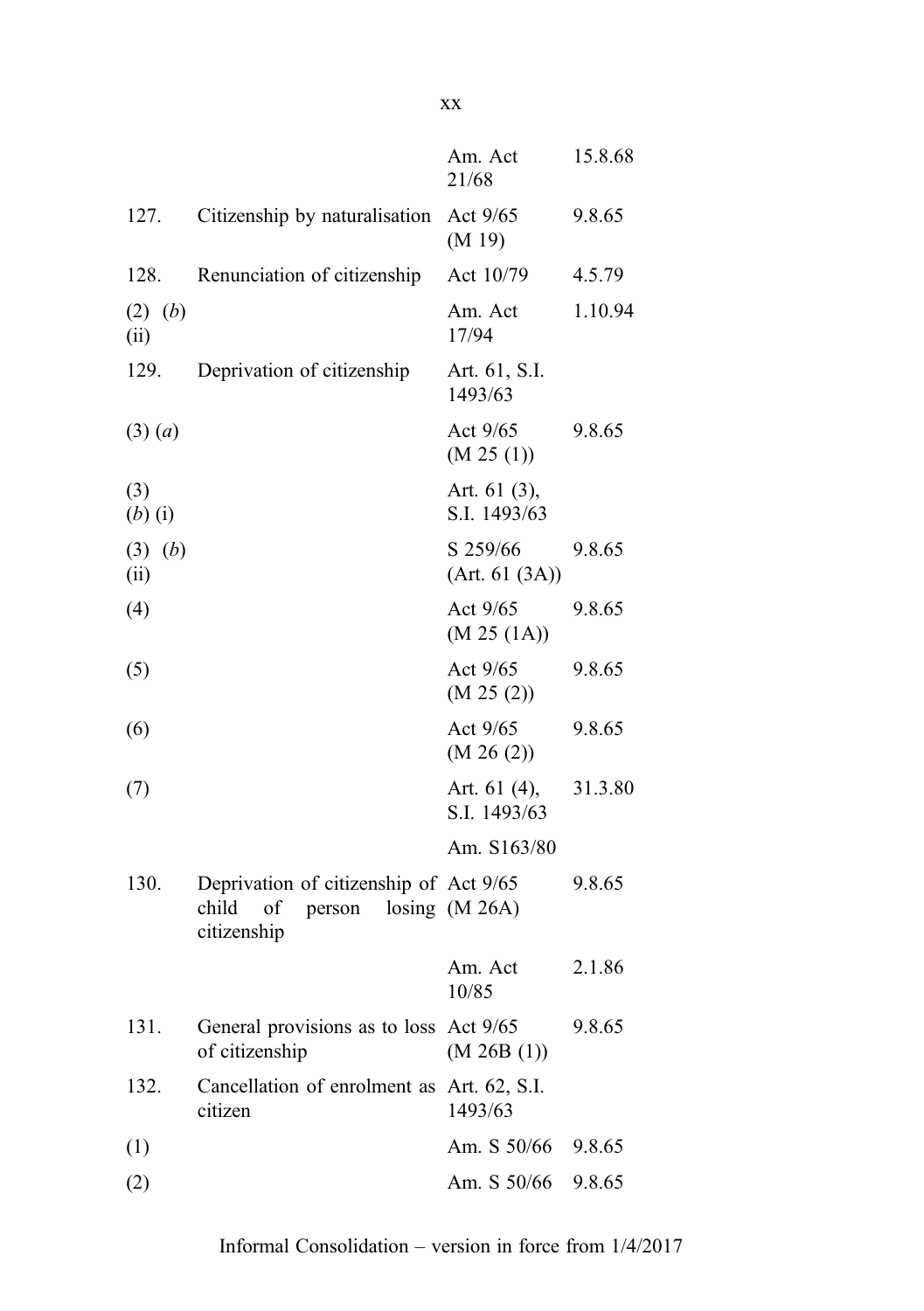| | | | |
|---|---|---|---|
| | | Am. Act 21/68 | 15.8.68 |
| 127. | Citizenship by naturalisation | Act 9/65 (M 19) | 9.8.65 |
| 128. | Renunciation of citizenship | Act 10/79 | 4.5.79 |
| (2) (*b*) (ii) | | Am. Act 17/94 | 1.10.94 |
| 129. | Deprivation of citizenship | Art. 61, S.I. 1493/63 | |
| (3) (*a*) | | Act 9/65 (M 25 (1)) | 9.8.65 |
| (3) (*b*) (i) | | Art. 61 (3), S.I. 1493/63 | |
| (3) (*b*) (ii) | | S 259/66 (Art. 61 (3A)) | 9.8.65 |
| (4) | | Act 9/65 (M 25 (1A)) | 9.8.65 |
| (5) | | Act 9/65 (M 25 (2)) | 9.8.65 |
| (6) | | Act 9/65 (M 26 (2)) | 9.8.65 |
| (7) | | Art. 61 (4), S.I. 1493/63 | 31.3.80 |
| | | Am. S163/80 | |
| 130. | Deprivation of citizenship of child of person losing citizenship | Act 9/65 (M 26A) | 9.8.65 |
| | | Am. Act 10/85 | 2.1.86 |
| 131. | General provisions as to loss of citizenship | Act 9/65 (M 26B (1)) | 9.8.65 |
| 132. | Cancellation of enrolment as citizen | Art. 62, S.I. 1493/63 | |
| (1) | | Am. S 50/66 | 9.8.65 |
| (2) | | Am. S 50/66 | 9.8.65 |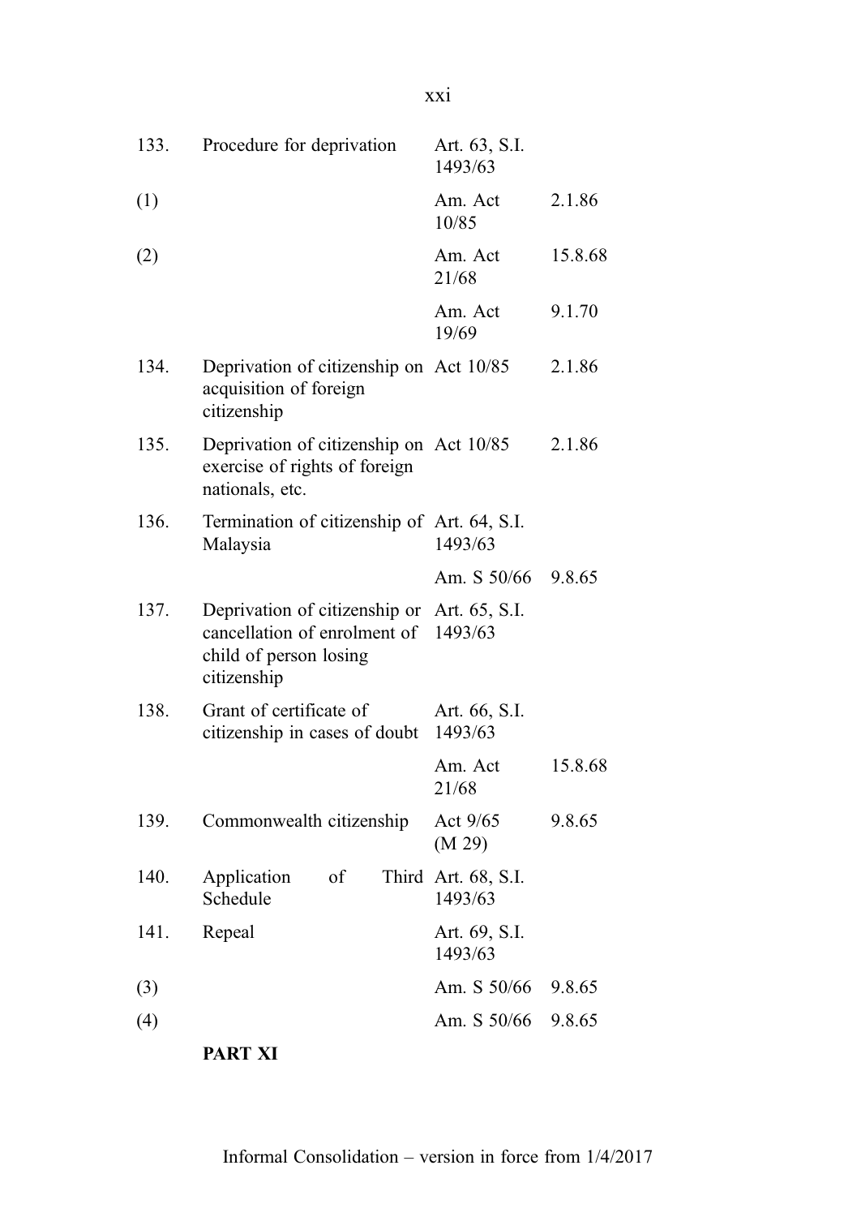| | | | |
|---|---|---|---|
| 133. | Procedure for deprivation | Art. 63, S.I. 1493/63 | |
| (1) | | Am. Act 10/85 | 2.1.86 |
| (2) | | Am. Act 21/68 | 15.8.68 |
| | | Am. Act 19/69 | 9.1.70 |
| 134. | Deprivation of citizenship on acquisition of foreign citizenship | Act 10/85 | 2.1.86 |
| 135. | Deprivation of citizenship on exercise of rights of foreign nationals, etc. | Act 10/85 | 2.1.86 |
| 136. | Termination of citizenship of Malaysia | Art. 64, S.I. 1493/63 | |
| | | Am. S 50/66 | 9.8.65 |
| 137. | Deprivation of citizenship or cancellation of enrolment of child of person losing citizenship | Art. 65, S.I. 1493/63 | |
| 138. | Grant of certificate of citizenship in cases of doubt | Art. 66, S.I. 1493/63 | |
| | | Am. Act 21/68 | 15.8.68 |
| 139. | Commonwealth citizenship | Act 9/65 (M 29) | 9.8.65 |
| 140. | Application of Third Schedule | Art. 68, S.I. 1493/63 | |
| 141. | Repeal | Art. 69, S.I. 1493/63 | |
| (3) | | Am. S 50/66 | 9.8.65 |
| (4) | | Am. S 50/66 | 9.8.65 |

**PART XI**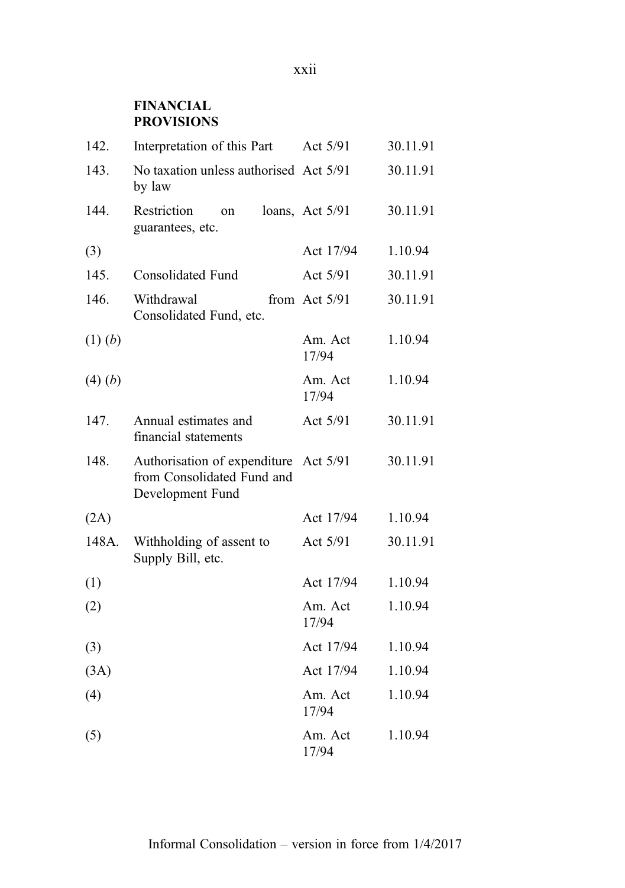**FINANCIAL PROVISIONS**

| | | | |
|---|---|---|---|
| 142. | Interpretation of this Part | Act 5/91 | 30.11.91 |
| 143. | No taxation unless authorised by law | Act 5/91 | 30.11.91 |
| 144. | Restriction on loans, guarantees, etc. | Act 5/91 | 30.11.91 |
| (3) | | Act 17/94 | 1.10.94 |
| 145. | Consolidated Fund | Act 5/91 | 30.11.91 |
| 146. | Withdrawal from Consolidated Fund, etc. | Act 5/91 | 30.11.91 |
| (1) (*b*) | | Am. Act 17/94 | 1.10.94 |
| (4) (*b*) | | Am. Act 17/94 | 1.10.94 |
| 147. | Annual estimates and financial statements | Act 5/91 | 30.11.91 |
| 148. | Authorisation of expenditure from Consolidated Fund and Development Fund | Act 5/91 | 30.11.91 |
| (2A) | | Act 17/94 | 1.10.94 |
| 148A. | Withholding of assent to Supply Bill, etc. | Act 5/91 | 30.11.91 |
| (1) | | Act 17/94 | 1.10.94 |
| (2) | | Am. Act 17/94 | 1.10.94 |
| (3) | | Act 17/94 | 1.10.94 |
| (3A) | | Act 17/94 | 1.10.94 |
| (4) | | Am. Act 17/94 | 1.10.94 |
| (5) | | Am. Act 17/94 | 1.10.94 |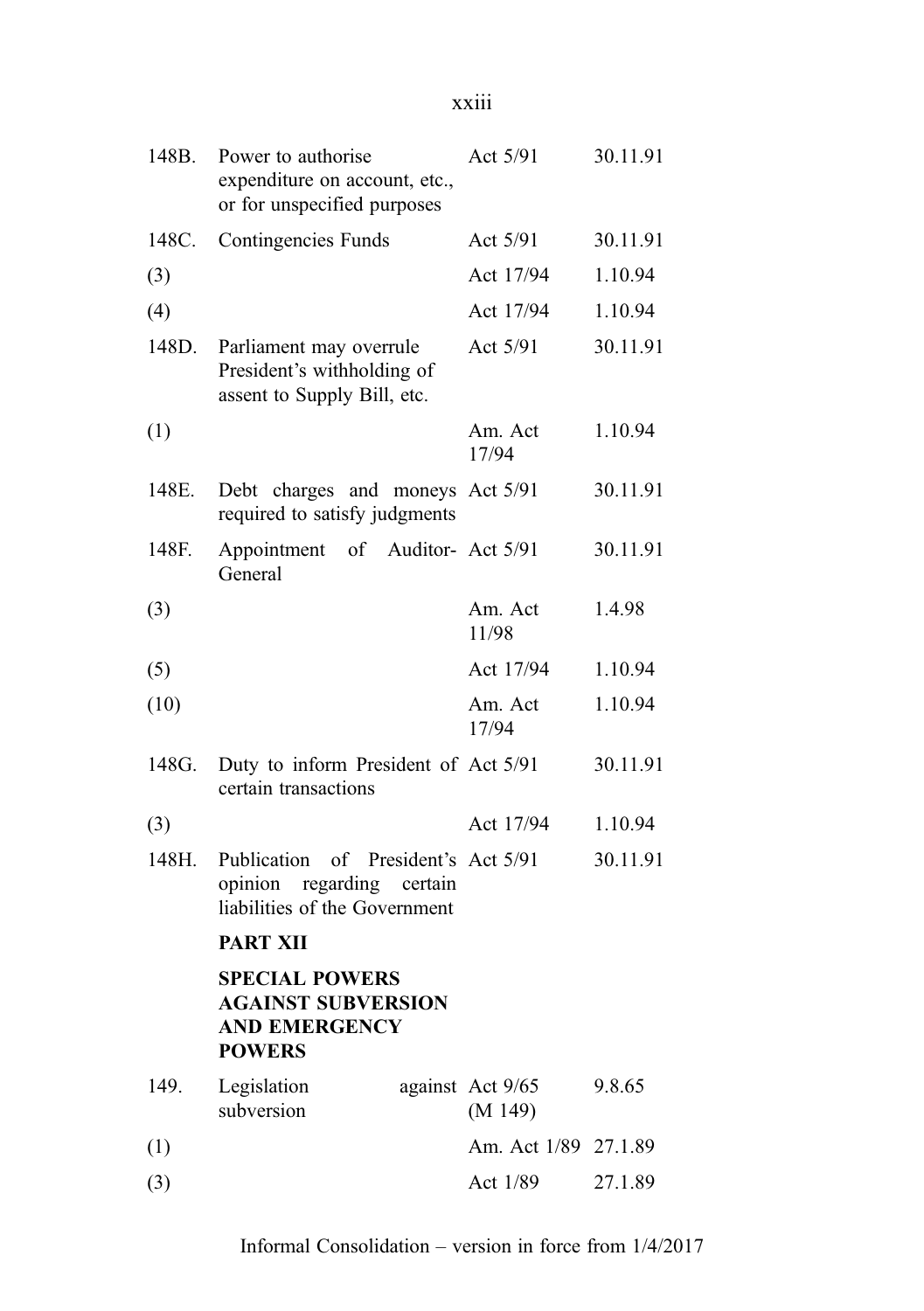| | | | |
|---|---|---|---|
| 148B. | Power to authorise expenditure on account, etc., or for unspecified purposes | Act 5/91 | 30.11.91 |
| 148C. | Contingencies Funds | Act 5/91 | 30.11.91 |
| (3) | | Act 17/94 | 1.10.94 |
| (4) | | Act 17/94 | 1.10.94 |
| 148D. | Parliament may overrule President's withholding of assent to Supply Bill, etc. | Act 5/91 | 30.11.91 |
| (1) | | Am. Act 17/94 | 1.10.94 |
| 148E. | Debt charges and moneys required to satisfy judgments | Act 5/91 | 30.11.91 |
| 148F. | Appointment of Auditor-General | Act 5/91 | 30.11.91 |
| (3) | | Am. Act 11/98 | 1.4.98 |
| (5) | | Act 17/94 | 1.10.94 |
| (10) | | Am. Act 17/94 | 1.10.94 |
| 148G. | Duty to inform President of certain transactions | Act 5/91 | 30.11.91 |
| (3) | | Act 17/94 | 1.10.94 |
| 148H. | Publication of President's opinion regarding certain liabilities of the Government | Act 5/91 | 30.11.91 |
| | **PART XII** | | |
| | **SPECIAL POWERS AGAINST SUBVERSION AND EMERGENCY POWERS** | | |
| 149. | Legislation against subversion | Act 9/65 (M 149) | 9.8.65 |
| (1) | | Am. Act 1/89 | 27.1.89 |
| (3) | | Act 1/89 | 27.1.89 |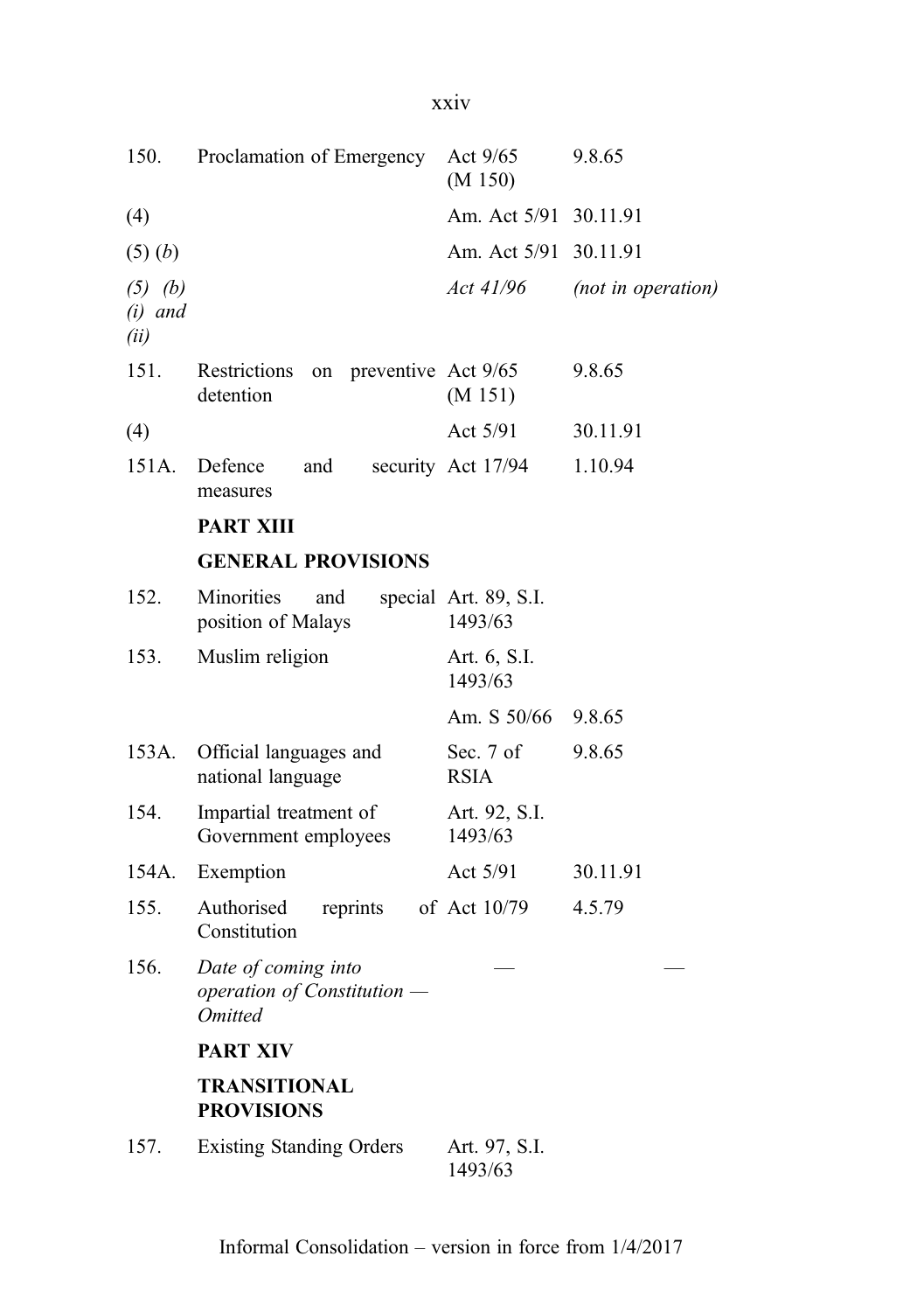| | | | |
|---|---|---|---|
| 150. | Proclamation of Emergency | Act 9/65 (M 150) | 9.8.65 |
| (4) | | Am. Act 5/91 | 30.11.91 |
| (5) (*b*) | | Am. Act 5/91 | 30.11.91 |
| *(5) (b) (i) and (ii)* | | *Act 41/96* | *(not in operation)* |
| 151. | Restrictions on preventive detention | Act 9/65 (M 151) | 9.8.65 |
| (4) | | Act 5/91 | 30.11.91 |
| 151A. | Defence and security measures | Act 17/94 | 1.10.94 |
| | **PART XIII** | | |
| | **GENERAL PROVISIONS** | | |
| 152. | Minorities and special position of Malays | Art. 89, S.I. 1493/63 | |
| 153. | Muslim religion | Art. 6, S.I. 1493/63 | |
| | | Am. S 50/66 | 9.8.65 |
| 153A. | Official languages and national language | Sec. 7 of RSIA | 9.8.65 |
| 154. | Impartial treatment of Government employees | Art. 92, S.I. 1493/63 | |
| 154A. | Exemption | Act 5/91 | 30.11.91 |
| 155. | Authorised reprints of Constitution | Act 10/79 | 4.5.79 |
| 156. | *Date of coming into operation of Constitution — Omitted* | — | — |
| | **PART XIV** | | |
| | **TRANSITIONAL PROVISIONS** | | |
| 157. | Existing Standing Orders | Art. 97, S.I. 1493/63 | |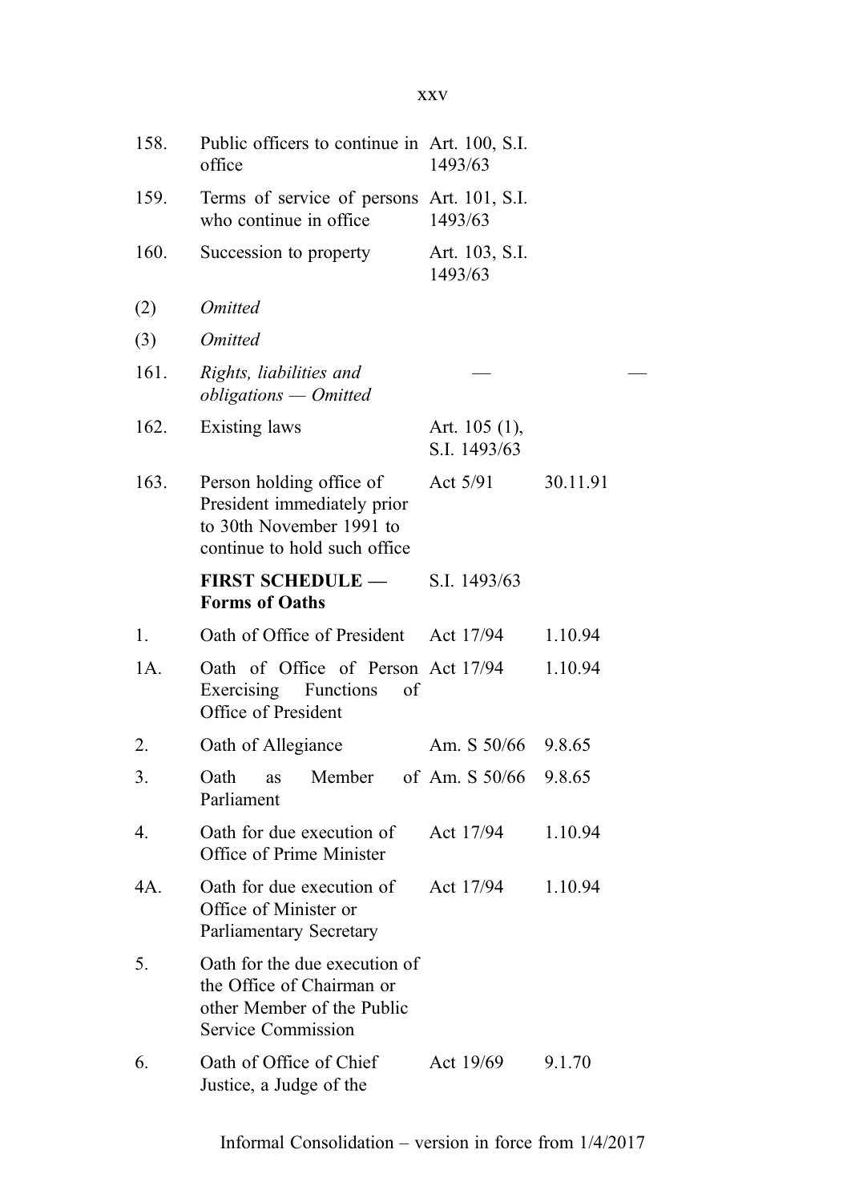| | | | |
|---|---|---|---|
| 158. | Public officers to continue in office | Art. 100, S.I. 1493/63 | |
| 159. | Terms of service of persons who continue in office | Art. 101, S.I. 1493/63 | |
| 160. | Succession to property | Art. 103, S.I. 1493/63 | |
| (2) | *Omitted* | | |
| (3) | *Omitted* | | |
| 161. | *Rights, liabilities and obligations — Omitted* | — | — |
| 162. | Existing laws | Art. 105 (1), S.I. 1493/63 | |
| 163. | Person holding office of President immediately prior to 30th November 1991 to continue to hold such office | Act 5/91 | 30.11.91 |
| | **FIRST SCHEDULE — Forms of Oaths** | S.I. 1493/63 | |
| 1. | Oath of Office of President | Act 17/94 | 1.10.94 |
| 1A. | Oath of Office of Person Exercising Functions of Office of President | Act 17/94 | 1.10.94 |
| 2. | Oath of Allegiance | Am. S 50/66 | 9.8.65 |
| 3. | Oath as Member of Parliament | Am. S 50/66 | 9.8.65 |
| 4. | Oath for due execution of Office of Prime Minister | Act 17/94 | 1.10.94 |
| 4A. | Oath for due execution of Office of Minister or Parliamentary Secretary | Act 17/94 | 1.10.94 |
| 5. | Oath for the due execution of the Office of Chairman or other Member of the Public Service Commission | | |
| 6. | Oath of Office of Chief Justice, a Judge of the | Act 19/69 | 9.1.70 |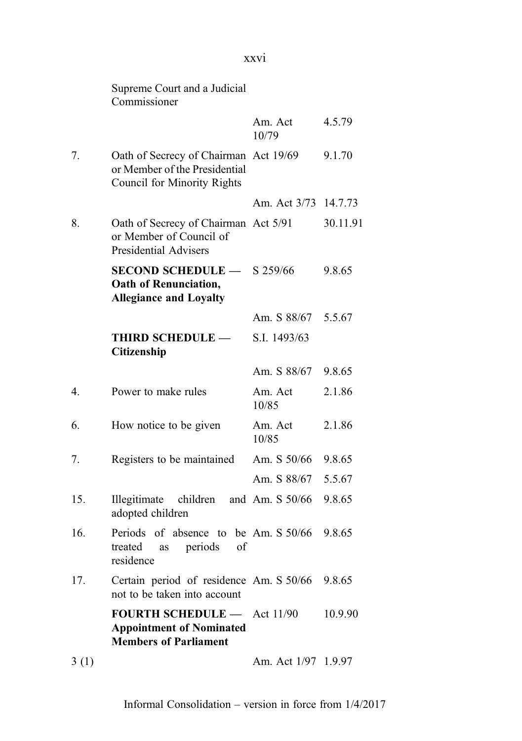| | | | |
|---|---|---|---|
| | Supreme Court and a Judicial Commissioner | | |
| | | Am. Act 10/79 | 4.5.79 |
| 7. | Oath of Secrecy of Chairman or Member of the Presidential Council for Minority Rights | Act 19/69 | 9.1.70 |
| | | Am. Act 3/73 | 14.7.73 |
| 8. | Oath of Secrecy of Chairman or Member of Council of Presidential Advisers | Act 5/91 | 30.11.91 |
| | **SECOND SCHEDULE — Oath of Renunciation, Allegiance and Loyalty** | S 259/66 | 9.8.65 |
| | | Am. S 88/67 | 5.5.67 |
| | **THIRD SCHEDULE — Citizenship** | S.I. 1493/63 | |
| | | Am. S 88/67 | 9.8.65 |
| 4. | Power to make rules | Am. Act 10/85 | 2.1.86 |
| 6. | How notice to be given | Am. Act 10/85 | 2.1.86 |
| 7. | Registers to be maintained | Am. S 50/66 | 9.8.65 |
| | | Am. S 88/67 | 5.5.67 |
| 15. | Illegitimate children and adopted children | Am. S 50/66 | 9.8.65 |
| 16. | Periods of absence to be treated as periods of residence | Am. S 50/66 | 9.8.65 |
| 17. | Certain period of residence not to be taken into account | Am. S 50/66 | 9.8.65 |
| | **FOURTH SCHEDULE — Appointment of Nominated Members of Parliament** | Act 11/90 | 10.9.90 |
| 3 (1) | | Am. Act 1/97 | 1.9.97 |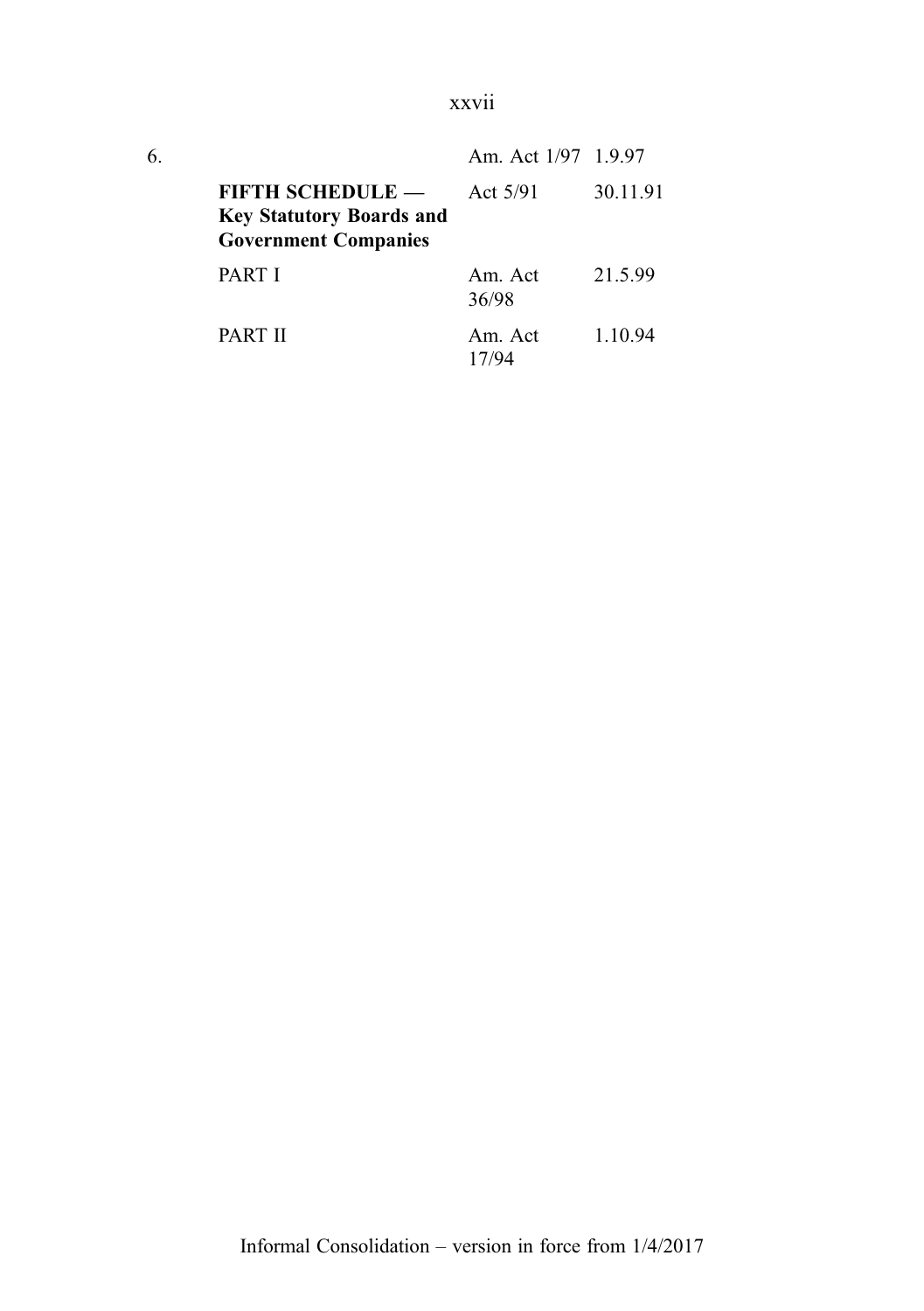| | | | |
|---|---|---|---|
| 6. | | Am. Act 1/97 | 1.9.97 |
| | **FIFTH SCHEDULE — Key Statutory Boards and Government Companies** | Act 5/91 | 30.11.91 |
| | PART I | Am. Act 36/98 | 21.5.99 |
| | PART II | Am. Act 17/94 | 1.10.94 |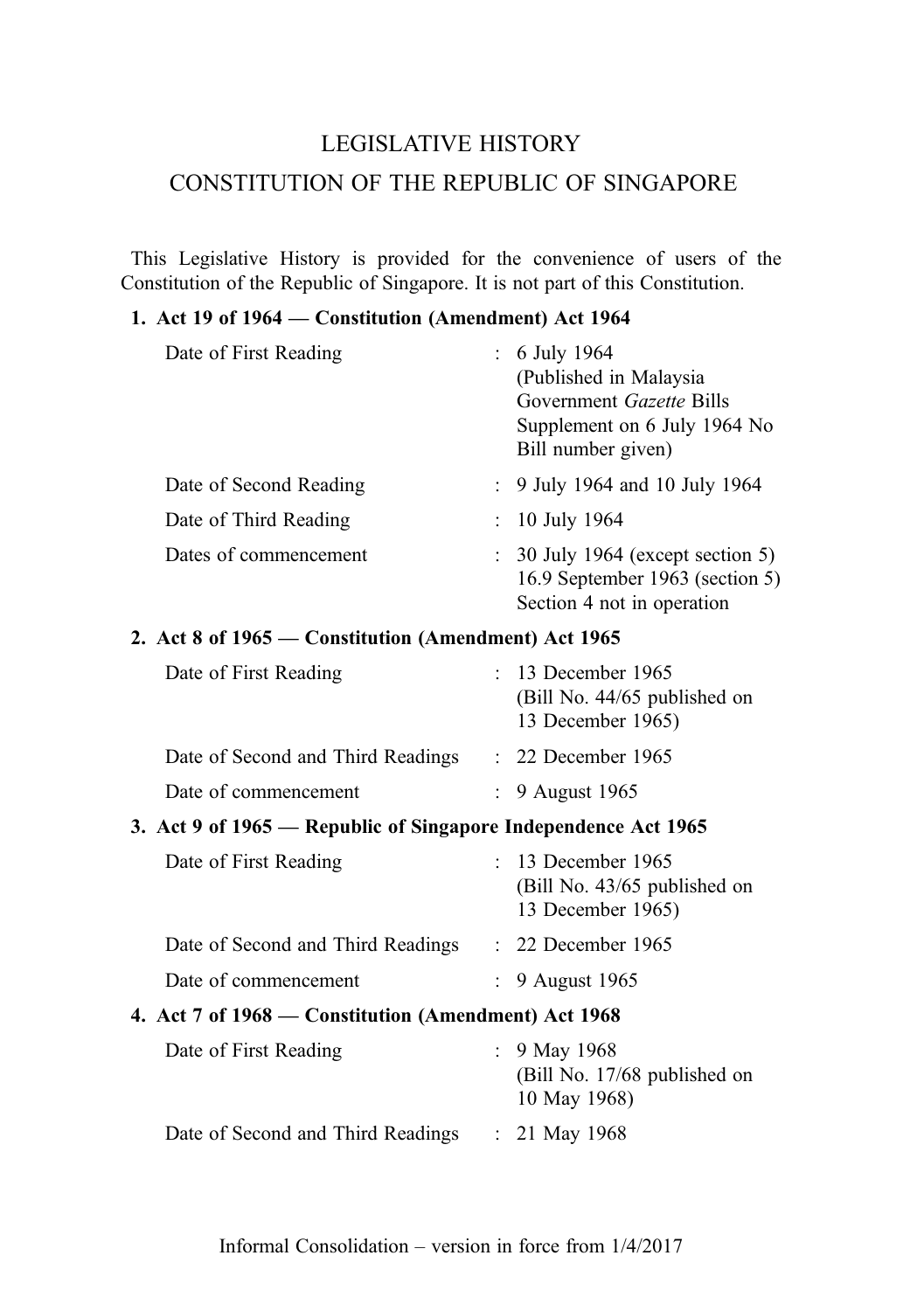# LEGISLATIVE HISTORY

# CONSTITUTION OF THE REPUBLIC OF SINGAPORE

This Legislative History is provided for the convenience of users of the Constitution of the Republic of Singapore. It is not part of this Constitution.

**1. Act 19 of 1964 — Constitution (Amendment) Act 1964**

| | | |
|---|---|---|
| Date of First Reading | : | 6 July 1964 (Published in Malaysia Government *Gazette* Bills Supplement on 6 July 1964 No Bill number given) |
| Date of Second Reading | : | 9 July 1964 and 10 July 1964 |
| Date of Third Reading | : | 10 July 1964 |
| Dates of commencement | : | 30 July 1964 (except section 5) 16.9 September 1963 (section 5) Section 4 not in operation |

**2. Act 8 of 1965 — Constitution (Amendment) Act 1965**

| | | |
|---|---|---|
| Date of First Reading | : | 13 December 1965 (Bill No. 44/65 published on 13 December 1965) |
| Date of Second and Third Readings | : | 22 December 1965 |
| Date of commencement | : | 9 August 1965 |

**3. Act 9 of 1965 — Republic of Singapore Independence Act 1965**

| | | |
|---|---|---|
| Date of First Reading | : | 13 December 1965 (Bill No. 43/65 published on 13 December 1965) |
| Date of Second and Third Readings | : | 22 December 1965 |
| Date of commencement | : | 9 August 1965 |

**4. Act 7 of 1968 — Constitution (Amendment) Act 1968**

| | | |
|---|---|---|
| Date of First Reading | : | 9 May 1968 (Bill No. 17/68 published on 10 May 1968) |
| Date of Second and Third Readings | : | 21 May 1968 |

Informal Consolidation – version in force from 1/4/2017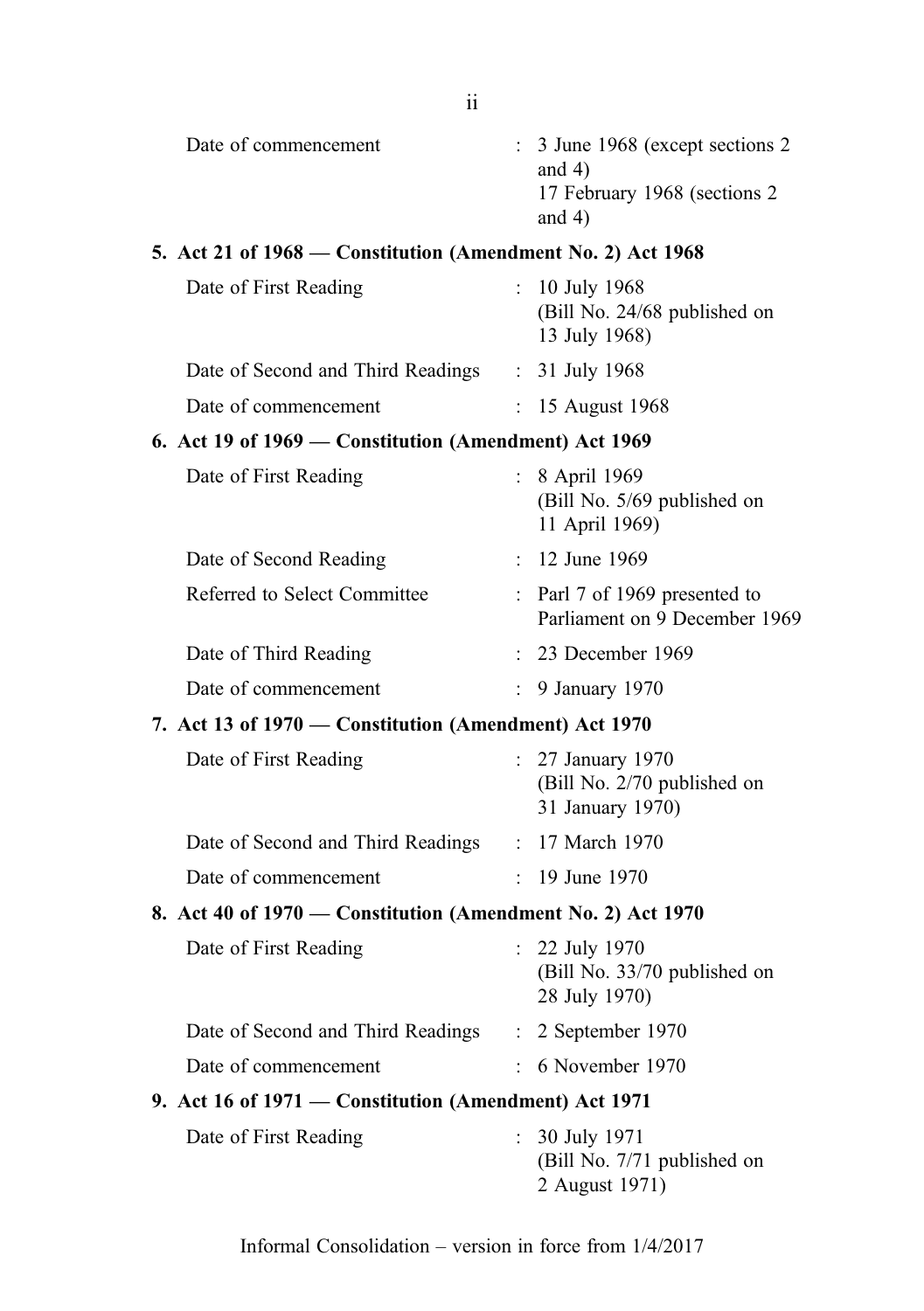| | | |
|---|---|---|
| Date of commencement | : | 3 June 1968 (except sections 2 and 4)<br>17 February 1968 (sections 2 and 4) |

**5. Act 21 of 1968 — Constitution (Amendment No. 2) Act 1968**

| | | |
|---|---|---|
| Date of First Reading | : | 10 July 1968<br>(Bill No. 24/68 published on 13 July 1968) |
| Date of Second and Third Readings | : | 31 July 1968 |
| Date of commencement | : | 15 August 1968 |

**6. Act 19 of 1969 — Constitution (Amendment) Act 1969**

| | | |
|---|---|---|
| Date of First Reading | : | 8 April 1969<br>(Bill No. 5/69 published on 11 April 1969) |
| Date of Second Reading | : | 12 June 1969 |
| Referred to Select Committee | : | Parl 7 of 1969 presented to Parliament on 9 December 1969 |
| Date of Third Reading | : | 23 December 1969 |
| Date of commencement | : | 9 January 1970 |

**7. Act 13 of 1970 — Constitution (Amendment) Act 1970**

| | | |
|---|---|---|
| Date of First Reading | : | 27 January 1970<br>(Bill No. 2/70 published on 31 January 1970) |
| Date of Second and Third Readings | : | 17 March 1970 |
| Date of commencement | : | 19 June 1970 |

**8. Act 40 of 1970 — Constitution (Amendment No. 2) Act 1970**

| | | |
|---|---|---|
| Date of First Reading | : | 22 July 1970<br>(Bill No. 33/70 published on 28 July 1970) |
| Date of Second and Third Readings | : | 2 September 1970 |
| Date of commencement | : | 6 November 1970 |

**9. Act 16 of 1971 — Constitution (Amendment) Act 1971**

| | | |
|---|---|---|
| Date of First Reading | : | 30 July 1971<br>(Bill No. 7/71 published on 2 August 1971) |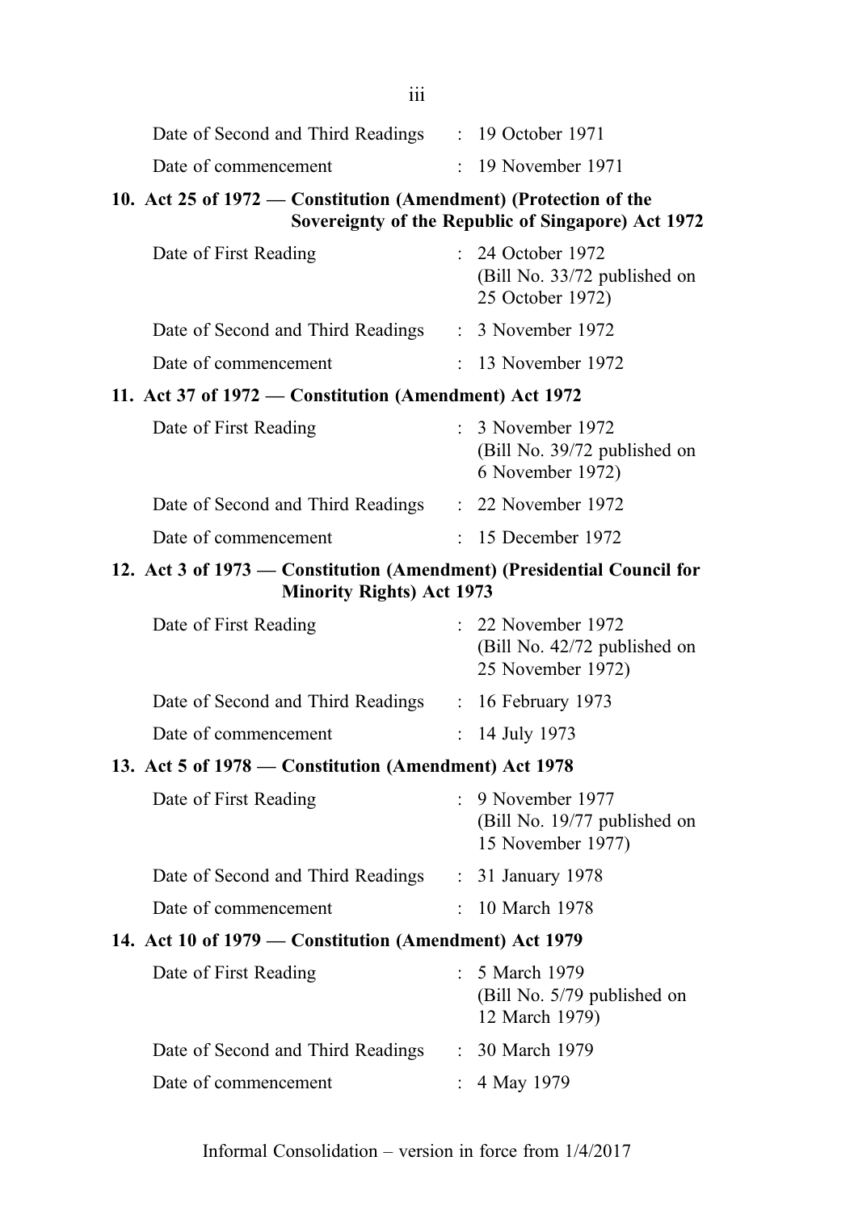Date of Second and Third Readings : 19 October 1971

Date of commencement : 19 November 1971

**10. Act 25 of 1972 — Constitution (Amendment) (Protection of the Sovereignty of the Republic of Singapore) Act 1972**

Date of First Reading : 24 October 1972 (Bill No. 33/72 published on 25 October 1972)

Date of Second and Third Readings : 3 November 1972

Date of commencement : 13 November 1972

**11. Act 37 of 1972 — Constitution (Amendment) Act 1972**

Date of First Reading : 3 November 1972 (Bill No. 39/72 published on 6 November 1972)

Date of Second and Third Readings : 22 November 1972

Date of commencement : 15 December 1972

**12. Act 3 of 1973 — Constitution (Amendment) (Presidential Council for Minority Rights) Act 1973**

Date of First Reading : 22 November 1972 (Bill No. 42/72 published on 25 November 1972)

Date of Second and Third Readings : 16 February 1973

Date of commencement : 14 July 1973

**13. Act 5 of 1978 — Constitution (Amendment) Act 1978**

Date of First Reading : 9 November 1977 (Bill No. 19/77 published on 15 November 1977)

Date of Second and Third Readings : 31 January 1978

Date of commencement : 10 March 1978

**14. Act 10 of 1979 — Constitution (Amendment) Act 1979**

Date of First Reading : 5 March 1979 (Bill No. 5/79 published on 12 March 1979)

Date of Second and Third Readings : 30 March 1979

Date of commencement : 4 May 1979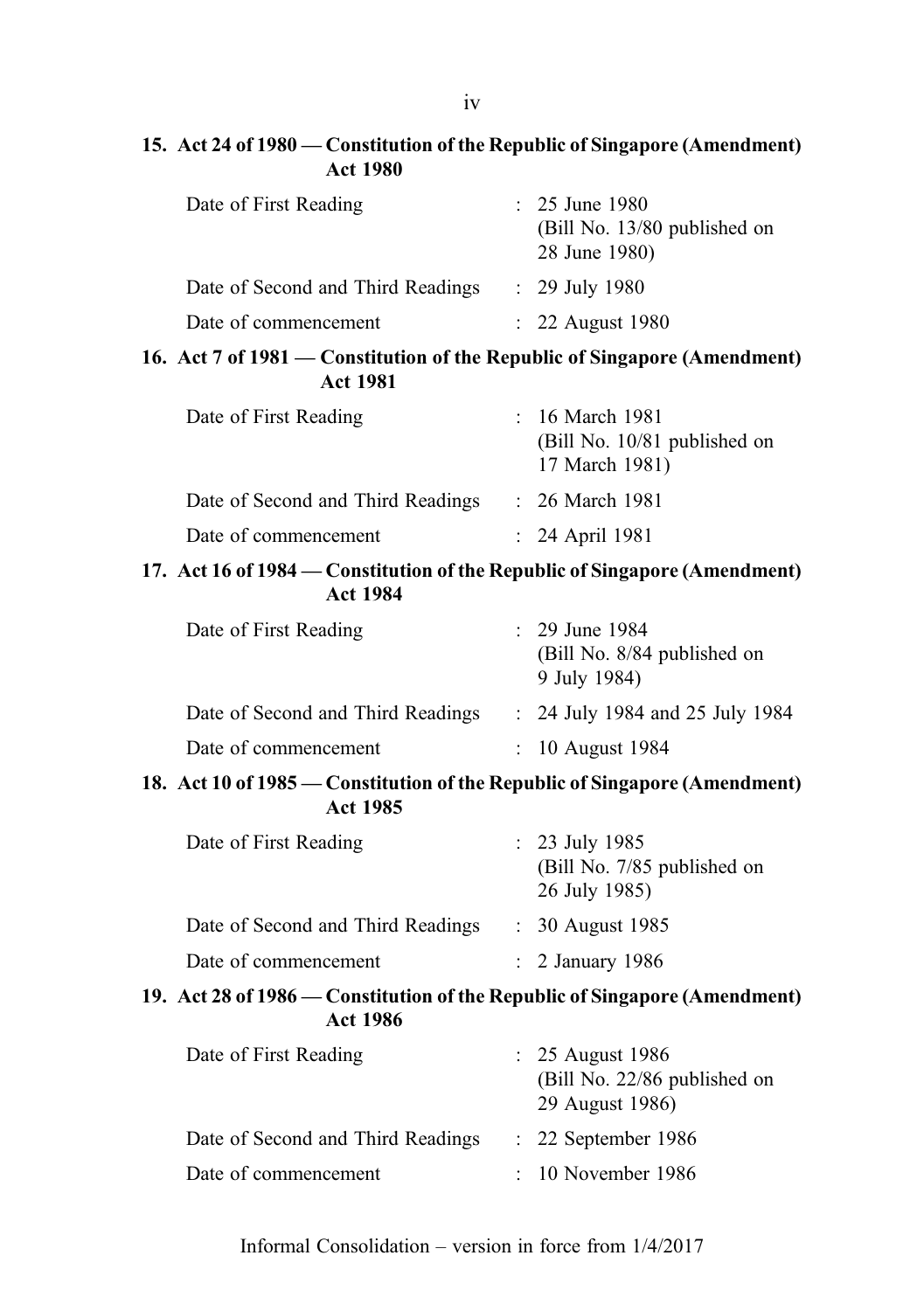**15. Act 24 of 1980 — Constitution of the Republic of Singapore (Amendment) Act 1980**

| | | |
|---|---|---|
| Date of First Reading | : | 25 June 1980 (Bill No. 13/80 published on 28 June 1980) |
| Date of Second and Third Readings | : | 29 July 1980 |
| Date of commencement | : | 22 August 1980 |

**16. Act 7 of 1981 — Constitution of the Republic of Singapore (Amendment) Act 1981**

| | | |
|---|---|---|
| Date of First Reading | : | 16 March 1981 (Bill No. 10/81 published on 17 March 1981) |
| Date of Second and Third Readings | : | 26 March 1981 |
| Date of commencement | : | 24 April 1981 |

**17. Act 16 of 1984 — Constitution of the Republic of Singapore (Amendment) Act 1984**

| | | |
|---|---|---|
| Date of First Reading | : | 29 June 1984 (Bill No. 8/84 published on 9 July 1984) |
| Date of Second and Third Readings | : | 24 July 1984 and 25 July 1984 |
| Date of commencement | : | 10 August 1984 |

**18. Act 10 of 1985 — Constitution of the Republic of Singapore (Amendment) Act 1985**

| | | |
|---|---|---|
| Date of First Reading | : | 23 July 1985 (Bill No. 7/85 published on 26 July 1985) |
| Date of Second and Third Readings | : | 30 August 1985 |
| Date of commencement | : | 2 January 1986 |

**19. Act 28 of 1986 — Constitution of the Republic of Singapore (Amendment) Act 1986**

| | | |
|---|---|---|
| Date of First Reading | : | 25 August 1986 (Bill No. 22/86 published on 29 August 1986) |
| Date of Second and Third Readings | : | 22 September 1986 |
| Date of commencement | : | 10 November 1986 |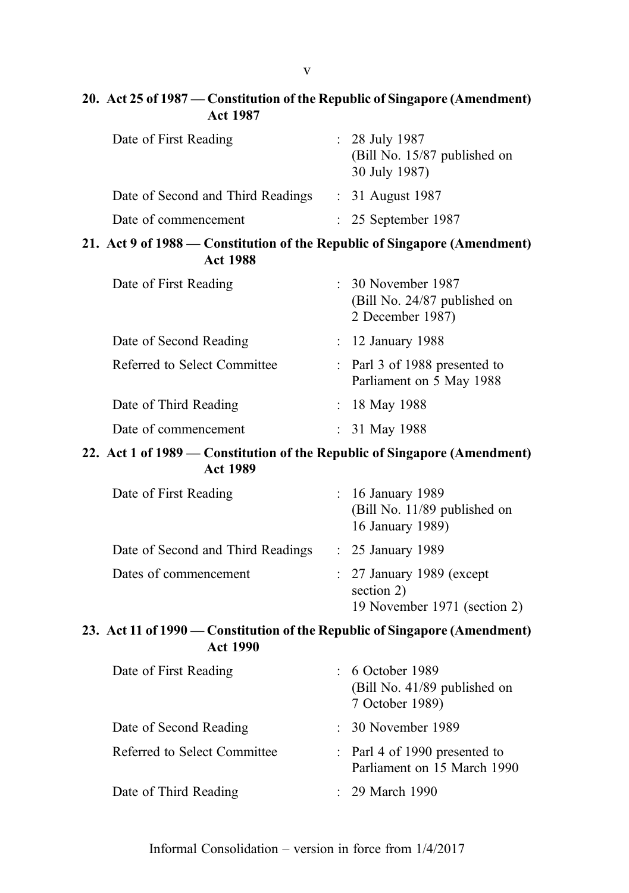**20. Act 25 of 1987 — Constitution of the Republic of Singapore (Amendment) Act 1987**

| | | |
|---|---|---|
| Date of First Reading | : | 28 July 1987 (Bill No. 15/87 published on 30 July 1987) |
| Date of Second and Third Readings | : | 31 August 1987 |
| Date of commencement | : | 25 September 1987 |

**21. Act 9 of 1988 — Constitution of the Republic of Singapore (Amendment) Act 1988**

| | | |
|---|---|---|
| Date of First Reading | : | 30 November 1987 (Bill No. 24/87 published on 2 December 1987) |
| Date of Second Reading | : | 12 January 1988 |
| Referred to Select Committee | : | Parl 3 of 1988 presented to Parliament on 5 May 1988 |
| Date of Third Reading | : | 18 May 1988 |
| Date of commencement | : | 31 May 1988 |

**22. Act 1 of 1989 — Constitution of the Republic of Singapore (Amendment) Act 1989**

| | | |
|---|---|---|
| Date of First Reading | : | 16 January 1989 (Bill No. 11/89 published on 16 January 1989) |
| Date of Second and Third Readings | : | 25 January 1989 |
| Dates of commencement | : | 27 January 1989 (except section 2)<br>19 November 1971 (section 2) |

**23. Act 11 of 1990 — Constitution of the Republic of Singapore (Amendment) Act 1990**

| | | |
|---|---|---|
| Date of First Reading | : | 6 October 1989 (Bill No. 41/89 published on 7 October 1989) |
| Date of Second Reading | : | 30 November 1989 |
| Referred to Select Committee | : | Parl 4 of 1990 presented to Parliament on 15 March 1990 |
| Date of Third Reading | : | 29 March 1990 |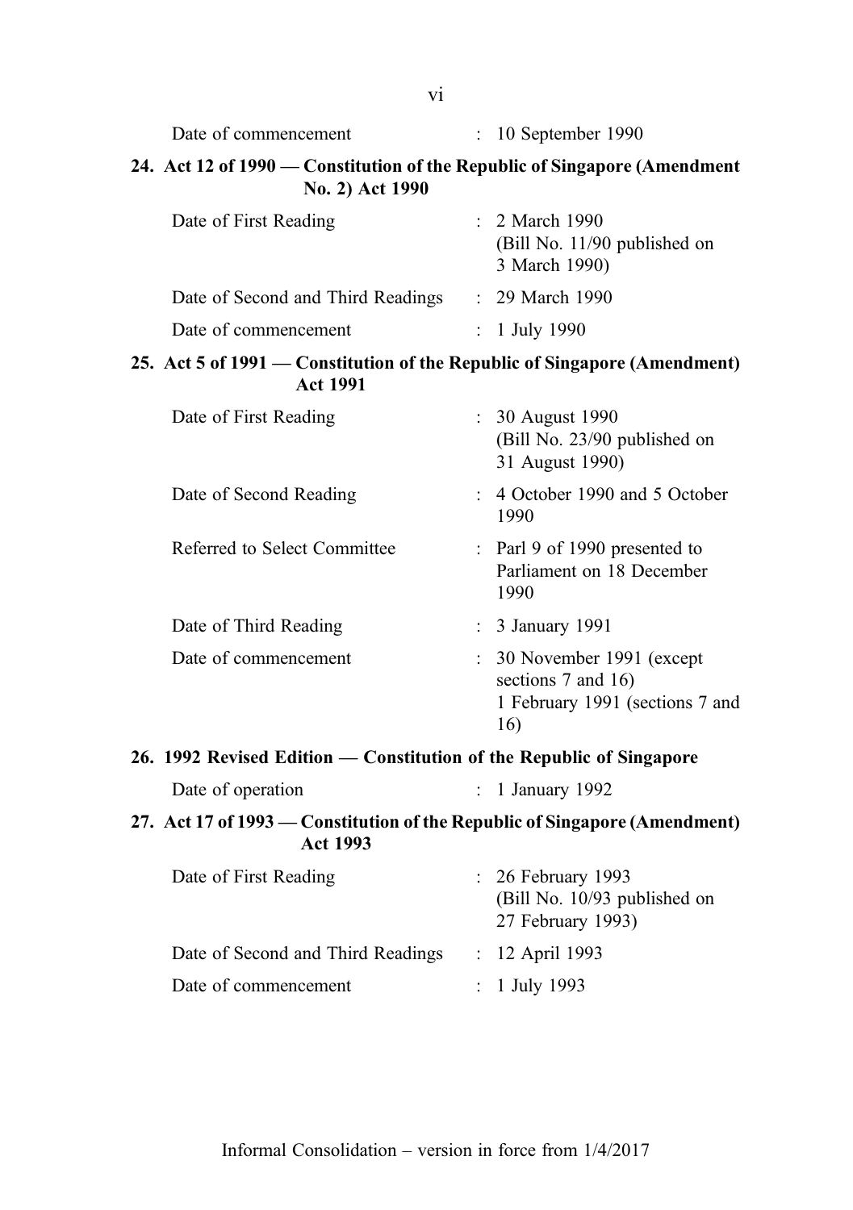Date of commencement : 10 September 1990

**24. Act 12 of 1990 — Constitution of the Republic of Singapore (Amendment No. 2) Act 1990**

| | | |
|---|---|---|
| Date of First Reading | : | 2 March 1990 (Bill No. 11/90 published on 3 March 1990) |
| Date of Second and Third Readings | : | 29 March 1990 |
| Date of commencement | : | 1 July 1990 |

**25. Act 5 of 1991 — Constitution of the Republic of Singapore (Amendment) Act 1991**

| | | |
|---|---|---|
| Date of First Reading | : | 30 August 1990 (Bill No. 23/90 published on 31 August 1990) |
| Date of Second Reading | : | 4 October 1990 and 5 October 1990 |
| Referred to Select Committee | : | Parl 9 of 1990 presented to Parliament on 18 December 1990 |
| Date of Third Reading | : | 3 January 1991 |
| Date of commencement | : | 30 November 1991 (except sections 7 and 16) 1 February 1991 (sections 7 and 16) |

**26. 1992 Revised Edition — Constitution of the Republic of Singapore**

| | | |
|---|---|---|
| Date of operation | : | 1 January 1992 |

**27. Act 17 of 1993 — Constitution of the Republic of Singapore (Amendment) Act 1993**

| | | |
|---|---|---|
| Date of First Reading | : | 26 February 1993 (Bill No. 10/93 published on 27 February 1993) |
| Date of Second and Third Readings | : | 12 April 1993 |
| Date of commencement | : | 1 July 1993 |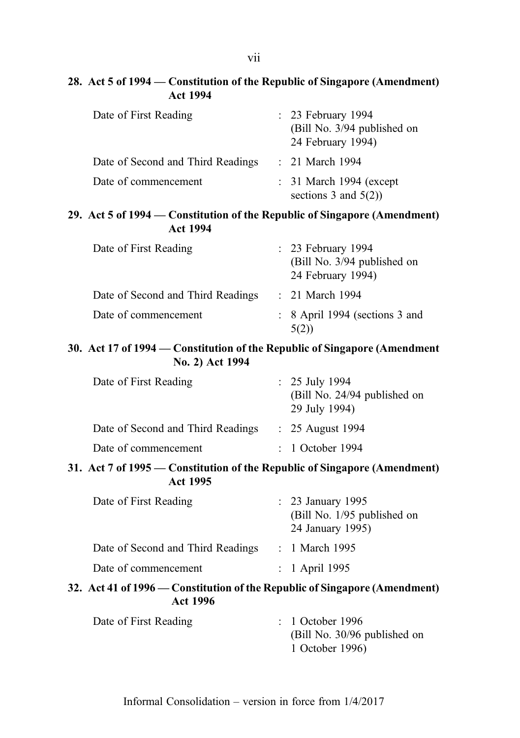**28. Act 5 of 1994 — Constitution of the Republic of Singapore (Amendment) Act 1994**

| | | |
|---|---|---|
| Date of First Reading | : | 23 February 1994 (Bill No. 3/94 published on 24 February 1994) |
| Date of Second and Third Readings | : | 21 March 1994 |
| Date of commencement | : | 31 March 1994 (except sections 3 and 5(2)) |

**29. Act 5 of 1994 — Constitution of the Republic of Singapore (Amendment) Act 1994**

| | | |
|---|---|---|
| Date of First Reading | : | 23 February 1994 (Bill No. 3/94 published on 24 February 1994) |
| Date of Second and Third Readings | : | 21 March 1994 |
| Date of commencement | : | 8 April 1994 (sections 3 and 5(2)) |

**30. Act 17 of 1994 — Constitution of the Republic of Singapore (Amendment No. 2) Act 1994**

| | | |
|---|---|---|
| Date of First Reading | : | 25 July 1994 (Bill No. 24/94 published on 29 July 1994) |
| Date of Second and Third Readings | : | 25 August 1994 |
| Date of commencement | : | 1 October 1994 |

**31. Act 7 of 1995 — Constitution of the Republic of Singapore (Amendment) Act 1995**

| | | |
|---|---|---|
| Date of First Reading | : | 23 January 1995 (Bill No. 1/95 published on 24 January 1995) |
| Date of Second and Third Readings | : | 1 March 1995 |
| Date of commencement | : | 1 April 1995 |

**32. Act 41 of 1996 — Constitution of the Republic of Singapore (Amendment) Act 1996**

| | | |
|---|---|---|
| Date of First Reading | : | 1 October 1996 (Bill No. 30/96 published on 1 October 1996) |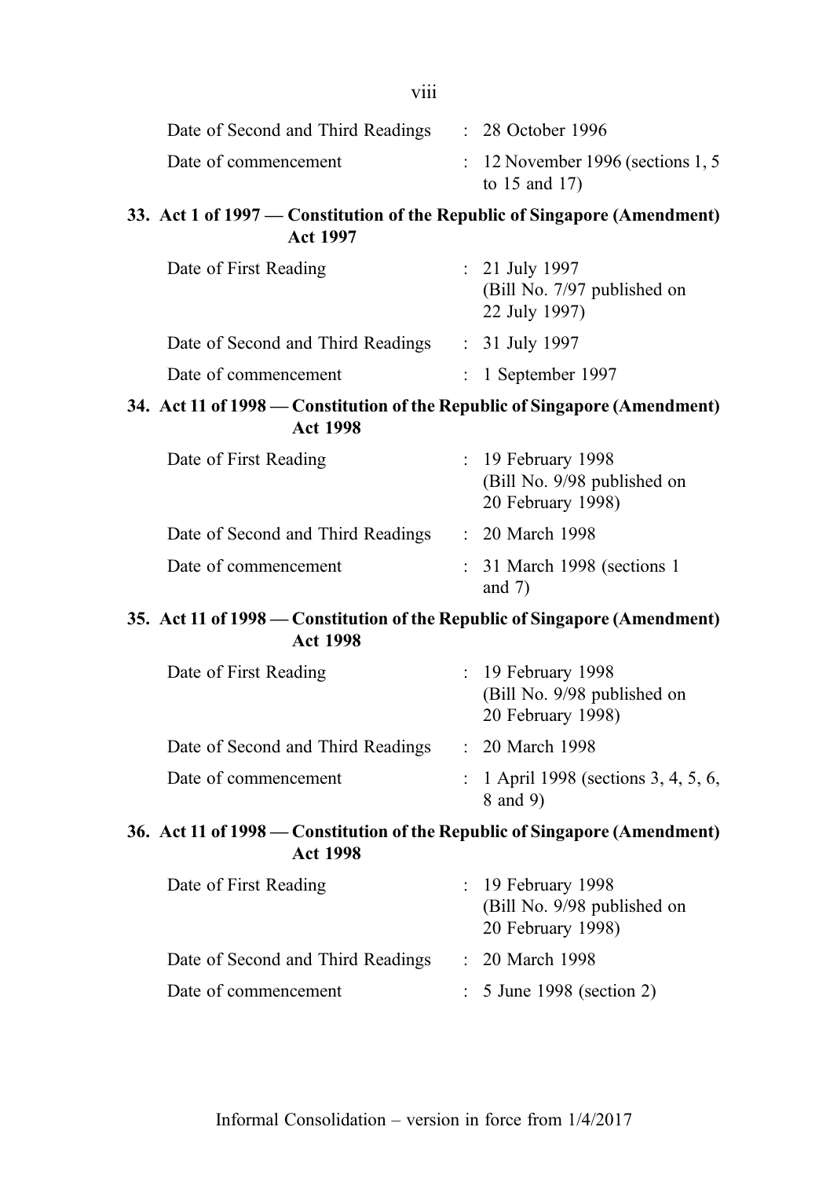Date of Second and Third Readings : 28 October 1996

Date of commencement : 12 November 1996 (sections 1, 5 to 15 and 17)

**33. Act 1 of 1997 — Constitution of the Republic of Singapore (Amendment) Act 1997**

Date of First Reading : 21 July 1997 (Bill No. 7/97 published on 22 July 1997)

Date of Second and Third Readings : 31 July 1997

Date of commencement : 1 September 1997

**34. Act 11 of 1998 — Constitution of the Republic of Singapore (Amendment) Act 1998**

Date of First Reading : 19 February 1998 (Bill No. 9/98 published on 20 February 1998)

Date of Second and Third Readings : 20 March 1998

Date of commencement : 31 March 1998 (sections 1 and 7)

**35. Act 11 of 1998 — Constitution of the Republic of Singapore (Amendment) Act 1998**

Date of First Reading : 19 February 1998 (Bill No. 9/98 published on 20 February 1998)

Date of Second and Third Readings : 20 March 1998

Date of commencement : 1 April 1998 (sections 3, 4, 5, 6, 8 and 9)

**36. Act 11 of 1998 — Constitution of the Republic of Singapore (Amendment) Act 1998**

Date of First Reading : 19 February 1998 (Bill No. 9/98 published on 20 February 1998)

Date of Second and Third Readings : 20 March 1998

Date of commencement : 5 June 1998 (section 2)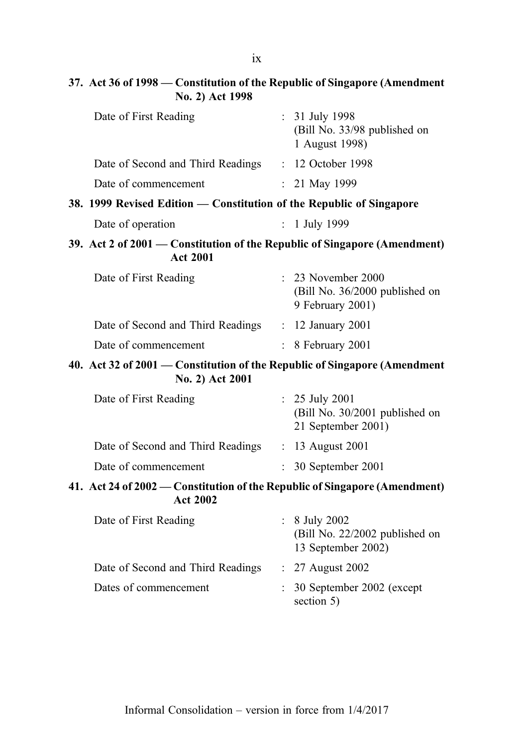**37. Act 36 of 1998 — Constitution of the Republic of Singapore (Amendment No. 2) Act 1998**

| | | |
|---|---|---|
| Date of First Reading | : | 31 July 1998 (Bill No. 33/98 published on 1 August 1998) |
| Date of Second and Third Readings | : | 12 October 1998 |
| Date of commencement | : | 21 May 1999 |

**38. 1999 Revised Edition — Constitution of the Republic of Singapore**

| | | |
|---|---|---|
| Date of operation | : | 1 July 1999 |

**39. Act 2 of 2001 — Constitution of the Republic of Singapore (Amendment) Act 2001**

| | | |
|---|---|---|
| Date of First Reading | : | 23 November 2000 (Bill No. 36/2000 published on 9 February 2001) |
| Date of Second and Third Readings | : | 12 January 2001 |
| Date of commencement | : | 8 February 2001 |

**40. Act 32 of 2001 — Constitution of the Republic of Singapore (Amendment No. 2) Act 2001**

| | | |
|---|---|---|
| Date of First Reading | : | 25 July 2001 (Bill No. 30/2001 published on 21 September 2001) |
| Date of Second and Third Readings | : | 13 August 2001 |
| Date of commencement | : | 30 September 2001 |

**41. Act 24 of 2002 — Constitution of the Republic of Singapore (Amendment) Act 2002**

| | | |
|---|---|---|
| Date of First Reading | : | 8 July 2002 (Bill No. 22/2002 published on 13 September 2002) |
| Date of Second and Third Readings | : | 27 August 2002 |
| Dates of commencement | : | 30 September 2002 (except section 5) |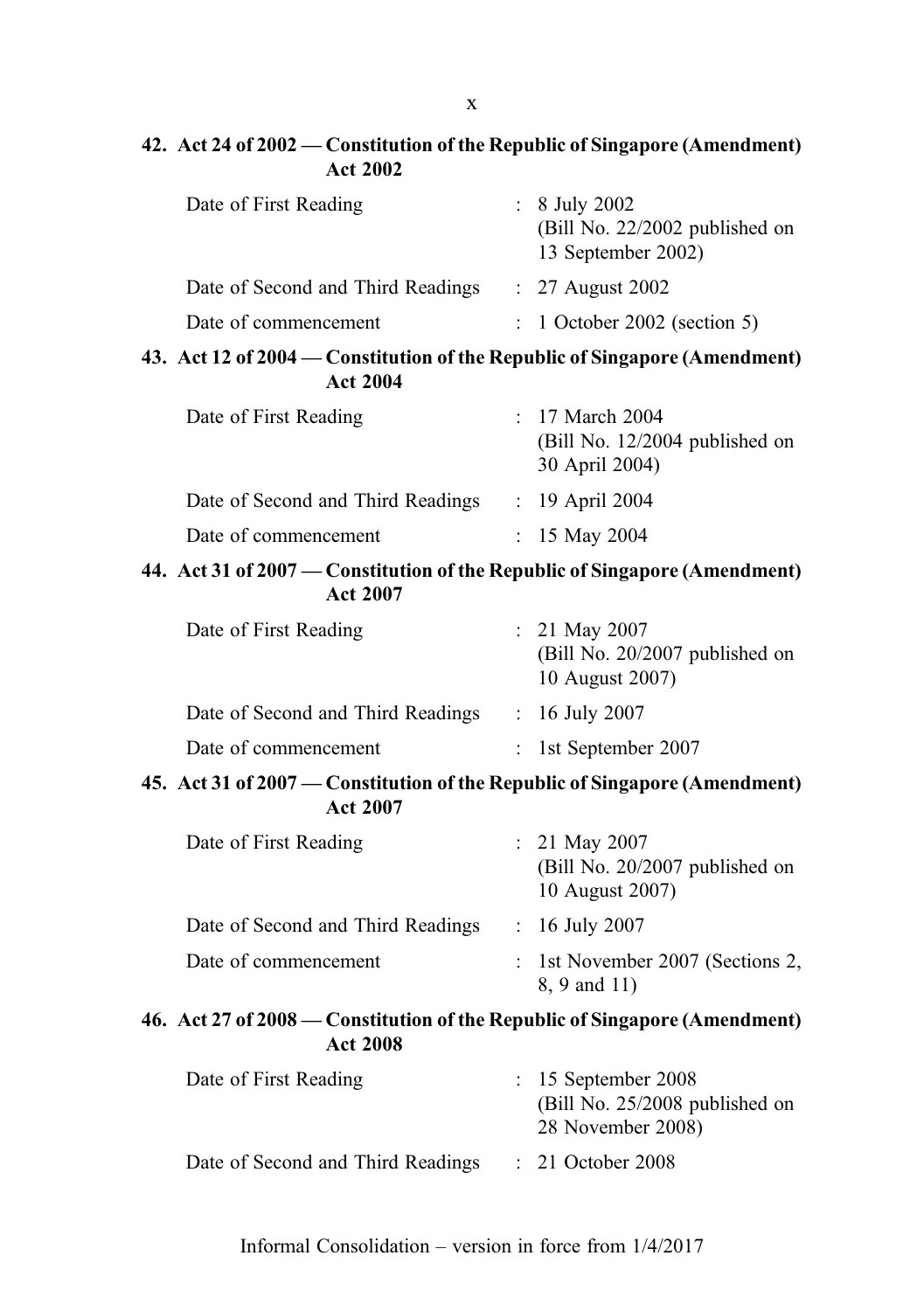**42. Act 24 of 2002 — Constitution of the Republic of Singapore (Amendment) Act 2002**

| | | |
|---|---|---|
| Date of First Reading | : | 8 July 2002 (Bill No. 22/2002 published on 13 September 2002) |
| Date of Second and Third Readings | : | 27 August 2002 |
| Date of commencement | : | 1 October 2002 (section 5) |

**43. Act 12 of 2004 — Constitution of the Republic of Singapore (Amendment) Act 2004**

| | | |
|---|---|---|
| Date of First Reading | : | 17 March 2004 (Bill No. 12/2004 published on 30 April 2004) |
| Date of Second and Third Readings | : | 19 April 2004 |
| Date of commencement | : | 15 May 2004 |

**44. Act 31 of 2007 — Constitution of the Republic of Singapore (Amendment) Act 2007**

| | | |
|---|---|---|
| Date of First Reading | : | 21 May 2007 (Bill No. 20/2007 published on 10 August 2007) |
| Date of Second and Third Readings | : | 16 July 2007 |
| Date of commencement | : | 1st September 2007 |

**45. Act 31 of 2007 — Constitution of the Republic of Singapore (Amendment) Act 2007**

| | | |
|---|---|---|
| Date of First Reading | : | 21 May 2007 (Bill No. 20/2007 published on 10 August 2007) |
| Date of Second and Third Readings | : | 16 July 2007 |
| Date of commencement | : | 1st November 2007 (Sections 2, 8, 9 and 11) |

**46. Act 27 of 2008 — Constitution of the Republic of Singapore (Amendment) Act 2008**

| | | |
|---|---|---|
| Date of First Reading | : | 15 September 2008 (Bill No. 25/2008 published on 28 November 2008) |
| Date of Second and Third Readings | : | 21 October 2008 |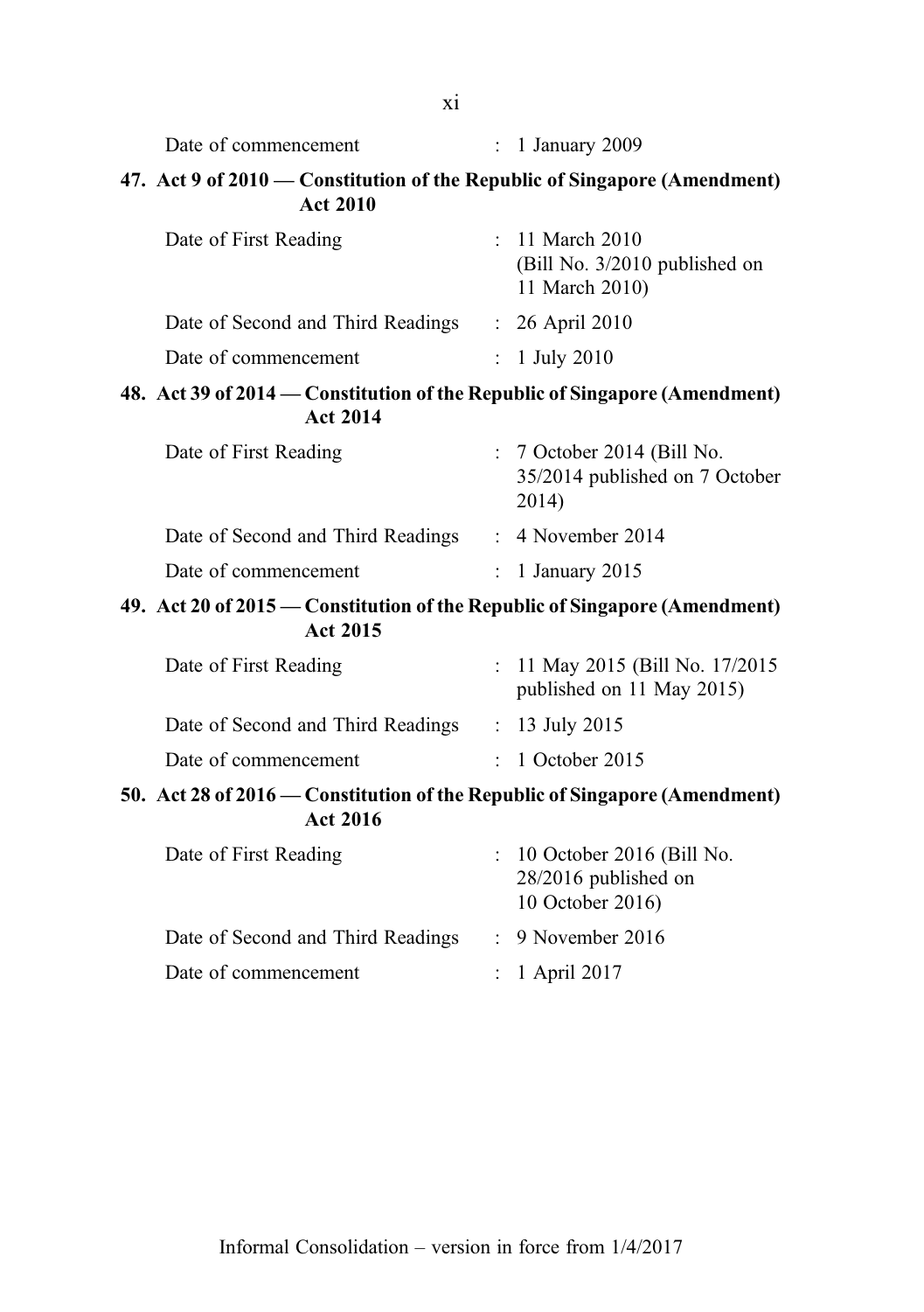Date of commencement : 1 January 2009

**47. Act 9 of 2010 — Constitution of the Republic of Singapore (Amendment) Act 2010**

| | | |
|---|---|---|
| Date of First Reading | : | 11 March 2010 (Bill No. 3/2010 published on 11 March 2010) |
| Date of Second and Third Readings | : | 26 April 2010 |
| Date of commencement | : | 1 July 2010 |

**48. Act 39 of 2014 — Constitution of the Republic of Singapore (Amendment) Act 2014**

| | | |
|---|---|---|
| Date of First Reading | : | 7 October 2014 (Bill No. 35/2014 published on 7 October 2014) |
| Date of Second and Third Readings | : | 4 November 2014 |
| Date of commencement | : | 1 January 2015 |

**49. Act 20 of 2015 — Constitution of the Republic of Singapore (Amendment) Act 2015**

| | | |
|---|---|---|
| Date of First Reading | : | 11 May 2015 (Bill No. 17/2015 published on 11 May 2015) |
| Date of Second and Third Readings | : | 13 July 2015 |
| Date of commencement | : | 1 October 2015 |

**50. Act 28 of 2016 — Constitution of the Republic of Singapore (Amendment) Act 2016**

| | | |
|---|---|---|
| Date of First Reading | : | 10 October 2016 (Bill No. 28/2016 published on 10 October 2016) |
| Date of Second and Third Readings | : | 9 November 2016 |
| Date of commencement | : | 1 April 2017 |